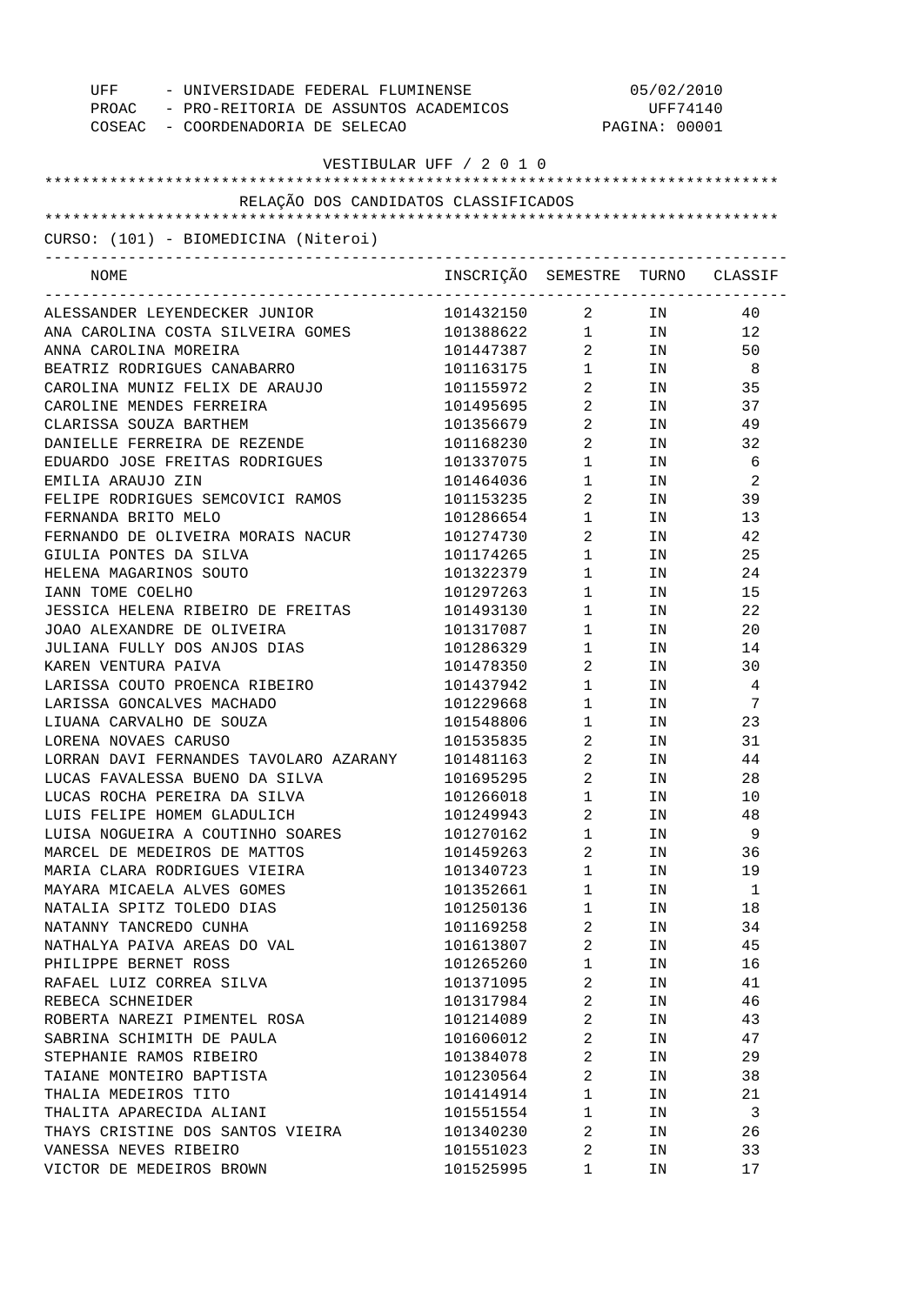UFF - UNIVERSIDADE FEDERAL FLUMINENSE 05/02/2010
PROAC - PRO-REITORIA DE ASSUNTOS ACADEMICOS UFF74140
COSEAC - COORDENADORIA DE SELECAO PAGINA: 00001

VESTIBULAR UFF / 2 0 1 0

RELAÇÃO DOS CANDIDATOS CLASSIFICADOS

CURSO: (101) - BIOMEDICINA (Niteroi)

| NOME | INSCRIÇÃO | SEMESTRE | TURNO | CLASSIF |
|---|---|---|---|---|
| ALESSANDER LEYENDECKER JUNIOR | 101432150 | 2 | IN | 40 |
| ANA CAROLINA COSTA SILVEIRA GOMES | 101388622 | 1 | IN | 12 |
| ANNA CAROLINA MOREIRA | 101447387 | 2 | IN | 50 |
| BEATRIZ RODRIGUES CANABARRO | 101163175 | 1 | IN | 8 |
| CAROLINA MUNIZ FELIX DE ARAUJO | 101155972 | 2 | IN | 35 |
| CAROLINE MENDES FERREIRA | 101495695 | 2 | IN | 37 |
| CLARISSA SOUZA BARTHEM | 101356679 | 2 | IN | 49 |
| DANIELLE FERREIRA DE REZENDE | 101168230 | 2 | IN | 32 |
| EDUARDO JOSE FREITAS RODRIGUES | 101337075 | 1 | IN | 6 |
| EMILIA ARAUJO ZIN | 101464036 | 1 | IN | 2 |
| FELIPE RODRIGUES SEMCOVICI RAMOS | 101153235 | 2 | IN | 39 |
| FERNANDA BRITO MELO | 101286654 | 1 | IN | 13 |
| FERNANDO DE OLIVEIRA MORAIS NACUR | 101274730 | 2 | IN | 42 |
| GIULIA PONTES DA SILVA | 101174265 | 1 | IN | 25 |
| HELENA MAGARINOS SOUTO | 101322379 | 1 | IN | 24 |
| IANN TOME COELHO | 101297263 | 1 | IN | 15 |
| JESSICA HELENA RIBEIRO DE FREITAS | 101493130 | 1 | IN | 22 |
| JOAO ALEXANDRE DE OLIVEIRA | 101317087 | 1 | IN | 20 |
| JULIANA FULLY DOS ANJOS DIAS | 101286329 | 1 | IN | 14 |
| KAREN VENTURA PAIVA | 101478350 | 2 | IN | 30 |
| LARISSA COUTO PROENCA RIBEIRO | 101437942 | 1 | IN | 4 |
| LARISSA GONCALVES MACHADO | 101229668 | 1 | IN | 7 |
| LIUANA CARVALHO DE SOUZA | 101548806 | 1 | IN | 23 |
| LORENA NOVAES CARUSO | 101535835 | 2 | IN | 31 |
| LORRAN DAVI FERNANDES TAVOLARO AZARANY | 101481163 | 2 | IN | 44 |
| LUCAS FAVALESSA BUENO DA SILVA | 101695295 | 2 | IN | 28 |
| LUCAS ROCHA PEREIRA DA SILVA | 101266018 | 1 | IN | 10 |
| LUIS FELIPE HOMEM GLADULICH | 101249943 | 2 | IN | 48 |
| LUISA NOGUEIRA A COUTINHO SOARES | 101270162 | 1 | IN | 9 |
| MARCEL DE MEDEIROS DE MATTOS | 101459263 | 2 | IN | 36 |
| MARIA CLARA RODRIGUES VIEIRA | 101340723 | 1 | IN | 19 |
| MAYARA MICAELA ALVES GOMES | 101352661 | 1 | IN | 1 |
| NATALIA SPITZ TOLEDO DIAS | 101250136 | 1 | IN | 18 |
| NATANNY TANCREDO CUNHA | 101169258 | 2 | IN | 34 |
| NATHALYA PAIVA AREAS DO VAL | 101613807 | 2 | IN | 45 |
| PHILIPPE BERNET ROSS | 101265260 | 1 | IN | 16 |
| RAFAEL LUIZ CORREA SILVA | 101371095 | 2 | IN | 41 |
| REBECA SCHNEIDER | 101317984 | 2 | IN | 46 |
| ROBERTA NAREZI PIMENTEL ROSA | 101214089 | 2 | IN | 43 |
| SABRINA SCHIMITH DE PAULA | 101606012 | 2 | IN | 47 |
| STEPHANIE RAMOS RIBEIRO | 101384078 | 2 | IN | 29 |
| TAIANE MONTEIRO BAPTISTA | 101230564 | 2 | IN | 38 |
| THALIA MEDEIROS TITO | 101414914 | 1 | IN | 21 |
| THALITA APARECIDA ALIANI | 101551554 | 1 | IN | 3 |
| THAYS CRISTINE DOS SANTOS VIEIRA | 101340230 | 2 | IN | 26 |
| VANESSA NEVES RIBEIRO | 101551023 | 2 | IN | 33 |
| VICTOR DE MEDEIROS BROWN | 101525995 | 1 | IN | 17 |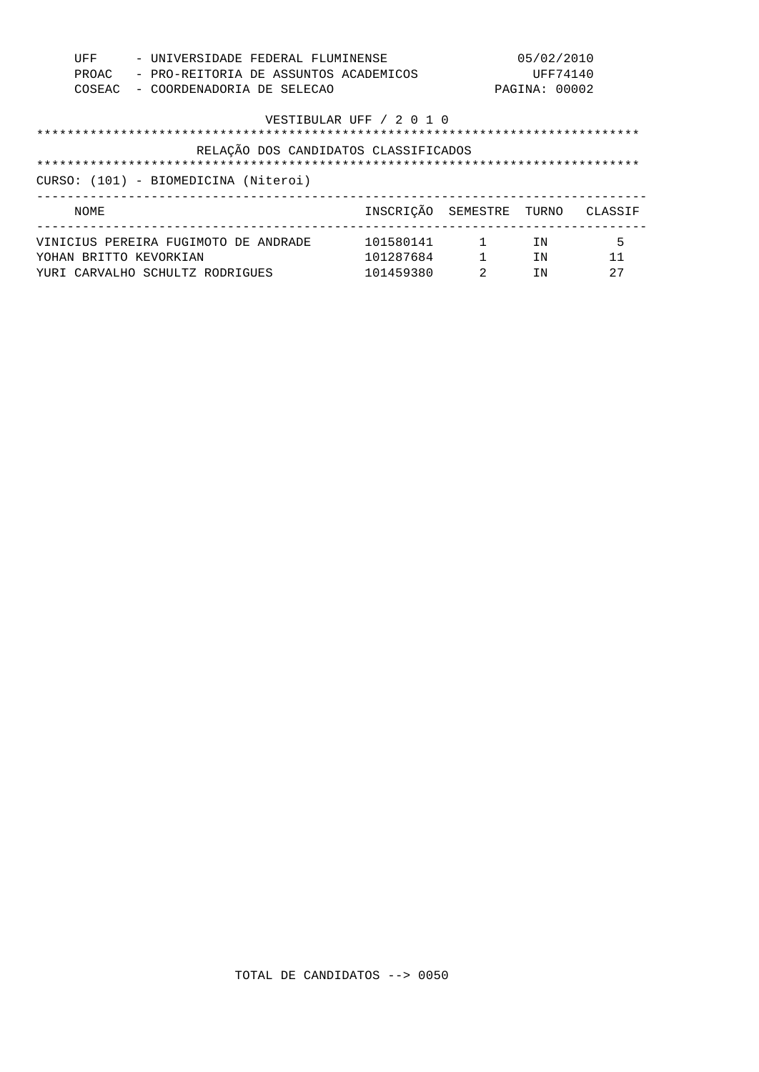UFF - UNIVERSIDADE FEDERAL FLUMINENSE 05/02/2010
PROAC - PRO-REITORIA DE ASSUNTOS ACADEMICOS UFF74140
COSEAC - COORDENADORIA DE SELECAO PAGINA: 00002

VESTIBULAR UFF / 2 0 1 0

## RELAÇÃO DOS CANDIDATOS CLASSIFICADOS

CURSO: (101) - BIOMEDICINA (Niteroi)

| NOME | INSCRIÇÃO | SEMESTRE | TURNO | CLASSIF |
|---|---|---|---|---|
| VINICIUS PEREIRA FUGIMOTO DE ANDRADE | 101580141 | 1 | IN | 5 |
| YOHAN BRITTO KEVORKIAN | 101287684 | 1 | IN | 11 |
| YURI CARVALHO SCHULTZ RODRIGUES | 101459380 | 2 | IN | 27 |

TOTAL DE CANDIDATOS --> 0050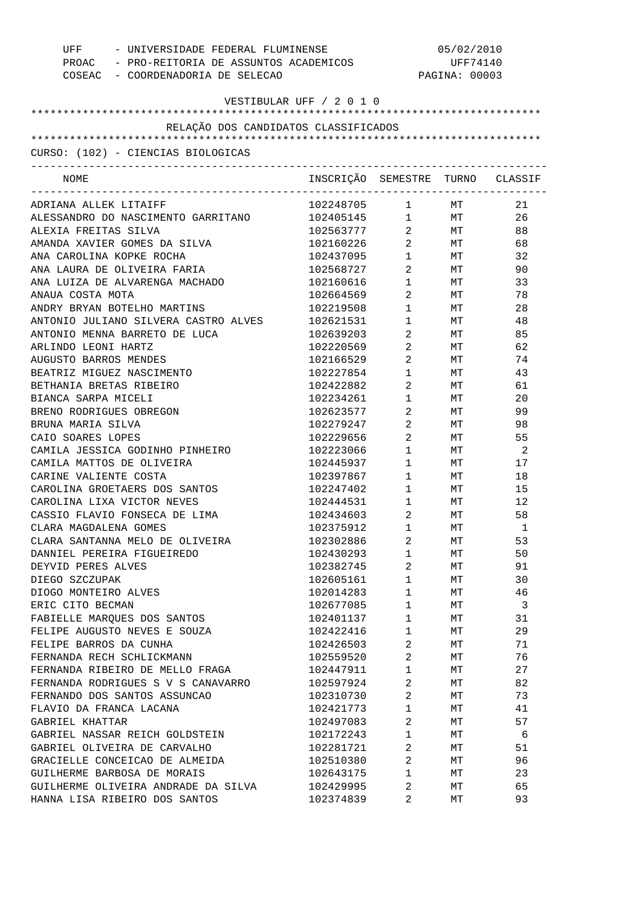UFF - UNIVERSIDADE FEDERAL FLUMINENSE
PROAC - PRO-REITORIA DE ASSUNTOS ACADEMICOS
COSEAC - COORDENADORIA DE SELECAO

05/02/2010
UFF74140

## VESTIBULAR UFF / 2 0 1 0

## RELAÇÃO DOS CANDIDATOS CLASSIFICADOS

### CURSO: (102) - CIENCIAS BIOLOGICAS

| NOME | INSCRIÇÃO | SEMESTRE | TURNO | CLASSIF |
|---|---|---|---|---|
| ADRIANA ALLEK LITAIFF | 102248705 | 1 | MT | 21 |
| ALESSANDRO DO NASCIMENTO GARRITANO | 102405145 | 1 | MT | 26 |
| ALEXIA FREITAS SILVA | 102563777 | 2 | MT | 88 |
| AMANDA XAVIER GOMES DA SILVA | 102160226 | 2 | MT | 68 |
| ANA CAROLINA KOPKE ROCHA | 102437095 | 1 | MT | 32 |
| ANA LAURA DE OLIVEIRA FARIA | 102568727 | 2 | MT | 90 |
| ANA LUIZA DE ALVARENGA MACHADO | 102160616 | 1 | MT | 33 |
| ANAUA COSTA MOTA | 102664569 | 2 | MT | 78 |
| ANDRY BRYAN BOTELHO MARTINS | 102219508 | 1 | MT | 28 |
| ANTONIO JULIANO SILVERA CASTRO ALVES | 102621531 | 1 | MT | 48 |
| ANTONIO MENNA BARRETO DE LUCA | 102639203 | 2 | MT | 85 |
| ARLINDO LEONI HARTZ | 102220569 | 2 | MT | 62 |
| AUGUSTO BARROS MENDES | 102166529 | 2 | MT | 74 |
| BEATRIZ MIGUEZ NASCIMENTO | 102227854 | 1 | MT | 43 |
| BETHANIA BRETAS RIBEIRO | 102422882 | 2 | MT | 61 |
| BIANCA SARPA MICELI | 102234261 | 1 | MT | 20 |
| BRENO RODRIGUES OBREGON | 102623577 | 2 | MT | 99 |
| BRUNA MARIA SILVA | 102279247 | 2 | MT | 98 |
| CAIO SOARES LOPES | 102229656 | 2 | MT | 55 |
| CAMILA JESSICA GODINHO PINHEIRO | 102223066 | 1 | MT | 2 |
| CAMILA MATTOS DE OLIVEIRA | 102445937 | 1 | MT | 17 |
| CARINE VALIENTE COSTA | 102397867 | 1 | MT | 18 |
| CAROLINA GROETAERS DOS SANTOS | 102247402 | 1 | MT | 15 |
| CAROLINA LIXA VICTOR NEVES | 102444531 | 1 | MT | 12 |
| CASSIO FLAVIO FONSECA DE LIMA | 102434603 | 2 | MT | 58 |
| CLARA MAGDALENA GOMES | 102375912 | 1 | MT | 1 |
| CLARA SANTANNA MELO DE OLIVEIRA | 102302886 | 2 | MT | 53 |
| DANNIEL PEREIRA FIGUEIREDO | 102430293 | 1 | MT | 50 |
| DEYVID PERES ALVES | 102382745 | 2 | MT | 91 |
| DIEGO SZCZUPAK | 102605161 | 1 | MT | 30 |
| DIOGO MONTEIRO ALVES | 102014283 | 1 | MT | 46 |
| ERIC CITO BECMAN | 102677085 | 1 | MT | 3 |
| FABIELLE MARQUES DOS SANTOS | 102401137 | 1 | MT | 31 |
| FELIPE AUGUSTO NEVES E SOUZA | 102422416 | 1 | MT | 29 |
| FELIPE BARROS DA CUNHA | 102426503 | 2 | MT | 71 |
| FERNANDA RECH SCHLICKMANN | 102559520 | 2 | MT | 76 |
| FERNANDA RIBEIRO DE MELLO FRAGA | 102447911 | 1 | MT | 27 |
| FERNANDA RODRIGUES S V S CANAVARRO | 102597924 | 2 | MT | 82 |
| FERNANDO DOS SANTOS ASSUNCAO | 102310730 | 2 | MT | 73 |
| FLAVIO DA FRANCA LACANA | 102421773 | 1 | MT | 41 |
| GABRIEL KHATTAR | 102497083 | 2 | MT | 57 |
| GABRIEL NASSAR REICH GOLDSTEIN | 102172243 | 1 | MT | 6 |
| GABRIEL OLIVEIRA DE CARVALHO | 102281721 | 2 | MT | 51 |
| GRACIELLE CONCEICAO DE ALMEIDA | 102510380 | 2 | MT | 96 |
| GUILHERME BARBOSA DE MORAIS | 102643175 | 1 | MT | 23 |
| GUILHERME OLIVEIRA ANDRADE DA SILVA | 102429995 | 2 | MT | 65 |
| HANNA LISA RIBEIRO DOS SANTOS | 102374839 | 2 | MT | 93 |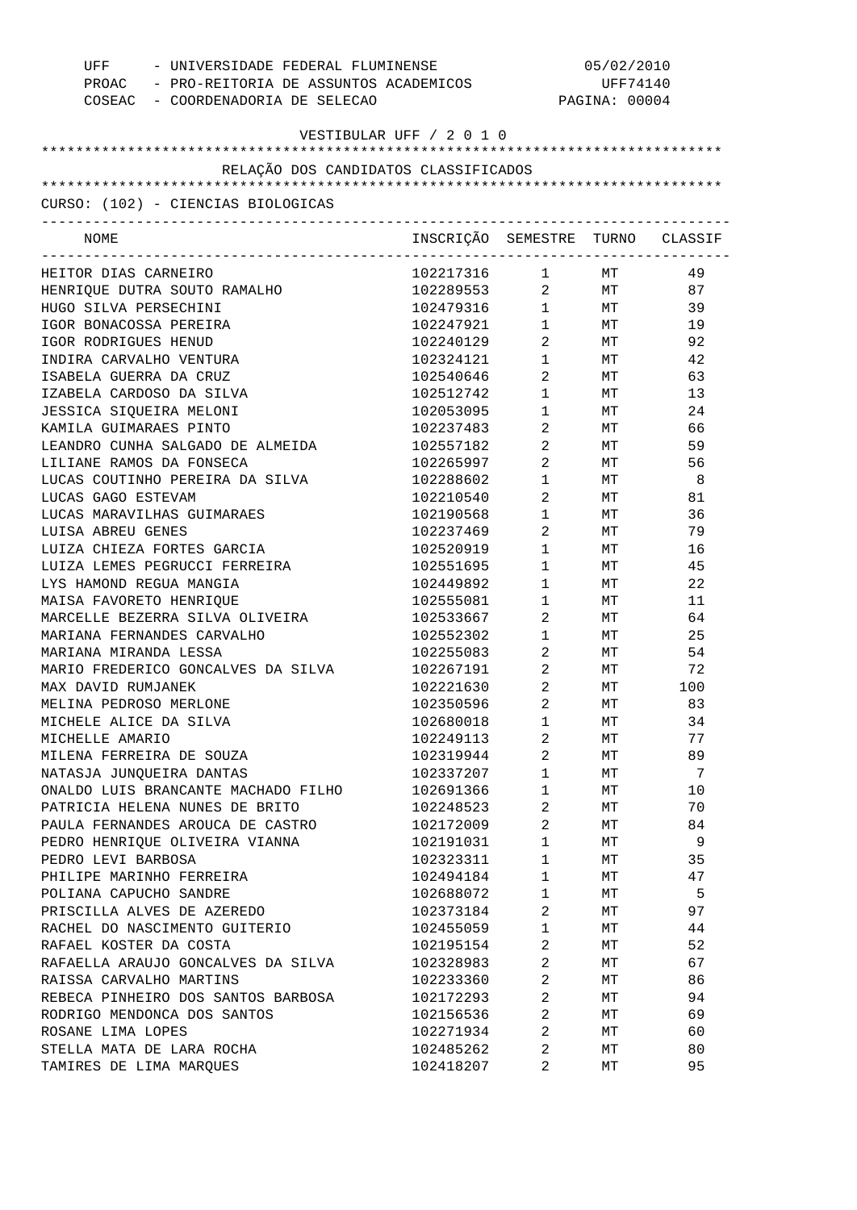UFF - UNIVERSIDADE FEDERAL FLUMINENSE
PROAC - PRO-REITORIA DE ASSUNTOS ACADEMICOS
COSEAC - COORDENADORIA DE SELECAO

05/02/2010
UFF74140

VESTIBULAR UFF / 2 0 1 0

RELAÇÃO DOS CANDIDATOS CLASSIFICADOS

CURSO: (102) - CIENCIAS BIOLOGICAS

| NOME | INSCRIÇÃO | SEMESTRE | TURNO | CLASSIF |
|---|---|---|---|---|
| HEITOR DIAS CARNEIRO | 102217316 | 1 | MT | 49 |
| HENRIQUE DUTRA SOUTO RAMALHO | 102289553 | 2 | MT | 87 |
| HUGO SILVA PERSECHINI | 102479316 | 1 | MT | 39 |
| IGOR BONACOSSA PEREIRA | 102247921 | 1 | MT | 19 |
| IGOR RODRIGUES HENUD | 102240129 | 2 | MT | 92 |
| INDIRA CARVALHO VENTURA | 102324121 | 1 | MT | 42 |
| ISABELA GUERRA DA CRUZ | 102540646 | 2 | MT | 63 |
| IZABELA CARDOSO DA SILVA | 102512742 | 1 | MT | 13 |
| JESSICA SIQUEIRA MELONI | 102053095 | 1 | MT | 24 |
| KAMILA GUIMARAES PINTO | 102237483 | 2 | MT | 66 |
| LEANDRO CUNHA SALGADO DE ALMEIDA | 102557182 | 2 | MT | 59 |
| LILIANE RAMOS DA FONSECA | 102265997 | 2 | MT | 56 |
| LUCAS COUTINHO PEREIRA DA SILVA | 102288602 | 1 | MT | 8 |
| LUCAS GAGO ESTEVAM | 102210540 | 2 | MT | 81 |
| LUCAS MARAVILHAS GUIMARAES | 102190568 | 1 | MT | 36 |
| LUISA ABREU GENES | 102237469 | 2 | MT | 79 |
| LUIZA CHIEZA FORTES GARCIA | 102520919 | 1 | MT | 16 |
| LUIZA LEMES PEGRUCCI FERREIRA | 102551695 | 1 | MT | 45 |
| LYS HAMOND REGUA MANGIA | 102449892 | 1 | MT | 22 |
| MAISA FAVORETO HENRIQUE | 102555081 | 1 | MT | 11 |
| MARCELLE BEZERRA SILVA OLIVEIRA | 102533667 | 2 | MT | 64 |
| MARIANA FERNANDES CARVALHO | 102552302 | 1 | MT | 25 |
| MARIANA MIRANDA LESSA | 102255083 | 2 | MT | 54 |
| MARIO FREDERICO GONCALVES DA SILVA | 102267191 | 2 | MT | 72 |
| MAX DAVID RUMJANEK | 102221630 | 2 | MT | 100 |
| MELINA PEDROSO MERLONE | 102350596 | 2 | MT | 83 |
| MICHELE ALICE DA SILVA | 102680018 | 1 | MT | 34 |
| MICHELLE AMARIO | 102249113 | 2 | MT | 77 |
| MILENA FERREIRA DE SOUZA | 102319944 | 2 | MT | 89 |
| NATASJA JUNQUEIRA DANTAS | 102337207 | 1 | MT | 7 |
| ONALDO LUIS BRANCANTE MACHADO FILHO | 102691366 | 1 | MT | 10 |
| PATRICIA HELENA NUNES DE BRITO | 102248523 | 2 | MT | 70 |
| PAULA FERNANDES AROUCA DE CASTRO | 102172009 | 2 | MT | 84 |
| PEDRO HENRIQUE OLIVEIRA VIANNA | 102191031 | 1 | MT | 9 |
| PEDRO LEVI BARBOSA | 102323311 | 1 | MT | 35 |
| PHILIPE MARINHO FERREIRA | 102494184 | 1 | MT | 47 |
| POLIANA CAPUCHO SANDRE | 102688072 | 1 | MT | 5 |
| PRISCILLA ALVES DE AZEREDO | 102373184 | 2 | MT | 97 |
| RACHEL DO NASCIMENTO GUITERIO | 102455059 | 1 | MT | 44 |
| RAFAEL KOSTER DA COSTA | 102195154 | 2 | MT | 52 |
| RAFAELLA ARAUJO GONCALVES DA SILVA | 102328983 | 2 | MT | 67 |
| RAISSA CARVALHO MARTINS | 102233360 | 2 | MT | 86 |
| REBECA PINHEIRO DOS SANTOS BARBOSA | 102172293 | 2 | MT | 94 |
| RODRIGO MENDONCA DOS SANTOS | 102156536 | 2 | MT | 69 |
| ROSANE LIMA LOPES | 102271934 | 2 | MT | 60 |
| STELLA MATA DE LARA ROCHA | 102485262 | 2 | MT | 80 |
| TAMIRES DE LIMA MARQUES | 102418207 | 2 | MT | 95 |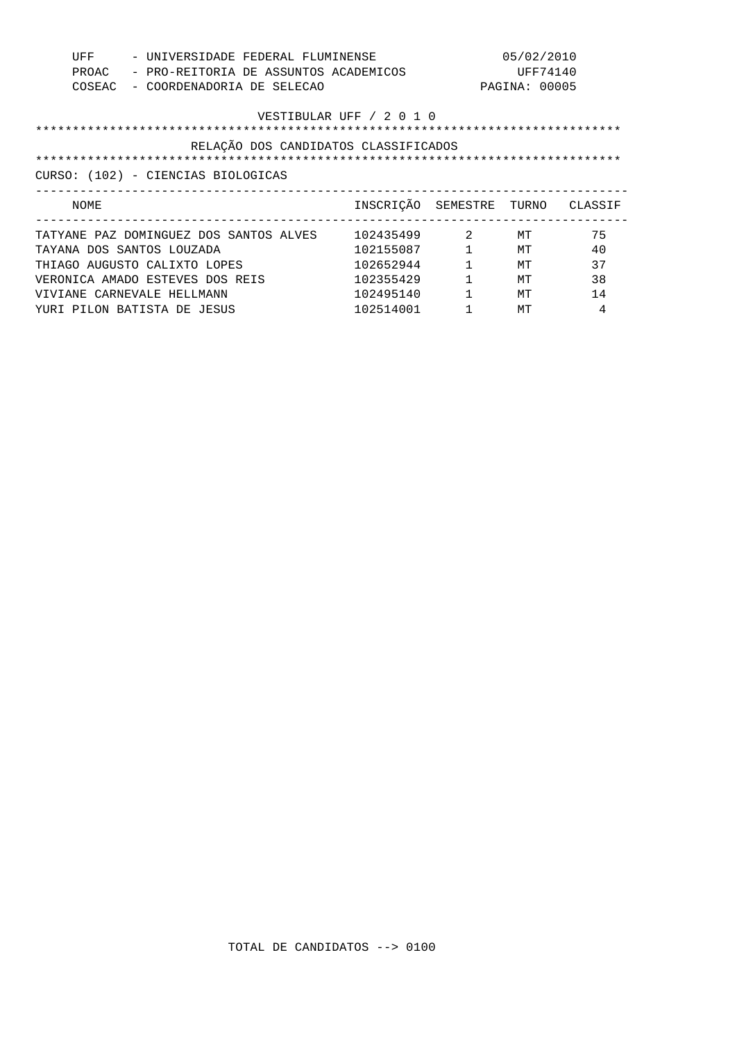UFF - UNIVERSIDADE FEDERAL FLUMINENSE 05/02/2010
PROAC - PRO-REITORIA DE ASSUNTOS ACADEMICOS UFF74140
COSEAC - COORDENADORIA DE SELECAO PAGINA: 00005

VESTIBULAR UFF / 2 0 1 0

## RELAÇÃO DOS CANDIDATOS CLASSIFICADOS

CURSO: (102) - CIENCIAS BIOLOGICAS

| NOME | INSCRIÇÃO | SEMESTRE | TURNO | CLASSIF |
|---|---|---|---|---|
| TATYANE PAZ DOMINGUEZ DOS SANTOS ALVES | 102435499 | 2 | MT | 75 |
| TAYANA DOS SANTOS LOUZADA | 102155087 | 1 | MT | 40 |
| THIAGO AUGUSTO CALIXTO LOPES | 102652944 | 1 | MT | 37 |
| VERONICA AMADO ESTEVES DOS REIS | 102355429 | 1 | MT | 38 |
| VIVIANE CARNEVALE HELLMANN | 102495140 | 1 | MT | 14 |
| YURI PILON BATISTA DE JESUS | 102514001 | 1 | MT | 4 |

TOTAL DE CANDIDATOS --> 0100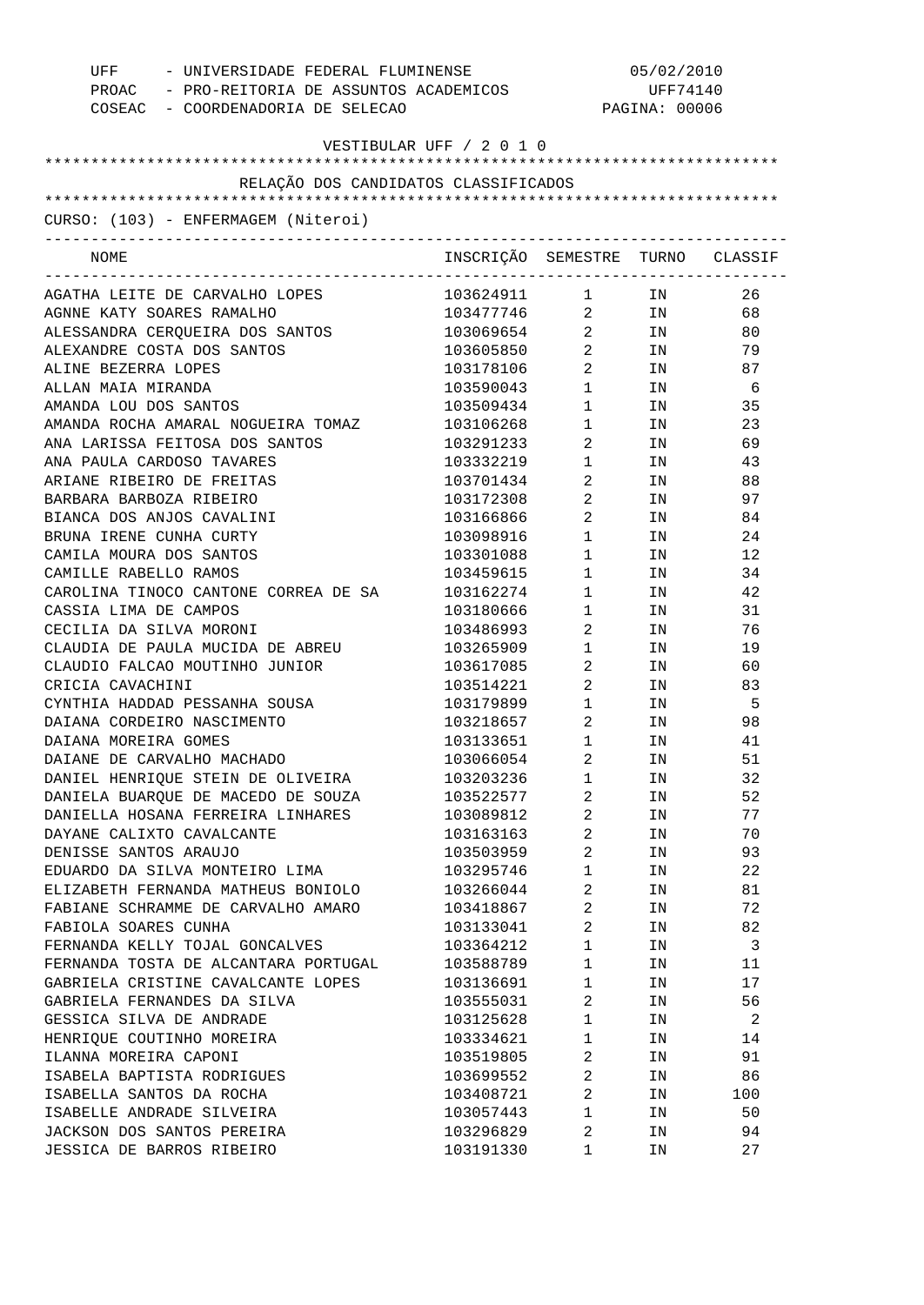UFF - UNIVERSIDADE FEDERAL FLUMINENSE — 05/02/2010
PROAC - PRO-REITORIA DE ASSUNTOS ACADEMICOS — UFF74140
COSEAC - COORDENADORIA DE SELECAO

VESTIBULAR UFF / 2 0 1 0

## RELAÇÃO DOS CANDIDATOS CLASSIFICADOS

CURSO: (103) - ENFERMAGEM (Niteroi)

| NOME | INSCRIÇÃO | SEMESTRE | TURNO | CLASSIF |
|---|---|---|---|---|
| AGATHA LEITE DE CARVALHO LOPES | 103624911 | 1 | IN | 26 |
| AGNNE KATY SOARES RAMALHO | 103477746 | 2 | IN | 68 |
| ALESSANDRA CERQUEIRA DOS SANTOS | 103069654 | 2 | IN | 80 |
| ALEXANDRE COSTA DOS SANTOS | 103605850 | 2 | IN | 79 |
| ALINE BEZERRA LOPES | 103178106 | 2 | IN | 87 |
| ALLAN MAIA MIRANDA | 103590043 | 1 | IN | 6 |
| AMANDA LOU DOS SANTOS | 103509434 | 1 | IN | 35 |
| AMANDA ROCHA AMARAL NOGUEIRA TOMAZ | 103106268 | 1 | IN | 23 |
| ANA LARISSA FEITOSA DOS SANTOS | 103291233 | 2 | IN | 69 |
| ANA PAULA CARDOSO TAVARES | 103332219 | 1 | IN | 43 |
| ARIANE RIBEIRO DE FREITAS | 103701434 | 2 | IN | 88 |
| BARBARA BARBOZA RIBEIRO | 103172308 | 2 | IN | 97 |
| BIANCA DOS ANJOS CAVALINI | 103166866 | 2 | IN | 84 |
| BRUNA IRENE CUNHA CURTY | 103098916 | 1 | IN | 24 |
| CAMILA MOURA DOS SANTOS | 103301088 | 1 | IN | 12 |
| CAMILLE RABELLO RAMOS | 103459615 | 1 | IN | 34 |
| CAROLINA TINOCO CANTONE CORREA DE SA | 103162274 | 1 | IN | 42 |
| CASSIA LIMA DE CAMPOS | 103180666 | 1 | IN | 31 |
| CECILIA DA SILVA MORONI | 103486993 | 2 | IN | 76 |
| CLAUDIA DE PAULA MUCIDA DE ABREU | 103265909 | 1 | IN | 19 |
| CLAUDIO FALCAO MOUTINHO JUNIOR | 103617085 | 2 | IN | 60 |
| CRICIA CAVACHINI | 103514221 | 2 | IN | 83 |
| CYNTHIA HADDAD PESSANHA SOUSA | 103179899 | 1 | IN | 5 |
| DAIANA CORDEIRO NASCIMENTO | 103218657 | 2 | IN | 98 |
| DAIANA MOREIRA GOMES | 103133651 | 1 | IN | 41 |
| DAIANE DE CARVALHO MACHADO | 103066054 | 2 | IN | 51 |
| DANIEL HENRIQUE STEIN DE OLIVEIRA | 103203236 | 1 | IN | 32 |
| DANIELA BUARQUE DE MACEDO DE SOUZA | 103522577 | 2 | IN | 52 |
| DANIELLA HOSANA FERREIRA LINHARES | 103089812 | 2 | IN | 77 |
| DAYANE CALIXTO CAVALCANTE | 103163163 | 2 | IN | 70 |
| DENISSE SANTOS ARAUJO | 103503959 | 2 | IN | 93 |
| EDUARDO DA SILVA MONTEIRO LIMA | 103295746 | 1 | IN | 22 |
| ELIZABETH FERNANDA MATHEUS BONIOLO | 103266044 | 2 | IN | 81 |
| FABIANE SCHRAMME DE CARVALHO AMARO | 103418867 | 2 | IN | 72 |
| FABIOLA SOARES CUNHA | 103133041 | 2 | IN | 82 |
| FERNANDA KELLY TOJAL GONCALVES | 103364212 | 1 | IN | 3 |
| FERNANDA TOSTA DE ALCANTARA PORTUGAL | 103588789 | 1 | IN | 11 |
| GABRIELA CRISTINE CAVALCANTE LOPES | 103136691 | 1 | IN | 17 |
| GABRIELA FERNANDES DA SILVA | 103555031 | 2 | IN | 56 |
| GESSICA SILVA DE ANDRADE | 103125628 | 1 | IN | 2 |
| HENRIQUE COUTINHO MOREIRA | 103334621 | 1 | IN | 14 |
| ILANNA MOREIRA CAPONI | 103519805 | 2 | IN | 91 |
| ISABELA BAPTISTA RODRIGUES | 103699552 | 2 | IN | 86 |
| ISABELLA SANTOS DA ROCHA | 103408721 | 2 | IN | 100 |
| ISABELLE ANDRADE SILVEIRA | 103057443 | 1 | IN | 50 |
| JACKSON DOS SANTOS PEREIRA | 103296829 | 2 | IN | 94 |
| JESSICA DE BARROS RIBEIRO | 103191330 | 1 | IN | 27 |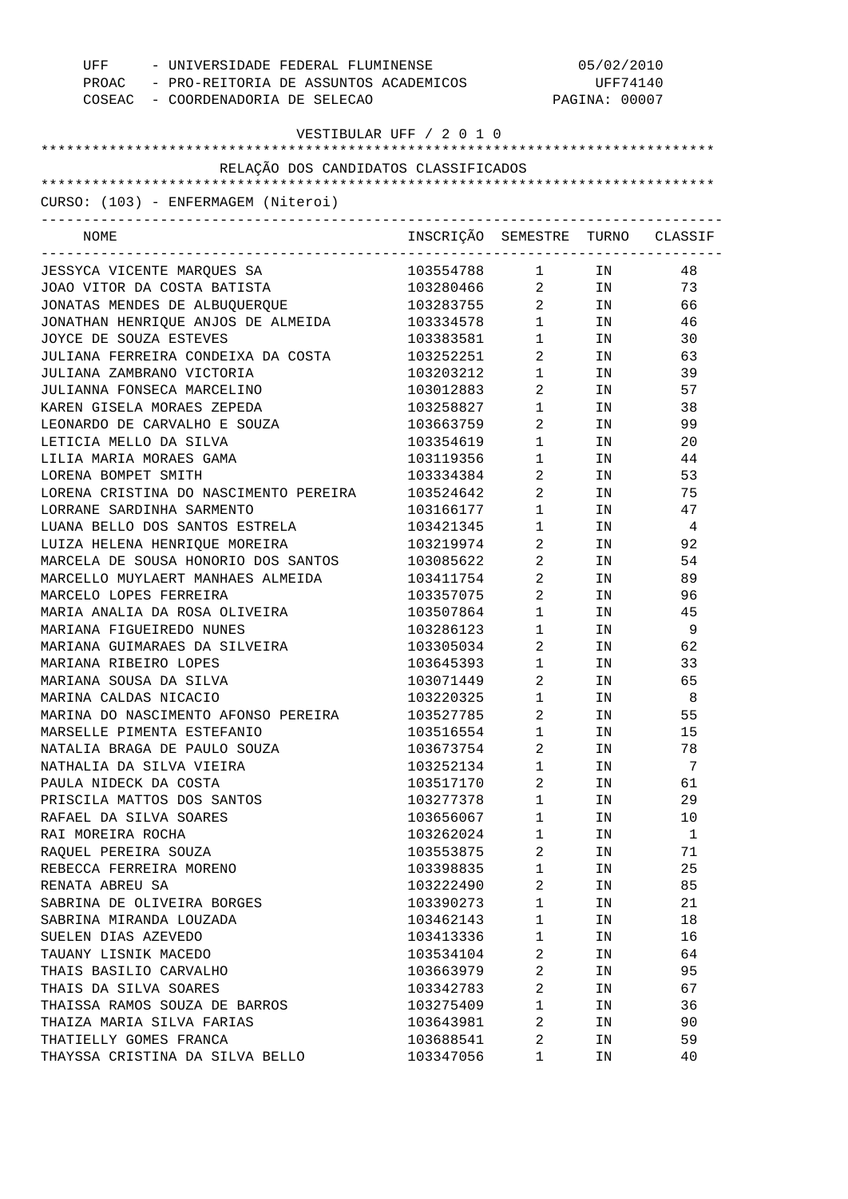UFF - UNIVERSIDADE FEDERAL FLUMINENSE 05/02/2010
PROAC - PRO-REITORIA DE ASSUNTOS ACADEMICOS UFF74140
COSEAC - COORDENADORIA DE SELECAO

VESTIBULAR UFF / 2 0 1 0

RELAÇÃO DOS CANDIDATOS CLASSIFICADOS

CURSO: (103) - ENFERMAGEM (Niteroi)

| NOME | INSCRIÇÃO | SEMESTRE | TURNO | CLASSIF |
|---|---|---|---|---|
| JESSYCA VICENTE MARQUES SA | 103554788 | 1 | IN | 48 |
| JOAO VITOR DA COSTA BATISTA | 103280466 | 2 | IN | 73 |
| JONATAS MENDES DE ALBUQUERQUE | 103283755 | 2 | IN | 66 |
| JONATHAN HENRIQUE ANJOS DE ALMEIDA | 103334578 | 1 | IN | 46 |
| JOYCE DE SOUZA ESTEVES | 103383581 | 1 | IN | 30 |
| JULIANA FERREIRA CONDEIXA DA COSTA | 103252251 | 2 | IN | 63 |
| JULIANA ZAMBRANO VICTORIA | 103203212 | 1 | IN | 39 |
| JULIANNA FONSECA MARCELINO | 103012883 | 2 | IN | 57 |
| KAREN GISELA MORAES ZEPEDA | 103258827 | 1 | IN | 38 |
| LEONARDO DE CARVALHO E SOUZA | 103663759 | 2 | IN | 99 |
| LETICIA MELLO DA SILVA | 103354619 | 1 | IN | 20 |
| LILIA MARIA MORAES GAMA | 103119356 | 1 | IN | 44 |
| LORENA BOMPET SMITH | 103334384 | 2 | IN | 53 |
| LORENA CRISTINA DO NASCIMENTO PEREIRA | 103524642 | 2 | IN | 75 |
| LORRANE SARDINHA SARMENTO | 103166177 | 1 | IN | 47 |
| LUANA BELLO DOS SANTOS ESTRELA | 103421345 | 1 | IN | 4 |
| LUIZA HELENA HENRIQUE MOREIRA | 103219974 | 2 | IN | 92 |
| MARCELA DE SOUSA HONORIO DOS SANTOS | 103085622 | 2 | IN | 54 |
| MARCELLO MUYLAERT MANHAES ALMEIDA | 103411754 | 2 | IN | 89 |
| MARCELO LOPES FERREIRA | 103357075 | 2 | IN | 96 |
| MARIA ANALIA DA ROSA OLIVEIRA | 103507864 | 1 | IN | 45 |
| MARIANA FIGUEIREDO NUNES | 103286123 | 1 | IN | 9 |
| MARIANA GUIMARAES DA SILVEIRA | 103305034 | 2 | IN | 62 |
| MARIANA RIBEIRO LOPES | 103645393 | 1 | IN | 33 |
| MARIANA SOUSA DA SILVA | 103071449 | 2 | IN | 65 |
| MARINA CALDAS NICACIO | 103220325 | 1 | IN | 8 |
| MARINA DO NASCIMENTO AFONSO PEREIRA | 103527785 | 2 | IN | 55 |
| MARSELLE PIMENTA ESTEFANIO | 103516554 | 1 | IN | 15 |
| NATALIA BRAGA DE PAULO SOUZA | 103673754 | 2 | IN | 78 |
| NATHALIA DA SILVA VIEIRA | 103252134 | 1 | IN | 7 |
| PAULA NIDECK DA COSTA | 103517170 | 2 | IN | 61 |
| PRISCILA MATTOS DOS SANTOS | 103277378 | 1 | IN | 29 |
| RAFAEL DA SILVA SOARES | 103656067 | 1 | IN | 10 |
| RAI MOREIRA ROCHA | 103262024 | 1 | IN | 1 |
| RAQUEL PEREIRA SOUZA | 103553875 | 2 | IN | 71 |
| REBECCA FERREIRA MORENO | 103398835 | 1 | IN | 25 |
| RENATA ABREU SA | 103222490 | 2 | IN | 85 |
| SABRINA DE OLIVEIRA BORGES | 103390273 | 1 | IN | 21 |
| SABRINA MIRANDA LOUZADA | 103462143 | 1 | IN | 18 |
| SUELEN DIAS AZEVEDO | 103413336 | 1 | IN | 16 |
| TAUANY LISNIK MACEDO | 103534104 | 2 | IN | 64 |
| THAIS BASILIO CARVALHO | 103663979 | 2 | IN | 95 |
| THAIS DA SILVA SOARES | 103342783 | 2 | IN | 67 |
| THAISSA RAMOS SOUZA DE BARROS | 103275409 | 1 | IN | 36 |
| THAIZA MARIA SILVA FARIAS | 103643981 | 2 | IN | 90 |
| THATIELLY GOMES FRANCA | 103688541 | 2 | IN | 59 |
| THAYSSA CRISTINA DA SILVA BELLO | 103347056 | 1 | IN | 40 |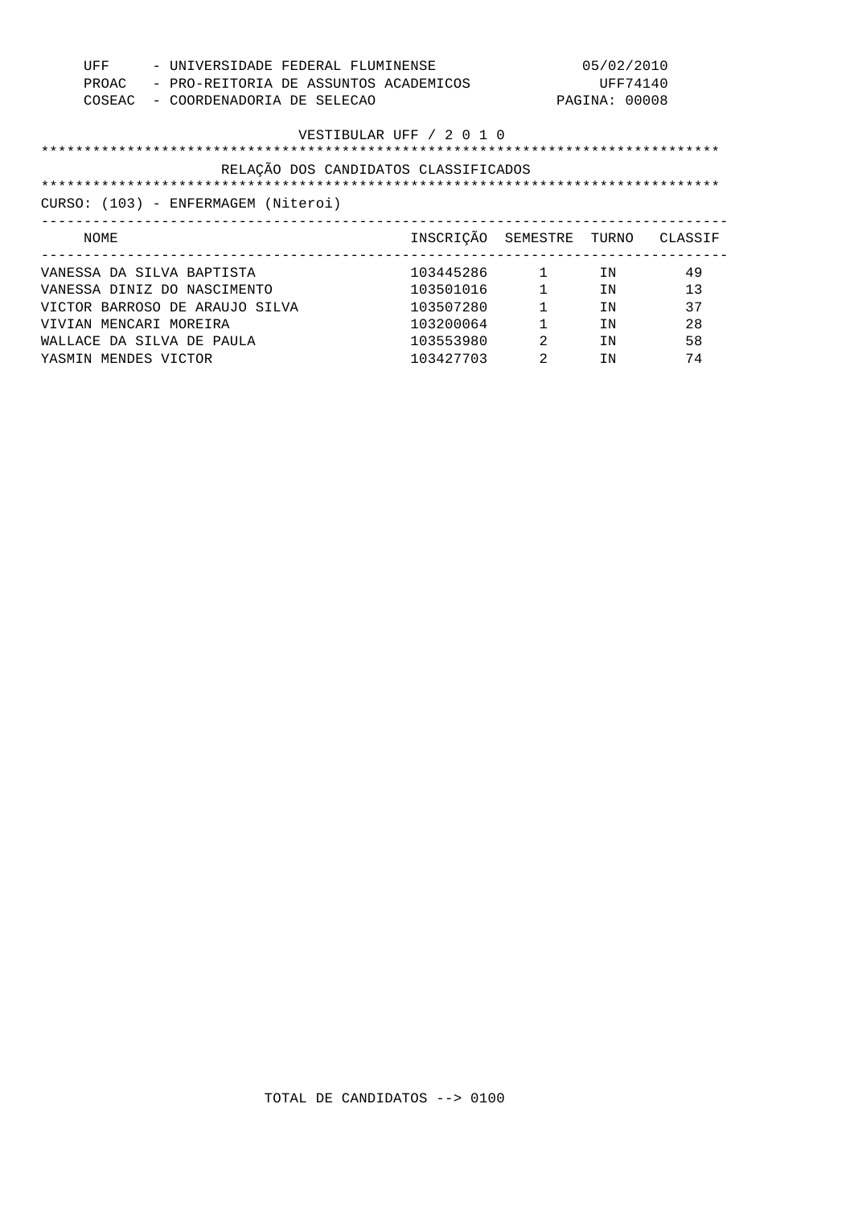UFF - UNIVERSIDADE FEDERAL FLUMINENSE 05/02/2010
PROAC - PRO-REITORIA DE ASSUNTOS ACADEMICOS UFF74140
COSEAC - COORDENADORIA DE SELECAO

VESTIBULAR UFF / 2 0 1 0

## RELAÇÃO DOS CANDIDATOS CLASSIFICADOS

CURSO: (103) - ENFERMAGEM (Niteroi)

| NOME | INSCRIÇÃO | SEMESTRE | TURNO | CLASSIF |
|---|---|---|---|---|
| VANESSA DA SILVA BAPTISTA | 103445286 | 1 | IN | 49 |
| VANESSA DINIZ DO NASCIMENTO | 103501016 | 1 | IN | 13 |
| VICTOR BARROSO DE ARAUJO SILVA | 103507280 | 1 | IN | 37 |
| VIVIAN MENCARI MOREIRA | 103200064 | 1 | IN | 28 |
| WALLACE DA SILVA DE PAULA | 103553980 | 2 | IN | 58 |
| YASMIN MENDES VICTOR | 103427703 | 2 | IN | 74 |

TOTAL DE CANDIDATOS --> 0100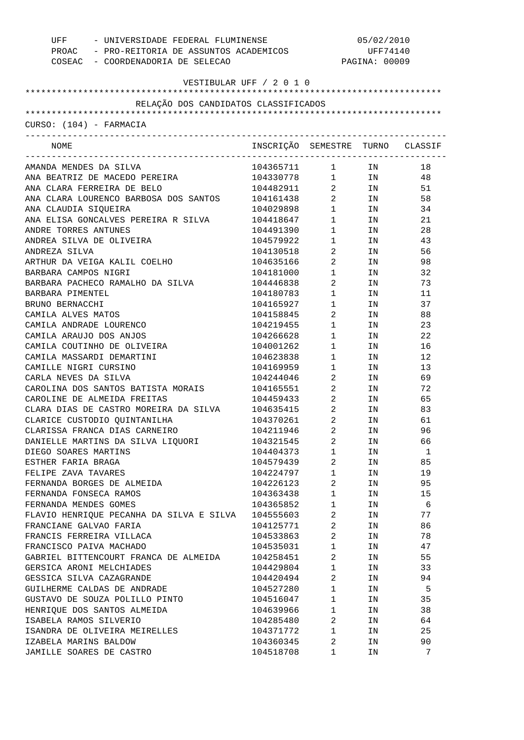UFF - UNIVERSIDADE FEDERAL FLUMINENSE
PROAC - PRO-REITORIA DE ASSUNTOS ACADEMICOS
COSEAC - COORDENADORIA DE SELECAO

05/02/2010
UFF74140

VESTIBULAR UFF / 2 0 1 0

RELAÇÃO DOS CANDIDATOS CLASSIFICADOS

CURSO: (104) - FARMACIA

| NOME | INSCRIÇÃO | SEMESTRE | TURNO | CLASSIF |
|---|---|---|---|---|
| AMANDA MENDES DA SILVA | 104365711 | 1 | IN | 18 |
| ANA BEATRIZ DE MACEDO PEREIRA | 104330778 | 1 | IN | 48 |
| ANA CLARA FERREIRA DE BELO | 104482911 | 2 | IN | 51 |
| ANA CLARA LOURENCO BARBOSA DOS SANTOS | 104161438 | 2 | IN | 58 |
| ANA CLAUDIA SIQUEIRA | 104029898 | 1 | IN | 34 |
| ANA ELISA GONCALVES PEREIRA R SILVA | 104418647 | 1 | IN | 21 |
| ANDRE TORRES ANTUNES | 104491390 | 1 | IN | 28 |
| ANDREA SILVA DE OLIVEIRA | 104579922 | 1 | IN | 43 |
| ANDREZA SILVA | 104130518 | 2 | IN | 56 |
| ARTHUR DA VEIGA KALIL COELHO | 104635166 | 2 | IN | 98 |
| BARBARA CAMPOS NIGRI | 104181000 | 1 | IN | 32 |
| BARBARA PACHECO RAMALHO DA SILVA | 104446838 | 2 | IN | 73 |
| BARBARA PIMENTEL | 104180783 | 1 | IN | 11 |
| BRUNO BERNACCHI | 104165927 | 1 | IN | 37 |
| CAMILA ALVES MATOS | 104158845 | 2 | IN | 88 |
| CAMILA ANDRADE LOURENCO | 104219455 | 1 | IN | 23 |
| CAMILA ARAUJO DOS ANJOS | 104266628 | 1 | IN | 22 |
| CAMILA COUTINHO DE OLIVEIRA | 104001262 | 1 | IN | 16 |
| CAMILA MASSARDI DEMARTINI | 104623838 | 1 | IN | 12 |
| CAMILLE NIGRI CURSINO | 104169959 | 1 | IN | 13 |
| CARLA NEVES DA SILVA | 104244046 | 2 | IN | 69 |
| CAROLINA DOS SANTOS BATISTA MORAIS | 104165551 | 2 | IN | 72 |
| CAROLINE DE ALMEIDA FREITAS | 104459433 | 2 | IN | 65 |
| CLARA DIAS DE CASTRO MOREIRA DA SILVA | 104635415 | 2 | IN | 83 |
| CLARICE CUSTODIO QUINTANILHA | 104370261 | 2 | IN | 61 |
| CLARISSA FRANCA DIAS CARNEIRO | 104211946 | 2 | IN | 96 |
| DANIELLE MARTINS DA SILVA LIQUORI | 104321545 | 2 | IN | 66 |
| DIEGO SOARES MARTINS | 104404373 | 1 | IN | 1 |
| ESTHER FARIA BRAGA | 104579439 | 2 | IN | 85 |
| FELIPE ZAVA TAVARES | 104224797 | 1 | IN | 19 |
| FERNANDA BORGES DE ALMEIDA | 104226123 | 2 | IN | 95 |
| FERNANDA FONSECA RAMOS | 104363438 | 1 | IN | 15 |
| FERNANDA MENDES GOMES | 104365852 | 1 | IN | 6 |
| FLAVIO HENRIQUE PECANHA DA SILVA E SILVA | 104555603 | 2 | IN | 77 |
| FRANCIANE GALVAO FARIA | 104125771 | 2 | IN | 86 |
| FRANCIS FERREIRA VILLACA | 104533863 | 2 | IN | 78 |
| FRANCISCO PAIVA MACHADO | 104535031 | 1 | IN | 47 |
| GABRIEL BITTENCOURT FRANCA DE ALMEIDA | 104258451 | 2 | IN | 55 |
| GERSICA ARONI MELCHIADES | 104429804 | 1 | IN | 33 |
| GESSICA SILVA CAZAGRANDE | 104420494 | 2 | IN | 94 |
| GUILHERME CALDAS DE ANDRADE | 104527280 | 1 | IN | 5 |
| GUSTAVO DE SOUZA POLILLO PINTO | 104516047 | 1 | IN | 35 |
| HENRIQUE DOS SANTOS ALMEIDA | 104639966 | 1 | IN | 38 |
| ISABELA RAMOS SILVERIO | 104285480 | 2 | IN | 64 |
| ISANDRA DE OLIVEIRA MEIRELLES | 104371772 | 1 | IN | 25 |
| IZABELA MARINS BALDOW | 104360345 | 2 | IN | 90 |
| JAMILLE SOARES DE CASTRO | 104518708 | 1 | IN | 7 |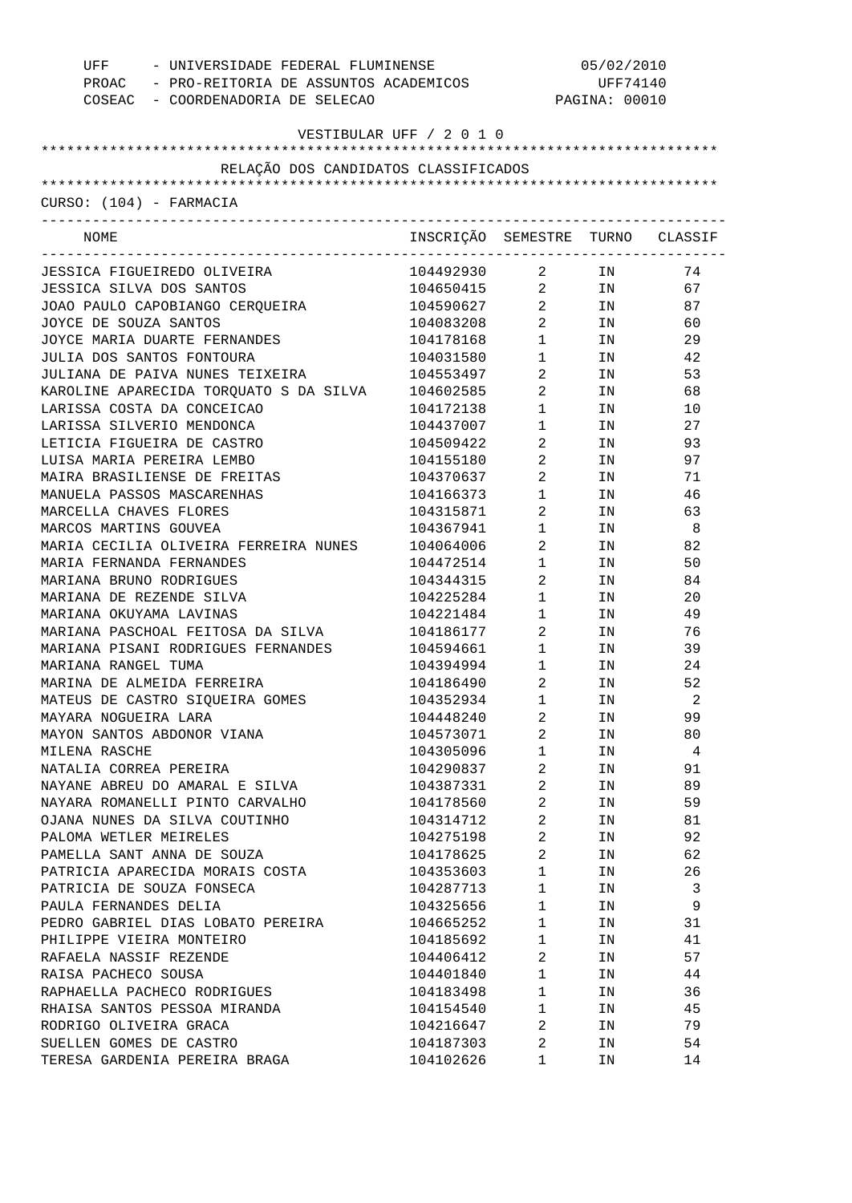UFF - UNIVERSIDADE FEDERAL FLUMINENSE
PROAC - PRO-REITORIA DE ASSUNTOS ACADEMICOS
COSEAC - COORDENADORIA DE SELECAO

05/02/2010
UFF74140

VESTIBULAR UFF / 2 0 1 0

RELAÇÃO DOS CANDIDATOS CLASSIFICADOS

CURSO: (104) - FARMACIA

| NOME | INSCRIÇÃO | SEMESTRE | TURNO | CLASSIF |
|---|---|---|---|---|
| JESSICA FIGUEIREDO OLIVEIRA | 104492930 | 2 | IN | 74 |
| JESSICA SILVA DOS SANTOS | 104650415 | 2 | IN | 67 |
| JOAO PAULO CAPOBIANGO CERQUEIRA | 104590627 | 2 | IN | 87 |
| JOYCE DE SOUZA SANTOS | 104083208 | 2 | IN | 60 |
| JOYCE MARIA DUARTE FERNANDES | 104178168 | 1 | IN | 29 |
| JULIA DOS SANTOS FONTOURA | 104031580 | 1 | IN | 42 |
| JULIANA DE PAIVA NUNES TEIXEIRA | 104553497 | 2 | IN | 53 |
| KAROLINE APARECIDA TORQUATO S DA SILVA | 104602585 | 2 | IN | 68 |
| LARISSA COSTA DA CONCEICAO | 104172138 | 1 | IN | 10 |
| LARISSA SILVERIO MENDONCA | 104437007 | 1 | IN | 27 |
| LETICIA FIGUEIRA DE CASTRO | 104509422 | 2 | IN | 93 |
| LUISA MARIA PEREIRA LEMBO | 104155180 | 2 | IN | 97 |
| MAIRA BRASILIENSE DE FREITAS | 104370637 | 2 | IN | 71 |
| MANUELA PASSOS MASCARENHAS | 104166373 | 1 | IN | 46 |
| MARCELLA CHAVES FLORES | 104315871 | 2 | IN | 63 |
| MARCOS MARTINS GOUVEA | 104367941 | 1 | IN | 8 |
| MARIA CECILIA OLIVEIRA FERREIRA NUNES | 104064006 | 2 | IN | 82 |
| MARIA FERNANDA FERNANDES | 104472514 | 1 | IN | 50 |
| MARIANA BRUNO RODRIGUES | 104344315 | 2 | IN | 84 |
| MARIANA DE REZENDE SILVA | 104225284 | 1 | IN | 20 |
| MARIANA OKUYAMA LAVINAS | 104221484 | 1 | IN | 49 |
| MARIANA PASCHOAL FEITOSA DA SILVA | 104186177 | 2 | IN | 76 |
| MARIANA PISANI RODRIGUES FERNANDES | 104594661 | 1 | IN | 39 |
| MARIANA RANGEL TUMA | 104394994 | 1 | IN | 24 |
| MARINA DE ALMEIDA FERREIRA | 104186490 | 2 | IN | 52 |
| MATEUS DE CASTRO SIQUEIRA GOMES | 104352934 | 1 | IN | 2 |
| MAYARA NOGUEIRA LARA | 104448240 | 2 | IN | 99 |
| MAYON SANTOS ABDONOR VIANA | 104573071 | 2 | IN | 80 |
| MILENA RASCHE | 104305096 | 1 | IN | 4 |
| NATALIA CORREA PEREIRA | 104290837 | 2 | IN | 91 |
| NAYANE ABREU DO AMARAL E SILVA | 104387331 | 2 | IN | 89 |
| NAYARA ROMANELLI PINTO CARVALHO | 104178560 | 2 | IN | 59 |
| OJANA NUNES DA SILVA COUTINHO | 104314712 | 2 | IN | 81 |
| PALOMA WETLER MEIRELES | 104275198 | 2 | IN | 92 |
| PAMELLA SANT ANNA DE SOUZA | 104178625 | 2 | IN | 62 |
| PATRICIA APARECIDA MORAIS COSTA | 104353603 | 1 | IN | 26 |
| PATRICIA DE SOUZA FONSECA | 104287713 | 1 | IN | 3 |
| PAULA FERNANDES DELIA | 104325656 | 1 | IN | 9 |
| PEDRO GABRIEL DIAS LOBATO PEREIRA | 104665252 | 1 | IN | 31 |
| PHILIPPE VIEIRA MONTEIRO | 104185692 | 1 | IN | 41 |
| RAFAELA NASSIF REZENDE | 104406412 | 2 | IN | 57 |
| RAISA PACHECO SOUSA | 104401840 | 1 | IN | 44 |
| RAPHAELLA PACHECO RODRIGUES | 104183498 | 1 | IN | 36 |
| RHAISA SANTOS PESSOA MIRANDA | 104154540 | 1 | IN | 45 |
| RODRIGO OLIVEIRA GRACA | 104216647 | 2 | IN | 79 |
| SUELLEN GOMES DE CASTRO | 104187303 | 2 | IN | 54 |
| TERESA GARDENIA PEREIRA BRAGA | 104102626 | 1 | IN | 14 |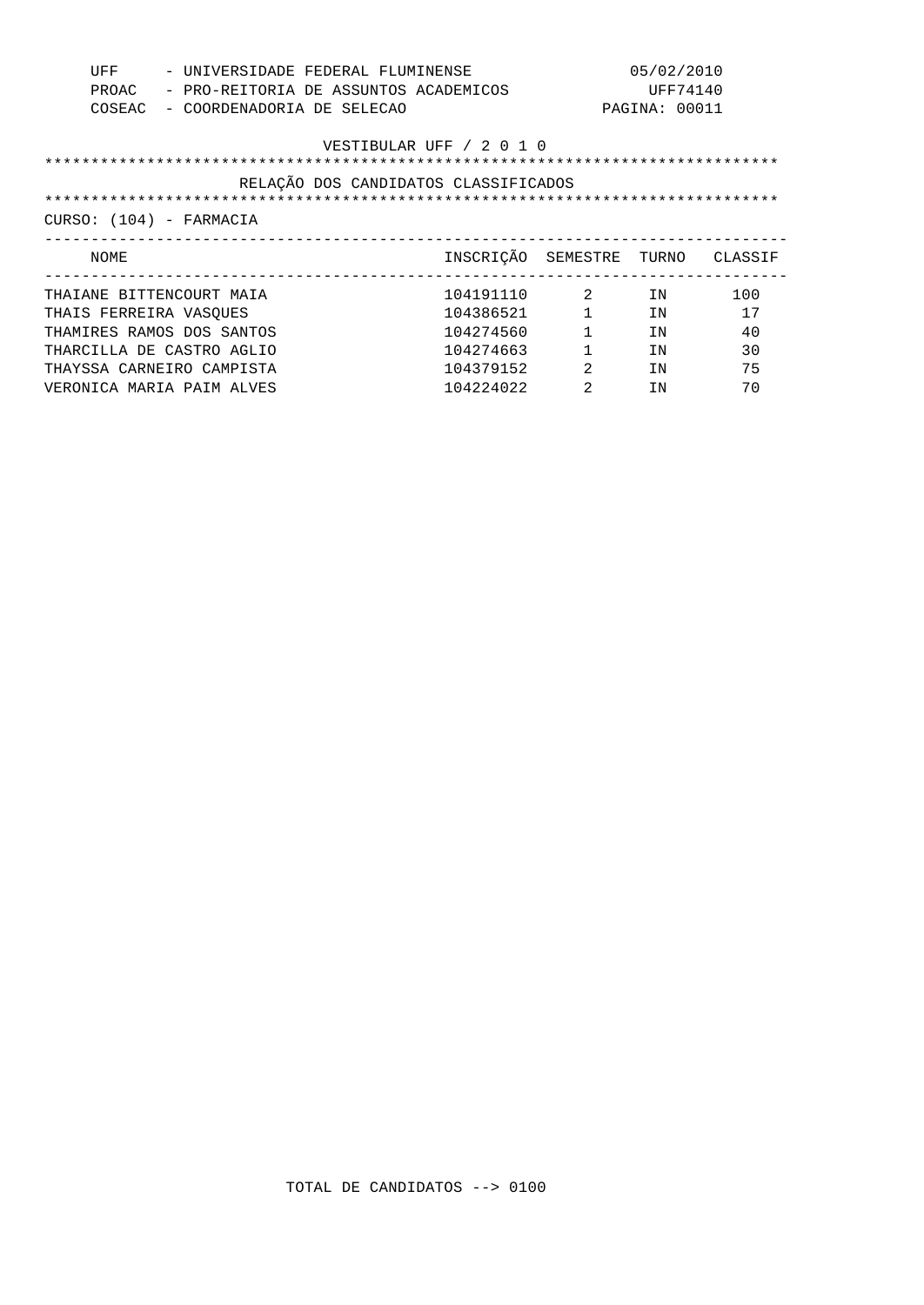UFF - UNIVERSIDADE FEDERAL FLUMINENSE
PROAC - PRO-REITORIA DE ASSUNTOS ACADEMICOS
COSEAC - COORDENADORIA DE SELECAO

05/02/2010
UFF74140
PAGINA: 00011

## VESTIBULAR UFF / 2 0 1 0

## RELAÇÃO DOS CANDIDATOS CLASSIFICADOS

CURSO: (104) - FARMACIA

| NOME | INSCRIÇÃO | SEMESTRE | TURNO | CLASSIF |
|---|---|---|---|---|
| THAIANE BITTENCOURT MAIA | 104191110 | 2 | IN | 100 |
| THAIS FERREIRA VASQUES | 104386521 | 1 | IN | 17 |
| THAMIRES RAMOS DOS SANTOS | 104274560 | 1 | IN | 40 |
| THARCILLA DE CASTRO AGLIO | 104274663 | 1 | IN | 30 |
| THAYSSA CARNEIRO CAMPISTA | 104379152 | 2 | IN | 75 |
| VERONICA MARIA PAIM ALVES | 104224022 | 2 | IN | 70 |

TOTAL DE CANDIDATOS --> 0100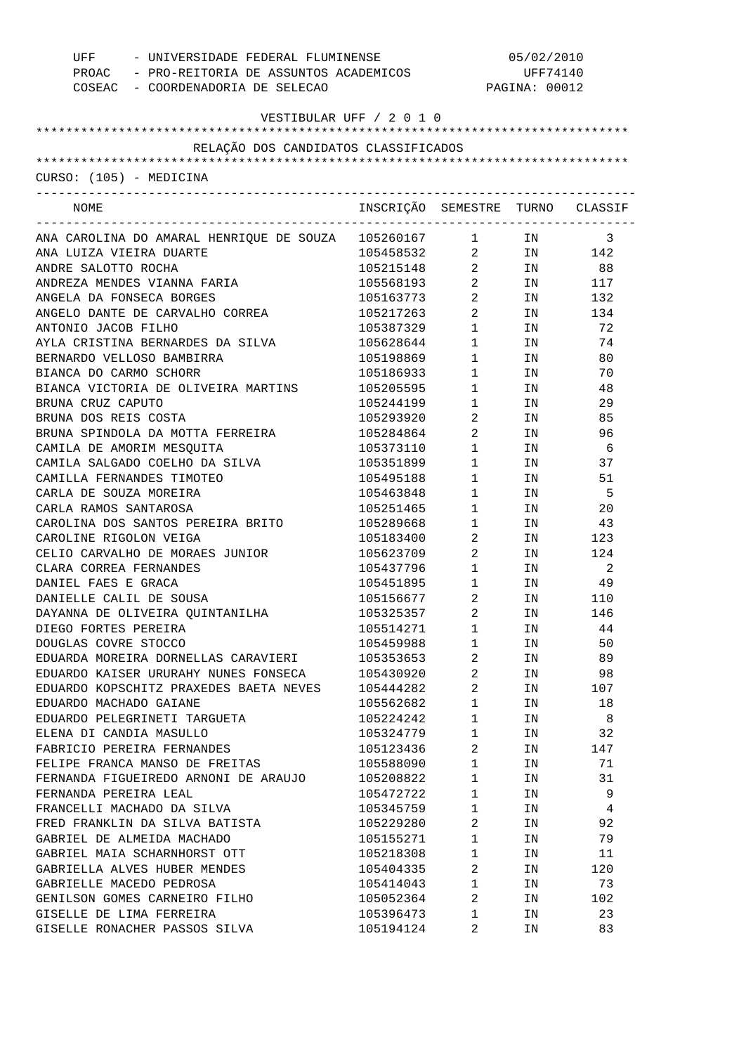UFF - UNIVERSIDADE FEDERAL FLUMINENSE
PROAC - PRO-REITORIA DE ASSUNTOS ACADEMICOS
COSEAC - COORDENADORIA DE SELECAO

05/02/2010
UFF74140

VESTIBULAR UFF / 2 0 1 0

RELAÇÃO DOS CANDIDATOS CLASSIFICADOS

CURSO: (105) - MEDICINA

| NOME | INSCRIÇÃO | SEMESTRE | TURNO | CLASSIF |
|---|---|---|---|---|
| ANA CAROLINA DO AMARAL HENRIQUE DE SOUZA | 105260167 | 1 | IN | 3 |
| ANA LUIZA VIEIRA DUARTE | 105458532 | 2 | IN | 142 |
| ANDRE SALOTTO ROCHA | 105215148 | 2 | IN | 88 |
| ANDREZA MENDES VIANNA FARIA | 105568193 | 2 | IN | 117 |
| ANGELA DA FONSECA BORGES | 105163773 | 2 | IN | 132 |
| ANGELO DANTE DE CARVALHO CORREA | 105217263 | 2 | IN | 134 |
| ANTONIO JACOB FILHO | 105387329 | 1 | IN | 72 |
| AYLA CRISTINA BERNARDES DA SILVA | 105628644 | 1 | IN | 74 |
| BERNARDO VELLOSO BAMBIRRA | 105198869 | 1 | IN | 80 |
| BIANCA DO CARMO SCHORR | 105186933 | 1 | IN | 70 |
| BIANCA VICTORIA DE OLIVEIRA MARTINS | 105205595 | 1 | IN | 48 |
| BRUNA CRUZ CAPUTO | 105244199 | 1 | IN | 29 |
| BRUNA DOS REIS COSTA | 105293920 | 2 | IN | 85 |
| BRUNA SPINDOLA DA MOTTA FERREIRA | 105284864 | 2 | IN | 96 |
| CAMILA DE AMORIM MESQUITA | 105373110 | 1 | IN | 6 |
| CAMILA SALGADO COELHO DA SILVA | 105351899 | 1 | IN | 37 |
| CAMILLA FERNANDES TIMOTEO | 105495188 | 1 | IN | 51 |
| CARLA DE SOUZA MOREIRA | 105463848 | 1 | IN | 5 |
| CARLA RAMOS SANTAROSA | 105251465 | 1 | IN | 20 |
| CAROLINA DOS SANTOS PEREIRA BRITO | 105289668 | 1 | IN | 43 |
| CAROLINE RIGOLON VEIGA | 105183400 | 2 | IN | 123 |
| CELIO CARVALHO DE MORAES JUNIOR | 105623709 | 2 | IN | 124 |
| CLARA CORREA FERNANDES | 105437796 | 1 | IN | 2 |
| DANIEL FAES E GRACA | 105451895 | 1 | IN | 49 |
| DANIELLE CALIL DE SOUSA | 105156677 | 2 | IN | 110 |
| DAYANNA DE OLIVEIRA QUINTANILHA | 105325357 | 2 | IN | 146 |
| DIEGO FORTES PEREIRA | 105514271 | 1 | IN | 44 |
| DOUGLAS COVRE STOCCO | 105459988 | 1 | IN | 50 |
| EDUARDA MOREIRA DORNELLAS CARAVIERI | 105353653 | 2 | IN | 89 |
| EDUARDO KAISER URURAHY NUNES FONSECA | 105430920 | 2 | IN | 98 |
| EDUARDO KOPSCHITZ PRAXEDES BAETA NEVES | 105444282 | 2 | IN | 107 |
| EDUARDO MACHADO GAIANE | 105562682 | 1 | IN | 18 |
| EDUARDO PELEGRINETI TARGUETA | 105224242 | 1 | IN | 8 |
| ELENA DI CANDIA MASULLO | 105324779 | 1 | IN | 32 |
| FABRICIO PEREIRA FERNANDES | 105123436 | 2 | IN | 147 |
| FELIPE FRANCA MANSO DE FREITAS | 105588090 | 1 | IN | 71 |
| FERNANDA FIGUEIREDO ARNONI DE ARAUJO | 105208822 | 1 | IN | 31 |
| FERNANDA PEREIRA LEAL | 105472722 | 1 | IN | 9 |
| FRANCELLI MACHADO DA SILVA | 105345759 | 1 | IN | 4 |
| FRED FRANKLIN DA SILVA BATISTA | 105229280 | 2 | IN | 92 |
| GABRIEL DE ALMEIDA MACHADO | 105155271 | 1 | IN | 79 |
| GABRIEL MAIA SCHARNHORST OTT | 105218308 | 1 | IN | 11 |
| GABRIELLA ALVES HUBER MENDES | 105404335 | 2 | IN | 120 |
| GABRIELLE MACEDO PEDROSA | 105414043 | 1 | IN | 73 |
| GENILSON GOMES CARNEIRO FILHO | 105052364 | 2 | IN | 102 |
| GISELLE DE LIMA FERREIRA | 105396473 | 1 | IN | 23 |
| GISELLE RONACHER PASSOS SILVA | 105194124 | 2 | IN | 83 |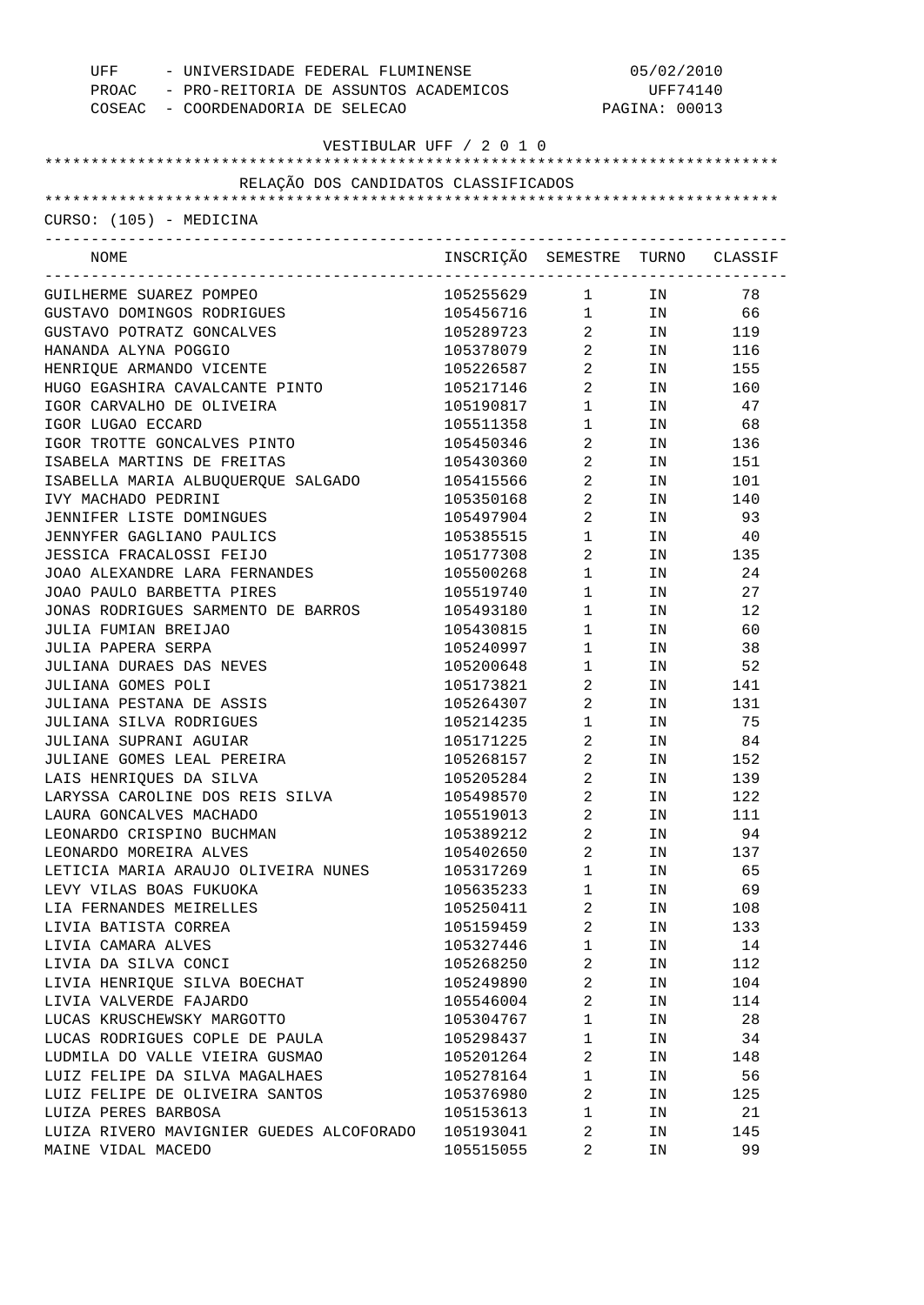UFF - UNIVERSIDADE FEDERAL FLUMINENSE 05/02/2010
PROAC - PRO-REITORIA DE ASSUNTOS ACADEMICOS UFF74140
COSEAC - COORDENADORIA DE SELECAO PAGINA: 00013

VESTIBULAR UFF / 2 0 1 0

RELAÇÃO DOS CANDIDATOS CLASSIFICADOS

CURSO: (105) - MEDICINA

| NOME | INSCRIÇÃO | SEMESTRE | TURNO | CLASSIF |
|---|---|---|---|---|
| GUILHERME SUAREZ POMPEO | 105255629 | 1 | IN | 78 |
| GUSTAVO DOMINGOS RODRIGUES | 105456716 | 1 | IN | 66 |
| GUSTAVO POTRATZ GONCALVES | 105289723 | 2 | IN | 119 |
| HANANDA ALYNA POGGIO | 105378079 | 2 | IN | 116 |
| HENRIQUE ARMANDO VICENTE | 105226587 | 2 | IN | 155 |
| HUGO EGASHIRA CAVALCANTE PINTO | 105217146 | 2 | IN | 160 |
| IGOR CARVALHO DE OLIVEIRA | 105190817 | 1 | IN | 47 |
| IGOR LUGAO ECCARD | 105511358 | 1 | IN | 68 |
| IGOR TROTTE GONCALVES PINTO | 105450346 | 2 | IN | 136 |
| ISABELA MARTINS DE FREITAS | 105430360 | 2 | IN | 151 |
| ISABELLA MARIA ALBUQUERQUE SALGADO | 105415566 | 2 | IN | 101 |
| IVY MACHADO PEDRINI | 105350168 | 2 | IN | 140 |
| JENNIFER LISTE DOMINGUES | 105497904 | 2 | IN | 93 |
| JENNYFER GAGLIANO PAULICS | 105385515 | 1 | IN | 40 |
| JESSICA FRACALOSSI FEIJO | 105177308 | 2 | IN | 135 |
| JOAO ALEXANDRE LARA FERNANDES | 105500268 | 1 | IN | 24 |
| JOAO PAULO BARBETTA PIRES | 105519740 | 1 | IN | 27 |
| JONAS RODRIGUES SARMENTO DE BARROS | 105493180 | 1 | IN | 12 |
| JULIA FUMIAN BREIJAO | 105430815 | 1 | IN | 60 |
| JULIA PAPERA SERPA | 105240997 | 1 | IN | 38 |
| JULIANA DURAES DAS NEVES | 105200648 | 1 | IN | 52 |
| JULIANA GOMES POLI | 105173821 | 2 | IN | 141 |
| JULIANA PESTANA DE ASSIS | 105264307 | 2 | IN | 131 |
| JULIANA SILVA RODRIGUES | 105214235 | 1 | IN | 75 |
| JULIANA SUPRANI AGUIAR | 105171225 | 2 | IN | 84 |
| JULIANE GOMES LEAL PEREIRA | 105268157 | 2 | IN | 152 |
| LAIS HENRIQUES DA SILVA | 105205284 | 2 | IN | 139 |
| LARYSSA CAROLINE DOS REIS SILVA | 105498570 | 2 | IN | 122 |
| LAURA GONCALVES MACHADO | 105519013 | 2 | IN | 111 |
| LEONARDO CRISPINO BUCHMAN | 105389212 | 2 | IN | 94 |
| LEONARDO MOREIRA ALVES | 105402650 | 2 | IN | 137 |
| LETICIA MARIA ARAUJO OLIVEIRA NUNES | 105317269 | 1 | IN | 65 |
| LEVY VILAS BOAS FUKUOKA | 105635233 | 1 | IN | 69 |
| LIA FERNANDES MEIRELLES | 105250411 | 2 | IN | 108 |
| LIVIA BATISTA CORREA | 105159459 | 2 | IN | 133 |
| LIVIA CAMARA ALVES | 105327446 | 1 | IN | 14 |
| LIVIA DA SILVA CONCI | 105268250 | 2 | IN | 112 |
| LIVIA HENRIQUE SILVA BOECHAT | 105249890 | 2 | IN | 104 |
| LIVIA VALVERDE FAJARDO | 105546004 | 2 | IN | 114 |
| LUCAS KRUSCHEWSKY MARGOTTO | 105304767 | 1 | IN | 28 |
| LUCAS RODRIGUES COPLE DE PAULA | 105298437 | 1 | IN | 34 |
| LUDMILA DO VALLE VIEIRA GUSMAO | 105201264 | 2 | IN | 148 |
| LUIZ FELIPE DA SILVA MAGALHAES | 105278164 | 1 | IN | 56 |
| LUIZ FELIPE DE OLIVEIRA SANTOS | 105376980 | 2 | IN | 125 |
| LUIZA PERES BARBOSA | 105153613 | 1 | IN | 21 |
| LUIZA RIVERO MAVIGNIER GUEDES ALCOFORADO | 105193041 | 2 | IN | 145 |
| MAINE VIDAL MACEDO | 105515055 | 2 | IN | 99 |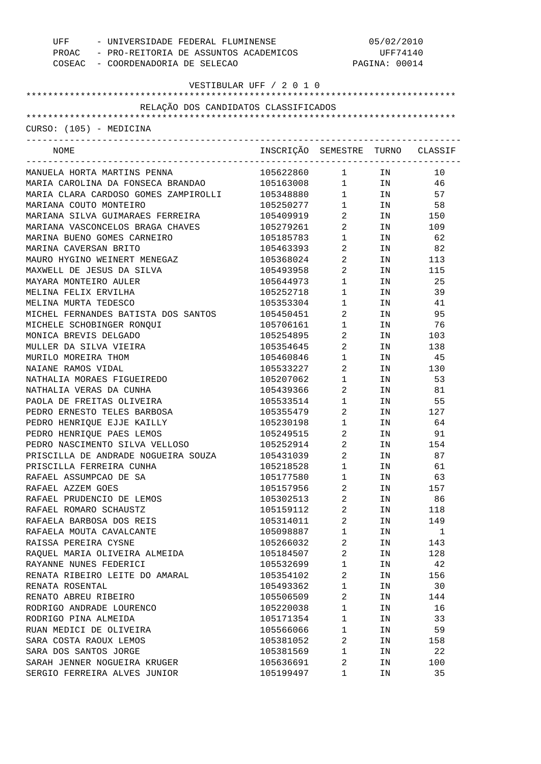UFF - UNIVERSIDADE FEDERAL FLUMINENSE 05/02/2010
PROAC - PRO-REITORIA DE ASSUNTOS ACADEMICOS UFF74140
COSEAC - COORDENADORIA DE SELECAO

VESTIBULAR UFF / 2 0 1 0

RELAÇÃO DOS CANDIDATOS CLASSIFICADOS

CURSO: (105) - MEDICINA

| NOME | INSCRIÇÃO | SEMESTRE | TURNO | CLASSIF |
|---|---|---|---|---|
| MANUELA HORTA MARTINS PENNA | 105622860 | 1 | IN | 10 |
| MARIA CAROLINA DA FONSECA BRANDAO | 105163008 | 1 | IN | 46 |
| MARIA CLARA CARDOSO GOMES ZAMPIROLLI | 105348880 | 1 | IN | 57 |
| MARIANA COUTO MONTEIRO | 105250277 | 1 | IN | 58 |
| MARIANA SILVA GUIMARAES FERREIRA | 105409919 | 2 | IN | 150 |
| MARIANA VASCONCELOS BRAGA CHAVES | 105279261 | 2 | IN | 109 |
| MARINA BUENO GOMES CARNEIRO | 105185783 | 1 | IN | 62 |
| MARINA CAVERSAN BRITO | 105463393 | 2 | IN | 82 |
| MAURO HYGINO WEINERT MENEGAZ | 105368024 | 2 | IN | 113 |
| MAXWELL DE JESUS DA SILVA | 105493958 | 2 | IN | 115 |
| MAYARA MONTEIRO AULER | 105644973 | 1 | IN | 25 |
| MELINA FELIX ERVILHA | 105252718 | 1 | IN | 39 |
| MELINA MURTA TEDESCO | 105353304 | 1 | IN | 41 |
| MICHEL FERNANDES BATISTA DOS SANTOS | 105450451 | 2 | IN | 95 |
| MICHELE SCHOBINGER RONQUI | 105706161 | 1 | IN | 76 |
| MONICA BREVIS DELGADO | 105254895 | 2 | IN | 103 |
| MULLER DA SILVA VIEIRA | 105354645 | 2 | IN | 138 |
| MURILO MOREIRA THOM | 105460846 | 1 | IN | 45 |
| NAIANE RAMOS VIDAL | 105533227 | 2 | IN | 130 |
| NATHALIA MORAES FIGUEIREDO | 105207062 | 1 | IN | 53 |
| NATHALIA VERAS DA CUNHA | 105439366 | 2 | IN | 81 |
| PAOLA DE FREITAS OLIVEIRA | 105533514 | 1 | IN | 55 |
| PEDRO ERNESTO TELES BARBOSA | 105355479 | 2 | IN | 127 |
| PEDRO HENRIQUE EJJE KAILLY | 105230198 | 1 | IN | 64 |
| PEDRO HENRIQUE PAES LEMOS | 105249515 | 2 | IN | 91 |
| PEDRO NASCIMENTO SILVA VELLOSO | 105252914 | 2 | IN | 154 |
| PRISCILLA DE ANDRADE NOGUEIRA SOUZA | 105431039 | 2 | IN | 87 |
| PRISCILLA FERREIRA CUNHA | 105218528 | 1 | IN | 61 |
| RAFAEL ASSUMPCAO DE SA | 105177580 | 1 | IN | 63 |
| RAFAEL AZZEM GOES | 105157956 | 2 | IN | 157 |
| RAFAEL PRUDENCIO DE LEMOS | 105302513 | 2 | IN | 86 |
| RAFAEL ROMARO SCHAUSTZ | 105159112 | 2 | IN | 118 |
| RAFAELA BARBOSA DOS REIS | 105314011 | 2 | IN | 149 |
| RAFAELA MOUTA CAVALCANTE | 105098887 | 1 | IN | 1 |
| RAISSA PEREIRA CYSNE | 105266032 | 2 | IN | 143 |
| RAQUEL MARIA OLIVEIRA ALMEIDA | 105184507 | 2 | IN | 128 |
| RAYANNE NUNES FEDERICI | 105532699 | 1 | IN | 42 |
| RENATA RIBEIRO LEITE DO AMARAL | 105354102 | 2 | IN | 156 |
| RENATA ROSENTAL | 105493362 | 1 | IN | 30 |
| RENATO ABREU RIBEIRO | 105506509 | 2 | IN | 144 |
| RODRIGO ANDRADE LOURENCO | 105220038 | 1 | IN | 16 |
| RODRIGO PINA ALMEIDA | 105171354 | 1 | IN | 33 |
| RUAN MEDICI DE OLIVEIRA | 105566066 | 1 | IN | 59 |
| SARA COSTA RAOUX LEMOS | 105381052 | 2 | IN | 158 |
| SARA DOS SANTOS JORGE | 105381569 | 1 | IN | 22 |
| SARAH JENNER NOGUEIRA KRUGER | 105636691 | 2 | IN | 100 |
| SERGIO FERREIRA ALVES JUNIOR | 105199497 | 1 | IN | 35 |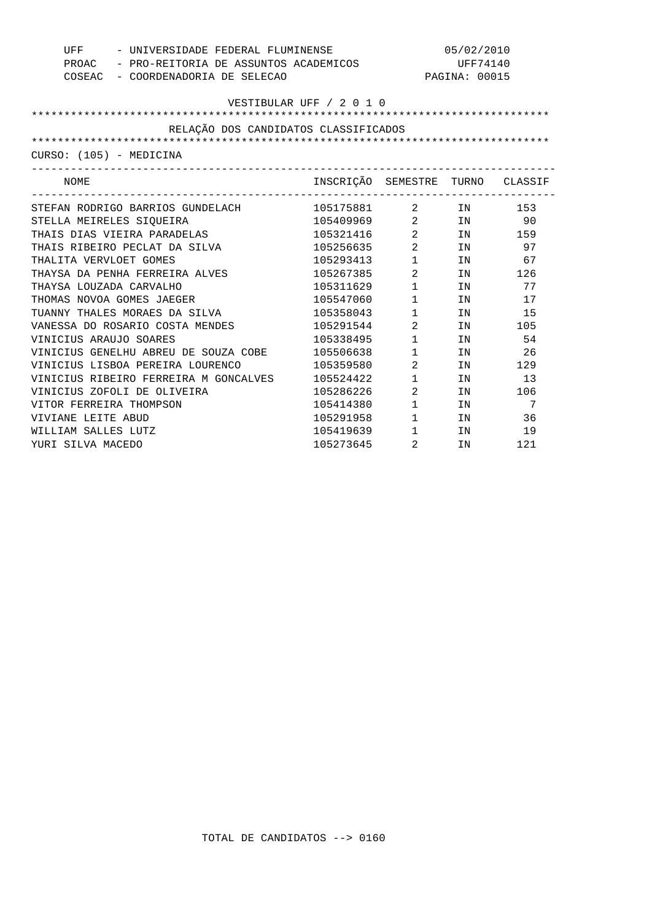UFF - UNIVERSIDADE FEDERAL FLUMINENSE 05/02/2010
PROAC - PRO-REITORIA DE ASSUNTOS ACADEMICOS UFF74140
COSEAC - COORDENADORIA DE SELECAO PAGINA: 00015

VESTIBULAR UFF / 2 0 1 0

RELAÇÃO DOS CANDIDATOS CLASSIFICADOS

CURSO: (105) - MEDICINA

| NOME | INSCRIÇÃO | SEMESTRE | TURNO | CLASSIF |
|---|---|---|---|---|
| STEFAN RODRIGO BARRIOS GUNDELACH | 105175881 | 2 | IN | 153 |
| STELLA MEIRELES SIQUEIRA | 105409969 | 2 | IN | 90 |
| THAIS DIAS VIEIRA PARADELAS | 105321416 | 2 | IN | 159 |
| THAIS RIBEIRO PECLAT DA SILVA | 105256635 | 2 | IN | 97 |
| THALITA VERVLOET GOMES | 105293413 | 1 | IN | 67 |
| THAYSA DA PENHA FERREIRA ALVES | 105267385 | 2 | IN | 126 |
| THAYSA LOUZADA CARVALHO | 105311629 | 1 | IN | 77 |
| THOMAS NOVOA GOMES JAEGER | 105547060 | 1 | IN | 17 |
| TUANNY THALES MORAES DA SILVA | 105358043 | 1 | IN | 15 |
| VANESSA DO ROSARIO COSTA MENDES | 105291544 | 2 | IN | 105 |
| VINICIUS ARAUJO SOARES | 105338495 | 1 | IN | 54 |
| VINICIUS GENELHU ABREU DE SOUZA COBE | 105506638 | 1 | IN | 26 |
| VINICIUS LISBOA PEREIRA LOURENCO | 105359580 | 2 | IN | 129 |
| VINICIUS RIBEIRO FERREIRA M GONCALVES | 105524422 | 1 | IN | 13 |
| VINICIUS ZOFOLI DE OLIVEIRA | 105286226 | 2 | IN | 106 |
| VITOR FERREIRA THOMPSON | 105414380 | 1 | IN | 7 |
| VIVIANE LEITE ABUD | 105291958 | 1 | IN | 36 |
| WILLIAM SALLES LUTZ | 105419639 | 1 | IN | 19 |
| YURI SILVA MACEDO | 105273645 | 2 | IN | 121 |

TOTAL DE CANDIDATOS --> 0160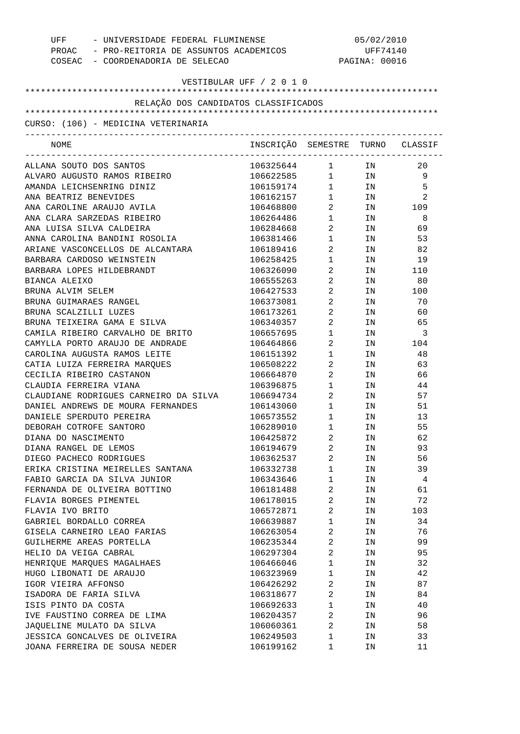UFF - UNIVERSIDADE FEDERAL FLUMINENSE 05/02/2010
PROAC - PRO-REITORIA DE ASSUNTOS ACADEMICOS UFF74140
COSEAC - COORDENADORIA DE SELECAO

VESTIBULAR UFF / 2 0 1 0

RELAÇÃO DOS CANDIDATOS CLASSIFICADOS

CURSO: (106) - MEDICINA VETERINARIA

| NOME | INSCRIÇÃO | SEMESTRE | TURNO | CLASSIF |
|---|---|---|---|---|
| ALLANA SOUTO DOS SANTOS | 106325644 | 1 | IN | 20 |
| ALVARO AUGUSTO RAMOS RIBEIRO | 106622585 | 1 | IN | 9 |
| AMANDA LEICHSENRING DINIZ | 106159174 | 1 | IN | 5 |
| ANA BEATRIZ BENEVIDES | 106162157 | 1 | IN | 2 |
| ANA CAROLINE ARAUJO AVILA | 106468800 | 2 | IN | 109 |
| ANA CLARA SARZEDAS RIBEIRO | 106264486 | 1 | IN | 8 |
| ANA LUISA SILVA CALDEIRA | 106284668 | 2 | IN | 69 |
| ANNA CAROLINA BANDINI ROSOLIA | 106381466 | 1 | IN | 53 |
| ARIANE VASCONCELLOS DE ALCANTARA | 106189416 | 2 | IN | 82 |
| BARBARA CARDOSO WEINSTEIN | 106258425 | 1 | IN | 19 |
| BARBARA LOPES HILDEBRANDT | 106326090 | 2 | IN | 110 |
| BIANCA ALEIXO | 106555263 | 2 | IN | 80 |
| BRUNA ALVIM SELEM | 106427533 | 2 | IN | 100 |
| BRUNA GUIMARAES RANGEL | 106373081 | 2 | IN | 70 |
| BRUNA SCALZILLI LUZES | 106173261 | 2 | IN | 60 |
| BRUNA TEIXEIRA GAMA E SILVA | 106340357 | 2 | IN | 65 |
| CAMILA RIBEIRO CARVALHO DE BRITO | 106657695 | 1 | IN | 3 |
| CAMYLLA PORTO ARAUJO DE ANDRADE | 106464866 | 2 | IN | 104 |
| CAROLINA AUGUSTA RAMOS LEITE | 106151392 | 1 | IN | 48 |
| CATIA LUIZA FERREIRA MARQUES | 106508222 | 2 | IN | 63 |
| CECILIA RIBEIRO CASTANON | 106664870 | 2 | IN | 66 |
| CLAUDIA FERREIRA VIANA | 106396875 | 1 | IN | 44 |
| CLAUDIANE RODRIGUES CARNEIRO DA SILVA | 106694734 | 2 | IN | 57 |
| DANIEL ANDREWS DE MOURA FERNANDES | 106143060 | 1 | IN | 51 |
| DANIELE SPERDUTO PEREIRA | 106573552 | 1 | IN | 13 |
| DEBORAH COTROFE SANTORO | 106289010 | 1 | IN | 55 |
| DIANA DO NASCIMENTO | 106425872 | 2 | IN | 62 |
| DIANA RANGEL DE LEMOS | 106194679 | 2 | IN | 93 |
| DIEGO PACHECO RODRIGUES | 106362537 | 2 | IN | 56 |
| ERIKA CRISTINA MEIRELLES SANTANA | 106332738 | 1 | IN | 39 |
| FABIO GARCIA DA SILVA JUNIOR | 106343646 | 1 | IN | 4 |
| FERNANDA DE OLIVEIRA BOTTINO | 106181488 | 2 | IN | 61 |
| FLAVIA BORGES PIMENTEL | 106178015 | 2 | IN | 72 |
| FLAVIA IVO BRITO | 106572871 | 2 | IN | 103 |
| GABRIEL BORDALLO CORREA | 106639887 | 1 | IN | 34 |
| GISELA CARNEIRO LEAO FARIAS | 106263054 | 2 | IN | 76 |
| GUILHERME AREAS PORTELLA | 106235344 | 2 | IN | 99 |
| HELIO DA VEIGA CABRAL | 106297304 | 2 | IN | 95 |
| HENRIQUE MARQUES MAGALHAES | 106466046 | 1 | IN | 32 |
| HUGO LIBONATI DE ARAUJO | 106323969 | 1 | IN | 42 |
| IGOR VIEIRA AFFONSO | 106426292 | 2 | IN | 87 |
| ISADORA DE FARIA SILVA | 106318677 | 2 | IN | 84 |
| ISIS PINTO DA COSTA | 106692633 | 1 | IN | 40 |
| IVE FAUSTINO CORREA DE LIMA | 106204357 | 2 | IN | 96 |
| JAQUELINE MULATO DA SILVA | 106060361 | 2 | IN | 58 |
| JESSICA GONCALVES DE OLIVEIRA | 106249503 | 1 | IN | 33 |
| JOANA FERREIRA DE SOUSA NEDER | 106199162 | 1 | IN | 11 |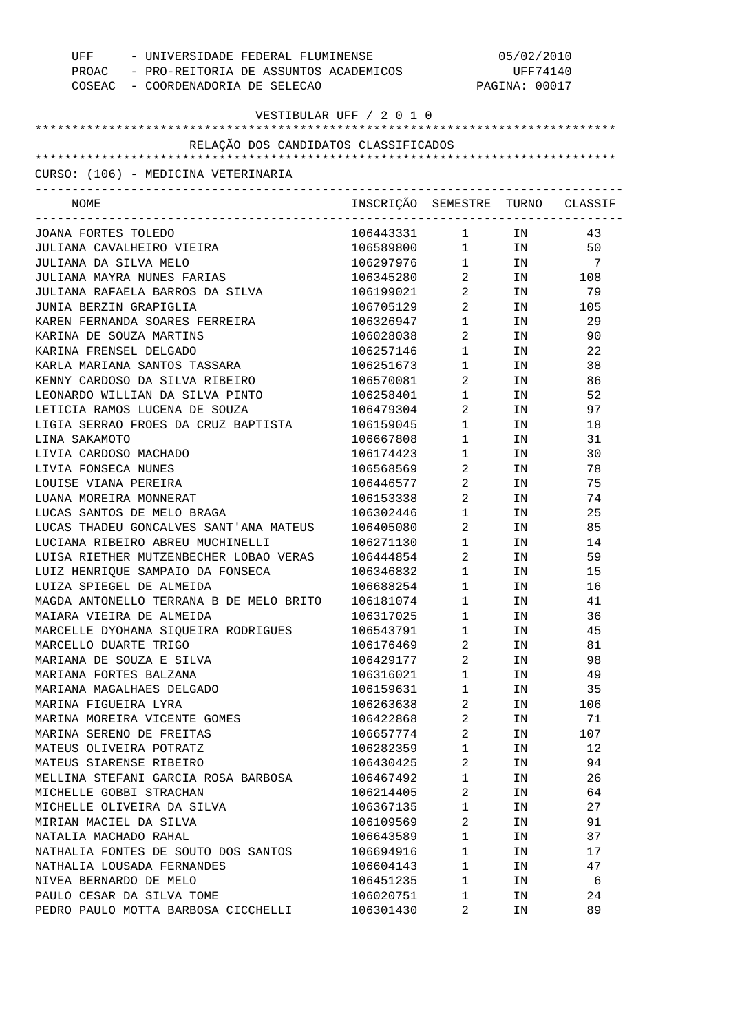UFF - UNIVERSIDADE FEDERAL FLUMINENSE 05/02/2010
PROAC - PRO-REITORIA DE ASSUNTOS ACADEMICOS UFF74140
COSEAC - COORDENADORIA DE SELECAO PAGINA: 00017

VESTIBULAR UFF / 2 0 1 0

RELAÇÃO DOS CANDIDATOS CLASSIFICADOS

CURSO: (106) - MEDICINA VETERINARIA

| NOME | INSCRIÇÃO | SEMESTRE | TURNO | CLASSIF |
|---|---|---|---|---|
| JOANA FORTES TOLEDO | 106443331 | 1 | IN | 43 |
| JULIANA CAVALHEIRO VIEIRA | 106589800 | 1 | IN | 50 |
| JULIANA DA SILVA MELO | 106297976 | 1 | IN | 7 |
| JULIANA MAYRA NUNES FARIAS | 106345280 | 2 | IN | 108 |
| JULIANA RAFAELA BARROS DA SILVA | 106199021 | 2 | IN | 79 |
| JUNIA BERZIN GRAPIGLIA | 106705129 | 2 | IN | 105 |
| KAREN FERNANDA SOARES FERREIRA | 106326947 | 1 | IN | 29 |
| KARINA DE SOUZA MARTINS | 106028038 | 2 | IN | 90 |
| KARINA FRENSEL DELGADO | 106257146 | 1 | IN | 22 |
| KARLA MARIANA SANTOS TASSARA | 106251673 | 1 | IN | 38 |
| KENNY CARDOSO DA SILVA RIBEIRO | 106570081 | 2 | IN | 86 |
| LEONARDO WILLIAN DA SILVA PINTO | 106258401 | 1 | IN | 52 |
| LETICIA RAMOS LUCENA DE SOUZA | 106479304 | 2 | IN | 97 |
| LIGIA SERRAO FROES DA CRUZ BAPTISTA | 106159045 | 1 | IN | 18 |
| LINA SAKAMOTO | 106667808 | 1 | IN | 31 |
| LIVIA CARDOSO MACHADO | 106174423 | 1 | IN | 30 |
| LIVIA FONSECA NUNES | 106568569 | 2 | IN | 78 |
| LOUISE VIANA PEREIRA | 106446577 | 2 | IN | 75 |
| LUANA MOREIRA MONNERAT | 106153338 | 2 | IN | 74 |
| LUCAS SANTOS DE MELO BRAGA | 106302446 | 1 | IN | 25 |
| LUCAS THADEU GONCALVES SANT'ANA MATEUS | 106405080 | 2 | IN | 85 |
| LUCIANA RIBEIRO ABREU MUCHINELLI | 106271130 | 1 | IN | 14 |
| LUISA RIETHER MUTZENBECHER LOBAO VERAS | 106444854 | 2 | IN | 59 |
| LUIZ HENRIQUE SAMPAIO DA FONSECA | 106346832 | 1 | IN | 15 |
| LUIZA SPIEGEL DE ALMEIDA | 106688254 | 1 | IN | 16 |
| MAGDA ANTONELLO TERRANA B DE MELO BRITO | 106181074 | 1 | IN | 41 |
| MAIARA VIEIRA DE ALMEIDA | 106317025 | 1 | IN | 36 |
| MARCELLE DYOHANA SIQUEIRA RODRIGUES | 106543791 | 1 | IN | 45 |
| MARCELLO DUARTE TRIGO | 106176469 | 2 | IN | 81 |
| MARIANA DE SOUZA E SILVA | 106429177 | 2 | IN | 98 |
| MARIANA FORTES BALZANA | 106316021 | 1 | IN | 49 |
| MARIANA MAGALHAES DELGADO | 106159631 | 1 | IN | 35 |
| MARINA FIGUEIRA LYRA | 106263638 | 2 | IN | 106 |
| MARINA MOREIRA VICENTE GOMES | 106422868 | 2 | IN | 71 |
| MARINA SERENO DE FREITAS | 106657774 | 2 | IN | 107 |
| MATEUS OLIVEIRA POTRATZ | 106282359 | 1 | IN | 12 |
| MATEUS SIARENSE RIBEIRO | 106430425 | 2 | IN | 94 |
| MELLINA STEFANI GARCIA ROSA BARBOSA | 106467492 | 1 | IN | 26 |
| MICHELLE GOBBI STRACHAN | 106214405 | 2 | IN | 64 |
| MICHELLE OLIVEIRA DA SILVA | 106367135 | 1 | IN | 27 |
| MIRIAN MACIEL DA SILVA | 106109569 | 2 | IN | 91 |
| NATALIA MACHADO RAHAL | 106643589 | 1 | IN | 37 |
| NATHALIA FONTES DE SOUTO DOS SANTOS | 106694916 | 1 | IN | 17 |
| NATHALIA LOUSADA FERNANDES | 106604143 | 1 | IN | 47 |
| NIVEA BERNARDO DE MELO | 106451235 | 1 | IN | 6 |
| PAULO CESAR DA SILVA TOME | 106020751 | 1 | IN | 24 |
| PEDRO PAULO MOTTA BARBOSA CICCHELLI | 106301430 | 2 | IN | 89 |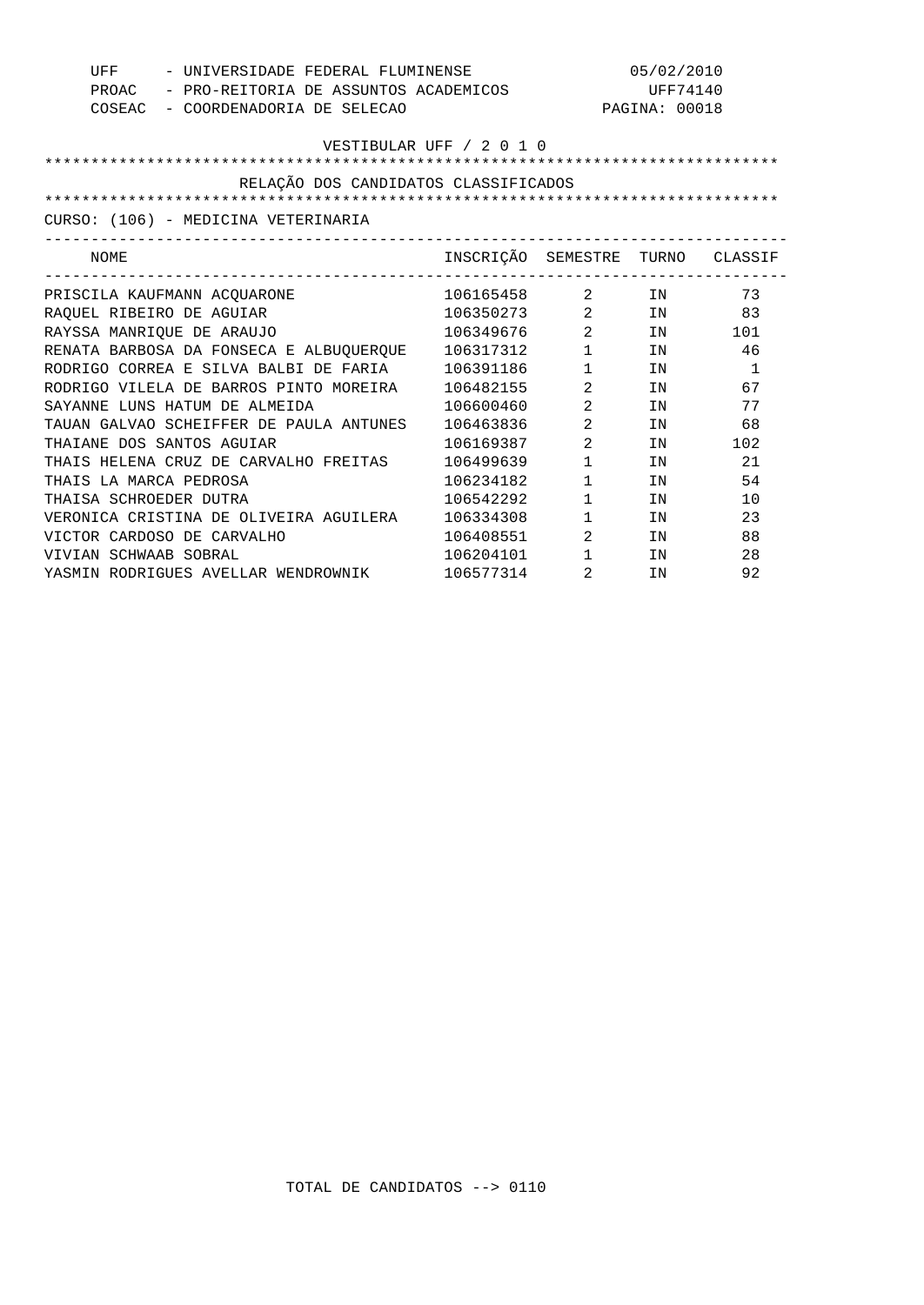UFF - UNIVERSIDADE FEDERAL FLUMINENSE 05/02/2010
PROAC - PRO-REITORIA DE ASSUNTOS ACADEMICOS UFF74140
COSEAC - COORDENADORIA DE SELECAO

VESTIBULAR UFF / 2 0 1 0

RELAÇÃO DOS CANDIDATOS CLASSIFICADOS

CURSO: (106) - MEDICINA VETERINARIA

| NOME | INSCRIÇÃO | SEMESTRE | TURNO | CLASSIF |
|---|---|---|---|---|
| PRISCILA KAUFMANN ACQUARONE | 106165458 | 2 | IN | 73 |
| RAQUEL RIBEIRO DE AGUIAR | 106350273 | 2 | IN | 83 |
| RAYSSA MANRIQUE DE ARAUJO | 106349676 | 2 | IN | 101 |
| RENATA BARBOSA DA FONSECA E ALBUQUERQUE | 106317312 | 1 | IN | 46 |
| RODRIGO CORREA E SILVA BALBI DE FARIA | 106391186 | 1 | IN | 1 |
| RODRIGO VILELA DE BARROS PINTO MOREIRA | 106482155 | 2 | IN | 67 |
| SAYANNE LUNS HATUM DE ALMEIDA | 106600460 | 2 | IN | 77 |
| TAUAN GALVAO SCHEIFFER DE PAULA ANTUNES | 106463836 | 2 | IN | 68 |
| THAIANE DOS SANTOS AGUIAR | 106169387 | 2 | IN | 102 |
| THAIS HELENA CRUZ DE CARVALHO FREITAS | 106499639 | 1 | IN | 21 |
| THAIS LA MARCA PEDROSA | 106234182 | 1 | IN | 54 |
| THAISA SCHROEDER DUTRA | 106542292 | 1 | IN | 10 |
| VERONICA CRISTINA DE OLIVEIRA AGUILERA | 106334308 | 1 | IN | 23 |
| VICTOR CARDOSO DE CARVALHO | 106408551 | 2 | IN | 88 |
| VIVIAN SCHWAAB SOBRAL | 106204101 | 1 | IN | 28 |
| YASMIN RODRIGUES AVELLAR WENDROWNIK | 106577314 | 2 | IN | 92 |

TOTAL DE CANDIDATOS --> 0110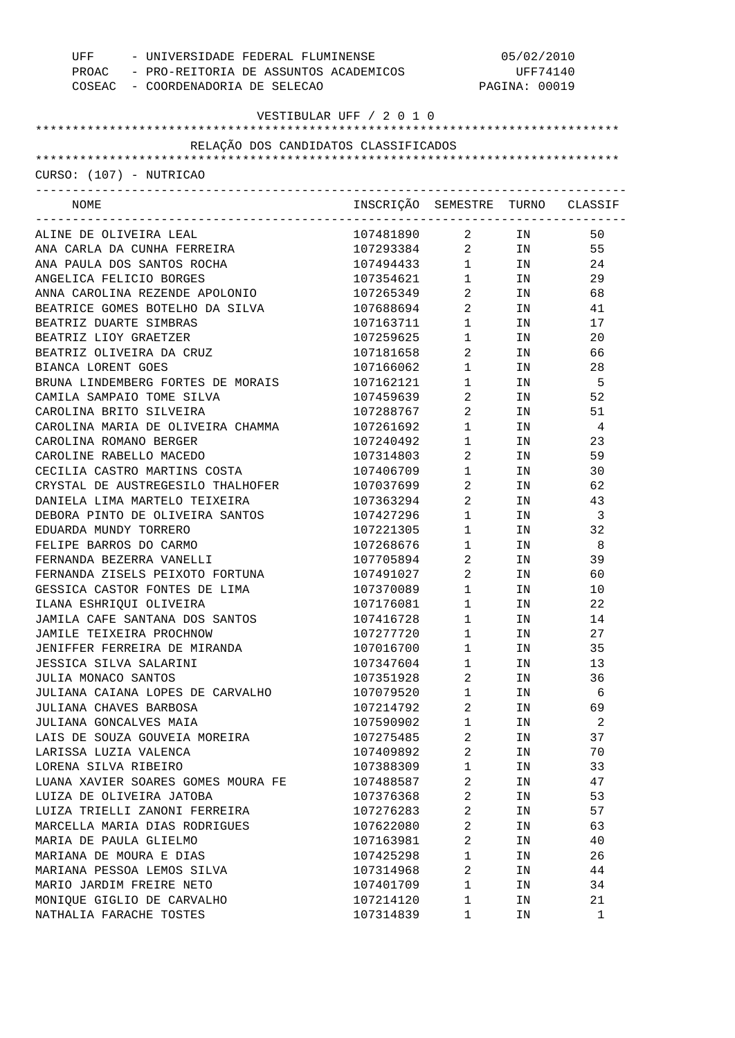UFF - UNIVERSIDADE FEDERAL FLUMINENSE 05/02/2010
PROAC - PRO-REITORIA DE ASSUNTOS ACADEMICOS UFF74140
COSEAC - COORDENADORIA DE SELECAO

VESTIBULAR UFF / 2 0 1 0

RELAÇÃO DOS CANDIDATOS CLASSIFICADOS

CURSO: (107) - NUTRICAO

| NOME | INSCRIÇÃO | SEMESTRE | TURNO | CLASSIF |
|---|---|---|---|---|
| ALINE DE OLIVEIRA LEAL | 107481890 | 2 | IN | 50 |
| ANA CARLA DA CUNHA FERREIRA | 107293384 | 2 | IN | 55 |
| ANA PAULA DOS SANTOS ROCHA | 107494433 | 1 | IN | 24 |
| ANGELICA FELICIO BORGES | 107354621 | 1 | IN | 29 |
| ANNA CAROLINA REZENDE APOLONIO | 107265349 | 2 | IN | 68 |
| BEATRICE GOMES BOTELHO DA SILVA | 107688694 | 2 | IN | 41 |
| BEATRIZ DUARTE SIMBRAS | 107163711 | 1 | IN | 17 |
| BEATRIZ LIOY GRAETZER | 107259625 | 1 | IN | 20 |
| BEATRIZ OLIVEIRA DA CRUZ | 107181658 | 2 | IN | 66 |
| BIANCA LORENT GOES | 107166062 | 1 | IN | 28 |
| BRUNA LINDEMBERG FORTES DE MORAIS | 107162121 | 1 | IN | 5 |
| CAMILA SAMPAIO TOME SILVA | 107459639 | 2 | IN | 52 |
| CAROLINA BRITO SILVEIRA | 107288767 | 2 | IN | 51 |
| CAROLINA MARIA DE OLIVEIRA CHAMMA | 107261692 | 1 | IN | 4 |
| CAROLINA ROMANO BERGER | 107240492 | 1 | IN | 23 |
| CAROLINE RABELLO MACEDO | 107314803 | 2 | IN | 59 |
| CECILIA CASTRO MARTINS COSTA | 107406709 | 1 | IN | 30 |
| CRYSTAL DE AUSTREGESILO THALHOFER | 107037699 | 2 | IN | 62 |
| DANIELA LIMA MARTELO TEIXEIRA | 107363294 | 2 | IN | 43 |
| DEBORA PINTO DE OLIVEIRA SANTOS | 107427296 | 1 | IN | 3 |
| EDUARDA MUNDY TORRERO | 107221305 | 1 | IN | 32 |
| FELIPE BARROS DO CARMO | 107268676 | 1 | IN | 8 |
| FERNANDA BEZERRA VANELLI | 107705894 | 2 | IN | 39 |
| FERNANDA ZISELS PEIXOTO FORTUNA | 107491027 | 2 | IN | 60 |
| GESSICA CASTOR FONTES DE LIMA | 107370089 | 1 | IN | 10 |
| ILANA ESHRIQUI OLIVEIRA | 107176081 | 1 | IN | 22 |
| JAMILA CAFE SANTANA DOS SANTOS | 107416728 | 1 | IN | 14 |
| JAMILE TEIXEIRA PROCHNOW | 107277720 | 1 | IN | 27 |
| JENIFFER FERREIRA DE MIRANDA | 107016700 | 1 | IN | 35 |
| JESSICA SILVA SALARINI | 107347604 | 1 | IN | 13 |
| JULIA MONACO SANTOS | 107351928 | 2 | IN | 36 |
| JULIANA CAIANA LOPES DE CARVALHO | 107079520 | 1 | IN | 6 |
| JULIANA CHAVES BARBOSA | 107214792 | 2 | IN | 69 |
| JULIANA GONCALVES MAIA | 107590902 | 1 | IN | 2 |
| LAIS DE SOUZA GOUVEIA MOREIRA | 107275485 | 2 | IN | 37 |
| LARISSA LUZIA VALENCA | 107409892 | 2 | IN | 70 |
| LORENA SILVA RIBEIRO | 107388309 | 1 | IN | 33 |
| LUANA XAVIER SOARES GOMES MOURA FE | 107488587 | 2 | IN | 47 |
| LUIZA DE OLIVEIRA JATOBA | 107376368 | 2 | IN | 53 |
| LUIZA TRIELLI ZANONI FERREIRA | 107276283 | 2 | IN | 57 |
| MARCELLA MARIA DIAS RODRIGUES | 107622080 | 2 | IN | 63 |
| MARIA DE PAULA GLIELMO | 107163981 | 2 | IN | 40 |
| MARIANA DE MOURA E DIAS | 107425298 | 1 | IN | 26 |
| MARIANA PESSOA LEMOS SILVA | 107314968 | 2 | IN | 44 |
| MARIO JARDIM FREIRE NETO | 107401709 | 1 | IN | 34 |
| MONIQUE GIGLIO DE CARVALHO | 107214120 | 1 | IN | 21 |
| NATHALIA FARACHE TOSTES | 107314839 | 1 | IN | 1 |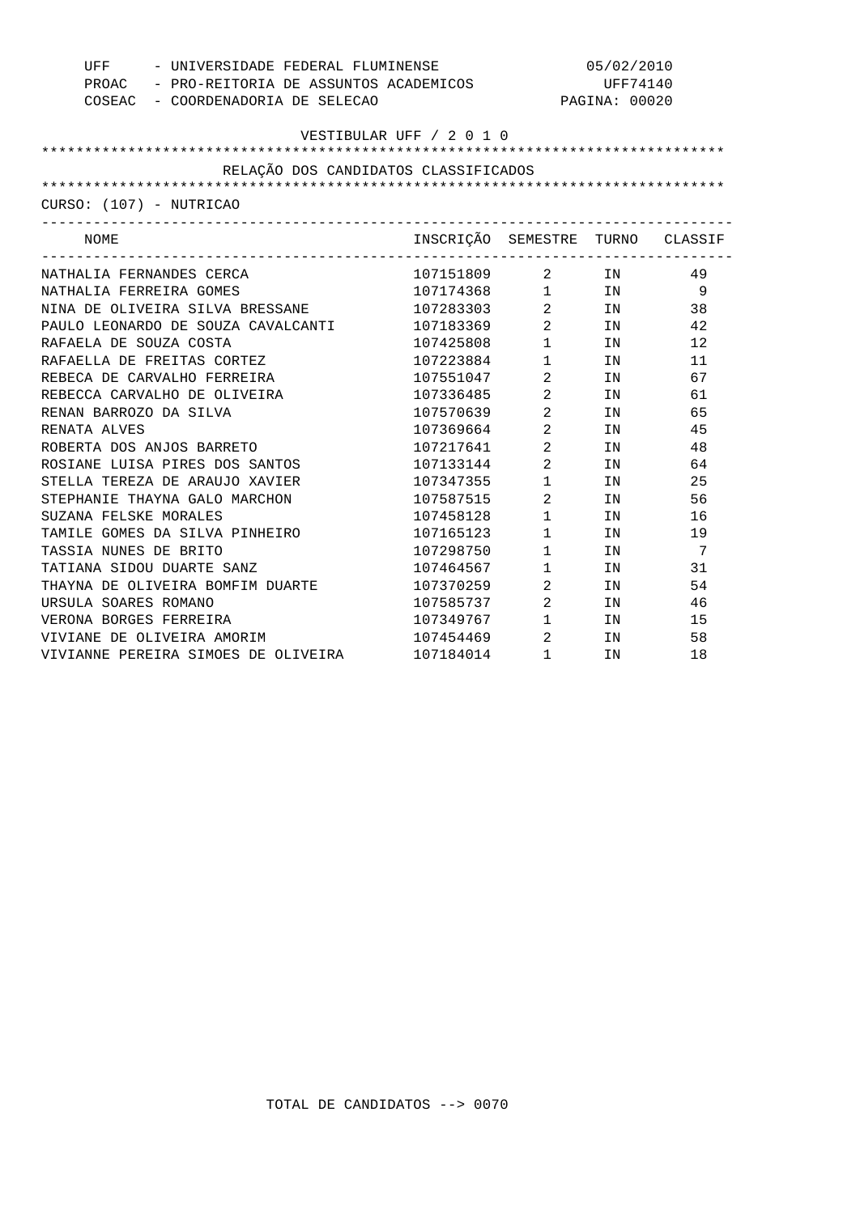UFF - UNIVERSIDADE FEDERAL FLUMINENSE 05/02/2010
PROAC - PRO-REITORIA DE ASSUNTOS ACADEMICOS UFF74140
COSEAC - COORDENADORIA DE SELECAO PAGINA: 00020

VESTIBULAR UFF / 2 0 1 0

RELAÇÃO DOS CANDIDATOS CLASSIFICADOS

CURSO: (107) - NUTRICAO

| NOME | INSCRIÇÃO | SEMESTRE | TURNO | CLASSIF |
|---|---|---|---|---|
| NATHALIA FERNANDES CERCA | 107151809 | 2 | IN | 49 |
| NATHALIA FERREIRA GOMES | 107174368 | 1 | IN | 9 |
| NINA DE OLIVEIRA SILVA BRESSANE | 107283303 | 2 | IN | 38 |
| PAULO LEONARDO DE SOUZA CAVALCANTI | 107183369 | 2 | IN | 42 |
| RAFAELA DE SOUZA COSTA | 107425808 | 1 | IN | 12 |
| RAFAELLA DE FREITAS CORTEZ | 107223884 | 1 | IN | 11 |
| REBECA DE CARVALHO FERREIRA | 107551047 | 2 | IN | 67 |
| REBECCA CARVALHO DE OLIVEIRA | 107336485 | 2 | IN | 61 |
| RENAN BARROZO DA SILVA | 107570639 | 2 | IN | 65 |
| RENATA ALVES | 107369664 | 2 | IN | 45 |
| ROBERTA DOS ANJOS BARRETO | 107217641 | 2 | IN | 48 |
| ROSIANE LUISA PIRES DOS SANTOS | 107133144 | 2 | IN | 64 |
| STELLA TEREZA DE ARAUJO XAVIER | 107347355 | 1 | IN | 25 |
| STEPHANIE THAYNA GALO MARCHON | 107587515 | 2 | IN | 56 |
| SUZANA FELSKE MORALES | 107458128 | 1 | IN | 16 |
| TAMILE GOMES DA SILVA PINHEIRO | 107165123 | 1 | IN | 19 |
| TASSIA NUNES DE BRITO | 107298750 | 1 | IN | 7 |
| TATIANA SIDOU DUARTE SANZ | 107464567 | 1 | IN | 31 |
| THAYNA DE OLIVEIRA BOMFIM DUARTE | 107370259 | 2 | IN | 54 |
| URSULA SOARES ROMANO | 107585737 | 2 | IN | 46 |
| VERONA BORGES FERREIRA | 107349767 | 1 | IN | 15 |
| VIVIANE DE OLIVEIRA AMORIM | 107454469 | 2 | IN | 58 |
| VIVIANNE PEREIRA SIMOES DE OLIVEIRA | 107184014 | 1 | IN | 18 |

TOTAL DE CANDIDATOS --> 0070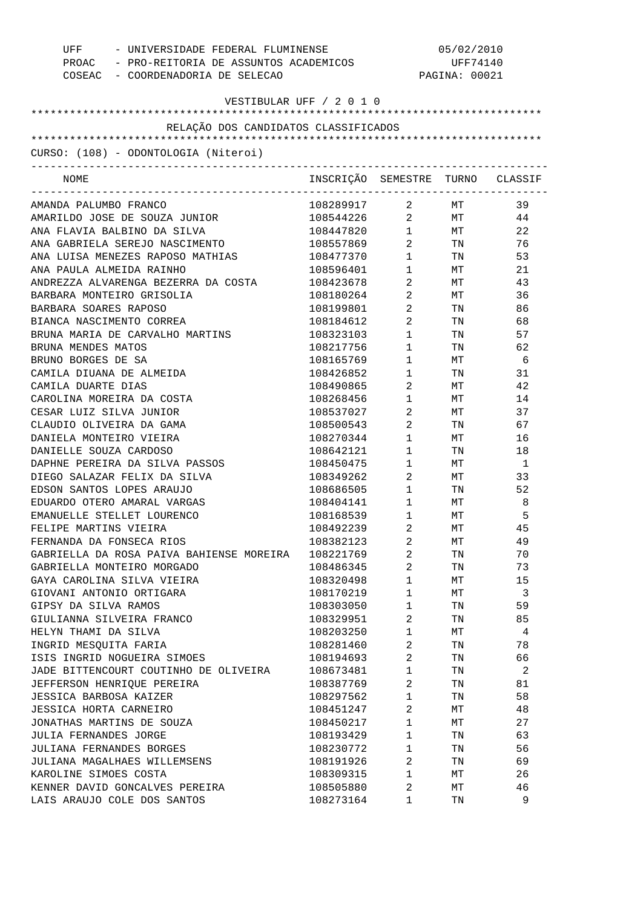UFF - UNIVERSIDADE FEDERAL FLUMINENSE
PROAC - PRO-REITORIA DE ASSUNTOS ACADEMICOS
COSEAC - COORDENADORIA DE SELECAO

05/02/2010
UFF74140

VESTIBULAR UFF / 2 0 1 0

## RELAÇÃO DOS CANDIDATOS CLASSIFICADOS

CURSO: (108) - ODONTOLOGIA (Niteroi)

| NOME | INSCRIÇÃO | SEMESTRE | TURNO | CLASSIF |
|---|---|---|---|---|
| AMANDA PALUMBO FRANCO | 108289917 | 2 | MT | 39 |
| AMARILDO JOSE DE SOUZA JUNIOR | 108544226 | 2 | MT | 44 |
| ANA FLAVIA BALBINO DA SILVA | 108447820 | 1 | MT | 22 |
| ANA GABRIELA SEREJO NASCIMENTO | 108557869 | 2 | TN | 76 |
| ANA LUISA MENEZES RAPOSO MATHIAS | 108477370 | 1 | TN | 53 |
| ANA PAULA ALMEIDA RAINHO | 108596401 | 1 | MT | 21 |
| ANDREZZA ALVARENGA BEZERRA DA COSTA | 108423678 | 2 | MT | 43 |
| BARBARA MONTEIRO GRISOLIA | 108180264 | 2 | MT | 36 |
| BARBARA SOARES RAPOSO | 108199801 | 2 | TN | 86 |
| BIANCA NASCIMENTO CORREA | 108184612 | 2 | TN | 68 |
| BRUNA MARIA DE CARVALHO MARTINS | 108323103 | 1 | TN | 57 |
| BRUNA MENDES MATOS | 108217756 | 1 | TN | 62 |
| BRUNO BORGES DE SA | 108165769 | 1 | MT | 6 |
| CAMILA DIUANA DE ALMEIDA | 108426852 | 1 | TN | 31 |
| CAMILA DUARTE DIAS | 108490865 | 2 | MT | 42 |
| CAROLINA MOREIRA DA COSTA | 108268456 | 1 | MT | 14 |
| CESAR LUIZ SILVA JUNIOR | 108537027 | 2 | MT | 37 |
| CLAUDIO OLIVEIRA DA GAMA | 108500543 | 2 | TN | 67 |
| DANIELA MONTEIRO VIEIRA | 108270344 | 1 | MT | 16 |
| DANIELLE SOUZA CARDOSO | 108642121 | 1 | TN | 18 |
| DAPHNE PEREIRA DA SILVA PASSOS | 108450475 | 1 | MT | 1 |
| DIEGO SALAZAR FELIX DA SILVA | 108349262 | 2 | MT | 33 |
| EDSON SANTOS LOPES ARAUJO | 108686505 | 1 | TN | 52 |
| EDUARDO OTERO AMARAL VARGAS | 108404141 | 1 | MT | 8 |
| EMANUELLE STELLET LOURENCO | 108168539 | 1 | MT | 5 |
| FELIPE MARTINS VIEIRA | 108492239 | 2 | MT | 45 |
| FERNANDA DA FONSECA RIOS | 108382123 | 2 | MT | 49 |
| GABRIELLA DA ROSA PAIVA BAHIENSE MOREIRA | 108221769 | 2 | TN | 70 |
| GABRIELLA MONTEIRO MORGADO | 108486345 | 2 | TN | 73 |
| GAYA CAROLINA SILVA VIEIRA | 108320498 | 1 | MT | 15 |
| GIOVANI ANTONIO ORTIGARA | 108170219 | 1 | MT | 3 |
| GIPSY DA SILVA RAMOS | 108303050 | 1 | TN | 59 |
| GIULIANNA SILVEIRA FRANCO | 108329951 | 2 | TN | 85 |
| HELYN THAMI DA SILVA | 108203250 | 1 | MT | 4 |
| INGRID MESQUITA FARIA | 108281460 | 2 | TN | 78 |
| ISIS INGRID NOGUEIRA SIMOES | 108194693 | 2 | TN | 66 |
| JADE BITTENCOURT COUTINHO DE OLIVEIRA | 108673481 | 1 | TN | 2 |
| JEFFERSON HENRIQUE PEREIRA | 108387769 | 2 | TN | 81 |
| JESSICA BARBOSA KAIZER | 108297562 | 1 | TN | 58 |
| JESSICA HORTA CARNEIRO | 108451247 | 2 | MT | 48 |
| JONATHAS MARTINS DE SOUZA | 108450217 | 1 | MT | 27 |
| JULIA FERNANDES JORGE | 108193429 | 1 | TN | 63 |
| JULIANA FERNANDES BORGES | 108230772 | 1 | TN | 56 |
| JULIANA MAGALHAES WILLEMSENS | 108191926 | 2 | TN | 69 |
| KAROLINE SIMOES COSTA | 108309315 | 1 | MT | 26 |
| KENNER DAVID GONCALVES PEREIRA | 108505880 | 2 | MT | 46 |
| LAIS ARAUJO COLE DOS SANTOS | 108273164 | 1 | TN | 9 |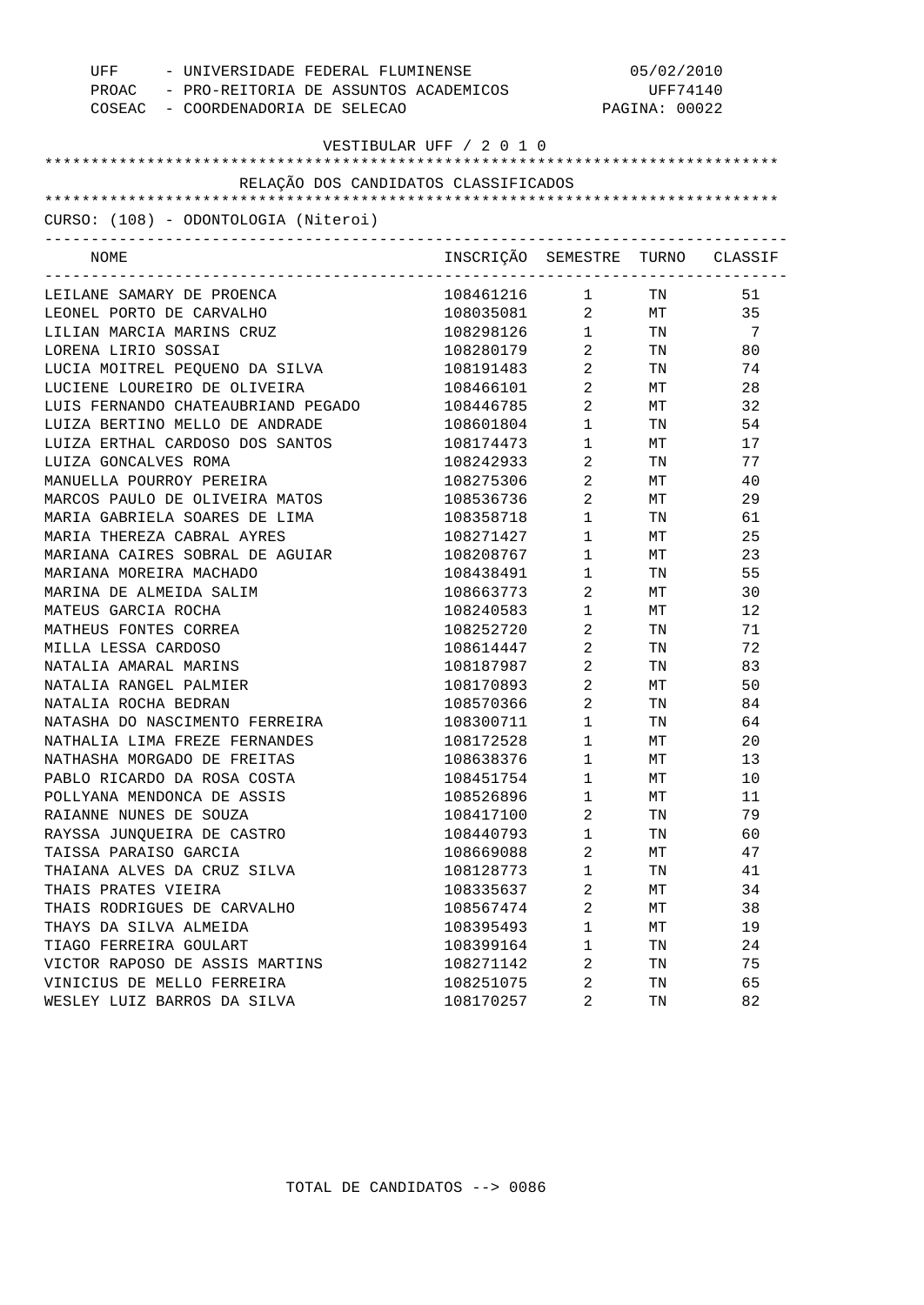UFF - UNIVERSIDADE FEDERAL FLUMINENSE 05/02/2010
PROAC - PRO-REITORIA DE ASSUNTOS ACADEMICOS UFF74140
COSEAC - COORDENADORIA DE SELECAO

VESTIBULAR UFF / 2 0 1 0

RELAÇÃO DOS CANDIDATOS CLASSIFICADOS

CURSO: (108) - ODONTOLOGIA (Niteroi)

| NOME | INSCRIÇÃO | SEMESTRE | TURNO | CLASSIF |
|---|---|---|---|---|
| LEILANE SAMARY DE PROENCA | 108461216 | 1 | TN | 51 |
| LEONEL PORTO DE CARVALHO | 108035081 | 2 | MT | 35 |
| LILIAN MARCIA MARINS CRUZ | 108298126 | 1 | TN | 7 |
| LORENA LIRIO SOSSAI | 108280179 | 2 | TN | 80 |
| LUCIA MOITREL PEQUENO DA SILVA | 108191483 | 2 | TN | 74 |
| LUCIENE LOUREIRO DE OLIVEIRA | 108466101 | 2 | MT | 28 |
| LUIS FERNANDO CHATEAUBRIAND PEGADO | 108446785 | 2 | MT | 32 |
| LUIZA BERTINO MELLO DE ANDRADE | 108601804 | 1 | TN | 54 |
| LUIZA ERTHAL CARDOSO DOS SANTOS | 108174473 | 1 | MT | 17 |
| LUIZA GONCALVES ROMA | 108242933 | 2 | TN | 77 |
| MANUELLA POURROY PEREIRA | 108275306 | 2 | MT | 40 |
| MARCOS PAULO DE OLIVEIRA MATOS | 108536736 | 2 | MT | 29 |
| MARIA GABRIELA SOARES DE LIMA | 108358718 | 1 | TN | 61 |
| MARIA THEREZA CABRAL AYRES | 108271427 | 1 | MT | 25 |
| MARIANA CAIRES SOBRAL DE AGUIAR | 108208767 | 1 | MT | 23 |
| MARIANA MOREIRA MACHADO | 108438491 | 1 | TN | 55 |
| MARINA DE ALMEIDA SALIM | 108663773 | 2 | MT | 30 |
| MATEUS GARCIA ROCHA | 108240583 | 1 | MT | 12 |
| MATHEUS FONTES CORREA | 108252720 | 2 | TN | 71 |
| MILLA LESSA CARDOSO | 108614447 | 2 | TN | 72 |
| NATALIA AMARAL MARINS | 108187987 | 2 | TN | 83 |
| NATALIA RANGEL PALMIER | 108170893 | 2 | MT | 50 |
| NATALIA ROCHA BEDRAN | 108570366 | 2 | TN | 84 |
| NATASHA DO NASCIMENTO FERREIRA | 108300711 | 1 | TN | 64 |
| NATHALIA LIMA FREZE FERNANDES | 108172528 | 1 | MT | 20 |
| NATHASHA MORGADO DE FREITAS | 108638376 | 1 | MT | 13 |
| PABLO RICARDO DA ROSA COSTA | 108451754 | 1 | MT | 10 |
| POLLYANA MENDONCA DE ASSIS | 108526896 | 1 | MT | 11 |
| RAIANNE NUNES DE SOUZA | 108417100 | 2 | TN | 79 |
| RAYSSA JUNQUEIRA DE CASTRO | 108440793 | 1 | TN | 60 |
| TAISSA PARAISO GARCIA | 108669088 | 2 | MT | 47 |
| THAIANA ALVES DA CRUZ SILVA | 108128773 | 1 | TN | 41 |
| THAIS PRATES VIEIRA | 108335637 | 2 | MT | 34 |
| THAIS RODRIGUES DE CARVALHO | 108567474 | 2 | MT | 38 |
| THAYS DA SILVA ALMEIDA | 108395493 | 1 | MT | 19 |
| TIAGO FERREIRA GOULART | 108399164 | 1 | TN | 24 |
| VICTOR RAPOSO DE ASSIS MARTINS | 108271142 | 2 | TN | 75 |
| VINICIUS DE MELLO FERREIRA | 108251075 | 2 | TN | 65 |
| WESLEY LUIZ BARROS DA SILVA | 108170257 | 2 | TN | 82 |

TOTAL DE CANDIDATOS --> 0086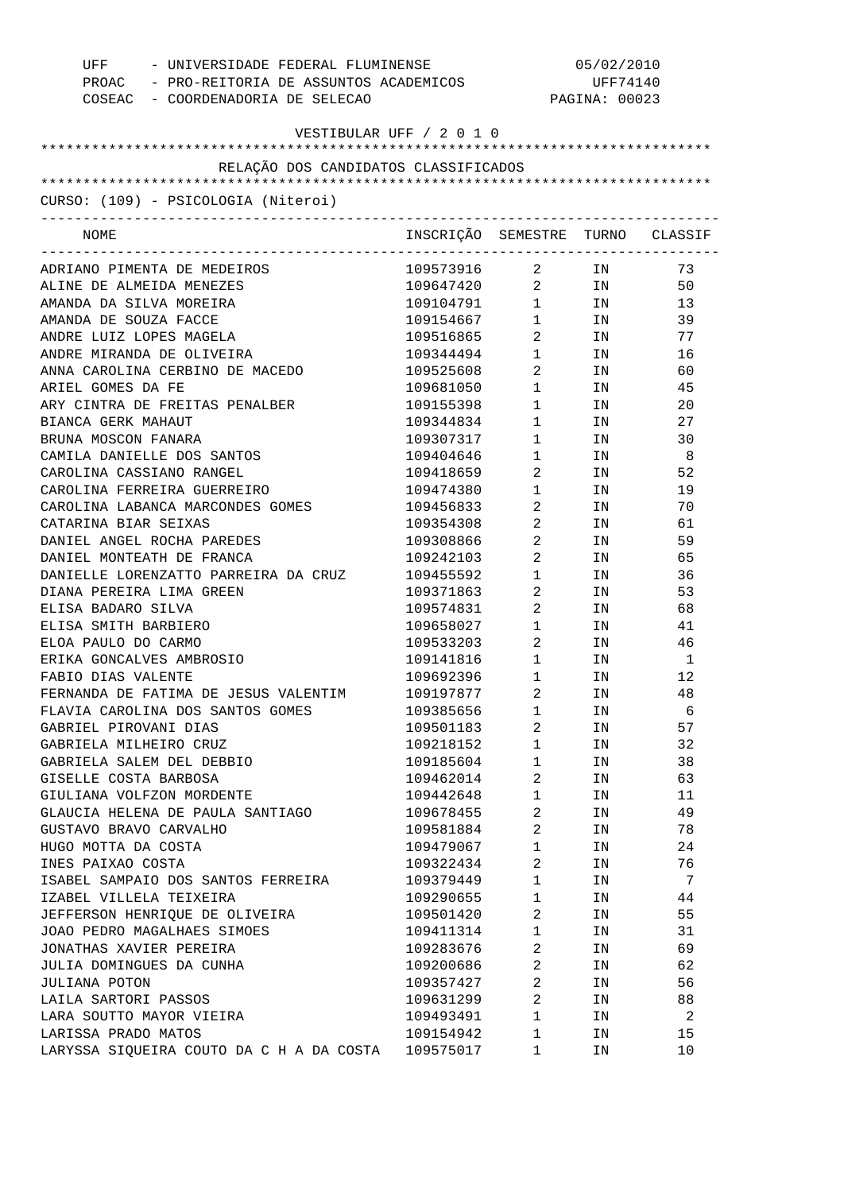UFF - UNIVERSIDADE FEDERAL FLUMINENSE
PROAC - PRO-REITORIA DE ASSUNTOS ACADEMICOS
COSEAC - COORDENADORIA DE SELECAO

05/02/2010
UFF74140

VESTIBULAR UFF / 2 0 1 0

RELAÇÃO DOS CANDIDATOS CLASSIFICADOS

CURSO: (109) - PSICOLOGIA (Niteroi)

| NOME | INSCRIÇÃO | SEMESTRE | TURNO | CLASSIF |
|---|---|---|---|---|
| ADRIANO PIMENTA DE MEDEIROS | 109573916 | 2 | IN | 73 |
| ALINE DE ALMEIDA MENEZES | 109647420 | 2 | IN | 50 |
| AMANDA DA SILVA MOREIRA | 109104791 | 1 | IN | 13 |
| AMANDA DE SOUZA FACCE | 109154667 | 1 | IN | 39 |
| ANDRE LUIZ LOPES MAGELA | 109516865 | 2 | IN | 77 |
| ANDRE MIRANDA DE OLIVEIRA | 109344494 | 1 | IN | 16 |
| ANNA CAROLINA CERBINO DE MACEDO | 109525608 | 2 | IN | 60 |
| ARIEL GOMES DA FE | 109681050 | 1 | IN | 45 |
| ARY CINTRA DE FREITAS PENALBER | 109155398 | 1 | IN | 20 |
| BIANCA GERK MAHAUT | 109344834 | 1 | IN | 27 |
| BRUNA MOSCON FANARA | 109307317 | 1 | IN | 30 |
| CAMILA DANIELLE DOS SANTOS | 109404646 | 1 | IN | 8 |
| CAROLINA CASSIANO RANGEL | 109418659 | 2 | IN | 52 |
| CAROLINA FERREIRA GUERREIRO | 109474380 | 1 | IN | 19 |
| CAROLINA LABANCA MARCONDES GOMES | 109456833 | 2 | IN | 70 |
| CATARINA BIAR SEIXAS | 109354308 | 2 | IN | 61 |
| DANIEL ANGEL ROCHA PAREDES | 109308866 | 2 | IN | 59 |
| DANIEL MONTEATH DE FRANCA | 109242103 | 2 | IN | 65 |
| DANIELLE LORENZATTO PARREIRA DA CRUZ | 109455592 | 1 | IN | 36 |
| DIANA PEREIRA LIMA GREEN | 109371863 | 2 | IN | 53 |
| ELISA BADARO SILVA | 109574831 | 2 | IN | 68 |
| ELISA SMITH BARBIERO | 109658027 | 1 | IN | 41 |
| ELOA PAULO DO CARMO | 109533203 | 2 | IN | 46 |
| ERIKA GONCALVES AMBROSIO | 109141816 | 1 | IN | 1 |
| FABIO DIAS VALENTE | 109692396 | 1 | IN | 12 |
| FERNANDA DE FATIMA DE JESUS VALENTIM | 109197877 | 2 | IN | 48 |
| FLAVIA CAROLINA DOS SANTOS GOMES | 109385656 | 1 | IN | 6 |
| GABRIEL PIROVANI DIAS | 109501183 | 2 | IN | 57 |
| GABRIELA MILHEIRO CRUZ | 109218152 | 1 | IN | 32 |
| GABRIELA SALEM DEL DEBBIO | 109185604 | 1 | IN | 38 |
| GISELLE COSTA BARBOSA | 109462014 | 2 | IN | 63 |
| GIULIANA VOLFZON MORDENTE | 109442648 | 1 | IN | 11 |
| GLAUCIA HELENA DE PAULA SANTIAGO | 109678455 | 2 | IN | 49 |
| GUSTAVO BRAVO CARVALHO | 109581884 | 2 | IN | 78 |
| HUGO MOTTA DA COSTA | 109479067 | 1 | IN | 24 |
| INES PAIXAO COSTA | 109322434 | 2 | IN | 76 |
| ISABEL SAMPAIO DOS SANTOS FERREIRA | 109379449 | 1 | IN | 7 |
| IZABEL VILLELA TEIXEIRA | 109290655 | 1 | IN | 44 |
| JEFFERSON HENRIQUE DE OLIVEIRA | 109501420 | 2 | IN | 55 |
| JOAO PEDRO MAGALHAES SIMOES | 109411314 | 1 | IN | 31 |
| JONATHAS XAVIER PEREIRA | 109283676 | 2 | IN | 69 |
| JULIA DOMINGUES DA CUNHA | 109200686 | 2 | IN | 62 |
| JULIANA POTON | 109357427 | 2 | IN | 56 |
| LAILA SARTORI PASSOS | 109631299 | 2 | IN | 88 |
| LARA SOUTTO MAYOR VIEIRA | 109493491 | 1 | IN | 2 |
| LARISSA PRADO MATOS | 109154942 | 1 | IN | 15 |
| LARYSSA SIQUEIRA COUTO DA C H A DA COSTA | 109575017 | 1 | IN | 10 |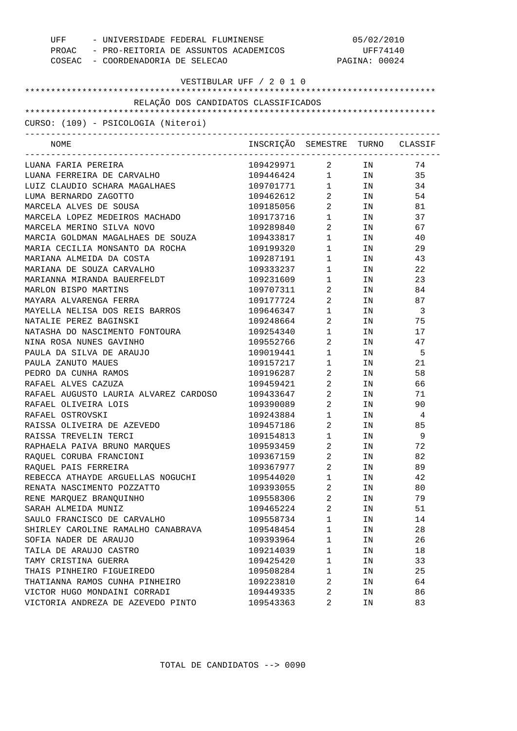UFF - UNIVERSIDADE FEDERAL FLUMINENSE  05/02/2010
PROAC - PRO-REITORIA DE ASSUNTOS ACADEMICOS  UFF74140
COSEAC - COORDENADORIA DE SELECAO

VESTIBULAR UFF / 2 0 1 0

RELAÇÃO DOS CANDIDATOS CLASSIFICADOS

CURSO: (109) - PSICOLOGIA (Niteroi)

| NOME | INSCRIÇÃO | SEMESTRE | TURNO | CLASSIF |
|---|---|---|---|---|
| LUANA FARIA PEREIRA | 109429971 | 2 | IN | 74 |
| LUANA FERREIRA DE CARVALHO | 109446424 | 1 | IN | 35 |
| LUIZ CLAUDIO SCHARA MAGALHAES | 109701771 | 1 | IN | 34 |
| LUMA BERNARDO ZAGOTTO | 109462612 | 2 | IN | 54 |
| MARCELA ALVES DE SOUSA | 109185056 | 2 | IN | 81 |
| MARCELA LOPEZ MEDEIROS MACHADO | 109173716 | 1 | IN | 37 |
| MARCELA MERINO SILVA NOVO | 109289840 | 2 | IN | 67 |
| MARCIA GOLDMAN MAGALHAES DE SOUZA | 109433817 | 1 | IN | 40 |
| MARIA CECILIA MONSANTO DA ROCHA | 109199320 | 1 | IN | 29 |
| MARIANA ALMEIDA DA COSTA | 109287191 | 1 | IN | 43 |
| MARIANA DE SOUZA CARVALHO | 109333237 | 1 | IN | 22 |
| MARIANNA MIRANDA BAUERFELDT | 109231609 | 1 | IN | 23 |
| MARLON BISPO MARTINS | 109707311 | 2 | IN | 84 |
| MAYARA ALVARENGA FERRA | 109177724 | 2 | IN | 87 |
| MAYELLA NELISA DOS REIS BARROS | 109646347 | 1 | IN | 3 |
| NATALIE PEREZ BAGINSKI | 109248664 | 2 | IN | 75 |
| NATASHA DO NASCIMENTO FONTOURA | 109254340 | 1 | IN | 17 |
| NINA ROSA NUNES GAVINHO | 109552766 | 2 | IN | 47 |
| PAULA DA SILVA DE ARAUJO | 109019441 | 1 | IN | 5 |
| PAULA ZANUTO MAUES | 109157217 | 1 | IN | 21 |
| PEDRO DA CUNHA RAMOS | 109196287 | 2 | IN | 58 |
| RAFAEL ALVES CAZUZA | 109459421 | 2 | IN | 66 |
| RAFAEL AUGUSTO LAURIA ALVAREZ CARDOSO | 109433647 | 2 | IN | 71 |
| RAFAEL OLIVEIRA LOIS | 109390089 | 2 | IN | 90 |
| RAFAEL OSTROVSKI | 109243884 | 1 | IN | 4 |
| RAISSA OLIVEIRA DE AZEVEDO | 109457186 | 2 | IN | 85 |
| RAISSA TREVELIN TERCI | 109154813 | 1 | IN | 9 |
| RAPHAELA PAIVA BRUNO MARQUES | 109593459 | 2 | IN | 72 |
| RAQUEL CORUBA FRANCIONI | 109367159 | 2 | IN | 82 |
| RAQUEL PAIS FERREIRA | 109367977 | 2 | IN | 89 |
| REBECCA ATHAYDE ARGUELLAS NOGUCHI | 109544020 | 1 | IN | 42 |
| RENATA NASCIMENTO POZZATTO | 109393055 | 2 | IN | 80 |
| RENE MARQUEZ BRANQUINHO | 109558306 | 2 | IN | 79 |
| SARAH ALMEIDA MUNIZ | 109465224 | 2 | IN | 51 |
| SAULO FRANCISCO DE CARVALHO | 109558734 | 1 | IN | 14 |
| SHIRLEY CAROLINE RAMALHO CANABRAVA | 109548454 | 1 | IN | 28 |
| SOFIA NADER DE ARAUJO | 109393964 | 1 | IN | 26 |
| TAILA DE ARAUJO CASTRO | 109214039 | 1 | IN | 18 |
| TAMY CRISTINA GUERRA | 109425420 | 1 | IN | 33 |
| THAIS PINHEIRO FIGUEIREDO | 109508284 | 1 | IN | 25 |
| THATIANNA RAMOS CUNHA PINHEIRO | 109223810 | 2 | IN | 64 |
| VICTOR HUGO MONDAINI CORRADI | 109449335 | 2 | IN | 86 |
| VICTORIA ANDREZA DE AZEVEDO PINTO | 109543363 | 2 | IN | 83 |

TOTAL DE CANDIDATOS --> 0090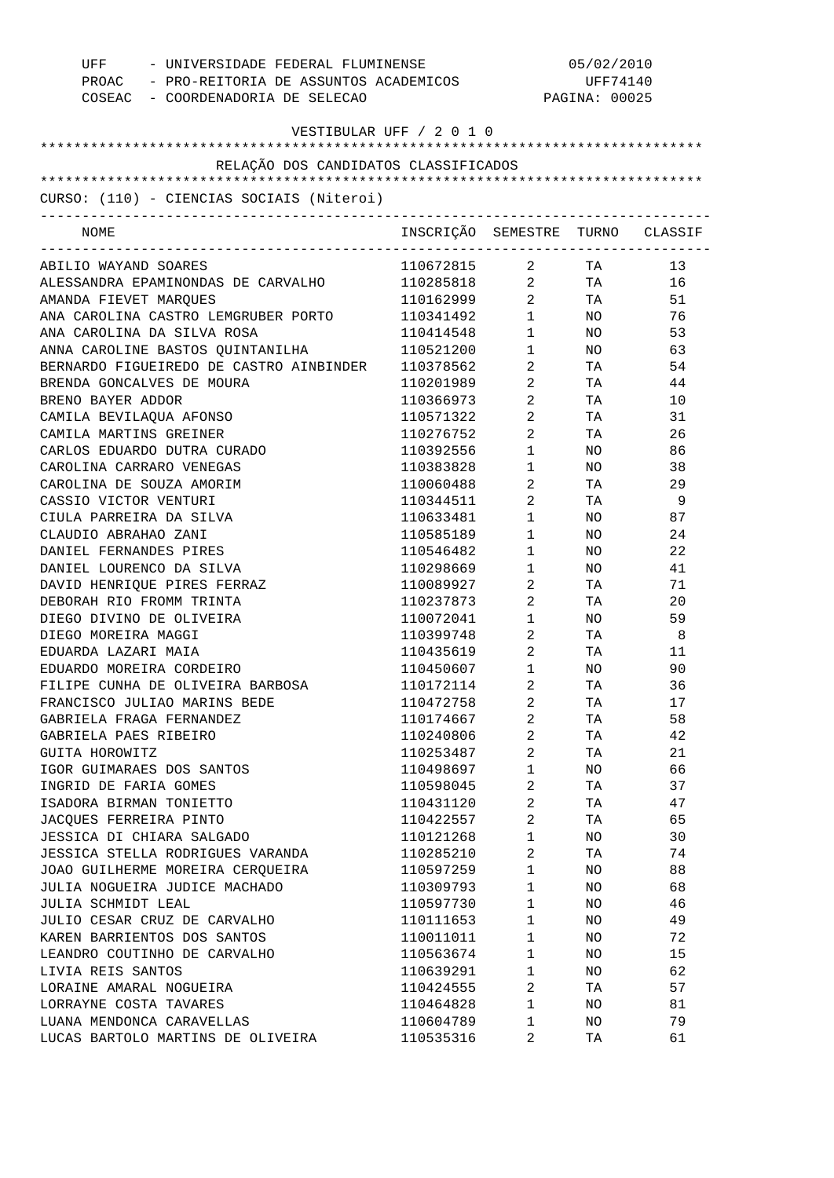UFF - UNIVERSIDADE FEDERAL FLUMINENSE — 05/02/2010
PROAC - PRO-REITORIA DE ASSUNTOS ACADEMICOS — UFF74140
COSEAC - COORDENADORIA DE SELECAO

VESTIBULAR UFF / 2 0 1 0

RELAÇÃO DOS CANDIDATOS CLASSIFICADOS

CURSO: (110) - CIENCIAS SOCIAIS (Niteroi)

| NOME | INSCRIÇÃO | SEMESTRE | TURNO | CLASSIF |
|---|---|---|---|---|
| ABILIO WAYAND SOARES | 110672815 | 2 | TA | 13 |
| ALESSANDRA EPAMINONDAS DE CARVALHO | 110285818 | 2 | TA | 16 |
| AMANDA FIEVET MARQUES | 110162999 | 2 | TA | 51 |
| ANA CAROLINA CASTRO LEMGRUBER PORTO | 110341492 | 1 | NO | 76 |
| ANA CAROLINA DA SILVA ROSA | 110414548 | 1 | NO | 53 |
| ANNA CAROLINE BASTOS QUINTANILHA | 110521200 | 1 | NO | 63 |
| BERNARDO FIGUEIREDO DE CASTRO AINBINDER | 110378562 | 2 | TA | 54 |
| BRENDA GONCALVES DE MOURA | 110201989 | 2 | TA | 44 |
| BRENO BAYER ADDOR | 110366973 | 2 | TA | 10 |
| CAMILA BEVILAQUA AFONSO | 110571322 | 2 | TA | 31 |
| CAMILA MARTINS GREINER | 110276752 | 2 | TA | 26 |
| CARLOS EDUARDO DUTRA CURADO | 110392556 | 1 | NO | 86 |
| CAROLINA CARRARO VENEGAS | 110383828 | 1 | NO | 38 |
| CAROLINA DE SOUZA AMORIM | 110060488 | 2 | TA | 29 |
| CASSIO VICTOR VENTURI | 110344511 | 2 | TA | 9 |
| CIULA PARREIRA DA SILVA | 110633481 | 1 | NO | 87 |
| CLAUDIO ABRAHAO ZANI | 110585189 | 1 | NO | 24 |
| DANIEL FERNANDES PIRES | 110546482 | 1 | NO | 22 |
| DANIEL LOURENCO DA SILVA | 110298669 | 1 | NO | 41 |
| DAVID HENRIQUE PIRES FERRAZ | 110089927 | 2 | TA | 71 |
| DEBORAH RIO FROMM TRINTA | 110237873 | 2 | TA | 20 |
| DIEGO DIVINO DE OLIVEIRA | 110072041 | 1 | NO | 59 |
| DIEGO MOREIRA MAGGI | 110399748 | 2 | TA | 8 |
| EDUARDA LAZARI MAIA | 110435619 | 2 | TA | 11 |
| EDUARDO MOREIRA CORDEIRO | 110450607 | 1 | NO | 90 |
| FILIPE CUNHA DE OLIVEIRA BARBOSA | 110172114 | 2 | TA | 36 |
| FRANCISCO JULIAO MARINS BEDE | 110472758 | 2 | TA | 17 |
| GABRIELA FRAGA FERNANDEZ | 110174667 | 2 | TA | 58 |
| GABRIELA PAES RIBEIRO | 110240806 | 2 | TA | 42 |
| GUITA HOROWITZ | 110253487 | 2 | TA | 21 |
| IGOR GUIMARAES DOS SANTOS | 110498697 | 1 | NO | 66 |
| INGRID DE FARIA GOMES | 110598045 | 2 | TA | 37 |
| ISADORA BIRMAN TONIETTO | 110431120 | 2 | TA | 47 |
| JACQUES FERREIRA PINTO | 110422557 | 2 | TA | 65 |
| JESSICA DI CHIARA SALGADO | 110121268 | 1 | NO | 30 |
| JESSICA STELLA RODRIGUES VARANDA | 110285210 | 2 | TA | 74 |
| JOAO GUILHERME MOREIRA CERQUEIRA | 110597259 | 1 | NO | 88 |
| JULIA NOGUEIRA JUDICE MACHADO | 110309793 | 1 | NO | 68 |
| JULIA SCHMIDT LEAL | 110597730 | 1 | NO | 46 |
| JULIO CESAR CRUZ DE CARVALHO | 110111653 | 1 | NO | 49 |
| KAREN BARRIENTOS DOS SANTOS | 110011011 | 1 | NO | 72 |
| LEANDRO COUTINHO DE CARVALHO | 110563674 | 1 | NO | 15 |
| LIVIA REIS SANTOS | 110639291 | 1 | NO | 62 |
| LORAINE AMARAL NOGUEIRA | 110424555 | 2 | TA | 57 |
| LORRAYNE COSTA TAVARES | 110464828 | 1 | NO | 81 |
| LUANA MENDONCA CARAVELLAS | 110604789 | 1 | NO | 79 |
| LUCAS BARTOLO MARTINS DE OLIVEIRA | 110535316 | 2 | TA | 61 |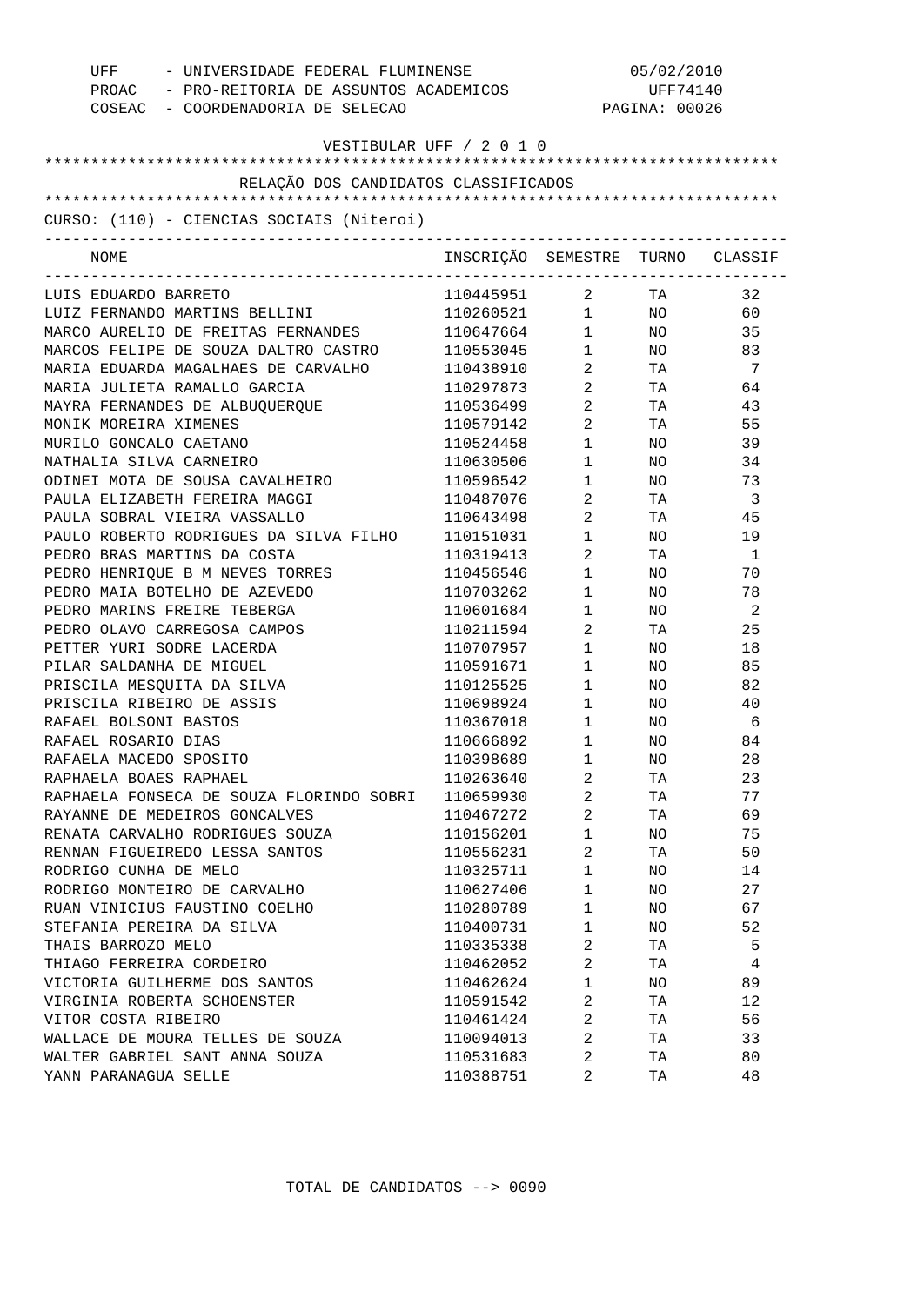UFF - UNIVERSIDADE FEDERAL FLUMINENSE 05/02/2010
PROAC - PRO-REITORIA DE ASSUNTOS ACADEMICOS UFF74140
COSEAC - COORDENADORIA DE SELECAO

VESTIBULAR UFF / 2 0 1 0

RELAÇÃO DOS CANDIDATOS CLASSIFICADOS

CURSO: (110) - CIENCIAS SOCIAIS (Niteroi)

| NOME | INSCRIÇÃO | SEMESTRE | TURNO | CLASSIF |
|---|---|---|---|---|
| LUIS EDUARDO BARRETO | 110445951 | 2 | TA | 32 |
| LUIZ FERNANDO MARTINS BELLINI | 110260521 | 1 | NO | 60 |
| MARCO AURELIO DE FREITAS FERNANDES | 110647664 | 1 | NO | 35 |
| MARCOS FELIPE DE SOUZA DALTRO CASTRO | 110553045 | 1 | NO | 83 |
| MARIA EDUARDA MAGALHAES DE CARVALHO | 110438910 | 2 | TA | 7 |
| MARIA JULIETA RAMALLO GARCIA | 110297873 | 2 | TA | 64 |
| MAYRA FERNANDES DE ALBUQUERQUE | 110536499 | 2 | TA | 43 |
| MONIK MOREIRA XIMENES | 110579142 | 2 | TA | 55 |
| MURILO GONCALO CAETANO | 110524458 | 1 | NO | 39 |
| NATHALIA SILVA CARNEIRO | 110630506 | 1 | NO | 34 |
| ODINEI MOTA DE SOUSA CAVALHEIRO | 110596542 | 1 | NO | 73 |
| PAULA ELIZABETH FEREIRA MAGGI | 110487076 | 2 | TA | 3 |
| PAULA SOBRAL VIEIRA VASSALLO | 110643498 | 2 | TA | 45 |
| PAULO ROBERTO RODRIGUES DA SILVA FILHO | 110151031 | 1 | NO | 19 |
| PEDRO BRAS MARTINS DA COSTA | 110319413 | 2 | TA | 1 |
| PEDRO HENRIQUE B M NEVES TORRES | 110456546 | 1 | NO | 70 |
| PEDRO MAIA BOTELHO DE AZEVEDO | 110703262 | 1 | NO | 78 |
| PEDRO MARINS FREIRE TEBERGA | 110601684 | 1 | NO | 2 |
| PEDRO OLAVO CARREGOSA CAMPOS | 110211594 | 2 | TA | 25 |
| PETTER YURI SODRE LACERDA | 110707957 | 1 | NO | 18 |
| PILAR SALDANHA DE MIGUEL | 110591671 | 1 | NO | 85 |
| PRISCILA MESQUITA DA SILVA | 110125525 | 1 | NO | 82 |
| PRISCILA RIBEIRO DE ASSIS | 110698924 | 1 | NO | 40 |
| RAFAEL BOLSONI BASTOS | 110367018 | 1 | NO | 6 |
| RAFAEL ROSARIO DIAS | 110666892 | 1 | NO | 84 |
| RAFAELA MACEDO SPOSITO | 110398689 | 1 | NO | 28 |
| RAPHAELA BOAES RAPHAEL | 110263640 | 2 | TA | 23 |
| RAPHAELA FONSECA DE SOUZA FLORINDO SOBRI | 110659930 | 2 | TA | 77 |
| RAYANNE DE MEDEIROS GONCALVES | 110467272 | 2 | TA | 69 |
| RENATA CARVALHO RODRIGUES SOUZA | 110156201 | 1 | NO | 75 |
| RENNAN FIGUEIREDO LESSA SANTOS | 110556231 | 2 | TA | 50 |
| RODRIGO CUNHA DE MELO | 110325711 | 1 | NO | 14 |
| RODRIGO MONTEIRO DE CARVALHO | 110627406 | 1 | NO | 27 |
| RUAN VINICIUS FAUSTINO COELHO | 110280789 | 1 | NO | 67 |
| STEFANIA PEREIRA DA SILVA | 110400731 | 1 | NO | 52 |
| THAIS BARROZO MELO | 110335338 | 2 | TA | 5 |
| THIAGO FERREIRA CORDEIRO | 110462052 | 2 | TA | 4 |
| VICTORIA GUILHERME DOS SANTOS | 110462624 | 1 | NO | 89 |
| VIRGINIA ROBERTA SCHOENSTER | 110591542 | 2 | TA | 12 |
| VITOR COSTA RIBEIRO | 110461424 | 2 | TA | 56 |
| WALLACE DE MOURA TELLES DE SOUZA | 110094013 | 2 | TA | 33 |
| WALTER GABRIEL SANT ANNA SOUZA | 110531683 | 2 | TA | 80 |
| YANN PARANAGUA SELLE | 110388751 | 2 | TA | 48 |

TOTAL DE CANDIDATOS --> 0090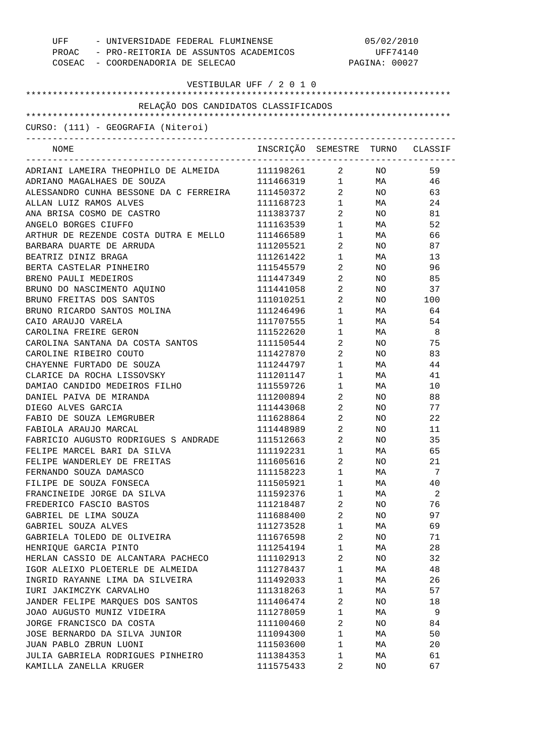UFF - UNIVERSIDADE FEDERAL FLUMINENSE 05/02/2010
PROAC - PRO-REITORIA DE ASSUNTOS ACADEMICOS UFF74140
COSEAC - COORDENADORIA DE SELECAO

VESTIBULAR UFF / 2 0 1 0

RELAÇÃO DOS CANDIDATOS CLASSIFICADOS

CURSO: (111) - GEOGRAFIA (Niteroi)

| NOME | INSCRIÇÃO | SEMESTRE | TURNO | CLASSIF |
|---|---|---|---|---|
| ADRIANI LAMEIRA THEOPHILO DE ALMEIDA | 111198261 | 2 | NO | 59 |
| ADRIANO MAGALHAES DE SOUZA | 111466319 | 1 | MA | 46 |
| ALESSANDRO CUNHA BESSONE DA C FERREIRA | 111450372 | 2 | NO | 63 |
| ALLAN LUIZ RAMOS ALVES | 111168723 | 1 | MA | 24 |
| ANA BRISA COSMO DE CASTRO | 111383737 | 2 | NO | 81 |
| ANGELO BORGES CIUFFO | 111163539 | 1 | MA | 52 |
| ARTHUR DE REZENDE COSTA DUTRA E MELLO | 111466589 | 1 | MA | 66 |
| BARBARA DUARTE DE ARRUDA | 111205521 | 2 | NO | 87 |
| BEATRIZ DINIZ BRAGA | 111261422 | 1 | MA | 13 |
| BERTA CASTELAR PINHEIRO | 111545579 | 2 | NO | 96 |
| BRENO PAULI MEDEIROS | 111447349 | 2 | NO | 85 |
| BRUNO DO NASCIMENTO AQUINO | 111441058 | 2 | NO | 37 |
| BRUNO FREITAS DOS SANTOS | 111010251 | 2 | NO | 100 |
| BRUNO RICARDO SANTOS MOLINA | 111246496 | 1 | MA | 64 |
| CAIO ARAUJO VARELA | 111707555 | 1 | MA | 54 |
| CAROLINA FREIRE GERON | 111522620 | 1 | MA | 8 |
| CAROLINA SANTANA DA COSTA SANTOS | 111150544 | 2 | NO | 75 |
| CAROLINE RIBEIRO COUTO | 111427870 | 2 | NO | 83 |
| CHAYENNE FURTADO DE SOUZA | 111244797 | 1 | MA | 44 |
| CLARICE DA ROCHA LISSOVSKY | 111201147 | 1 | MA | 41 |
| DAMIAO CANDIDO MEDEIROS FILHO | 111559726 | 1 | MA | 10 |
| DANIEL PAIVA DE MIRANDA | 111200894 | 2 | NO | 88 |
| DIEGO ALVES GARCIA | 111443068 | 2 | NO | 77 |
| FABIO DE SOUZA LEMGRUBER | 111628864 | 2 | NO | 22 |
| FABIOLA ARAUJO MARCAL | 111448989 | 2 | NO | 11 |
| FABRICIO AUGUSTO RODRIGUES S ANDRADE | 111512663 | 2 | NO | 35 |
| FELIPE MARCEL BARI DA SILVA | 111192231 | 1 | MA | 65 |
| FELIPE WANDERLEY DE FREITAS | 111605616 | 2 | NO | 21 |
| FERNANDO SOUZA DAMASCO | 111158223 | 1 | MA | 7 |
| FILIPE DE SOUZA FONSECA | 111505921 | 1 | MA | 40 |
| FRANCINEIDE JORGE DA SILVA | 111592376 | 1 | MA | 2 |
| FREDERICO FASCIO BASTOS | 111218487 | 2 | NO | 76 |
| GABRIEL DE LIMA SOUZA | 111688400 | 2 | NO | 97 |
| GABRIEL SOUZA ALVES | 111273528 | 1 | MA | 69 |
| GABRIELA TOLEDO DE OLIVEIRA | 111676598 | 2 | NO | 71 |
| HENRIQUE GARCIA PINTO | 111254194 | 1 | MA | 28 |
| HERLAN CASSIO DE ALCANTARA PACHECO | 111102913 | 2 | NO | 32 |
| IGOR ALEIXO PLOETERLE DE ALMEIDA | 111278437 | 1 | MA | 48 |
| INGRID RAYANNE LIMA DA SILVEIRA | 111492033 | 1 | MA | 26 |
| IURI JAKIMCZYK CARVALHO | 111318263 | 1 | MA | 57 |
| JANDER FELIPE MARQUES DOS SANTOS | 111406474 | 2 | NO | 18 |
| JOAO AUGUSTO MUNIZ VIDEIRA | 111278059 | 1 | MA | 9 |
| JORGE FRANCISCO DA COSTA | 111100460 | 2 | NO | 84 |
| JOSE BERNARDO DA SILVA JUNIOR | 111094300 | 1 | MA | 50 |
| JUAN PABLO ZBRUN LUONI | 111503600 | 1 | MA | 20 |
| JULIA GABRIELA RODRIGUES PINHEIRO | 111384353 | 1 | MA | 61 |
| KAMILLA ZANELLA KRUGER | 111575433 | 2 | NO | 67 |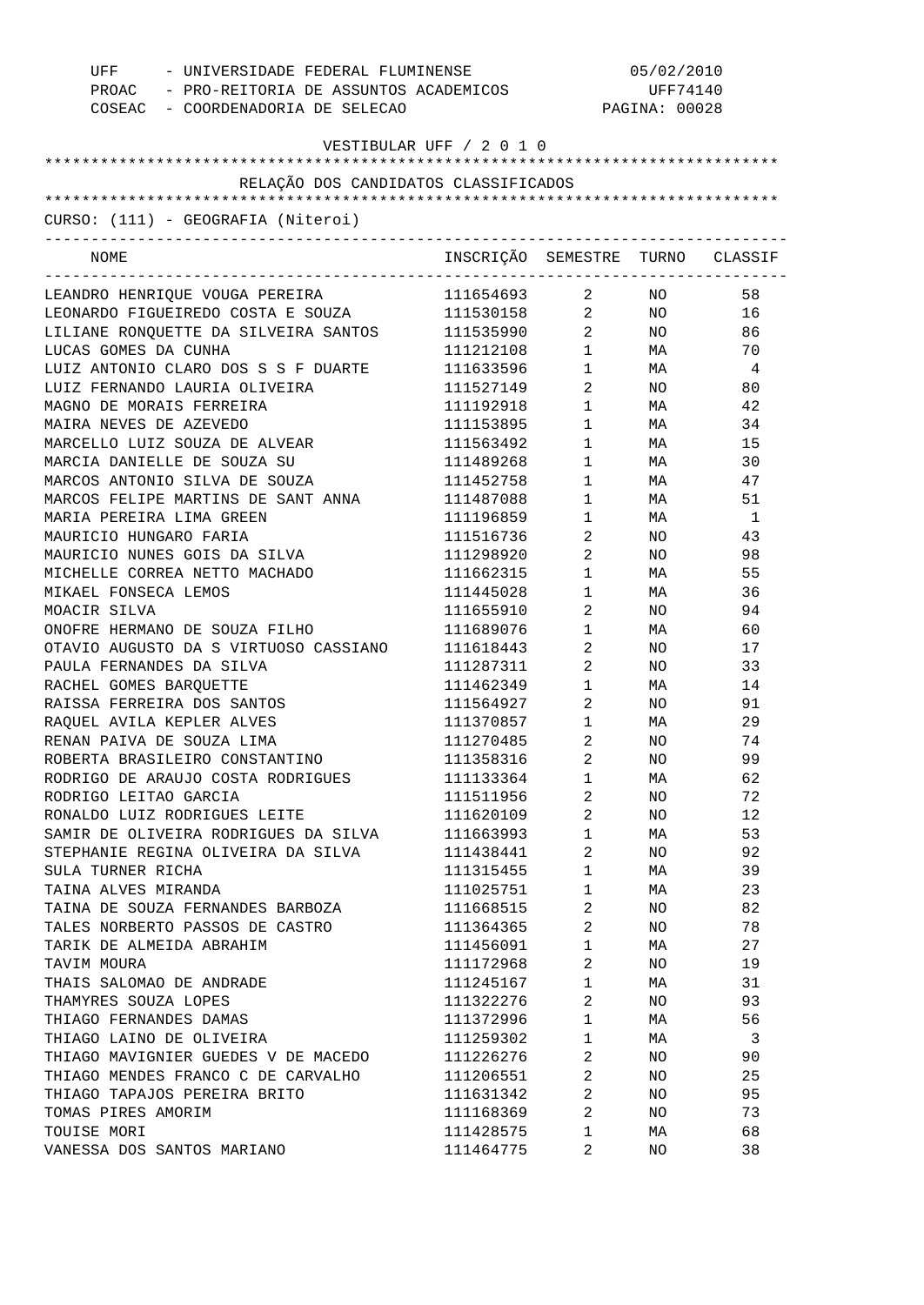UFF - UNIVERSIDADE FEDERAL FLUMINENSE
PROAC - PRO-REITORIA DE ASSUNTOS ACADEMICOS
COSEAC - COORDENADORIA DE SELECAO

05/02/2010
UFF74140

VESTIBULAR UFF / 2 0 1 0

RELAÇÃO DOS CANDIDATOS CLASSIFICADOS

CURSO: (111) - GEOGRAFIA (Niteroi)

| NOME | INSCRIÇÃO | SEMESTRE | TURNO | CLASSIF |
|---|---|---|---|---|
| LEANDRO HENRIQUE VOUGA PEREIRA | 111654693 | 2 | NO | 58 |
| LEONARDO FIGUEIREDO COSTA E SOUZA | 111530158 | 2 | NO | 16 |
| LILIANE RONQUETTE DA SILVEIRA SANTOS | 111535990 | 2 | NO | 86 |
| LUCAS GOMES DA CUNHA | 111212108 | 1 | MA | 70 |
| LUIZ ANTONIO CLARO DOS S S F DUARTE | 111633596 | 1 | MA | 4 |
| LUIZ FERNANDO LAURIA OLIVEIRA | 111527149 | 2 | NO | 80 |
| MAGNO DE MORAIS FERREIRA | 111192918 | 1 | MA | 42 |
| MAIRA NEVES DE AZEVEDO | 111153895 | 1 | MA | 34 |
| MARCELLO LUIZ SOUZA DE ALVEAR | 111563492 | 1 | MA | 15 |
| MARCIA DANIELLE DE SOUZA SU | 111489268 | 1 | MA | 30 |
| MARCOS ANTONIO SILVA DE SOUZA | 111452758 | 1 | MA | 47 |
| MARCOS FELIPE MARTINS DE SANT ANNA | 111487088 | 1 | MA | 51 |
| MARIA PEREIRA LIMA GREEN | 111196859 | 1 | MA | 1 |
| MAURICIO HUNGARO FARIA | 111516736 | 2 | NO | 43 |
| MAURICIO NUNES GOIS DA SILVA | 111298920 | 2 | NO | 98 |
| MICHELLE CORREA NETTO MACHADO | 111662315 | 1 | MA | 55 |
| MIKAEL FONSECA LEMOS | 111445028 | 1 | MA | 36 |
| MOACIR SILVA | 111655910 | 2 | NO | 94 |
| ONOFRE HERMANO DE SOUZA FILHO | 111689076 | 1 | MA | 60 |
| OTAVIO AUGUSTO DA S VIRTUOSO CASSIANO | 111618443 | 2 | NO | 17 |
| PAULA FERNANDES DA SILVA | 111287311 | 2 | NO | 33 |
| RACHEL GOMES BARQUETTE | 111462349 | 1 | MA | 14 |
| RAISSA FERREIRA DOS SANTOS | 111564927 | 2 | NO | 91 |
| RAQUEL AVILA KEPLER ALVES | 111370857 | 1 | MA | 29 |
| RENAN PAIVA DE SOUZA LIMA | 111270485 | 2 | NO | 74 |
| ROBERTA BRASILEIRO CONSTANTINO | 111358316 | 2 | NO | 99 |
| RODRIGO DE ARAUJO COSTA RODRIGUES | 111133364 | 1 | MA | 62 |
| RODRIGO LEITAO GARCIA | 111511956 | 2 | NO | 72 |
| RONALDO LUIZ RODRIGUES LEITE | 111620109 | 2 | NO | 12 |
| SAMIR DE OLIVEIRA RODRIGUES DA SILVA | 111663993 | 1 | MA | 53 |
| STEPHANIE REGINA OLIVEIRA DA SILVA | 111438441 | 2 | NO | 92 |
| SULA TURNER RICHA | 111315455 | 1 | MA | 39 |
| TAINA ALVES MIRANDA | 111025751 | 1 | MA | 23 |
| TAINA DE SOUZA FERNANDES BARBOZA | 111668515 | 2 | NO | 82 |
| TALES NORBERTO PASSOS DE CASTRO | 111364365 | 2 | NO | 78 |
| TARIK DE ALMEIDA ABRAHIM | 111456091 | 1 | MA | 27 |
| TAVIM MOURA | 111172968 | 2 | NO | 19 |
| THAIS SALOMAO DE ANDRADE | 111245167 | 1 | MA | 31 |
| THAMYRES SOUZA LOPES | 111322276 | 2 | NO | 93 |
| THIAGO FERNANDES DAMAS | 111372996 | 1 | MA | 56 |
| THIAGO LAINO DE OLIVEIRA | 111259302 | 1 | MA | 3 |
| THIAGO MAVIGNIER GUEDES V DE MACEDO | 111226276 | 2 | NO | 90 |
| THIAGO MENDES FRANCO C DE CARVALHO | 111206551 | 2 | NO | 25 |
| THIAGO TAPAJOS PEREIRA BRITO | 111631342 | 2 | NO | 95 |
| TOMAS PIRES AMORIM | 111168369 | 2 | NO | 73 |
| TOUISE MORI | 111428575 | 1 | MA | 68 |
| VANESSA DOS SANTOS MARIANO | 111464775 | 2 | NO | 38 |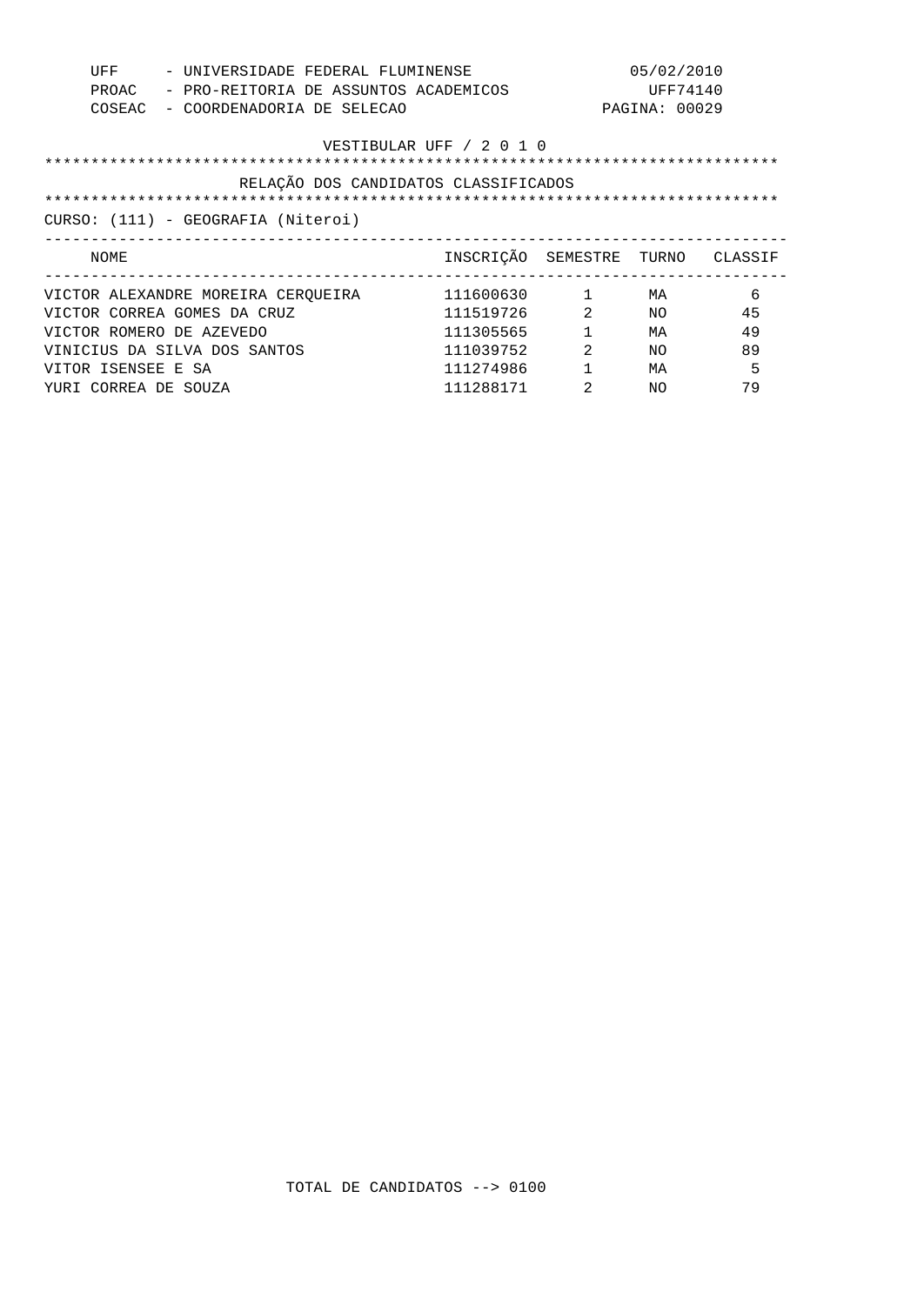UFF - UNIVERSIDADE FEDERAL FLUMINENSE 05/02/2010
PROAC - PRO-REITORIA DE ASSUNTOS ACADEMICOS UFF74140
COSEAC - COORDENADORIA DE SELECAO

VESTIBULAR UFF / 2 0 1 0

## RELAÇÃO DOS CANDIDATOS CLASSIFICADOS

CURSO: (111) - GEOGRAFIA (Niteroi)

| NOME | INSCRIÇÃO | SEMESTRE | TURNO | CLASSIF |
|---|---|---|---|---|
| VICTOR ALEXANDRE MOREIRA CERQUEIRA | 111600630 | 1 | MA | 6 |
| VICTOR CORREA GOMES DA CRUZ | 111519726 | 2 | NO | 45 |
| VICTOR ROMERO DE AZEVEDO | 111305565 | 1 | MA | 49 |
| VINICIUS DA SILVA DOS SANTOS | 111039752 | 2 | NO | 89 |
| VITOR ISENSEE E SA | 111274986 | 1 | MA | 5 |
| YURI CORREA DE SOUZA | 111288171 | 2 | NO | 79 |

TOTAL DE CANDIDATOS --> 0100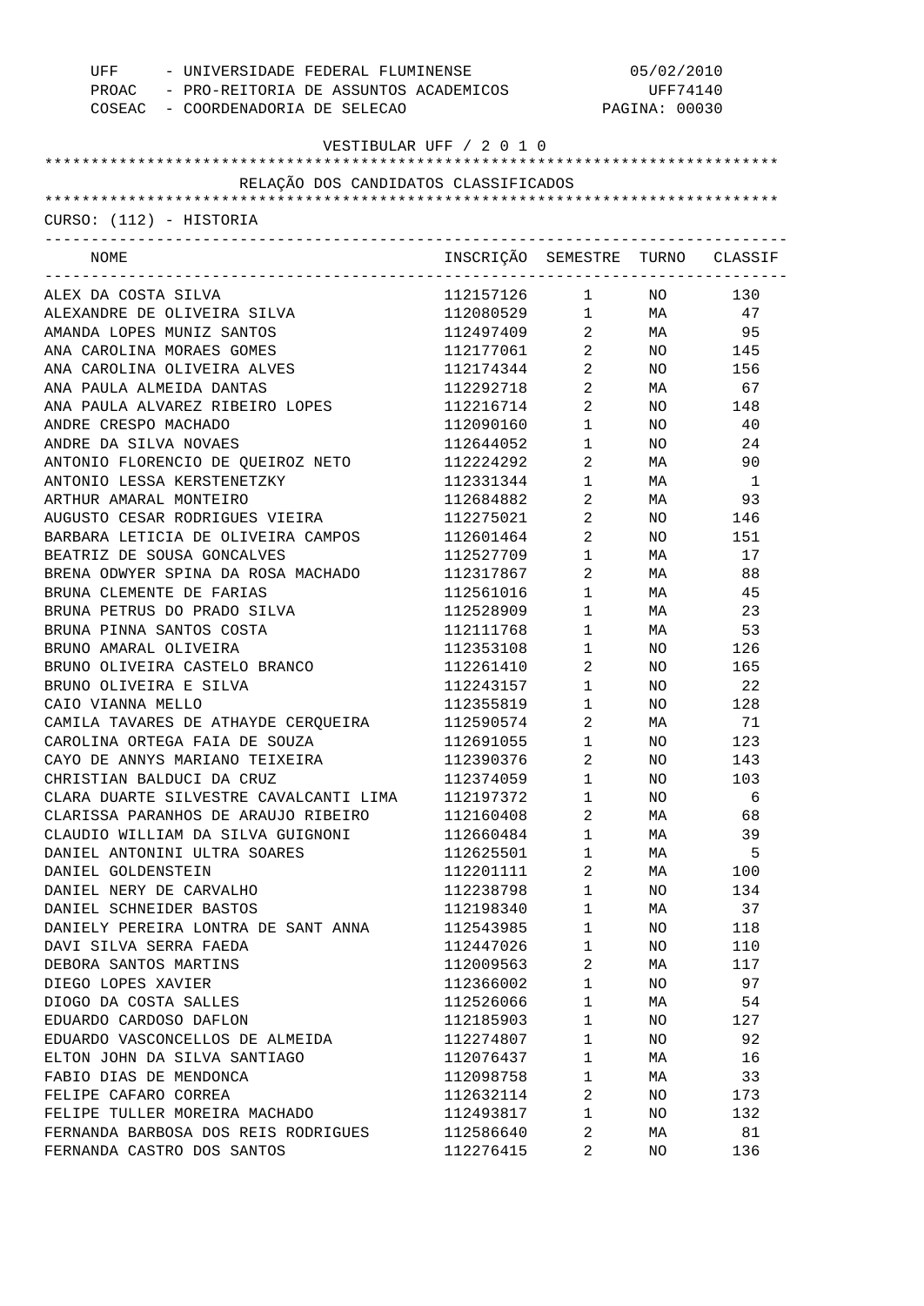UFF - UNIVERSIDADE FEDERAL FLUMINENSE
PROAC - PRO-REITORIA DE ASSUNTOS ACADEMICOS
COSEAC - COORDENADORIA DE SELECAO

05/02/2010
UFF74140

VESTIBULAR UFF / 2 0 1 0

RELAÇÃO DOS CANDIDATOS CLASSIFICADOS

CURSO: (112) - HISTORIA

| NOME | INSCRIÇÃO | SEMESTRE | TURNO | CLASSIF |
|---|---|---|---|---|
| ALEX DA COSTA SILVA | 112157126 | 1 | NO | 130 |
| ALEXANDRE DE OLIVEIRA SILVA | 112080529 | 1 | MA | 47 |
| AMANDA LOPES MUNIZ SANTOS | 112497409 | 2 | MA | 95 |
| ANA CAROLINA MORAES GOMES | 112177061 | 2 | NO | 145 |
| ANA CAROLINA OLIVEIRA ALVES | 112174344 | 2 | NO | 156 |
| ANA PAULA ALMEIDA DANTAS | 112292718 | 2 | MA | 67 |
| ANA PAULA ALVAREZ RIBEIRO LOPES | 112216714 | 2 | NO | 148 |
| ANDRE CRESPO MACHADO | 112090160 | 1 | NO | 40 |
| ANDRE DA SILVA NOVAES | 112644052 | 1 | NO | 24 |
| ANTONIO FLORENCIO DE QUEIROZ NETO | 112224292 | 2 | MA | 90 |
| ANTONIO LESSA KERSTENETZKY | 112331344 | 1 | MA | 1 |
| ARTHUR AMARAL MONTEIRO | 112684882 | 2 | MA | 93 |
| AUGUSTO CESAR RODRIGUES VIEIRA | 112275021 | 2 | NO | 146 |
| BARBARA LETICIA DE OLIVEIRA CAMPOS | 112601464 | 2 | NO | 151 |
| BEATRIZ DE SOUSA GONCALVES | 112527709 | 1 | MA | 17 |
| BRENA ODWYER SPINA DA ROSA MACHADO | 112317867 | 2 | MA | 88 |
| BRUNA CLEMENTE DE FARIAS | 112561016 | 1 | MA | 45 |
| BRUNA PETRUS DO PRADO SILVA | 112528909 | 1 | MA | 23 |
| BRUNA PINNA SANTOS COSTA | 112111768 | 1 | MA | 53 |
| BRUNO AMARAL OLIVEIRA | 112353108 | 1 | NO | 126 |
| BRUNO OLIVEIRA CASTELO BRANCO | 112261410 | 2 | NO | 165 |
| BRUNO OLIVEIRA E SILVA | 112243157 | 1 | NO | 22 |
| CAIO VIANNA MELLO | 112355819 | 1 | NO | 128 |
| CAMILA TAVARES DE ATHAYDE CERQUEIRA | 112590574 | 2 | MA | 71 |
| CAROLINA ORTEGA FAIA DE SOUZA | 112691055 | 1 | NO | 123 |
| CAYO DE ANNYS MARIANO TEIXEIRA | 112390376 | 2 | NO | 143 |
| CHRISTIAN BALDUCI DA CRUZ | 112374059 | 1 | NO | 103 |
| CLARA DUARTE SILVESTRE CAVALCANTI LIMA | 112197372 | 1 | NO | 6 |
| CLARISSA PARANHOS DE ARAUJO RIBEIRO | 112160408 | 2 | MA | 68 |
| CLAUDIO WILLIAM DA SILVA GUIGNONI | 112660484 | 1 | MA | 39 |
| DANIEL ANTONINI ULTRA SOARES | 112625501 | 1 | MA | 5 |
| DANIEL GOLDENSTEIN | 112201111 | 2 | MA | 100 |
| DANIEL NERY DE CARVALHO | 112238798 | 1 | NO | 134 |
| DANIEL SCHNEIDER BASTOS | 112198340 | 1 | MA | 37 |
| DANIELY PEREIRA LONTRA DE SANT ANNA | 112543985 | 1 | NO | 118 |
| DAVI SILVA SERRA FAEDA | 112447026 | 1 | NO | 110 |
| DEBORA SANTOS MARTINS | 112009563 | 2 | MA | 117 |
| DIEGO LOPES XAVIER | 112366002 | 1 | NO | 97 |
| DIOGO DA COSTA SALLES | 112526066 | 1 | MA | 54 |
| EDUARDO CARDOSO DAFLON | 112185903 | 1 | NO | 127 |
| EDUARDO VASCONCELLOS DE ALMEIDA | 112274807 | 1 | NO | 92 |
| ELTON JOHN DA SILVA SANTIAGO | 112076437 | 1 | MA | 16 |
| FABIO DIAS DE MENDONCA | 112098758 | 1 | MA | 33 |
| FELIPE CAFARO CORREA | 112632114 | 2 | NO | 173 |
| FELIPE TULLER MOREIRA MACHADO | 112493817 | 1 | NO | 132 |
| FERNANDA BARBOSA DOS REIS RODRIGUES | 112586640 | 2 | MA | 81 |
| FERNANDA CASTRO DOS SANTOS | 112276415 | 2 | NO | 136 |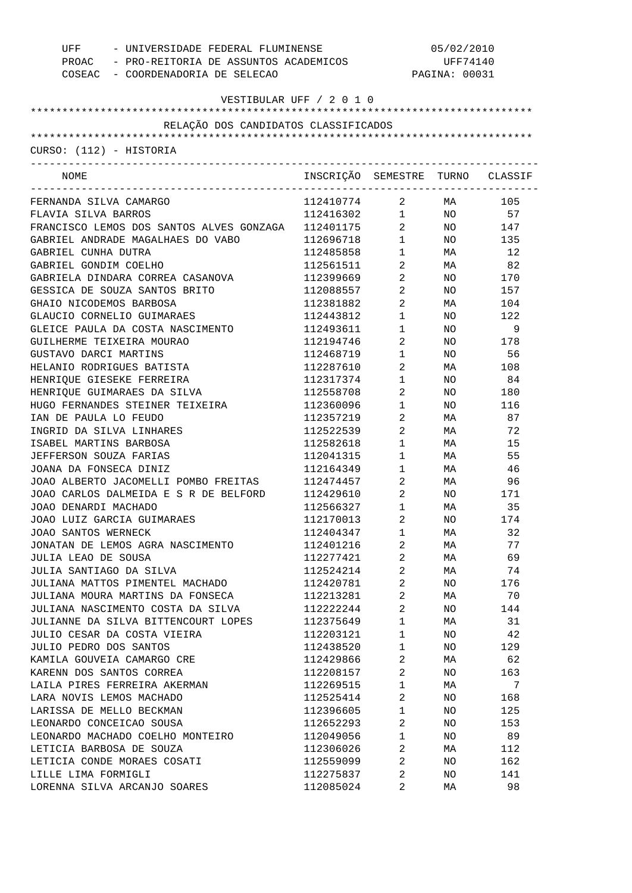UFF - UNIVERSIDADE FEDERAL FLUMINENSE
PROAC - PRO-REITORIA DE ASSUNTOS ACADEMICOS
COSEAC - COORDENADORIA DE SELECAO

05/02/2010
UFF74140

VESTIBULAR UFF / 2 0 1 0

RELAÇÃO DOS CANDIDATOS CLASSIFICADOS

CURSO: (112) - HISTORIA

| NOME | INSCRIÇÃO | SEMESTRE | TURNO | CLASSIF |
|---|---|---|---|---|
| FERNANDA SILVA CAMARGO | 112410774 | 2 | MA | 105 |
| FLAVIA SILVA BARROS | 112416302 | 1 | NO | 57 |
| FRANCISCO LEMOS DOS SANTOS ALVES GONZAGA | 112401175 | 2 | NO | 147 |
| GABRIEL ANDRADE MAGALHAES DO VABO | 112696718 | 1 | NO | 135 |
| GABRIEL CUNHA DUTRA | 112485858 | 1 | MA | 12 |
| GABRIEL GONDIM COELHO | 112561511 | 2 | MA | 82 |
| GABRIELA DINDARA CORREA CASANOVA | 112399669 | 2 | NO | 170 |
| GESSICA DE SOUZA SANTOS BRITO | 112088557 | 2 | NO | 157 |
| GHAIO NICODEMOS BARBOSA | 112381882 | 2 | MA | 104 |
| GLAUCIO CORNELIO GUIMARAES | 112443812 | 1 | NO | 122 |
| GLEICE PAULA DA COSTA NASCIMENTO | 112493611 | 1 | NO | 9 |
| GUILHERME TEIXEIRA MOURAO | 112194746 | 2 | NO | 178 |
| GUSTAVO DARCI MARTINS | 112468719 | 1 | NO | 56 |
| HELANIO RODRIGUES BATISTA | 112287610 | 2 | MA | 108 |
| HENRIQUE GIESEKE FERREIRA | 112317374 | 1 | NO | 84 |
| HENRIQUE GUIMARAES DA SILVA | 112558708 | 2 | NO | 180 |
| HUGO FERNANDES STEINER TEIXEIRA | 112360096 | 1 | NO | 116 |
| IAN DE PAULA LO FEUDO | 112357219 | 2 | MA | 87 |
| INGRID DA SILVA LINHARES | 112522539 | 2 | MA | 72 |
| ISABEL MARTINS BARBOSA | 112582618 | 1 | MA | 15 |
| JEFFERSON SOUZA FARIAS | 112041315 | 1 | MA | 55 |
| JOANA DA FONSECA DINIZ | 112164349 | 1 | MA | 46 |
| JOAO ALBERTO JACOMELLI POMBO FREITAS | 112474457 | 2 | MA | 96 |
| JOAO CARLOS DALMEIDA E S R DE BELFORD | 112429610 | 2 | NO | 171 |
| JOAO DENARDI MACHADO | 112566327 | 1 | MA | 35 |
| JOAO LUIZ GARCIA GUIMARAES | 112170013 | 2 | NO | 174 |
| JOAO SANTOS WERNECK | 112404347 | 1 | MA | 32 |
| JONATAN DE LEMOS AGRA NASCIMENTO | 112401216 | 2 | MA | 77 |
| JULIA LEAO DE SOUSA | 112277421 | 2 | MA | 69 |
| JULIA SANTIAGO DA SILVA | 112524214 | 2 | MA | 74 |
| JULIANA MATTOS PIMENTEL MACHADO | 112420781 | 2 | NO | 176 |
| JULIANA MOURA MARTINS DA FONSECA | 112213281 | 2 | MA | 70 |
| JULIANA NASCIMENTO COSTA DA SILVA | 112222244 | 2 | NO | 144 |
| JULIANNE DA SILVA BITTENCOURT LOPES | 112375649 | 1 | MA | 31 |
| JULIO CESAR DA COSTA VIEIRA | 112203121 | 1 | NO | 42 |
| JULIO PEDRO DOS SANTOS | 112438520 | 1 | NO | 129 |
| KAMILA GOUVEIA CAMARGO CRE | 112429866 | 2 | MA | 62 |
| KARENN DOS SANTOS CORREA | 112208157 | 2 | NO | 163 |
| LAILA PIRES FERREIRA AKERMAN | 112269515 | 1 | MA | 7 |
| LARA NOVIS LEMOS MACHADO | 112525414 | 2 | NO | 168 |
| LARISSA DE MELLO BECKMAN | 112396605 | 1 | NO | 125 |
| LEONARDO CONCEICAO SOUSA | 112652293 | 2 | NO | 153 |
| LEONARDO MACHADO COELHO MONTEIRO | 112049056 | 1 | NO | 89 |
| LETICIA BARBOSA DE SOUZA | 112306026 | 2 | MA | 112 |
| LETICIA CONDE MORAES COSATI | 112559099 | 2 | NO | 162 |
| LILLE LIMA FORMIGLI | 112275837 | 2 | NO | 141 |
| LORENNA SILVA ARCANJO SOARES | 112085024 | 2 | MA | 98 |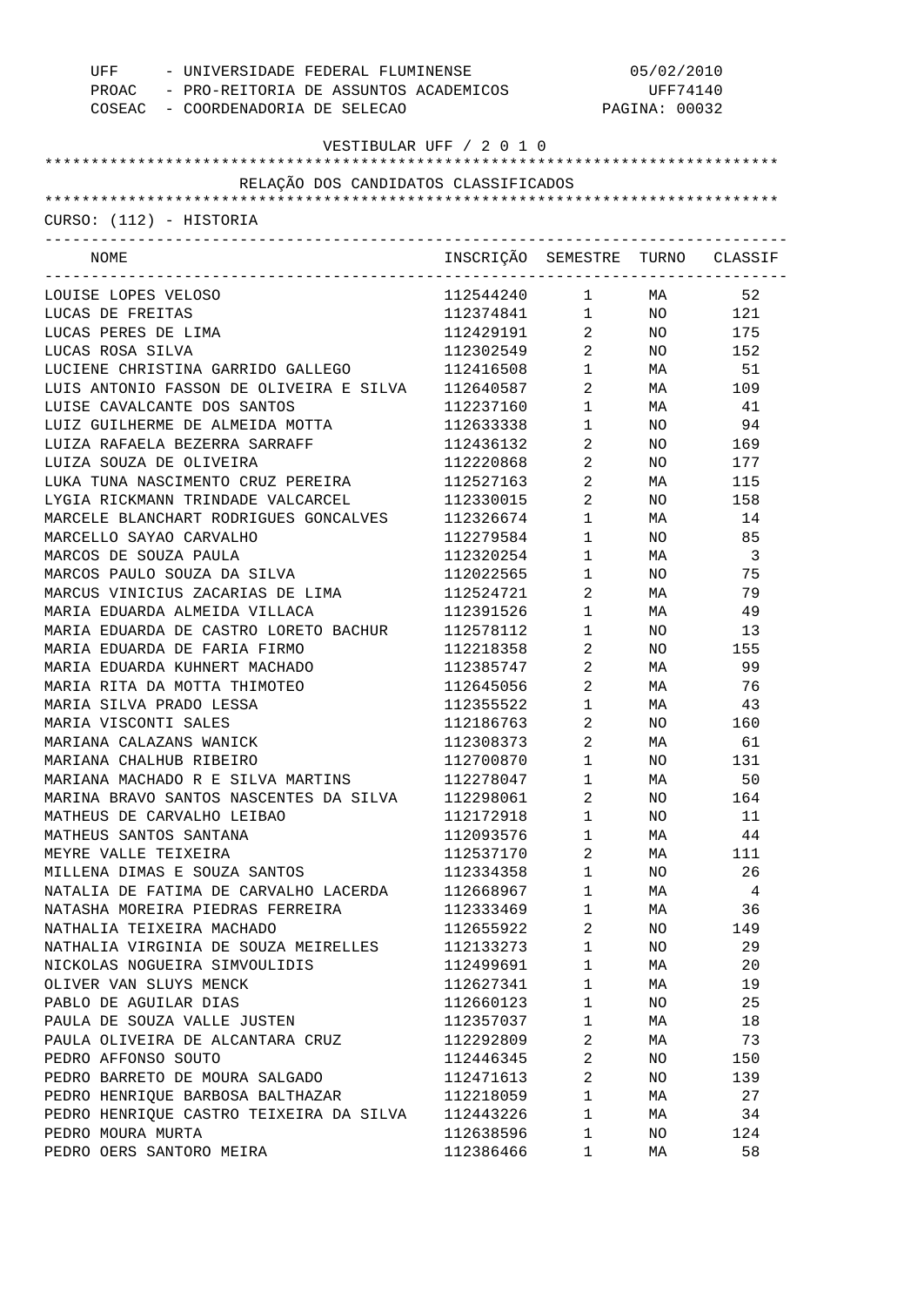UFF - UNIVERSIDADE FEDERAL FLUMINENSE 05/02/2010
PROAC - PRO-REITORIA DE ASSUNTOS ACADEMICOS UFF74140
COSEAC - COORDENADORIA DE SELECAO PAGINA: 00032

VESTIBULAR UFF / 2 0 1 0

RELAÇÃO DOS CANDIDATOS CLASSIFICADOS

CURSO: (112) - HISTORIA

| NOME | INSCRIÇÃO | SEMESTRE | TURNO | CLASSIF |
|---|---|---|---|---|
| LOUISE LOPES VELOSO | 112544240 | 1 | MA | 52 |
| LUCAS DE FREITAS | 112374841 | 1 | NO | 121 |
| LUCAS PERES DE LIMA | 112429191 | 2 | NO | 175 |
| LUCAS ROSA SILVA | 112302549 | 2 | NO | 152 |
| LUCIENE CHRISTINA GARRIDO GALLEGO | 112416508 | 1 | MA | 51 |
| LUIS ANTONIO FASSON DE OLIVEIRA E SILVA | 112640587 | 2 | MA | 109 |
| LUISE CAVALCANTE DOS SANTOS | 112237160 | 1 | MA | 41 |
| LUIZ GUILHERME DE ALMEIDA MOTTA | 112633338 | 1 | NO | 94 |
| LUIZA RAFAELA BEZERRA SARRAFF | 112436132 | 2 | NO | 169 |
| LUIZA SOUZA DE OLIVEIRA | 112220868 | 2 | NO | 177 |
| LUKA TUNA NASCIMENTO CRUZ PEREIRA | 112527163 | 2 | MA | 115 |
| LYGIA RICKMANN TRINDADE VALCARCEL | 112330015 | 2 | NO | 158 |
| MARCELE BLANCHART RODRIGUES GONCALVES | 112326674 | 1 | MA | 14 |
| MARCELLO SAYAO CARVALHO | 112279584 | 1 | NO | 85 |
| MARCOS DE SOUZA PAULA | 112320254 | 1 | MA | 3 |
| MARCOS PAULO SOUZA DA SILVA | 112022565 | 1 | NO | 75 |
| MARCUS VINICIUS ZACARIAS DE LIMA | 112524721 | 2 | MA | 79 |
| MARIA EDUARDA ALMEIDA VILLACA | 112391526 | 1 | MA | 49 |
| MARIA EDUARDA DE CASTRO LORETO BACHUR | 112578112 | 1 | NO | 13 |
| MARIA EDUARDA DE FARIA FIRMO | 112218358 | 2 | NO | 155 |
| MARIA EDUARDA KUHNERT MACHADO | 112385747 | 2 | MA | 99 |
| MARIA RITA DA MOTTA THIMOTEO | 112645056 | 2 | MA | 76 |
| MARIA SILVA PRADO LESSA | 112355522 | 1 | MA | 43 |
| MARIA VISCONTI SALES | 112186763 | 2 | NO | 160 |
| MARIANA CALAZANS WANICK | 112308373 | 2 | MA | 61 |
| MARIANA CHALHUB RIBEIRO | 112700870 | 1 | NO | 131 |
| MARIANA MACHADO R E SILVA MARTINS | 112278047 | 1 | MA | 50 |
| MARINA BRAVO SANTOS NASCENTES DA SILVA | 112298061 | 2 | NO | 164 |
| MATHEUS DE CARVALHO LEIBAO | 112172918 | 1 | NO | 11 |
| MATHEUS SANTOS SANTANA | 112093576 | 1 | MA | 44 |
| MEYRE VALLE TEIXEIRA | 112537170 | 2 | MA | 111 |
| MILLENA DIMAS E SOUZA SANTOS | 112334358 | 1 | NO | 26 |
| NATALIA DE FATIMA DE CARVALHO LACERDA | 112668967 | 1 | MA | 4 |
| NATASHA MOREIRA PIEDRAS FERREIRA | 112333469 | 1 | MA | 36 |
| NATHALIA TEIXEIRA MACHADO | 112655922 | 2 | NO | 149 |
| NATHALIA VIRGINIA DE SOUZA MEIRELLES | 112133273 | 1 | NO | 29 |
| NICKOLAS NOGUEIRA SIMVOULIDIS | 112499691 | 1 | MA | 20 |
| OLIVER VAN SLUYS MENCK | 112627341 | 1 | MA | 19 |
| PABLO DE AGUILAR DIAS | 112660123 | 1 | NO | 25 |
| PAULA DE SOUZA VALLE JUSTEN | 112357037 | 1 | MA | 18 |
| PAULA OLIVEIRA DE ALCANTARA CRUZ | 112292809 | 2 | MA | 73 |
| PEDRO AFFONSO SOUTO | 112446345 | 2 | NO | 150 |
| PEDRO BARRETO DE MOURA SALGADO | 112471613 | 2 | NO | 139 |
| PEDRO HENRIQUE BARBOSA BALTHAZAR | 112218059 | 1 | MA | 27 |
| PEDRO HENRIQUE CASTRO TEIXEIRA DA SILVA | 112443226 | 1 | MA | 34 |
| PEDRO MOURA MURTA | 112638596 | 1 | NO | 124 |
| PEDRO OERS SANTORO MEIRA | 112386466 | 1 | MA | 58 |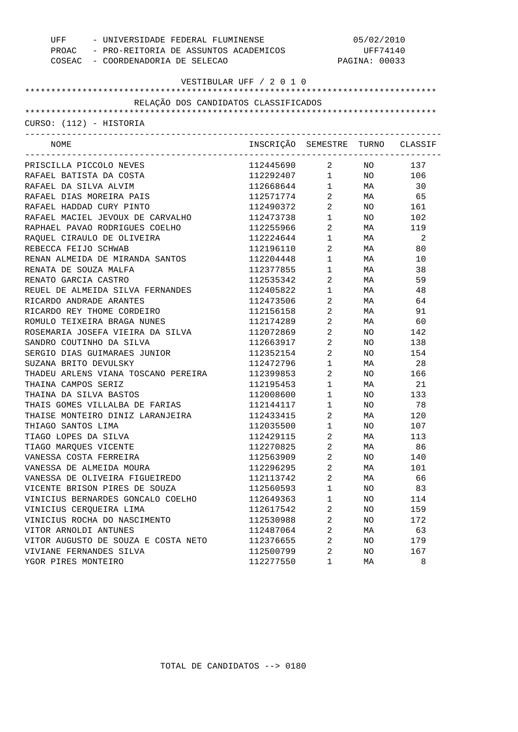UFF - UNIVERSIDADE FEDERAL FLUMINENSE
PROAC - PRO-REITORIA DE ASSUNTOS ACADEMICOS
COSEAC - COORDENADORIA DE SELECAO

05/02/2010
UFF74140

VESTIBULAR UFF / 2 0 1 0

RELAÇÃO DOS CANDIDATOS CLASSIFICADOS

CURSO: (112) - HISTORIA

| NOME | INSCRIÇÃO | SEMESTRE | TURNO | CLASSIF |
|---|---|---|---|---|
| PRISCILLA PICCOLO NEVES | 112445690 | 2 | NO | 137 |
| RAFAEL BATISTA DA COSTA | 112292407 | 1 | NO | 106 |
| RAFAEL DA SILVA ALVIM | 112668644 | 1 | MA | 30 |
| RAFAEL DIAS MOREIRA PAIS | 112571774 | 2 | MA | 65 |
| RAFAEL HADDAD CURY PINTO | 112490372 | 2 | NO | 161 |
| RAFAEL MACIEL JEVOUX DE CARVALHO | 112473738 | 1 | NO | 102 |
| RAPHAEL PAVAO RODRIGUES COELHO | 112255966 | 2 | MA | 119 |
| RAQUEL CIRAULO DE OLIVEIRA | 112224644 | 1 | MA | 2 |
| REBECCA FEIJO SCHWAB | 112196110 | 2 | MA | 80 |
| RENAN ALMEIDA DE MIRANDA SANTOS | 112204448 | 1 | MA | 10 |
| RENATA DE SOUZA MALFA | 112377855 | 1 | MA | 38 |
| RENATO GARCIA CASTRO | 112535342 | 2 | MA | 59 |
| REUEL DE ALMEIDA SILVA FERNANDES | 112405822 | 1 | MA | 48 |
| RICARDO ANDRADE ARANTES | 112473506 | 2 | MA | 64 |
| RICARDO REY THOME CORDEIRO | 112156158 | 2 | MA | 91 |
| ROMULO TEIXEIRA BRAGA NUNES | 112174289 | 2 | MA | 60 |
| ROSEMARIA JOSEFA VIEIRA DA SILVA | 112072869 | 2 | NO | 142 |
| SANDRO COUTINHO DA SILVA | 112663917 | 2 | NO | 138 |
| SERGIO DIAS GUIMARAES JUNIOR | 112352154 | 2 | NO | 154 |
| SUZANA BRITO DEVULSKY | 112472796 | 1 | MA | 28 |
| THADEU ARLENS VIANA TOSCANO PEREIRA | 112399853 | 2 | NO | 166 |
| THAINA CAMPOS SERIZ | 112195453 | 1 | MA | 21 |
| THAINA DA SILVA BASTOS | 112008600 | 1 | NO | 133 |
| THAIS GOMES VILLALBA DE FARIAS | 112144117 | 1 | NO | 78 |
| THAISE MONTEIRO DINIZ LARANJEIRA | 112433415 | 2 | MA | 120 |
| THIAGO SANTOS LIMA | 112035500 | 1 | NO | 107 |
| TIAGO LOPES DA SILVA | 112429115 | 2 | MA | 113 |
| TIAGO MARQUES VICENTE | 112270825 | 2 | MA | 86 |
| VANESSA COSTA FERREIRA | 112563909 | 2 | NO | 140 |
| VANESSA DE ALMEIDA MOURA | 112296295 | 2 | MA | 101 |
| VANESSA DE OLIVEIRA FIGUEIREDO | 112113742 | 2 | MA | 66 |
| VICENTE BRISON PIRES DE SOUZA | 112560593 | 1 | NO | 83 |
| VINICIUS BERNARDES GONCALO COELHO | 112649363 | 1 | NO | 114 |
| VINICIUS CERQUEIRA LIMA | 112617542 | 2 | NO | 159 |
| VINICIUS ROCHA DO NASCIMENTO | 112530988 | 2 | NO | 172 |
| VITOR ARNOLDI ANTUNES | 112487064 | 2 | MA | 63 |
| VITOR AUGUSTO DE SOUZA E COSTA NETO | 112376655 | 2 | NO | 179 |
| VIVIANE FERNANDES SILVA | 112500799 | 2 | NO | 167 |
| YGOR PIRES MONTEIRO | 112277550 | 1 | MA | 8 |

TOTAL DE CANDIDATOS --> 0180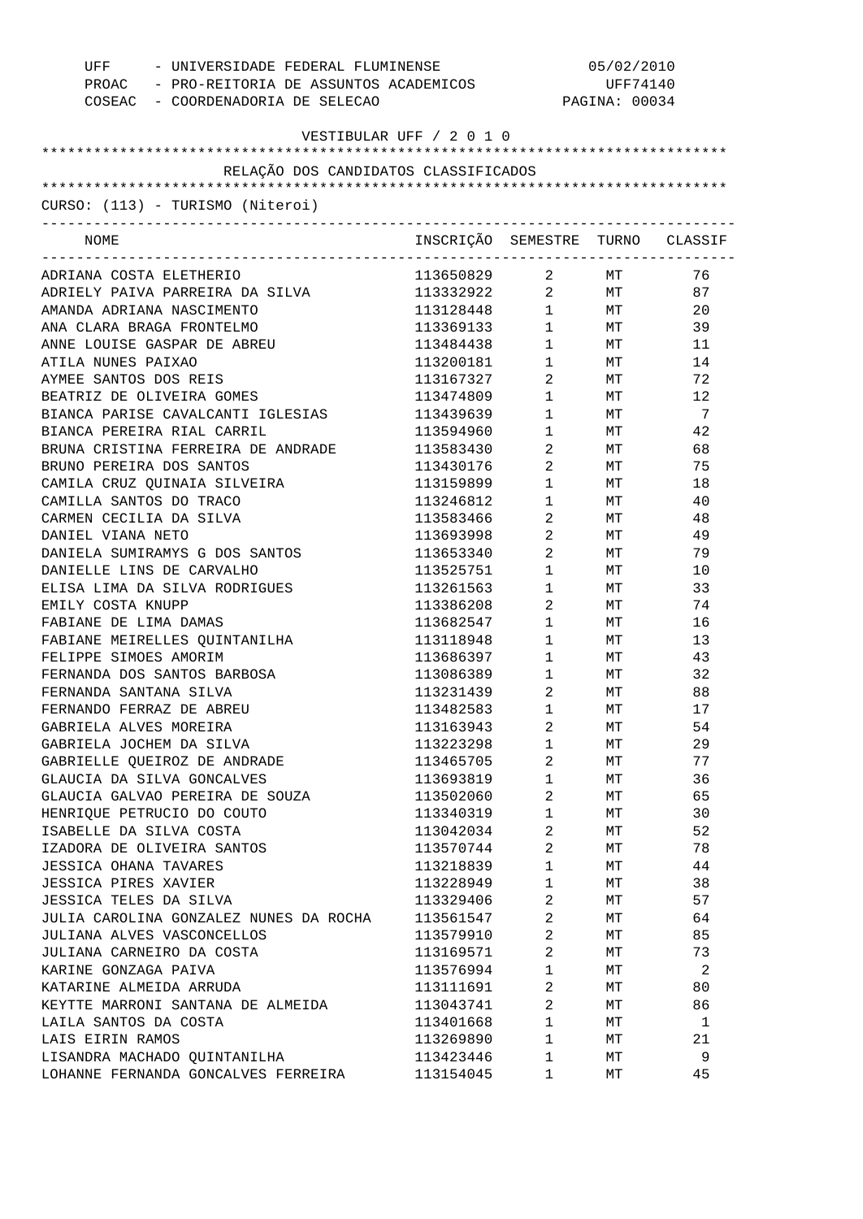UFF - UNIVERSIDADE FEDERAL FLUMINENSE
PROAC - PRO-REITORIA DE ASSUNTOS ACADEMICOS
COSEAC - COORDENADORIA DE SELECAO

05/02/2010
UFF74140

VESTIBULAR UFF / 2 0 1 0

RELAÇÃO DOS CANDIDATOS CLASSIFICADOS

CURSO: (113) - TURISMO (Niteroi)

| NOME | INSCRIÇÃO | SEMESTRE | TURNO | CLASSIF |
|---|---|---|---|---|
| ADRIANA COSTA ELETHERIO | 113650829 | 2 | MT | 76 |
| ADRIELY PAIVA PARREIRA DA SILVA | 113332922 | 2 | MT | 87 |
| AMANDA ADRIANA NASCIMENTO | 113128448 | 1 | MT | 20 |
| ANA CLARA BRAGA FRONTELMO | 113369133 | 1 | MT | 39 |
| ANNE LOUISE GASPAR DE ABREU | 113484438 | 1 | MT | 11 |
| ATILA NUNES PAIXAO | 113200181 | 1 | MT | 14 |
| AYMEE SANTOS DOS REIS | 113167327 | 2 | MT | 72 |
| BEATRIZ DE OLIVEIRA GOMES | 113474809 | 1 | MT | 12 |
| BIANCA PARISE CAVALCANTI IGLESIAS | 113439639 | 1 | MT | 7 |
| BIANCA PEREIRA RIAL CARRIL | 113594960 | 1 | MT | 42 |
| BRUNA CRISTINA FERREIRA DE ANDRADE | 113583430 | 2 | MT | 68 |
| BRUNO PEREIRA DOS SANTOS | 113430176 | 2 | MT | 75 |
| CAMILA CRUZ QUINAIA SILVEIRA | 113159899 | 1 | MT | 18 |
| CAMILLA SANTOS DO TRACO | 113246812 | 1 | MT | 40 |
| CARMEN CECILIA DA SILVA | 113583466 | 2 | MT | 48 |
| DANIEL VIANA NETO | 113693998 | 2 | MT | 49 |
| DANIELA SUMIRAMYS G DOS SANTOS | 113653340 | 2 | MT | 79 |
| DANIELLE LINS DE CARVALHO | 113525751 | 1 | MT | 10 |
| ELISA LIMA DA SILVA RODRIGUES | 113261563 | 1 | MT | 33 |
| EMILY COSTA KNUPP | 113386208 | 2 | MT | 74 |
| FABIANE DE LIMA DAMAS | 113682547 | 1 | MT | 16 |
| FABIANE MEIRELLES QUINTANILHA | 113118948 | 1 | MT | 13 |
| FELIPPE SIMOES AMORIM | 113686397 | 1 | MT | 43 |
| FERNANDA DOS SANTOS BARBOSA | 113086389 | 1 | MT | 32 |
| FERNANDA SANTANA SILVA | 113231439 | 2 | MT | 88 |
| FERNANDO FERRAZ DE ABREU | 113482583 | 1 | MT | 17 |
| GABRIELA ALVES MOREIRA | 113163943 | 2 | MT | 54 |
| GABRIELA JOCHEM DA SILVA | 113223298 | 1 | MT | 29 |
| GABRIELLE QUEIROZ DE ANDRADE | 113465705 | 2 | MT | 77 |
| GLAUCIA DA SILVA GONCALVES | 113693819 | 1 | MT | 36 |
| GLAUCIA GALVAO PEREIRA DE SOUZA | 113502060 | 2 | MT | 65 |
| HENRIQUE PETRUCIO DO COUTO | 113340319 | 1 | MT | 30 |
| ISABELLE DA SILVA COSTA | 113042034 | 2 | MT | 52 |
| IZADORA DE OLIVEIRA SANTOS | 113570744 | 2 | MT | 78 |
| JESSICA OHANA TAVARES | 113218839 | 1 | MT | 44 |
| JESSICA PIRES XAVIER | 113228949 | 1 | MT | 38 |
| JESSICA TELES DA SILVA | 113329406 | 2 | MT | 57 |
| JULIA CAROLINA GONZALEZ NUNES DA ROCHA | 113561547 | 2 | MT | 64 |
| JULIANA ALVES VASCONCELLOS | 113579910 | 2 | MT | 85 |
| JULIANA CARNEIRO DA COSTA | 113169571 | 2 | MT | 73 |
| KARINE GONZAGA PAIVA | 113576994 | 1 | MT | 2 |
| KATARINE ALMEIDA ARRUDA | 113111691 | 2 | MT | 80 |
| KEYTTE MARRONI SANTANA DE ALMEIDA | 113043741 | 2 | MT | 86 |
| LAILA SANTOS DA COSTA | 113401668 | 1 | MT | 1 |
| LAIS EIRIN RAMOS | 113269890 | 1 | MT | 21 |
| LISANDRA MACHADO QUINTANILHA | 113423446 | 1 | MT | 9 |
| LOHANNE FERNANDA GONCALVES FERREIRA | 113154045 | 1 | MT | 45 |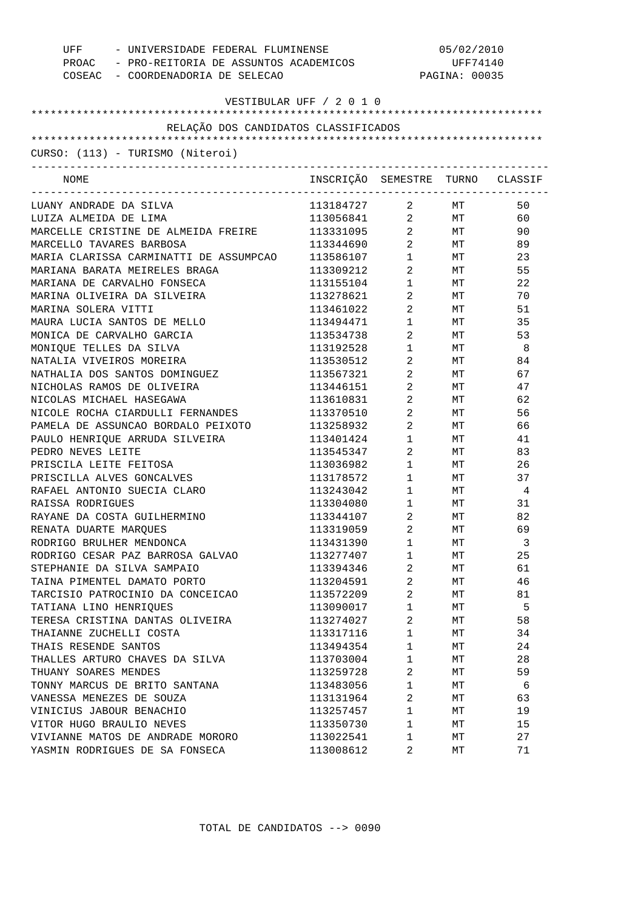UFF - UNIVERSIDADE FEDERAL FLUMINENSE 05/02/2010
PROAC - PRO-REITORIA DE ASSUNTOS ACADEMICOS UFF74140
COSEAC - COORDENADORIA DE SELECAO PAGINA: 00035

VESTIBULAR UFF / 2 0 1 0

RELAÇÃO DOS CANDIDATOS CLASSIFICADOS

CURSO: (113) - TURISMO (Niteroi)

| NOME | INSCRIÇÃO | SEMESTRE | TURNO | CLASSIF |
|---|---|---|---|---|
| LUANY ANDRADE DA SILVA | 113184727 | 2 | MT | 50 |
| LUIZA ALMEIDA DE LIMA | 113056841 | 2 | MT | 60 |
| MARCELLE CRISTINE DE ALMEIDA FREIRE | 113331095 | 2 | MT | 90 |
| MARCELLO TAVARES BARBOSA | 113344690 | 2 | MT | 89 |
| MARIA CLARISSA CARMINATTI DE ASSUMPCAO | 113586107 | 1 | MT | 23 |
| MARIANA BARATA MEIRELES BRAGA | 113309212 | 2 | MT | 55 |
| MARIANA DE CARVALHO FONSECA | 113155104 | 1 | MT | 22 |
| MARINA OLIVEIRA DA SILVEIRA | 113278621 | 2 | MT | 70 |
| MARINA SOLERA VITTI | 113461022 | 2 | MT | 51 |
| MAURA LUCIA SANTOS DE MELLO | 113494471 | 1 | MT | 35 |
| MONICA DE CARVALHO GARCIA | 113534738 | 2 | MT | 53 |
| MONIQUE TELLES DA SILVA | 113192528 | 1 | MT | 8 |
| NATALIA VIVEIROS MOREIRA | 113530512 | 2 | MT | 84 |
| NATHALIA DOS SANTOS DOMINGUEZ | 113567321 | 2 | MT | 67 |
| NICHOLAS RAMOS DE OLIVEIRA | 113446151 | 2 | MT | 47 |
| NICOLAS MICHAEL HASEGAWA | 113610831 | 2 | MT | 62 |
| NICOLE ROCHA CIARDULLI FERNANDES | 113370510 | 2 | MT | 56 |
| PAMELA DE ASSUNCAO BORDALO PEIXOTO | 113258932 | 2 | MT | 66 |
| PAULO HENRIQUE ARRUDA SILVEIRA | 113401424 | 1 | MT | 41 |
| PEDRO NEVES LEITE | 113545347 | 2 | MT | 83 |
| PRISCILA LEITE FEITOSA | 113036982 | 1 | MT | 26 |
| PRISCILLA ALVES GONCALVES | 113178572 | 1 | MT | 37 |
| RAFAEL ANTONIO SUECIA CLARO | 113243042 | 1 | MT | 4 |
| RAISSA RODRIGUES | 113304080 | 1 | MT | 31 |
| RAYANE DA COSTA GUILHERMINO | 113344107 | 2 | MT | 82 |
| RENATA DUARTE MARQUES | 113319059 | 2 | MT | 69 |
| RODRIGO BRULHER MENDONCA | 113431390 | 1 | MT | 3 |
| RODRIGO CESAR PAZ BARROSA GALVAO | 113277407 | 1 | MT | 25 |
| STEPHANIE DA SILVA SAMPAIO | 113394346 | 2 | MT | 61 |
| TAINA PIMENTEL DAMATO PORTO | 113204591 | 2 | MT | 46 |
| TARCISIO PATROCINIO DA CONCEICAO | 113572209 | 2 | MT | 81 |
| TATIANA LINO HENRIQUES | 113090017 | 1 | MT | 5 |
| TERESA CRISTINA DANTAS OLIVEIRA | 113274027 | 2 | MT | 58 |
| THAIANNE ZUCHELLI COSTA | 113317116 | 1 | MT | 34 |
| THAIS RESENDE SANTOS | 113494354 | 1 | MT | 24 |
| THALLES ARTURO CHAVES DA SILVA | 113703004 | 1 | MT | 28 |
| THUANY SOARES MENDES | 113259728 | 2 | MT | 59 |
| TONNY MARCUS DE BRITO SANTANA | 113483056 | 1 | MT | 6 |
| VANESSA MENEZES DE SOUZA | 113131964 | 2 | MT | 63 |
| VINICIUS JABOUR BENACHIO | 113257457 | 1 | MT | 19 |
| VITOR HUGO BRAULIO NEVES | 113350730 | 1 | MT | 15 |
| VIVIANNE MATOS DE ANDRADE MORORO | 113022541 | 1 | MT | 27 |
| YASMIN RODRIGUES DE SA FONSECA | 113008612 | 2 | MT | 71 |

TOTAL DE CANDIDATOS --> 0090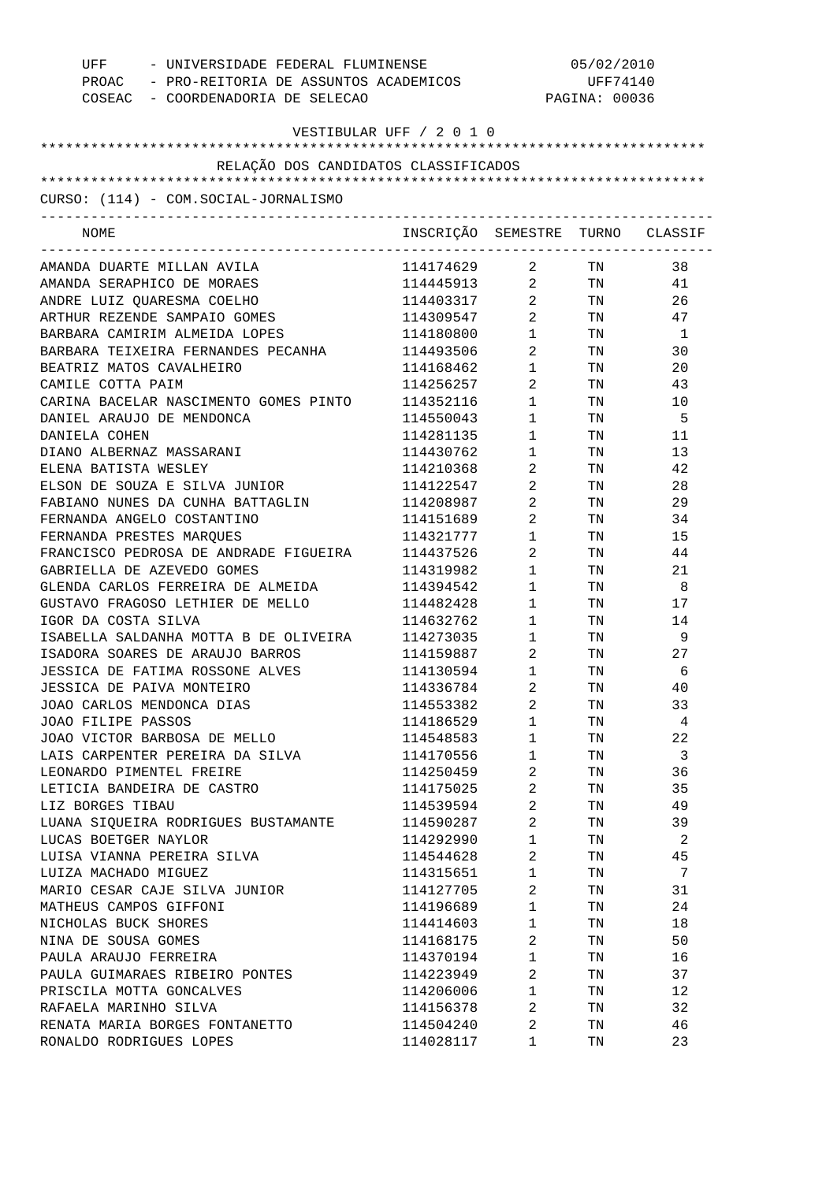UFF - UNIVERSIDADE FEDERAL FLUMINENSE  
PROAC - PRO-REITORIA DE ASSUNTOS ACADEMICOS  
COSEAC - COORDENADORIA DE SELECAO

05/02/2010  
UFF74140

VESTIBULAR UFF / 2 0 1 0

RELAÇÃO DOS CANDIDATOS CLASSIFICADOS

CURSO: (114) - COM.SOCIAL-JORNALISMO

| NOME | INSCRIÇÃO | SEMESTRE | TURNO | CLASSIF |
|---|---|---|---|---|
| AMANDA DUARTE MILLAN AVILA | 114174629 | 2 | TN | 38 |
| AMANDA SERAPHICO DE MORAES | 114445913 | 2 | TN | 41 |
| ANDRE LUIZ QUARESMA COELHO | 114403317 | 2 | TN | 26 |
| ARTHUR REZENDE SAMPAIO GOMES | 114309547 | 2 | TN | 47 |
| BARBARA CAMIRIM ALMEIDA LOPES | 114180800 | 1 | TN | 1 |
| BARBARA TEIXEIRA FERNANDES PECANHA | 114493506 | 2 | TN | 30 |
| BEATRIZ MATOS CAVALHEIRO | 114168462 | 1 | TN | 20 |
| CAMILE COTTA PAIM | 114256257 | 2 | TN | 43 |
| CARINA BACELAR NASCIMENTO GOMES PINTO | 114352116 | 1 | TN | 10 |
| DANIEL ARAUJO DE MENDONCA | 114550043 | 1 | TN | 5 |
| DANIELA COHEN | 114281135 | 1 | TN | 11 |
| DIANO ALBERNAZ MASSARANI | 114430762 | 1 | TN | 13 |
| ELENA BATISTA WESLEY | 114210368 | 2 | TN | 42 |
| ELSON DE SOUZA E SILVA JUNIOR | 114122547 | 2 | TN | 28 |
| FABIANO NUNES DA CUNHA BATTAGLIN | 114208987 | 2 | TN | 29 |
| FERNANDA ANGELO COSTANTINO | 114151689 | 2 | TN | 34 |
| FERNANDA PRESTES MARQUES | 114321777 | 1 | TN | 15 |
| FRANCISCO PEDROSA DE ANDRADE FIGUEIRA | 114437526 | 2 | TN | 44 |
| GABRIELLA DE AZEVEDO GOMES | 114319982 | 1 | TN | 21 |
| GLENDA CARLOS FERREIRA DE ALMEIDA | 114394542 | 1 | TN | 8 |
| GUSTAVO FRAGOSO LETHIER DE MELLO | 114482428 | 1 | TN | 17 |
| IGOR DA COSTA SILVA | 114632762 | 1 | TN | 14 |
| ISABELLA SALDANHA MOTTA B DE OLIVEIRA | 114273035 | 1 | TN | 9 |
| ISADORA SOARES DE ARAUJO BARROS | 114159887 | 2 | TN | 27 |
| JESSICA DE FATIMA ROSSONE ALVES | 114130594 | 1 | TN | 6 |
| JESSICA DE PAIVA MONTEIRO | 114336784 | 2 | TN | 40 |
| JOAO CARLOS MENDONCA DIAS | 114553382 | 2 | TN | 33 |
| JOAO FILIPE PASSOS | 114186529 | 1 | TN | 4 |
| JOAO VICTOR BARBOSA DE MELLO | 114548583 | 1 | TN | 22 |
| LAIS CARPENTER PEREIRA DA SILVA | 114170556 | 1 | TN | 3 |
| LEONARDO PIMENTEL FREIRE | 114250459 | 2 | TN | 36 |
| LETICIA BANDEIRA DE CASTRO | 114175025 | 2 | TN | 35 |
| LIZ BORGES TIBAU | 114539594 | 2 | TN | 49 |
| LUANA SIQUEIRA RODRIGUES BUSTAMANTE | 114590287 | 2 | TN | 39 |
| LUCAS BOETGER NAYLOR | 114292990 | 1 | TN | 2 |
| LUISA VIANNA PEREIRA SILVA | 114544628 | 2 | TN | 45 |
| LUIZA MACHADO MIGUEZ | 114315651 | 1 | TN | 7 |
| MARIO CESAR CAJE SILVA JUNIOR | 114127705 | 2 | TN | 31 |
| MATHEUS CAMPOS GIFFONI | 114196689 | 1 | TN | 24 |
| NICHOLAS BUCK SHORES | 114414603 | 1 | TN | 18 |
| NINA DE SOUSA GOMES | 114168175 | 2 | TN | 50 |
| PAULA ARAUJO FERREIRA | 114370194 | 1 | TN | 16 |
| PAULA GUIMARAES RIBEIRO PONTES | 114223949 | 2 | TN | 37 |
| PRISCILA MOTTA GONCALVES | 114206006 | 1 | TN | 12 |
| RAFAELA MARINHO SILVA | 114156378 | 2 | TN | 32 |
| RENATA MARIA BORGES FONTANETTO | 114504240 | 2 | TN | 46 |
| RONALDO RODRIGUES LOPES | 114028117 | 1 | TN | 23 |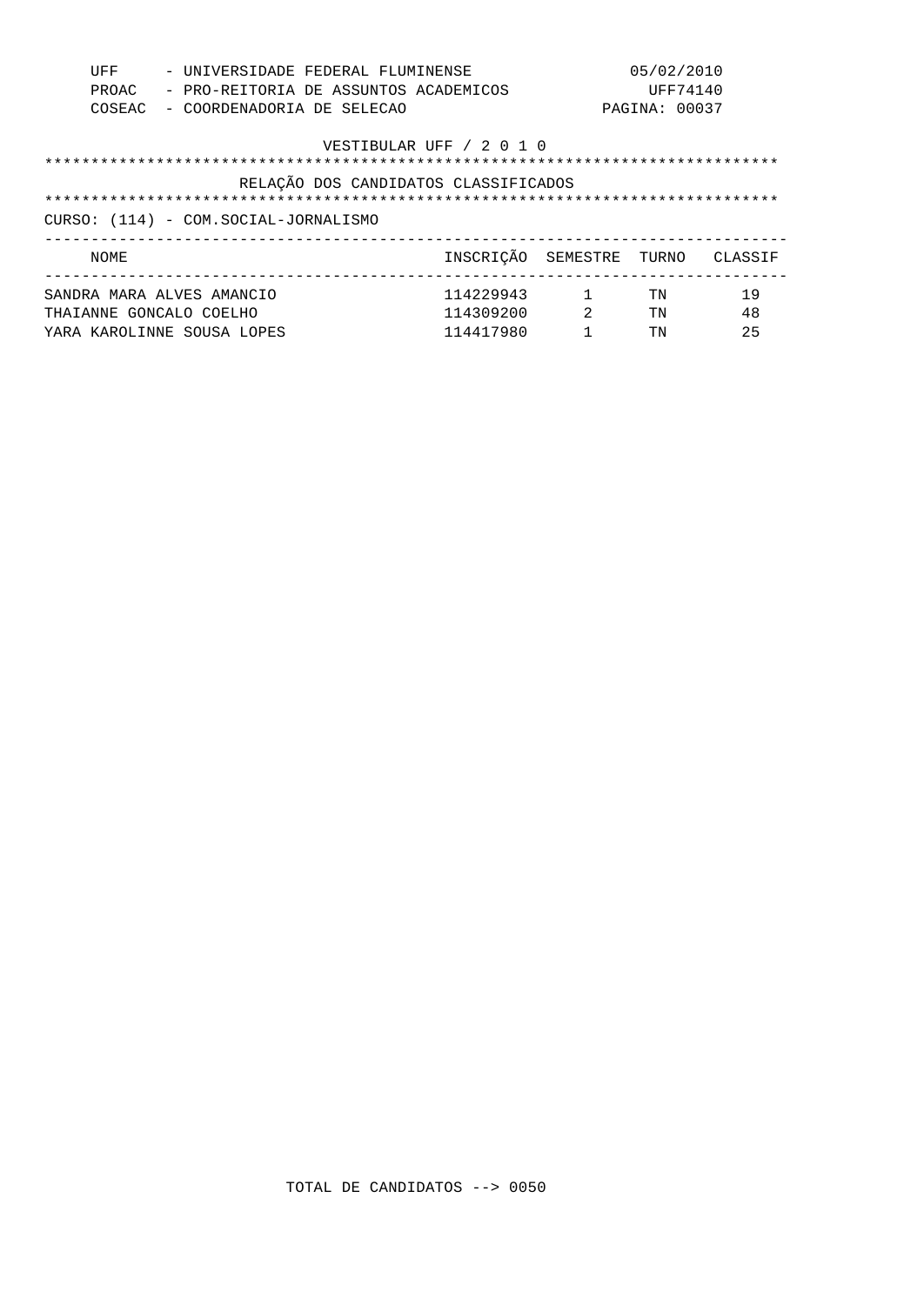UFF - UNIVERSIDADE FEDERAL FLUMINENSE 05/02/2010
PROAC - PRO-REITORIA DE ASSUNTOS ACADEMICOS UFF74140
COSEAC - COORDENADORIA DE SELECAO PAGINA: 00037

VESTIBULAR UFF / 2 0 1 0

RELAÇÃO DOS CANDIDATOS CLASSIFICADOS

CURSO: (114) - COM.SOCIAL-JORNALISMO

| NOME | INSCRIÇÃO | SEMESTRE | TURNO | CLASSIF |
|---|---|---|---|---|
| SANDRA MARA ALVES AMANCIO | 114229943 | 1 | TN | 19 |
| THAIANNE GONCALO COELHO | 114309200 | 2 | TN | 48 |
| YARA KAROLINNE SOUSA LOPES | 114417980 | 1 | TN | 25 |

TOTAL DE CANDIDATOS --> 0050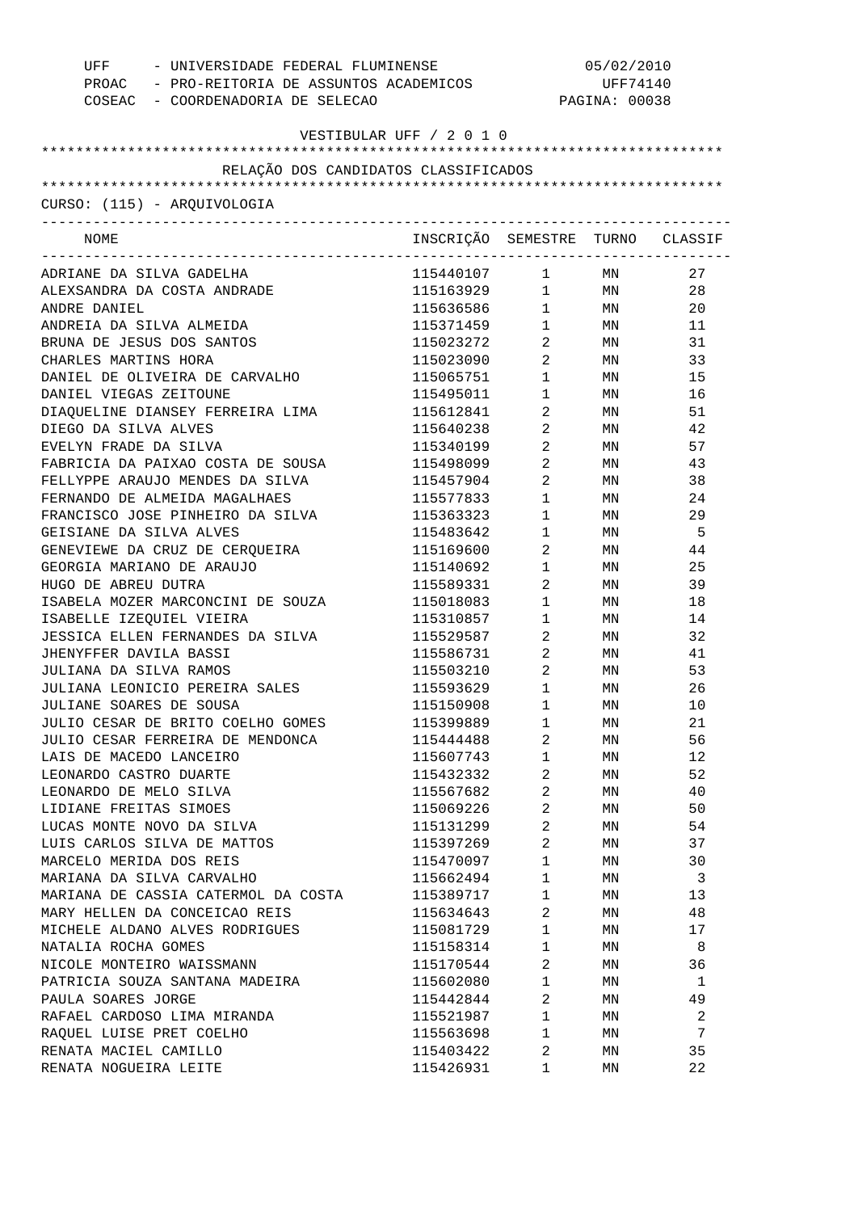UFF - UNIVERSIDADE FEDERAL FLUMINENSE
PROAC - PRO-REITORIA DE ASSUNTOS ACADEMICOS
COSEAC - COORDENADORIA DE SELECAO

05/02/2010
UFF74140

VESTIBULAR UFF / 2 0 1 0

## RELAÇÃO DOS CANDIDATOS CLASSIFICADOS

CURSO: (115) - ARQUIVOLOGIA

| NOME | INSCRIÇÃO | SEMESTRE | TURNO | CLASSIF |
|---|---|---|---|---|
| ADRIANE DA SILVA GADELHA | 115440107 | 1 | MN | 27 |
| ALEXSANDRA DA COSTA ANDRADE | 115163929 | 1 | MN | 28 |
| ANDRE DANIEL | 115636586 | 1 | MN | 20 |
| ANDREIA DA SILVA ALMEIDA | 115371459 | 1 | MN | 11 |
| BRUNA DE JESUS DOS SANTOS | 115023272 | 2 | MN | 31 |
| CHARLES MARTINS HORA | 115023090 | 2 | MN | 33 |
| DANIEL DE OLIVEIRA DE CARVALHO | 115065751 | 1 | MN | 15 |
| DANIEL VIEGAS ZEITOUNE | 115495011 | 1 | MN | 16 |
| DIAQUELINE DIANSEY FERREIRA LIMA | 115612841 | 2 | MN | 51 |
| DIEGO DA SILVA ALVES | 115640238 | 2 | MN | 42 |
| EVELYN FRADE DA SILVA | 115340199 | 2 | MN | 57 |
| FABRICIA DA PAIXAO COSTA DE SOUSA | 115498099 | 2 | MN | 43 |
| FELLYPPE ARAUJO MENDES DA SILVA | 115457904 | 2 | MN | 38 |
| FERNANDO DE ALMEIDA MAGALHAES | 115577833 | 1 | MN | 24 |
| FRANCISCO JOSE PINHEIRO DA SILVA | 115363323 | 1 | MN | 29 |
| GEISIANE DA SILVA ALVES | 115483642 | 1 | MN | 5 |
| GENEVIEWE DA CRUZ DE CERQUEIRA | 115169600 | 2 | MN | 44 |
| GEORGIA MARIANO DE ARAUJO | 115140692 | 1 | MN | 25 |
| HUGO DE ABREU DUTRA | 115589331 | 2 | MN | 39 |
| ISABELA MOZER MARCONCINI DE SOUZA | 115018083 | 1 | MN | 18 |
| ISABELLE IZEQUIEL VIEIRA | 115310857 | 1 | MN | 14 |
| JESSICA ELLEN FERNANDES DA SILVA | 115529587 | 2 | MN | 32 |
| JHENYFFER DAVILA BASSI | 115586731 | 2 | MN | 41 |
| JULIANA DA SILVA RAMOS | 115503210 | 2 | MN | 53 |
| JULIANA LEONICIO PEREIRA SALES | 115593629 | 1 | MN | 26 |
| JULIANE SOARES DE SOUSA | 115150908 | 1 | MN | 10 |
| JULIO CESAR DE BRITO COELHO GOMES | 115399889 | 1 | MN | 21 |
| JULIO CESAR FERREIRA DE MENDONCA | 115444488 | 2 | MN | 56 |
| LAIS DE MACEDO LANCEIRO | 115607743 | 1 | MN | 12 |
| LEONARDO CASTRO DUARTE | 115432332 | 2 | MN | 52 |
| LEONARDO DE MELO SILVA | 115567682 | 2 | MN | 40 |
| LIDIANE FREITAS SIMOES | 115069226 | 2 | MN | 50 |
| LUCAS MONTE NOVO DA SILVA | 115131299 | 2 | MN | 54 |
| LUIS CARLOS SILVA DE MATTOS | 115397269 | 2 | MN | 37 |
| MARCELO MERIDA DOS REIS | 115470097 | 1 | MN | 30 |
| MARIANA DA SILVA CARVALHO | 115662494 | 1 | MN | 3 |
| MARIANA DE CASSIA CATERMOL DA COSTA | 115389717 | 1 | MN | 13 |
| MARY HELLEN DA CONCEICAO REIS | 115634643 | 2 | MN | 48 |
| MICHELE ALDANO ALVES RODRIGUES | 115081729 | 1 | MN | 17 |
| NATALIA ROCHA GOMES | 115158314 | 1 | MN | 8 |
| NICOLE MONTEIRO WAISSMANN | 115170544 | 2 | MN | 36 |
| PATRICIA SOUZA SANTANA MADEIRA | 115602080 | 1 | MN | 1 |
| PAULA SOARES JORGE | 115442844 | 2 | MN | 49 |
| RAFAEL CARDOSO LIMA MIRANDA | 115521987 | 1 | MN | 2 |
| RAQUEL LUISE PRET COELHO | 115563698 | 1 | MN | 7 |
| RENATA MACIEL CAMILLO | 115403422 | 2 | MN | 35 |
| RENATA NOGUEIRA LEITE | 115426931 | 1 | MN | 22 |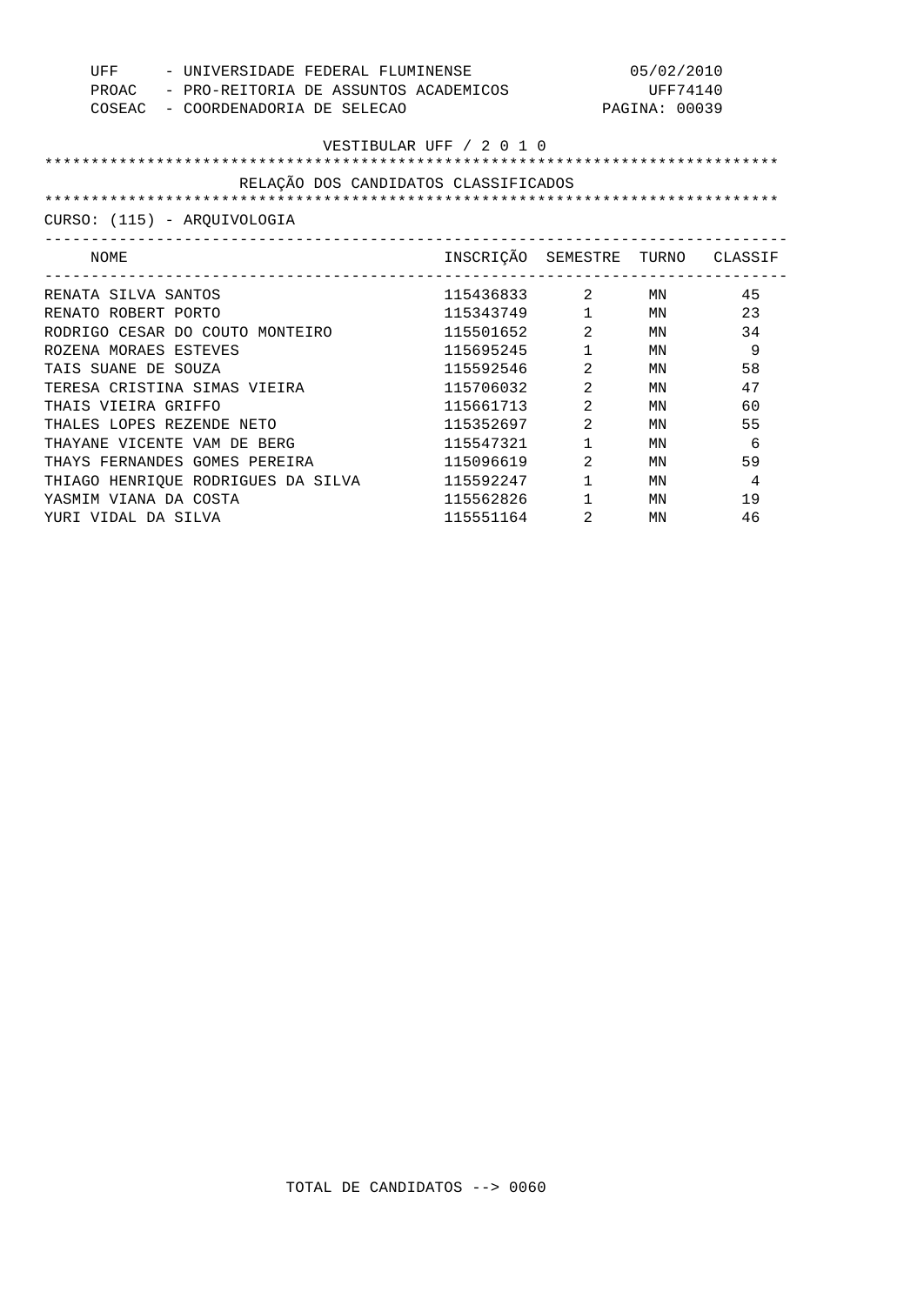UFF - UNIVERSIDADE FEDERAL FLUMINENSE 05/02/2010
PROAC - PRO-REITORIA DE ASSUNTOS ACADEMICOS UFF74140
COSEAC - COORDENADORIA DE SELECAO

VESTIBULAR UFF / 2 0 1 0

RELAÇÃO DOS CANDIDATOS CLASSIFICADOS

CURSO: (115) - ARQUIVOLOGIA

| NOME | INSCRIÇÃO | SEMESTRE | TURNO | CLASSIF |
|---|---|---|---|---|
| RENATA SILVA SANTOS | 115436833 | 2 | MN | 45 |
| RENATO ROBERT PORTO | 115343749 | 1 | MN | 23 |
| RODRIGO CESAR DO COUTO MONTEIRO | 115501652 | 2 | MN | 34 |
| ROZENA MORAES ESTEVES | 115695245 | 1 | MN | 9 |
| TAIS SUANE DE SOUZA | 115592546 | 2 | MN | 58 |
| TERESA CRISTINA SIMAS VIEIRA | 115706032 | 2 | MN | 47 |
| THAIS VIEIRA GRIFFO | 115661713 | 2 | MN | 60 |
| THALES LOPES REZENDE NETO | 115352697 | 2 | MN | 55 |
| THAYANE VICENTE VAM DE BERG | 115547321 | 1 | MN | 6 |
| THAYS FERNANDES GOMES PEREIRA | 115096619 | 2 | MN | 59 |
| THIAGO HENRIQUE RODRIGUES DA SILVA | 115592247 | 1 | MN | 4 |
| YASMIM VIANA DA COSTA | 115562826 | 1 | MN | 19 |
| YURI VIDAL DA SILVA | 115551164 | 2 | MN | 46 |

TOTAL DE CANDIDATOS --> 0060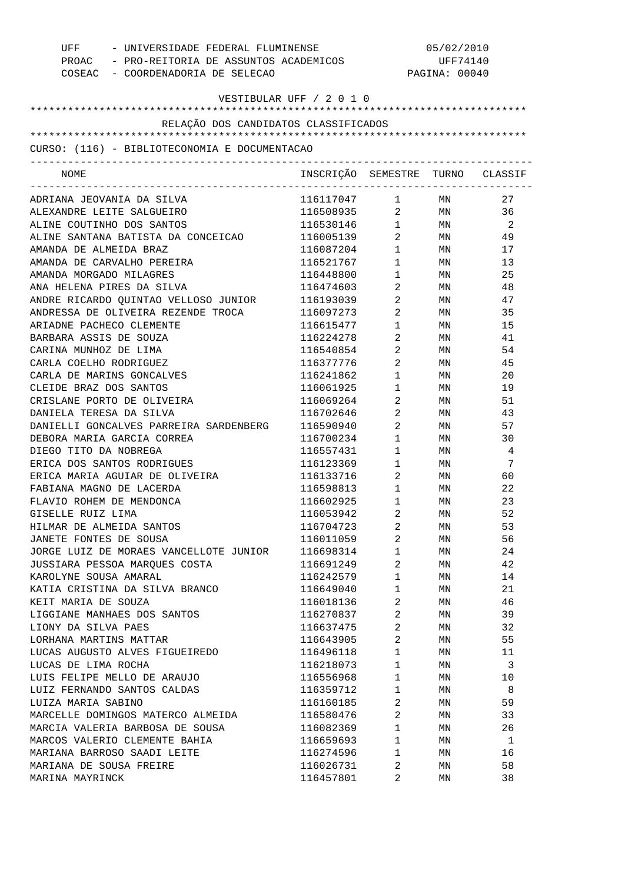UFF - UNIVERSIDADE FEDERAL FLUMINENSE
PROAC - PRO-REITORIA DE ASSUNTOS ACADEMICOS
COSEAC - COORDENADORIA DE SELECAO

05/02/2010
UFF74140
PAGINA: 00040

VESTIBULAR UFF / 2 0 1 0

RELAÇÃO DOS CANDIDATOS CLASSIFICADOS

CURSO: (116) - BIBLIOTECONOMIA E DOCUMENTACAO

| NOME | INSCRIÇÃO | SEMESTRE | TURNO | CLASSIF |
|---|---|---|---|---|
| ADRIANA JEOVANIA DA SILVA | 116117047 | 1 | MN | 27 |
| ALEXANDRE LEITE SALGUEIRO | 116508935 | 2 | MN | 36 |
| ALINE COUTINHO DOS SANTOS | 116530146 | 1 | MN | 2 |
| ALINE SANTANA BATISTA DA CONCEICAO | 116005139 | 2 | MN | 49 |
| AMANDA DE ALMEIDA BRAZ | 116087204 | 1 | MN | 17 |
| AMANDA DE CARVALHO PEREIRA | 116521767 | 1 | MN | 13 |
| AMANDA MORGADO MILAGRES | 116448800 | 1 | MN | 25 |
| ANA HELENA PIRES DA SILVA | 116474603 | 2 | MN | 48 |
| ANDRE RICARDO QUINTAO VELLOSO JUNIOR | 116193039 | 2 | MN | 47 |
| ANDRESSA DE OLIVEIRA REZENDE TROCA | 116097273 | 2 | MN | 35 |
| ARIADNE PACHECO CLEMENTE | 116615477 | 1 | MN | 15 |
| BARBARA ASSIS DE SOUZA | 116224278 | 2 | MN | 41 |
| CARINA MUNHOZ DE LIMA | 116540854 | 2 | MN | 54 |
| CARLA COELHO RODRIGUEZ | 116377776 | 2 | MN | 45 |
| CARLA DE MARINS GONCALVES | 116241862 | 1 | MN | 20 |
| CLEIDE BRAZ DOS SANTOS | 116061925 | 1 | MN | 19 |
| CRISLANE PORTO DE OLIVEIRA | 116069264 | 2 | MN | 51 |
| DANIELA TERESA DA SILVA | 116702646 | 2 | MN | 43 |
| DANIELLI GONCALVES PARREIRA SARDENBERG | 116590940 | 2 | MN | 57 |
| DEBORA MARIA GARCIA CORREA | 116700234 | 1 | MN | 30 |
| DIEGO TITO DA NOBREGA | 116557431 | 1 | MN | 4 |
| ERICA DOS SANTOS RODRIGUES | 116123369 | 1 | MN | 7 |
| ERICA MARIA AGUIAR DE OLIVEIRA | 116133716 | 2 | MN | 60 |
| FABIANA MAGNO DE LACERDA | 116598813 | 1 | MN | 22 |
| FLAVIO ROHEM DE MENDONCA | 116602925 | 1 | MN | 23 |
| GISELLE RUIZ LIMA | 116053942 | 2 | MN | 52 |
| HILMAR DE ALMEIDA SANTOS | 116704723 | 2 | MN | 53 |
| JANETE FONTES DE SOUSA | 116011059 | 2 | MN | 56 |
| JORGE LUIZ DE MORAES VANCELLOTE JUNIOR | 116698314 | 1 | MN | 24 |
| JUSSIARA PESSOA MARQUES COSTA | 116691249 | 2 | MN | 42 |
| KAROLYNE SOUSA AMARAL | 116242579 | 1 | MN | 14 |
| KATIA CRISTINA DA SILVA BRANCO | 116649040 | 1 | MN | 21 |
| KEIT MARIA DE SOUZA | 116018136 | 2 | MN | 46 |
| LIGGIANE MANHAES DOS SANTOS | 116270837 | 2 | MN | 39 |
| LIONY DA SILVA PAES | 116637475 | 2 | MN | 32 |
| LORHANA MARTINS MATTAR | 116643905 | 2 | MN | 55 |
| LUCAS AUGUSTO ALVES FIGUEIREDO | 116496118 | 1 | MN | 11 |
| LUCAS DE LIMA ROCHA | 116218073 | 1 | MN | 3 |
| LUIS FELIPE MELLO DE ARAUJO | 116556968 | 1 | MN | 10 |
| LUIZ FERNANDO SANTOS CALDAS | 116359712 | 1 | MN | 8 |
| LUIZA MARIA SABINO | 116160185 | 2 | MN | 59 |
| MARCELLE DOMINGOS MATERCO ALMEIDA | 116580476 | 2 | MN | 33 |
| MARCIA VALERIA BARBOSA DE SOUSA | 116082369 | 1 | MN | 26 |
| MARCOS VALERIO CLEMENTE BAHIA | 116659693 | 1 | MN | 1 |
| MARIANA BARROSO SAADI LEITE | 116274596 | 1 | MN | 16 |
| MARIANA DE SOUSA FREIRE | 116026731 | 2 | MN | 58 |
| MARINA MAYRINCK | 116457801 | 2 | MN | 38 |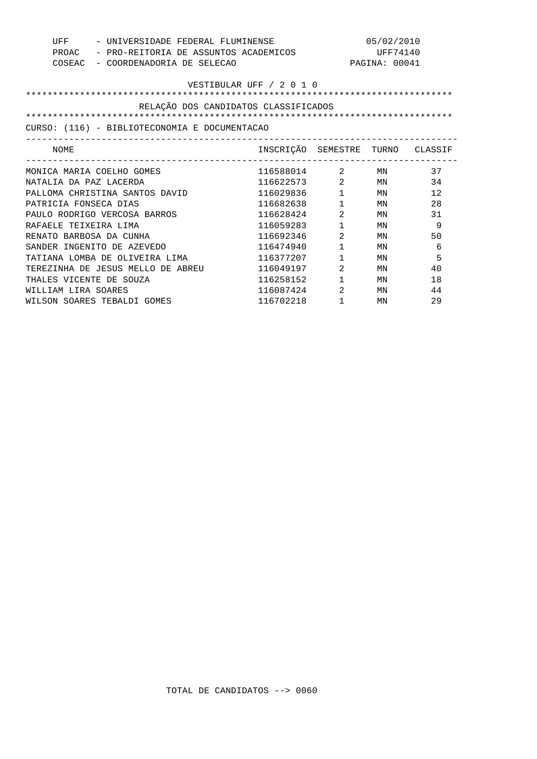UFF - UNIVERSIDADE FEDERAL FLUMINENSE 05/02/2010
PROAC - PRO-REITORIA DE ASSUNTOS ACADEMICOS UFF74140
COSEAC - COORDENADORIA DE SELECAO

VESTIBULAR UFF / 2 0 1 0

RELAÇÃO DOS CANDIDATOS CLASSIFICADOS

CURSO: (116) - BIBLIOTECONOMIA E DOCUMENTACAO

| NOME | INSCRIÇÃO | SEMESTRE | TURNO | CLASSIF |
|---|---|---|---|---|
| MONICA MARIA COELHO GOMES | 116588014 | 2 | MN | 37 |
| NATALIA DA PAZ LACERDA | 116622573 | 2 | MN | 34 |
| PALLOMA CHRISTINA SANTOS DAVID | 116029836 | 1 | MN | 12 |
| PATRICIA FONSECA DIAS | 116682638 | 1 | MN | 28 |
| PAULO RODRIGO VERCOSA BARROS | 116628424 | 2 | MN | 31 |
| RAFAELE TEIXEIRA LIMA | 116059283 | 1 | MN | 9 |
| RENATO BARBOSA DA CUNHA | 116692346 | 2 | MN | 50 |
| SANDER INGENITO DE AZEVEDO | 116474940 | 1 | MN | 6 |
| TATIANA LOMBA DE OLIVEIRA LIMA | 116377207 | 1 | MN | 5 |
| TEREZINHA DE JESUS MELLO DE ABREU | 116049197 | 2 | MN | 40 |
| THALES VICENTE DE SOUZA | 116258152 | 1 | MN | 18 |
| WILLIAM LIRA SOARES | 116087424 | 2 | MN | 44 |
| WILSON SOARES TEBALDI GOMES | 116702218 | 1 | MN | 29 |

TOTAL DE CANDIDATOS --> 0060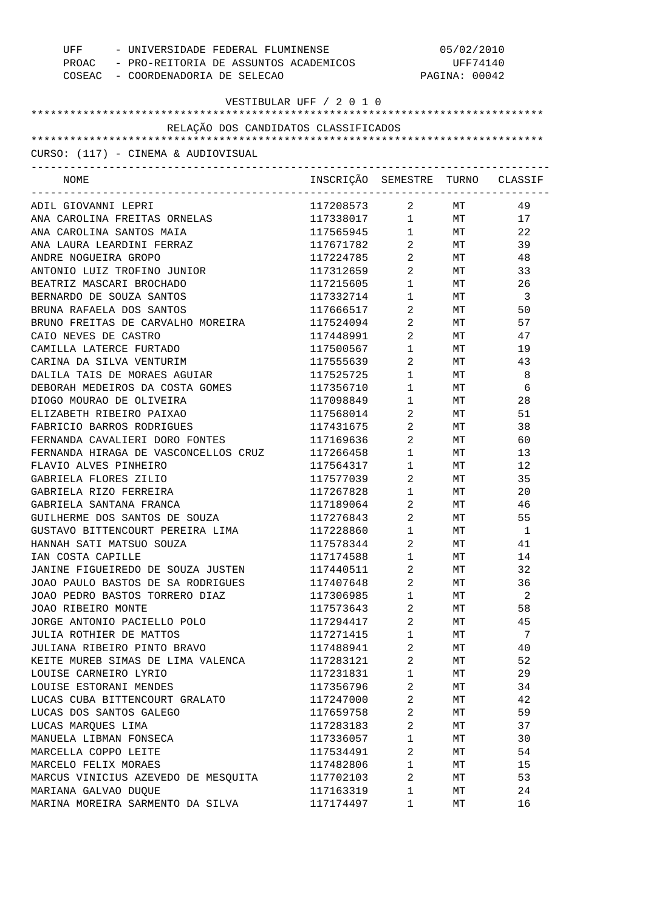UFF - UNIVERSIDADE FEDERAL FLUMINENSE
PROAC - PRO-REITORIA DE ASSUNTOS ACADEMICOS
COSEAC - COORDENADORIA DE SELECAO

05/02/2010
UFF74140

VESTIBULAR UFF / 2 0 1 0

## RELAÇÃO DOS CANDIDATOS CLASSIFICADOS

CURSO: (117) - CINEMA & AUDIOVISUAL

| NOME | INSCRIÇÃO | SEMESTRE | TURNO | CLASSIF |
|---|---|---|---|---|
| ADIL GIOVANNI LEPRI | 117208573 | 2 | MT | 49 |
| ANA CAROLINA FREITAS ORNELAS | 117338017 | 1 | MT | 17 |
| ANA CAROLINA SANTOS MAIA | 117565945 | 1 | MT | 22 |
| ANA LAURA LEARDINI FERRAZ | 117671782 | 2 | MT | 39 |
| ANDRE NOGUEIRA GROPO | 117224785 | 2 | MT | 48 |
| ANTONIO LUIZ TROFINO JUNIOR | 117312659 | 2 | MT | 33 |
| BEATRIZ MASCARI BROCHADO | 117215605 | 1 | MT | 26 |
| BERNARDO DE SOUZA SANTOS | 117332714 | 1 | MT | 3 |
| BRUNA RAFAELA DOS SANTOS | 117666517 | 2 | MT | 50 |
| BRUNO FREITAS DE CARVALHO MOREIRA | 117524094 | 2 | MT | 57 |
| CAIO NEVES DE CASTRO | 117448991 | 2 | MT | 47 |
| CAMILLA LATERCE FURTADO | 117500567 | 1 | MT | 19 |
| CARINA DA SILVA VENTURIM | 117555639 | 2 | MT | 43 |
| DALILA TAIS DE MORAES AGUIAR | 117525725 | 1 | MT | 8 |
| DEBORAH MEDEIROS DA COSTA GOMES | 117356710 | 1 | MT | 6 |
| DIOGO MOURAO DE OLIVEIRA | 117098849 | 1 | MT | 28 |
| ELIZABETH RIBEIRO PAIXAO | 117568014 | 2 | MT | 51 |
| FABRICIO BARROS RODRIGUES | 117431675 | 2 | MT | 38 |
| FERNANDA CAVALIERI DORO FONTES | 117169636 | 2 | MT | 60 |
| FERNANDA HIRAGA DE VASCONCELLOS CRUZ | 117266458 | 1 | MT | 13 |
| FLAVIO ALVES PINHEIRO | 117564317 | 1 | MT | 12 |
| GABRIELA FLORES ZILIO | 117577039 | 2 | MT | 35 |
| GABRIELA RIZO FERREIRA | 117267828 | 1 | MT | 20 |
| GABRIELA SANTANA FRANCA | 117189064 | 2 | MT | 46 |
| GUILHERME DOS SANTOS DE SOUZA | 117276843 | 2 | MT | 55 |
| GUSTAVO BITTENCOURT PEREIRA LIMA | 117228860 | 1 | MT | 1 |
| HANNAH SATI MATSUO SOUZA | 117578344 | 2 | MT | 41 |
| IAN COSTA CAPILLE | 117174588 | 1 | MT | 14 |
| JANINE FIGUEIREDO DE SOUZA JUSTEN | 117440511 | 2 | MT | 32 |
| JOAO PAULO BASTOS DE SA RODRIGUES | 117407648 | 2 | MT | 36 |
| JOAO PEDRO BASTOS TORRERO DIAZ | 117306985 | 1 | MT | 2 |
| JOAO RIBEIRO MONTE | 117573643 | 2 | MT | 58 |
| JORGE ANTONIO PACIELLO POLO | 117294417 | 2 | MT | 45 |
| JULIA ROTHIER DE MATTOS | 117271415 | 1 | MT | 7 |
| JULIANA RIBEIRO PINTO BRAVO | 117488941 | 2 | MT | 40 |
| KEITE MUREB SIMAS DE LIMA VALENCA | 117283121 | 2 | MT | 52 |
| LOUISE CARNEIRO LYRIO | 117231831 | 1 | MT | 29 |
| LOUISE ESTORANI MENDES | 117356796 | 2 | MT | 34 |
| LUCAS CUBA BITTENCOURT GRALATO | 117247000 | 2 | MT | 42 |
| LUCAS DOS SANTOS GALEGO | 117659758 | 2 | MT | 59 |
| LUCAS MARQUES LIMA | 117283183 | 2 | MT | 37 |
| MANUELA LIBMAN FONSECA | 117336057 | 1 | MT | 30 |
| MARCELLA COPPO LEITE | 117534491 | 2 | MT | 54 |
| MARCELO FELIX MORAES | 117482806 | 1 | MT | 15 |
| MARCUS VINICIUS AZEVEDO DE MESQUITA | 117702103 | 2 | MT | 53 |
| MARIANA GALVAO DUQUE | 117163319 | 1 | MT | 24 |
| MARINA MOREIRA SARMENTO DA SILVA | 117174497 | 1 | MT | 16 |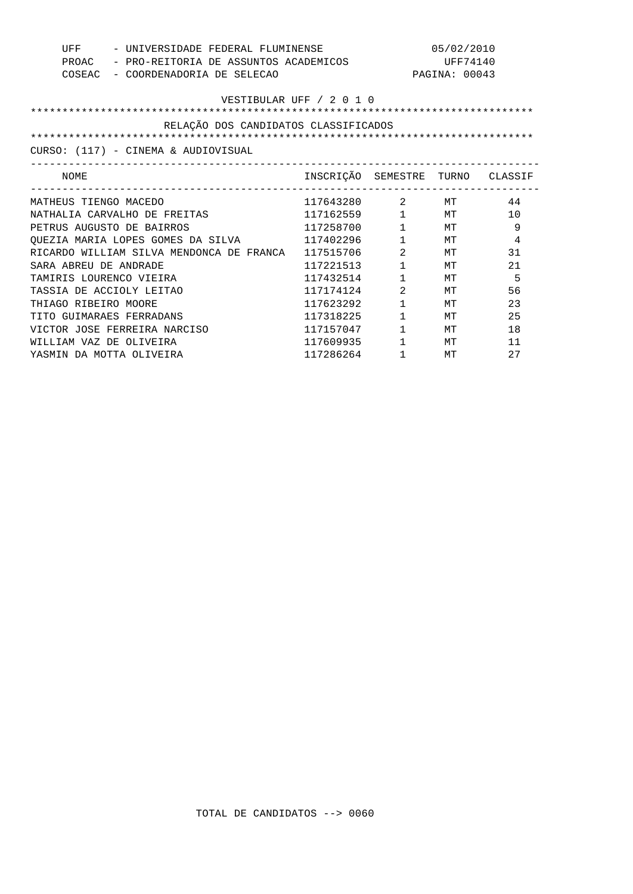UFF - UNIVERSIDADE FEDERAL FLUMINENSE 05/02/2010
PROAC - PRO-REITORIA DE ASSUNTOS ACADEMICOS UFF74140
COSEAC - COORDENADORIA DE SELECAO

VESTIBULAR UFF / 2 0 1 0

## RELAÇÃO DOS CANDIDATOS CLASSIFICADOS

CURSO: (117) - CINEMA & AUDIOVISUAL

| NOME | INSCRIÇÃO | SEMESTRE | TURNO | CLASSIF |
|---|---|---|---|---|
| MATHEUS TIENGO MACEDO | 117643280 | 2 | MT | 44 |
| NATHALIA CARVALHO DE FREITAS | 117162559 | 1 | MT | 10 |
| PETRUS AUGUSTO DE BAIRROS | 117258700 | 1 | MT | 9 |
| QUEZIA MARIA LOPES GOMES DA SILVA | 117402296 | 1 | MT | 4 |
| RICARDO WILLIAM SILVA MENDONCA DE FRANCA | 117515706 | 2 | MT | 31 |
| SARA ABREU DE ANDRADE | 117221513 | 1 | MT | 21 |
| TAMIRIS LOURENCO VIEIRA | 117432514 | 1 | MT | 5 |
| TASSIA DE ACCIOLY LEITAO | 117174124 | 2 | MT | 56 |
| THIAGO RIBEIRO MOORE | 117623292 | 1 | MT | 23 |
| TITO GUIMARAES FERRADANS | 117318225 | 1 | MT | 25 |
| VICTOR JOSE FERREIRA NARCISO | 117157047 | 1 | MT | 18 |
| WILLIAM VAZ DE OLIVEIRA | 117609935 | 1 | MT | 11 |
| YASMIN DA MOTTA OLIVEIRA | 117286264 | 1 | MT | 27 |

TOTAL DE CANDIDATOS --> 0060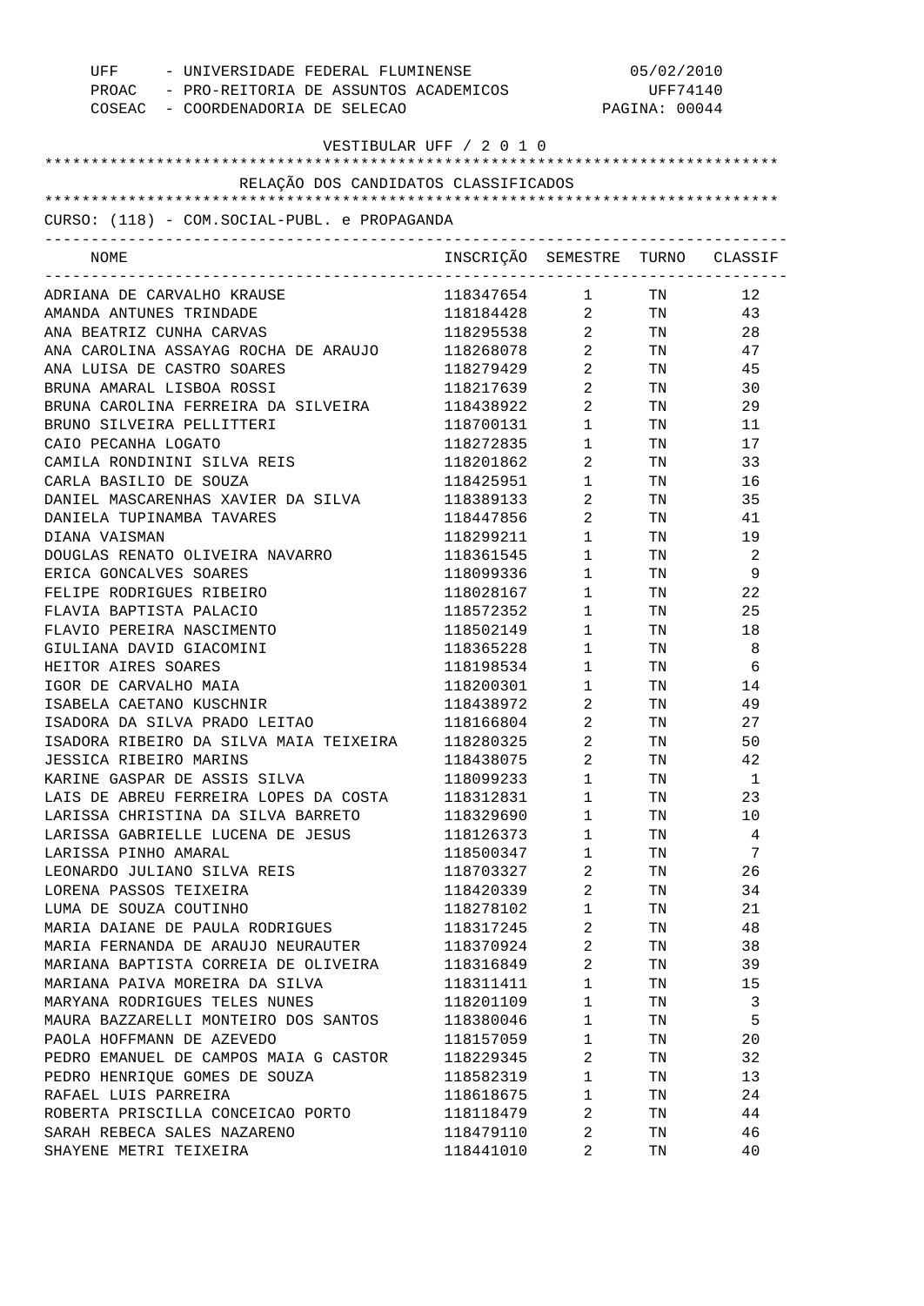UFF - UNIVERSIDADE FEDERAL FLUMINENSE
PROAC - PRO-REITORIA DE ASSUNTOS ACADEMICOS
COSEAC - COORDENADORIA DE SELECAO

05/02/2010
UFF74140

VESTIBULAR UFF / 2 0 1 0

RELAÇÃO DOS CANDIDATOS CLASSIFICADOS

CURSO: (118) - COM.SOCIAL-PUBL. e PROPAGANDA

| NOME | INSCRIÇÃO | SEMESTRE | TURNO | CLASSIF |
|---|---|---|---|---|
| ADRIANA DE CARVALHO KRAUSE | 118347654 | 1 | TN | 12 |
| AMANDA ANTUNES TRINDADE | 118184428 | 2 | TN | 43 |
| ANA BEATRIZ CUNHA CARVAS | 118295538 | 2 | TN | 28 |
| ANA CAROLINA ASSAYAG ROCHA DE ARAUJO | 118268078 | 2 | TN | 47 |
| ANA LUISA DE CASTRO SOARES | 118279429 | 2 | TN | 45 |
| BRUNA AMARAL LISBOA ROSSI | 118217639 | 2 | TN | 30 |
| BRUNA CAROLINA FERREIRA DA SILVEIRA | 118438922 | 2 | TN | 29 |
| BRUNO SILVEIRA PELLITTERI | 118700131 | 1 | TN | 11 |
| CAIO PECANHA LOGATO | 118272835 | 1 | TN | 17 |
| CAMILA RONDININI SILVA REIS | 118201862 | 2 | TN | 33 |
| CARLA BASILIO DE SOUZA | 118425951 | 1 | TN | 16 |
| DANIEL MASCARENHAS XAVIER DA SILVA | 118389133 | 2 | TN | 35 |
| DANIELA TUPINAMBA TAVARES | 118447856 | 2 | TN | 41 |
| DIANA VAISMAN | 118299211 | 1 | TN | 19 |
| DOUGLAS RENATO OLIVEIRA NAVARRO | 118361545 | 1 | TN | 2 |
| ERICA GONCALVES SOARES | 118099336 | 1 | TN | 9 |
| FELIPE RODRIGUES RIBEIRO | 118028167 | 1 | TN | 22 |
| FLAVIA BAPTISTA PALACIO | 118572352 | 1 | TN | 25 |
| FLAVIO PEREIRA NASCIMENTO | 118502149 | 1 | TN | 18 |
| GIULIANA DAVID GIACOMINI | 118365228 | 1 | TN | 8 |
| HEITOR AIRES SOARES | 118198534 | 1 | TN | 6 |
| IGOR DE CARVALHO MAIA | 118200301 | 1 | TN | 14 |
| ISABELA CAETANO KUSCHNIR | 118438972 | 2 | TN | 49 |
| ISADORA DA SILVA PRADO LEITAO | 118166804 | 2 | TN | 27 |
| ISADORA RIBEIRO DA SILVA MAIA TEIXEIRA | 118280325 | 2 | TN | 50 |
| JESSICA RIBEIRO MARINS | 118438075 | 2 | TN | 42 |
| KARINE GASPAR DE ASSIS SILVA | 118099233 | 1 | TN | 1 |
| LAIS DE ABREU FERREIRA LOPES DA COSTA | 118312831 | 1 | TN | 23 |
| LARISSA CHRISTINA DA SILVA BARRETO | 118329690 | 1 | TN | 10 |
| LARISSA GABRIELLE LUCENA DE JESUS | 118126373 | 1 | TN | 4 |
| LARISSA PINHO AMARAL | 118500347 | 1 | TN | 7 |
| LEONARDO JULIANO SILVA REIS | 118703327 | 2 | TN | 26 |
| LORENA PASSOS TEIXEIRA | 118420339 | 2 | TN | 34 |
| LUMA DE SOUZA COUTINHO | 118278102 | 1 | TN | 21 |
| MARIA DAIANE DE PAULA RODRIGUES | 118317245 | 2 | TN | 48 |
| MARIA FERNANDA DE ARAUJO NEURAUTER | 118370924 | 2 | TN | 38 |
| MARIANA BAPTISTA CORREIA DE OLIVEIRA | 118316849 | 2 | TN | 39 |
| MARIANA PAIVA MOREIRA DA SILVA | 118311411 | 1 | TN | 15 |
| MARYANA RODRIGUES TELES NUNES | 118201109 | 1 | TN | 3 |
| MAURA BAZZARELLI MONTEIRO DOS SANTOS | 118380046 | 1 | TN | 5 |
| PAOLA HOFFMANN DE AZEVEDO | 118157059 | 1 | TN | 20 |
| PEDRO EMANUEL DE CAMPOS MAIA G CASTOR | 118229345 | 2 | TN | 32 |
| PEDRO HENRIQUE GOMES DE SOUZA | 118582319 | 1 | TN | 13 |
| RAFAEL LUIS PARREIRA | 118618675 | 1 | TN | 24 |
| ROBERTA PRISCILLA CONCEICAO PORTO | 118118479 | 2 | TN | 44 |
| SARAH REBECA SALES NAZARENO | 118479110 | 2 | TN | 46 |
| SHAYENE METRI TEIXEIRA | 118441010 | 2 | TN | 40 |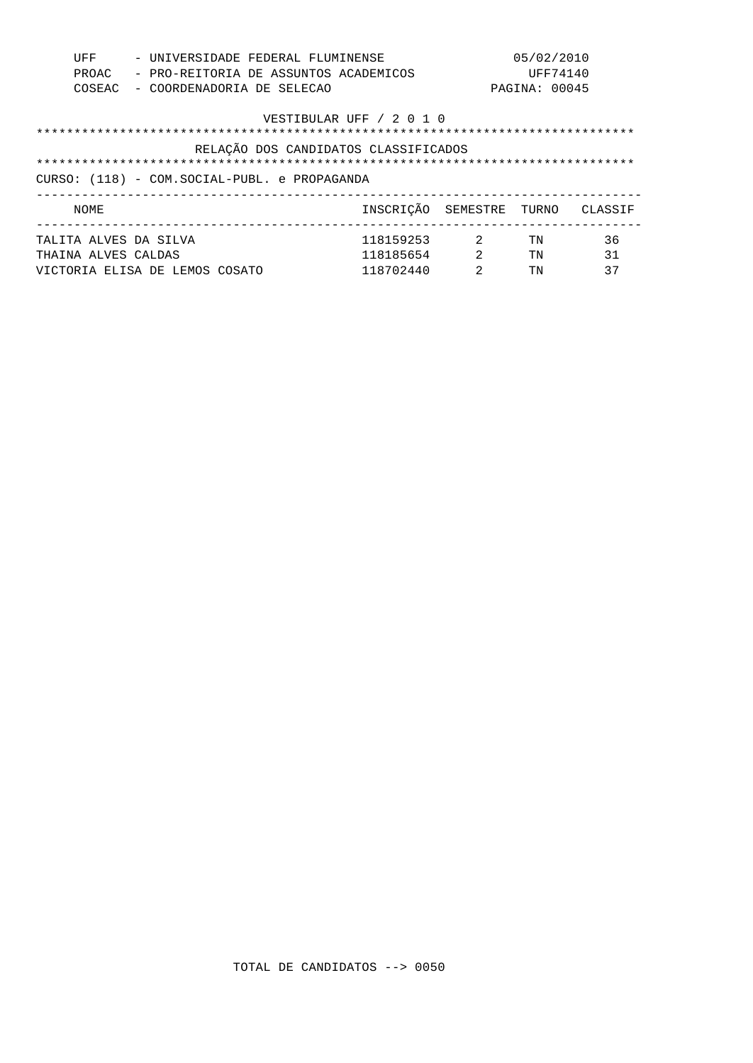UFF - UNIVERSIDADE FEDERAL FLUMINENSE — 05/02/2010
PROAC - PRO-REITORIA DE ASSUNTOS ACADEMICOS — UFF74140
COSEAC - COORDENADORIA DE SELECAO — PAGINA: 00045

VESTIBULAR UFF / 2 0 1 0

## RELAÇÃO DOS CANDIDATOS CLASSIFICADOS

CURSO: (118) - COM.SOCIAL-PUBL. e PROPAGANDA

| NOME | INSCRIÇÃO | SEMESTRE | TURNO | CLASSIF |
|---|---|---|---|---|
| TALITA ALVES DA SILVA | 118159253 | 2 | TN | 36 |
| THAINA ALVES CALDAS | 118185654 | 2 | TN | 31 |
| VICTORIA ELISA DE LEMOS COSATO | 118702440 | 2 | TN | 37 |

TOTAL DE CANDIDATOS --> 0050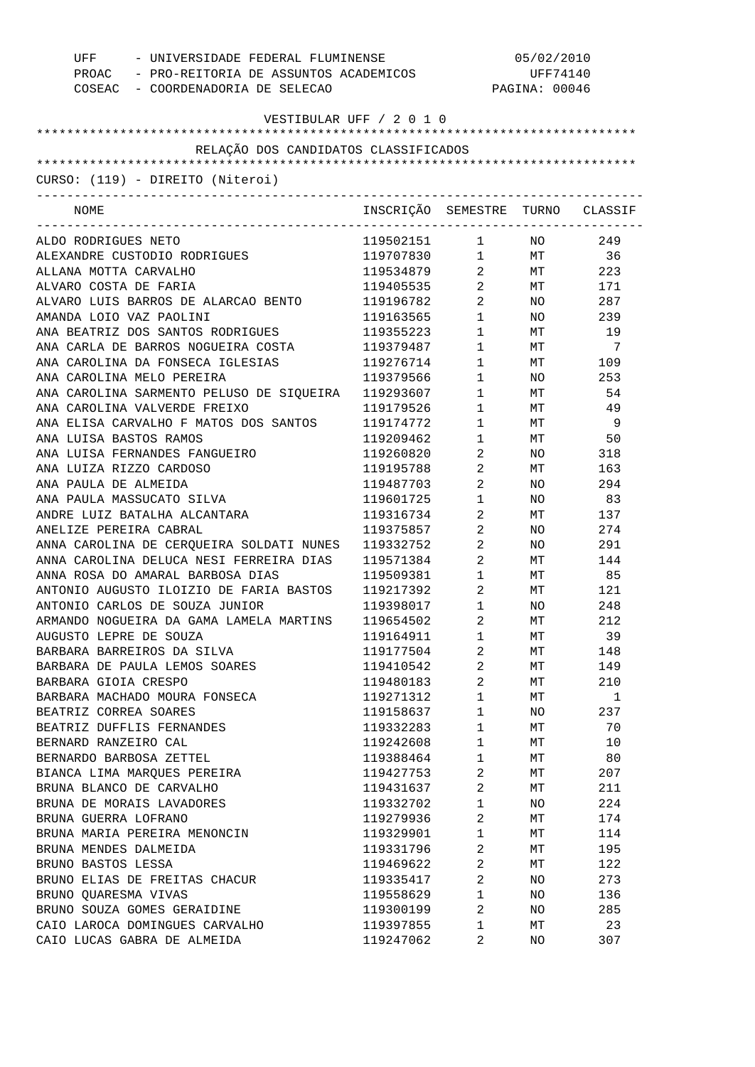UFF - UNIVERSIDADE FEDERAL FLUMINENSE 05/02/2010
PROAC - PRO-REITORIA DE ASSUNTOS ACADEMICOS UFF74140
COSEAC - COORDENADORIA DE SELECAO PAGINA: 00046

VESTIBULAR UFF / 2 0 1 0

RELAÇÃO DOS CANDIDATOS CLASSIFICADOS

CURSO: (119) - DIREITO (Niteroi)

| NOME | INSCRIÇÃO | SEMESTRE | TURNO | CLASSIF |
|---|---|---|---|---|
| ALDO RODRIGUES NETO | 119502151 | 1 | NO | 249 |
| ALEXANDRE CUSTODIO RODRIGUES | 119707830 | 1 | MT | 36 |
| ALLANA MOTTA CARVALHO | 119534879 | 2 | MT | 223 |
| ALVARO COSTA DE FARIA | 119405535 | 2 | MT | 171 |
| ALVARO LUIS BARROS DE ALARCAO BENTO | 119196782 | 2 | NO | 287 |
| AMANDA LOIO VAZ PAOLINI | 119163565 | 1 | NO | 239 |
| ANA BEATRIZ DOS SANTOS RODRIGUES | 119355223 | 1 | MT | 19 |
| ANA CARLA DE BARROS NOGUEIRA COSTA | 119379487 | 1 | MT | 7 |
| ANA CAROLINA DA FONSECA IGLESIAS | 119276714 | 1 | MT | 109 |
| ANA CAROLINA MELO PEREIRA | 119379566 | 1 | NO | 253 |
| ANA CAROLINA SARMENTO PELUSO DE SIQUEIRA | 119293607 | 1 | MT | 54 |
| ANA CAROLINA VALVERDE FREIXO | 119179526 | 1 | MT | 49 |
| ANA ELISA CARVALHO F MATOS DOS SANTOS | 119174772 | 1 | MT | 9 |
| ANA LUISA BASTOS RAMOS | 119209462 | 1 | MT | 50 |
| ANA LUISA FERNANDES FANGUEIRO | 119260820 | 2 | NO | 318 |
| ANA LUIZA RIZZO CARDOSO | 119195788 | 2 | MT | 163 |
| ANA PAULA DE ALMEIDA | 119487703 | 2 | NO | 294 |
| ANA PAULA MASSUCATO SILVA | 119601725 | 1 | NO | 83 |
| ANDRE LUIZ BATALHA ALCANTARA | 119316734 | 2 | MT | 137 |
| ANELIZE PEREIRA CABRAL | 119375857 | 2 | NO | 274 |
| ANNA CAROLINA DE CERQUEIRA SOLDATI NUNES | 119332752 | 2 | NO | 291 |
| ANNA CAROLINA DELUCA NESI FERREIRA DIAS | 119571384 | 2 | MT | 144 |
| ANNA ROSA DO AMARAL BARBOSA DIAS | 119509381 | 1 | MT | 85 |
| ANTONIO AUGUSTO ILOIZIO DE FARIA BASTOS | 119217392 | 2 | MT | 121 |
| ANTONIO CARLOS DE SOUZA JUNIOR | 119398017 | 1 | NO | 248 |
| ARMANDO NOGUEIRA DA GAMA LAMELA MARTINS | 119654502 | 2 | MT | 212 |
| AUGUSTO LEPRE DE SOUZA | 119164911 | 1 | MT | 39 |
| BARBARA BARREIROS DA SILVA | 119177504 | 2 | MT | 148 |
| BARBARA DE PAULA LEMOS SOARES | 119410542 | 2 | MT | 149 |
| BARBARA GIOIA CRESPO | 119480183 | 2 | MT | 210 |
| BARBARA MACHADO MOURA FONSECA | 119271312 | 1 | MT | 1 |
| BEATRIZ CORREA SOARES | 119158637 | 1 | NO | 237 |
| BEATRIZ DUFFLIS FERNANDES | 119332283 | 1 | MT | 70 |
| BERNARD RANZEIRO CAL | 119242608 | 1 | MT | 10 |
| BERNARDO BARBOSA ZETTEL | 119388464 | 1 | MT | 80 |
| BIANCA LIMA MARQUES PEREIRA | 119427753 | 2 | MT | 207 |
| BRUNA BLANCO DE CARVALHO | 119431637 | 2 | MT | 211 |
| BRUNA DE MORAIS LAVADORES | 119332702 | 1 | NO | 224 |
| BRUNA GUERRA LOFRANO | 119279936 | 2 | MT | 174 |
| BRUNA MARIA PEREIRA MENONCIN | 119329901 | 1 | MT | 114 |
| BRUNA MENDES DALMEIDA | 119331796 | 2 | MT | 195 |
| BRUNO BASTOS LESSA | 119469622 | 2 | MT | 122 |
| BRUNO ELIAS DE FREITAS CHACUR | 119335417 | 2 | NO | 273 |
| BRUNO QUARESMA VIVAS | 119558629 | 1 | NO | 136 |
| BRUNO SOUZA GOMES GERAIDINE | 119300199 | 2 | NO | 285 |
| CAIO LAROCA DOMINGUES CARVALHO | 119397855 | 1 | MT | 23 |
| CAIO LUCAS GABRA DE ALMEIDA | 119247062 | 2 | NO | 307 |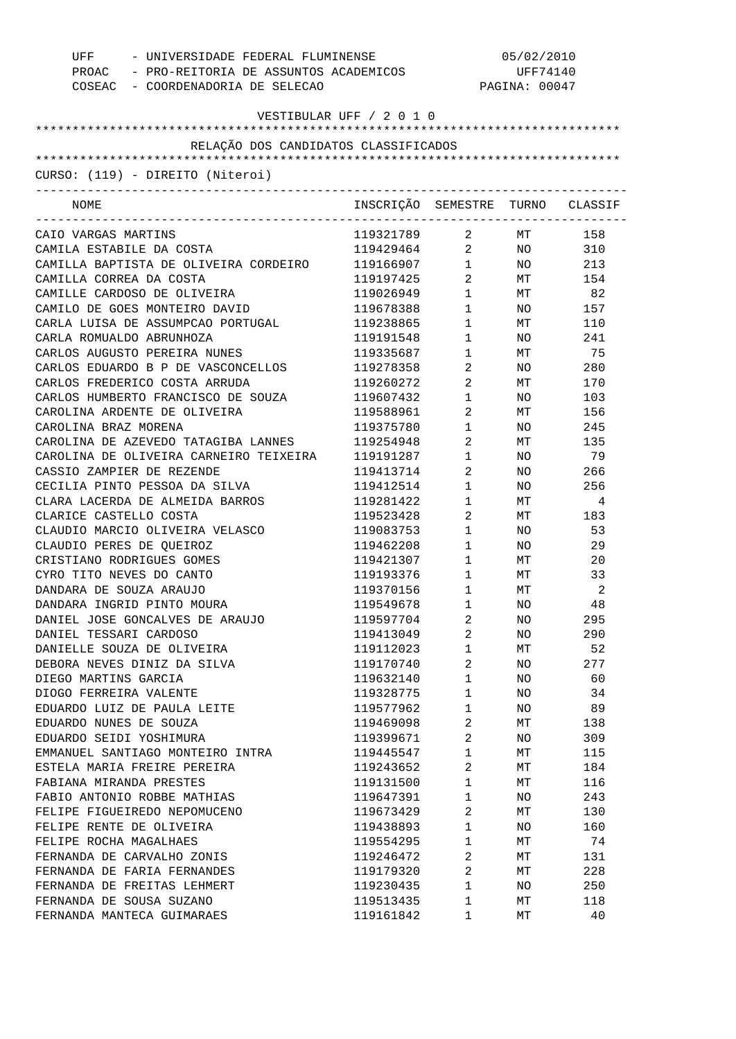UFF - UNIVERSIDADE FEDERAL FLUMINENSE
PROAC - PRO-REITORIA DE ASSUNTOS ACADEMICOS
COSEAC - COORDENADORIA DE SELECAO

05/02/2010
UFF74140

VESTIBULAR UFF / 2 0 1 0

RELAÇÃO DOS CANDIDATOS CLASSIFICADOS

CURSO: (119) - DIREITO (Niteroi)

| NOME | INSCRIÇÃO | SEMESTRE | TURNO | CLASSIF |
|---|---|---|---|---|
| CAIO VARGAS MARTINS | 119321789 | 2 | MT | 158 |
| CAMILA ESTABILE DA COSTA | 119429464 | 2 | NO | 310 |
| CAMILLA BAPTISTA DE OLIVEIRA CORDEIRO | 119166907 | 1 | NO | 213 |
| CAMILLA CORREA DA COSTA | 119197425 | 2 | MT | 154 |
| CAMILLE CARDOSO DE OLIVEIRA | 119026949 | 1 | MT | 82 |
| CAMILO DE GOES MONTEIRO DAVID | 119678388 | 1 | NO | 157 |
| CARLA LUISA DE ASSUMPCAO PORTUGAL | 119238865 | 1 | MT | 110 |
| CARLA ROMUALDO ABRUNHOZA | 119191548 | 1 | NO | 241 |
| CARLOS AUGUSTO PEREIRA NUNES | 119335687 | 1 | MT | 75 |
| CARLOS EDUARDO B P DE VASCONCELLOS | 119278358 | 2 | NO | 280 |
| CARLOS FREDERICO COSTA ARRUDA | 119260272 | 2 | MT | 170 |
| CARLOS HUMBERTO FRANCISCO DE SOUZA | 119607432 | 1 | NO | 103 |
| CAROLINA ARDENTE DE OLIVEIRA | 119588961 | 2 | MT | 156 |
| CAROLINA BRAZ MORENA | 119375780 | 1 | NO | 245 |
| CAROLINA DE AZEVEDO TATAGIBA LANNES | 119254948 | 2 | MT | 135 |
| CAROLINA DE OLIVEIRA CARNEIRO TEIXEIRA | 119191287 | 1 | NO | 79 |
| CASSIO ZAMPIER DE REZENDE | 119413714 | 2 | NO | 266 |
| CECILIA PINTO PESSOA DA SILVA | 119412514 | 1 | NO | 256 |
| CLARA LACERDA DE ALMEIDA BARROS | 119281422 | 1 | MT | 4 |
| CLARICE CASTELLO COSTA | 119523428 | 2 | MT | 183 |
| CLAUDIO MARCIO OLIVEIRA VELASCO | 119083753 | 1 | NO | 53 |
| CLAUDIO PERES DE QUEIROZ | 119462208 | 1 | NO | 29 |
| CRISTIANO RODRIGUES GOMES | 119421307 | 1 | MT | 20 |
| CYRO TITO NEVES DO CANTO | 119193376 | 1 | MT | 33 |
| DANDARA DE SOUZA ARAUJO | 119370156 | 1 | MT | 2 |
| DANDARA INGRID PINTO MOURA | 119549678 | 1 | NO | 48 |
| DANIEL JOSE GONCALVES DE ARAUJO | 119597704 | 2 | NO | 295 |
| DANIEL TESSARI CARDOSO | 119413049 | 2 | NO | 290 |
| DANIELLE SOUZA DE OLIVEIRA | 119112023 | 1 | MT | 52 |
| DEBORA NEVES DINIZ DA SILVA | 119170740 | 2 | NO | 277 |
| DIEGO MARTINS GARCIA | 119632140 | 1 | NO | 60 |
| DIOGO FERREIRA VALENTE | 119328775 | 1 | NO | 34 |
| EDUARDO LUIZ DE PAULA LEITE | 119577962 | 1 | NO | 89 |
| EDUARDO NUNES DE SOUZA | 119469098 | 2 | MT | 138 |
| EDUARDO SEIDI YOSHIMURA | 119399671 | 2 | NO | 309 |
| EMMANUEL SANTIAGO MONTEIRO INTRA | 119445547 | 1 | MT | 115 |
| ESTELA MARIA FREIRE PEREIRA | 119243652 | 2 | MT | 184 |
| FABIANA MIRANDA PRESTES | 119131500 | 1 | MT | 116 |
| FABIO ANTONIO ROBBE MATHIAS | 119647391 | 1 | NO | 243 |
| FELIPE FIGUEIREDO NEPOMUCENO | 119673429 | 2 | MT | 130 |
| FELIPE RENTE DE OLIVEIRA | 119438893 | 1 | NO | 160 |
| FELIPE ROCHA MAGALHAES | 119554295 | 1 | MT | 74 |
| FERNANDA DE CARVALHO ZONIS | 119246472 | 2 | MT | 131 |
| FERNANDA DE FARIA FERNANDES | 119179320 | 2 | MT | 228 |
| FERNANDA DE FREITAS LEHMERT | 119230435 | 1 | NO | 250 |
| FERNANDA DE SOUSA SUZANO | 119513435 | 1 | MT | 118 |
| FERNANDA MANTECA GUIMARAES | 119161842 | 1 | MT | 40 |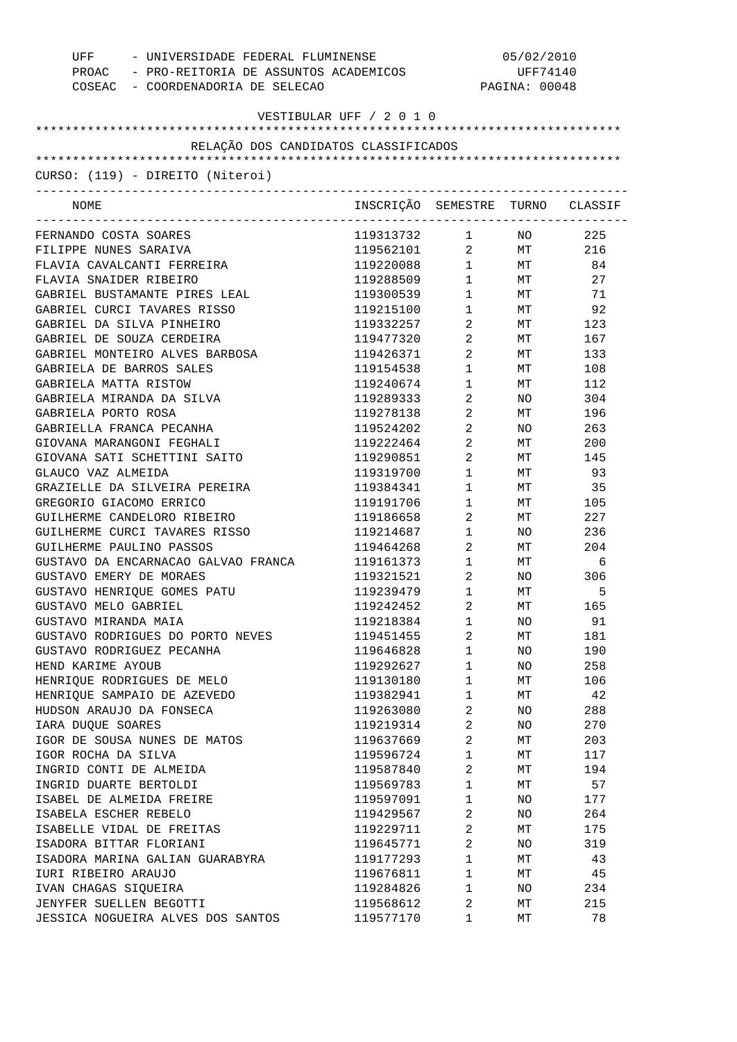UFF - UNIVERSIDADE FEDERAL FLUMINENSE
PROAC - PRO-REITORIA DE ASSUNTOS ACADEMICOS
COSEAC - COORDENADORIA DE SELECAO

05/02/2010
UFF74140

VESTIBULAR UFF / 2 0 1 0

RELAÇÃO DOS CANDIDATOS CLASSIFICADOS

CURSO: (119) - DIREITO (Niteroi)

| NOME | INSCRIÇÃO | SEMESTRE | TURNO | CLASSIF |
|---|---|---|---|---|
| FERNANDO COSTA SOARES | 119313732 | 1 | NO | 225 |
| FILIPPE NUNES SARAIVA | 119562101 | 2 | MT | 216 |
| FLAVIA CAVALCANTI FERREIRA | 119220088 | 1 | MT | 84 |
| FLAVIA SNAIDER RIBEIRO | 119288509 | 1 | MT | 27 |
| GABRIEL BUSTAMANTE PIRES LEAL | 119300539 | 1 | MT | 71 |
| GABRIEL CURCI TAVARES RISSO | 119215100 | 1 | MT | 92 |
| GABRIEL DA SILVA PINHEIRO | 119332257 | 2 | MT | 123 |
| GABRIEL DE SOUZA CERDEIRA | 119477320 | 2 | MT | 167 |
| GABRIEL MONTEIRO ALVES BARBOSA | 119426371 | 2 | MT | 133 |
| GABRIELA DE BARROS SALES | 119154538 | 1 | MT | 108 |
| GABRIELA MATTA RISTOW | 119240674 | 1 | MT | 112 |
| GABRIELA MIRANDA DA SILVA | 119289333 | 2 | NO | 304 |
| GABRIELA PORTO ROSA | 119278138 | 2 | MT | 196 |
| GABRIELLA FRANCA PECANHA | 119524202 | 2 | NO | 263 |
| GIOVANA MARANGONI FEGHALI | 119222464 | 2 | MT | 200 |
| GIOVANA SATI SCHETTINI SAITO | 119290851 | 2 | MT | 145 |
| GLAUCO VAZ ALMEIDA | 119319700 | 1 | MT | 93 |
| GRAZIELLE DA SILVEIRA PEREIRA | 119384341 | 1 | MT | 35 |
| GREGORIO GIACOMO ERRICO | 119191706 | 1 | MT | 105 |
| GUILHERME CANDELORO RIBEIRO | 119186658 | 2 | MT | 227 |
| GUILHERME CURCI TAVARES RISSO | 119214687 | 1 | NO | 236 |
| GUILHERME PAULINO PASSOS | 119464268 | 2 | MT | 204 |
| GUSTAVO DA ENCARNACAO GALVAO FRANCA | 119161373 | 1 | MT | 6 |
| GUSTAVO EMERY DE MORAES | 119321521 | 2 | NO | 306 |
| GUSTAVO HENRIQUE GOMES PATU | 119239479 | 1 | MT | 5 |
| GUSTAVO MELO GABRIEL | 119242452 | 2 | MT | 165 |
| GUSTAVO MIRANDA MAIA | 119218384 | 1 | NO | 91 |
| GUSTAVO RODRIGUES DO PORTO NEVES | 119451455 | 2 | MT | 181 |
| GUSTAVO RODRIGUEZ PECANHA | 119646828 | 1 | NO | 190 |
| HEND KARIME AYOUB | 119292627 | 1 | NO | 258 |
| HENRIQUE RODRIGUES DE MELO | 119130180 | 1 | MT | 106 |
| HENRIQUE SAMPAIO DE AZEVEDO | 119382941 | 1 | MT | 42 |
| HUDSON ARAUJO DA FONSECA | 119263080 | 2 | NO | 288 |
| IARA DUQUE SOARES | 119219314 | 2 | NO | 270 |
| IGOR DE SOUSA NUNES DE MATOS | 119637669 | 2 | MT | 203 |
| IGOR ROCHA DA SILVA | 119596724 | 1 | MT | 117 |
| INGRID CONTI DE ALMEIDA | 119587840 | 2 | MT | 194 |
| INGRID DUARTE BERTOLDI | 119569783 | 1 | MT | 57 |
| ISABEL DE ALMEIDA FREIRE | 119597091 | 1 | NO | 177 |
| ISABELA ESCHER REBELO | 119429567 | 2 | NO | 264 |
| ISABELLE VIDAL DE FREITAS | 119229711 | 2 | MT | 175 |
| ISADORA BITTAR FLORIANI | 119645771 | 2 | NO | 319 |
| ISADORA MARINA GALIAN GUARABYRA | 119177293 | 1 | MT | 43 |
| IURI RIBEIRO ARAUJO | 119676811 | 1 | MT | 45 |
| IVAN CHAGAS SIQUEIRA | 119284826 | 1 | NO | 234 |
| JENYFER SUELLEN BEGOTTI | 119568612 | 2 | MT | 215 |
| JESSICA NOGUEIRA ALVES DOS SANTOS | 119577170 | 1 | MT | 78 |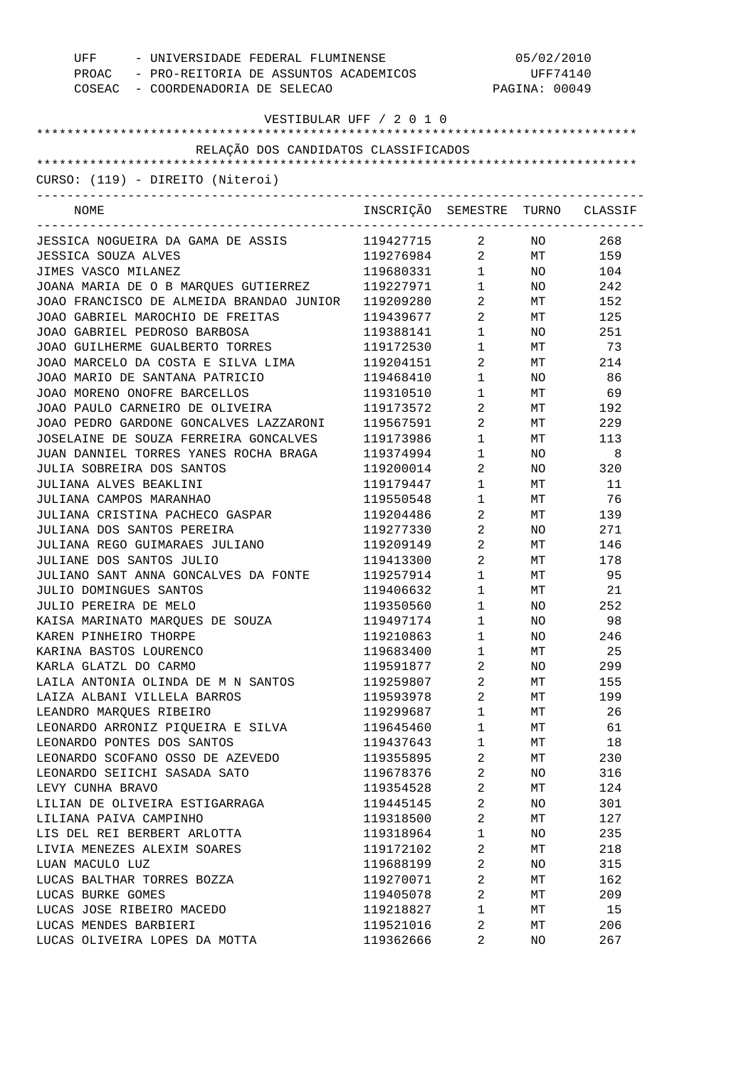UFF - UNIVERSIDADE FEDERAL FLUMINENSE 05/02/2010
PROAC - PRO-REITORIA DE ASSUNTOS ACADEMICOS UFF74140
COSEAC - COORDENADORIA DE SELECAO PAGINA: 00049

VESTIBULAR UFF / 2 0 1 0

RELAÇÃO DOS CANDIDATOS CLASSIFICADOS

CURSO: (119) - DIREITO (Niteroi)

| NOME | INSCRIÇÃO | SEMESTRE | TURNO | CLASSIF |
|---|---|---|---|---|
| JESSICA NOGUEIRA DA GAMA DE ASSIS | 119427715 | 2 | NO | 268 |
| JESSICA SOUZA ALVES | 119276984 | 2 | MT | 159 |
| JIMES VASCO MILANEZ | 119680331 | 1 | NO | 104 |
| JOANA MARIA DE O B MARQUES GUTIERREZ | 119227971 | 1 | NO | 242 |
| JOAO FRANCISCO DE ALMEIDA BRANDAO JUNIOR | 119209280 | 2 | MT | 152 |
| JOAO GABRIEL MAROCHIO DE FREITAS | 119439677 | 2 | MT | 125 |
| JOAO GABRIEL PEDROSO BARBOSA | 119388141 | 1 | NO | 251 |
| JOAO GUILHERME GUALBERTO TORRES | 119172530 | 1 | MT | 73 |
| JOAO MARCELO DA COSTA E SILVA LIMA | 119204151 | 2 | MT | 214 |
| JOAO MARIO DE SANTANA PATRICIO | 119468410 | 1 | NO | 86 |
| JOAO MORENO ONOFRE BARCELLOS | 119310510 | 1 | MT | 69 |
| JOAO PAULO CARNEIRO DE OLIVEIRA | 119173572 | 2 | MT | 192 |
| JOAO PEDRO GARDONE GONCALVES LAZZARONI | 119567591 | 2 | MT | 229 |
| JOSELAINE DE SOUZA FERREIRA GONCALVES | 119173986 | 1 | MT | 113 |
| JUAN DANNIEL TORRES YANES ROCHA BRAGA | 119374994 | 1 | NO | 8 |
| JULIA SOBREIRA DOS SANTOS | 119200014 | 2 | NO | 320 |
| JULIANA ALVES BEAKLINI | 119179447 | 1 | MT | 11 |
| JULIANA CAMPOS MARANHAO | 119550548 | 1 | MT | 76 |
| JULIANA CRISTINA PACHECO GASPAR | 119204486 | 2 | MT | 139 |
| JULIANA DOS SANTOS PEREIRA | 119277330 | 2 | NO | 271 |
| JULIANA REGO GUIMARAES JULIANO | 119209149 | 2 | MT | 146 |
| JULIANE DOS SANTOS JULIO | 119413300 | 2 | MT | 178 |
| JULIANO SANT ANNA GONCALVES DA FONTE | 119257914 | 1 | MT | 95 |
| JULIO DOMINGUES SANTOS | 119406632 | 1 | MT | 21 |
| JULIO PEREIRA DE MELO | 119350560 | 1 | NO | 252 |
| KAISA MARINATO MARQUES DE SOUZA | 119497174 | 1 | NO | 98 |
| KAREN PINHEIRO THORPE | 119210863 | 1 | NO | 246 |
| KARINA BASTOS LOURENCO | 119683400 | 1 | MT | 25 |
| KARLA GLATZL DO CARMO | 119591877 | 2 | NO | 299 |
| LAILA ANTONIA OLINDA DE M N SANTOS | 119259807 | 2 | MT | 155 |
| LAIZA ALBANI VILLELA BARROS | 119593978 | 2 | MT | 199 |
| LEANDRO MARQUES RIBEIRO | 119299687 | 1 | MT | 26 |
| LEONARDO ARRONIZ PIQUEIRA E SILVA | 119645460 | 1 | MT | 61 |
| LEONARDO PONTES DOS SANTOS | 119437643 | 1 | MT | 18 |
| LEONARDO SCOFANO OSSO DE AZEVEDO | 119355895 | 2 | MT | 230 |
| LEONARDO SEIICHI SASADA SATO | 119678376 | 2 | NO | 316 |
| LEVY CUNHA BRAVO | 119354528 | 2 | MT | 124 |
| LILIAN DE OLIVEIRA ESTIGARRAGA | 119445145 | 2 | NO | 301 |
| LILIANA PAIVA CAMPINHO | 119318500 | 2 | MT | 127 |
| LIS DEL REI BERBERT ARLOTTA | 119318964 | 1 | NO | 235 |
| LIVIA MENEZES ALEXIM SOARES | 119172102 | 2 | MT | 218 |
| LUAN MACULO LUZ | 119688199 | 2 | NO | 315 |
| LUCAS BALTHAR TORRES BOZZA | 119270071 | 2 | MT | 162 |
| LUCAS BURKE GOMES | 119405078 | 2 | MT | 209 |
| LUCAS JOSE RIBEIRO MACEDO | 119218827 | 1 | MT | 15 |
| LUCAS MENDES BARBIERI | 119521016 | 2 | MT | 206 |
| LUCAS OLIVEIRA LOPES DA MOTTA | 119362666 | 2 | NO | 267 |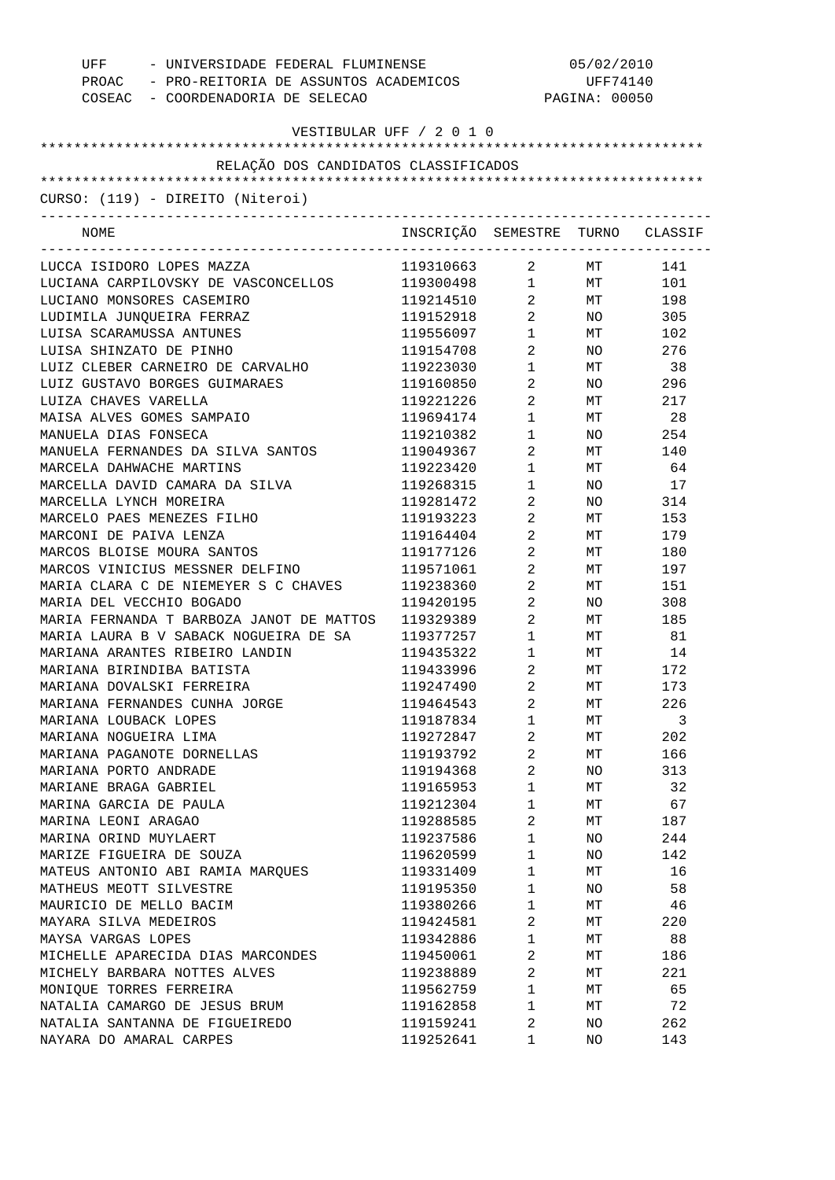UFF - UNIVERSIDADE FEDERAL FLUMINENSE 05/02/2010
PROAC - PRO-REITORIA DE ASSUNTOS ACADEMICOS UFF74140
COSEAC - COORDENADORIA DE SELECAO PAGINA: 00050

VESTIBULAR UFF / 2 0 1 0

RELAÇÃO DOS CANDIDATOS CLASSIFICADOS

CURSO: (119) - DIREITO (Niteroi)

| NOME | INSCRIÇÃO | SEMESTRE | TURNO | CLASSIF |
|---|---|---|---|---|
| LUCCA ISIDORO LOPES MAZZA | 119310663 | 2 | MT | 141 |
| LUCIANA CARPILOVSKY DE VASCONCELLOS | 119300498 | 1 | MT | 101 |
| LUCIANO MONSORES CASEMIRO | 119214510 | 2 | MT | 198 |
| LUDIMILA JUNQUEIRA FERRAZ | 119152918 | 2 | NO | 305 |
| LUISA SCARAMUSSA ANTUNES | 119556097 | 1 | MT | 102 |
| LUISA SHINZATO DE PINHO | 119154708 | 2 | NO | 276 |
| LUIZ CLEBER CARNEIRO DE CARVALHO | 119223030 | 1 | MT | 38 |
| LUIZ GUSTAVO BORGES GUIMARAES | 119160850 | 2 | NO | 296 |
| LUIZA CHAVES VARELLA | 119221226 | 2 | MT | 217 |
| MAISA ALVES GOMES SAMPAIO | 119694174 | 1 | MT | 28 |
| MANUELA DIAS FONSECA | 119210382 | 1 | NO | 254 |
| MANUELA FERNANDES DA SILVA SANTOS | 119049367 | 2 | MT | 140 |
| MARCELA DAHWACHE MARTINS | 119223420 | 1 | MT | 64 |
| MARCELLA DAVID CAMARA DA SILVA | 119268315 | 1 | NO | 17 |
| MARCELLA LYNCH MOREIRA | 119281472 | 2 | NO | 314 |
| MARCELO PAES MENEZES FILHO | 119193223 | 2 | MT | 153 |
| MARCONI DE PAIVA LENZA | 119164404 | 2 | MT | 179 |
| MARCOS BLOISE MOURA SANTOS | 119177126 | 2 | MT | 180 |
| MARCOS VINICIUS MESSNER DELFINO | 119571061 | 2 | MT | 197 |
| MARIA CLARA C DE NIEMEYER S C CHAVES | 119238360 | 2 | MT | 151 |
| MARIA DEL VECCHIO BOGADO | 119420195 | 2 | NO | 308 |
| MARIA FERNANDA T BARBOZA JANOT DE MATTOS | 119329389 | 2 | MT | 185 |
| MARIA LAURA B V SABACK NOGUEIRA DE SA | 119377257 | 1 | MT | 81 |
| MARIANA ARANTES RIBEIRO LANDIN | 119435322 | 1 | MT | 14 |
| MARIANA BIRINDIBA BATISTA | 119433996 | 2 | MT | 172 |
| MARIANA DOVALSKI FERREIRA | 119247490 | 2 | MT | 173 |
| MARIANA FERNANDES CUNHA JORGE | 119464543 | 2 | MT | 226 |
| MARIANA LOUBACK LOPES | 119187834 | 1 | MT | 3 |
| MARIANA NOGUEIRA LIMA | 119272847 | 2 | MT | 202 |
| MARIANA PAGANOTE DORNELLAS | 119193792 | 2 | MT | 166 |
| MARIANA PORTO ANDRADE | 119194368 | 2 | NO | 313 |
| MARIANE BRAGA GABRIEL | 119165953 | 1 | MT | 32 |
| MARINA GARCIA DE PAULA | 119212304 | 1 | MT | 67 |
| MARINA LEONI ARAGAO | 119288585 | 2 | MT | 187 |
| MARINA ORIND MUYLAERT | 119237586 | 1 | NO | 244 |
| MARIZE FIGUEIRA DE SOUZA | 119620599 | 1 | NO | 142 |
| MATEUS ANTONIO ABI RAMIA MARQUES | 119331409 | 1 | MT | 16 |
| MATHEUS MEOTT SILVESTRE | 119195350 | 1 | NO | 58 |
| MAURICIO DE MELLO BACIM | 119380266 | 1 | MT | 46 |
| MAYARA SILVA MEDEIROS | 119424581 | 2 | MT | 220 |
| MAYSA VARGAS LOPES | 119342886 | 1 | MT | 88 |
| MICHELLE APARECIDA DIAS MARCONDES | 119450061 | 2 | MT | 186 |
| MICHELY BARBARA NOTTES ALVES | 119238889 | 2 | MT | 221 |
| MONIQUE TORRES FERREIRA | 119562759 | 1 | MT | 65 |
| NATALIA CAMARGO DE JESUS BRUM | 119162858 | 1 | MT | 72 |
| NATALIA SANTANNA DE FIGUEIREDO | 119159241 | 2 | NO | 262 |
| NAYARA DO AMARAL CARPES | 119252641 | 1 | NO | 143 |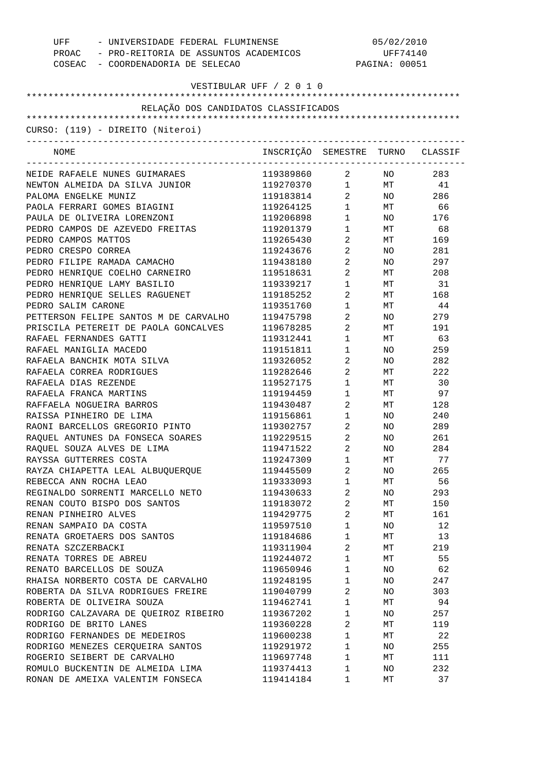UFF - UNIVERSIDADE FEDERAL FLUMINENSE
PROAC - PRO-REITORIA DE ASSUNTOS ACADEMICOS
COSEAC - COORDENADORIA DE SELECAO

05/02/2010
UFF74140

VESTIBULAR UFF / 2 0 1 0

RELAÇÃO DOS CANDIDATOS CLASSIFICADOS

CURSO: (119) - DIREITO (Niteroi)

| NOME | INSCRIÇÃO | SEMESTRE | TURNO | CLASSIF |
|---|---|---|---|---|
| NEIDE RAFAELE NUNES GUIMARAES | 119389860 | 2 | NO | 283 |
| NEWTON ALMEIDA DA SILVA JUNIOR | 119270370 | 1 | MT | 41 |
| PALOMA ENGELKE MUNIZ | 119183814 | 2 | NO | 286 |
| PAOLA FERRARI GOMES BIAGINI | 119264125 | 1 | MT | 66 |
| PAULA DE OLIVEIRA LORENZONI | 119206898 | 1 | NO | 176 |
| PEDRO CAMPOS DE AZEVEDO FREITAS | 119201379 | 1 | MT | 68 |
| PEDRO CAMPOS MATTOS | 119265430 | 2 | MT | 169 |
| PEDRO CRESPO CORREA | 119243676 | 2 | NO | 281 |
| PEDRO FILIPE RAMADA CAMACHO | 119438180 | 2 | NO | 297 |
| PEDRO HENRIQUE COELHO CARNEIRO | 119518631 | 2 | MT | 208 |
| PEDRO HENRIQUE LAMY BASILIO | 119339217 | 1 | MT | 31 |
| PEDRO HENRIQUE SELLES RAGUENET | 119185252 | 2 | MT | 168 |
| PEDRO SALIM CARONE | 119351760 | 1 | MT | 44 |
| PETTERSON FELIPE SANTOS M DE CARVALHO | 119475798 | 2 | NO | 279 |
| PRISCILA PETEREIT DE PAOLA GONCALVES | 119678285 | 2 | MT | 191 |
| RAFAEL FERNANDES GATTI | 119312441 | 1 | MT | 63 |
| RAFAEL MANIGLIA MACEDO | 119151811 | 1 | NO | 259 |
| RAFAELA BANCHIK MOTA SILVA | 119326052 | 2 | NO | 282 |
| RAFAELA CORREA RODRIGUES | 119282646 | 2 | MT | 222 |
| RAFAELA DIAS REZENDE | 119527175 | 1 | MT | 30 |
| RAFAELA FRANCA MARTINS | 119194459 | 1 | MT | 97 |
| RAFFAELA NOGUEIRA BARROS | 119430487 | 2 | MT | 128 |
| RAISSA PINHEIRO DE LIMA | 119156861 | 1 | NO | 240 |
| RAONI BARCELLOS GREGORIO PINTO | 119302757 | 2 | NO | 289 |
| RAQUEL ANTUNES DA FONSECA SOARES | 119229515 | 2 | NO | 261 |
| RAQUEL SOUZA ALVES DE LIMA | 119471522 | 2 | NO | 284 |
| RAYSSA GUTTERRES COSTA | 119247309 | 1 | MT | 77 |
| RAYZA CHIAPETTA LEAL ALBUQUERQUE | 119445509 | 2 | NO | 265 |
| REBECCA ANN ROCHA LEAO | 119333093 | 1 | MT | 56 |
| REGINALDO SORRENTI MARCELLO NETO | 119430633 | 2 | NO | 293 |
| RENAN COUTO BISPO DOS SANTOS | 119183072 | 2 | MT | 150 |
| RENAN PINHEIRO ALVES | 119429775 | 2 | MT | 161 |
| RENAN SAMPAIO DA COSTA | 119597510 | 1 | NO | 12 |
| RENATA GROETAERS DOS SANTOS | 119184686 | 1 | MT | 13 |
| RENATA SZCZERBACKI | 119311904 | 2 | MT | 219 |
| RENATA TORRES DE ABREU | 119244072 | 1 | MT | 55 |
| RENATO BARCELLOS DE SOUZA | 119650946 | 1 | NO | 62 |
| RHAISA NORBERTO COSTA DE CARVALHO | 119248195 | 1 | NO | 247 |
| ROBERTA DA SILVA RODRIGUES FREIRE | 119040799 | 2 | NO | 303 |
| ROBERTA DE OLIVEIRA SOUZA | 119462741 | 1 | MT | 94 |
| RODRIGO CALZAVARA DE QUEIROZ RIBEIRO | 119367202 | 1 | NO | 257 |
| RODRIGO DE BRITO LANES | 119360228 | 2 | MT | 119 |
| RODRIGO FERNANDES DE MEDEIROS | 119600238 | 1 | MT | 22 |
| RODRIGO MENEZES CERQUEIRA SANTOS | 119291972 | 1 | NO | 255 |
| ROGERIO SEIBERT DE CARVALHO | 119697748 | 1 | MT | 111 |
| ROMULO BUCKENTIN DE ALMEIDA LIMA | 119374413 | 1 | NO | 232 |
| RONAN DE AMEIXA VALENTIM FONSECA | 119414184 | 1 | MT | 37 |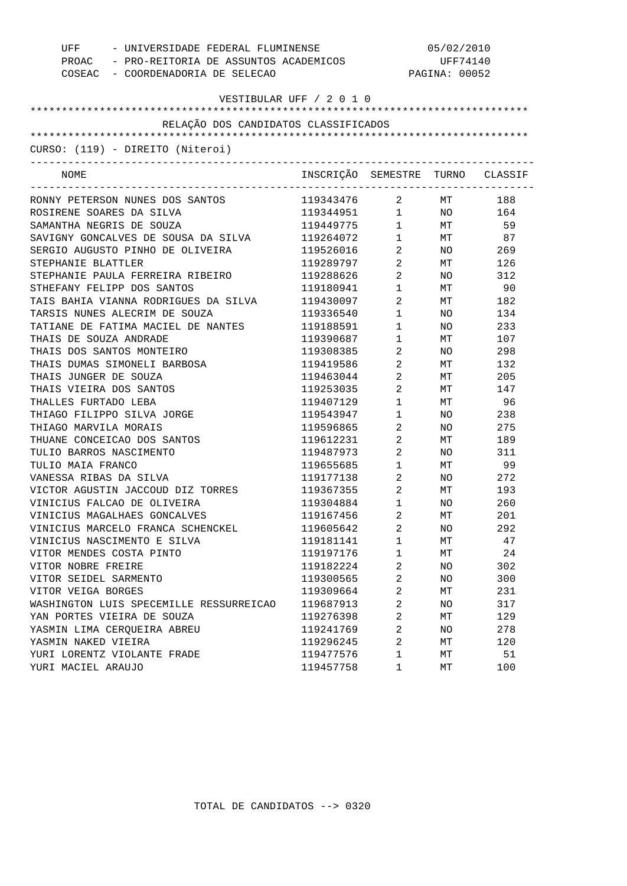UFF - UNIVERSIDADE FEDERAL FLUMINENSE
PROAC - PRO-REITORIA DE ASSUNTOS ACADEMICOS
COSEAC - COORDENADORIA DE SELECAO

05/02/2010
UFF74140
PAGINA: 00052

VESTIBULAR UFF / 2 0 1 0

## RELAÇÃO DOS CANDIDATOS CLASSIFICADOS

CURSO: (119) - DIREITO (Niteroi)

| NOME | INSCRIÇÃO | SEMESTRE | TURNO | CLASSIF |
|---|---|---|---|---|
| RONNY PETERSON NUNES DOS SANTOS | 119343476 | 2 | MT | 188 |
| ROSIRENE SOARES DA SILVA | 119344951 | 1 | NO | 164 |
| SAMANTHA NEGRIS DE SOUZA | 119449775 | 1 | MT | 59 |
| SAVIGNY GONCALVES DE SOUSA DA SILVA | 119264072 | 1 | MT | 87 |
| SERGIO AUGUSTO PINHO DE OLIVEIRA | 119526016 | 2 | NO | 269 |
| STEPHANIE BLATTLER | 119289797 | 2 | MT | 126 |
| STEPHANIE PAULA FERREIRA RIBEIRO | 119288626 | 2 | NO | 312 |
| STHEFANY FELIPP DOS SANTOS | 119180941 | 1 | MT | 90 |
| TAIS BAHIA VIANNA RODRIGUES DA SILVA | 119430097 | 2 | MT | 182 |
| TARSIS NUNES ALECRIM DE SOUZA | 119336540 | 1 | NO | 134 |
| TATIANE DE FATIMA MACIEL DE NANTES | 119188591 | 1 | NO | 233 |
| THAIS DE SOUZA ANDRADE | 119390687 | 1 | MT | 107 |
| THAIS DOS SANTOS MONTEIRO | 119308385 | 2 | NO | 298 |
| THAIS DUMAS SIMONELI BARBOSA | 119419586 | 2 | MT | 132 |
| THAIS JUNGER DE SOUZA | 119463044 | 2 | MT | 205 |
| THAIS VIEIRA DOS SANTOS | 119253035 | 2 | MT | 147 |
| THALLES FURTADO LEBA | 119407129 | 1 | MT | 96 |
| THIAGO FILIPPO SILVA JORGE | 119543947 | 1 | NO | 238 |
| THIAGO MARVILA MORAIS | 119596865 | 2 | NO | 275 |
| THUANE CONCEICAO DOS SANTOS | 119612231 | 2 | MT | 189 |
| TULIO BARROS NASCIMENTO | 119487973 | 2 | NO | 311 |
| TULIO MAIA FRANCO | 119655685 | 1 | MT | 99 |
| VANESSA RIBAS DA SILVA | 119177138 | 2 | NO | 272 |
| VICTOR AGUSTIN JACCOUD DIZ TORRES | 119367355 | 2 | MT | 193 |
| VINICIUS FALCAO DE OLIVEIRA | 119304884 | 1 | NO | 260 |
| VINICIUS MAGALHAES GONCALVES | 119167456 | 2 | MT | 201 |
| VINICIUS MARCELO FRANCA SCHENCKEL | 119605642 | 2 | NO | 292 |
| VINICIUS NASCIMENTO E SILVA | 119181141 | 1 | MT | 47 |
| VITOR MENDES COSTA PINTO | 119197176 | 1 | MT | 24 |
| VITOR NOBRE FREIRE | 119182224 | 2 | NO | 302 |
| VITOR SEIDEL SARMENTO | 119300565 | 2 | NO | 300 |
| VITOR VEIGA BORGES | 119309664 | 2 | MT | 231 |
| WASHINGTON LUIS SPECEMILLE RESSURREICAO | 119687913 | 2 | NO | 317 |
| YAN PORTES VIEIRA DE SOUZA | 119276398 | 2 | MT | 129 |
| YASMIN LIMA CERQUEIRA ABREU | 119241769 | 2 | NO | 278 |
| YASMIN NAKED VIEIRA | 119296245 | 2 | MT | 120 |
| YURI LORENTZ VIOLANTE FRADE | 119477576 | 1 | MT | 51 |
| YURI MACIEL ARAUJO | 119457758 | 1 | MT | 100 |

TOTAL DE CANDIDATOS --> 0320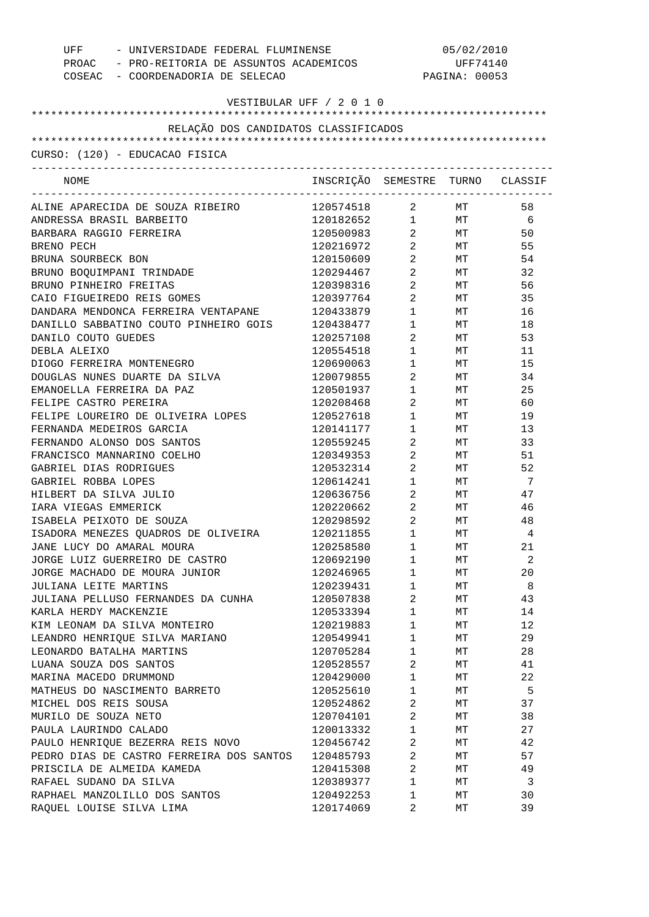UFF - UNIVERSIDADE FEDERAL FLUMINENSE 05/02/2010
PROAC - PRO-REITORIA DE ASSUNTOS ACADEMICOS UFF74140
COSEAC - COORDENADORIA DE SELECAO

VESTIBULAR UFF / 2 0 1 0

RELAÇÃO DOS CANDIDATOS CLASSIFICADOS

CURSO: (120) - EDUCACAO FISICA

| NOME | INSCRIÇÃO | SEMESTRE | TURNO | CLASSIF |
|---|---|---|---|---|
| ALINE APARECIDA DE SOUZA RIBEIRO | 120574518 | 2 | MT | 58 |
| ANDRESSA BRASIL BARBEITO | 120182652 | 1 | MT | 6 |
| BARBARA RAGGIO FERREIRA | 120500983 | 2 | MT | 50 |
| BRENO PECH | 120216972 | 2 | MT | 55 |
| BRUNA SOURBECK BON | 120150609 | 2 | MT | 54 |
| BRUNO BOQUIMPANI TRINDADE | 120294467 | 2 | MT | 32 |
| BRUNO PINHEIRO FREITAS | 120398316 | 2 | MT | 56 |
| CAIO FIGUEIREDO REIS GOMES | 120397764 | 2 | MT | 35 |
| DANDARA MENDONCA FERREIRA VENTAPANE | 120433879 | 1 | MT | 16 |
| DANILLO SABBATINO COUTO PINHEIRO GOIS | 120438477 | 1 | MT | 18 |
| DANILO COUTO GUEDES | 120257108 | 2 | MT | 53 |
| DEBLA ALEIXO | 120554518 | 1 | MT | 11 |
| DIOGO FERREIRA MONTENEGRO | 120690063 | 1 | MT | 15 |
| DOUGLAS NUNES DUARTE DA SILVA | 120079855 | 2 | MT | 34 |
| EMANOELLA FERREIRA DA PAZ | 120501937 | 1 | MT | 25 |
| FELIPE CASTRO PEREIRA | 120208468 | 2 | MT | 60 |
| FELIPE LOUREIRO DE OLIVEIRA LOPES | 120527618 | 1 | MT | 19 |
| FERNANDA MEDEIROS GARCIA | 120141177 | 1 | MT | 13 |
| FERNANDO ALONSO DOS SANTOS | 120559245 | 2 | MT | 33 |
| FRANCISCO MANNARINO COELHO | 120349353 | 2 | MT | 51 |
| GABRIEL DIAS RODRIGUES | 120532314 | 2 | MT | 52 |
| GABRIEL ROBBA LOPES | 120614241 | 1 | MT | 7 |
| HILBERT DA SILVA JULIO | 120636756 | 2 | MT | 47 |
| IARA VIEGAS EMMERICK | 120220662 | 2 | MT | 46 |
| ISABELA PEIXOTO DE SOUZA | 120298592 | 2 | MT | 48 |
| ISADORA MENEZES QUADROS DE OLIVEIRA | 120211855 | 1 | MT | 4 |
| JANE LUCY DO AMARAL MOURA | 120258580 | 1 | MT | 21 |
| JORGE LUIZ GUERREIRO DE CASTRO | 120692190 | 1 | MT | 2 |
| JORGE MACHADO DE MOURA JUNIOR | 120246965 | 1 | MT | 20 |
| JULIANA LEITE MARTINS | 120239431 | 1 | MT | 8 |
| JULIANA PELLUSO FERNANDES DA CUNHA | 120507838 | 2 | MT | 43 |
| KARLA HERDY MACKENZIE | 120533394 | 1 | MT | 14 |
| KIM LEONAM DA SILVA MONTEIRO | 120219883 | 1 | MT | 12 |
| LEANDRO HENRIQUE SILVA MARIANO | 120549941 | 1 | MT | 29 |
| LEONARDO BATALHA MARTINS | 120705284 | 1 | MT | 28 |
| LUANA SOUZA DOS SANTOS | 120528557 | 2 | MT | 41 |
| MARINA MACEDO DRUMMOND | 120429000 | 1 | MT | 22 |
| MATHEUS DO NASCIMENTO BARRETO | 120525610 | 1 | MT | 5 |
| MICHEL DOS REIS SOUSA | 120524862 | 2 | MT | 37 |
| MURILO DE SOUZA NETO | 120704101 | 2 | MT | 38 |
| PAULA LAURINDO CALADO | 120013332 | 1 | MT | 27 |
| PAULO HENRIQUE BEZERRA REIS NOVO | 120456742 | 2 | MT | 42 |
| PEDRO DIAS DE CASTRO FERREIRA DOS SANTOS | 120485793 | 2 | MT | 57 |
| PRISCILA DE ALMEIDA KAMEDA | 120415308 | 2 | MT | 49 |
| RAFAEL SUDANO DA SILVA | 120389377 | 1 | MT | 3 |
| RAPHAEL MANZOLILLO DOS SANTOS | 120492253 | 1 | MT | 30 |
| RAQUEL LOUISE SILVA LIMA | 120174069 | 2 | MT | 39 |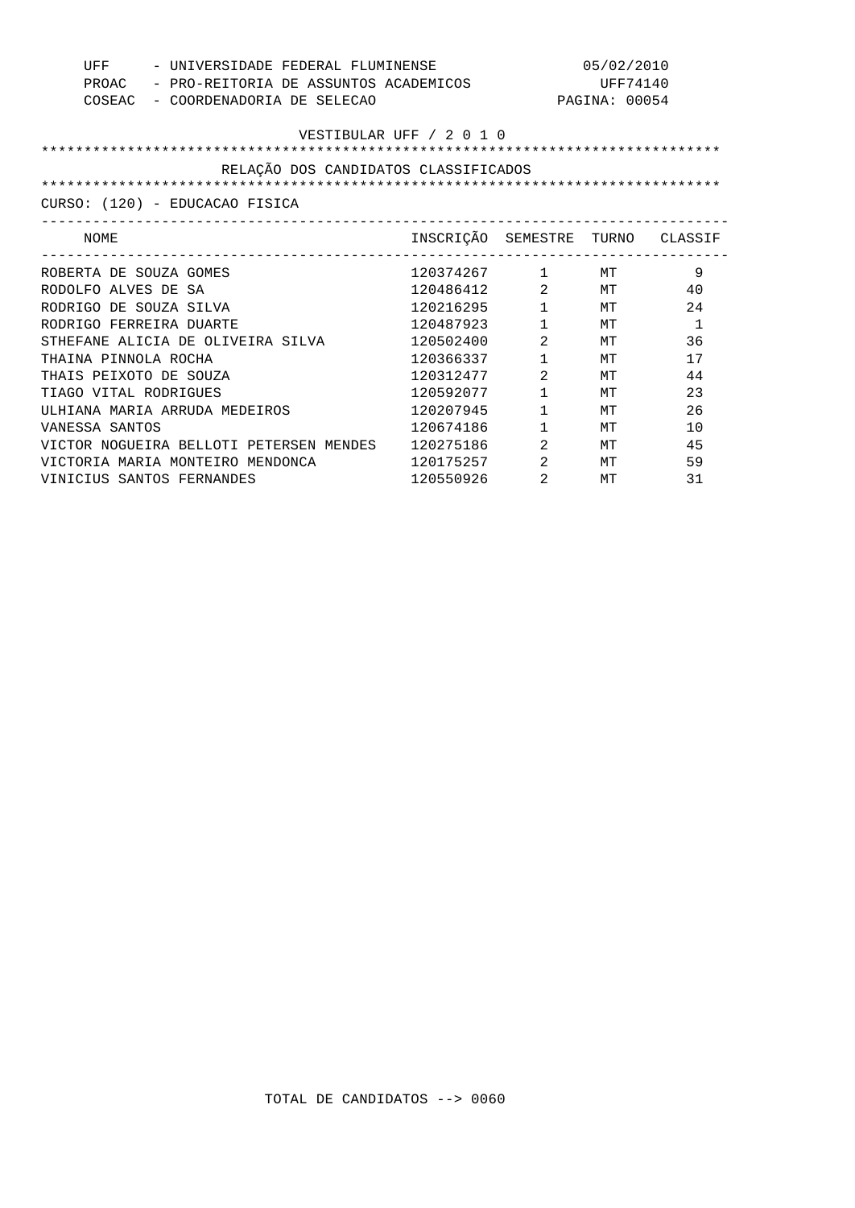UFF - UNIVERSIDADE FEDERAL FLUMINENSE 05/02/2010
PROAC - PRO-REITORIA DE ASSUNTOS ACADEMICOS UFF74140
COSEAC - COORDENADORIA DE SELECAO PAGINA: 00054

VESTIBULAR UFF / 2 0 1 0

RELAÇÃO DOS CANDIDATOS CLASSIFICADOS

CURSO: (120) - EDUCACAO FISICA

| NOME | INSCRIÇÃO | SEMESTRE | TURNO | CLASSIF |
|---|---|---|---|---|
| ROBERTA DE SOUZA GOMES | 120374267 | 1 | MT | 9 |
| RODOLFO ALVES DE SA | 120486412 | 2 | MT | 40 |
| RODRIGO DE SOUZA SILVA | 120216295 | 1 | MT | 24 |
| RODRIGO FERREIRA DUARTE | 120487923 | 1 | MT | 1 |
| STHEFANE ALICIA DE OLIVEIRA SILVA | 120502400 | 2 | MT | 36 |
| THAINA PINNOLA ROCHA | 120366337 | 1 | MT | 17 |
| THAIS PEIXOTO DE SOUZA | 120312477 | 2 | MT | 44 |
| TIAGO VITAL RODRIGUES | 120592077 | 1 | MT | 23 |
| ULHIANA MARIA ARRUDA MEDEIROS | 120207945 | 1 | MT | 26 |
| VANESSA SANTOS | 120674186 | 1 | MT | 10 |
| VICTOR NOGUEIRA BELLOTI PETERSEN MENDES | 120275186 | 2 | MT | 45 |
| VICTORIA MARIA MONTEIRO MENDONCA | 120175257 | 2 | MT | 59 |
| VINICIUS SANTOS FERNANDES | 120550926 | 2 | MT | 31 |

TOTAL DE CANDIDATOS --> 0060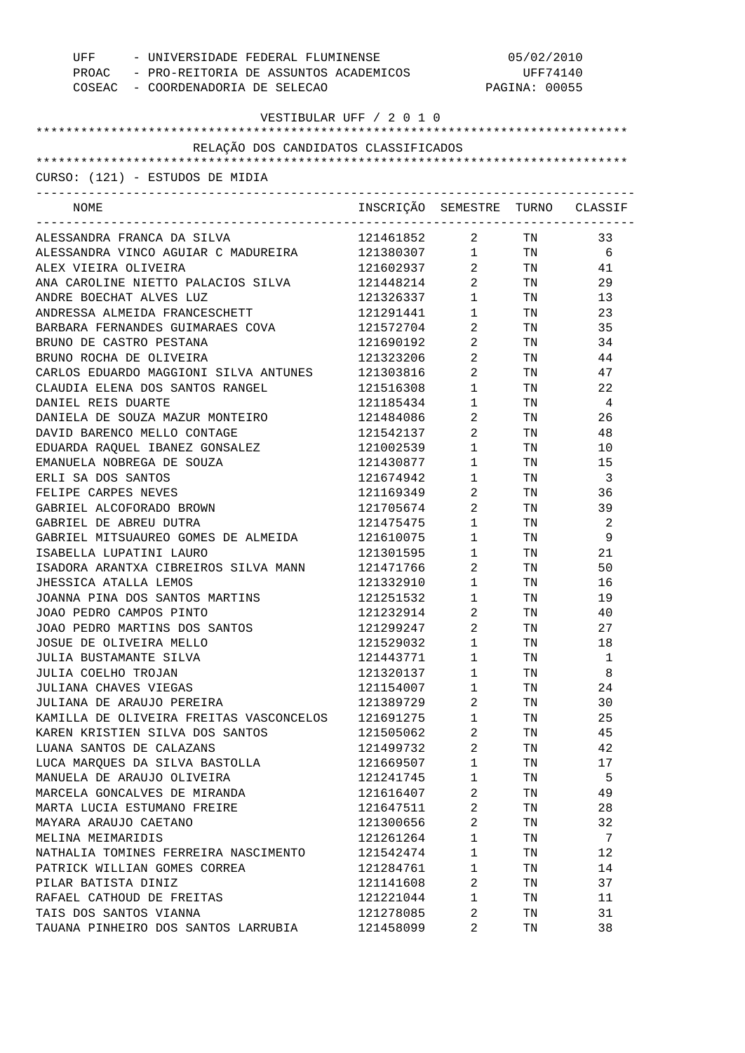UFF - UNIVERSIDADE FEDERAL FLUMINENSE 05/02/2010
PROAC - PRO-REITORIA DE ASSUNTOS ACADEMICOS UFF74140
COSEAC - COORDENADORIA DE SELECAO

VESTIBULAR UFF / 2 0 1 0

RELAÇÃO DOS CANDIDATOS CLASSIFICADOS

CURSO: (121) - ESTUDOS DE MIDIA

| NOME | INSCRIÇÃO | SEMESTRE | TURNO | CLASSIF |
|---|---|---|---|---|
| ALESSANDRA FRANCA DA SILVA | 121461852 | 2 | TN | 33 |
| ALESSANDRA VINCO AGUIAR C MADUREIRA | 121380307 | 1 | TN | 6 |
| ALEX VIEIRA OLIVEIRA | 121602937 | 2 | TN | 41 |
| ANA CAROLINE NIETTO PALACIOS SILVA | 121448214 | 2 | TN | 29 |
| ANDRE BOECHAT ALVES LUZ | 121326337 | 1 | TN | 13 |
| ANDRESSA ALMEIDA FRANCESCHETT | 121291441 | 1 | TN | 23 |
| BARBARA FERNANDES GUIMARAES COVA | 121572704 | 2 | TN | 35 |
| BRUNO DE CASTRO PESTANA | 121690192 | 2 | TN | 34 |
| BRUNO ROCHA DE OLIVEIRA | 121323206 | 2 | TN | 44 |
| CARLOS EDUARDO MAGGIONI SILVA ANTUNES | 121303816 | 2 | TN | 47 |
| CLAUDIA ELENA DOS SANTOS RANGEL | 121516308 | 1 | TN | 22 |
| DANIEL REIS DUARTE | 121185434 | 1 | TN | 4 |
| DANIELA DE SOUZA MAZUR MONTEIRO | 121484086 | 2 | TN | 26 |
| DAVID BARENCO MELLO CONTAGE | 121542137 | 2 | TN | 48 |
| EDUARDA RAQUEL IBANEZ GONSALEZ | 121002539 | 1 | TN | 10 |
| EMANUELA NOBREGA DE SOUZA | 121430877 | 1 | TN | 15 |
| ERLI SA DOS SANTOS | 121674942 | 1 | TN | 3 |
| FELIPE CARPES NEVES | 121169349 | 2 | TN | 36 |
| GABRIEL ALCOFORADO BROWN | 121705674 | 2 | TN | 39 |
| GABRIEL DE ABREU DUTRA | 121475475 | 1 | TN | 2 |
| GABRIEL MITSUAUREO GOMES DE ALMEIDA | 121610075 | 1 | TN | 9 |
| ISABELLA LUPATINI LAURO | 121301595 | 1 | TN | 21 |
| ISADORA ARANTXA CIBREIROS SILVA MANN | 121471766 | 2 | TN | 50 |
| JHESSICA ATALLA LEMOS | 121332910 | 1 | TN | 16 |
| JOANNA PINA DOS SANTOS MARTINS | 121251532 | 1 | TN | 19 |
| JOAO PEDRO CAMPOS PINTO | 121232914 | 2 | TN | 40 |
| JOAO PEDRO MARTINS DOS SANTOS | 121299247 | 2 | TN | 27 |
| JOSUE DE OLIVEIRA MELLO | 121529032 | 1 | TN | 18 |
| JULIA BUSTAMANTE SILVA | 121443771 | 1 | TN | 1 |
| JULIA COELHO TROJAN | 121320137 | 1 | TN | 8 |
| JULIANA CHAVES VIEGAS | 121154007 | 1 | TN | 24 |
| JULIANA DE ARAUJO PEREIRA | 121389729 | 2 | TN | 30 |
| KAMILLA DE OLIVEIRA FREITAS VASCONCELOS | 121691275 | 1 | TN | 25 |
| KAREN KRISTIEN SILVA DOS SANTOS | 121505062 | 2 | TN | 45 |
| LUANA SANTOS DE CALAZANS | 121499732 | 2 | TN | 42 |
| LUCA MARQUES DA SILVA BASTOLLA | 121669507 | 1 | TN | 17 |
| MANUELA DE ARAUJO OLIVEIRA | 121241745 | 1 | TN | 5 |
| MARCELA GONCALVES DE MIRANDA | 121616407 | 2 | TN | 49 |
| MARTA LUCIA ESTUMANO FREIRE | 121647511 | 2 | TN | 28 |
| MAYARA ARAUJO CAETANO | 121300656 | 2 | TN | 32 |
| MELINA MEIMARIDIS | 121261264 | 1 | TN | 7 |
| NATHALIA TOMINES FERREIRA NASCIMENTO | 121542474 | 1 | TN | 12 |
| PATRICK WILLIAN GOMES CORREA | 121284761 | 1 | TN | 14 |
| PILAR BATISTA DINIZ | 121141608 | 2 | TN | 37 |
| RAFAEL CATHOUD DE FREITAS | 121221044 | 1 | TN | 11 |
| TAIS DOS SANTOS VIANNA | 121278085 | 2 | TN | 31 |
| TAUANA PINHEIRO DOS SANTOS LARRUBIA | 121458099 | 2 | TN | 38 |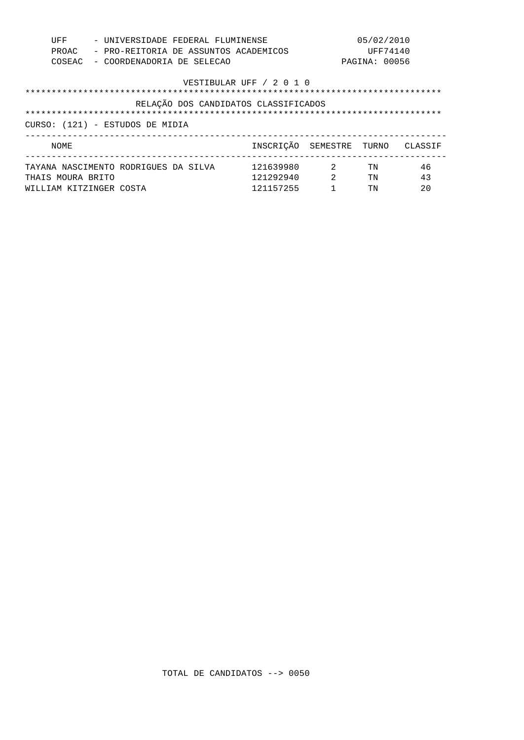UFF - UNIVERSIDADE FEDERAL FLUMINENSE
PROAC - PRO-REITORIA DE ASSUNTOS ACADEMICOS
COSEAC - COORDENADORIA DE SELECAO

05/02/2010
UFF74140

VESTIBULAR UFF / 2 0 1 0

## RELAÇÃO DOS CANDIDATOS CLASSIFICADOS

CURSO: (121) - ESTUDOS DE MIDIA

| NOME | INSCRIÇÃO | SEMESTRE | TURNO | CLASSIF |
|---|---|---|---|---|
| TAYANA NASCIMENTO RODRIGUES DA SILVA | 121639980 | 2 | TN | 46 |
| THAIS MOURA BRITO | 121292940 | 2 | TN | 43 |
| WILLIAM KITZINGER COSTA | 121157255 | 1 | TN | 20 |

TOTAL DE CANDIDATOS --> 0050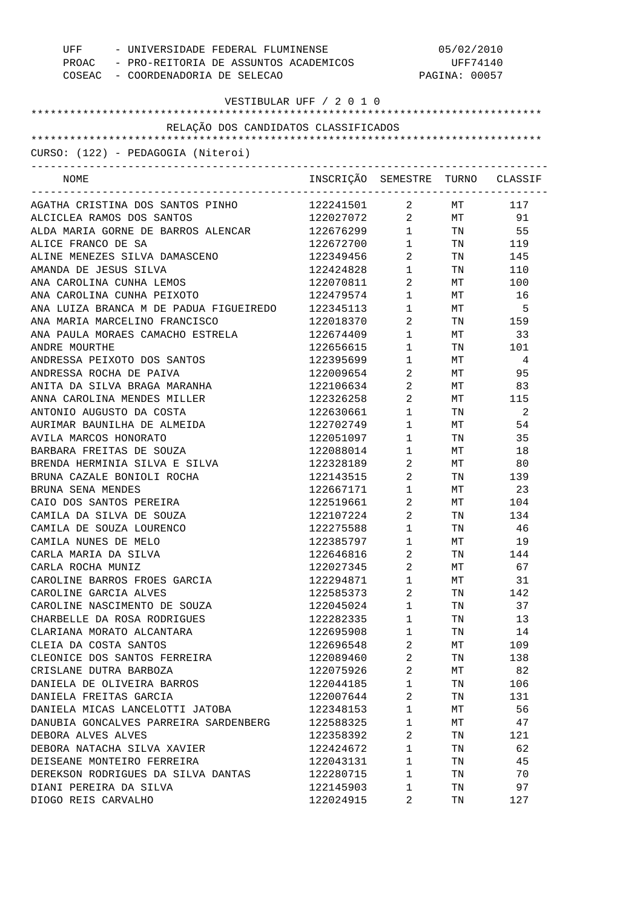UFF - UNIVERSIDADE FEDERAL FLUMINENSE
PROAC - PRO-REITORIA DE ASSUNTOS ACADEMICOS
COSEAC - COORDENADORIA DE SELECAO

05/02/2010
UFF74140

VESTIBULAR UFF / 2 0 1 0

## RELAÇÃO DOS CANDIDATOS CLASSIFICADOS

CURSO: (122) - PEDAGOGIA (Niteroi)

| NOME | INSCRIÇÃO | SEMESTRE | TURNO | CLASSIF |
|---|---|---|---|---|
| AGATHA CRISTINA DOS SANTOS PINHO | 122241501 | 2 | MT | 117 |
| ALCICLEA RAMOS DOS SANTOS | 122027072 | 2 | MT | 91 |
| ALDA MARIA GORNE DE BARROS ALENCAR | 122676299 | 1 | TN | 55 |
| ALICE FRANCO DE SA | 122672700 | 1 | TN | 119 |
| ALINE MENEZES SILVA DAMASCENO | 122349456 | 2 | TN | 145 |
| AMANDA DE JESUS SILVA | 122424828 | 1 | TN | 110 |
| ANA CAROLINA CUNHA LEMOS | 122070811 | 2 | MT | 100 |
| ANA CAROLINA CUNHA PEIXOTO | 122479574 | 1 | MT | 16 |
| ANA LUIZA BRANCA M DE PADUA FIGUEIREDO | 122345113 | 1 | MT | 5 |
| ANA MARIA MARCELINO FRANCISCO | 122018370 | 2 | TN | 159 |
| ANA PAULA MORAES CAMACHO ESTRELA | 122674409 | 1 | MT | 33 |
| ANDRE MOURTHE | 122656615 | 1 | TN | 101 |
| ANDRESSA PEIXOTO DOS SANTOS | 122395699 | 1 | MT | 4 |
| ANDRESSA ROCHA DE PAIVA | 122009654 | 2 | MT | 95 |
| ANITA DA SILVA BRAGA MARANHA | 122106634 | 2 | MT | 83 |
| ANNA CAROLINA MENDES MILLER | 122326258 | 2 | MT | 115 |
| ANTONIO AUGUSTO DA COSTA | 122630661 | 1 | TN | 2 |
| AURIMAR BAUNILHA DE ALMEIDA | 122702749 | 1 | MT | 54 |
| AVILA MARCOS HONORATO | 122051097 | 1 | TN | 35 |
| BARBARA FREITAS DE SOUZA | 122088014 | 1 | MT | 18 |
| BRENDA HERMINIA SILVA E SILVA | 122328189 | 2 | MT | 80 |
| BRUNA CAZALE BONIOLI ROCHA | 122143515 | 2 | TN | 139 |
| BRUNA SENA MENDES | 122667171 | 1 | MT | 23 |
| CAIO DOS SANTOS PEREIRA | 122519661 | 2 | MT | 104 |
| CAMILA DA SILVA DE SOUZA | 122107224 | 2 | TN | 134 |
| CAMILA DE SOUZA LOURENCO | 122275588 | 1 | TN | 46 |
| CAMILA NUNES DE MELO | 122385797 | 1 | MT | 19 |
| CARLA MARIA DA SILVA | 122646816 | 2 | TN | 144 |
| CARLA ROCHA MUNIZ | 122027345 | 2 | MT | 67 |
| CAROLINE BARROS FROES GARCIA | 122294871 | 1 | MT | 31 |
| CAROLINE GARCIA ALVES | 122585373 | 2 | TN | 142 |
| CAROLINE NASCIMENTO DE SOUZA | 122045024 | 1 | TN | 37 |
| CHARBELLE DA ROSA RODRIGUES | 122282335 | 1 | TN | 13 |
| CLARIANA MORATO ALCANTARA | 122695908 | 1 | TN | 14 |
| CLEIA DA COSTA SANTOS | 122696548 | 2 | MT | 109 |
| CLEONICE DOS SANTOS FERREIRA | 122089460 | 2 | TN | 138 |
| CRISLANE DUTRA BARBOZA | 122075926 | 2 | MT | 82 |
| DANIELA DE OLIVEIRA BARROS | 122044185 | 1 | TN | 106 |
| DANIELA FREITAS GARCIA | 122007644 | 2 | TN | 131 |
| DANIELA MICAS LANCELOTTI JATOBA | 122348153 | 1 | MT | 56 |
| DANUBIA GONCALVES PARREIRA SARDENBERG | 122588325 | 1 | MT | 47 |
| DEBORA ALVES ALVES | 122358392 | 2 | TN | 121 |
| DEBORA NATACHA SILVA XAVIER | 122424672 | 1 | TN | 62 |
| DEISEANE MONTEIRO FERREIRA | 122043131 | 1 | TN | 45 |
| DEREKSON RODRIGUES DA SILVA DANTAS | 122280715 | 1 | TN | 70 |
| DIANI PEREIRA DA SILVA | 122145903 | 1 | TN | 97 |
| DIOGO REIS CARVALHO | 122024915 | 2 | TN | 127 |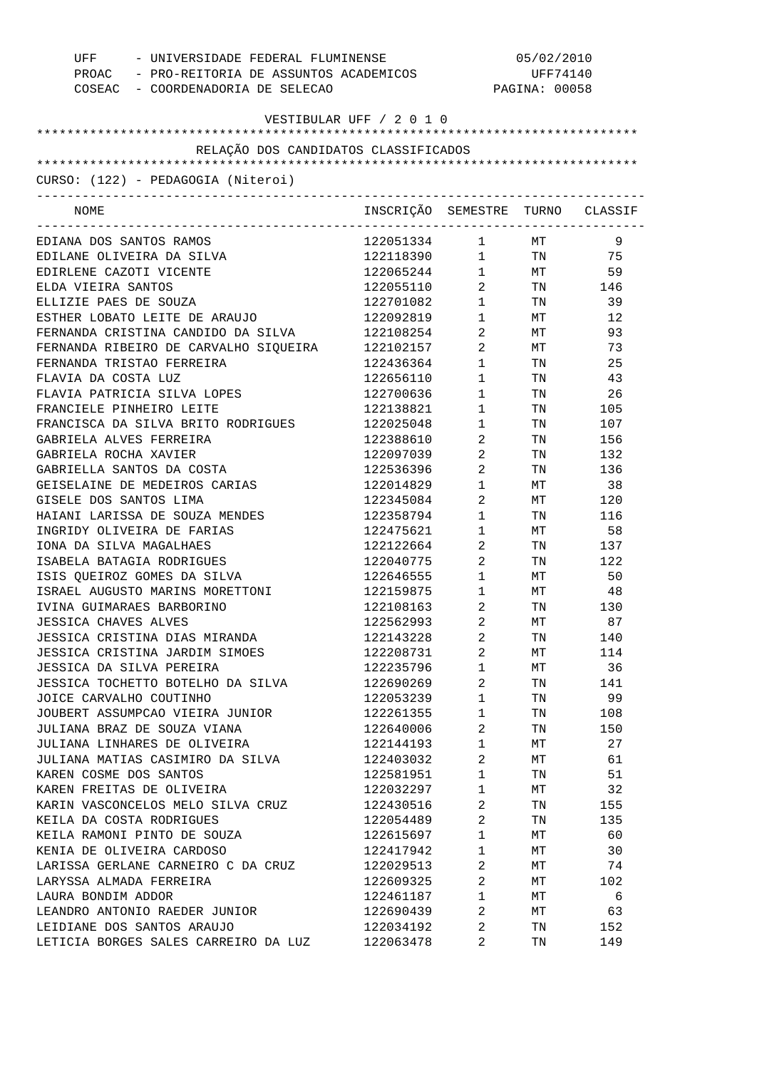UFF - UNIVERSIDADE FEDERAL FLUMINENSE 05/02/2010
PROAC - PRO-REITORIA DE ASSUNTOS ACADEMICOS UFF74140
COSEAC - COORDENADORIA DE SELECAO PAGINA: 00058

VESTIBULAR UFF / 2 0 1 0

RELAÇÃO DOS CANDIDATOS CLASSIFICADOS

CURSO: (122) - PEDAGOGIA (Niteroi)

| NOME | INSCRIÇÃO | SEMESTRE | TURNO | CLASSIF |
|---|---|---|---|---|
| EDIANA DOS SANTOS RAMOS | 122051334 | 1 | MT | 9 |
| EDILANE OLIVEIRA DA SILVA | 122118390 | 1 | TN | 75 |
| EDIRLENE CAZOTI VICENTE | 122065244 | 1 | MT | 59 |
| ELDA VIEIRA SANTOS | 122055110 | 2 | TN | 146 |
| ELLIZIE PAES DE SOUZA | 122701082 | 1 | TN | 39 |
| ESTHER LOBATO LEITE DE ARAUJO | 122092819 | 1 | MT | 12 |
| FERNANDA CRISTINA CANDIDO DA SILVA | 122108254 | 2 | MT | 93 |
| FERNANDA RIBEIRO DE CARVALHO SIQUEIRA | 122102157 | 2 | MT | 73 |
| FERNANDA TRISTAO FERREIRA | 122436364 | 1 | TN | 25 |
| FLAVIA DA COSTA LUZ | 122656110 | 1 | TN | 43 |
| FLAVIA PATRICIA SILVA LOPES | 122700636 | 1 | TN | 26 |
| FRANCIELE PINHEIRO LEITE | 122138821 | 1 | TN | 105 |
| FRANCISCA DA SILVA BRITO RODRIGUES | 122025048 | 1 | TN | 107 |
| GABRIELA ALVES FERREIRA | 122388610 | 2 | TN | 156 |
| GABRIELA ROCHA XAVIER | 122097039 | 2 | TN | 132 |
| GABRIELLA SANTOS DA COSTA | 122536396 | 2 | TN | 136 |
| GEISELAINE DE MEDEIROS CARIAS | 122014829 | 1 | MT | 38 |
| GISELE DOS SANTOS LIMA | 122345084 | 2 | MT | 120 |
| HAIANI LARISSA DE SOUZA MENDES | 122358794 | 1 | TN | 116 |
| INGRIDY OLIVEIRA DE FARIAS | 122475621 | 1 | MT | 58 |
| IONA DA SILVA MAGALHAES | 122122664 | 2 | TN | 137 |
| ISABELA BATAGIA RODRIGUES | 122040775 | 2 | TN | 122 |
| ISIS QUEIROZ GOMES DA SILVA | 122646555 | 1 | MT | 50 |
| ISRAEL AUGUSTO MARINS MORETTONI | 122159875 | 1 | MT | 48 |
| IVINA GUIMARAES BARBORINO | 122108163 | 2 | TN | 130 |
| JESSICA CHAVES ALVES | 122562993 | 2 | MT | 87 |
| JESSICA CRISTINA DIAS MIRANDA | 122143228 | 2 | TN | 140 |
| JESSICA CRISTINA JARDIM SIMOES | 122208731 | 2 | MT | 114 |
| JESSICA DA SILVA PEREIRA | 122235796 | 1 | MT | 36 |
| JESSICA TOCHETTO BOTELHO DA SILVA | 122690269 | 2 | TN | 141 |
| JOICE CARVALHO COUTINHO | 122053239 | 1 | TN | 99 |
| JOUBERT ASSUMPCAO VIEIRA JUNIOR | 122261355 | 1 | TN | 108 |
| JULIANA BRAZ DE SOUZA VIANA | 122640006 | 2 | TN | 150 |
| JULIANA LINHARES DE OLIVEIRA | 122144193 | 1 | MT | 27 |
| JULIANA MATIAS CASIMIRO DA SILVA | 122403032 | 2 | MT | 61 |
| KAREN COSME DOS SANTOS | 122581951 | 1 | TN | 51 |
| KAREN FREITAS DE OLIVEIRA | 122032297 | 1 | MT | 32 |
| KARIN VASCONCELOS MELO SILVA CRUZ | 122430516 | 2 | TN | 155 |
| KEILA DA COSTA RODRIGUES | 122054489 | 2 | TN | 135 |
| KEILA RAMONI PINTO DE SOUZA | 122615697 | 1 | MT | 60 |
| KENIA DE OLIVEIRA CARDOSO | 122417942 | 1 | MT | 30 |
| LARISSA GERLANE CARNEIRO C DA CRUZ | 122029513 | 2 | MT | 74 |
| LARYSSA ALMADA FERREIRA | 122609325 | 2 | MT | 102 |
| LAURA BONDIM ADDOR | 122461187 | 1 | MT | 6 |
| LEANDRO ANTONIO RAEDER JUNIOR | 122690439 | 2 | MT | 63 |
| LEIDIANE DOS SANTOS ARAUJO | 122034192 | 2 | TN | 152 |
| LETICIA BORGES SALES CARREIRO DA LUZ | 122063478 | 2 | TN | 149 |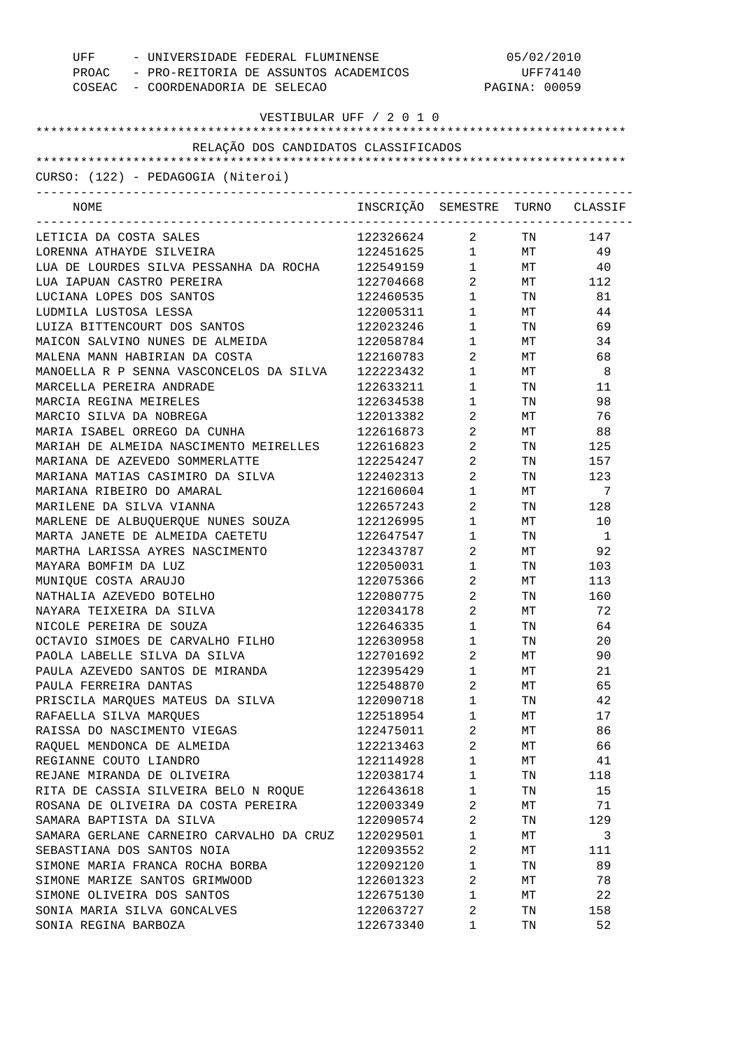UFF - UNIVERSIDADE FEDERAL FLUMINENSE 05/02/2010
PROAC - PRO-REITORIA DE ASSUNTOS ACADEMICOS UFF74140
COSEAC - COORDENADORIA DE SELECAO PAGINA: 00059

VESTIBULAR UFF / 2 0 1 0

RELAÇÃO DOS CANDIDATOS CLASSIFICADOS

CURSO: (122) - PEDAGOGIA (Niteroi)

| NOME | INSCRIÇÃO | SEMESTRE | TURNO | CLASSIF |
|---|---|---|---|---|
| LETICIA DA COSTA SALES | 122326624 | 2 | TN | 147 |
| LORENNA ATHAYDE SILVEIRA | 122451625 | 1 | MT | 49 |
| LUA DE LOURDES SILVA PESSANHA DA ROCHA | 122549159 | 1 | MT | 40 |
| LUA IAPUAN CASTRO PEREIRA | 122704668 | 2 | MT | 112 |
| LUCIANA LOPES DOS SANTOS | 122460535 | 1 | TN | 81 |
| LUDMILA LUSTOSA LESSA | 122005311 | 1 | MT | 44 |
| LUIZA BITTENCOURT DOS SANTOS | 122023246 | 1 | TN | 69 |
| MAICON SALVINO NUNES DE ALMEIDA | 122058784 | 1 | MT | 34 |
| MALENA MANN HABIRIAN DA COSTA | 122160783 | 2 | MT | 68 |
| MANOELLA R P SENNA VASCONCELOS DA SILVA | 122223432 | 1 | MT | 8 |
| MARCELLA PEREIRA ANDRADE | 122633211 | 1 | TN | 11 |
| MARCIA REGINA MEIRELES | 122634538 | 1 | TN | 98 |
| MARCIO SILVA DA NOBREGA | 122013382 | 2 | MT | 76 |
| MARIA ISABEL ORREGO DA CUNHA | 122616873 | 2 | MT | 88 |
| MARIAH DE ALMEIDA NASCIMENTO MEIRELLES | 122616823 | 2 | TN | 125 |
| MARIANA DE AZEVEDO SOMMERLATTE | 122254247 | 2 | TN | 157 |
| MARIANA MATIAS CASIMIRO DA SILVA | 122402313 | 2 | TN | 123 |
| MARIANA RIBEIRO DO AMARAL | 122160604 | 1 | MT | 7 |
| MARILENE DA SILVA VIANNA | 122657243 | 2 | TN | 128 |
| MARLENE DE ALBUQUERQUE NUNES SOUZA | 122126995 | 1 | MT | 10 |
| MARTA JANETE DE ALMEIDA CAETETU | 122647547 | 1 | TN | 1 |
| MARTHA LARISSA AYRES NASCIMENTO | 122343787 | 2 | MT | 92 |
| MAYARA BOMFIM DA LUZ | 122050031 | 1 | TN | 103 |
| MUNIQUE COSTA ARAUJO | 122075366 | 2 | MT | 113 |
| NATHALIA AZEVEDO BOTELHO | 122080775 | 2 | TN | 160 |
| NAYARA TEIXEIRA DA SILVA | 122034178 | 2 | MT | 72 |
| NICOLE PEREIRA DE SOUZA | 122646335 | 1 | TN | 64 |
| OCTAVIO SIMOES DE CARVALHO FILHO | 122630958 | 1 | TN | 20 |
| PAOLA LABELLE SILVA DA SILVA | 122701692 | 2 | MT | 90 |
| PAULA AZEVEDO SANTOS DE MIRANDA | 122395429 | 1 | MT | 21 |
| PAULA FERREIRA DANTAS | 122548870 | 2 | MT | 65 |
| PRISCILA MARQUES MATEUS DA SILVA | 122090718 | 1 | TN | 42 |
| RAFAELLA SILVA MARQUES | 122518954 | 1 | MT | 17 |
| RAISSA DO NASCIMENTO VIEGAS | 122475011 | 2 | MT | 86 |
| RAQUEL MENDONCA DE ALMEIDA | 122213463 | 2 | MT | 66 |
| REGIANNE COUTO LIANDRO | 122114928 | 1 | MT | 41 |
| REJANE MIRANDA DE OLIVEIRA | 122038174 | 1 | TN | 118 |
| RITA DE CASSIA SILVEIRA BELO N ROQUE | 122643618 | 1 | TN | 15 |
| ROSANA DE OLIVEIRA DA COSTA PEREIRA | 122003349 | 2 | MT | 71 |
| SAMARA BAPTISTA DA SILVA | 122090574 | 2 | TN | 129 |
| SAMARA GERLANE CARNEIRO CARVALHO DA CRUZ | 122029501 | 1 | MT | 3 |
| SEBASTIANA DOS SANTOS NOIA | 122093552 | 2 | MT | 111 |
| SIMONE MARIA FRANCA ROCHA BORBA | 122092120 | 1 | TN | 89 |
| SIMONE MARIZE SANTOS GRIMWOOD | 122601323 | 2 | MT | 78 |
| SIMONE OLIVEIRA DOS SANTOS | 122675130 | 1 | MT | 22 |
| SONIA MARIA SILVA GONCALVES | 122063727 | 2 | TN | 158 |
| SONIA REGINA BARBOZA | 122673340 | 1 | TN | 52 |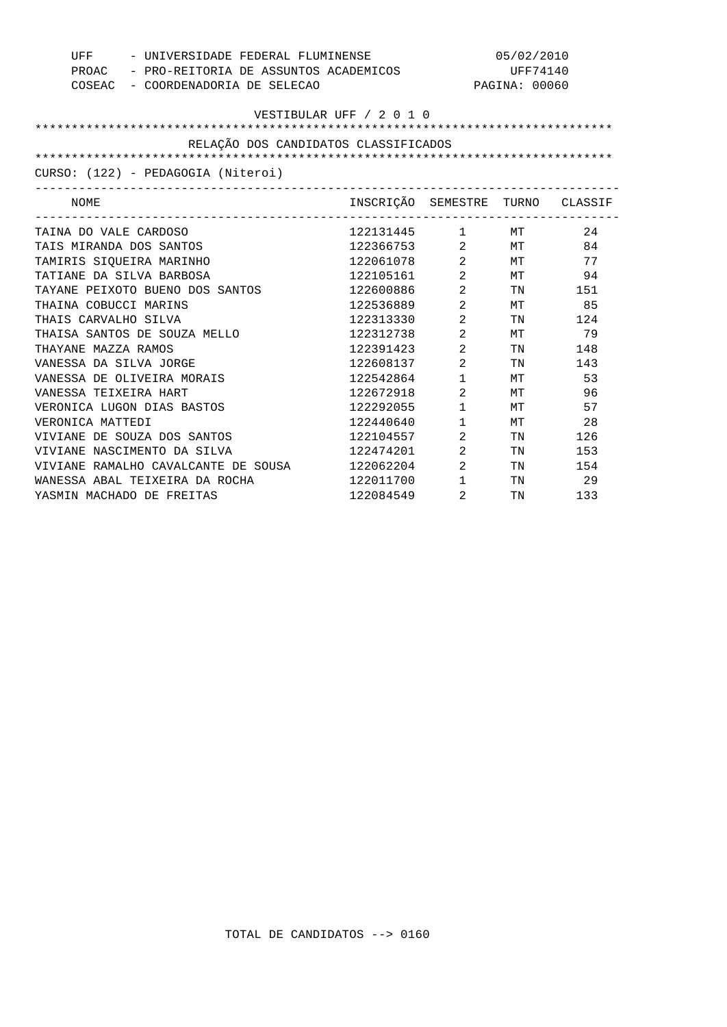UFF - UNIVERSIDADE FEDERAL FLUMINENSE 05/02/2010
PROAC - PRO-REITORIA DE ASSUNTOS ACADEMICOS UFF74140
COSEAC - COORDENADORIA DE SELECAO PAGINA: 00060

VESTIBULAR UFF / 2 0 1 0

RELAÇÃO DOS CANDIDATOS CLASSIFICADOS

CURSO: (122) - PEDAGOGIA (Niteroi)

| NOME | INSCRIÇÃO | SEMESTRE | TURNO | CLASSIF |
|---|---|---|---|---|
| TAINA DO VALE CARDOSO | 122131445 | 1 | MT | 24 |
| TAIS MIRANDA DOS SANTOS | 122366753 | 2 | MT | 84 |
| TAMIRIS SIQUEIRA MARINHO | 122061078 | 2 | MT | 77 |
| TATIANE DA SILVA BARBOSA | 122105161 | 2 | MT | 94 |
| TAYANE PEIXOTO BUENO DOS SANTOS | 122600886 | 2 | TN | 151 |
| THAINA COBUCCI MARINS | 122536889 | 2 | MT | 85 |
| THAIS CARVALHO SILVA | 122313330 | 2 | TN | 124 |
| THAISA SANTOS DE SOUZA MELLO | 122312738 | 2 | MT | 79 |
| THAYANE MAZZA RAMOS | 122391423 | 2 | TN | 148 |
| VANESSA DA SILVA JORGE | 122608137 | 2 | TN | 143 |
| VANESSA DE OLIVEIRA MORAIS | 122542864 | 1 | MT | 53 |
| VANESSA TEIXEIRA HART | 122672918 | 2 | MT | 96 |
| VERONICA LUGON DIAS BASTOS | 122292055 | 1 | MT | 57 |
| VERONICA MATTEDI | 122440640 | 1 | MT | 28 |
| VIVIANE DE SOUZA DOS SANTOS | 122104557 | 2 | TN | 126 |
| VIVIANE NASCIMENTO DA SILVA | 122474201 | 2 | TN | 153 |
| VIVIANE RAMALHO CAVALCANTE DE SOUSA | 122062204 | 2 | TN | 154 |
| WANESSA ABAL TEIXEIRA DA ROCHA | 122011700 | 1 | TN | 29 |
| YASMIN MACHADO DE FREITAS | 122084549 | 2 | TN | 133 |

TOTAL DE CANDIDATOS --> 0160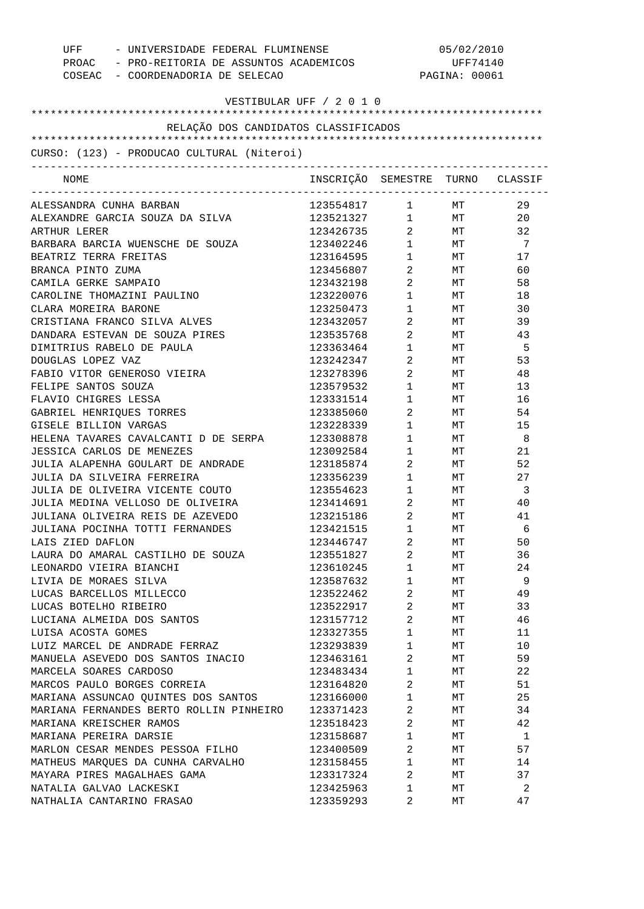UFF - UNIVERSIDADE FEDERAL FLUMINENSE 05/02/2010
PROAC - PRO-REITORIA DE ASSUNTOS ACADEMICOS UFF74140
COSEAC - COORDENADORIA DE SELECAO

VESTIBULAR UFF / 2 0 1 0

RELAÇÃO DOS CANDIDATOS CLASSIFICADOS

CURSO: (123) - PRODUCAO CULTURAL (Niteroi)

| NOME | INSCRIÇÃO | SEMESTRE | TURNO | CLASSIF |
|---|---|---|---|---|
| ALESSANDRA CUNHA BARBAN | 123554817 | 1 | MT | 29 |
| ALEXANDRE GARCIA SOUZA DA SILVA | 123521327 | 1 | MT | 20 |
| ARTHUR LERER | 123426735 | 2 | MT | 32 |
| BARBARA BARCIA WUENSCHE DE SOUZA | 123402246 | 1 | MT | 7 |
| BEATRIZ TERRA FREITAS | 123164595 | 1 | MT | 17 |
| BRANCA PINTO ZUMA | 123456807 | 2 | MT | 60 |
| CAMILA GERKE SAMPAIO | 123432198 | 2 | MT | 58 |
| CAROLINE THOMAZINI PAULINO | 123220076 | 1 | MT | 18 |
| CLARA MOREIRA BARONE | 123250473 | 1 | MT | 30 |
| CRISTIANA FRANCO SILVA ALVES | 123432057 | 2 | MT | 39 |
| DANDARA ESTEVAN DE SOUZA PIRES | 123535768 | 2 | MT | 43 |
| DIMITRIUS RABELO DE PAULA | 123363464 | 1 | MT | 5 |
| DOUGLAS LOPEZ VAZ | 123242347 | 2 | MT | 53 |
| FABIO VITOR GENEROSO VIEIRA | 123278396 | 2 | MT | 48 |
| FELIPE SANTOS SOUZA | 123579532 | 1 | MT | 13 |
| FLAVIO CHIGRES LESSA | 123331514 | 1 | MT | 16 |
| GABRIEL HENRIQUES TORRES | 123385060 | 2 | MT | 54 |
| GISELE BILLION VARGAS | 123228339 | 1 | MT | 15 |
| HELENA TAVARES CAVALCANTI D DE SERPA | 123308878 | 1 | MT | 8 |
| JESSICA CARLOS DE MENEZES | 123092584 | 1 | MT | 21 |
| JULIA ALAPENHA GOULART DE ANDRADE | 123185874 | 2 | MT | 52 |
| JULIA DA SILVEIRA FERREIRA | 123356239 | 1 | MT | 27 |
| JULIA DE OLIVEIRA VICENTE COUTO | 123554623 | 1 | MT | 3 |
| JULIA MEDINA VELLOSO DE OLIVEIRA | 123414691 | 2 | MT | 40 |
| JULIANA OLIVEIRA REIS DE AZEVEDO | 123215186 | 2 | MT | 41 |
| JULIANA POCINHA TOTTI FERNANDES | 123421515 | 1 | MT | 6 |
| LAIS ZIED DAFLON | 123446747 | 2 | MT | 50 |
| LAURA DO AMARAL CASTILHO DE SOUZA | 123551827 | 2 | MT | 36 |
| LEONARDO VIEIRA BIANCHI | 123610245 | 1 | MT | 24 |
| LIVIA DE MORAES SILVA | 123587632 | 1 | MT | 9 |
| LUCAS BARCELLOS MILLECCO | 123522462 | 2 | MT | 49 |
| LUCAS BOTELHO RIBEIRO | 123522917 | 2 | MT | 33 |
| LUCIANA ALMEIDA DOS SANTOS | 123157712 | 2 | MT | 46 |
| LUISA ACOSTA GOMES | 123327355 | 1 | MT | 11 |
| LUIZ MARCEL DE ANDRADE FERRAZ | 123293839 | 1 | MT | 10 |
| MANUELA ASEVEDO DOS SANTOS INACIO | 123463161 | 2 | MT | 59 |
| MARCELA SOARES CARDOSO | 123483434 | 1 | MT | 22 |
| MARCOS PAULO BORGES CORREIA | 123164820 | 2 | MT | 51 |
| MARIANA ASSUNCAO QUINTES DOS SANTOS | 123166000 | 1 | MT | 25 |
| MARIANA FERNANDES BERTO ROLLIN PINHEIRO | 123371423 | 2 | MT | 34 |
| MARIANA KREISCHER RAMOS | 123518423 | 2 | MT | 42 |
| MARIANA PEREIRA DARSIE | 123158687 | 1 | MT | 1 |
| MARLON CESAR MENDES PESSOA FILHO | 123400509 | 2 | MT | 57 |
| MATHEUS MARQUES DA CUNHA CARVALHO | 123158455 | 1 | MT | 14 |
| MAYARA PIRES MAGALHAES GAMA | 123317324 | 2 | MT | 37 |
| NATALIA GALVAO LACKESKI | 123425963 | 1 | MT | 2 |
| NATHALIA CANTARINO FRASAO | 123359293 | 2 | MT | 47 |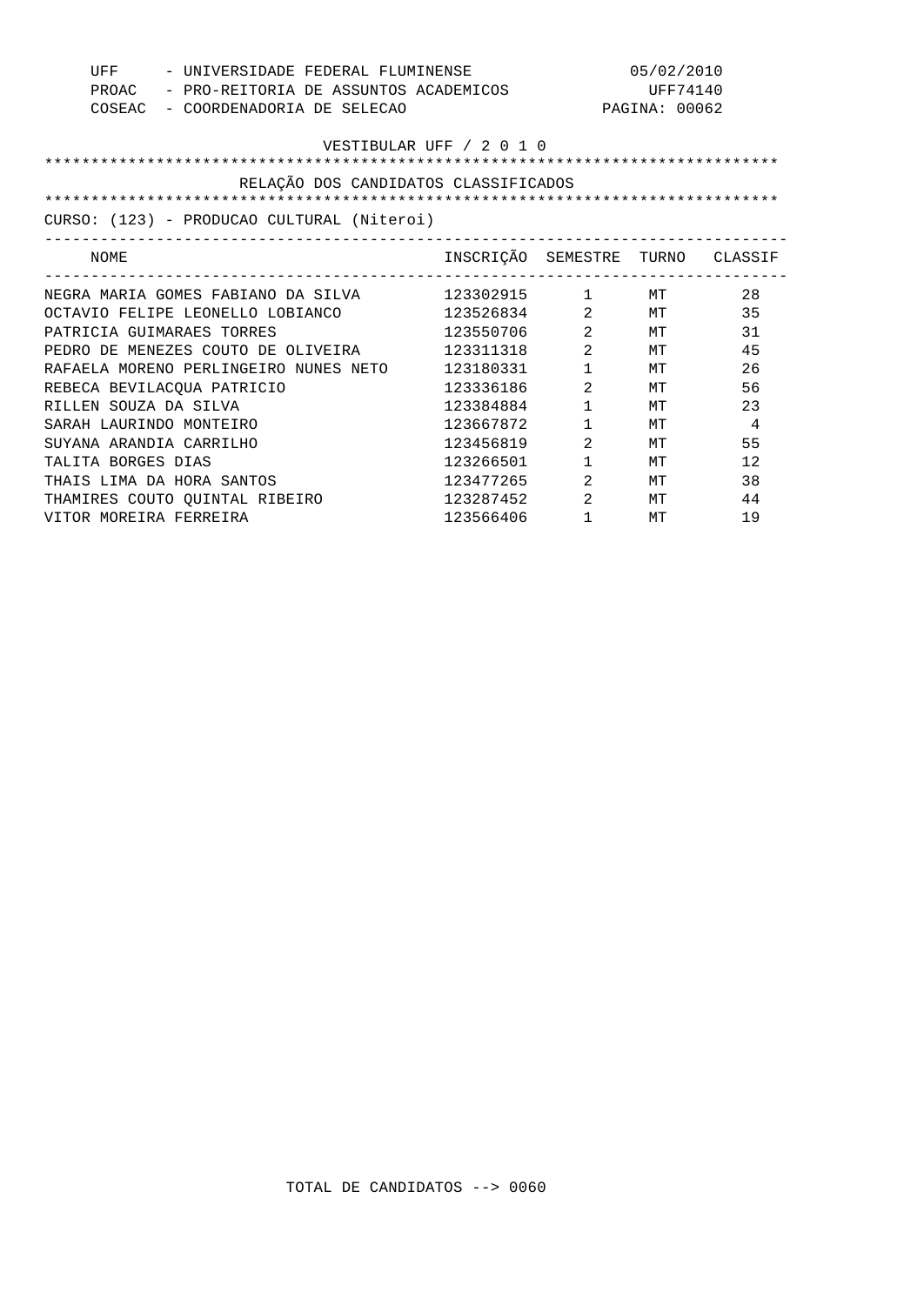UFF - UNIVERSIDADE FEDERAL FLUMINENSE 05/02/2010
PROAC - PRO-REITORIA DE ASSUNTOS ACADEMICOS UFF74140
COSEAC - COORDENADORIA DE SELECAO PAGINA: 00062

VESTIBULAR UFF / 2 0 1 0

RELAÇÃO DOS CANDIDATOS CLASSIFICADOS

CURSO: (123) - PRODUCAO CULTURAL (Niteroi)

| NOME | INSCRIÇÃO | SEMESTRE | TURNO | CLASSIF |
|---|---|---|---|---|
| NEGRA MARIA GOMES FABIANO DA SILVA | 123302915 | 1 | MT | 28 |
| OCTAVIO FELIPE LEONELLO LOBIANCO | 123526834 | 2 | MT | 35 |
| PATRICIA GUIMARAES TORRES | 123550706 | 2 | MT | 31 |
| PEDRO DE MENEZES COUTO DE OLIVEIRA | 123311318 | 2 | MT | 45 |
| RAFAELA MORENO PERLINGEIRO NUNES NETO | 123180331 | 1 | MT | 26 |
| REBECA BEVILACQUA PATRICIO | 123336186 | 2 | MT | 56 |
| RILLEN SOUZA DA SILVA | 123384884 | 1 | MT | 23 |
| SARAH LAURINDO MONTEIRO | 123667872 | 1 | MT | 4 |
| SUYANA ARANDIA CARRILHO | 123456819 | 2 | MT | 55 |
| TALITA BORGES DIAS | 123266501 | 1 | MT | 12 |
| THAIS LIMA DA HORA SANTOS | 123477265 | 2 | MT | 38 |
| THAMIRES COUTO QUINTAL RIBEIRO | 123287452 | 2 | MT | 44 |
| VITOR MOREIRA FERREIRA | 123566406 | 1 | MT | 19 |

TOTAL DE CANDIDATOS --> 0060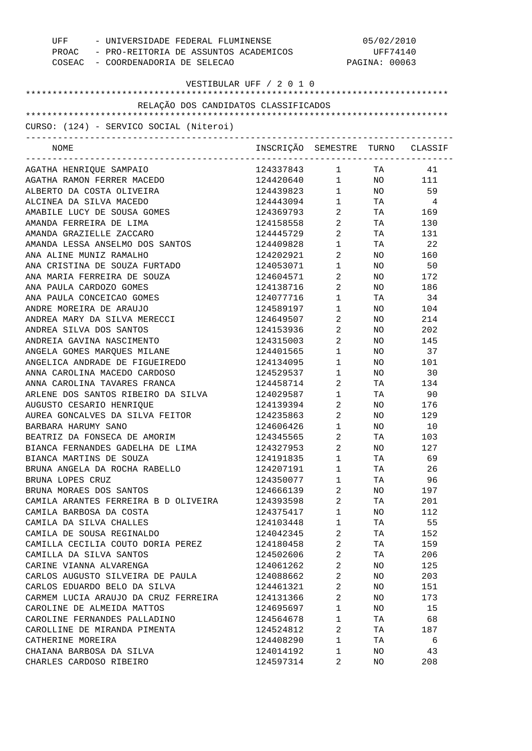UFF - UNIVERSIDADE FEDERAL FLUMINENSE 05/02/2010
PROAC - PRO-REITORIA DE ASSUNTOS ACADEMICOS UFF74140
COSEAC - COORDENADORIA DE SELECAO

VESTIBULAR UFF / 2 0 1 0

RELAÇÃO DOS CANDIDATOS CLASSIFICADOS

CURSO: (124) - SERVICO SOCIAL (Niteroi)

| NOME | INSCRIÇÃO | SEMESTRE | TURNO | CLASSIF |
|---|---|---|---|---|
| AGATHA HENRIQUE SAMPAIO | 124337843 | 1 | TA | 41 |
| AGATHA RAMON FERRER MACEDO | 124420640 | 1 | NO | 111 |
| ALBERTO DA COSTA OLIVEIRA | 124439823 | 1 | NO | 59 |
| ALCINEA DA SILVA MACEDO | 124443094 | 1 | TA | 4 |
| AMABILE LUCY DE SOUSA GOMES | 124369793 | 2 | TA | 169 |
| AMANDA FERREIRA DE LIMA | 124158558 | 2 | TA | 130 |
| AMANDA GRAZIELLE ZACCARO | 124445729 | 2 | TA | 131 |
| AMANDA LESSA ANSELMO DOS SANTOS | 124409828 | 1 | TA | 22 |
| ANA ALINE MUNIZ RAMALHO | 124202921 | 2 | NO | 160 |
| ANA CRISTINA DE SOUZA FURTADO | 124053071 | 1 | NO | 50 |
| ANA MARIA FERREIRA DE SOUZA | 124604571 | 2 | NO | 172 |
| ANA PAULA CARDOZO GOMES | 124138716 | 2 | NO | 186 |
| ANA PAULA CONCEICAO GOMES | 124077716 | 1 | TA | 34 |
| ANDRE MOREIRA DE ARAUJO | 124589197 | 1 | NO | 104 |
| ANDREA MARY DA SILVA MERECCI | 124649507 | 2 | NO | 214 |
| ANDREA SILVA DOS SANTOS | 124153936 | 2 | NO | 202 |
| ANDREIA GAVINA NASCIMENTO | 124315003 | 2 | NO | 145 |
| ANGELA GOMES MARQUES MILANE | 124401565 | 1 | NO | 37 |
| ANGELICA ANDRADE DE FIGUEIREDO | 124134095 | 1 | NO | 101 |
| ANNA CAROLINA MACEDO CARDOSO | 124529537 | 1 | NO | 30 |
| ANNA CAROLINA TAVARES FRANCA | 124458714 | 2 | TA | 134 |
| ARLENE DOS SANTOS RIBEIRO DA SILVA | 124029587 | 1 | TA | 90 |
| AUGUSTO CESARIO HENRIQUE | 124139394 | 2 | NO | 176 |
| AUREA GONCALVES DA SILVA FEITOR | 124235863 | 2 | NO | 129 |
| BARBARA HARUMY SANO | 124606426 | 1 | NO | 10 |
| BEATRIZ DA FONSECA DE AMORIM | 124345565 | 2 | TA | 103 |
| BIANCA FERNANDES GADELHA DE LIMA | 124327953 | 2 | NO | 127 |
| BIANCA MARTINS DE SOUZA | 124191835 | 1 | TA | 69 |
| BRUNA ANGELA DA ROCHA RABELLO | 124207191 | 1 | TA | 26 |
| BRUNA LOPES CRUZ | 124350077 | 1 | TA | 96 |
| BRUNA MORAES DOS SANTOS | 124666139 | 2 | NO | 197 |
| CAMILA ARANTES FERREIRA B D OLIVEIRA | 124393598 | 2 | TA | 201 |
| CAMILA BARBOSA DA COSTA | 124375417 | 1 | NO | 112 |
| CAMILA DA SILVA CHALLES | 124103448 | 1 | TA | 55 |
| CAMILA DE SOUSA REGINALDO | 124042345 | 2 | TA | 152 |
| CAMILLA CECILIA COUTO DORIA PEREZ | 124180458 | 2 | TA | 159 |
| CAMILLA DA SILVA SANTOS | 124502606 | 2 | TA | 206 |
| CARINE VIANNA ALVARENGA | 124061262 | 2 | NO | 125 |
| CARLOS AUGUSTO SILVEIRA DE PAULA | 124088662 | 2 | NO | 203 |
| CARLOS EDUARDO BELO DA SILVA | 124461321 | 2 | NO | 151 |
| CARMEM LUCIA ARAUJO DA CRUZ FERREIRA | 124131366 | 2 | NO | 173 |
| CAROLINE DE ALMEIDA MATTOS | 124695697 | 1 | NO | 15 |
| CAROLINE FERNANDES PALLADINO | 124564678 | 1 | TA | 68 |
| CAROLLINE DE MIRANDA PIMENTA | 124524812 | 2 | TA | 187 |
| CATHERINE MOREIRA | 124408290 | 1 | TA | 6 |
| CHAIANA BARBOSA DA SILVA | 124014192 | 1 | NO | 43 |
| CHARLES CARDOSO RIBEIRO | 124597314 | 2 | NO | 208 |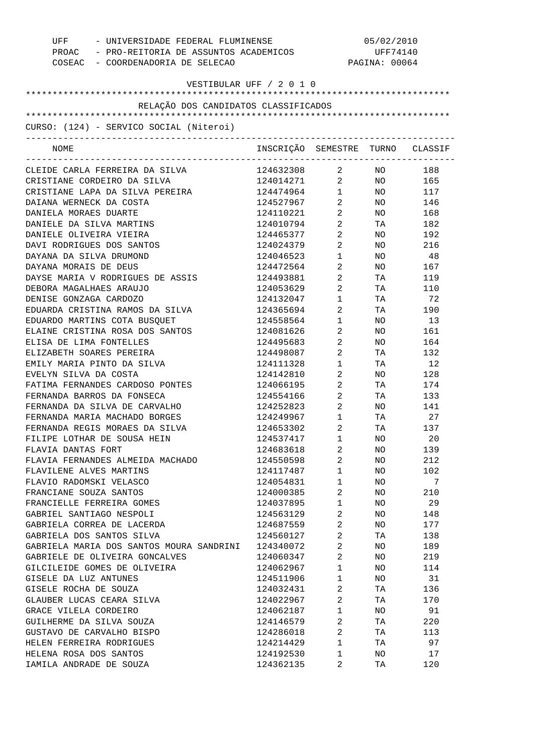UFF - UNIVERSIDADE FEDERAL FLUMINENSE — 05/02/2010
PROAC - PRO-REITORIA DE ASSUNTOS ACADEMICOS — UFF74140
COSEAC - COORDENADORIA DE SELECAO — PAGINA: 00064

VESTIBULAR UFF / 2 0 1 0

RELAÇÃO DOS CANDIDATOS CLASSIFICADOS

CURSO: (124) - SERVICO SOCIAL (Niteroi)

| NOME | INSCRIÇÃO | SEMESTRE | TURNO | CLASSIF |
|---|---|---|---|---|
| CLEIDE CARLA FERREIRA DA SILVA | 124632308 | 2 | NO | 188 |
| CRISTIANE CORDEIRO DA SILVA | 124014271 | 2 | NO | 165 |
| CRISTIANE LAPA DA SILVA PEREIRA | 124474964 | 1 | NO | 117 |
| DAIANA WERNECK DA COSTA | 124527967 | 2 | NO | 146 |
| DANIELA MORAES DUARTE | 124110221 | 2 | NO | 168 |
| DANIELE DA SILVA MARTINS | 124010794 | 2 | TA | 182 |
| DANIELE OLIVEIRA VIEIRA | 124465377 | 2 | NO | 192 |
| DAVI RODRIGUES DOS SANTOS | 124024379 | 2 | NO | 216 |
| DAYANA DA SILVA DRUMOND | 124046523 | 1 | NO | 48 |
| DAYANA MORAIS DE DEUS | 124472564 | 2 | NO | 167 |
| DAYSE MARIA V RODRIGUES DE ASSIS | 124493881 | 2 | TA | 119 |
| DEBORA MAGALHAES ARAUJO | 124053629 | 2 | TA | 110 |
| DENISE GONZAGA CARDOZO | 124132047 | 1 | TA | 72 |
| EDUARDA CRISTINA RAMOS DA SILVA | 124365694 | 2 | TA | 190 |
| EDUARDO MARTINS COTA BUSQUET | 124558564 | 1 | NO | 13 |
| ELAINE CRISTINA ROSA DOS SANTOS | 124081626 | 2 | NO | 161 |
| ELISA DE LIMA FONTELLES | 124495683 | 2 | NO | 164 |
| ELIZABETH SOARES PEREIRA | 124498087 | 2 | TA | 132 |
| EMILY MARIA PINTO DA SILVA | 124111328 | 1 | TA | 12 |
| EVELYN SILVA DA COSTA | 124142810 | 2 | NO | 128 |
| FATIMA FERNANDES CARDOSO PONTES | 124066195 | 2 | TA | 174 |
| FERNANDA BARROS DA FONSECA | 124554166 | 2 | TA | 133 |
| FERNANDA DA SILVA DE CARVALHO | 124252823 | 2 | NO | 141 |
| FERNANDA MARIA MACHADO BORGES | 124249967 | 1 | TA | 27 |
| FERNANDA REGIS MORAES DA SILVA | 124653302 | 2 | TA | 137 |
| FILIPE LOTHAR DE SOUSA HEIN | 124537417 | 1 | NO | 20 |
| FLAVIA DANTAS FORT | 124683618 | 2 | NO | 139 |
| FLAVIA FERNANDES ALMEIDA MACHADO | 124550598 | 2 | NO | 212 |
| FLAVILENE ALVES MARTINS | 124117487 | 1 | NO | 102 |
| FLAVIO RADOMSKI VELASCO | 124054831 | 1 | NO | 7 |
| FRANCIANE SOUZA SANTOS | 124000385 | 2 | NO | 210 |
| FRANCIELLE FERREIRA GOMES | 124037895 | 1 | NO | 29 |
| GABRIEL SANTIAGO NESPOLI | 124563129 | 2 | NO | 148 |
| GABRIELA CORREA DE LACERDA | 124687559 | 2 | NO | 177 |
| GABRIELA DOS SANTOS SILVA | 124560127 | 2 | TA | 138 |
| GABRIELA MARIA DOS SANTOS MOURA SANDRINI | 124340072 | 2 | NO | 189 |
| GABRIELE DE OLIVEIRA GONCALVES | 124060347 | 2 | NO | 219 |
| GILCILEIDE GOMES DE OLIVEIRA | 124062967 | 1 | NO | 114 |
| GISELE DA LUZ ANTUNES | 124511906 | 1 | NO | 31 |
| GISELE ROCHA DE SOUZA | 124032431 | 2 | TA | 136 |
| GLAUBER LUCAS CEARA SILVA | 124022967 | 2 | TA | 170 |
| GRACE VILELA CORDEIRO | 124062187 | 1 | NO | 91 |
| GUILHERME DA SILVA SOUZA | 124146579 | 2 | TA | 220 |
| GUSTAVO DE CARVALHO BISPO | 124286018 | 2 | TA | 113 |
| HELEN FERREIRA RODRIGUES | 124214429 | 1 | TA | 97 |
| HELENA ROSA DOS SANTOS | 124192530 | 1 | NO | 17 |
| IAMILA ANDRADE DE SOUZA | 124362135 | 2 | TA | 120 |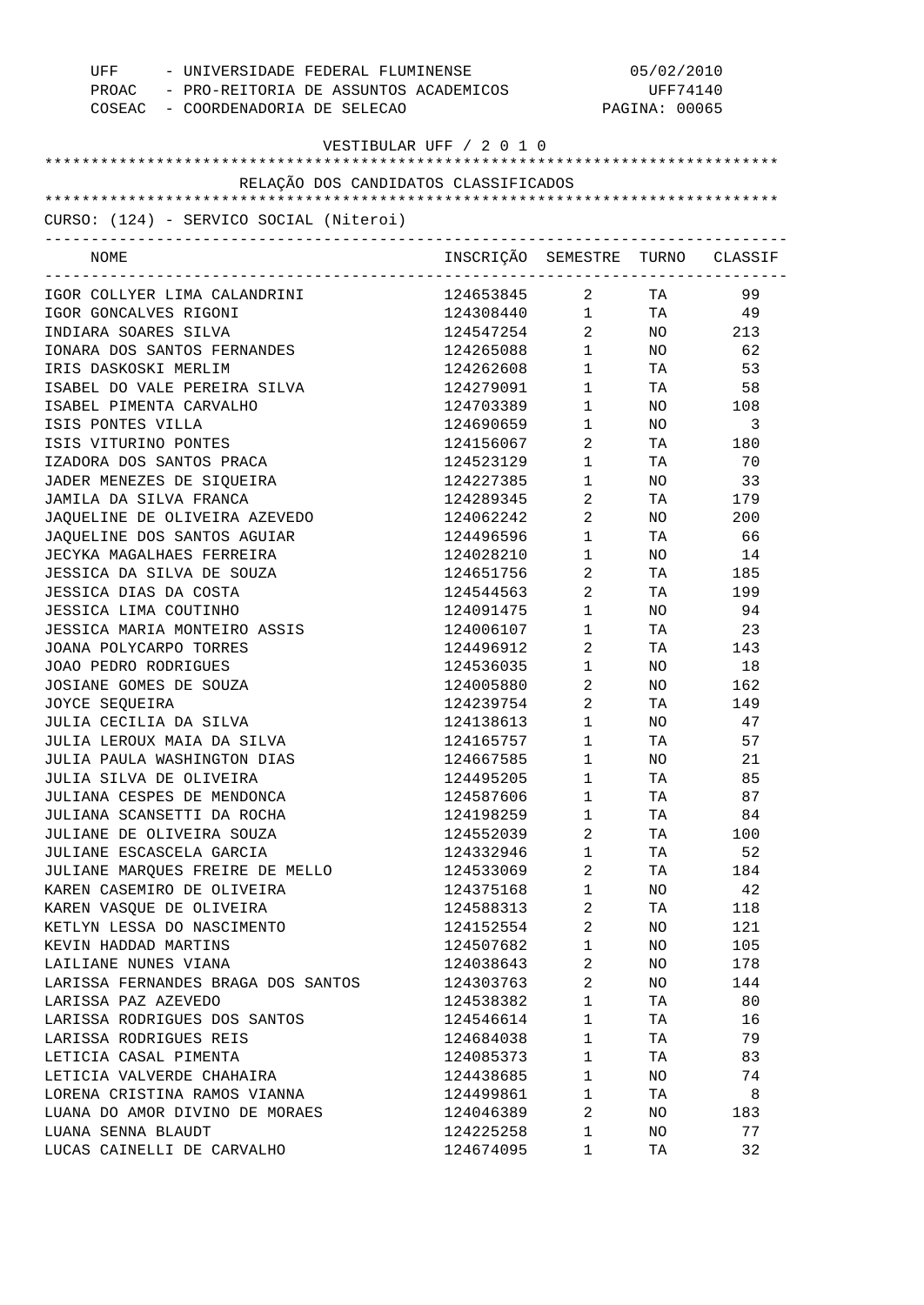UFF - UNIVERSIDADE FEDERAL FLUMINENSE 05/02/2010
PROAC - PRO-REITORIA DE ASSUNTOS ACADEMICOS UFF74140
COSEAC - COORDENADORIA DE SELECAO PAGINA: 00065

VESTIBULAR UFF / 2 0 1 0

RELAÇÃO DOS CANDIDATOS CLASSIFICADOS

CURSO: (124) - SERVICO SOCIAL (Niteroi)

| NOME | INSCRIÇÃO | SEMESTRE | TURNO | CLASSIF |
|---|---|---|---|---|
| IGOR COLLYER LIMA CALANDRINI | 124653845 | 2 | TA | 99 |
| IGOR GONCALVES RIGONI | 124308440 | 1 | TA | 49 |
| INDIARA SOARES SILVA | 124547254 | 2 | NO | 213 |
| IONARA DOS SANTOS FERNANDES | 124265088 | 1 | NO | 62 |
| IRIS DASKOSKI MERLIM | 124262608 | 1 | TA | 53 |
| ISABEL DO VALE PEREIRA SILVA | 124279091 | 1 | TA | 58 |
| ISABEL PIMENTA CARVALHO | 124703389 | 1 | NO | 108 |
| ISIS PONTES VILLA | 124690659 | 1 | NO | 3 |
| ISIS VITURINO PONTES | 124156067 | 2 | TA | 180 |
| IZADORA DOS SANTOS PRACA | 124523129 | 1 | TA | 70 |
| JADER MENEZES DE SIQUEIRA | 124227385 | 1 | NO | 33 |
| JAMILA DA SILVA FRANCA | 124289345 | 2 | TA | 179 |
| JAQUELINE DE OLIVEIRA AZEVEDO | 124062242 | 2 | NO | 200 |
| JAQUELINE DOS SANTOS AGUIAR | 124496596 | 1 | TA | 66 |
| JECYKA MAGALHAES FERREIRA | 124028210 | 1 | NO | 14 |
| JESSICA DA SILVA DE SOUZA | 124651756 | 2 | TA | 185 |
| JESSICA DIAS DA COSTA | 124544563 | 2 | TA | 199 |
| JESSICA LIMA COUTINHO | 124091475 | 1 | NO | 94 |
| JESSICA MARIA MONTEIRO ASSIS | 124006107 | 1 | TA | 23 |
| JOANA POLYCARPO TORRES | 124496912 | 2 | TA | 143 |
| JOAO PEDRO RODRIGUES | 124536035 | 1 | NO | 18 |
| JOSIANE GOMES DE SOUZA | 124005880 | 2 | NO | 162 |
| JOYCE SEQUEIRA | 124239754 | 2 | TA | 149 |
| JULIA CECILIA DA SILVA | 124138613 | 1 | NO | 47 |
| JULIA LEROUX MAIA DA SILVA | 124165757 | 1 | TA | 57 |
| JULIA PAULA WASHINGTON DIAS | 124667585 | 1 | NO | 21 |
| JULIA SILVA DE OLIVEIRA | 124495205 | 1 | TA | 85 |
| JULIANA CESPES DE MENDONCA | 124587606 | 1 | TA | 87 |
| JULIANA SCANSETTI DA ROCHA | 124198259 | 1 | TA | 84 |
| JULIANE DE OLIVEIRA SOUZA | 124552039 | 2 | TA | 100 |
| JULIANE ESCASCELA GARCIA | 124332946 | 1 | TA | 52 |
| JULIANE MARQUES FREIRE DE MELLO | 124533069 | 2 | TA | 184 |
| KAREN CASEMIRO DE OLIVEIRA | 124375168 | 1 | NO | 42 |
| KAREN VASQUE DE OLIVEIRA | 124588313 | 2 | TA | 118 |
| KETLYN LESSA DO NASCIMENTO | 124152554 | 2 | NO | 121 |
| KEVIN HADDAD MARTINS | 124507682 | 1 | NO | 105 |
| LAILIANE NUNES VIANA | 124038643 | 2 | NO | 178 |
| LARISSA FERNANDES BRAGA DOS SANTOS | 124303763 | 2 | NO | 144 |
| LARISSA PAZ AZEVEDO | 124538382 | 1 | TA | 80 |
| LARISSA RODRIGUES DOS SANTOS | 124546614 | 1 | TA | 16 |
| LARISSA RODRIGUES REIS | 124684038 | 1 | TA | 79 |
| LETICIA CASAL PIMENTA | 124085373 | 1 | TA | 83 |
| LETICIA VALVERDE CHAHAIRA | 124438685 | 1 | NO | 74 |
| LORENA CRISTINA RAMOS VIANNA | 124499861 | 1 | TA | 8 |
| LUANA DO AMOR DIVINO DE MORAES | 124046389 | 2 | NO | 183 |
| LUANA SENNA BLAUDT | 124225258 | 1 | NO | 77 |
| LUCAS CAINELLI DE CARVALHO | 124674095 | 1 | TA | 32 |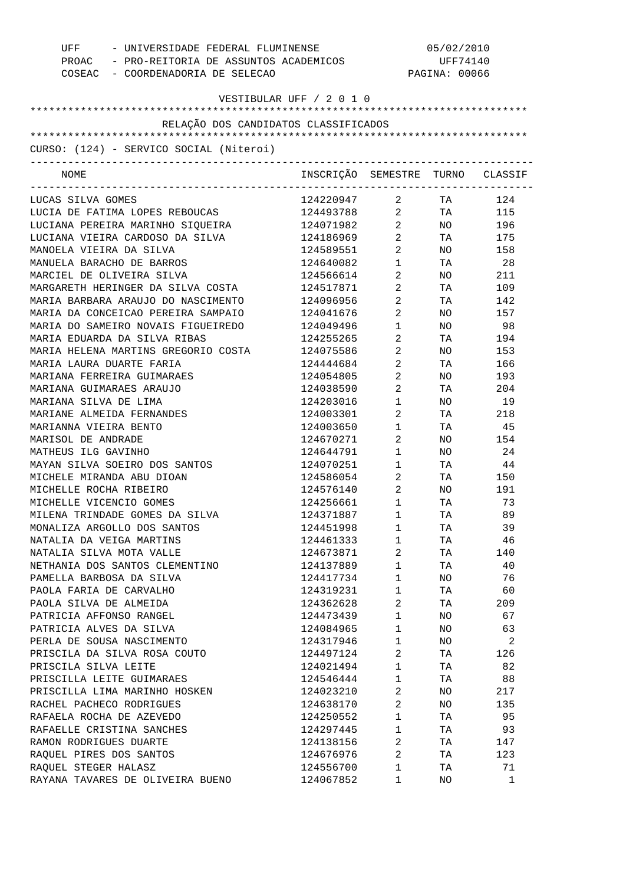UFF - UNIVERSIDADE FEDERAL FLUMINENSE
PROAC - PRO-REITORIA DE ASSUNTOS ACADEMICOS
COSEAC - COORDENADORIA DE SELECAO

05/02/2010
UFF74140

VESTIBULAR UFF / 2 0 1 0

RELAÇÃO DOS CANDIDATOS CLASSIFICADOS

CURSO: (124) - SERVICO SOCIAL (Niteroi)

| NOME | INSCRIÇÃO | SEMESTRE | TURNO | CLASSIF |
|---|---|---|---|---|
| LUCAS SILVA GOMES | 124220947 | 2 | TA | 124 |
| LUCIA DE FATIMA LOPES REBOUCAS | 124493788 | 2 | TA | 115 |
| LUCIANA PEREIRA MARINHO SIQUEIRA | 124071982 | 2 | NO | 196 |
| LUCIANA VIEIRA CARDOSO DA SILVA | 124186969 | 2 | TA | 175 |
| MANOELA VIEIRA DA SILVA | 124589551 | 2 | NO | 158 |
| MANUELA BARACHO DE BARROS | 124640082 | 1 | TA | 28 |
| MARCIEL DE OLIVEIRA SILVA | 124566614 | 2 | NO | 211 |
| MARGARETH HERINGER DA SILVA COSTA | 124517871 | 2 | TA | 109 |
| MARIA BARBARA ARAUJO DO NASCIMENTO | 124096956 | 2 | TA | 142 |
| MARIA DA CONCEICAO PEREIRA SAMPAIO | 124041676 | 2 | NO | 157 |
| MARIA DO SAMEIRO NOVAIS FIGUEIREDO | 124049496 | 1 | NO | 98 |
| MARIA EDUARDA DA SILVA RIBAS | 124255265 | 2 | TA | 194 |
| MARIA HELENA MARTINS GREGORIO COSTA | 124075586 | 2 | NO | 153 |
| MARIA LAURA DUARTE FARIA | 124444684 | 2 | TA | 166 |
| MARIANA FERREIRA GUIMARAES | 124054805 | 2 | NO | 193 |
| MARIANA GUIMARAES ARAUJO | 124038590 | 2 | TA | 204 |
| MARIANA SILVA DE LIMA | 124203016 | 1 | NO | 19 |
| MARIANE ALMEIDA FERNANDES | 124003301 | 2 | TA | 218 |
| MARIANNA VIEIRA BENTO | 124003650 | 1 | TA | 45 |
| MARISOL DE ANDRADE | 124670271 | 2 | NO | 154 |
| MATHEUS ILG GAVINHO | 124644791 | 1 | NO | 24 |
| MAYAN SILVA SOEIRO DOS SANTOS | 124070251 | 1 | TA | 44 |
| MICHELE MIRANDA ABU DIOAN | 124586054 | 2 | TA | 150 |
| MICHELLE ROCHA RIBEIRO | 124576140 | 2 | NO | 191 |
| MICHELLE VICENCIO GOMES | 124256661 | 1 | TA | 73 |
| MILENA TRINDADE GOMES DA SILVA | 124371887 | 1 | TA | 89 |
| MONALIZA ARGOLLO DOS SANTOS | 124451998 | 1 | TA | 39 |
| NATALIA DA VEIGA MARTINS | 124461333 | 1 | TA | 46 |
| NATALIA SILVA MOTA VALLE | 124673871 | 2 | TA | 140 |
| NETHANIA DOS SANTOS CLEMENTINO | 124137889 | 1 | TA | 40 |
| PAMELLA BARBOSA DA SILVA | 124417734 | 1 | NO | 76 |
| PAOLA FARIA DE CARVALHO | 124319231 | 1 | TA | 60 |
| PAOLA SILVA DE ALMEIDA | 124362628 | 2 | TA | 209 |
| PATRICIA AFFONSO RANGEL | 124473439 | 1 | NO | 67 |
| PATRICIA ALVES DA SILVA | 124084965 | 1 | NO | 63 |
| PERLA DE SOUSA NASCIMENTO | 124317946 | 1 | NO | 2 |
| PRISCILA DA SILVA ROSA COUTO | 124497124 | 2 | TA | 126 |
| PRISCILA SILVA LEITE | 124021494 | 1 | TA | 82 |
| PRISCILLA LEITE GUIMARAES | 124546444 | 1 | TA | 88 |
| PRISCILLA LIMA MARINHO HOSKEN | 124023210 | 2 | NO | 217 |
| RACHEL PACHECO RODRIGUES | 124638170 | 2 | NO | 135 |
| RAFAELA ROCHA DE AZEVEDO | 124250552 | 1 | TA | 95 |
| RAFAELLE CRISTINA SANCHES | 124297445 | 1 | TA | 93 |
| RAMON RODRIGUES DUARTE | 124138156 | 2 | TA | 147 |
| RAQUEL PIRES DOS SANTOS | 124676976 | 2 | TA | 123 |
| RAQUEL STEGER HALASZ | 124556700 | 1 | TA | 71 |
| RAYANA TAVARES DE OLIVEIRA BUENO | 124067852 | 1 | NO | 1 |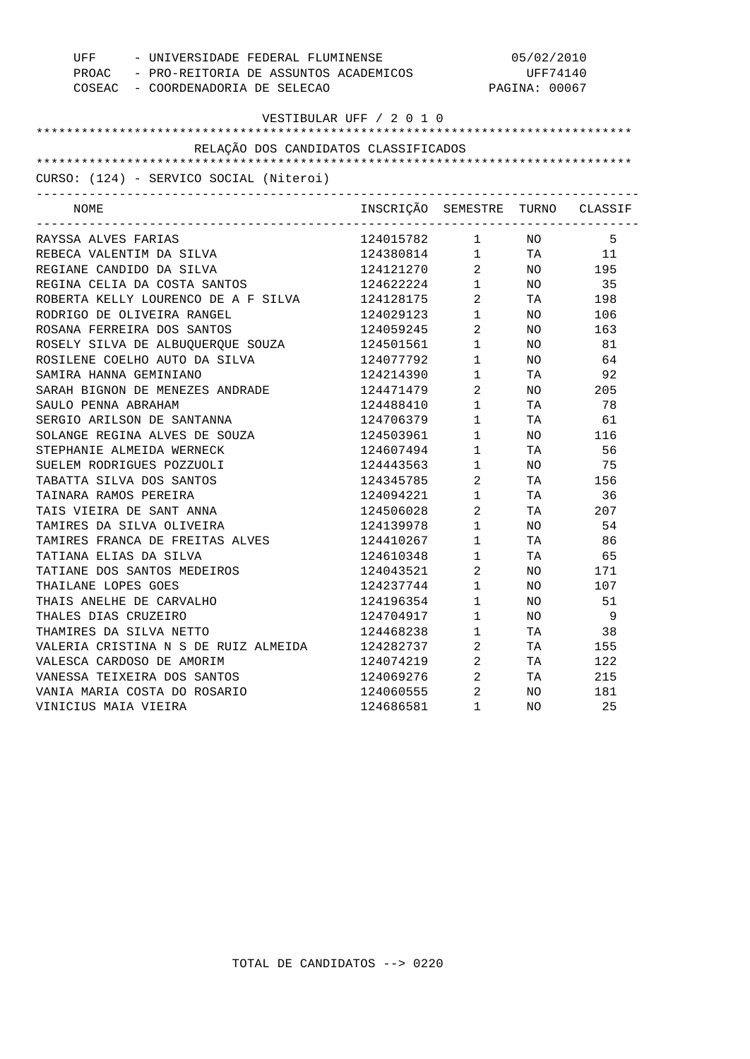UFF - UNIVERSIDADE FEDERAL FLUMINENSE 05/02/2010
PROAC - PRO-REITORIA DE ASSUNTOS ACADEMICOS UFF74140
COSEAC - COORDENADORIA DE SELECAO PAGINA: 00067

VESTIBULAR UFF / 2 0 1 0

RELAÇÃO DOS CANDIDATOS CLASSIFICADOS

CURSO: (124) - SERVICO SOCIAL (Niteroi)

| NOME | INSCRIÇÃO | SEMESTRE | TURNO | CLASSIF |
|---|---|---|---|---|
| RAYSSA ALVES FARIAS | 124015782 | 1 | NO | 5 |
| REBECA VALENTIM DA SILVA | 124380814 | 1 | TA | 11 |
| REGIANE CANDIDO DA SILVA | 124121270 | 2 | NO | 195 |
| REGINA CELIA DA COSTA SANTOS | 124622224 | 1 | NO | 35 |
| ROBERTA KELLY LOURENCO DE A F SILVA | 124128175 | 2 | TA | 198 |
| RODRIGO DE OLIVEIRA RANGEL | 124029123 | 1 | NO | 106 |
| ROSANA FERREIRA DOS SANTOS | 124059245 | 2 | NO | 163 |
| ROSELY SILVA DE ALBUQUERQUE SOUZA | 124501561 | 1 | NO | 81 |
| ROSILENE COELHO AUTO DA SILVA | 124077792 | 1 | NO | 64 |
| SAMIRA HANNA GEMINIANO | 124214390 | 1 | TA | 92 |
| SARAH BIGNON DE MENEZES ANDRADE | 124471479 | 2 | NO | 205 |
| SAULO PENNA ABRAHAM | 124488410 | 1 | TA | 78 |
| SERGIO ARILSON DE SANTANNA | 124706379 | 1 | TA | 61 |
| SOLANGE REGINA ALVES DE SOUZA | 124503961 | 1 | NO | 116 |
| STEPHANIE ALMEIDA WERNECK | 124607494 | 1 | TA | 56 |
| SUELEM RODRIGUES POZZUOLI | 124443563 | 1 | NO | 75 |
| TABATTA SILVA DOS SANTOS | 124345785 | 2 | TA | 156 |
| TAINARA RAMOS PEREIRA | 124094221 | 1 | TA | 36 |
| TAIS VIEIRA DE SANT ANNA | 124506028 | 2 | TA | 207 |
| TAMIRES DA SILVA OLIVEIRA | 124139978 | 1 | NO | 54 |
| TAMIRES FRANCA DE FREITAS ALVES | 124410267 | 1 | TA | 86 |
| TATIANA ELIAS DA SILVA | 124610348 | 1 | TA | 65 |
| TATIANE DOS SANTOS MEDEIROS | 124043521 | 2 | NO | 171 |
| THAILANE LOPES GOES | 124237744 | 1 | NO | 107 |
| THAIS ANELHE DE CARVALHO | 124196354 | 1 | NO | 51 |
| THALES DIAS CRUZEIRO | 124704917 | 1 | NO | 9 |
| THAMIRES DA SILVA NETTO | 124468238 | 1 | TA | 38 |
| VALERIA CRISTINA N S DE RUIZ ALMEIDA | 124282737 | 2 | TA | 155 |
| VALESCA CARDOSO DE AMORIM | 124074219 | 2 | TA | 122 |
| VANESSA TEIXEIRA DOS SANTOS | 124069276 | 2 | TA | 215 |
| VANIA MARIA COSTA DO ROSARIO | 124060555 | 2 | NO | 181 |
| VINICIUS MAIA VIEIRA | 124686581 | 1 | NO | 25 |

TOTAL DE CANDIDATOS --> 0220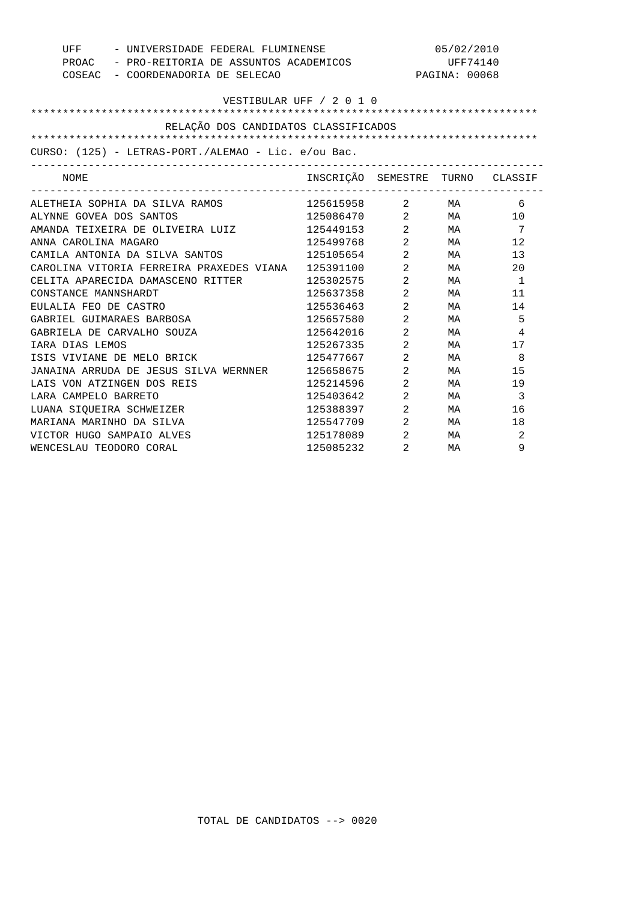UFF - UNIVERSIDADE FEDERAL FLUMINENSE 05/02/2010
PROAC - PRO-REITORIA DE ASSUNTOS ACADEMICOS UFF74140
COSEAC - COORDENADORIA DE SELECAO

VESTIBULAR UFF / 2 0 1 0

RELAÇÃO DOS CANDIDATOS CLASSIFICADOS

CURSO: (125) - LETRAS-PORT./ALEMAO - Lic. e/ou Bac.

| NOME | INSCRIÇÃO | SEMESTRE | TURNO | CLASSIF |
|---|---|---|---|---|
| ALETHEIA SOPHIA DA SILVA RAMOS | 125615958 | 2 | MA | 6 |
| ALYNNE GOVEA DOS SANTOS | 125086470 | 2 | MA | 10 |
| AMANDA TEIXEIRA DE OLIVEIRA LUIZ | 125449153 | 2 | MA | 7 |
| ANNA CAROLINA MAGARO | 125499768 | 2 | MA | 12 |
| CAMILA ANTONIA DA SILVA SANTOS | 125105654 | 2 | MA | 13 |
| CAROLINA VITORIA FERREIRA PRAXEDES VIANA | 125391100 | 2 | MA | 20 |
| CELITA APARECIDA DAMASCENO RITTER | 125302575 | 2 | MA | 1 |
| CONSTANCE MANNSHARDT | 125637358 | 2 | MA | 11 |
| EULALIA FEO DE CASTRO | 125536463 | 2 | MA | 14 |
| GABRIEL GUIMARAES BARBOSA | 125657580 | 2 | MA | 5 |
| GABRIELA DE CARVALHO SOUZA | 125642016 | 2 | MA | 4 |
| IARA DIAS LEMOS | 125267335 | 2 | MA | 17 |
| ISIS VIVIANE DE MELO BRICK | 125477667 | 2 | MA | 8 |
| JANAINA ARRUDA DE JESUS SILVA WERNNER | 125658675 | 2 | MA | 15 |
| LAIS VON ATZINGEN DOS REIS | 125214596 | 2 | MA | 19 |
| LARA CAMPELO BARRETO | 125403642 | 2 | MA | 3 |
| LUANA SIQUEIRA SCHWEIZER | 125388397 | 2 | MA | 16 |
| MARIANA MARINHO DA SILVA | 125547709 | 2 | MA | 18 |
| VICTOR HUGO SAMPAIO ALVES | 125178089 | 2 | MA | 2 |
| WENCESLAU TEODORO CORAL | 125085232 | 2 | MA | 9 |

TOTAL DE CANDIDATOS --> 0020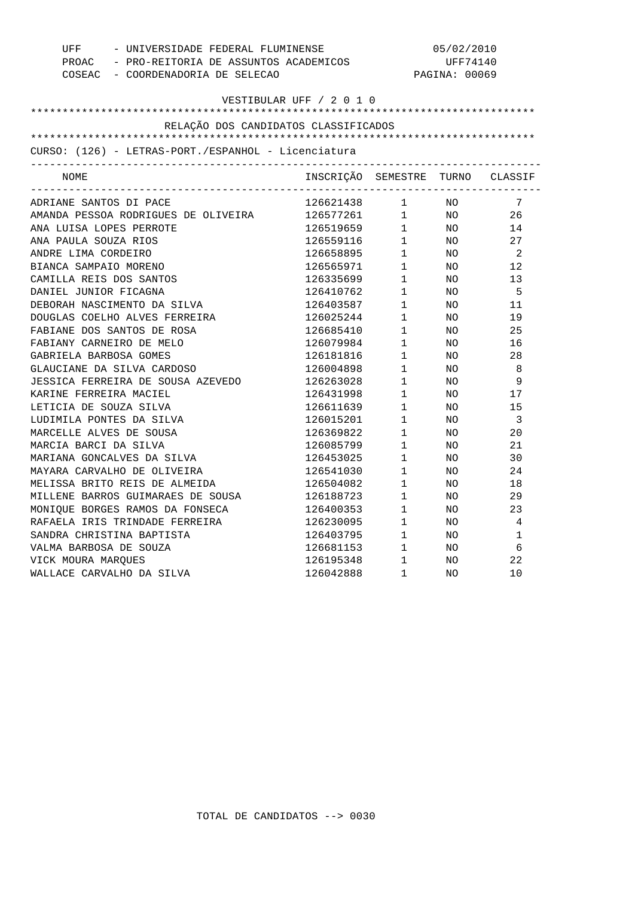UFF - UNIVERSIDADE FEDERAL FLUMINENSE 05/02/2010
PROAC - PRO-REITORIA DE ASSUNTOS ACADEMICOS UFF74140
COSEAC - COORDENADORIA DE SELECAO PAGINA: 00069

VESTIBULAR UFF / 2 0 1 0

RELAÇÃO DOS CANDIDATOS CLASSIFICADOS

CURSO: (126) - LETRAS-PORT./ESPANHOL - Licenciatura

| NOME | INSCRIÇÃO | SEMESTRE | TURNO | CLASSIF |
|---|---|---|---|---|
| ADRIANE SANTOS DI PACE | 126621438 | 1 | NO | 7 |
| AMANDA PESSOA RODRIGUES DE OLIVEIRA | 126577261 | 1 | NO | 26 |
| ANA LUISA LOPES PERROTE | 126519659 | 1 | NO | 14 |
| ANA PAULA SOUZA RIOS | 126559116 | 1 | NO | 27 |
| ANDRE LIMA CORDEIRO | 126658895 | 1 | NO | 2 |
| BIANCA SAMPAIO MORENO | 126565971 | 1 | NO | 12 |
| CAMILLA REIS DOS SANTOS | 126335699 | 1 | NO | 13 |
| DANIEL JUNIOR FICAGNA | 126410762 | 1 | NO | 5 |
| DEBORAH NASCIMENTO DA SILVA | 126403587 | 1 | NO | 11 |
| DOUGLAS COELHO ALVES FERREIRA | 126025244 | 1 | NO | 19 |
| FABIANE DOS SANTOS DE ROSA | 126685410 | 1 | NO | 25 |
| FABIANY CARNEIRO DE MELO | 126079984 | 1 | NO | 16 |
| GABRIELA BARBOSA GOMES | 126181816 | 1 | NO | 28 |
| GLAUCIANE DA SILVA CARDOSO | 126004898 | 1 | NO | 8 |
| JESSICA FERREIRA DE SOUSA AZEVEDO | 126263028 | 1 | NO | 9 |
| KARINE FERREIRA MACIEL | 126431998 | 1 | NO | 17 |
| LETICIA DE SOUZA SILVA | 126611639 | 1 | NO | 15 |
| LUDIMILA PONTES DA SILVA | 126015201 | 1 | NO | 3 |
| MARCELLE ALVES DE SOUSA | 126369822 | 1 | NO | 20 |
| MARCIA BARCI DA SILVA | 126085799 | 1 | NO | 21 |
| MARIANA GONCALVES DA SILVA | 126453025 | 1 | NO | 30 |
| MAYARA CARVALHO DE OLIVEIRA | 126541030 | 1 | NO | 24 |
| MELISSA BRITO REIS DE ALMEIDA | 126504082 | 1 | NO | 18 |
| MILLENE BARROS GUIMARAES DE SOUSA | 126188723 | 1 | NO | 29 |
| MONIQUE BORGES RAMOS DA FONSECA | 126400353 | 1 | NO | 23 |
| RAFAELA IRIS TRINDADE FERREIRA | 126230095 | 1 | NO | 4 |
| SANDRA CHRISTINA BAPTISTA | 126403795 | 1 | NO | 1 |
| VALMA BARBOSA DE SOUZA | 126681153 | 1 | NO | 6 |
| VICK MOURA MARQUES | 126195348 | 1 | NO | 22 |
| WALLACE CARVALHO DA SILVA | 126042888 | 1 | NO | 10 |

TOTAL DE CANDIDATOS --> 0030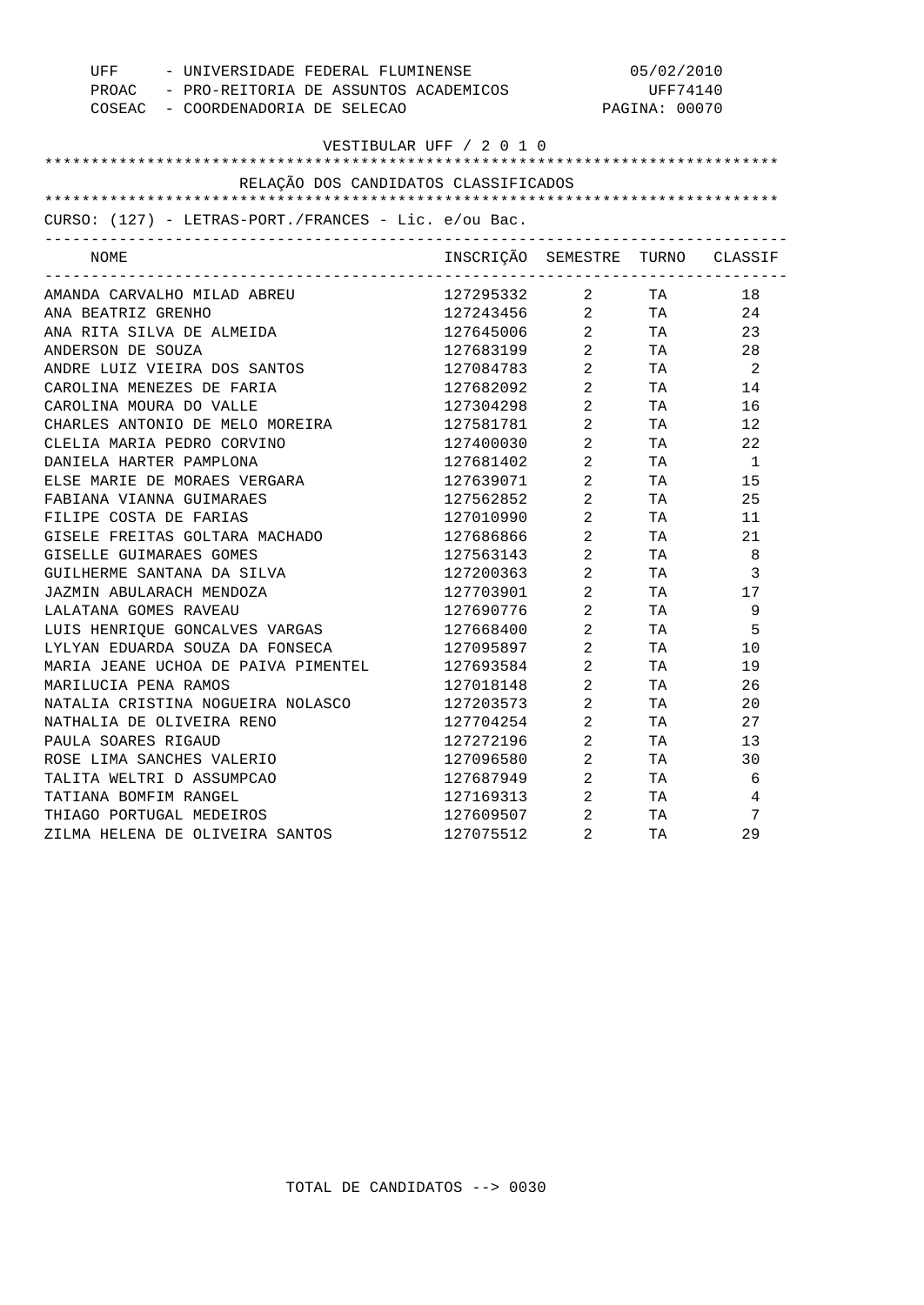UFF - UNIVERSIDADE FEDERAL FLUMINENSE 05/02/2010
PROAC - PRO-REITORIA DE ASSUNTOS ACADEMICOS UFF74140
COSEAC - COORDENADORIA DE SELECAO PAGINA: 00070

VESTIBULAR UFF / 2 0 1 0

RELAÇÃO DOS CANDIDATOS CLASSIFICADOS

CURSO: (127) - LETRAS-PORT./FRANCES - Lic. e/ou Bac.

| NOME | INSCRIÇÃO | SEMESTRE | TURNO | CLASSIF |
|---|---|---|---|---|
| AMANDA CARVALHO MILAD ABREU | 127295332 | 2 | TA | 18 |
| ANA BEATRIZ GRENHO | 127243456 | 2 | TA | 24 |
| ANA RITA SILVA DE ALMEIDA | 127645006 | 2 | TA | 23 |
| ANDERSON DE SOUZA | 127683199 | 2 | TA | 28 |
| ANDRE LUIZ VIEIRA DOS SANTOS | 127084783 | 2 | TA | 2 |
| CAROLINA MENEZES DE FARIA | 127682092 | 2 | TA | 14 |
| CAROLINA MOURA DO VALLE | 127304298 | 2 | TA | 16 |
| CHARLES ANTONIO DE MELO MOREIRA | 127581781 | 2 | TA | 12 |
| CLELIA MARIA PEDRO CORVINO | 127400030 | 2 | TA | 22 |
| DANIELA HARTER PAMPLONA | 127681402 | 2 | TA | 1 |
| ELSE MARIE DE MORAES VERGARA | 127639071 | 2 | TA | 15 |
| FABIANA VIANNA GUIMARAES | 127562852 | 2 | TA | 25 |
| FILIPE COSTA DE FARIAS | 127010990 | 2 | TA | 11 |
| GISELE FREITAS GOLTARA MACHADO | 127686866 | 2 | TA | 21 |
| GISELLE GUIMARAES GOMES | 127563143 | 2 | TA | 8 |
| GUILHERME SANTANA DA SILVA | 127200363 | 2 | TA | 3 |
| JAZMIN ABULARACH MENDOZA | 127703901 | 2 | TA | 17 |
| LALATANA GOMES RAVEAU | 127690776 | 2 | TA | 9 |
| LUIS HENRIQUE GONCALVES VARGAS | 127668400 | 2 | TA | 5 |
| LYLYAN EDUARDA SOUZA DA FONSECA | 127095897 | 2 | TA | 10 |
| MARIA JEANE UCHOA DE PAIVA PIMENTEL | 127693584 | 2 | TA | 19 |
| MARILUCIA PENA RAMOS | 127018148 | 2 | TA | 26 |
| NATALIA CRISTINA NOGUEIRA NOLASCO | 127203573 | 2 | TA | 20 |
| NATHALIA DE OLIVEIRA RENO | 127704254 | 2 | TA | 27 |
| PAULA SOARES RIGAUD | 127272196 | 2 | TA | 13 |
| ROSE LIMA SANCHES VALERIO | 127096580 | 2 | TA | 30 |
| TALITA WELTRI D ASSUMPCAO | 127687949 | 2 | TA | 6 |
| TATIANA BOMFIM RANGEL | 127169313 | 2 | TA | 4 |
| THIAGO PORTUGAL MEDEIROS | 127609507 | 2 | TA | 7 |
| ZILMA HELENA DE OLIVEIRA SANTOS | 127075512 | 2 | TA | 29 |

TOTAL DE CANDIDATOS --> 0030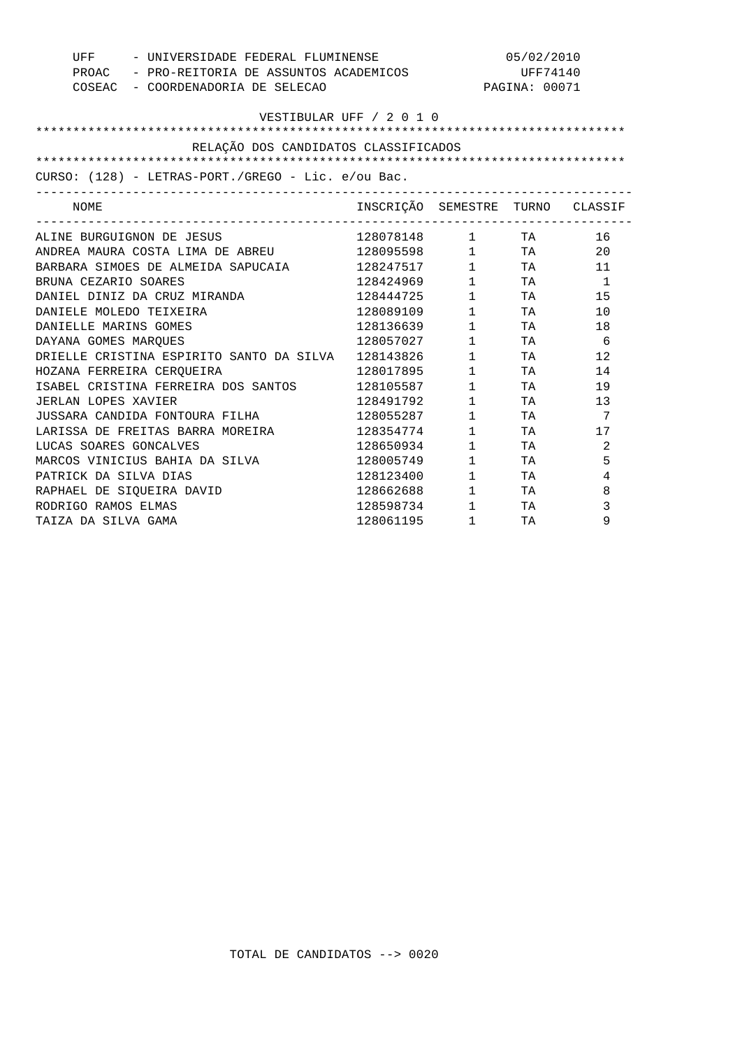UFF - UNIVERSIDADE FEDERAL FLUMINENSE 05/02/2010
PROAC - PRO-REITORIA DE ASSUNTOS ACADEMICOS UFF74140
COSEAC - COORDENADORIA DE SELECAO PAGINA: 00071

VESTIBULAR UFF / 2 0 1 0

RELAÇÃO DOS CANDIDATOS CLASSIFICADOS

CURSO: (128) - LETRAS-PORT./GREGO - Lic. e/ou Bac.

| NOME | INSCRIÇÃO | SEMESTRE | TURNO | CLASSIF |
|---|---|---|---|---|
| ALINE BURGUIGNON DE JESUS | 128078148 | 1 | TA | 16 |
| ANDREA MAURA COSTA LIMA DE ABREU | 128095598 | 1 | TA | 20 |
| BARBARA SIMOES DE ALMEIDA SAPUCAIA | 128247517 | 1 | TA | 11 |
| BRUNA CEZARIO SOARES | 128424969 | 1 | TA | 1 |
| DANIEL DINIZ DA CRUZ MIRANDA | 128444725 | 1 | TA | 15 |
| DANIELE MOLEDO TEIXEIRA | 128089109 | 1 | TA | 10 |
| DANIELLE MARINS GOMES | 128136639 | 1 | TA | 18 |
| DAYANA GOMES MARQUES | 128057027 | 1 | TA | 6 |
| DRIELLE CRISTINA ESPIRITO SANTO DA SILVA | 128143826 | 1 | TA | 12 |
| HOZANA FERREIRA CERQUEIRA | 128017895 | 1 | TA | 14 |
| ISABEL CRISTINA FERREIRA DOS SANTOS | 128105587 | 1 | TA | 19 |
| JERLAN LOPES XAVIER | 128491792 | 1 | TA | 13 |
| JUSSARA CANDIDA FONTOURA FILHA | 128055287 | 1 | TA | 7 |
| LARISSA DE FREITAS BARRA MOREIRA | 128354774 | 1 | TA | 17 |
| LUCAS SOARES GONCALVES | 128650934 | 1 | TA | 2 |
| MARCOS VINICIUS BAHIA DA SILVA | 128005749 | 1 | TA | 5 |
| PATRICK DA SILVA DIAS | 128123400 | 1 | TA | 4 |
| RAPHAEL DE SIQUEIRA DAVID | 128662688 | 1 | TA | 8 |
| RODRIGO RAMOS ELMAS | 128598734 | 1 | TA | 3 |
| TAIZA DA SILVA GAMA | 128061195 | 1 | TA | 9 |

TOTAL DE CANDIDATOS --> 0020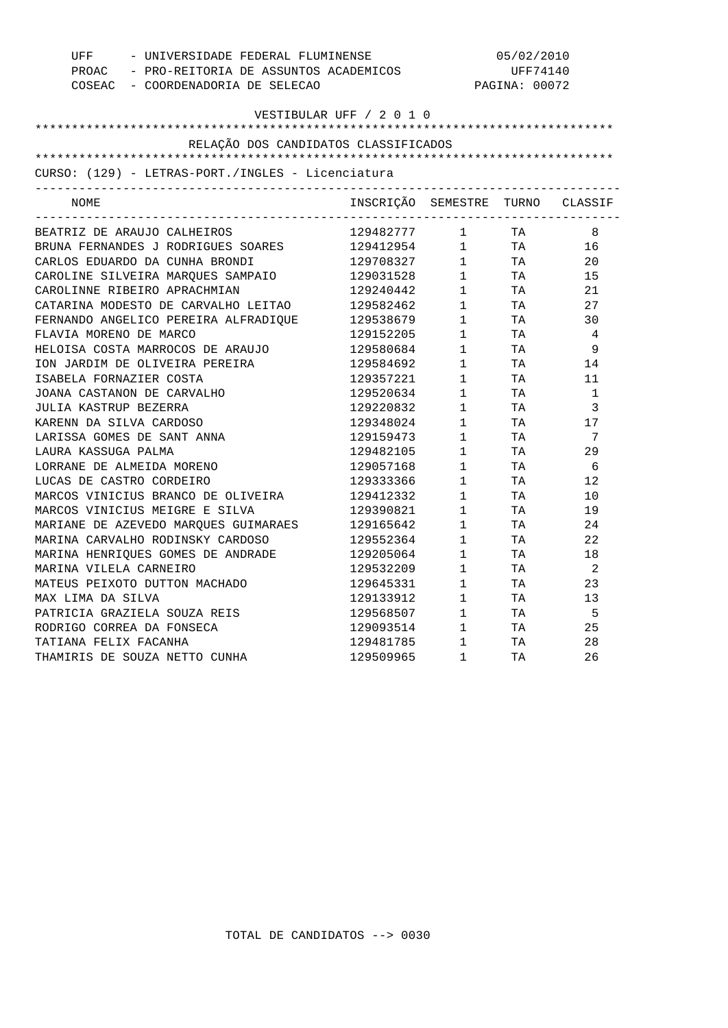UFF - UNIVERSIDADE FEDERAL FLUMINENSE
PROAC - PRO-REITORIA DE ASSUNTOS ACADEMICOS
COSEAC - COORDENADORIA DE SELECAO

05/02/2010
UFF74140
PAGINA: 00072

VESTIBULAR UFF / 2 0 1 0

## RELAÇÃO DOS CANDIDATOS CLASSIFICADOS

CURSO: (129) - LETRAS-PORT./INGLES - Licenciatura

| NOME | INSCRIÇÃO | SEMESTRE | TURNO | CLASSIF |
|---|---|---|---|---|
| BEATRIZ DE ARAUJO CALHEIROS | 129482777 | 1 | TA | 8 |
| BRUNA FERNANDES J RODRIGUES SOARES | 129412954 | 1 | TA | 16 |
| CARLOS EDUARDO DA CUNHA BRONDI | 129708327 | 1 | TA | 20 |
| CAROLINE SILVEIRA MARQUES SAMPAIO | 129031528 | 1 | TA | 15 |
| CAROLINNE RIBEIRO APRACHMIAN | 129240442 | 1 | TA | 21 |
| CATARINA MODESTO DE CARVALHO LEITAO | 129582462 | 1 | TA | 27 |
| FERNANDO ANGELICO PEREIRA ALFRADIQUE | 129538679 | 1 | TA | 30 |
| FLAVIA MORENO DE MARCO | 129152205 | 1 | TA | 4 |
| HELOISA COSTA MARROCOS DE ARAUJO | 129580684 | 1 | TA | 9 |
| ION JARDIM DE OLIVEIRA PEREIRA | 129584692 | 1 | TA | 14 |
| ISABELA FORNAZIER COSTA | 129357221 | 1 | TA | 11 |
| JOANA CASTANON DE CARVALHO | 129520634 | 1 | TA | 1 |
| JULIA KASTRUP BEZERRA | 129220832 | 1 | TA | 3 |
| KARENN DA SILVA CARDOSO | 129348024 | 1 | TA | 17 |
| LARISSA GOMES DE SANT ANNA | 129159473 | 1 | TA | 7 |
| LAURA KASSUGA PALMA | 129482105 | 1 | TA | 29 |
| LORRANE DE ALMEIDA MORENO | 129057168 | 1 | TA | 6 |
| LUCAS DE CASTRO CORDEIRO | 129333366 | 1 | TA | 12 |
| MARCOS VINICIUS BRANCO DE OLIVEIRA | 129412332 | 1 | TA | 10 |
| MARCOS VINICIUS MEIGRE E SILVA | 129390821 | 1 | TA | 19 |
| MARIANE DE AZEVEDO MARQUES GUIMARAES | 129165642 | 1 | TA | 24 |
| MARINA CARVALHO RODINSKY CARDOSO | 129552364 | 1 | TA | 22 |
| MARINA HENRIQUES GOMES DE ANDRADE | 129205064 | 1 | TA | 18 |
| MARINA VILELA CARNEIRO | 129532209 | 1 | TA | 2 |
| MATEUS PEIXOTO DUTTON MACHADO | 129645331 | 1 | TA | 23 |
| MAX LIMA DA SILVA | 129133912 | 1 | TA | 13 |
| PATRICIA GRAZIELA SOUZA REIS | 129568507 | 1 | TA | 5 |
| RODRIGO CORREA DA FONSECA | 129093514 | 1 | TA | 25 |
| TATIANA FELIX FACANHA | 129481785 | 1 | TA | 28 |
| THAMIRIS DE SOUZA NETTO CUNHA | 129509965 | 1 | TA | 26 |

TOTAL DE CANDIDATOS --> 0030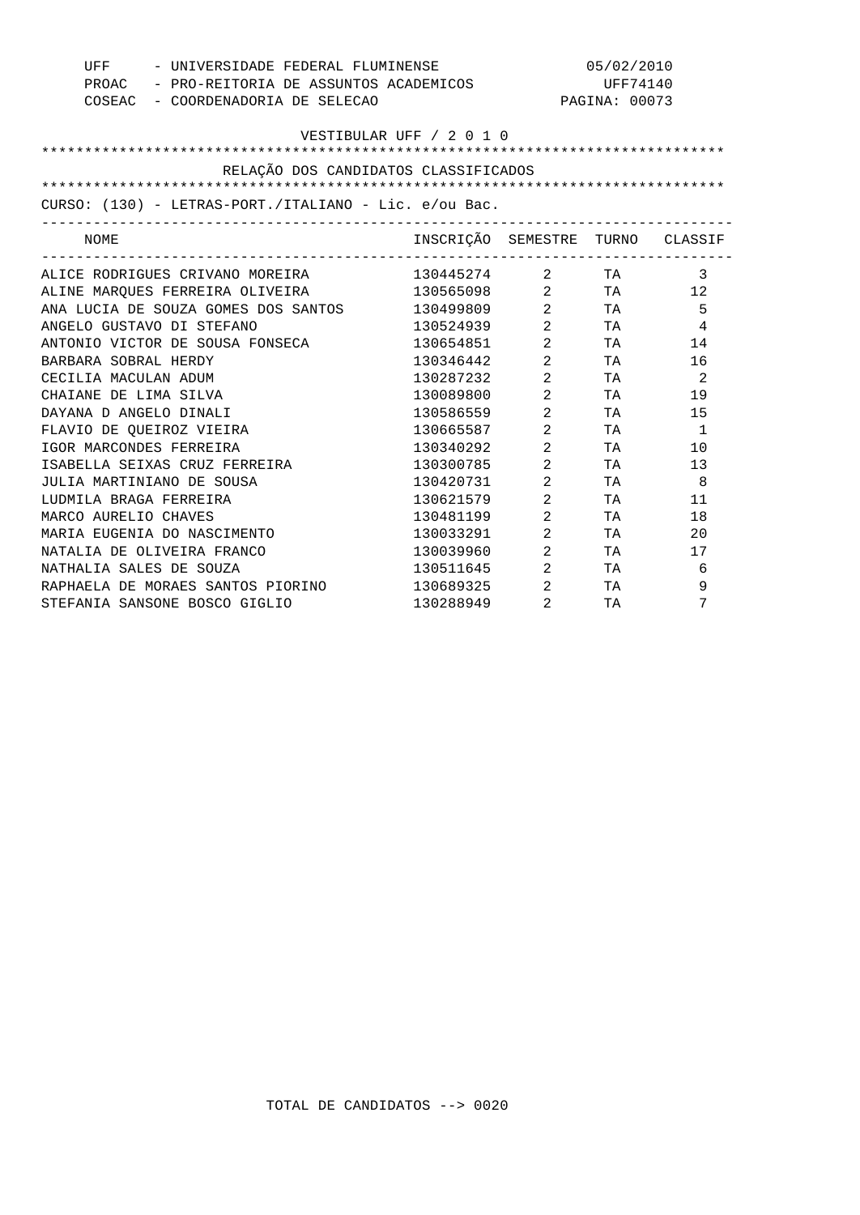UFF - UNIVERSIDADE FEDERAL FLUMINENSE 05/02/2010
PROAC - PRO-REITORIA DE ASSUNTOS ACADEMICOS UFF74140
COSEAC - COORDENADORIA DE SELECAO PAGINA: 00073

VESTIBULAR UFF / 2 0 1 0

RELAÇÃO DOS CANDIDATOS CLASSIFICADOS

CURSO: (130) - LETRAS-PORT./ITALIANO - Lic. e/ou Bac.

| NOME | INSCRIÇÃO | SEMESTRE | TURNO | CLASSIF |
|---|---|---|---|---|
| ALICE RODRIGUES CRIVANO MOREIRA | 130445274 | 2 | TA | 3 |
| ALINE MARQUES FERREIRA OLIVEIRA | 130565098 | 2 | TA | 12 |
| ANA LUCIA DE SOUZA GOMES DOS SANTOS | 130499809 | 2 | TA | 5 |
| ANGELO GUSTAVO DI STEFANO | 130524939 | 2 | TA | 4 |
| ANTONIO VICTOR DE SOUSA FONSECA | 130654851 | 2 | TA | 14 |
| BARBARA SOBRAL HERDY | 130346442 | 2 | TA | 16 |
| CECILIA MACULAN ADUM | 130287232 | 2 | TA | 2 |
| CHAIANE DE LIMA SILVA | 130089800 | 2 | TA | 19 |
| DAYANA D ANGELO DINALI | 130586559 | 2 | TA | 15 |
| FLAVIO DE QUEIROZ VIEIRA | 130665587 | 2 | TA | 1 |
| IGOR MARCONDES FERREIRA | 130340292 | 2 | TA | 10 |
| ISABELLA SEIXAS CRUZ FERREIRA | 130300785 | 2 | TA | 13 |
| JULIA MARTINIANO DE SOUSA | 130420731 | 2 | TA | 8 |
| LUDMILA BRAGA FERREIRA | 130621579 | 2 | TA | 11 |
| MARCO AURELIO CHAVES | 130481199 | 2 | TA | 18 |
| MARIA EUGENIA DO NASCIMENTO | 130033291 | 2 | TA | 20 |
| NATALIA DE OLIVEIRA FRANCO | 130039960 | 2 | TA | 17 |
| NATHALIA SALES DE SOUZA | 130511645 | 2 | TA | 6 |
| RAPHAELA DE MORAES SANTOS PIORINO | 130689325 | 2 | TA | 9 |
| STEFANIA SANSONE BOSCO GIGLIO | 130288949 | 2 | TA | 7 |

TOTAL DE CANDIDATOS --> 0020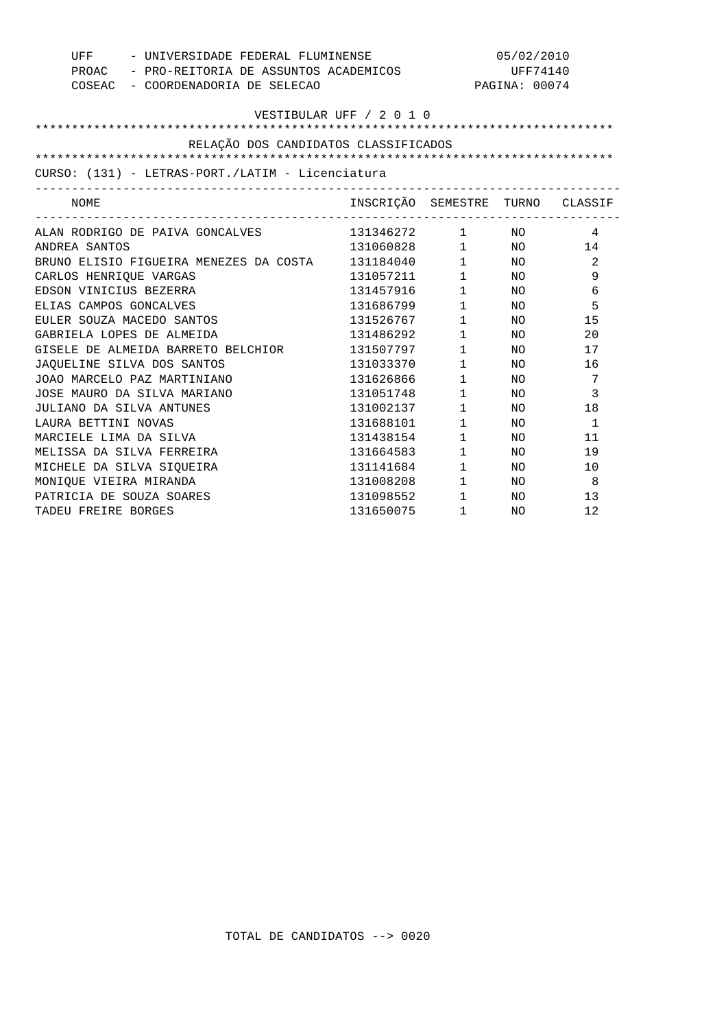UFF - UNIVERSIDADE FEDERAL FLUMINENSE
PROAC - PRO-REITORIA DE ASSUNTOS ACADEMICOS
COSEAC - COORDENADORIA DE SELECAO

05/02/2010
UFF74140
PAGINA: 00074

VESTIBULAR UFF / 2 0 1 0

## RELAÇÃO DOS CANDIDATOS CLASSIFICADOS

CURSO: (131) - LETRAS-PORT./LATIM - Licenciatura

| NOME | INSCRIÇÃO | SEMESTRE | TURNO | CLASSIF |
|---|---|---|---|---|
| ALAN RODRIGO DE PAIVA GONCALVES | 131346272 | 1 | NO | 4 |
| ANDREA SANTOS | 131060828 | 1 | NO | 14 |
| BRUNO ELISIO FIGUEIRA MENEZES DA COSTA | 131184040 | 1 | NO | 2 |
| CARLOS HENRIQUE VARGAS | 131057211 | 1 | NO | 9 |
| EDSON VINICIUS BEZERRA | 131457916 | 1 | NO | 6 |
| ELIAS CAMPOS GONCALVES | 131686799 | 1 | NO | 5 |
| EULER SOUZA MACEDO SANTOS | 131526767 | 1 | NO | 15 |
| GABRIELA LOPES DE ALMEIDA | 131486292 | 1 | NO | 20 |
| GISELE DE ALMEIDA BARRETO BELCHIOR | 131507797 | 1 | NO | 17 |
| JAQUELINE SILVA DOS SANTOS | 131033370 | 1 | NO | 16 |
| JOAO MARCELO PAZ MARTINIANO | 131626866 | 1 | NO | 7 |
| JOSE MAURO DA SILVA MARIANO | 131051748 | 1 | NO | 3 |
| JULIANO DA SILVA ANTUNES | 131002137 | 1 | NO | 18 |
| LAURA BETTINI NOVAS | 131688101 | 1 | NO | 1 |
| MARCIELE LIMA DA SILVA | 131438154 | 1 | NO | 11 |
| MELISSA DA SILVA FERREIRA | 131664583 | 1 | NO | 19 |
| MICHELE DA SILVA SIQUEIRA | 131141684 | 1 | NO | 10 |
| MONIQUE VIEIRA MIRANDA | 131008208 | 1 | NO | 8 |
| PATRICIA DE SOUZA SOARES | 131098552 | 1 | NO | 13 |
| TADEU FREIRE BORGES | 131650075 | 1 | NO | 12 |

TOTAL DE CANDIDATOS --> 0020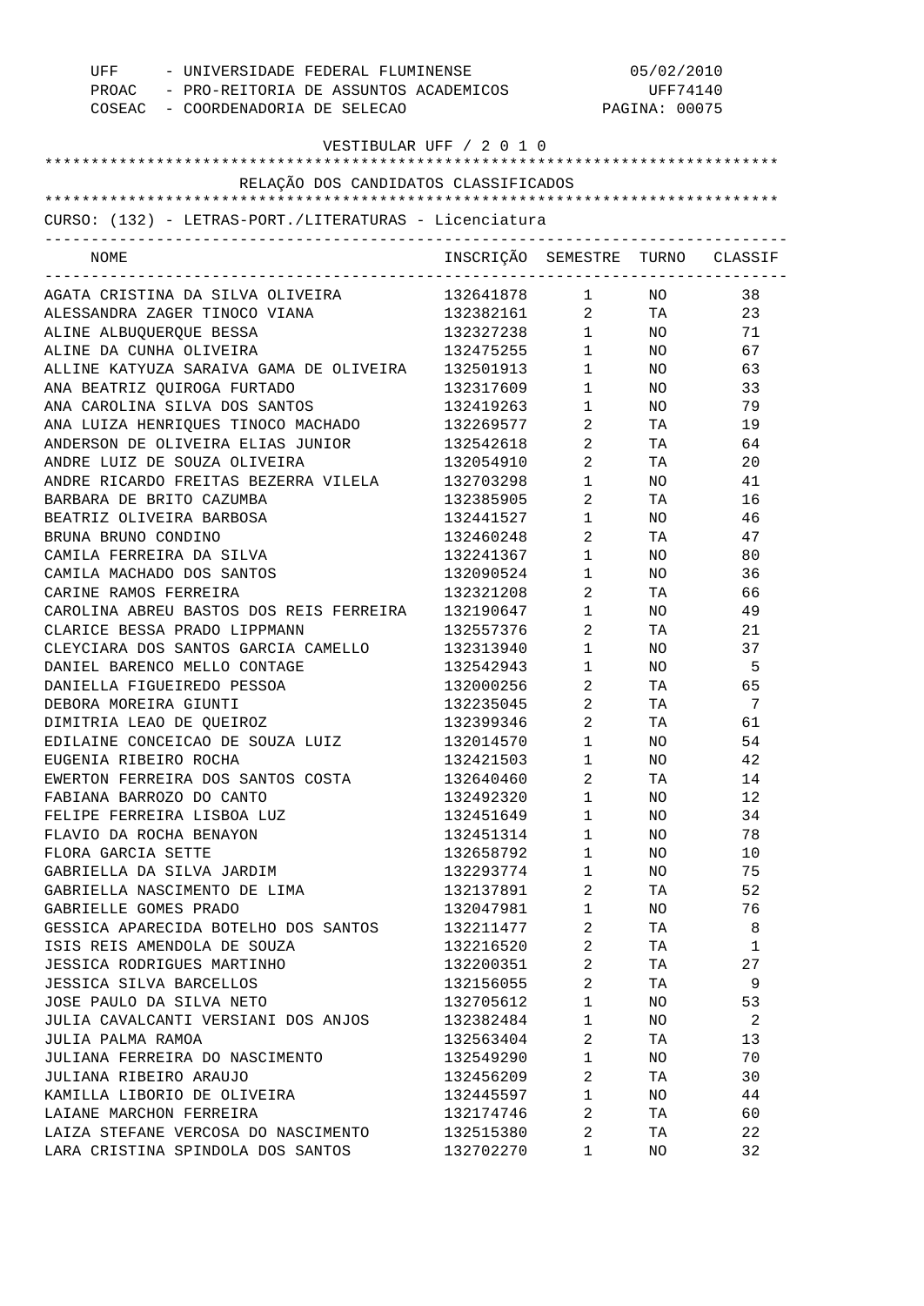UFF - UNIVERSIDADE FEDERAL FLUMINENSE
PROAC - PRO-REITORIA DE ASSUNTOS ACADEMICOS
COSEAC - COORDENADORIA DE SELECAO

05/02/2010
UFF74140

VESTIBULAR UFF / 2 0 1 0

RELAÇÃO DOS CANDIDATOS CLASSIFICADOS

CURSO: (132) - LETRAS-PORT./LITERATURAS - Licenciatura

| NOME | INSCRIÇÃO | SEMESTRE | TURNO | CLASSIF |
|---|---|---|---|---|
| AGATA CRISTINA DA SILVA OLIVEIRA | 132641878 | 1 | NO | 38 |
| ALESSANDRA ZAGER TINOCO VIANA | 132382161 | 2 | TA | 23 |
| ALINE ALBUQUERQUE BESSA | 132327238 | 1 | NO | 71 |
| ALINE DA CUNHA OLIVEIRA | 132475255 | 1 | NO | 67 |
| ALLINE KATYUZA SARAIVA GAMA DE OLIVEIRA | 132501913 | 1 | NO | 63 |
| ANA BEATRIZ QUIROGA FURTADO | 132317609 | 1 | NO | 33 |
| ANA CAROLINA SILVA DOS SANTOS | 132419263 | 1 | NO | 79 |
| ANA LUIZA HENRIQUES TINOCO MACHADO | 132269577 | 2 | TA | 19 |
| ANDERSON DE OLIVEIRA ELIAS JUNIOR | 132542618 | 2 | TA | 64 |
| ANDRE LUIZ DE SOUZA OLIVEIRA | 132054910 | 2 | TA | 20 |
| ANDRE RICARDO FREITAS BEZERRA VILELA | 132703298 | 1 | NO | 41 |
| BARBARA DE BRITO CAZUMBA | 132385905 | 2 | TA | 16 |
| BEATRIZ OLIVEIRA BARBOSA | 132441527 | 1 | NO | 46 |
| BRUNA BRUNO CONDINO | 132460248 | 2 | TA | 47 |
| CAMILA FERREIRA DA SILVA | 132241367 | 1 | NO | 80 |
| CAMILA MACHADO DOS SANTOS | 132090524 | 1 | NO | 36 |
| CARINE RAMOS FERREIRA | 132321208 | 2 | TA | 66 |
| CAROLINA ABREU BASTOS DOS REIS FERREIRA | 132190647 | 1 | NO | 49 |
| CLARICE BESSA PRADO LIPPMANN | 132557376 | 2 | TA | 21 |
| CLEYCIARA DOS SANTOS GARCIA CAMELLO | 132313940 | 1 | NO | 37 |
| DANIEL BARENCO MELLO CONTAGE | 132542943 | 1 | NO | 5 |
| DANIELLA FIGUEIREDO PESSOA | 132000256 | 2 | TA | 65 |
| DEBORA MOREIRA GIUNTI | 132235045 | 2 | TA | 7 |
| DIMITRIA LEAO DE QUEIROZ | 132399346 | 2 | TA | 61 |
| EDILAINE CONCEICAO DE SOUZA LUIZ | 132014570 | 1 | NO | 54 |
| EUGENIA RIBEIRO ROCHA | 132421503 | 1 | NO | 42 |
| EWERTON FERREIRA DOS SANTOS COSTA | 132640460 | 2 | TA | 14 |
| FABIANA BARROZO DO CANTO | 132492320 | 1 | NO | 12 |
| FELIPE FERREIRA LISBOA LUZ | 132451649 | 1 | NO | 34 |
| FLAVIO DA ROCHA BENAYON | 132451314 | 1 | NO | 78 |
| FLORA GARCIA SETTE | 132658792 | 1 | NO | 10 |
| GABRIELLA DA SILVA JARDIM | 132293774 | 1 | NO | 75 |
| GABRIELLA NASCIMENTO DE LIMA | 132137891 | 2 | TA | 52 |
| GABRIELLE GOMES PRADO | 132047981 | 1 | NO | 76 |
| GESSICA APARECIDA BOTELHO DOS SANTOS | 132211477 | 2 | TA | 8 |
| ISIS REIS AMENDOLA DE SOUZA | 132216520 | 2 | TA | 1 |
| JESSICA RODRIGUES MARTINHO | 132200351 | 2 | TA | 27 |
| JESSICA SILVA BARCELLOS | 132156055 | 2 | TA | 9 |
| JOSE PAULO DA SILVA NETO | 132705612 | 1 | NO | 53 |
| JULIA CAVALCANTI VERSIANI DOS ANJOS | 132382484 | 1 | NO | 2 |
| JULIA PALMA RAMOA | 132563404 | 2 | TA | 13 |
| JULIANA FERREIRA DO NASCIMENTO | 132549290 | 1 | NO | 70 |
| JULIANA RIBEIRO ARAUJO | 132456209 | 2 | TA | 30 |
| KAMILLA LIBORIO DE OLIVEIRA | 132445597 | 1 | NO | 44 |
| LAIANE MARCHON FERREIRA | 132174746 | 2 | TA | 60 |
| LAIZA STEFANE VERCOSA DO NASCIMENTO | 132515380 | 2 | TA | 22 |
| LARA CRISTINA SPINDOLA DOS SANTOS | 132702270 | 1 | NO | 32 |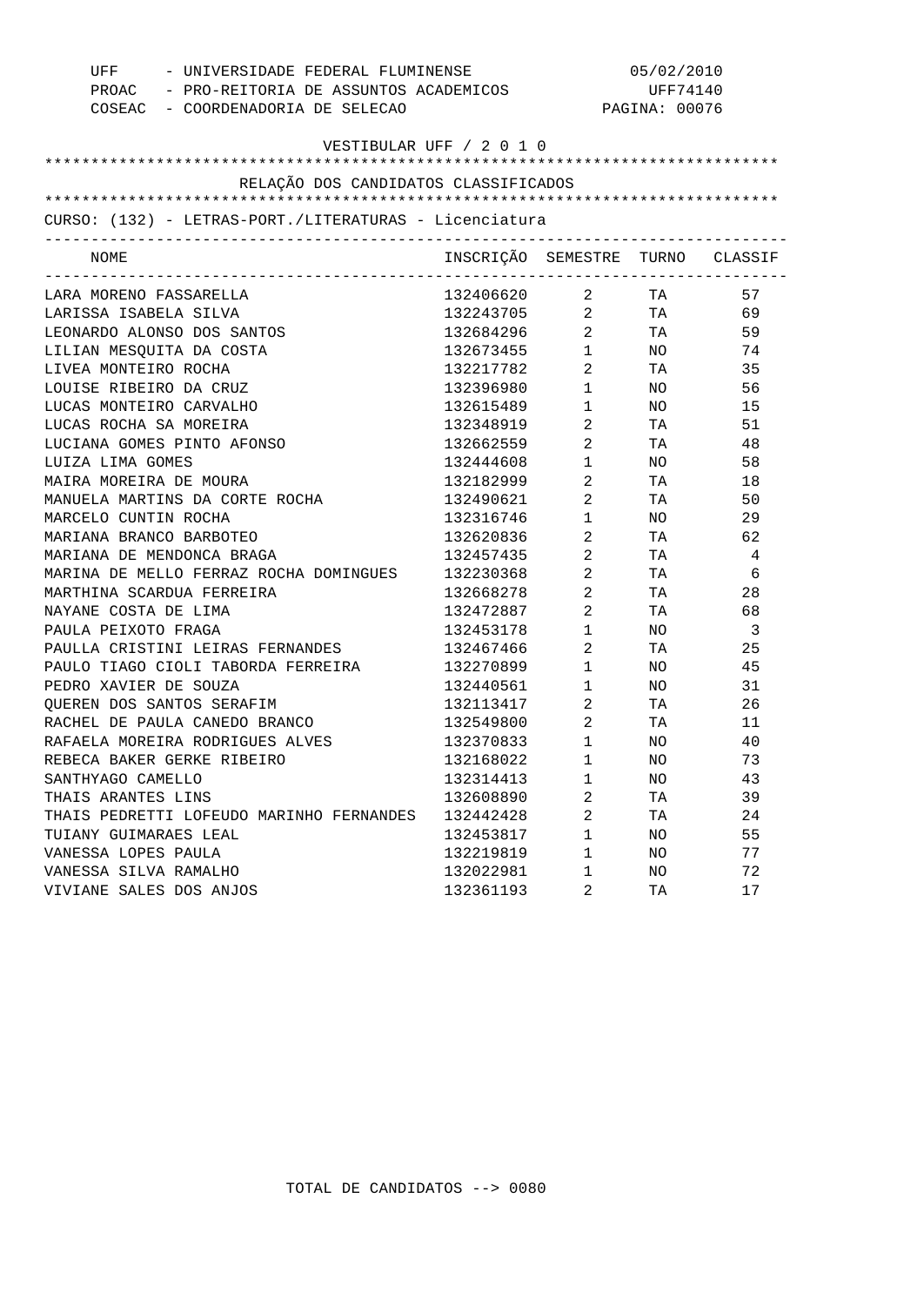UFF - UNIVERSIDADE FEDERAL FLUMINENSE
PROAC - PRO-REITORIA DE ASSUNTOS ACADEMICOS
COSEAC - COORDENADORIA DE SELECAO

05/02/2010
UFF74140

VESTIBULAR UFF / 2 0 1 0

RELAÇÃO DOS CANDIDATOS CLASSIFICADOS

CURSO: (132) - LETRAS-PORT./LITERATURAS - Licenciatura

| NOME | INSCRIÇÃO | SEMESTRE | TURNO | CLASSIF |
|---|---|---|---|---|
| LARA MORENO FASSARELLA | 132406620 | 2 | TA | 57 |
| LARISSA ISABELA SILVA | 132243705 | 2 | TA | 69 |
| LEONARDO ALONSO DOS SANTOS | 132684296 | 2 | TA | 59 |
| LILIAN MESQUITA DA COSTA | 132673455 | 1 | NO | 74 |
| LIVEA MONTEIRO ROCHA | 132217782 | 2 | TA | 35 |
| LOUISE RIBEIRO DA CRUZ | 132396980 | 1 | NO | 56 |
| LUCAS MONTEIRO CARVALHO | 132615489 | 1 | NO | 15 |
| LUCAS ROCHA SA MOREIRA | 132348919 | 2 | TA | 51 |
| LUCIANA GOMES PINTO AFONSO | 132662559 | 2 | TA | 48 |
| LUIZA LIMA GOMES | 132444608 | 1 | NO | 58 |
| MAIRA MOREIRA DE MOURA | 132182999 | 2 | TA | 18 |
| MANUELA MARTINS DA CORTE ROCHA | 132490621 | 2 | TA | 50 |
| MARCELO CUNTIN ROCHA | 132316746 | 1 | NO | 29 |
| MARIANA BRANCO BARBOTEO | 132620836 | 2 | TA | 62 |
| MARIANA DE MENDONCA BRAGA | 132457435 | 2 | TA | 4 |
| MARINA DE MELLO FERRAZ ROCHA DOMINGUES | 132230368 | 2 | TA | 6 |
| MARTHINA SCARDUA FERREIRA | 132668278 | 2 | TA | 28 |
| NAYANE COSTA DE LIMA | 132472887 | 2 | TA | 68 |
| PAULA PEIXOTO FRAGA | 132453178 | 1 | NO | 3 |
| PAULLA CRISTINI LEIRAS FERNANDES | 132467466 | 2 | TA | 25 |
| PAULO TIAGO CIOLI TABORDA FERREIRA | 132270899 | 1 | NO | 45 |
| PEDRO XAVIER DE SOUZA | 132440561 | 1 | NO | 31 |
| QUEREN DOS SANTOS SERAFIM | 132113417 | 2 | TA | 26 |
| RACHEL DE PAULA CANEDO BRANCO | 132549800 | 2 | TA | 11 |
| RAFAELA MOREIRA RODRIGUES ALVES | 132370833 | 1 | NO | 40 |
| REBECA BAKER GERKE RIBEIRO | 132168022 | 1 | NO | 73 |
| SANTHYAGO CAMELLO | 132314413 | 1 | NO | 43 |
| THAIS ARANTES LINS | 132608890 | 2 | TA | 39 |
| THAIS PEDRETTI LOFEUDO MARINHO FERNANDES | 132442428 | 2 | TA | 24 |
| TUIANY GUIMARAES LEAL | 132453817 | 1 | NO | 55 |
| VANESSA LOPES PAULA | 132219819 | 1 | NO | 77 |
| VANESSA SILVA RAMALHO | 132022981 | 1 | NO | 72 |
| VIVIANE SALES DOS ANJOS | 132361193 | 2 | TA | 17 |

TOTAL DE CANDIDATOS --> 0080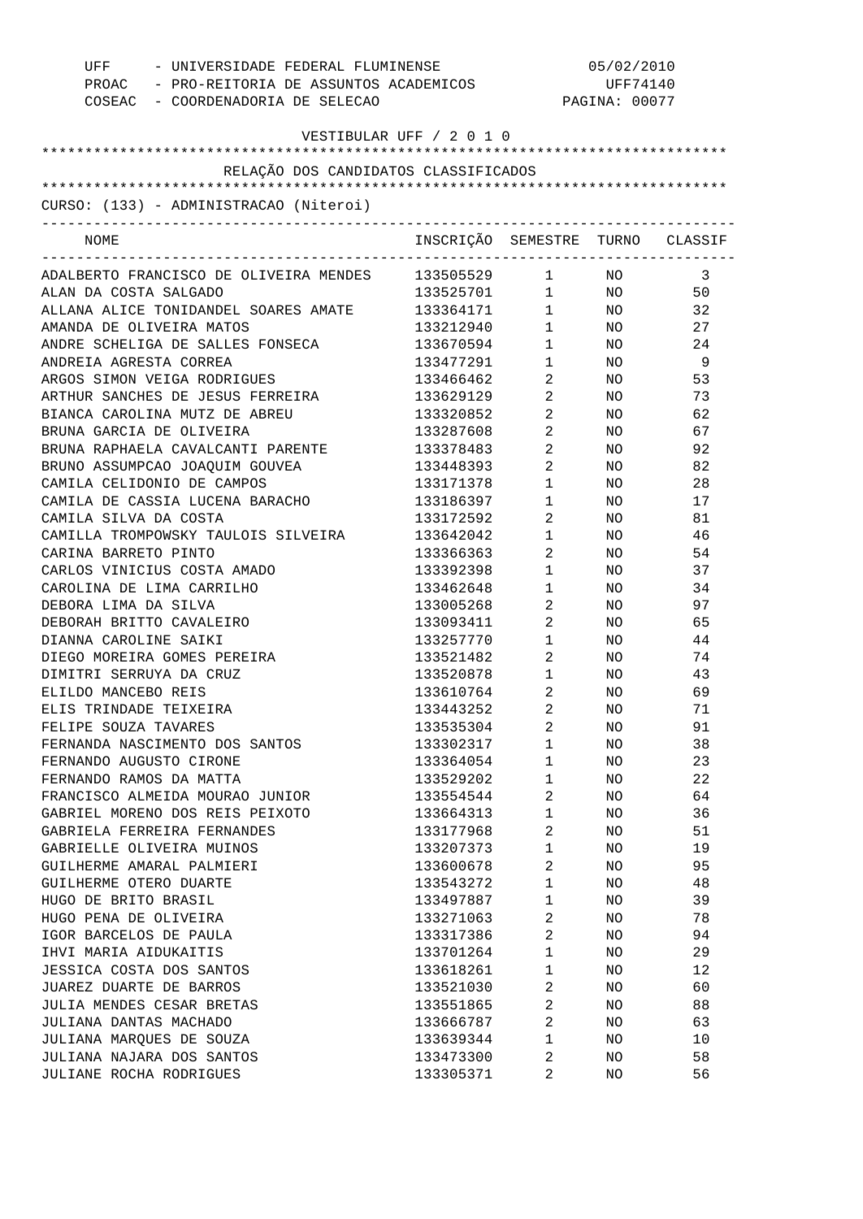UFF - UNIVERSIDADE FEDERAL FLUMINENSE
PROAC - PRO-REITORIA DE ASSUNTOS ACADEMICOS
COSEAC - COORDENADORIA DE SELECAO

05/02/2010
UFF74140

VESTIBULAR UFF / 2 0 1 0

RELAÇÃO DOS CANDIDATOS CLASSIFICADOS

CURSO: (133) - ADMINISTRACAO (Niteroi)

| NOME | INSCRIÇÃO | SEMESTRE | TURNO | CLASSIF |
|---|---|---|---|---|
| ADALBERTO FRANCISCO DE OLIVEIRA MENDES | 133505529 | 1 | NO | 3 |
| ALAN DA COSTA SALGADO | 133525701 | 1 | NO | 50 |
| ALLANA ALICE TONIDANDEL SOARES AMATE | 133364171 | 1 | NO | 32 |
| AMANDA DE OLIVEIRA MATOS | 133212940 | 1 | NO | 27 |
| ANDRE SCHELIGA DE SALLES FONSECA | 133670594 | 1 | NO | 24 |
| ANDREIA AGRESTA CORREA | 133477291 | 1 | NO | 9 |
| ARGOS SIMON VEIGA RODRIGUES | 133466462 | 2 | NO | 53 |
| ARTHUR SANCHES DE JESUS FERREIRA | 133629129 | 2 | NO | 73 |
| BIANCA CAROLINA MUTZ DE ABREU | 133320852 | 2 | NO | 62 |
| BRUNA GARCIA DE OLIVEIRA | 133287608 | 2 | NO | 67 |
| BRUNA RAPHAELA CAVALCANTI PARENTE | 133378483 | 2 | NO | 92 |
| BRUNO ASSUMPCAO JOAQUIM GOUVEA | 133448393 | 2 | NO | 82 |
| CAMILA CELIDONIO DE CAMPOS | 133171378 | 1 | NO | 28 |
| CAMILA DE CASSIA LUCENA BARACHO | 133186397 | 1 | NO | 17 |
| CAMILA SILVA DA COSTA | 133172592 | 2 | NO | 81 |
| CAMILLA TROMPOWSKY TAULOIS SILVEIRA | 133642042 | 1 | NO | 46 |
| CARINA BARRETO PINTO | 133366363 | 2 | NO | 54 |
| CARLOS VINICIUS COSTA AMADO | 133392398 | 1 | NO | 37 |
| CAROLINA DE LIMA CARRILHO | 133462648 | 1 | NO | 34 |
| DEBORA LIMA DA SILVA | 133005268 | 2 | NO | 97 |
| DEBORAH BRITTO CAVALEIRO | 133093411 | 2 | NO | 65 |
| DIANNA CAROLINE SAIKI | 133257770 | 1 | NO | 44 |
| DIEGO MOREIRA GOMES PEREIRA | 133521482 | 2 | NO | 74 |
| DIMITRI SERRUYA DA CRUZ | 133520878 | 1 | NO | 43 |
| ELILDO MANCEBO REIS | 133610764 | 2 | NO | 69 |
| ELIS TRINDADE TEIXEIRA | 133443252 | 2 | NO | 71 |
| FELIPE SOUZA TAVARES | 133535304 | 2 | NO | 91 |
| FERNANDA NASCIMENTO DOS SANTOS | 133302317 | 1 | NO | 38 |
| FERNANDO AUGUSTO CIRONE | 133364054 | 1 | NO | 23 |
| FERNANDO RAMOS DA MATTA | 133529202 | 1 | NO | 22 |
| FRANCISCO ALMEIDA MOURAO JUNIOR | 133554544 | 2 | NO | 64 |
| GABRIEL MORENO DOS REIS PEIXOTO | 133664313 | 1 | NO | 36 |
| GABRIELA FERREIRA FERNANDES | 133177968 | 2 | NO | 51 |
| GABRIELLE OLIVEIRA MUINOS | 133207373 | 1 | NO | 19 |
| GUILHERME AMARAL PALMIERI | 133600678 | 2 | NO | 95 |
| GUILHERME OTERO DUARTE | 133543272 | 1 | NO | 48 |
| HUGO DE BRITO BRASIL | 133497887 | 1 | NO | 39 |
| HUGO PENA DE OLIVEIRA | 133271063 | 2 | NO | 78 |
| IGOR BARCELOS DE PAULA | 133317386 | 2 | NO | 94 |
| IHVI MARIA AIDUKAITIS | 133701264 | 1 | NO | 29 |
| JESSICA COSTA DOS SANTOS | 133618261 | 1 | NO | 12 |
| JUAREZ DUARTE DE BARROS | 133521030 | 2 | NO | 60 |
| JULIA MENDES CESAR BRETAS | 133551865 | 2 | NO | 88 |
| JULIANA DANTAS MACHADO | 133666787 | 2 | NO | 63 |
| JULIANA MARQUES DE SOUZA | 133639344 | 1 | NO | 10 |
| JULIANA NAJARA DOS SANTOS | 133473300 | 2 | NO | 58 |
| JULIANE ROCHA RODRIGUES | 133305371 | 2 | NO | 56 |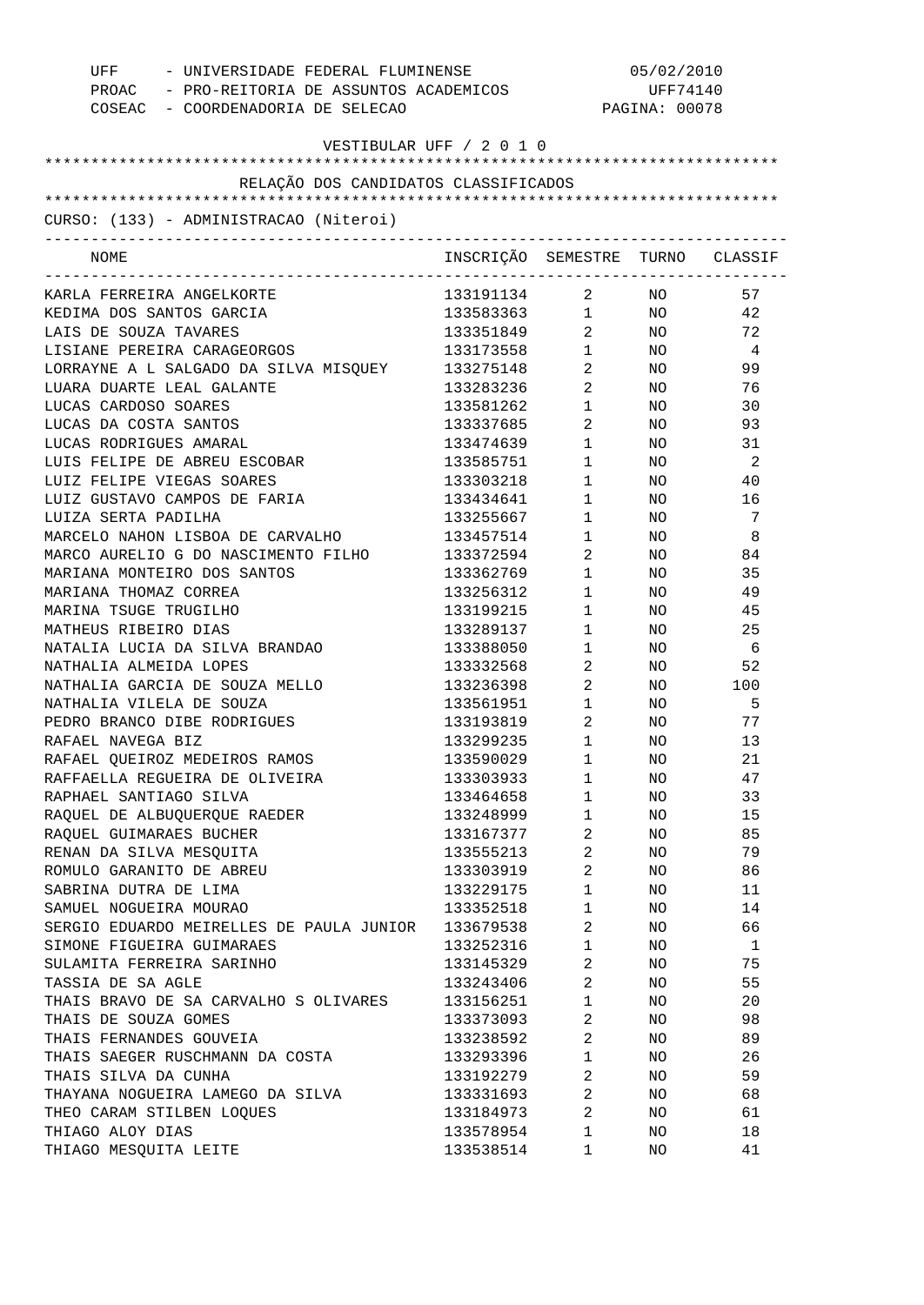UFF - UNIVERSIDADE FEDERAL FLUMINENSE
PROAC - PRO-REITORIA DE ASSUNTOS ACADEMICOS
COSEAC - COORDENADORIA DE SELECAO

05/02/2010
UFF74140
PAGINA: 00078

VESTIBULAR UFF / 2 0 1 0

RELAÇÃO DOS CANDIDATOS CLASSIFICADOS

CURSO: (133) - ADMINISTRACAO (Niteroi)

| NOME | INSCRIÇÃO | SEMESTRE | TURNO | CLASSIF |
|---|---|---|---|---|
| KARLA FERREIRA ANGELKORTE | 133191134 | 2 | NO | 57 |
| KEDIMA DOS SANTOS GARCIA | 133583363 | 1 | NO | 42 |
| LAIS DE SOUZA TAVARES | 133351849 | 2 | NO | 72 |
| LISIANE PEREIRA CARAGEORGOS | 133173558 | 1 | NO | 4 |
| LORRAYNE A L SALGADO DA SILVA MISQUEY | 133275148 | 2 | NO | 99 |
| LUARA DUARTE LEAL GALANTE | 133283236 | 2 | NO | 76 |
| LUCAS CARDOSO SOARES | 133581262 | 1 | NO | 30 |
| LUCAS DA COSTA SANTOS | 133337685 | 2 | NO | 93 |
| LUCAS RODRIGUES AMARAL | 133474639 | 1 | NO | 31 |
| LUIS FELIPE DE ABREU ESCOBAR | 133585751 | 1 | NO | 2 |
| LUIZ FELIPE VIEGAS SOARES | 133303218 | 1 | NO | 40 |
| LUIZ GUSTAVO CAMPOS DE FARIA | 133434641 | 1 | NO | 16 |
| LUIZA SERTA PADILHA | 133255667 | 1 | NO | 7 |
| MARCELO NAHON LISBOA DE CARVALHO | 133457514 | 1 | NO | 8 |
| MARCO AURELIO G DO NASCIMENTO FILHO | 133372594 | 2 | NO | 84 |
| MARIANA MONTEIRO DOS SANTOS | 133362769 | 1 | NO | 35 |
| MARIANA THOMAZ CORREA | 133256312 | 1 | NO | 49 |
| MARINA TSUGE TRUGILHO | 133199215 | 1 | NO | 45 |
| MATHEUS RIBEIRO DIAS | 133289137 | 1 | NO | 25 |
| NATALIA LUCIA DA SILVA BRANDAO | 133388050 | 1 | NO | 6 |
| NATHALIA ALMEIDA LOPES | 133332568 | 2 | NO | 52 |
| NATHALIA GARCIA DE SOUZA MELLO | 133236398 | 2 | NO | 100 |
| NATHALIA VILELA DE SOUZA | 133561951 | 1 | NO | 5 |
| PEDRO BRANCO DIBE RODRIGUES | 133193819 | 2 | NO | 77 |
| RAFAEL NAVEGA BIZ | 133299235 | 1 | NO | 13 |
| RAFAEL QUEIROZ MEDEIROS RAMOS | 133590029 | 1 | NO | 21 |
| RAFFAELLA REGUEIRA DE OLIVEIRA | 133303933 | 1 | NO | 47 |
| RAPHAEL SANTIAGO SILVA | 133464658 | 1 | NO | 33 |
| RAQUEL DE ALBUQUERQUE RAEDER | 133248999 | 1 | NO | 15 |
| RAQUEL GUIMARAES BUCHER | 133167377 | 2 | NO | 85 |
| RENAN DA SILVA MESQUITA | 133555213 | 2 | NO | 79 |
| ROMULO GARANITO DE ABREU | 133303919 | 2 | NO | 86 |
| SABRINA DUTRA DE LIMA | 133229175 | 1 | NO | 11 |
| SAMUEL NOGUEIRA MOURAO | 133352518 | 1 | NO | 14 |
| SERGIO EDUARDO MEIRELLES DE PAULA JUNIOR | 133679538 | 2 | NO | 66 |
| SIMONE FIGUEIRA GUIMARAES | 133252316 | 1 | NO | 1 |
| SULAMITA FERREIRA SARINHO | 133145329 | 2 | NO | 75 |
| TASSIA DE SA AGLE | 133243406 | 2 | NO | 55 |
| THAIS BRAVO DE SA CARVALHO S OLIVARES | 133156251 | 1 | NO | 20 |
| THAIS DE SOUZA GOMES | 133373093 | 2 | NO | 98 |
| THAIS FERNANDES GOUVEIA | 133238592 | 2 | NO | 89 |
| THAIS SAEGER RUSCHMANN DA COSTA | 133293396 | 1 | NO | 26 |
| THAIS SILVA DA CUNHA | 133192279 | 2 | NO | 59 |
| THAYANA NOGUEIRA LAMEGO DA SILVA | 133331693 | 2 | NO | 68 |
| THEO CARAM STILBEN LOQUES | 133184973 | 2 | NO | 61 |
| THIAGO ALOY DIAS | 133578954 | 1 | NO | 18 |
| THIAGO MESQUITA LEITE | 133538514 | 1 | NO | 41 |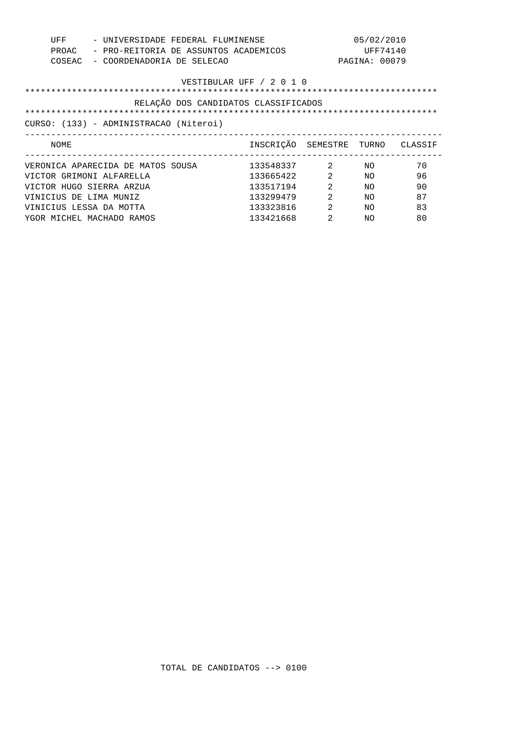UFF - UNIVERSIDADE FEDERAL FLUMINENSE
PROAC - PRO-REITORIA DE ASSUNTOS ACADEMICOS
COSEAC - COORDENADORIA DE SELECAO

05/02/2010
UFF74140

VESTIBULAR UFF / 2 0 1 0

RELAÇÃO DOS CANDIDATOS CLASSIFICADOS

CURSO: (133) - ADMINISTRACAO (Niteroi)

| NOME | INSCRIÇÃO | SEMESTRE | TURNO | CLASSIF |
|---|---|---|---|---|
| VERONICA APARECIDA DE MATOS SOUSA | 133548337 | 2 | NO | 70 |
| VICTOR GRIMONI ALFARELLA | 133665422 | 2 | NO | 96 |
| VICTOR HUGO SIERRA ARZUA | 133517194 | 2 | NO | 90 |
| VINICIUS DE LIMA MUNIZ | 133299479 | 2 | NO | 87 |
| VINICIUS LESSA DA MOTTA | 133323816 | 2 | NO | 83 |
| YGOR MICHEL MACHADO RAMOS | 133421668 | 2 | NO | 80 |

TOTAL DE CANDIDATOS --> 0100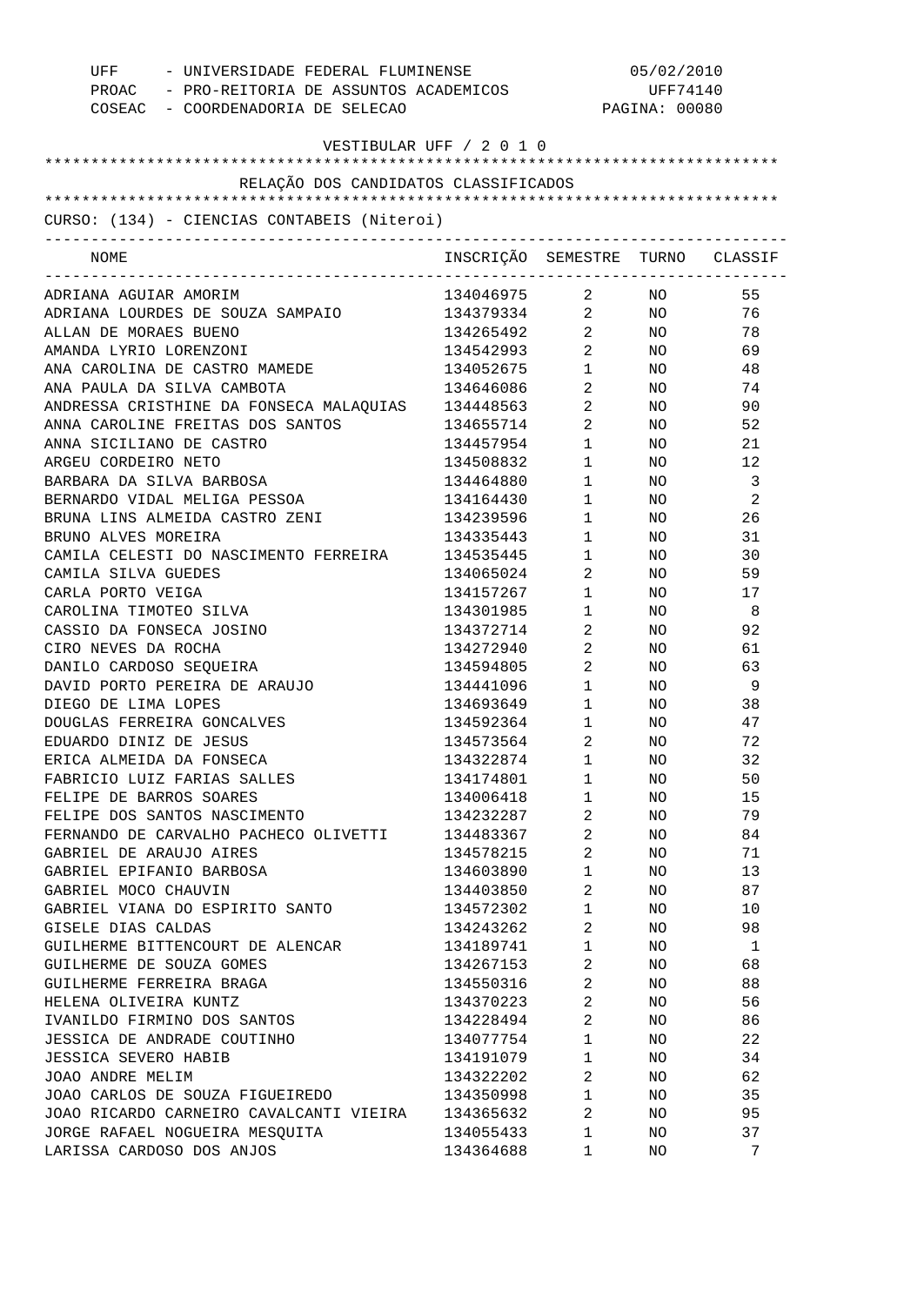UFF - UNIVERSIDADE FEDERAL FLUMINENSE
PROAC - PRO-REITORIA DE ASSUNTOS ACADEMICOS
COSEAC - COORDENADORIA DE SELECAO

05/02/2010
UFF74140

VESTIBULAR UFF / 2 0 1 0

RELAÇÃO DOS CANDIDATOS CLASSIFICADOS

CURSO: (134) - CIENCIAS CONTABEIS (Niteroi)

| NOME | INSCRIÇÃO | SEMESTRE | TURNO | CLASSIF |
|---|---|---|---|---|
| ADRIANA AGUIAR AMORIM | 134046975 | 2 | NO | 55 |
| ADRIANA LOURDES DE SOUZA SAMPAIO | 134379334 | 2 | NO | 76 |
| ALLAN DE MORAES BUENO | 134265492 | 2 | NO | 78 |
| AMANDA LYRIO LORENZONI | 134542993 | 2 | NO | 69 |
| ANA CAROLINA DE CASTRO MAMEDE | 134052675 | 1 | NO | 48 |
| ANA PAULA DA SILVA CAMBOTA | 134646086 | 2 | NO | 74 |
| ANDRESSA CRISTHINE DA FONSECA MALAQUIAS | 134448563 | 2 | NO | 90 |
| ANNA CAROLINE FREITAS DOS SANTOS | 134655714 | 2 | NO | 52 |
| ANNA SICILIANO DE CASTRO | 134457954 | 1 | NO | 21 |
| ARGEU CORDEIRO NETO | 134508832 | 1 | NO | 12 |
| BARBARA DA SILVA BARBOSA | 134464880 | 1 | NO | 3 |
| BERNARDO VIDAL MELIGA PESSOA | 134164430 | 1 | NO | 2 |
| BRUNA LINS ALMEIDA CASTRO ZENI | 134239596 | 1 | NO | 26 |
| BRUNO ALVES MOREIRA | 134335443 | 1 | NO | 31 |
| CAMILA CELESTI DO NASCIMENTO FERREIRA | 134535445 | 1 | NO | 30 |
| CAMILA SILVA GUEDES | 134065024 | 2 | NO | 59 |
| CARLA PORTO VEIGA | 134157267 | 1 | NO | 17 |
| CAROLINA TIMOTEO SILVA | 134301985 | 1 | NO | 8 |
| CASSIO DA FONSECA JOSINO | 134372714 | 2 | NO | 92 |
| CIRO NEVES DA ROCHA | 134272940 | 2 | NO | 61 |
| DANILO CARDOSO SEQUEIRA | 134594805 | 2 | NO | 63 |
| DAVID PORTO PEREIRA DE ARAUJO | 134441096 | 1 | NO | 9 |
| DIEGO DE LIMA LOPES | 134693649 | 1 | NO | 38 |
| DOUGLAS FERREIRA GONCALVES | 134592364 | 1 | NO | 47 |
| EDUARDO DINIZ DE JESUS | 134573564 | 2 | NO | 72 |
| ERICA ALMEIDA DA FONSECA | 134322874 | 1 | NO | 32 |
| FABRICIO LUIZ FARIAS SALLES | 134174801 | 1 | NO | 50 |
| FELIPE DE BARROS SOARES | 134006418 | 1 | NO | 15 |
| FELIPE DOS SANTOS NASCIMENTO | 134232287 | 2 | NO | 79 |
| FERNANDO DE CARVALHO PACHECO OLIVETTI | 134483367 | 2 | NO | 84 |
| GABRIEL DE ARAUJO AIRES | 134578215 | 2 | NO | 71 |
| GABRIEL EPIFANIO BARBOSA | 134603890 | 1 | NO | 13 |
| GABRIEL MOCO CHAUVIN | 134403850 | 2 | NO | 87 |
| GABRIEL VIANA DO ESPIRITO SANTO | 134572302 | 1 | NO | 10 |
| GISELE DIAS CALDAS | 134243262 | 2 | NO | 98 |
| GUILHERME BITTENCOURT DE ALENCAR | 134189741 | 1 | NO | 1 |
| GUILHERME DE SOUZA GOMES | 134267153 | 2 | NO | 68 |
| GUILHERME FERREIRA BRAGA | 134550316 | 2 | NO | 88 |
| HELENA OLIVEIRA KUNTZ | 134370223 | 2 | NO | 56 |
| IVANILDO FIRMINO DOS SANTOS | 134228494 | 2 | NO | 86 |
| JESSICA DE ANDRADE COUTINHO | 134077754 | 1 | NO | 22 |
| JESSICA SEVERO HABIB | 134191079 | 1 | NO | 34 |
| JOAO ANDRE MELIM | 134322202 | 2 | NO | 62 |
| JOAO CARLOS DE SOUZA FIGUEIREDO | 134350998 | 1 | NO | 35 |
| JOAO RICARDO CARNEIRO CAVALCANTI VIEIRA | 134365632 | 2 | NO | 95 |
| JORGE RAFAEL NOGUEIRA MESQUITA | 134055433 | 1 | NO | 37 |
| LARISSA CARDOSO DOS ANJOS | 134364688 | 1 | NO | 7 |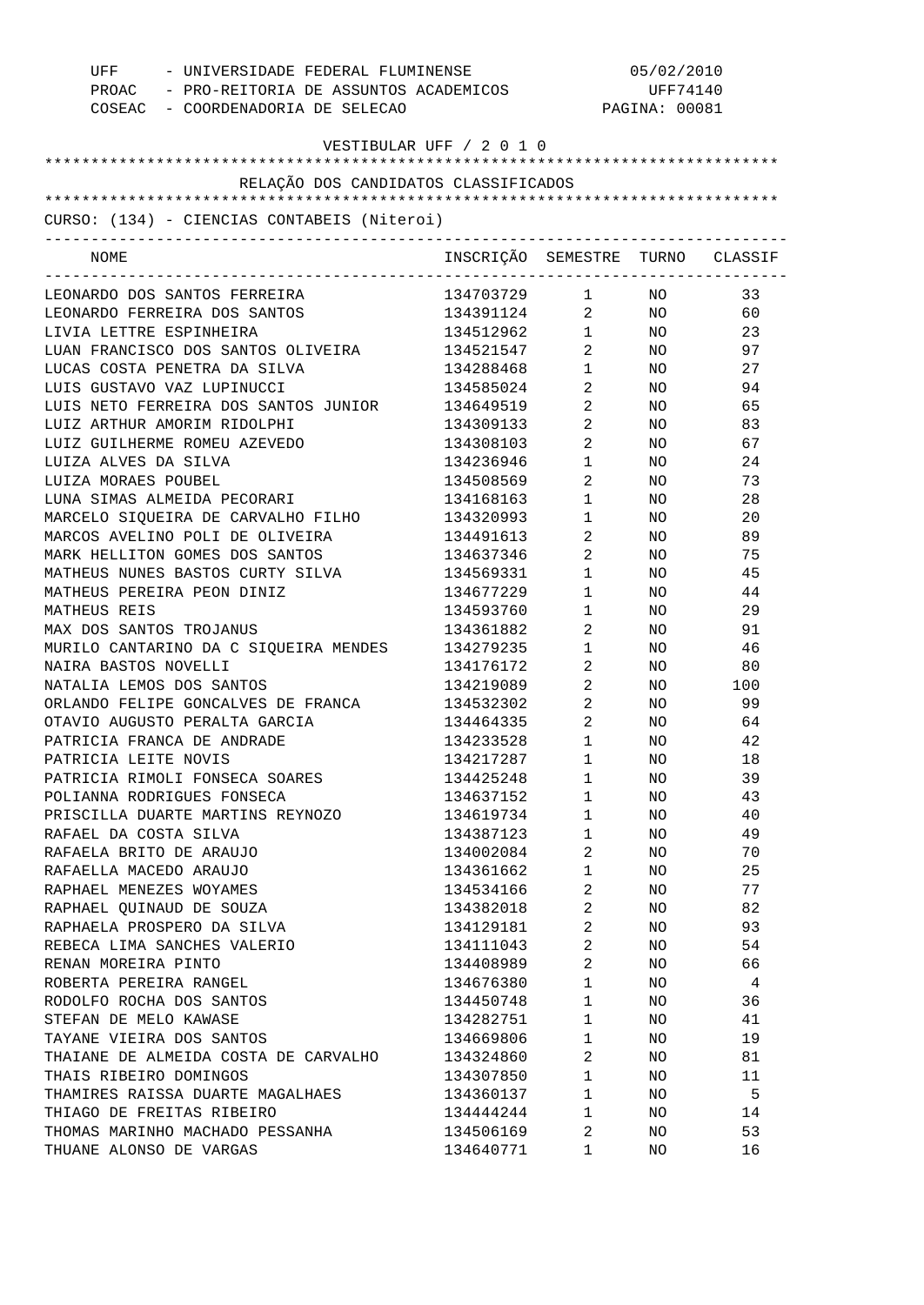UFF - UNIVERSIDADE FEDERAL FLUMINENSE
PROAC - PRO-REITORIA DE ASSUNTOS ACADEMICOS
COSEAC - COORDENADORIA DE SELECAO

05/02/2010
UFF74140
PAGINA: 00081

VESTIBULAR UFF / 2 0 1 0

## RELAÇÃO DOS CANDIDATOS CLASSIFICADOS

CURSO: (134) - CIENCIAS CONTABEIS (Niteroi)

| NOME | INSCRIÇÃO | SEMESTRE | TURNO | CLASSIF |
|---|---|---|---|---|
| LEONARDO DOS SANTOS FERREIRA | 134703729 | 1 | NO | 33 |
| LEONARDO FERREIRA DOS SANTOS | 134391124 | 2 | NO | 60 |
| LIVIA LETTRE ESPINHEIRA | 134512962 | 1 | NO | 23 |
| LUAN FRANCISCO DOS SANTOS OLIVEIRA | 134521547 | 2 | NO | 97 |
| LUCAS COSTA PENETRA DA SILVA | 134288468 | 1 | NO | 27 |
| LUIS GUSTAVO VAZ LUPINUCCI | 134585024 | 2 | NO | 94 |
| LUIS NETO FERREIRA DOS SANTOS JUNIOR | 134649519 | 2 | NO | 65 |
| LUIZ ARTHUR AMORIM RIDOLPHI | 134309133 | 2 | NO | 83 |
| LUIZ GUILHERME ROMEU AZEVEDO | 134308103 | 2 | NO | 67 |
| LUIZA ALVES DA SILVA | 134236946 | 1 | NO | 24 |
| LUIZA MORAES POUBEL | 134508569 | 2 | NO | 73 |
| LUNA SIMAS ALMEIDA PECORARI | 134168163 | 1 | NO | 28 |
| MARCELO SIQUEIRA DE CARVALHO FILHO | 134320993 | 1 | NO | 20 |
| MARCOS AVELINO POLI DE OLIVEIRA | 134491613 | 2 | NO | 89 |
| MARK HELLITON GOMES DOS SANTOS | 134637346 | 2 | NO | 75 |
| MATHEUS NUNES BASTOS CURTY SILVA | 134569331 | 1 | NO | 45 |
| MATHEUS PEREIRA PEON DINIZ | 134677229 | 1 | NO | 44 |
| MATHEUS REIS | 134593760 | 1 | NO | 29 |
| MAX DOS SANTOS TROJANUS | 134361882 | 2 | NO | 91 |
| MURILO CANTARINO DA C SIQUEIRA MENDES | 134279235 | 1 | NO | 46 |
| NAIRA BASTOS NOVELLI | 134176172 | 2 | NO | 80 |
| NATALIA LEMOS DOS SANTOS | 134219089 | 2 | NO | 100 |
| ORLANDO FELIPE GONCALVES DE FRANCA | 134532302 | 2 | NO | 99 |
| OTAVIO AUGUSTO PERALTA GARCIA | 134464335 | 2 | NO | 64 |
| PATRICIA FRANCA DE ANDRADE | 134233528 | 1 | NO | 42 |
| PATRICIA LEITE NOVIS | 134217287 | 1 | NO | 18 |
| PATRICIA RIMOLI FONSECA SOARES | 134425248 | 1 | NO | 39 |
| POLIANNA RODRIGUES FONSECA | 134637152 | 1 | NO | 43 |
| PRISCILLA DUARTE MARTINS REYNOZO | 134619734 | 1 | NO | 40 |
| RAFAEL DA COSTA SILVA | 134387123 | 1 | NO | 49 |
| RAFAELA BRITO DE ARAUJO | 134002084 | 2 | NO | 70 |
| RAFAELLA MACEDO ARAUJO | 134361662 | 1 | NO | 25 |
| RAPHAEL MENEZES WOYAMES | 134534166 | 2 | NO | 77 |
| RAPHAEL QUINAUD DE SOUZA | 134382018 | 2 | NO | 82 |
| RAPHAELA PROSPERO DA SILVA | 134129181 | 2 | NO | 93 |
| REBECA LIMA SANCHES VALERIO | 134111043 | 2 | NO | 54 |
| RENAN MOREIRA PINTO | 134408989 | 2 | NO | 66 |
| ROBERTA PEREIRA RANGEL | 134676380 | 1 | NO | 4 |
| RODOLFO ROCHA DOS SANTOS | 134450748 | 1 | NO | 36 |
| STEFAN DE MELO KAWASE | 134282751 | 1 | NO | 41 |
| TAYANE VIEIRA DOS SANTOS | 134669806 | 1 | NO | 19 |
| THAIANE DE ALMEIDA COSTA DE CARVALHO | 134324860 | 2 | NO | 81 |
| THAIS RIBEIRO DOMINGOS | 134307850 | 1 | NO | 11 |
| THAMIRES RAISSA DUARTE MAGALHAES | 134360137 | 1 | NO | 5 |
| THIAGO DE FREITAS RIBEIRO | 134444244 | 1 | NO | 14 |
| THOMAS MARINHO MACHADO PESSANHA | 134506169 | 2 | NO | 53 |
| THUANE ALONSO DE VARGAS | 134640771 | 1 | NO | 16 |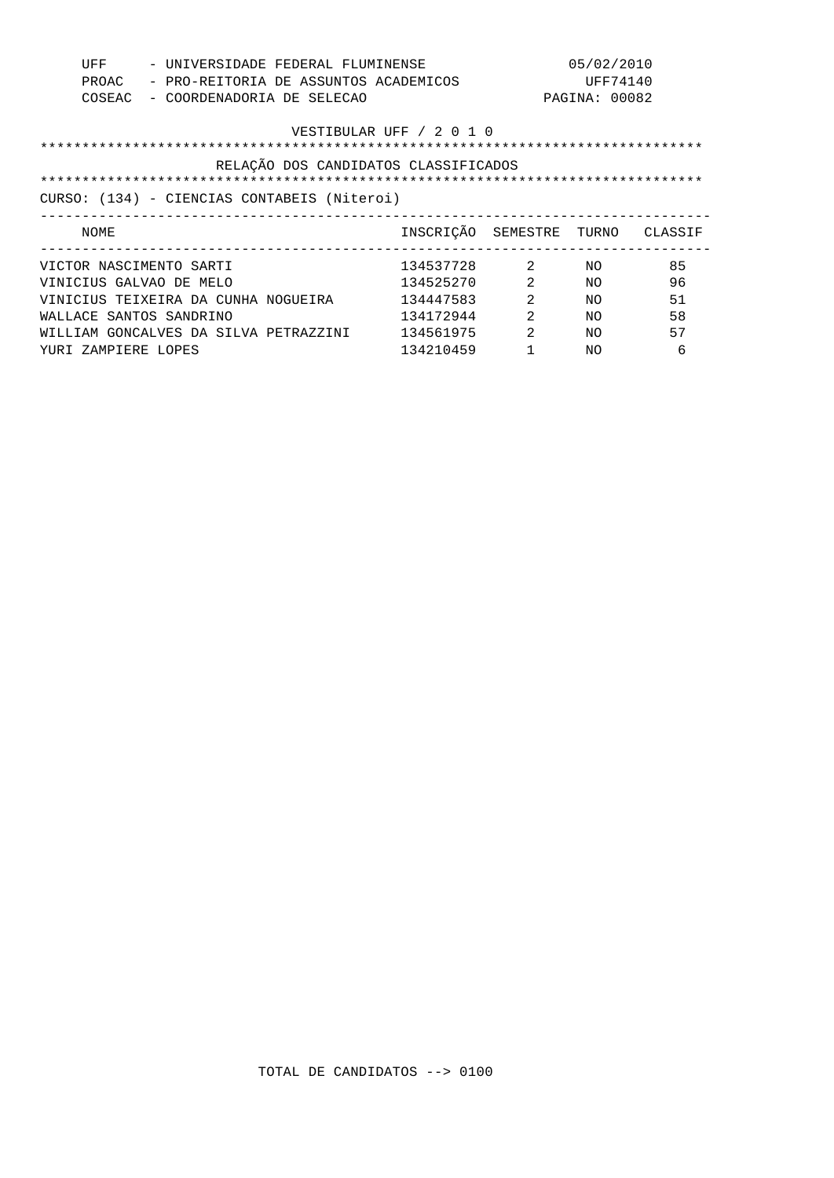UFF - UNIVERSIDADE FEDERAL FLUMINENSE
PROAC - PRO-REITORIA DE ASSUNTOS ACADEMICOS
COSEAC - COORDENADORIA DE SELECAO

05/02/2010
UFF74140

VESTIBULAR UFF / 2 0 1 0

RELAÇÃO DOS CANDIDATOS CLASSIFICADOS

CURSO: (134) - CIENCIAS CONTABEIS (Niteroi)

| NOME | INSCRIÇÃO | SEMESTRE | TURNO | CLASSIF |
|---|---|---|---|---|
| VICTOR NASCIMENTO SARTI | 134537728 | 2 | NO | 85 |
| VINICIUS GALVAO DE MELO | 134525270 | 2 | NO | 96 |
| VINICIUS TEIXEIRA DA CUNHA NOGUEIRA | 134447583 | 2 | NO | 51 |
| WALLACE SANTOS SANDRINO | 134172944 | 2 | NO | 58 |
| WILLIAM GONCALVES DA SILVA PETRAZZINI | 134561975 | 2 | NO | 57 |
| YURI ZAMPIERE LOPES | 134210459 | 1 | NO | 6 |

TOTAL DE CANDIDATOS --> 0100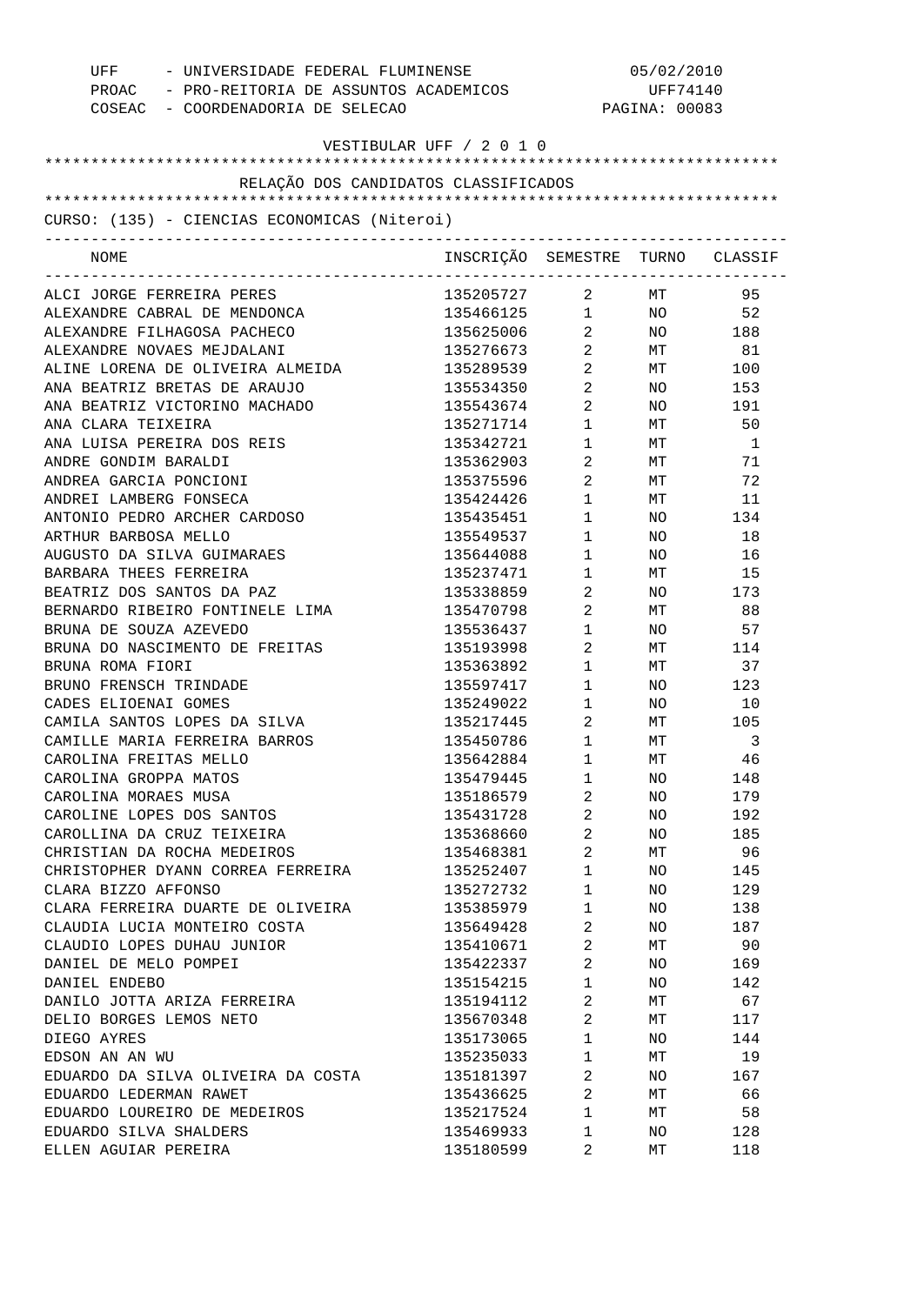UFF - UNIVERSIDADE FEDERAL FLUMINENSE
PROAC - PRO-REITORIA DE ASSUNTOS ACADEMICOS
COSEAC - COORDENADORIA DE SELECAO

05/02/2010
UFF74140

VESTIBULAR UFF / 2 0 1 0

RELAÇÃO DOS CANDIDATOS CLASSIFICADOS

CURSO: (135) - CIENCIAS ECONOMICAS (Niteroi)

| NOME | INSCRIÇÃO | SEMESTRE | TURNO | CLASSIF |
|---|---|---|---|---|
| ALCI JORGE FERREIRA PERES | 135205727 | 2 | MT | 95 |
| ALEXANDRE CABRAL DE MENDONCA | 135466125 | 1 | NO | 52 |
| ALEXANDRE FILHAGOSA PACHECO | 135625006 | 2 | NO | 188 |
| ALEXANDRE NOVAES MEJDALANI | 135276673 | 2 | MT | 81 |
| ALINE LORENA DE OLIVEIRA ALMEIDA | 135289539 | 2 | MT | 100 |
| ANA BEATRIZ BRETAS DE ARAUJO | 135534350 | 2 | NO | 153 |
| ANA BEATRIZ VICTORINO MACHADO | 135543674 | 2 | NO | 191 |
| ANA CLARA TEIXEIRA | 135271714 | 1 | MT | 50 |
| ANA LUISA PEREIRA DOS REIS | 135342721 | 1 | MT | 1 |
| ANDRE GONDIM BARALDI | 135362903 | 2 | MT | 71 |
| ANDREA GARCIA PONCIONI | 135375596 | 2 | MT | 72 |
| ANDREI LAMBERG FONSECA | 135424426 | 1 | MT | 11 |
| ANTONIO PEDRO ARCHER CARDOSO | 135435451 | 1 | NO | 134 |
| ARTHUR BARBOSA MELLO | 135549537 | 1 | NO | 18 |
| AUGUSTO DA SILVA GUIMARAES | 135644088 | 1 | NO | 16 |
| BARBARA THEES FERREIRA | 135237471 | 1 | MT | 15 |
| BEATRIZ DOS SANTOS DA PAZ | 135338859 | 2 | NO | 173 |
| BERNARDO RIBEIRO FONTINELE LIMA | 135470798 | 2 | MT | 88 |
| BRUNA DE SOUZA AZEVEDO | 135536437 | 1 | NO | 57 |
| BRUNA DO NASCIMENTO DE FREITAS | 135193998 | 2 | MT | 114 |
| BRUNA ROMA FIORI | 135363892 | 1 | MT | 37 |
| BRUNO FRENSCH TRINDADE | 135597417 | 1 | NO | 123 |
| CADES ELIOENAI GOMES | 135249022 | 1 | NO | 10 |
| CAMILA SANTOS LOPES DA SILVA | 135217445 | 2 | MT | 105 |
| CAMILLE MARIA FERREIRA BARROS | 135450786 | 1 | MT | 3 |
| CAROLINA FREITAS MELLO | 135642884 | 1 | MT | 46 |
| CAROLINA GROPPA MATOS | 135479445 | 1 | NO | 148 |
| CAROLINA MORAES MUSA | 135186579 | 2 | NO | 179 |
| CAROLINE LOPES DOS SANTOS | 135431728 | 2 | NO | 192 |
| CAROLLINA DA CRUZ TEIXEIRA | 135368660 | 2 | NO | 185 |
| CHRISTIAN DA ROCHA MEDEIROS | 135468381 | 2 | MT | 96 |
| CHRISTOPHER DYANN CORREA FERREIRA | 135252407 | 1 | NO | 145 |
| CLARA BIZZO AFFONSO | 135272732 | 1 | NO | 129 |
| CLARA FERREIRA DUARTE DE OLIVEIRA | 135385979 | 1 | NO | 138 |
| CLAUDIA LUCIA MONTEIRO COSTA | 135649428 | 2 | NO | 187 |
| CLAUDIO LOPES DUHAU JUNIOR | 135410671 | 2 | MT | 90 |
| DANIEL DE MELO POMPEI | 135422337 | 2 | NO | 169 |
| DANIEL ENDEBO | 135154215 | 1 | NO | 142 |
| DANILO JOTTA ARIZA FERREIRA | 135194112 | 2 | MT | 67 |
| DELIO BORGES LEMOS NETO | 135670348 | 2 | MT | 117 |
| DIEGO AYRES | 135173065 | 1 | NO | 144 |
| EDSON AN AN WU | 135235033 | 1 | MT | 19 |
| EDUARDO DA SILVA OLIVEIRA DA COSTA | 135181397 | 2 | NO | 167 |
| EDUARDO LEDERMAN RAWET | 135436625 | 2 | MT | 66 |
| EDUARDO LOUREIRO DE MEDEIROS | 135217524 | 1 | MT | 58 |
| EDUARDO SILVA SHALDERS | 135469933 | 1 | NO | 128 |
| ELLEN AGUIAR PEREIRA | 135180599 | 2 | MT | 118 |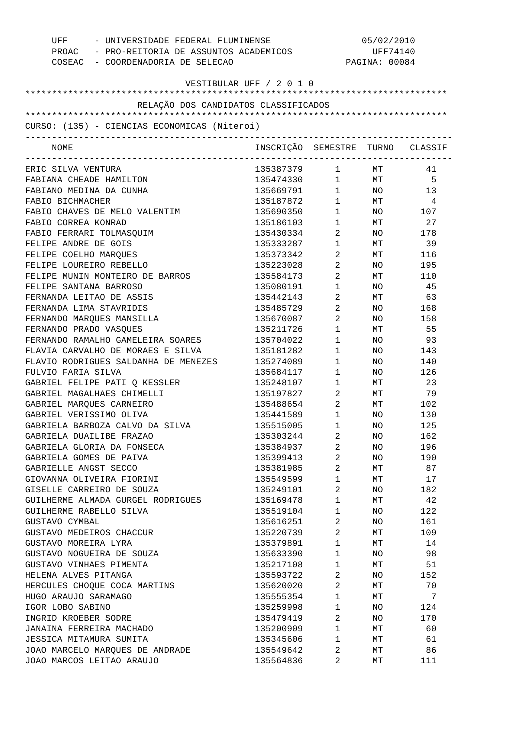UFF - UNIVERSIDADE FEDERAL FLUMINENSE
PROAC - PRO-REITORIA DE ASSUNTOS ACADEMICOS
COSEAC - COORDENADORIA DE SELECAO

05/02/2010
UFF74140

VESTIBULAR UFF / 2 0 1 0

## RELAÇÃO DOS CANDIDATOS CLASSIFICADOS

CURSO: (135) - CIENCIAS ECONOMICAS (Niteroi)

| NOME | INSCRIÇÃO | SEMESTRE | TURNO | CLASSIF |
|---|---|---|---|---|
| ERIC SILVA VENTURA | 135387379 | 1 | MT | 41 |
| FABIANA CHEADE HAMILTON | 135474330 | 1 | MT | 5 |
| FABIANO MEDINA DA CUNHA | 135669791 | 1 | NO | 13 |
| FABIO BICHMACHER | 135187872 | 1 | MT | 4 |
| FABIO CHAVES DE MELO VALENTIM | 135690350 | 1 | NO | 107 |
| FABIO CORREA KONRAD | 135186103 | 1 | MT | 27 |
| FABIO FERRARI TOLMASQUIM | 135430334 | 2 | NO | 178 |
| FELIPE ANDRE DE GOIS | 135333287 | 1 | MT | 39 |
| FELIPE COELHO MARQUES | 135373342 | 2 | MT | 116 |
| FELIPE LOUREIRO REBELLO | 135223028 | 2 | NO | 195 |
| FELIPE MUNIN MONTEIRO DE BARROS | 135584173 | 2 | MT | 110 |
| FELIPE SANTANA BARROSO | 135080191 | 1 | NO | 45 |
| FERNANDA LEITAO DE ASSIS | 135442143 | 2 | MT | 63 |
| FERNANDA LIMA STAVRIDIS | 135485729 | 2 | NO | 168 |
| FERNANDO MARQUES MANSILLA | 135670087 | 2 | NO | 158 |
| FERNANDO PRADO VASQUES | 135211726 | 1 | MT | 55 |
| FERNANDO RAMALHO GAMELEIRA SOARES | 135704022 | 1 | NO | 93 |
| FLAVIA CARVALHO DE MORAES E SILVA | 135181282 | 1 | NO | 143 |
| FLAVIO RODRIGUES SALDANHA DE MENEZES | 135274089 | 1 | NO | 140 |
| FULVIO FARIA SILVA | 135684117 | 1 | NO | 126 |
| GABRIEL FELIPE PATI Q KESSLER | 135248107 | 1 | MT | 23 |
| GABRIEL MAGALHAES CHIMELLI | 135197827 | 2 | MT | 79 |
| GABRIEL MARQUES CARNEIRO | 135488654 | 2 | MT | 102 |
| GABRIEL VERISSIMO OLIVA | 135441589 | 1 | NO | 130 |
| GABRIELA BARBOZA CALVO DA SILVA | 135515005 | 1 | NO | 125 |
| GABRIELA DUAILIBE FRAZAO | 135303244 | 2 | NO | 162 |
| GABRIELA GLORIA DA FONSECA | 135384937 | 2 | NO | 196 |
| GABRIELA GOMES DE PAIVA | 135399413 | 2 | NO | 190 |
| GABRIELLE ANGST SECCO | 135381985 | 2 | MT | 87 |
| GIOVANNA OLIVEIRA FIORINI | 135549599 | 1 | MT | 17 |
| GISELLE CARREIRO DE SOUZA | 135249101 | 2 | NO | 182 |
| GUILHERME ALMADA GURGEL RODRIGUES | 135169478 | 1 | MT | 42 |
| GUILHERME RABELLO SILVA | 135519104 | 1 | NO | 122 |
| GUSTAVO CYMBAL | 135616251 | 2 | NO | 161 |
| GUSTAVO MEDEIROS CHACCUR | 135220739 | 2 | MT | 109 |
| GUSTAVO MOREIRA LYRA | 135379891 | 1 | MT | 14 |
| GUSTAVO NOGUEIRA DE SOUZA | 135633390 | 1 | NO | 98 |
| GUSTAVO VINHAES PIMENTA | 135217108 | 1 | MT | 51 |
| HELENA ALVES PITANGA | 135593722 | 2 | NO | 152 |
| HERCULES CHOQUE COCA MARTINS | 135620020 | 2 | MT | 70 |
| HUGO ARAUJO SARAMAGO | 135555354 | 1 | MT | 7 |
| IGOR LOBO SABINO | 135259998 | 1 | NO | 124 |
| INGRID KROEBER SODRE | 135479419 | 2 | NO | 170 |
| JANAINA FERREIRA MACHADO | 135200909 | 1 | MT | 60 |
| JESSICA MITAMURA SUMITA | 135345606 | 1 | MT | 61 |
| JOAO MARCELO MARQUES DE ANDRADE | 135549642 | 2 | MT | 86 |
| JOAO MARCOS LEITAO ARAUJO | 135564836 | 2 | MT | 111 |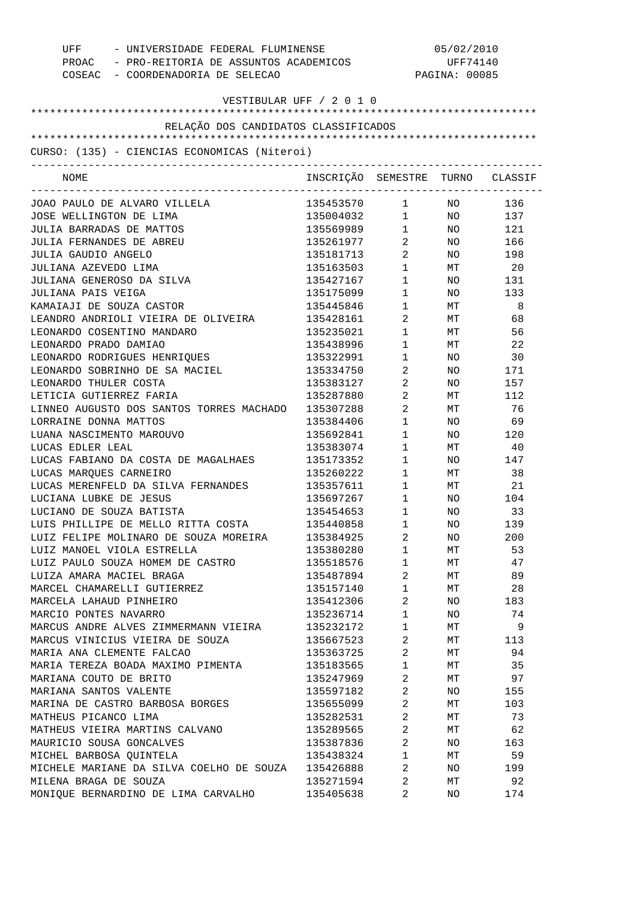UFF - UNIVERSIDADE FEDERAL FLUMINENSE
PROAC - PRO-REITORIA DE ASSUNTOS ACADEMICOS
COSEAC - COORDENADORIA DE SELECAO

05/02/2010
UFF74140

VESTIBULAR UFF / 2 0 1 0

RELAÇÃO DOS CANDIDATOS CLASSIFICADOS

CURSO: (135) - CIENCIAS ECONOMICAS (Niteroi)

| NOME | INSCRIÇÃO | SEMESTRE | TURNO | CLASSIF |
|---|---|---|---|---|
| JOAO PAULO DE ALVARO VILLELA | 135453570 | 1 | NO | 136 |
| JOSE WELLINGTON DE LIMA | 135004032 | 1 | NO | 137 |
| JULIA BARRADAS DE MATTOS | 135569989 | 1 | NO | 121 |
| JULIA FERNANDES DE ABREU | 135261977 | 2 | NO | 166 |
| JULIA GAUDIO ANGELO | 135181713 | 2 | NO | 198 |
| JULIANA AZEVEDO LIMA | 135163503 | 1 | MT | 20 |
| JULIANA GENEROSO DA SILVA | 135427167 | 1 | NO | 131 |
| JULIANA PAIS VEIGA | 135175099 | 1 | NO | 133 |
| KAMAIAJI DE SOUZA CASTOR | 135445846 | 1 | MT | 8 |
| LEANDRO ANDRIOLI VIEIRA DE OLIVEIRA | 135428161 | 2 | MT | 68 |
| LEONARDO COSENTINO MANDARO | 135235021 | 1 | MT | 56 |
| LEONARDO PRADO DAMIAO | 135438996 | 1 | MT | 22 |
| LEONARDO RODRIGUES HENRIQUES | 135322991 | 1 | NO | 30 |
| LEONARDO SOBRINHO DE SA MACIEL | 135334750 | 2 | NO | 171 |
| LEONARDO THULER COSTA | 135383127 | 2 | NO | 157 |
| LETICIA GUTIERREZ FARIA | 135287880 | 2 | MT | 112 |
| LINNEO AUGUSTO DOS SANTOS TORRES MACHADO | 135307288 | 2 | MT | 76 |
| LORRAINE DONNA MATTOS | 135384406 | 1 | NO | 69 |
| LUANA NASCIMENTO MAROUVO | 135692841 | 1 | NO | 120 |
| LUCAS EDLER LEAL | 135383074 | 1 | MT | 40 |
| LUCAS FABIANO DA COSTA DE MAGALHAES | 135173352 | 1 | NO | 147 |
| LUCAS MARQUES CARNEIRO | 135260222 | 1 | MT | 38 |
| LUCAS MERENFELD DA SILVA FERNANDES | 135357611 | 1 | MT | 21 |
| LUCIANA LUBKE DE JESUS | 135697267 | 1 | NO | 104 |
| LUCIANO DE SOUZA BATISTA | 135454653 | 1 | NO | 33 |
| LUIS PHILLIPE DE MELLO RITTA COSTA | 135440858 | 1 | NO | 139 |
| LUIZ FELIPE MOLINARO DE SOUZA MOREIRA | 135384925 | 2 | NO | 200 |
| LUIZ MANOEL VIOLA ESTRELLA | 135380280 | 1 | MT | 53 |
| LUIZ PAULO SOUZA HOMEM DE CASTRO | 135518576 | 1 | MT | 47 |
| LUIZA AMARA MACIEL BRAGA | 135487894 | 2 | MT | 89 |
| MARCEL CHAMARELLI GUTIERREZ | 135157140 | 1 | MT | 28 |
| MARCELA LAHAUD PINHEIRO | 135412306 | 2 | NO | 183 |
| MARCIO PONTES NAVARRO | 135236714 | 1 | NO | 74 |
| MARCUS ANDRE ALVES ZIMMERMANN VIEIRA | 135232172 | 1 | MT | 9 |
| MARCUS VINICIUS VIEIRA DE SOUZA | 135667523 | 2 | MT | 113 |
| MARIA ANA CLEMENTE FALCAO | 135363725 | 2 | MT | 94 |
| MARIA TEREZA BOADA MAXIMO PIMENTA | 135183565 | 1 | MT | 35 |
| MARIANA COUTO DE BRITO | 135247969 | 2 | MT | 97 |
| MARIANA SANTOS VALENTE | 135597182 | 2 | NO | 155 |
| MARINA DE CASTRO BARBOSA BORGES | 135655099 | 2 | MT | 103 |
| MATHEUS PICANCO LIMA | 135282531 | 2 | MT | 73 |
| MATHEUS VIEIRA MARTINS CALVANO | 135289565 | 2 | MT | 62 |
| MAURICIO SOUSA GONCALVES | 135387836 | 2 | NO | 163 |
| MICHEL BARBOSA QUINTELA | 135438324 | 1 | MT | 59 |
| MICHELE MARIANE DA SILVA COELHO DE SOUZA | 135426888 | 2 | NO | 199 |
| MILENA BRAGA DE SOUZA | 135271594 | 2 | MT | 92 |
| MONIQUE BERNARDINO DE LIMA CARVALHO | 135405638 | 2 | NO | 174 |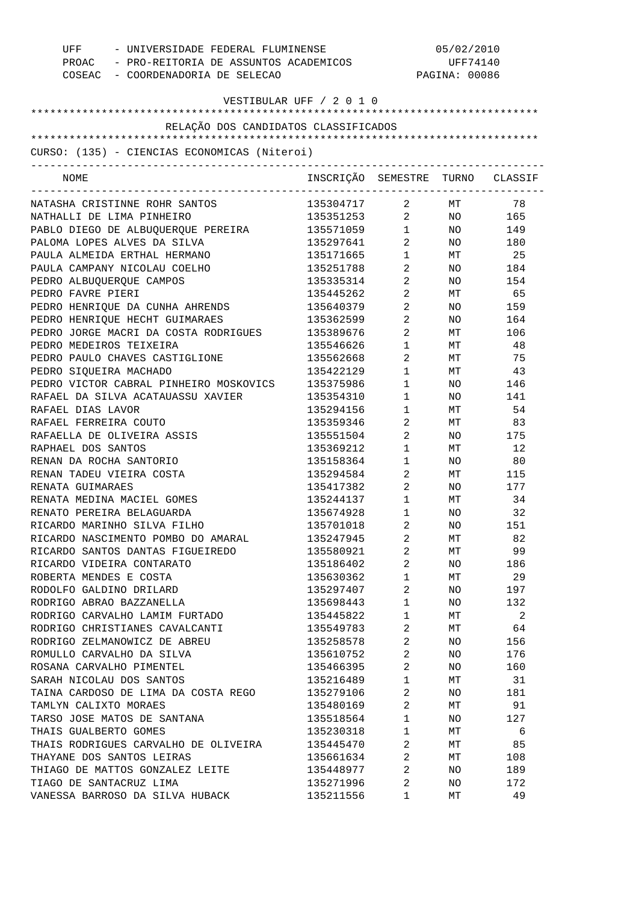UFF - UNIVERSIDADE FEDERAL FLUMINENSE 05/02/2010
PROAC - PRO-REITORIA DE ASSUNTOS ACADEMICOS UFF74140
COSEAC - COORDENADORIA DE SELECAO PAGINA: 00086

VESTIBULAR UFF / 2 0 1 0

RELAÇÃO DOS CANDIDATOS CLASSIFICADOS

CURSO: (135) - CIENCIAS ECONOMICAS (Niteroi)

| NOME | INSCRIÇÃO | SEMESTRE | TURNO | CLASSIF |
|---|---|---|---|---|
| NATASHA CRISTINNE ROHR SANTOS | 135304717 | 2 | MT | 78 |
| NATHALLI DE LIMA PINHEIRO | 135351253 | 2 | NO | 165 |
| PABLO DIEGO DE ALBUQUERQUE PEREIRA | 135571059 | 1 | NO | 149 |
| PALOMA LOPES ALVES DA SILVA | 135297641 | 2 | NO | 180 |
| PAULA ALMEIDA ERTHAL HERMANO | 135171665 | 1 | MT | 25 |
| PAULA CAMPANY NICOLAU COELHO | 135251788 | 2 | NO | 184 |
| PEDRO ALBUQUERQUE CAMPOS | 135335314 | 2 | NO | 154 |
| PEDRO FAVRE PIERI | 135445262 | 2 | MT | 65 |
| PEDRO HENRIQUE DA CUNHA AHRENDS | 135640379 | 2 | NO | 159 |
| PEDRO HENRIQUE HECHT GUIMARAES | 135362599 | 2 | NO | 164 |
| PEDRO JORGE MACRI DA COSTA RODRIGUES | 135389676 | 2 | MT | 106 |
| PEDRO MEDEIROS TEIXEIRA | 135546626 | 1 | MT | 48 |
| PEDRO PAULO CHAVES CASTIGLIONE | 135562668 | 2 | MT | 75 |
| PEDRO SIQUEIRA MACHADO | 135422129 | 1 | MT | 43 |
| PEDRO VICTOR CABRAL PINHEIRO MOSKOVICS | 135375986 | 1 | NO | 146 |
| RAFAEL DA SILVA ACATAUASSU XAVIER | 135354310 | 1 | NO | 141 |
| RAFAEL DIAS LAVOR | 135294156 | 1 | MT | 54 |
| RAFAEL FERREIRA COUTO | 135359346 | 2 | MT | 83 |
| RAFAELLA DE OLIVEIRA ASSIS | 135551504 | 2 | NO | 175 |
| RAPHAEL DOS SANTOS | 135369212 | 1 | MT | 12 |
| RENAN DA ROCHA SANTORIO | 135158364 | 1 | NO | 80 |
| RENAN TADEU VIEIRA COSTA | 135294584 | 2 | MT | 115 |
| RENATA GUIMARAES | 135417382 | 2 | NO | 177 |
| RENATA MEDINA MACIEL GOMES | 135244137 | 1 | MT | 34 |
| RENATO PEREIRA BELAGUARDA | 135674928 | 1 | NO | 32 |
| RICARDO MARINHO SILVA FILHO | 135701018 | 2 | NO | 151 |
| RICARDO NASCIMENTO POMBO DO AMARAL | 135247945 | 2 | MT | 82 |
| RICARDO SANTOS DANTAS FIGUEIREDO | 135580921 | 2 | MT | 99 |
| RICARDO VIDEIRA CONTARATO | 135186402 | 2 | NO | 186 |
| ROBERTA MENDES E COSTA | 135630362 | 1 | MT | 29 |
| RODOLFO GALDINO DRILARD | 135297407 | 2 | NO | 197 |
| RODRIGO ABRAO BAZZANELLA | 135698443 | 1 | NO | 132 |
| RODRIGO CARVALHO LAMIM FURTADO | 135445822 | 1 | MT | 2 |
| RODRIGO CHRISTIANES CAVALCANTI | 135549783 | 2 | MT | 64 |
| RODRIGO ZELMANOWICZ DE ABREU | 135258578 | 2 | NO | 156 |
| ROMULLO CARVALHO DA SILVA | 135610752 | 2 | NO | 176 |
| ROSANA CARVALHO PIMENTEL | 135466395 | 2 | NO | 160 |
| SARAH NICOLAU DOS SANTOS | 135216489 | 1 | MT | 31 |
| TAINA CARDOSO DE LIMA DA COSTA REGO | 135279106 | 2 | NO | 181 |
| TAMLYN CALIXTO MORAES | 135480169 | 2 | MT | 91 |
| TARSO JOSE MATOS DE SANTANA | 135518564 | 1 | NO | 127 |
| THAIS GUALBERTO GOMES | 135230318 | 1 | MT | 6 |
| THAIS RODRIGUES CARVALHO DE OLIVEIRA | 135445470 | 2 | MT | 85 |
| THAYANE DOS SANTOS LEIRAS | 135661634 | 2 | MT | 108 |
| THIAGO DE MATTOS GONZALEZ LEITE | 135448977 | 2 | NO | 189 |
| TIAGO DE SANTACRUZ LIMA | 135271996 | 2 | NO | 172 |
| VANESSA BARROSO DA SILVA HUBACK | 135211556 | 1 | MT | 49 |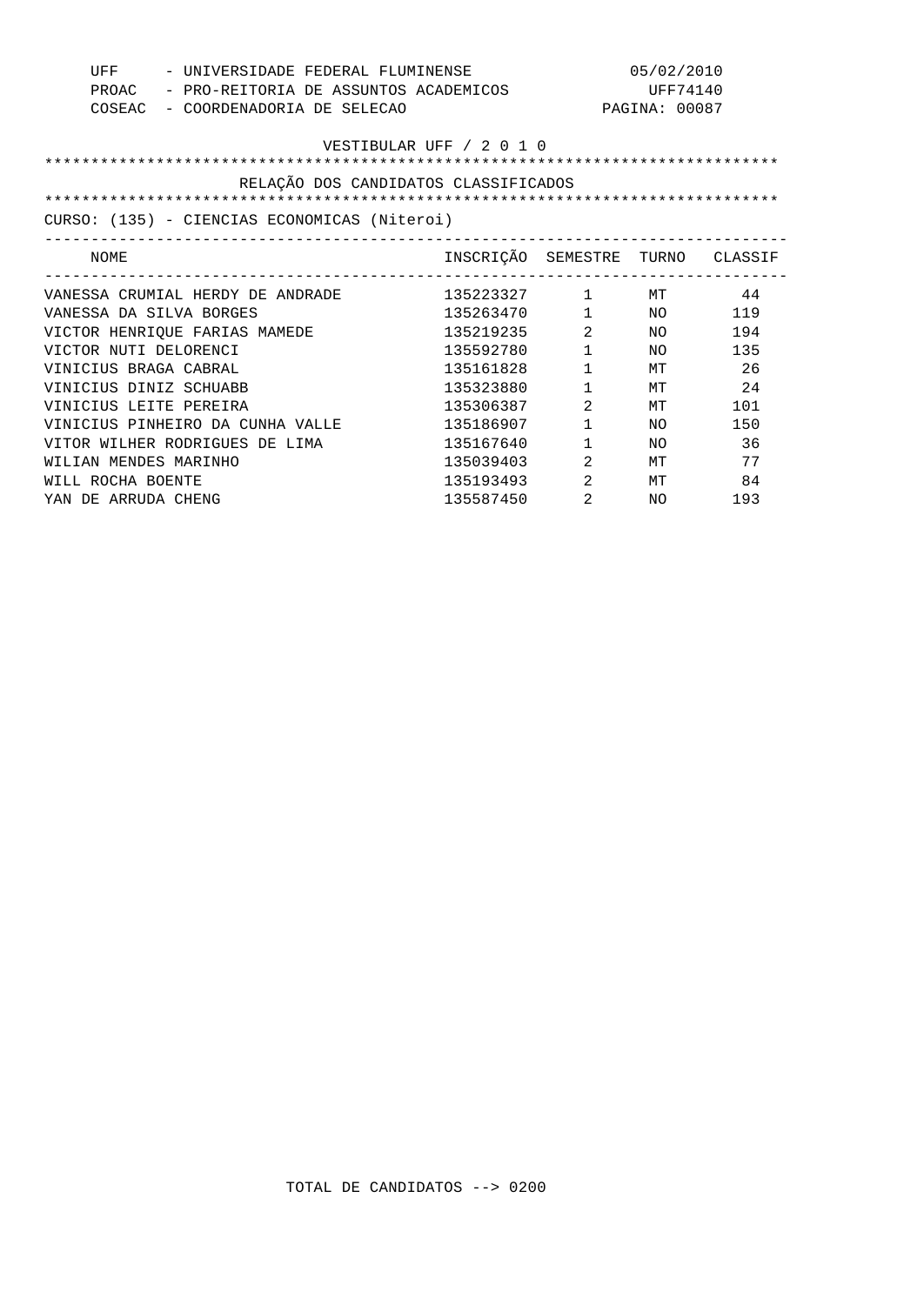UFF - UNIVERSIDADE FEDERAL FLUMINENSE 05/02/2010
PROAC - PRO-REITORIA DE ASSUNTOS ACADEMICOS UFF74140
COSEAC - COORDENADORIA DE SELECAO PAGINA: 00087

VESTIBULAR UFF / 2 0 1 0

RELAÇÃO DOS CANDIDATOS CLASSIFICADOS

CURSO: (135) - CIENCIAS ECONOMICAS (Niteroi)

| NOME | INSCRIÇÃO | SEMESTRE | TURNO | CLASSIF |
|---|---|---|---|---|
| VANESSA CRUMIAL HERDY DE ANDRADE | 135223327 | 1 | MT | 44 |
| VANESSA DA SILVA BORGES | 135263470 | 1 | NO | 119 |
| VICTOR HENRIQUE FARIAS MAMEDE | 135219235 | 2 | NO | 194 |
| VICTOR NUTI DELORENCI | 135592780 | 1 | NO | 135 |
| VINICIUS BRAGA CABRAL | 135161828 | 1 | MT | 26 |
| VINICIUS DINIZ SCHUABB | 135323880 | 1 | MT | 24 |
| VINICIUS LEITE PEREIRA | 135306387 | 2 | MT | 101 |
| VINICIUS PINHEIRO DA CUNHA VALLE | 135186907 | 1 | NO | 150 |
| VITOR WILHER RODRIGUES DE LIMA | 135167640 | 1 | NO | 36 |
| WILIAN MENDES MARINHO | 135039403 | 2 | MT | 77 |
| WILL ROCHA BOENTE | 135193493 | 2 | MT | 84 |
| YAN DE ARRUDA CHENG | 135587450 | 2 | NO | 193 |

TOTAL DE CANDIDATOS --> 0200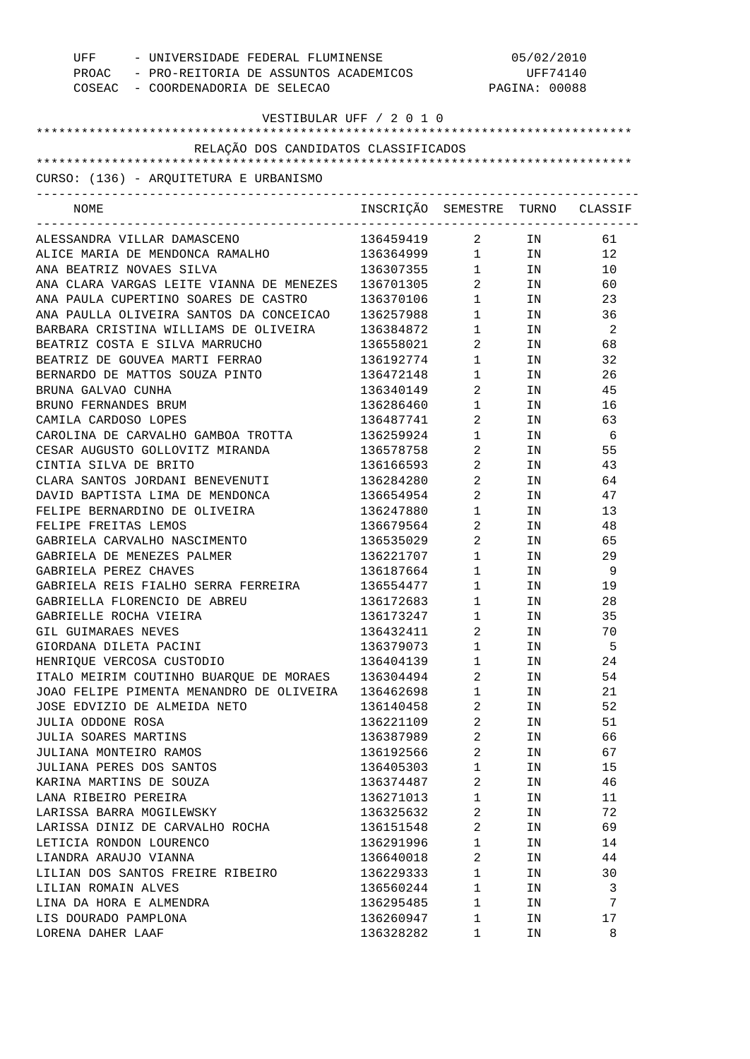UFF - UNIVERSIDADE FEDERAL FLUMINENSE 05/02/2010
PROAC - PRO-REITORIA DE ASSUNTOS ACADEMICOS UFF74140
COSEAC - COORDENADORIA DE SELECAO

VESTIBULAR UFF / 2 0 1 0

RELAÇÃO DOS CANDIDATOS CLASSIFICADOS

CURSO: (136) - ARQUITETURA E URBANISMO

| NOME | INSCRIÇÃO | SEMESTRE | TURNO | CLASSIF |
|---|---|---|---|---|
| ALESSANDRA VILLAR DAMASCENO | 136459419 | 2 | IN | 61 |
| ALICE MARIA DE MENDONCA RAMALHO | 136364999 | 1 | IN | 12 |
| ANA BEATRIZ NOVAES SILVA | 136307355 | 1 | IN | 10 |
| ANA CLARA VARGAS LEITE VIANNA DE MENEZES | 136701305 | 2 | IN | 60 |
| ANA PAULA CUPERTINO SOARES DE CASTRO | 136370106 | 1 | IN | 23 |
| ANA PAULLA OLIVEIRA SANTOS DA CONCEICAO | 136257988 | 1 | IN | 36 |
| BARBARA CRISTINA WILLIAMS DE OLIVEIRA | 136384872 | 1 | IN | 2 |
| BEATRIZ COSTA E SILVA MARRUCHO | 136558021 | 2 | IN | 68 |
| BEATRIZ DE GOUVEA MARTI FERRAO | 136192774 | 1 | IN | 32 |
| BERNARDO DE MATTOS SOUZA PINTO | 136472148 | 1 | IN | 26 |
| BRUNA GALVAO CUNHA | 136340149 | 2 | IN | 45 |
| BRUNO FERNANDES BRUM | 136286460 | 1 | IN | 16 |
| CAMILA CARDOSO LOPES | 136487741 | 2 | IN | 63 |
| CAROLINA DE CARVALHO GAMBOA TROTTA | 136259924 | 1 | IN | 6 |
| CESAR AUGUSTO GOLLOVITZ MIRANDA | 136578758 | 2 | IN | 55 |
| CINTIA SILVA DE BRITO | 136166593 | 2 | IN | 43 |
| CLARA SANTOS JORDANI BENEVENUTI | 136284280 | 2 | IN | 64 |
| DAVID BAPTISTA LIMA DE MENDONCA | 136654954 | 2 | IN | 47 |
| FELIPE BERNARDINO DE OLIVEIRA | 136247880 | 1 | IN | 13 |
| FELIPE FREITAS LEMOS | 136679564 | 2 | IN | 48 |
| GABRIELA CARVALHO NASCIMENTO | 136535029 | 2 | IN | 65 |
| GABRIELA DE MENEZES PALMER | 136221707 | 1 | IN | 29 |
| GABRIELA PEREZ CHAVES | 136187664 | 1 | IN | 9 |
| GABRIELA REIS FIALHO SERRA FERREIRA | 136554477 | 1 | IN | 19 |
| GABRIELLA FLORENCIO DE ABREU | 136172683 | 1 | IN | 28 |
| GABRIELLE ROCHA VIEIRA | 136173247 | 1 | IN | 35 |
| GIL GUIMARAES NEVES | 136432411 | 2 | IN | 70 |
| GIORDANA DILETA PACINI | 136379073 | 1 | IN | 5 |
| HENRIQUE VERCOSA CUSTODIO | 136404139 | 1 | IN | 24 |
| ITALO MEIRIM COUTINHO BUARQUE DE MORAES | 136304494 | 2 | IN | 54 |
| JOAO FELIPE PIMENTA MENANDRO DE OLIVEIRA | 136462698 | 1 | IN | 21 |
| JOSE EDVIZIO DE ALMEIDA NETO | 136140458 | 2 | IN | 52 |
| JULIA ODDONE ROSA | 136221109 | 2 | IN | 51 |
| JULIA SOARES MARTINS | 136387989 | 2 | IN | 66 |
| JULIANA MONTEIRO RAMOS | 136192566 | 2 | IN | 67 |
| JULIANA PERES DOS SANTOS | 136405303 | 1 | IN | 15 |
| KARINA MARTINS DE SOUZA | 136374487 | 2 | IN | 46 |
| LANA RIBEIRO PEREIRA | 136271013 | 1 | IN | 11 |
| LARISSA BARRA MOGILEWSKY | 136325632 | 2 | IN | 72 |
| LARISSA DINIZ DE CARVALHO ROCHA | 136151548 | 2 | IN | 69 |
| LETICIA RONDON LOURENCO | 136291996 | 1 | IN | 14 |
| LIANDRA ARAUJO VIANNA | 136640018 | 2 | IN | 44 |
| LILIAN DOS SANTOS FREIRE RIBEIRO | 136229333 | 1 | IN | 30 |
| LILIAN ROMAIN ALVES | 136560244 | 1 | IN | 3 |
| LINA DA HORA E ALMENDRA | 136295485 | 1 | IN | 7 |
| LIS DOURADO PAMPLONA | 136260947 | 1 | IN | 17 |
| LORENA DAHER LAAF | 136328282 | 1 | IN | 8 |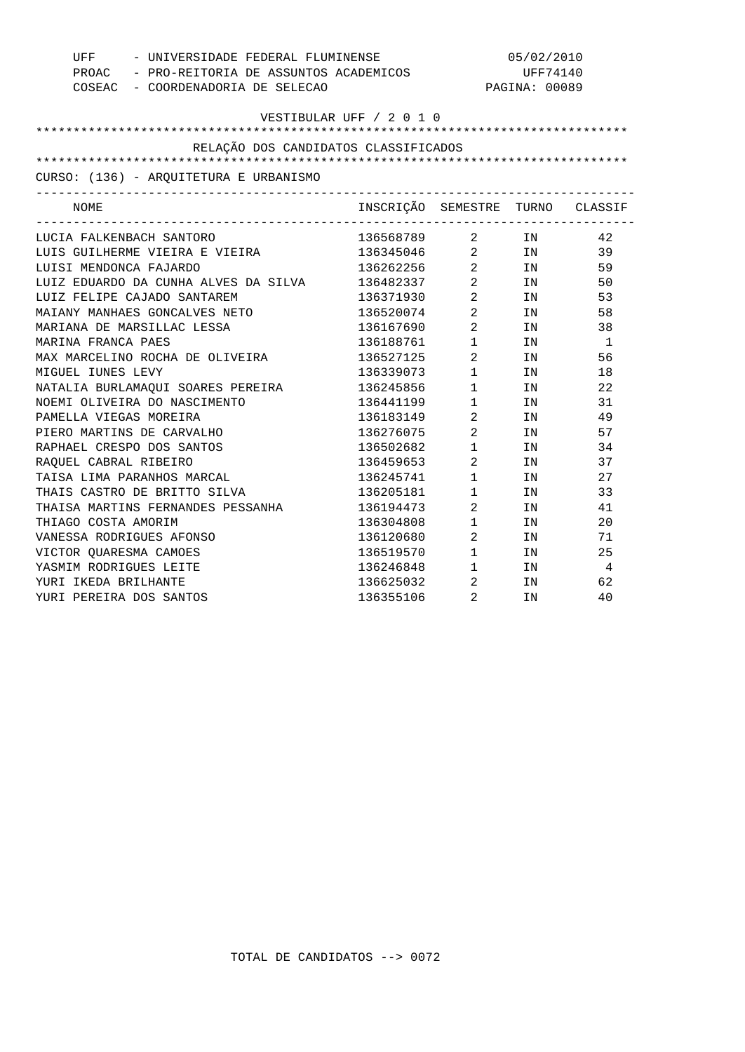UFF - UNIVERSIDADE FEDERAL FLUMINENSE
PROAC - PRO-REITORIA DE ASSUNTOS ACADEMICOS
COSEAC - COORDENADORIA DE SELECAO

05/02/2010
UFF74140
PAGINA: 00089

VESTIBULAR UFF / 2 0 1 0

## RELAÇÃO DOS CANDIDATOS CLASSIFICADOS

CURSO: (136) - ARQUITETURA E URBANISMO

| NOME | INSCRIÇÃO | SEMESTRE | TURNO | CLASSIF |
|---|---|---|---|---|
| LUCIA FALKENBACH SANTORO | 136568789 | 2 | IN | 42 |
| LUIS GUILHERME VIEIRA E VIEIRA | 136345046 | 2 | IN | 39 |
| LUISI MENDONCA FAJARDO | 136262256 | 2 | IN | 59 |
| LUIZ EDUARDO DA CUNHA ALVES DA SILVA | 136482337 | 2 | IN | 50 |
| LUIZ FELIPE CAJADO SANTAREM | 136371930 | 2 | IN | 53 |
| MAIANY MANHAES GONCALVES NETO | 136520074 | 2 | IN | 58 |
| MARIANA DE MARSILLAC LESSA | 136167690 | 2 | IN | 38 |
| MARINA FRANCA PAES | 136188761 | 1 | IN | 1 |
| MAX MARCELINO ROCHA DE OLIVEIRA | 136527125 | 2 | IN | 56 |
| MIGUEL IUNES LEVY | 136339073 | 1 | IN | 18 |
| NATALIA BURLAMAQUI SOARES PEREIRA | 136245856 | 1 | IN | 22 |
| NOEMI OLIVEIRA DO NASCIMENTO | 136441199 | 1 | IN | 31 |
| PAMELLA VIEGAS MOREIRA | 136183149 | 2 | IN | 49 |
| PIERO MARTINS DE CARVALHO | 136276075 | 2 | IN | 57 |
| RAPHAEL CRESPO DOS SANTOS | 136502682 | 1 | IN | 34 |
| RAQUEL CABRAL RIBEIRO | 136459653 | 2 | IN | 37 |
| TAISA LIMA PARANHOS MARCAL | 136245741 | 1 | IN | 27 |
| THAIS CASTRO DE BRITTO SILVA | 136205181 | 1 | IN | 33 |
| THAISA MARTINS FERNANDES PESSANHA | 136194473 | 2 | IN | 41 |
| THIAGO COSTA AMORIM | 136304808 | 1 | IN | 20 |
| VANESSA RODRIGUES AFONSO | 136120680 | 2 | IN | 71 |
| VICTOR QUARESMA CAMOES | 136519570 | 1 | IN | 25 |
| YASMIM RODRIGUES LEITE | 136246848 | 1 | IN | 4 |
| YURI IKEDA BRILHANTE | 136625032 | 2 | IN | 62 |
| YURI PEREIRA DOS SANTOS | 136355106 | 2 | IN | 40 |

TOTAL DE CANDIDATOS --> 0072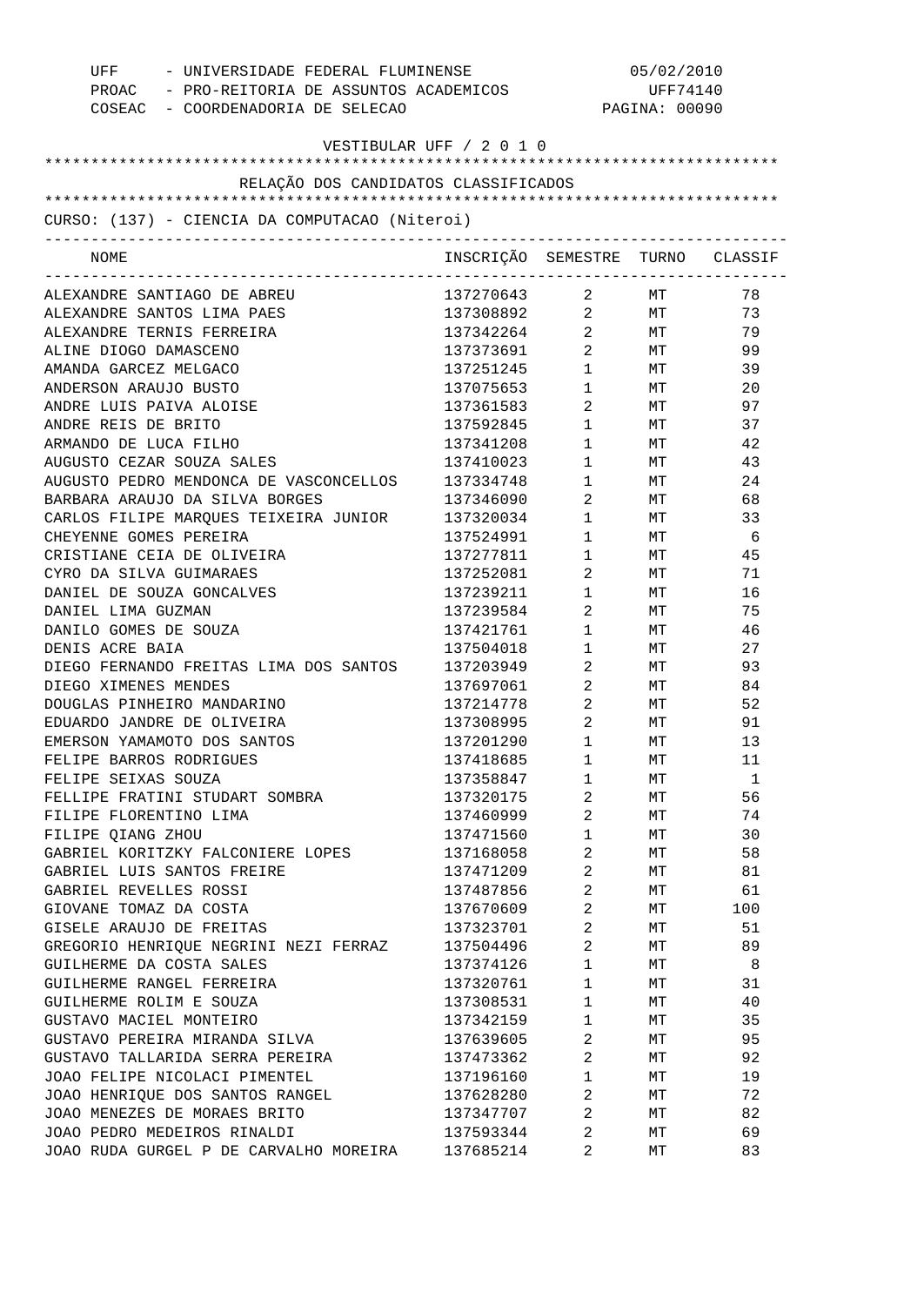UFF - UNIVERSIDADE FEDERAL FLUMINENSE
PROAC - PRO-REITORIA DE ASSUNTOS ACADEMICOS
COSEAC - COORDENADORIA DE SELECAO

05/02/2010
UFF74140

VESTIBULAR UFF / 2 0 1 0

RELAÇÃO DOS CANDIDATOS CLASSIFICADOS

CURSO: (137) - CIENCIA DA COMPUTACAO (Niteroi)

| NOME | INSCRIÇÃO | SEMESTRE | TURNO | CLASSIF |
|---|---|---|---|---|
| ALEXANDRE SANTIAGO DE ABREU | 137270643 | 2 | MT | 78 |
| ALEXANDRE SANTOS LIMA PAES | 137308892 | 2 | MT | 73 |
| ALEXANDRE TERNIS FERREIRA | 137342264 | 2 | MT | 79 |
| ALINE DIOGO DAMASCENO | 137373691 | 2 | MT | 99 |
| AMANDA GARCEZ MELGACO | 137251245 | 1 | MT | 39 |
| ANDERSON ARAUJO BUSTO | 137075653 | 1 | MT | 20 |
| ANDRE LUIS PAIVA ALOISE | 137361583 | 2 | MT | 97 |
| ANDRE REIS DE BRITO | 137592845 | 1 | MT | 37 |
| ARMANDO DE LUCA FILHO | 137341208 | 1 | MT | 42 |
| AUGUSTO CEZAR SOUZA SALES | 137410023 | 1 | MT | 43 |
| AUGUSTO PEDRO MENDONCA DE VASCONCELLOS | 137334748 | 1 | MT | 24 |
| BARBARA ARAUJO DA SILVA BORGES | 137346090 | 2 | MT | 68 |
| CARLOS FILIPE MARQUES TEIXEIRA JUNIOR | 137320034 | 1 | MT | 33 |
| CHEYENNE GOMES PEREIRA | 137524991 | 1 | MT | 6 |
| CRISTIANE CEIA DE OLIVEIRA | 137277811 | 1 | MT | 45 |
| CYRO DA SILVA GUIMARAES | 137252081 | 2 | MT | 71 |
| DANIEL DE SOUZA GONCALVES | 137239211 | 1 | MT | 16 |
| DANIEL LIMA GUZMAN | 137239584 | 2 | MT | 75 |
| DANILO GOMES DE SOUZA | 137421761 | 1 | MT | 46 |
| DENIS ACRE BAIA | 137504018 | 1 | MT | 27 |
| DIEGO FERNANDO FREITAS LIMA DOS SANTOS | 137203949 | 2 | MT | 93 |
| DIEGO XIMENES MENDES | 137697061 | 2 | MT | 84 |
| DOUGLAS PINHEIRO MANDARINO | 137214778 | 2 | MT | 52 |
| EDUARDO JANDRE DE OLIVEIRA | 137308995 | 2 | MT | 91 |
| EMERSON YAMAMOTO DOS SANTOS | 137201290 | 1 | MT | 13 |
| FELIPE BARROS RODRIGUES | 137418685 | 1 | MT | 11 |
| FELIPE SEIXAS SOUZA | 137358847 | 1 | MT | 1 |
| FELLIPE FRATINI STUDART SOMBRA | 137320175 | 2 | MT | 56 |
| FILIPE FLORENTINO LIMA | 137460999 | 2 | MT | 74 |
| FILIPE QIANG ZHOU | 137471560 | 1 | MT | 30 |
| GABRIEL KORITZKY FALCONIERE LOPES | 137168058 | 2 | MT | 58 |
| GABRIEL LUIS SANTOS FREIRE | 137471209 | 2 | MT | 81 |
| GABRIEL REVELLES ROSSI | 137487856 | 2 | MT | 61 |
| GIOVANE TOMAZ DA COSTA | 137670609 | 2 | MT | 100 |
| GISELE ARAUJO DE FREITAS | 137323701 | 2 | MT | 51 |
| GREGORIO HENRIQUE NEGRINI NEZI FERRAZ | 137504496 | 2 | MT | 89 |
| GUILHERME DA COSTA SALES | 137374126 | 1 | MT | 8 |
| GUILHERME RANGEL FERREIRA | 137320761 | 1 | MT | 31 |
| GUILHERME ROLIM E SOUZA | 137308531 | 1 | MT | 40 |
| GUSTAVO MACIEL MONTEIRO | 137342159 | 1 | MT | 35 |
| GUSTAVO PEREIRA MIRANDA SILVA | 137639605 | 2 | MT | 95 |
| GUSTAVO TALLARIDA SERRA PEREIRA | 137473362 | 2 | MT | 92 |
| JOAO FELIPE NICOLACI PIMENTEL | 137196160 | 1 | MT | 19 |
| JOAO HENRIQUE DOS SANTOS RANGEL | 137628280 | 2 | MT | 72 |
| JOAO MENEZES DE MORAES BRITO | 137347707 | 2 | MT | 82 |
| JOAO PEDRO MEDEIROS RINALDI | 137593344 | 2 | MT | 69 |
| JOAO RUDA GURGEL P DE CARVALHO MOREIRA | 137685214 | 2 | MT | 83 |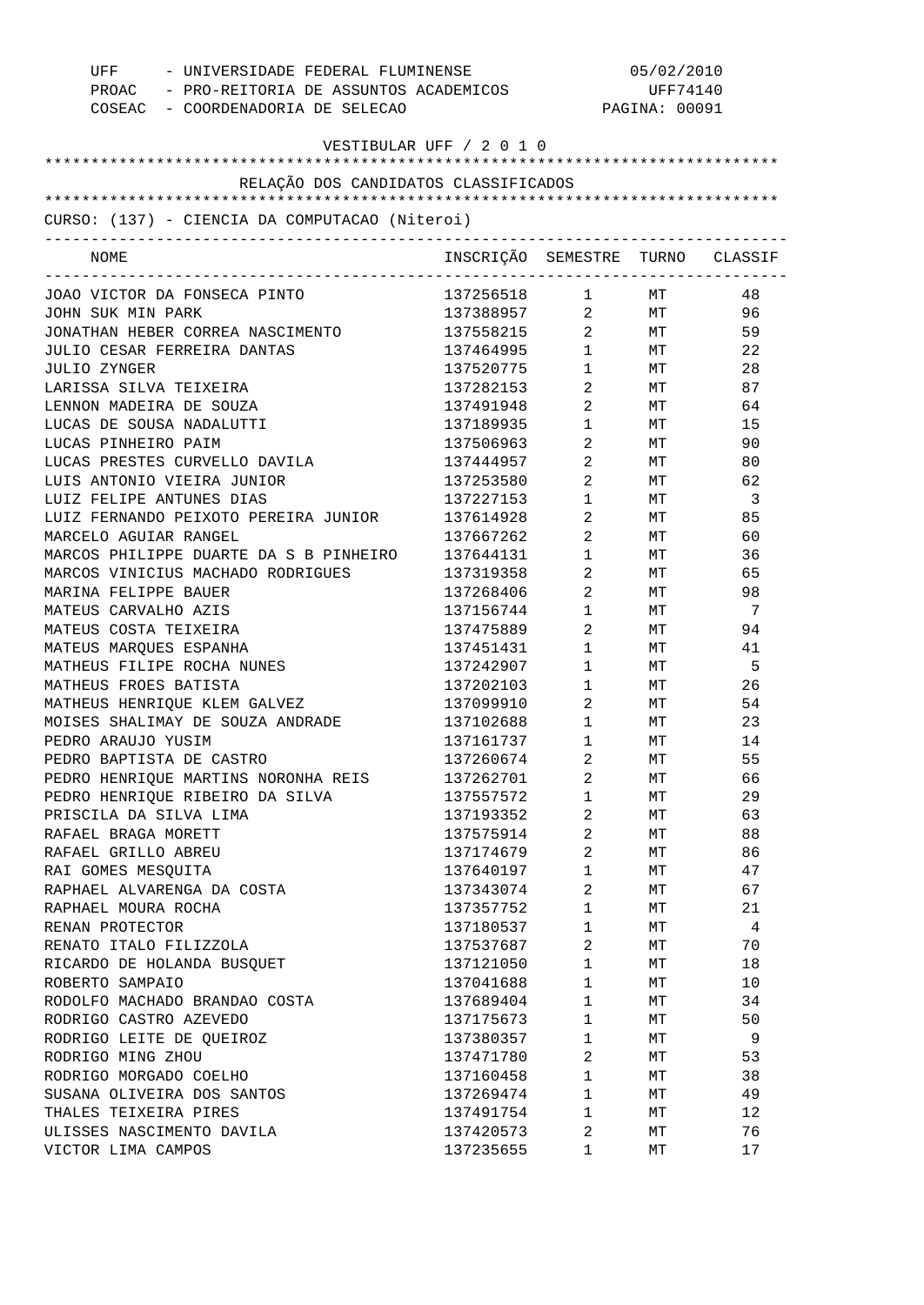UFF - UNIVERSIDADE FEDERAL FLUMINENSE 05/02/2010
PROAC - PRO-REITORIA DE ASSUNTOS ACADEMICOS UFF74140
COSEAC - COORDENADORIA DE SELECAO PAGINA: 00091

VESTIBULAR UFF / 2 0 1 0

RELAÇÃO DOS CANDIDATOS CLASSIFICADOS

CURSO: (137) - CIENCIA DA COMPUTACAO (Niteroi)

| NOME | INSCRIÇÃO | SEMESTRE | TURNO | CLASSIF |
|---|---|---|---|---|
| JOAO VICTOR DA FONSECA PINTO | 137256518 | 1 | MT | 48 |
| JOHN SUK MIN PARK | 137388957 | 2 | MT | 96 |
| JONATHAN HEBER CORREA NASCIMENTO | 137558215 | 2 | MT | 59 |
| JULIO CESAR FERREIRA DANTAS | 137464995 | 1 | MT | 22 |
| JULIO ZYNGER | 137520775 | 1 | MT | 28 |
| LARISSA SILVA TEIXEIRA | 137282153 | 2 | MT | 87 |
| LENNON MADEIRA DE SOUZA | 137491948 | 2 | MT | 64 |
| LUCAS DE SOUSA NADALUTTI | 137189935 | 1 | MT | 15 |
| LUCAS PINHEIRO PAIM | 137506963 | 2 | MT | 90 |
| LUCAS PRESTES CURVELLO DAVILA | 137444957 | 2 | MT | 80 |
| LUIS ANTONIO VIEIRA JUNIOR | 137253580 | 2 | MT | 62 |
| LUIZ FELIPE ANTUNES DIAS | 137227153 | 1 | MT | 3 |
| LUIZ FERNANDO PEIXOTO PEREIRA JUNIOR | 137614928 | 2 | MT | 85 |
| MARCELO AGUIAR RANGEL | 137667262 | 2 | MT | 60 |
| MARCOS PHILIPPE DUARTE DA S B PINHEIRO | 137644131 | 1 | MT | 36 |
| MARCOS VINICIUS MACHADO RODRIGUES | 137319358 | 2 | MT | 65 |
| MARINA FELIPPE BAUER | 137268406 | 2 | MT | 98 |
| MATEUS CARVALHO AZIS | 137156744 | 1 | MT | 7 |
| MATEUS COSTA TEIXEIRA | 137475889 | 2 | MT | 94 |
| MATEUS MARQUES ESPANHA | 137451431 | 1 | MT | 41 |
| MATHEUS FILIPE ROCHA NUNES | 137242907 | 1 | MT | 5 |
| MATHEUS FROES BATISTA | 137202103 | 1 | MT | 26 |
| MATHEUS HENRIQUE KLEM GALVEZ | 137099910 | 2 | MT | 54 |
| MOISES SHALIMAY DE SOUZA ANDRADE | 137102688 | 1 | MT | 23 |
| PEDRO ARAUJO YUSIM | 137161737 | 1 | MT | 14 |
| PEDRO BAPTISTA DE CASTRO | 137260674 | 2 | MT | 55 |
| PEDRO HENRIQUE MARTINS NORONHA REIS | 137262701 | 2 | MT | 66 |
| PEDRO HENRIQUE RIBEIRO DA SILVA | 137557572 | 1 | MT | 29 |
| PRISCILA DA SILVA LIMA | 137193352 | 2 | MT | 63 |
| RAFAEL BRAGA MORETT | 137575914 | 2 | MT | 88 |
| RAFAEL GRILLO ABREU | 137174679 | 2 | MT | 86 |
| RAI GOMES MESQUITA | 137640197 | 1 | MT | 47 |
| RAPHAEL ALVARENGA DA COSTA | 137343074 | 2 | MT | 67 |
| RAPHAEL MOURA ROCHA | 137357752 | 1 | MT | 21 |
| RENAN PROTECTOR | 137180537 | 1 | MT | 4 |
| RENATO ITALO FILIZZOLA | 137537687 | 2 | MT | 70 |
| RICARDO DE HOLANDA BUSQUET | 137121050 | 1 | MT | 18 |
| ROBERTO SAMPAIO | 137041688 | 1 | MT | 10 |
| RODOLFO MACHADO BRANDAO COSTA | 137689404 | 1 | MT | 34 |
| RODRIGO CASTRO AZEVEDO | 137175673 | 1 | MT | 50 |
| RODRIGO LEITE DE QUEIROZ | 137380357 | 1 | MT | 9 |
| RODRIGO MING ZHOU | 137471780 | 2 | MT | 53 |
| RODRIGO MORGADO COELHO | 137160458 | 1 | MT | 38 |
| SUSANA OLIVEIRA DOS SANTOS | 137269474 | 1 | MT | 49 |
| THALES TEIXEIRA PIRES | 137491754 | 1 | MT | 12 |
| ULISSES NASCIMENTO DAVILA | 137420573 | 2 | MT | 76 |
| VICTOR LIMA CAMPOS | 137235655 | 1 | MT | 17 |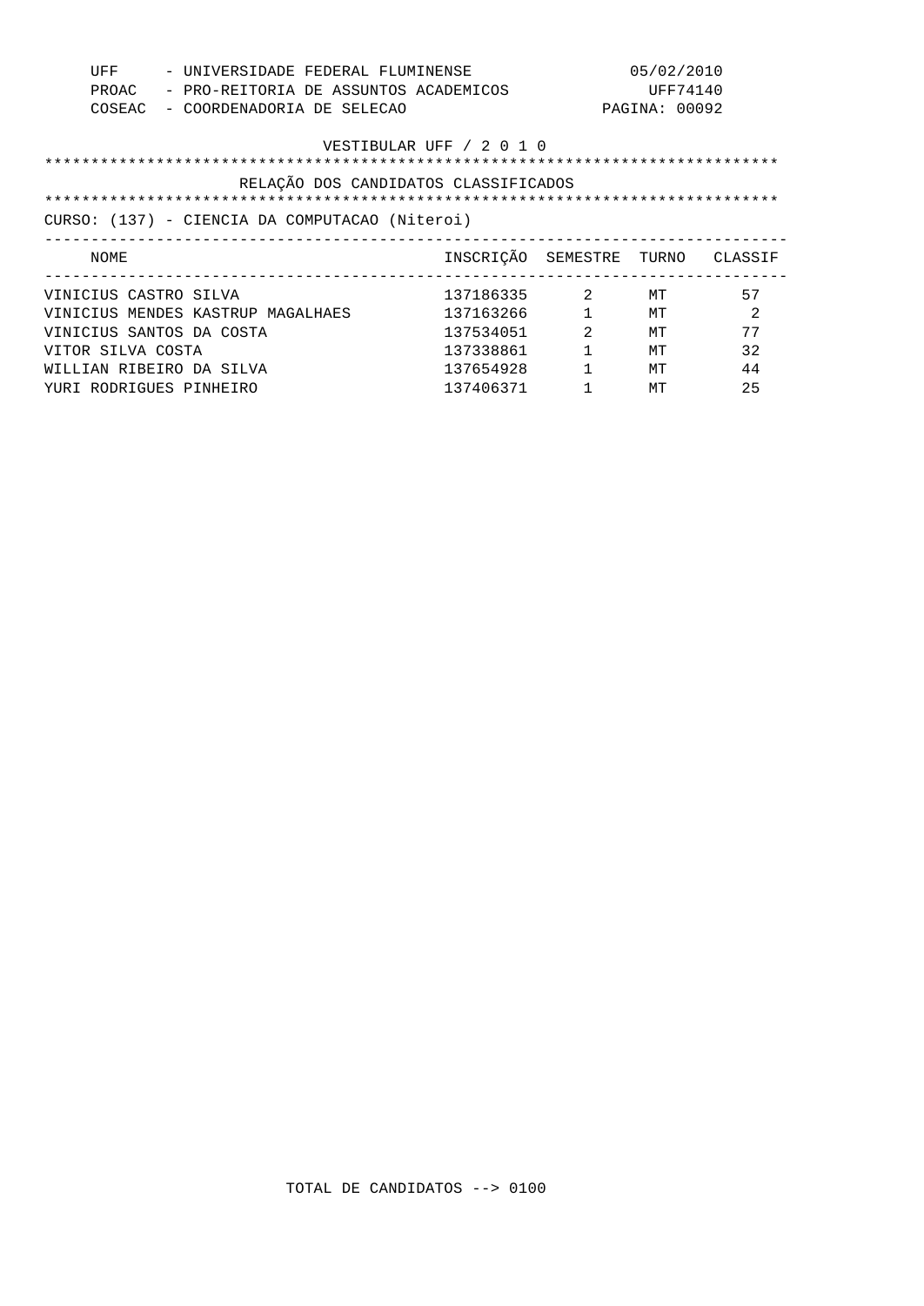UFF - UNIVERSIDADE FEDERAL FLUMINENSE
PROAC - PRO-REITORIA DE ASSUNTOS ACADEMICOS
COSEAC - COORDENADORIA DE SELECAO

05/02/2010
UFF74140
PAGINA: 00092

VESTIBULAR UFF / 2 0 1 0

RELAÇÃO DOS CANDIDATOS CLASSIFICADOS

CURSO: (137) - CIENCIA DA COMPUTACAO (Niteroi)

| NOME | INSCRIÇÃO | SEMESTRE | TURNO | CLASSIF |
|---|---|---|---|---|
| VINICIUS CASTRO SILVA | 137186335 | 2 | MT | 57 |
| VINICIUS MENDES KASTRUP MAGALHAES | 137163266 | 1 | MT | 2 |
| VINICIUS SANTOS DA COSTA | 137534051 | 2 | MT | 77 |
| VITOR SILVA COSTA | 137338861 | 1 | MT | 32 |
| WILLIAN RIBEIRO DA SILVA | 137654928 | 1 | MT | 44 |
| YURI RODRIGUES PINHEIRO | 137406371 | 1 | MT | 25 |

TOTAL DE CANDIDATOS --> 0100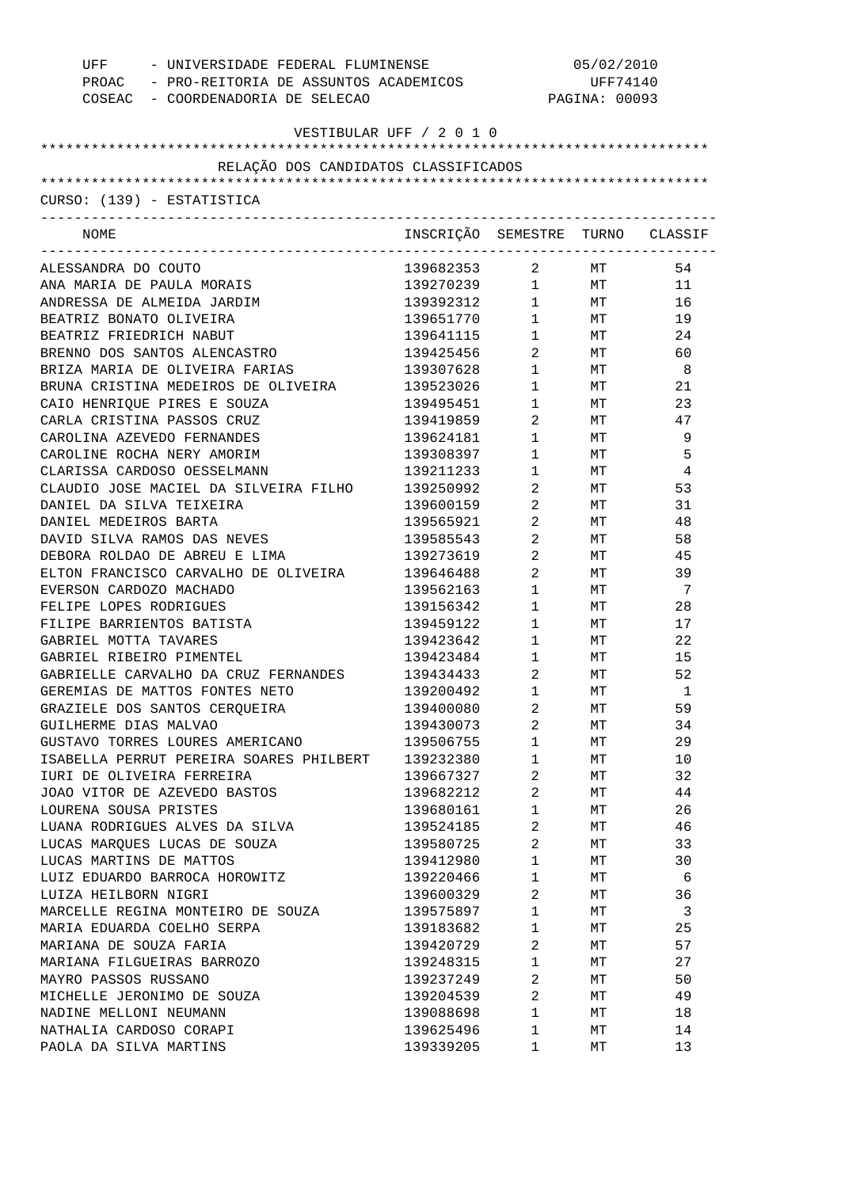UFF - UNIVERSIDADE FEDERAL FLUMINENSE 05/02/2010
PROAC - PRO-REITORIA DE ASSUNTOS ACADEMICOS UFF74140
COSEAC - COORDENADORIA DE SELECAO PAGINA: 00093

VESTIBULAR UFF / 2 0 1 0

RELAÇÃO DOS CANDIDATOS CLASSIFICADOS

CURSO: (139) - ESTATISTICA

| NOME | INSCRIÇÃO | SEMESTRE | TURNO | CLASSIF |
|---|---|---|---|---|
| ALESSANDRA DO COUTO | 139682353 | 2 | MT | 54 |
| ANA MARIA DE PAULA MORAIS | 139270239 | 1 | MT | 11 |
| ANDRESSA DE ALMEIDA JARDIM | 139392312 | 1 | MT | 16 |
| BEATRIZ BONATO OLIVEIRA | 139651770 | 1 | MT | 19 |
| BEATRIZ FRIEDRICH NABUT | 139641115 | 1 | MT | 24 |
| BRENNO DOS SANTOS ALENCASTRO | 139425456 | 2 | MT | 60 |
| BRIZA MARIA DE OLIVEIRA FARIAS | 139307628 | 1 | MT | 8 |
| BRUNA CRISTINA MEDEIROS DE OLIVEIRA | 139523026 | 1 | MT | 21 |
| CAIO HENRIQUE PIRES E SOUZA | 139495451 | 1 | MT | 23 |
| CARLA CRISTINA PASSOS CRUZ | 139419859 | 2 | MT | 47 |
| CAROLINA AZEVEDO FERNANDES | 139624181 | 1 | MT | 9 |
| CAROLINE ROCHA NERY AMORIM | 139308397 | 1 | MT | 5 |
| CLARISSA CARDOSO OESSELMANN | 139211233 | 1 | MT | 4 |
| CLAUDIO JOSE MACIEL DA SILVEIRA FILHO | 139250992 | 2 | MT | 53 |
| DANIEL DA SILVA TEIXEIRA | 139600159 | 2 | MT | 31 |
| DANIEL MEDEIROS BARTA | 139565921 | 2 | MT | 48 |
| DAVID SILVA RAMOS DAS NEVES | 139585543 | 2 | MT | 58 |
| DEBORA ROLDAO DE ABREU E LIMA | 139273619 | 2 | MT | 45 |
| ELTON FRANCISCO CARVALHO DE OLIVEIRA | 139646488 | 2 | MT | 39 |
| EVERSON CARDOZO MACHADO | 139562163 | 1 | MT | 7 |
| FELIPE LOPES RODRIGUES | 139156342 | 1 | MT | 28 |
| FILIPE BARRIENTOS BATISTA | 139459122 | 1 | MT | 17 |
| GABRIEL MOTTA TAVARES | 139423642 | 1 | MT | 22 |
| GABRIEL RIBEIRO PIMENTEL | 139423484 | 1 | MT | 15 |
| GABRIELLE CARVALHO DA CRUZ FERNANDES | 139434433 | 2 | MT | 52 |
| GEREMIAS DE MATTOS FONTES NETO | 139200492 | 1 | MT | 1 |
| GRAZIELE DOS SANTOS CERQUEIRA | 139400080 | 2 | MT | 59 |
| GUILHERME DIAS MALVAO | 139430073 | 2 | MT | 34 |
| GUSTAVO TORRES LOURES AMERICANO | 139506755 | 1 | MT | 29 |
| ISABELLA PERRUT PEREIRA SOARES PHILBERT | 139232380 | 1 | MT | 10 |
| IURI DE OLIVEIRA FERREIRA | 139667327 | 2 | MT | 32 |
| JOAO VITOR DE AZEVEDO BASTOS | 139682212 | 2 | MT | 44 |
| LOURENA SOUSA PRISTES | 139680161 | 1 | MT | 26 |
| LUANA RODRIGUES ALVES DA SILVA | 139524185 | 2 | MT | 46 |
| LUCAS MARQUES LUCAS DE SOUZA | 139580725 | 2 | MT | 33 |
| LUCAS MARTINS DE MATTOS | 139412980 | 1 | MT | 30 |
| LUIZ EDUARDO BARROCA HOROWITZ | 139220466 | 1 | MT | 6 |
| LUIZA HEILBORN NIGRI | 139600329 | 2 | MT | 36 |
| MARCELLE REGINA MONTEIRO DE SOUZA | 139575897 | 1 | MT | 3 |
| MARIA EDUARDA COELHO SERPA | 139183682 | 1 | MT | 25 |
| MARIANA DE SOUZA FARIA | 139420729 | 2 | MT | 57 |
| MARIANA FILGUEIRAS BARROZO | 139248315 | 1 | MT | 27 |
| MAYRO PASSOS RUSSANO | 139237249 | 2 | MT | 50 |
| MICHELLE JERONIMO DE SOUZA | 139204539 | 2 | MT | 49 |
| NADINE MELLONI NEUMANN | 139088698 | 1 | MT | 18 |
| NATHALIA CARDOSO CORAPI | 139625496 | 1 | MT | 14 |
| PAOLA DA SILVA MARTINS | 139339205 | 1 | MT | 13 |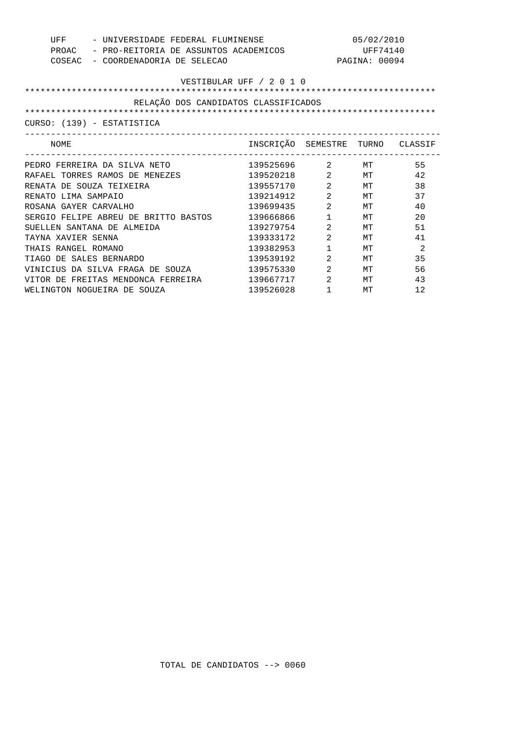UFF - UNIVERSIDADE FEDERAL FLUMINENSE
PROAC - PRO-REITORIA DE ASSUNTOS ACADEMICOS
COSEAC - COORDENADORIA DE SELECAO

05/02/2010
UFF74140
PAGINA: 00094

VESTIBULAR UFF / 2 0 1 0

RELAÇÃO DOS CANDIDATOS CLASSIFICADOS

CURSO: (139) - ESTATISTICA

| NOME | INSCRIÇÃO | SEMESTRE | TURNO | CLASSIF |
|---|---|---|---|---|
| PEDRO FERREIRA DA SILVA NETO | 139525696 | 2 | MT | 55 |
| RAFAEL TORRES RAMOS DE MENEZES | 139520218 | 2 | MT | 42 |
| RENATA DE SOUZA TEIXEIRA | 139557170 | 2 | MT | 38 |
| RENATO LIMA SAMPAIO | 139214912 | 2 | MT | 37 |
| ROSANA GAYER CARVALHO | 139699435 | 2 | MT | 40 |
| SERGIO FELIPE ABREU DE BRITTO BASTOS | 139666866 | 1 | MT | 20 |
| SUELLEN SANTANA DE ALMEIDA | 139279754 | 2 | MT | 51 |
| TAYNA XAVIER SENNA | 139333172 | 2 | MT | 41 |
| THAIS RANGEL ROMANO | 139382953 | 1 | MT | 2 |
| TIAGO DE SALES BERNARDO | 139539192 | 2 | MT | 35 |
| VINICIUS DA SILVA FRAGA DE SOUZA | 139575330 | 2 | MT | 56 |
| VITOR DE FREITAS MENDONCA FERREIRA | 139667717 | 2 | MT | 43 |
| WELINGTON NOGUEIRA DE SOUZA | 139526028 | 1 | MT | 12 |

TOTAL DE CANDIDATOS --> 0060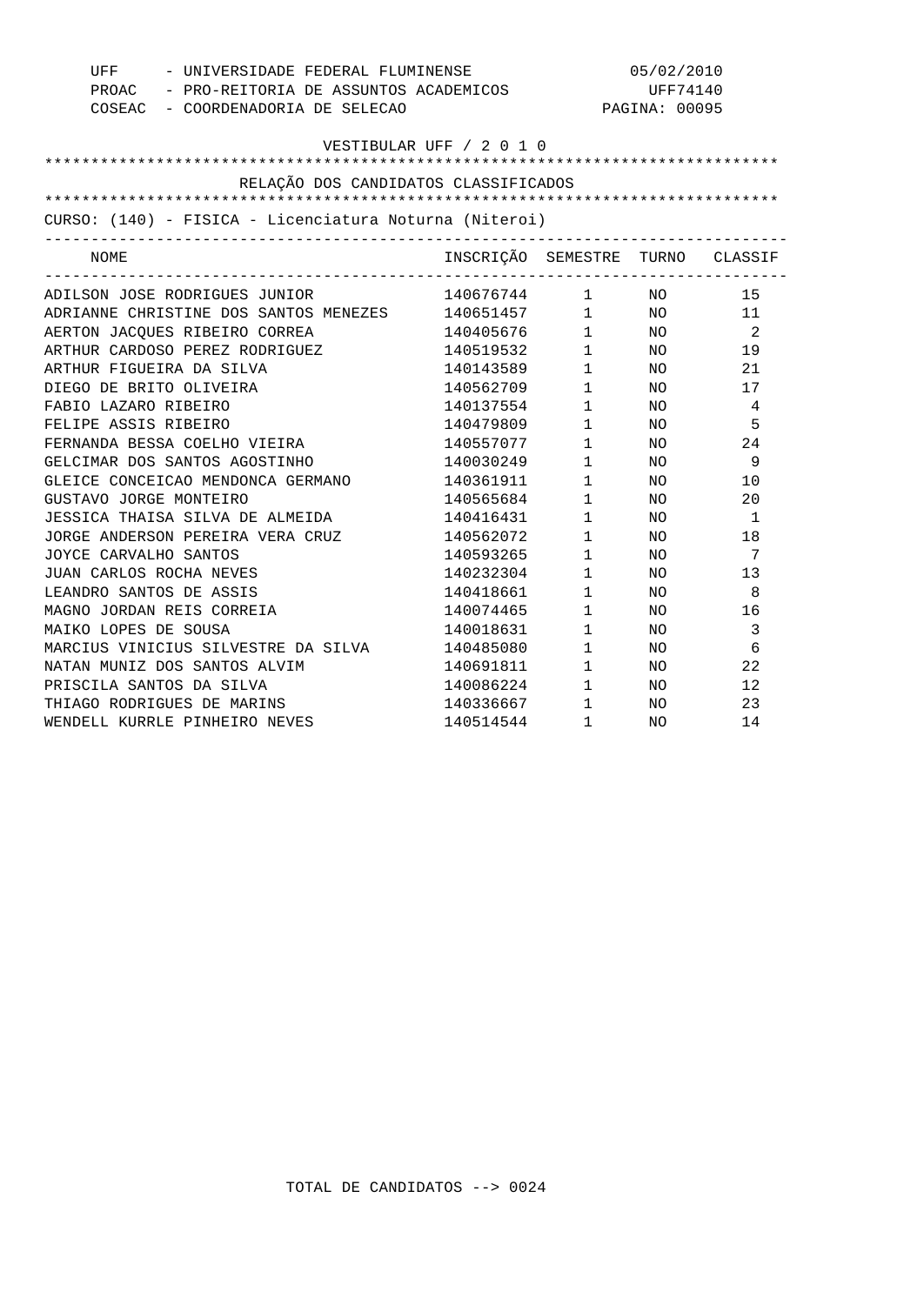UFF - UNIVERSIDADE FEDERAL FLUMINENSE 05/02/2010
PROAC - PRO-REITORIA DE ASSUNTOS ACADEMICOS UFF74140
COSEAC - COORDENADORIA DE SELECAO PAGINA: 00095

VESTIBULAR UFF / 2 0 1 0

RELAÇÃO DOS CANDIDATOS CLASSIFICADOS

CURSO: (140) - FISICA - Licenciatura Noturna (Niteroi)

| NOME | INSCRIÇÃO | SEMESTRE | TURNO | CLASSIF |
|---|---|---|---|---|
| ADILSON JOSE RODRIGUES JUNIOR | 140676744 | 1 | NO | 15 |
| ADRIANNE CHRISTINE DOS SANTOS MENEZES | 140651457 | 1 | NO | 11 |
| AERTON JACQUES RIBEIRO CORREA | 140405676 | 1 | NO | 2 |
| ARTHUR CARDOSO PEREZ RODRIGUEZ | 140519532 | 1 | NO | 19 |
| ARTHUR FIGUEIRA DA SILVA | 140143589 | 1 | NO | 21 |
| DIEGO DE BRITO OLIVEIRA | 140562709 | 1 | NO | 17 |
| FABIO LAZARO RIBEIRO | 140137554 | 1 | NO | 4 |
| FELIPE ASSIS RIBEIRO | 140479809 | 1 | NO | 5 |
| FERNANDA BESSA COELHO VIEIRA | 140557077 | 1 | NO | 24 |
| GELCIMAR DOS SANTOS AGOSTINHO | 140030249 | 1 | NO | 9 |
| GLEICE CONCEICAO MENDONCA GERMANO | 140361911 | 1 | NO | 10 |
| GUSTAVO JORGE MONTEIRO | 140565684 | 1 | NO | 20 |
| JESSICA THAISA SILVA DE ALMEIDA | 140416431 | 1 | NO | 1 |
| JORGE ANDERSON PEREIRA VERA CRUZ | 140562072 | 1 | NO | 18 |
| JOYCE CARVALHO SANTOS | 140593265 | 1 | NO | 7 |
| JUAN CARLOS ROCHA NEVES | 140232304 | 1 | NO | 13 |
| LEANDRO SANTOS DE ASSIS | 140418661 | 1 | NO | 8 |
| MAGNO JORDAN REIS CORREIA | 140074465 | 1 | NO | 16 |
| MAIKO LOPES DE SOUSA | 140018631 | 1 | NO | 3 |
| MARCIUS VINICIUS SILVESTRE DA SILVA | 140485080 | 1 | NO | 6 |
| NATAN MUNIZ DOS SANTOS ALVIM | 140691811 | 1 | NO | 22 |
| PRISCILA SANTOS DA SILVA | 140086224 | 1 | NO | 12 |
| THIAGO RODRIGUES DE MARINS | 140336667 | 1 | NO | 23 |
| WENDELL KURRLE PINHEIRO NEVES | 140514544 | 1 | NO | 14 |

TOTAL DE CANDIDATOS --> 0024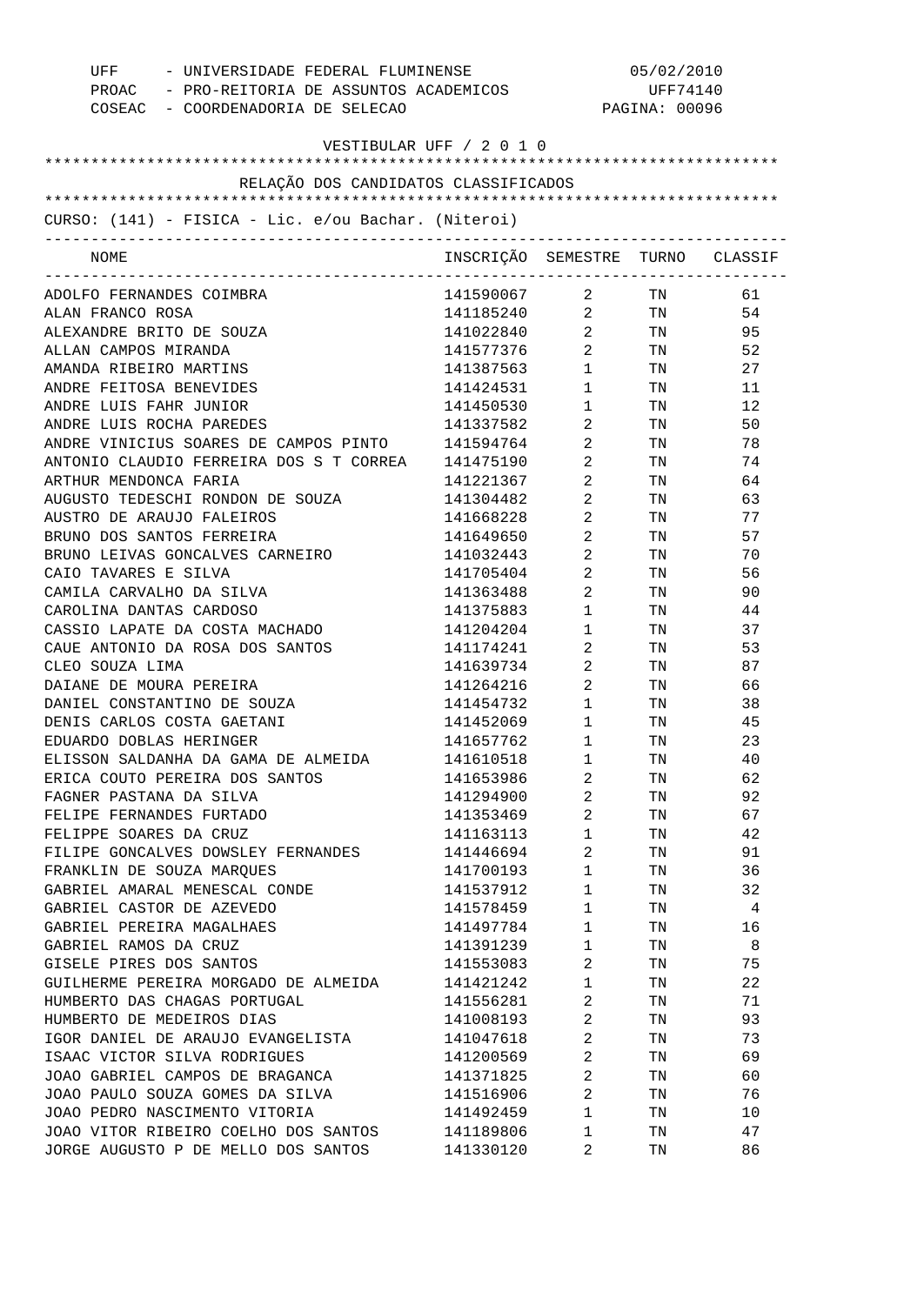UFF - UNIVERSIDADE FEDERAL FLUMINENSE 05/02/2010
PROAC - PRO-REITORIA DE ASSUNTOS ACADEMICOS UFF74140
COSEAC - COORDENADORIA DE SELECAO

VESTIBULAR UFF / 2 0 1 0

RELAÇÃO DOS CANDIDATOS CLASSIFICADOS

CURSO: (141) - FISICA - Lic. e/ou Bachar. (Niteroi)

| NOME | INSCRIÇÃO | SEMESTRE | TURNO | CLASSIF |
|---|---|---|---|---|
| ADOLFO FERNANDES COIMBRA | 141590067 | 2 | TN | 61 |
| ALAN FRANCO ROSA | 141185240 | 2 | TN | 54 |
| ALEXANDRE BRITO DE SOUZA | 141022840 | 2 | TN | 95 |
| ALLAN CAMPOS MIRANDA | 141577376 | 2 | TN | 52 |
| AMANDA RIBEIRO MARTINS | 141387563 | 1 | TN | 27 |
| ANDRE FEITOSA BENEVIDES | 141424531 | 1 | TN | 11 |
| ANDRE LUIS FAHR JUNIOR | 141450530 | 1 | TN | 12 |
| ANDRE LUIS ROCHA PAREDES | 141337582 | 2 | TN | 50 |
| ANDRE VINICIUS SOARES DE CAMPOS PINTO | 141594764 | 2 | TN | 78 |
| ANTONIO CLAUDIO FERREIRA DOS S T CORREA | 141475190 | 2 | TN | 74 |
| ARTHUR MENDONCA FARIA | 141221367 | 2 | TN | 64 |
| AUGUSTO TEDESCHI RONDON DE SOUZA | 141304482 | 2 | TN | 63 |
| AUSTRO DE ARAUJO FALEIROS | 141668228 | 2 | TN | 77 |
| BRUNO DOS SANTOS FERREIRA | 141649650 | 2 | TN | 57 |
| BRUNO LEIVAS GONCALVES CARNEIRO | 141032443 | 2 | TN | 70 |
| CAIO TAVARES E SILVA | 141705404 | 2 | TN | 56 |
| CAMILA CARVALHO DA SILVA | 141363488 | 2 | TN | 90 |
| CAROLINA DANTAS CARDOSO | 141375883 | 1 | TN | 44 |
| CASSIO LAPATE DA COSTA MACHADO | 141204204 | 1 | TN | 37 |
| CAUE ANTONIO DA ROSA DOS SANTOS | 141174241 | 2 | TN | 53 |
| CLEO SOUZA LIMA | 141639734 | 2 | TN | 87 |
| DAIANE DE MOURA PEREIRA | 141264216 | 2 | TN | 66 |
| DANIEL CONSTANTINO DE SOUZA | 141454732 | 1 | TN | 38 |
| DENIS CARLOS COSTA GAETANI | 141452069 | 1 | TN | 45 |
| EDUARDO DOBLAS HERINGER | 141657762 | 1 | TN | 23 |
| ELISSON SALDANHA DA GAMA DE ALMEIDA | 141610518 | 1 | TN | 40 |
| ERICA COUTO PEREIRA DOS SANTOS | 141653986 | 2 | TN | 62 |
| FAGNER PASTANA DA SILVA | 141294900 | 2 | TN | 92 |
| FELIPE FERNANDES FURTADO | 141353469 | 2 | TN | 67 |
| FELIPPE SOARES DA CRUZ | 141163113 | 1 | TN | 42 |
| FILIPE GONCALVES DOWSLEY FERNANDES | 141446694 | 2 | TN | 91 |
| FRANKLIN DE SOUZA MARQUES | 141700193 | 1 | TN | 36 |
| GABRIEL AMARAL MENESCAL CONDE | 141537912 | 1 | TN | 32 |
| GABRIEL CASTOR DE AZEVEDO | 141578459 | 1 | TN | 4 |
| GABRIEL PEREIRA MAGALHAES | 141497784 | 1 | TN | 16 |
| GABRIEL RAMOS DA CRUZ | 141391239 | 1 | TN | 8 |
| GISELE PIRES DOS SANTOS | 141553083 | 2 | TN | 75 |
| GUILHERME PEREIRA MORGADO DE ALMEIDA | 141421242 | 1 | TN | 22 |
| HUMBERTO DAS CHAGAS PORTUGAL | 141556281 | 2 | TN | 71 |
| HUMBERTO DE MEDEIROS DIAS | 141008193 | 2 | TN | 93 |
| IGOR DANIEL DE ARAUJO EVANGELISTA | 141047618 | 2 | TN | 73 |
| ISAAC VICTOR SILVA RODRIGUES | 141200569 | 2 | TN | 69 |
| JOAO GABRIEL CAMPOS DE BRAGANCA | 141371825 | 2 | TN | 60 |
| JOAO PAULO SOUZA GOMES DA SILVA | 141516906 | 2 | TN | 76 |
| JOAO PEDRO NASCIMENTO VITORIA | 141492459 | 1 | TN | 10 |
| JOAO VITOR RIBEIRO COELHO DOS SANTOS | 141189806 | 1 | TN | 47 |
| JORGE AUGUSTO P DE MELLO DOS SANTOS | 141330120 | 2 | TN | 86 |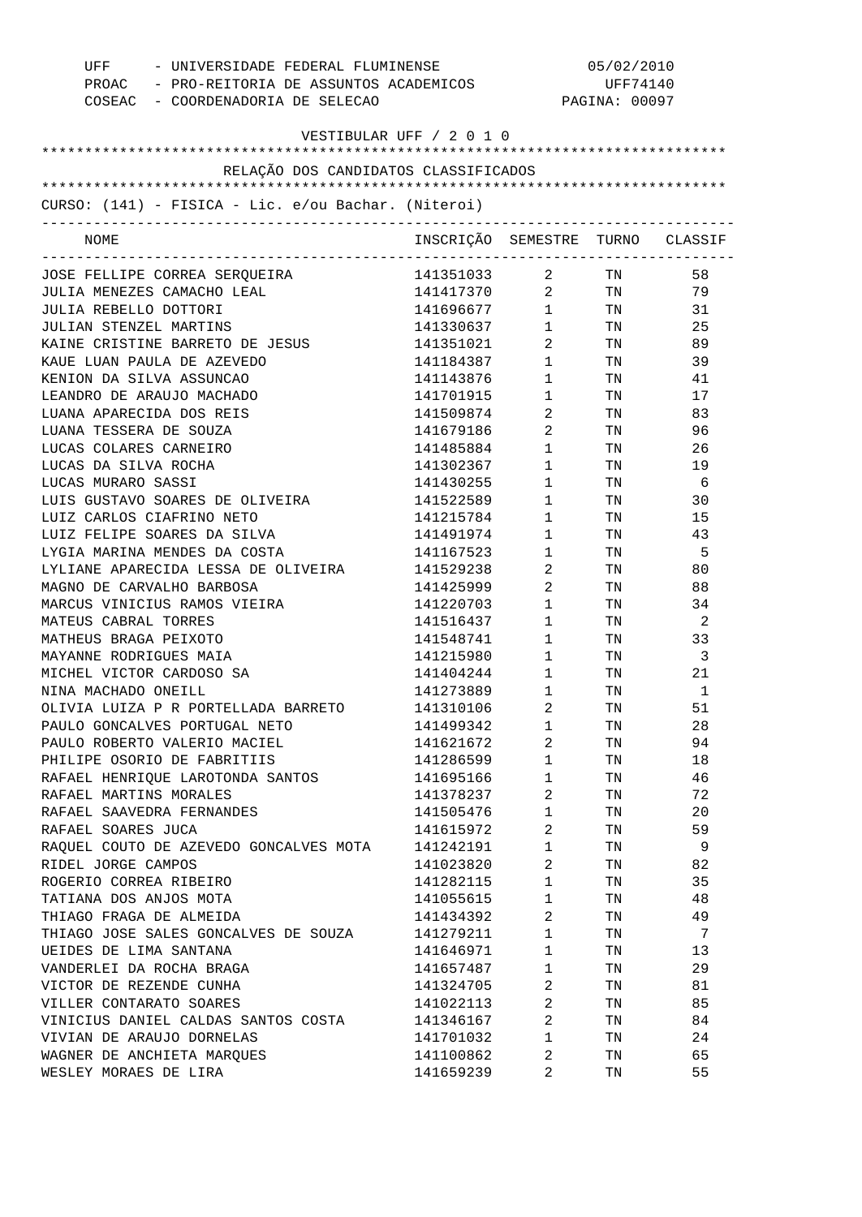UFF - UNIVERSIDADE FEDERAL FLUMINENSE 05/02/2010
PROAC - PRO-REITORIA DE ASSUNTOS ACADEMICOS UFF74140
COSEAC - COORDENADORIA DE SELECAO PAGINA: 00097

VESTIBULAR UFF / 2 0 1 0

RELAÇÃO DOS CANDIDATOS CLASSIFICADOS

CURSO: (141) - FISICA - Lic. e/ou Bachar. (Niteroi)

| NOME | INSCRIÇÃO | SEMESTRE | TURNO | CLASSIF |
|---|---|---|---|---|
| JOSE FELLIPE CORREA SERQUEIRA | 141351033 | 2 | TN | 58 |
| JULIA MENEZES CAMACHO LEAL | 141417370 | 2 | TN | 79 |
| JULIA REBELLO DOTTORI | 141696677 | 1 | TN | 31 |
| JULIAN STENZEL MARTINS | 141330637 | 1 | TN | 25 |
| KAINE CRISTINE BARRETO DE JESUS | 141351021 | 2 | TN | 89 |
| KAUE LUAN PAULA DE AZEVEDO | 141184387 | 1 | TN | 39 |
| KENION DA SILVA ASSUNCAO | 141143876 | 1 | TN | 41 |
| LEANDRO DE ARAUJO MACHADO | 141701915 | 1 | TN | 17 |
| LUANA APARECIDA DOS REIS | 141509874 | 2 | TN | 83 |
| LUANA TESSERA DE SOUZA | 141679186 | 2 | TN | 96 |
| LUCAS COLARES CARNEIRO | 141485884 | 1 | TN | 26 |
| LUCAS DA SILVA ROCHA | 141302367 | 1 | TN | 19 |
| LUCAS MURARO SASSI | 141430255 | 1 | TN | 6 |
| LUIS GUSTAVO SOARES DE OLIVEIRA | 141522589 | 1 | TN | 30 |
| LUIZ CARLOS CIAFRINO NETO | 141215784 | 1 | TN | 15 |
| LUIZ FELIPE SOARES DA SILVA | 141491974 | 1 | TN | 43 |
| LYGIA MARINA MENDES DA COSTA | 141167523 | 1 | TN | 5 |
| LYLIANE APARECIDA LESSA DE OLIVEIRA | 141529238 | 2 | TN | 80 |
| MAGNO DE CARVALHO BARBOSA | 141425999 | 2 | TN | 88 |
| MARCUS VINICIUS RAMOS VIEIRA | 141220703 | 1 | TN | 34 |
| MATEUS CABRAL TORRES | 141516437 | 1 | TN | 2 |
| MATHEUS BRAGA PEIXOTO | 141548741 | 1 | TN | 33 |
| MAYANNE RODRIGUES MAIA | 141215980 | 1 | TN | 3 |
| MICHEL VICTOR CARDOSO SA | 141404244 | 1 | TN | 21 |
| NINA MACHADO ONEILL | 141273889 | 1 | TN | 1 |
| OLIVIA LUIZA P R PORTELLADA BARRETO | 141310106 | 2 | TN | 51 |
| PAULO GONCALVES PORTUGAL NETO | 141499342 | 1 | TN | 28 |
| PAULO ROBERTO VALERIO MACIEL | 141621672 | 2 | TN | 94 |
| PHILIPE OSORIO DE FABRITIIS | 141286599 | 1 | TN | 18 |
| RAFAEL HENRIQUE LAROTONDA SANTOS | 141695166 | 1 | TN | 46 |
| RAFAEL MARTINS MORALES | 141378237 | 2 | TN | 72 |
| RAFAEL SAAVEDRA FERNANDES | 141505476 | 1 | TN | 20 |
| RAFAEL SOARES JUCA | 141615972 | 2 | TN | 59 |
| RAQUEL COUTO DE AZEVEDO GONCALVES MOTA | 141242191 | 1 | TN | 9 |
| RIDEL JORGE CAMPOS | 141023820 | 2 | TN | 82 |
| ROGERIO CORREA RIBEIRO | 141282115 | 1 | TN | 35 |
| TATIANA DOS ANJOS MOTA | 141055615 | 1 | TN | 48 |
| THIAGO FRAGA DE ALMEIDA | 141434392 | 2 | TN | 49 |
| THIAGO JOSE SALES GONCALVES DE SOUZA | 141279211 | 1 | TN | 7 |
| UEIDES DE LIMA SANTANA | 141646971 | 1 | TN | 13 |
| VANDERLEI DA ROCHA BRAGA | 141657487 | 1 | TN | 29 |
| VICTOR DE REZENDE CUNHA | 141324705 | 2 | TN | 81 |
| VILLER CONTARATO SOARES | 141022113 | 2 | TN | 85 |
| VINICIUS DANIEL CALDAS SANTOS COSTA | 141346167 | 2 | TN | 84 |
| VIVIAN DE ARAUJO DORNELAS | 141701032 | 1 | TN | 24 |
| WAGNER DE ANCHIETA MARQUES | 141100862 | 2 | TN | 65 |
| WESLEY MORAES DE LIRA | 141659239 | 2 | TN | 55 |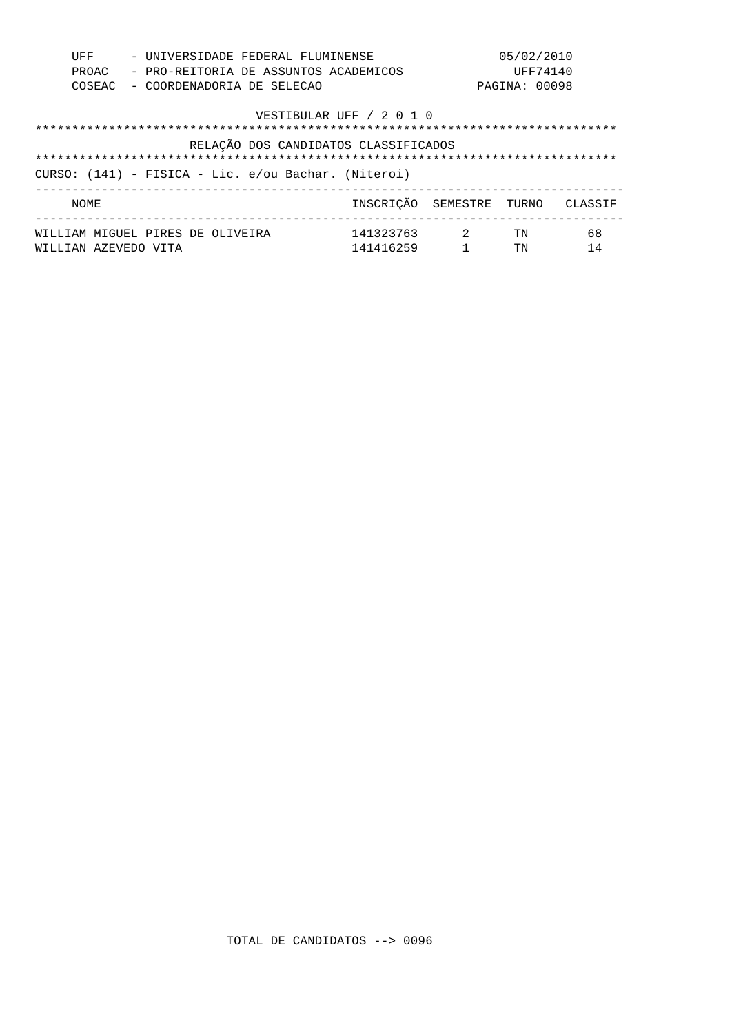UFF - UNIVERSIDADE FEDERAL FLUMINENSE — 05/02/2010
PROAC - PRO-REITORIA DE ASSUNTOS ACADEMICOS — UFF74140
COSEAC - COORDENADORIA DE SELECAO

VESTIBULAR UFF / 2 0 1 0

## RELAÇÃO DOS CANDIDATOS CLASSIFICADOS

CURSO: (141) - FISICA - Lic. e/ou Bachar. (Niteroi)

| NOME | INSCRIÇÃO | SEMESTRE | TURNO | CLASSIF |
|---|---|---|---|---|
| WILLIAM MIGUEL PIRES DE OLIVEIRA | 141323763 | 2 | TN | 68 |
| WILLIAN AZEVEDO VITA | 141416259 | 1 | TN | 14 |

TOTAL DE CANDIDATOS --> 0096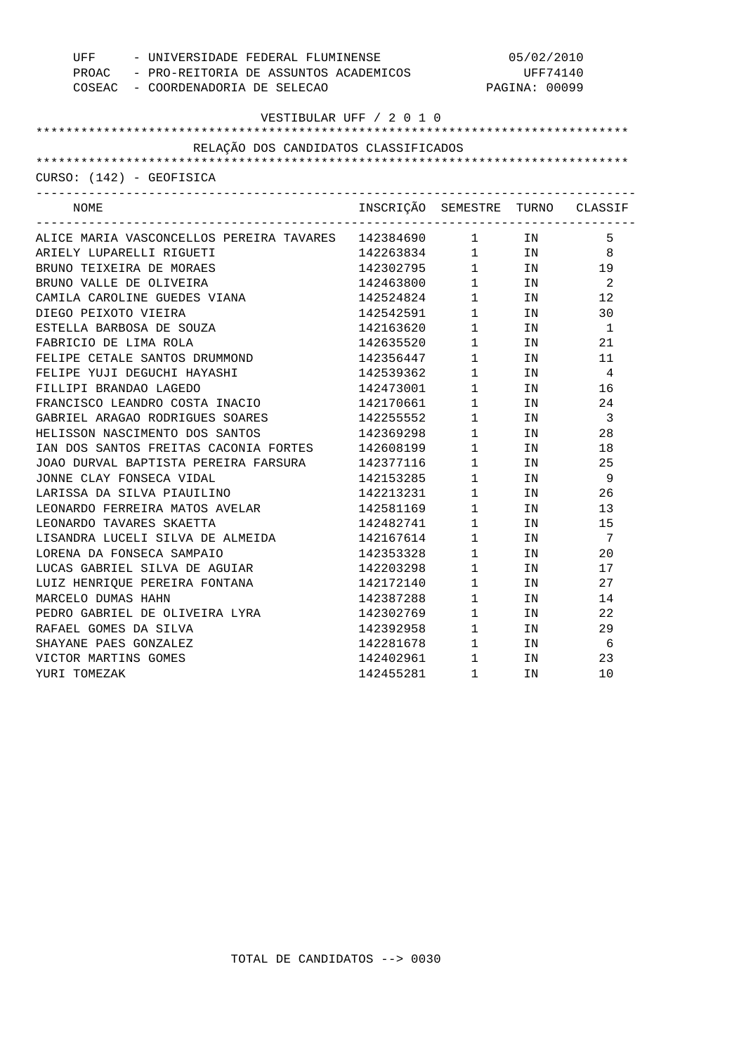UFF - UNIVERSIDADE FEDERAL FLUMINENSE 05/02/2010
PROAC - PRO-REITORIA DE ASSUNTOS ACADEMICOS UFF74140
COSEAC - COORDENADORIA DE SELECAO PAGINA: 00099

VESTIBULAR UFF / 2 0 1 0

RELAÇÃO DOS CANDIDATOS CLASSIFICADOS

CURSO: (142) - GEOFISICA

| NOME | INSCRIÇÃO | SEMESTRE | TURNO | CLASSIF |
|---|---|---|---|---|
| ALICE MARIA VASCONCELLOS PEREIRA TAVARES | 142384690 | 1 | IN | 5 |
| ARIELY LUPARELLI RIGUETI | 142263834 | 1 | IN | 8 |
| BRUNO TEIXEIRA DE MORAES | 142302795 | 1 | IN | 19 |
| BRUNO VALLE DE OLIVEIRA | 142463800 | 1 | IN | 2 |
| CAMILA CAROLINE GUEDES VIANA | 142524824 | 1 | IN | 12 |
| DIEGO PEIXOTO VIEIRA | 142542591 | 1 | IN | 30 |
| ESTELLA BARBOSA DE SOUZA | 142163620 | 1 | IN | 1 |
| FABRICIO DE LIMA ROLA | 142635520 | 1 | IN | 21 |
| FELIPE CETALE SANTOS DRUMMOND | 142356447 | 1 | IN | 11 |
| FELIPE YUJI DEGUCHI HAYASHI | 142539362 | 1 | IN | 4 |
| FILLIPI BRANDAO LAGEDO | 142473001 | 1 | IN | 16 |
| FRANCISCO LEANDRO COSTA INACIO | 142170661 | 1 | IN | 24 |
| GABRIEL ARAGAO RODRIGUES SOARES | 142255552 | 1 | IN | 3 |
| HELISSON NASCIMENTO DOS SANTOS | 142369298 | 1 | IN | 28 |
| IAN DOS SANTOS FREITAS CACONIA FORTES | 142608199 | 1 | IN | 18 |
| JOAO DURVAL BAPTISTA PEREIRA FARSURA | 142377116 | 1 | IN | 25 |
| JONNE CLAY FONSECA VIDAL | 142153285 | 1 | IN | 9 |
| LARISSA DA SILVA PIAUILINO | 142213231 | 1 | IN | 26 |
| LEONARDO FERREIRA MATOS AVELAR | 142581169 | 1 | IN | 13 |
| LEONARDO TAVARES SKAETTA | 142482741 | 1 | IN | 15 |
| LISANDRA LUCELI SILVA DE ALMEIDA | 142167614 | 1 | IN | 7 |
| LORENA DA FONSECA SAMPAIO | 142353328 | 1 | IN | 20 |
| LUCAS GABRIEL SILVA DE AGUIAR | 142203298 | 1 | IN | 17 |
| LUIZ HENRIQUE PEREIRA FONTANA | 142172140 | 1 | IN | 27 |
| MARCELO DUMAS HAHN | 142387288 | 1 | IN | 14 |
| PEDRO GABRIEL DE OLIVEIRA LYRA | 142302769 | 1 | IN | 22 |
| RAFAEL GOMES DA SILVA | 142392958 | 1 | IN | 29 |
| SHAYANE PAES GONZALEZ | 142281678 | 1 | IN | 6 |
| VICTOR MARTINS GOMES | 142402961 | 1 | IN | 23 |
| YURI TOMEZAK | 142455281 | 1 | IN | 10 |

TOTAL DE CANDIDATOS --> 0030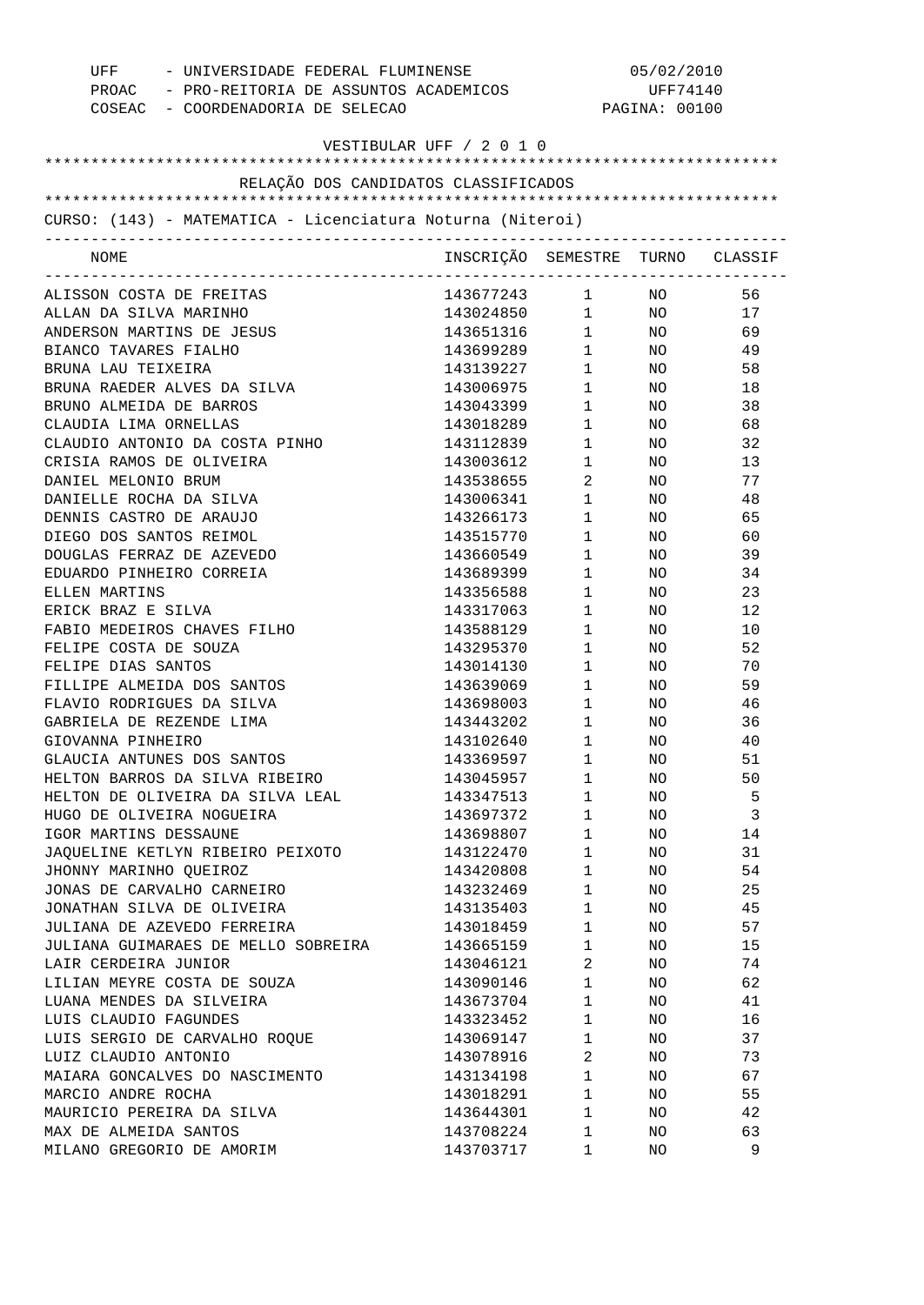UFF - UNIVERSIDADE FEDERAL FLUMINENSE 05/02/2010
PROAC - PRO-REITORIA DE ASSUNTOS ACADEMICOS UFF74140
COSEAC - COORDENADORIA DE SELECAO

VESTIBULAR UFF / 2 0 1 0

RELAÇÃO DOS CANDIDATOS CLASSIFICADOS

CURSO: (143) - MATEMATICA - Licenciatura Noturna (Niteroi)

| NOME | INSCRIÇÃO | SEMESTRE | TURNO | CLASSIF |
|---|---|---|---|---|
| ALISSON COSTA DE FREITAS | 143677243 | 1 | NO | 56 |
| ALLAN DA SILVA MARINHO | 143024850 | 1 | NO | 17 |
| ANDERSON MARTINS DE JESUS | 143651316 | 1 | NO | 69 |
| BIANCO TAVARES FIALHO | 143699289 | 1 | NO | 49 |
| BRUNA LAU TEIXEIRA | 143139227 | 1 | NO | 58 |
| BRUNA RAEDER ALVES DA SILVA | 143006975 | 1 | NO | 18 |
| BRUNO ALMEIDA DE BARROS | 143043399 | 1 | NO | 38 |
| CLAUDIA LIMA ORNELLAS | 143018289 | 1 | NO | 68 |
| CLAUDIO ANTONIO DA COSTA PINHO | 143112839 | 1 | NO | 32 |
| CRISIA RAMOS DE OLIVEIRA | 143003612 | 1 | NO | 13 |
| DANIEL MELONIO BRUM | 143538655 | 2 | NO | 77 |
| DANIELLE ROCHA DA SILVA | 143006341 | 1 | NO | 48 |
| DENNIS CASTRO DE ARAUJO | 143266173 | 1 | NO | 65 |
| DIEGO DOS SANTOS REIMOL | 143515770 | 1 | NO | 60 |
| DOUGLAS FERRAZ DE AZEVEDO | 143660549 | 1 | NO | 39 |
| EDUARDO PINHEIRO CORREIA | 143689399 | 1 | NO | 34 |
| ELLEN MARTINS | 143356588 | 1 | NO | 23 |
| ERICK BRAZ E SILVA | 143317063 | 1 | NO | 12 |
| FABIO MEDEIROS CHAVES FILHO | 143588129 | 1 | NO | 10 |
| FELIPE COSTA DE SOUZA | 143295370 | 1 | NO | 52 |
| FELIPE DIAS SANTOS | 143014130 | 1 | NO | 70 |
| FILLIPE ALMEIDA DOS SANTOS | 143639069 | 1 | NO | 59 |
| FLAVIO RODRIGUES DA SILVA | 143698003 | 1 | NO | 46 |
| GABRIELA DE REZENDE LIMA | 143443202 | 1 | NO | 36 |
| GIOVANNA PINHEIRO | 143102640 | 1 | NO | 40 |
| GLAUCIA ANTUNES DOS SANTOS | 143369597 | 1 | NO | 51 |
| HELTON BARROS DA SILVA RIBEIRO | 143045957 | 1 | NO | 50 |
| HELTON DE OLIVEIRA DA SILVA LEAL | 143347513 | 1 | NO | 5 |
| HUGO DE OLIVEIRA NOGUEIRA | 143697372 | 1 | NO | 3 |
| IGOR MARTINS DESSAUNE | 143698807 | 1 | NO | 14 |
| JAQUELINE KETLYN RIBEIRO PEIXOTO | 143122470 | 1 | NO | 31 |
| JHONNY MARINHO QUEIROZ | 143420808 | 1 | NO | 54 |
| JONAS DE CARVALHO CARNEIRO | 143232469 | 1 | NO | 25 |
| JONATHAN SILVA DE OLIVEIRA | 143135403 | 1 | NO | 45 |
| JULIANA DE AZEVEDO FERREIRA | 143018459 | 1 | NO | 57 |
| JULIANA GUIMARAES DE MELLO SOBREIRA | 143665159 | 1 | NO | 15 |
| LAIR CERDEIRA JUNIOR | 143046121 | 2 | NO | 74 |
| LILIAN MEYRE COSTA DE SOUZA | 143090146 | 1 | NO | 62 |
| LUANA MENDES DA SILVEIRA | 143673704 | 1 | NO | 41 |
| LUIS CLAUDIO FAGUNDES | 143323452 | 1 | NO | 16 |
| LUIS SERGIO DE CARVALHO ROQUE | 143069147 | 1 | NO | 37 |
| LUIZ CLAUDIO ANTONIO | 143078916 | 2 | NO | 73 |
| MAIARA GONCALVES DO NASCIMENTO | 143134198 | 1 | NO | 67 |
| MARCIO ANDRE ROCHA | 143018291 | 1 | NO | 55 |
| MAURICIO PEREIRA DA SILVA | 143644301 | 1 | NO | 42 |
| MAX DE ALMEIDA SANTOS | 143708224 | 1 | NO | 63 |
| MILANO GREGORIO DE AMORIM | 143703717 | 1 | NO | 9 |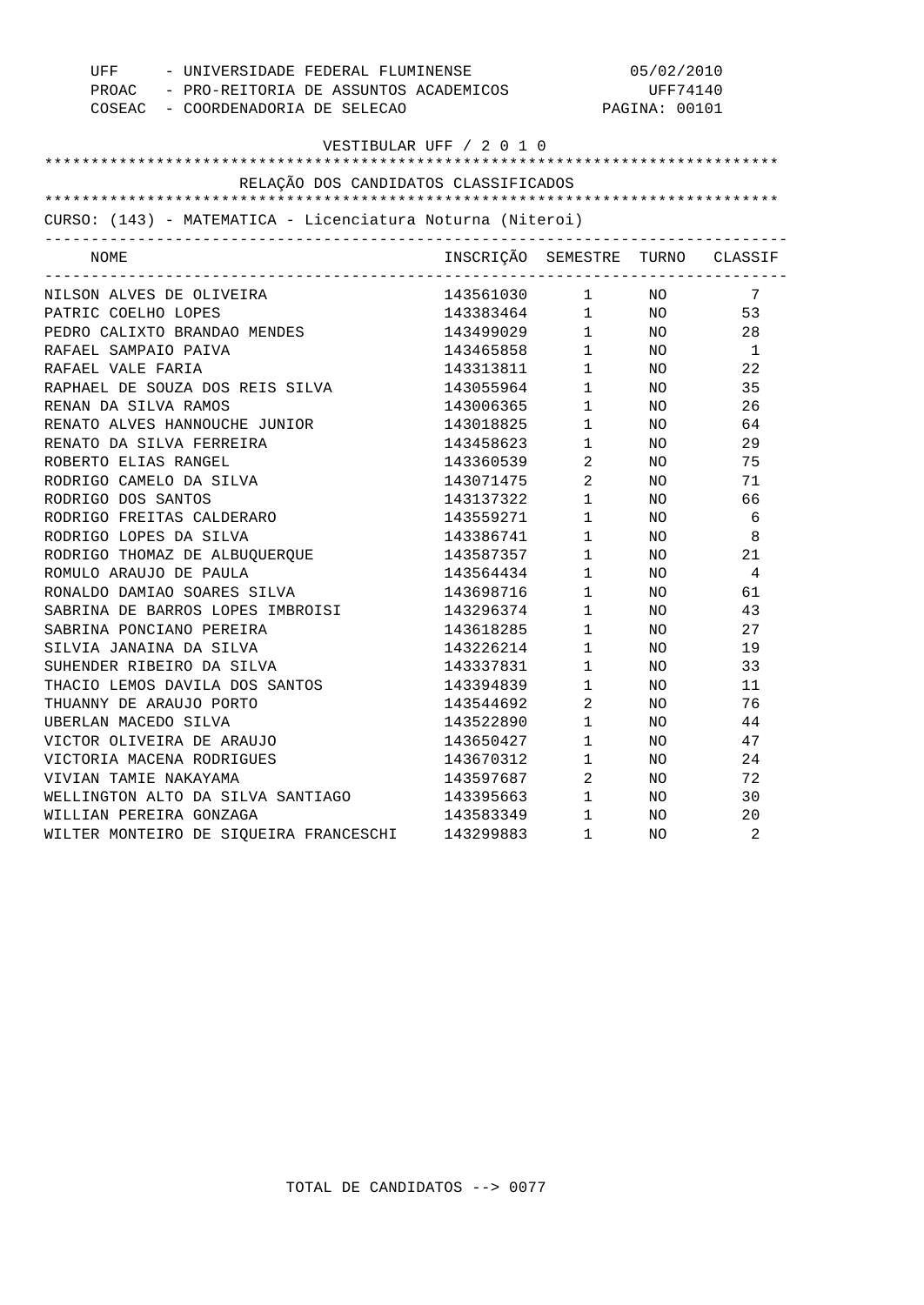UFF - UNIVERSIDADE FEDERAL FLUMINENSE
PROAC - PRO-REITORIA DE ASSUNTOS ACADEMICOS
COSEAC - COORDENADORIA DE SELECAO

05/02/2010
UFF74140
PAGINA: 00101

VESTIBULAR UFF / 2 0 1 0

## RELAÇÃO DOS CANDIDATOS CLASSIFICADOS

CURSO: (143) - MATEMATICA - Licenciatura Noturna (Niteroi)

| NOME | INSCRIÇÃO | SEMESTRE | TURNO | CLASSIF |
|---|---|---|---|---|
| NILSON ALVES DE OLIVEIRA | 143561030 | 1 | NO | 7 |
| PATRIC COELHO LOPES | 143383464 | 1 | NO | 53 |
| PEDRO CALIXTO BRANDAO MENDES | 143499029 | 1 | NO | 28 |
| RAFAEL SAMPAIO PAIVA | 143465858 | 1 | NO | 1 |
| RAFAEL VALE FARIA | 143313811 | 1 | NO | 22 |
| RAPHAEL DE SOUZA DOS REIS SILVA | 143055964 | 1 | NO | 35 |
| RENAN DA SILVA RAMOS | 143006365 | 1 | NO | 26 |
| RENATO ALVES HANNOUCHE JUNIOR | 143018825 | 1 | NO | 64 |
| RENATO DA SILVA FERREIRA | 143458623 | 1 | NO | 29 |
| ROBERTO ELIAS RANGEL | 143360539 | 2 | NO | 75 |
| RODRIGO CAMELO DA SILVA | 143071475 | 2 | NO | 71 |
| RODRIGO DOS SANTOS | 143137322 | 1 | NO | 66 |
| RODRIGO FREITAS CALDERARO | 143559271 | 1 | NO | 6 |
| RODRIGO LOPES DA SILVA | 143386741 | 1 | NO | 8 |
| RODRIGO THOMAZ DE ALBUQUERQUE | 143587357 | 1 | NO | 21 |
| ROMULO ARAUJO DE PAULA | 143564434 | 1 | NO | 4 |
| RONALDO DAMIAO SOARES SILVA | 143698716 | 1 | NO | 61 |
| SABRINA DE BARROS LOPES IMBROISI | 143296374 | 1 | NO | 43 |
| SABRINA PONCIANO PEREIRA | 143618285 | 1 | NO | 27 |
| SILVIA JANAINA DA SILVA | 143226214 | 1 | NO | 19 |
| SUHENDER RIBEIRO DA SILVA | 143337831 | 1 | NO | 33 |
| THACIO LEMOS DAVILA DOS SANTOS | 143394839 | 1 | NO | 11 |
| THUANNY DE ARAUJO PORTO | 143544692 | 2 | NO | 76 |
| UBERLAN MACEDO SILVA | 143522890 | 1 | NO | 44 |
| VICTOR OLIVEIRA DE ARAUJO | 143650427 | 1 | NO | 47 |
| VICTORIA MACENA RODRIGUES | 143670312 | 1 | NO | 24 |
| VIVIAN TAMIE NAKAYAMA | 143597687 | 2 | NO | 72 |
| WELLINGTON ALTO DA SILVA SANTIAGO | 143395663 | 1 | NO | 30 |
| WILLIAN PEREIRA GONZAGA | 143583349 | 1 | NO | 20 |
| WILTER MONTEIRO DE SIQUEIRA FRANCESCHI | 143299883 | 1 | NO | 2 |

TOTAL DE CANDIDATOS --> 0077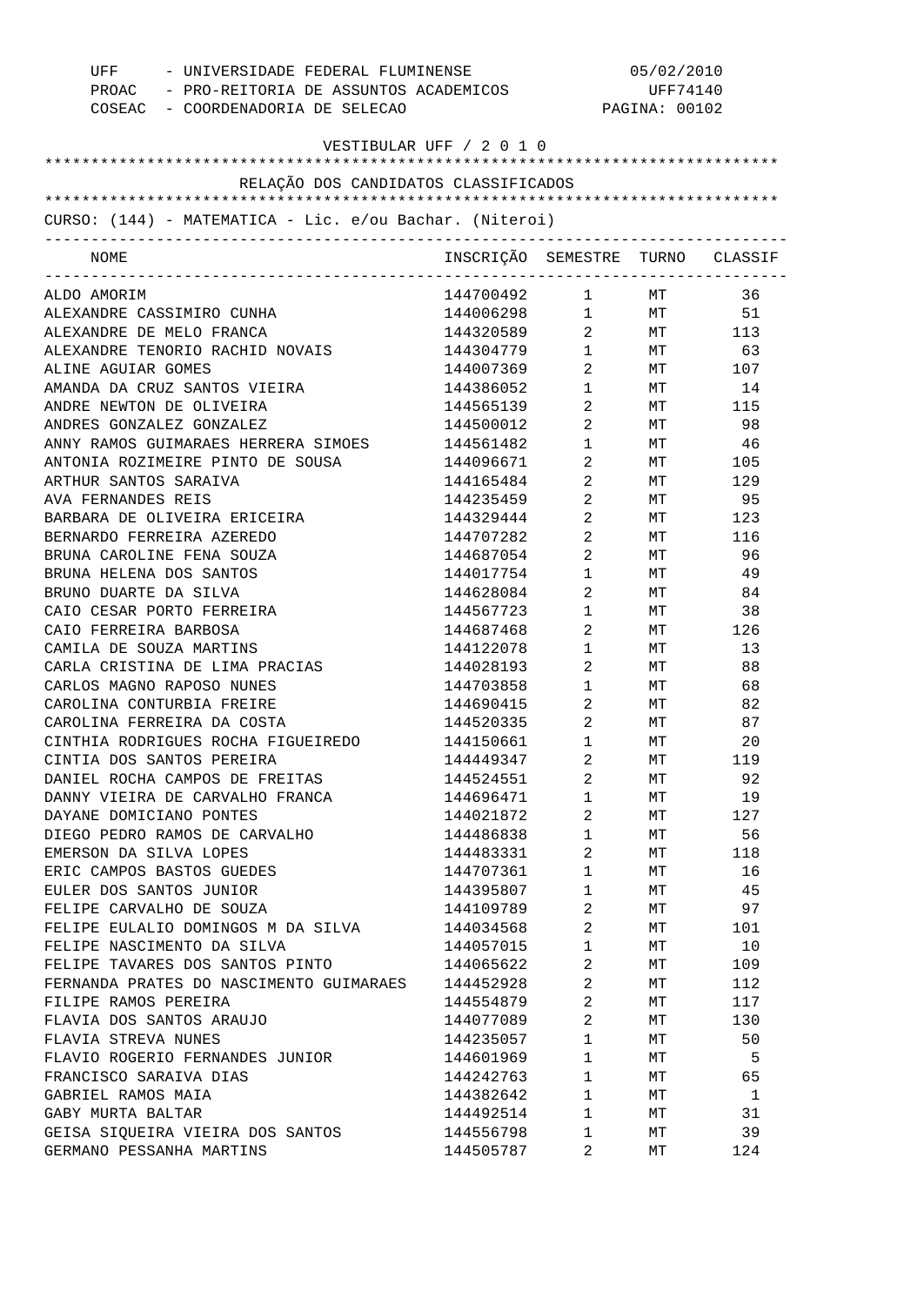UFF - UNIVERSIDADE FEDERAL FLUMINENSE — 05/02/2010
PROAC - PRO-REITORIA DE ASSUNTOS ACADEMICOS — UFF74140
COSEAC - COORDENADORIA DE SELECAO

VESTIBULAR UFF / 2 0 1 0

## RELAÇÃO DOS CANDIDATOS CLASSIFICADOS

CURSO: (144) - MATEMATICA - Lic. e/ou Bachar. (Niteroi)

| NOME | INSCRIÇÃO | SEMESTRE | TURNO | CLASSIF |
|---|---|---|---|---|
| ALDO AMORIM | 144700492 | 1 | MT | 36 |
| ALEXANDRE CASSIMIRO CUNHA | 144006298 | 1 | MT | 51 |
| ALEXANDRE DE MELO FRANCA | 144320589 | 2 | MT | 113 |
| ALEXANDRE TENORIO RACHID NOVAIS | 144304779 | 1 | MT | 63 |
| ALINE AGUIAR GOMES | 144007369 | 2 | MT | 107 |
| AMANDA DA CRUZ SANTOS VIEIRA | 144386052 | 1 | MT | 14 |
| ANDRE NEWTON DE OLIVEIRA | 144565139 | 2 | MT | 115 |
| ANDRES GONZALEZ GONZALEZ | 144500012 | 2 | MT | 98 |
| ANNY RAMOS GUIMARAES HERRERA SIMOES | 144561482 | 1 | MT | 46 |
| ANTONIA ROZIMEIRE PINTO DE SOUSA | 144096671 | 2 | MT | 105 |
| ARTHUR SANTOS SARAIVA | 144165484 | 2 | MT | 129 |
| AVA FERNANDES REIS | 144235459 | 2 | MT | 95 |
| BARBARA DE OLIVEIRA ERICEIRA | 144329444 | 2 | MT | 123 |
| BERNARDO FERREIRA AZEREDO | 144707282 | 2 | MT | 116 |
| BRUNA CAROLINE FENA SOUZA | 144687054 | 2 | MT | 96 |
| BRUNA HELENA DOS SANTOS | 144017754 | 1 | MT | 49 |
| BRUNO DUARTE DA SILVA | 144628084 | 2 | MT | 84 |
| CAIO CESAR PORTO FERREIRA | 144567723 | 1 | MT | 38 |
| CAIO FERREIRA BARBOSA | 144687468 | 2 | MT | 126 |
| CAMILA DE SOUZA MARTINS | 144122078 | 1 | MT | 13 |
| CARLA CRISTINA DE LIMA PRACIAS | 144028193 | 2 | MT | 88 |
| CARLOS MAGNO RAPOSO NUNES | 144703858 | 1 | MT | 68 |
| CAROLINA CONTURBIA FREIRE | 144690415 | 2 | MT | 82 |
| CAROLINA FERREIRA DA COSTA | 144520335 | 2 | MT | 87 |
| CINTHIA RODRIGUES ROCHA FIGUEIREDO | 144150661 | 1 | MT | 20 |
| CINTIA DOS SANTOS PEREIRA | 144449347 | 2 | MT | 119 |
| DANIEL ROCHA CAMPOS DE FREITAS | 144524551 | 2 | MT | 92 |
| DANNY VIEIRA DE CARVALHO FRANCA | 144696471 | 1 | MT | 19 |
| DAYANE DOMICIANO PONTES | 144021872 | 2 | MT | 127 |
| DIEGO PEDRO RAMOS DE CARVALHO | 144486838 | 1 | MT | 56 |
| EMERSON DA SILVA LOPES | 144483331 | 2 | MT | 118 |
| ERIC CAMPOS BASTOS GUEDES | 144707361 | 1 | MT | 16 |
| EULER DOS SANTOS JUNIOR | 144395807 | 1 | MT | 45 |
| FELIPE CARVALHO DE SOUZA | 144109789 | 2 | MT | 97 |
| FELIPE EULALIO DOMINGOS M DA SILVA | 144034568 | 2 | MT | 101 |
| FELIPE NASCIMENTO DA SILVA | 144057015 | 1 | MT | 10 |
| FELIPE TAVARES DOS SANTOS PINTO | 144065622 | 2 | MT | 109 |
| FERNANDA PRATES DO NASCIMENTO GUIMARAES | 144452928 | 2 | MT | 112 |
| FILIPE RAMOS PEREIRA | 144554879 | 2 | MT | 117 |
| FLAVIA DOS SANTOS ARAUJO | 144077089 | 2 | MT | 130 |
| FLAVIA STREVA NUNES | 144235057 | 1 | MT | 50 |
| FLAVIO ROGERIO FERNANDES JUNIOR | 144601969 | 1 | MT | 5 |
| FRANCISCO SARAIVA DIAS | 144242763 | 1 | MT | 65 |
| GABRIEL RAMOS MAIA | 144382642 | 1 | MT | 1 |
| GABY MURTA BALTAR | 144492514 | 1 | MT | 31 |
| GEISA SIQUEIRA VIEIRA DOS SANTOS | 144556798 | 1 | MT | 39 |
| GERMANO PESSANHA MARTINS | 144505787 | 2 | MT | 124 |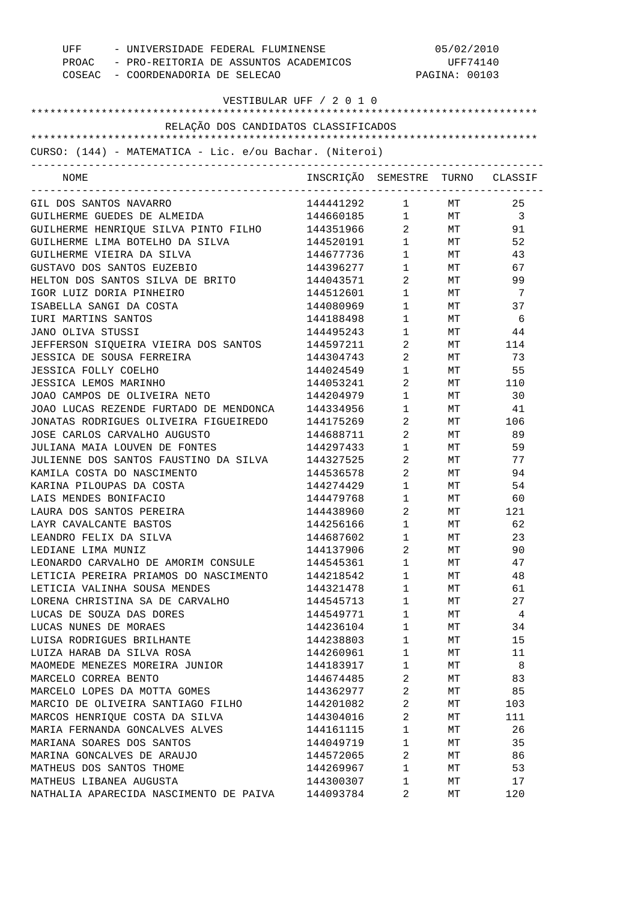UFF - UNIVERSIDADE FEDERAL FLUMINENSE
PROAC - PRO-REITORIA DE ASSUNTOS ACADEMICOS
COSEAC - COORDENADORIA DE SELECAO

05/02/2010
UFF74140

VESTIBULAR UFF / 2 0 1 0

## RELAÇÃO DOS CANDIDATOS CLASSIFICADOS

CURSO: (144) - MATEMATICA - Lic. e/ou Bachar. (Niteroi)

| NOME | INSCRIÇÃO | SEMESTRE | TURNO | CLASSIF |
|---|---|---|---|---|
| GIL DOS SANTOS NAVARRO | 144441292 | 1 | MT | 25 |
| GUILHERME GUEDES DE ALMEIDA | 144660185 | 1 | MT | 3 |
| GUILHERME HENRIQUE SILVA PINTO FILHO | 144351966 | 2 | MT | 91 |
| GUILHERME LIMA BOTELHO DA SILVA | 144520191 | 1 | MT | 52 |
| GUILHERME VIEIRA DA SILVA | 144677736 | 1 | MT | 43 |
| GUSTAVO DOS SANTOS EUZEBIO | 144396277 | 1 | MT | 67 |
| HELTON DOS SANTOS SILVA DE BRITO | 144043571 | 2 | MT | 99 |
| IGOR LUIZ DORIA PINHEIRO | 144512601 | 1 | MT | 7 |
| ISABELLA SANGI DA COSTA | 144080969 | 1 | MT | 37 |
| IURI MARTINS SANTOS | 144188498 | 1 | MT | 6 |
| JANO OLIVA STUSSI | 144495243 | 1 | MT | 44 |
| JEFFERSON SIQUEIRA VIEIRA DOS SANTOS | 144597211 | 2 | MT | 114 |
| JESSICA DE SOUSA FERREIRA | 144304743 | 2 | MT | 73 |
| JESSICA FOLLY COELHO | 144024549 | 1 | MT | 55 |
| JESSICA LEMOS MARINHO | 144053241 | 2 | MT | 110 |
| JOAO CAMPOS DE OLIVEIRA NETO | 144204979 | 1 | MT | 30 |
| JOAO LUCAS REZENDE FURTADO DE MENDONCA | 144334956 | 1 | MT | 41 |
| JONATAS RODRIGUES OLIVEIRA FIGUEIREDO | 144175269 | 2 | MT | 106 |
| JOSE CARLOS CARVALHO AUGUSTO | 144688711 | 2 | MT | 89 |
| JULIANA MAIA LOUVEN DE FONTES | 144297433 | 1 | MT | 59 |
| JULIENNE DOS SANTOS FAUSTINO DA SILVA | 144327525 | 2 | MT | 77 |
| KAMILA COSTA DO NASCIMENTO | 144536578 | 2 | MT | 94 |
| KARINA PILOUPAS DA COSTA | 144274429 | 1 | MT | 54 |
| LAIS MENDES BONIFACIO | 144479768 | 1 | MT | 60 |
| LAURA DOS SANTOS PEREIRA | 144438960 | 2 | MT | 121 |
| LAYR CAVALCANTE BASTOS | 144256166 | 1 | MT | 62 |
| LEANDRO FELIX DA SILVA | 144687602 | 1 | MT | 23 |
| LEDIANE LIMA MUNIZ | 144137906 | 2 | MT | 90 |
| LEONARDO CARVALHO DE AMORIM CONSULE | 144545361 | 1 | MT | 47 |
| LETICIA PEREIRA PRIAMOS DO NASCIMENTO | 144218542 | 1 | MT | 48 |
| LETICIA VALINHA SOUSA MENDES | 144321478 | 1 | MT | 61 |
| LORENA CHRISTINA SA DE CARVALHO | 144545713 | 1 | MT | 27 |
| LUCAS DE SOUZA DAS DORES | 144549771 | 1 | MT | 4 |
| LUCAS NUNES DE MORAES | 144236104 | 1 | MT | 34 |
| LUISA RODRIGUES BRILHANTE | 144238803 | 1 | MT | 15 |
| LUIZA HARAB DA SILVA ROSA | 144260961 | 1 | MT | 11 |
| MAOMEDE MENEZES MOREIRA JUNIOR | 144183917 | 1 | MT | 8 |
| MARCELO CORREA BENTO | 144674485 | 2 | MT | 83 |
| MARCELO LOPES DA MOTTA GOMES | 144362977 | 2 | MT | 85 |
| MARCIO DE OLIVEIRA SANTIAGO FILHO | 144201082 | 2 | MT | 103 |
| MARCOS HENRIQUE COSTA DA SILVA | 144304016 | 2 | MT | 111 |
| MARIA FERNANDA GONCALVES ALVES | 144161115 | 1 | MT | 26 |
| MARIANA SOARES DOS SANTOS | 144049719 | 1 | MT | 35 |
| MARINA GONCALVES DE ARAUJO | 144572065 | 2 | MT | 86 |
| MATHEUS DOS SANTOS THOME | 144269967 | 1 | MT | 53 |
| MATHEUS LIBANEA AUGUSTA | 144300307 | 1 | MT | 17 |
| NATHALIA APARECIDA NASCIMENTO DE PAIVA | 144093784 | 2 | MT | 120 |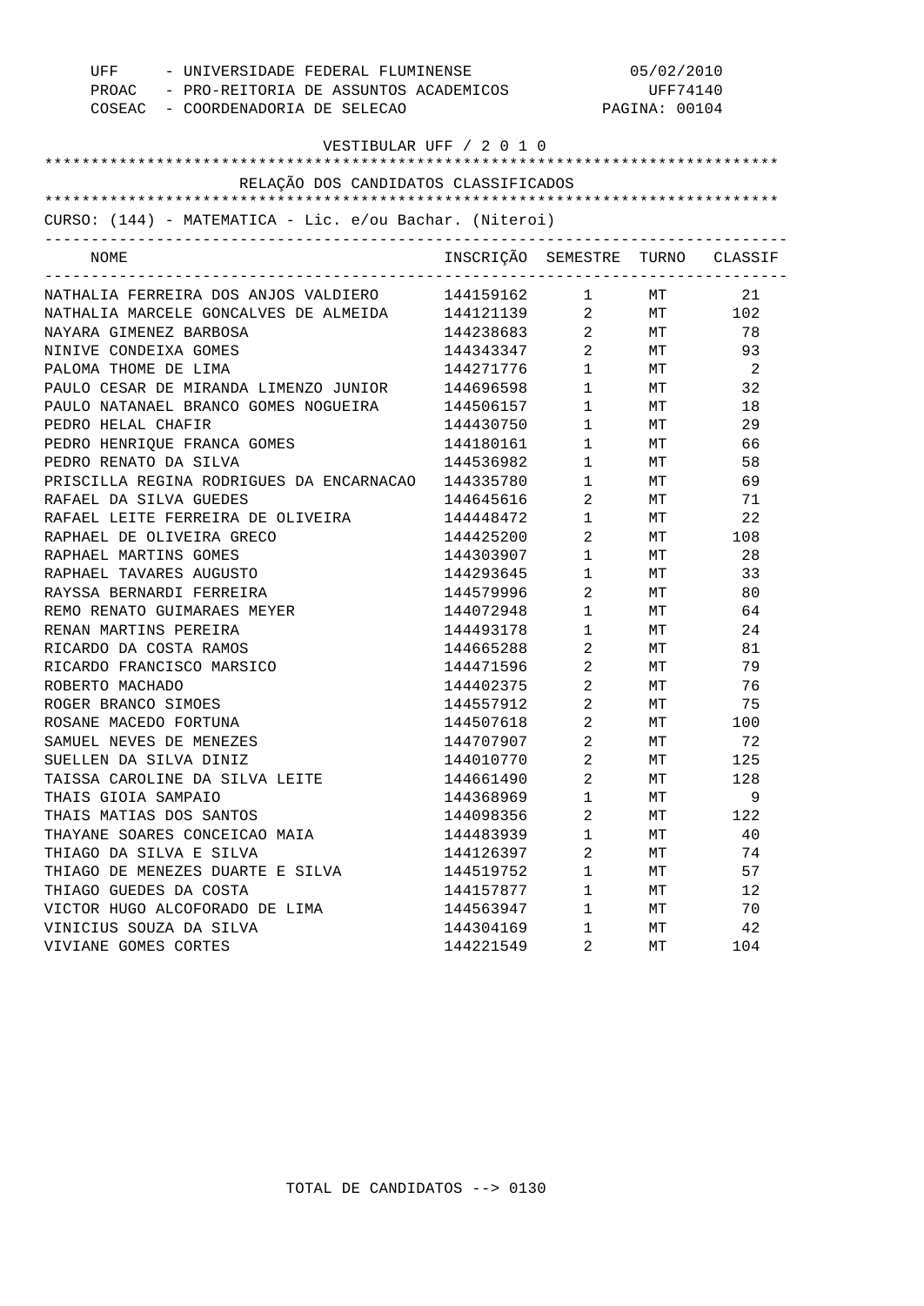UFF - UNIVERSIDADE FEDERAL FLUMINENSE 05/02/2010
PROAC - PRO-REITORIA DE ASSUNTOS ACADEMICOS UFF74140
COSEAC - COORDENADORIA DE SELECAO

VESTIBULAR UFF / 2 0 1 0

RELAÇÃO DOS CANDIDATOS CLASSIFICADOS

CURSO: (144) - MATEMATICA - Lic. e/ou Bachar. (Niteroi)

| NOME | INSCRIÇÃO | SEMESTRE | TURNO | CLASSIF |
|---|---|---|---|---|
| NATHALIA FERREIRA DOS ANJOS VALDIERO | 144159162 | 1 | MT | 21 |
| NATHALIA MARCELE GONCALVES DE ALMEIDA | 144121139 | 2 | MT | 102 |
| NAYARA GIMENEZ BARBOSA | 144238683 | 2 | MT | 78 |
| NINIVE CONDEIXA GOMES | 144343347 | 2 | MT | 93 |
| PALOMA THOME DE LIMA | 144271776 | 1 | MT | 2 |
| PAULO CESAR DE MIRANDA LIMENZO JUNIOR | 144696598 | 1 | MT | 32 |
| PAULO NATANAEL BRANCO GOMES NOGUEIRA | 144506157 | 1 | MT | 18 |
| PEDRO HELAL CHAFIR | 144430750 | 1 | MT | 29 |
| PEDRO HENRIQUE FRANCA GOMES | 144180161 | 1 | MT | 66 |
| PEDRO RENATO DA SILVA | 144536982 | 1 | MT | 58 |
| PRISCILLA REGINA RODRIGUES DA ENCARNACAO | 144335780 | 1 | MT | 69 |
| RAFAEL DA SILVA GUEDES | 144645616 | 2 | MT | 71 |
| RAFAEL LEITE FERREIRA DE OLIVEIRA | 144448472 | 1 | MT | 22 |
| RAPHAEL DE OLIVEIRA GRECO | 144425200 | 2 | MT | 108 |
| RAPHAEL MARTINS GOMES | 144303907 | 1 | MT | 28 |
| RAPHAEL TAVARES AUGUSTO | 144293645 | 1 | MT | 33 |
| RAYSSA BERNARDI FERREIRA | 144579996 | 2 | MT | 80 |
| REMO RENATO GUIMARAES MEYER | 144072948 | 1 | MT | 64 |
| RENAN MARTINS PEREIRA | 144493178 | 1 | MT | 24 |
| RICARDO DA COSTA RAMOS | 144665288 | 2 | MT | 81 |
| RICARDO FRANCISCO MARSICO | 144471596 | 2 | MT | 79 |
| ROBERTO MACHADO | 144402375 | 2 | MT | 76 |
| ROGER BRANCO SIMOES | 144557912 | 2 | MT | 75 |
| ROSANE MACEDO FORTUNA | 144507618 | 2 | MT | 100 |
| SAMUEL NEVES DE MENEZES | 144707907 | 2 | MT | 72 |
| SUELLEN DA SILVA DINIZ | 144010770 | 2 | MT | 125 |
| TAISSA CAROLINE DA SILVA LEITE | 144661490 | 2 | MT | 128 |
| THAIS GIOIA SAMPAIO | 144368969 | 1 | MT | 9 |
| THAIS MATIAS DOS SANTOS | 144098356 | 2 | MT | 122 |
| THAYANE SOARES CONCEICAO MAIA | 144483939 | 1 | MT | 40 |
| THIAGO DA SILVA E SILVA | 144126397 | 2 | MT | 74 |
| THIAGO DE MENEZES DUARTE E SILVA | 144519752 | 1 | MT | 57 |
| THIAGO GUEDES DA COSTA | 144157877 | 1 | MT | 12 |
| VICTOR HUGO ALCOFORADO DE LIMA | 144563947 | 1 | MT | 70 |
| VINICIUS SOUZA DA SILVA | 144304169 | 1 | MT | 42 |
| VIVIANE GOMES CORTES | 144221549 | 2 | MT | 104 |

TOTAL DE CANDIDATOS --> 0130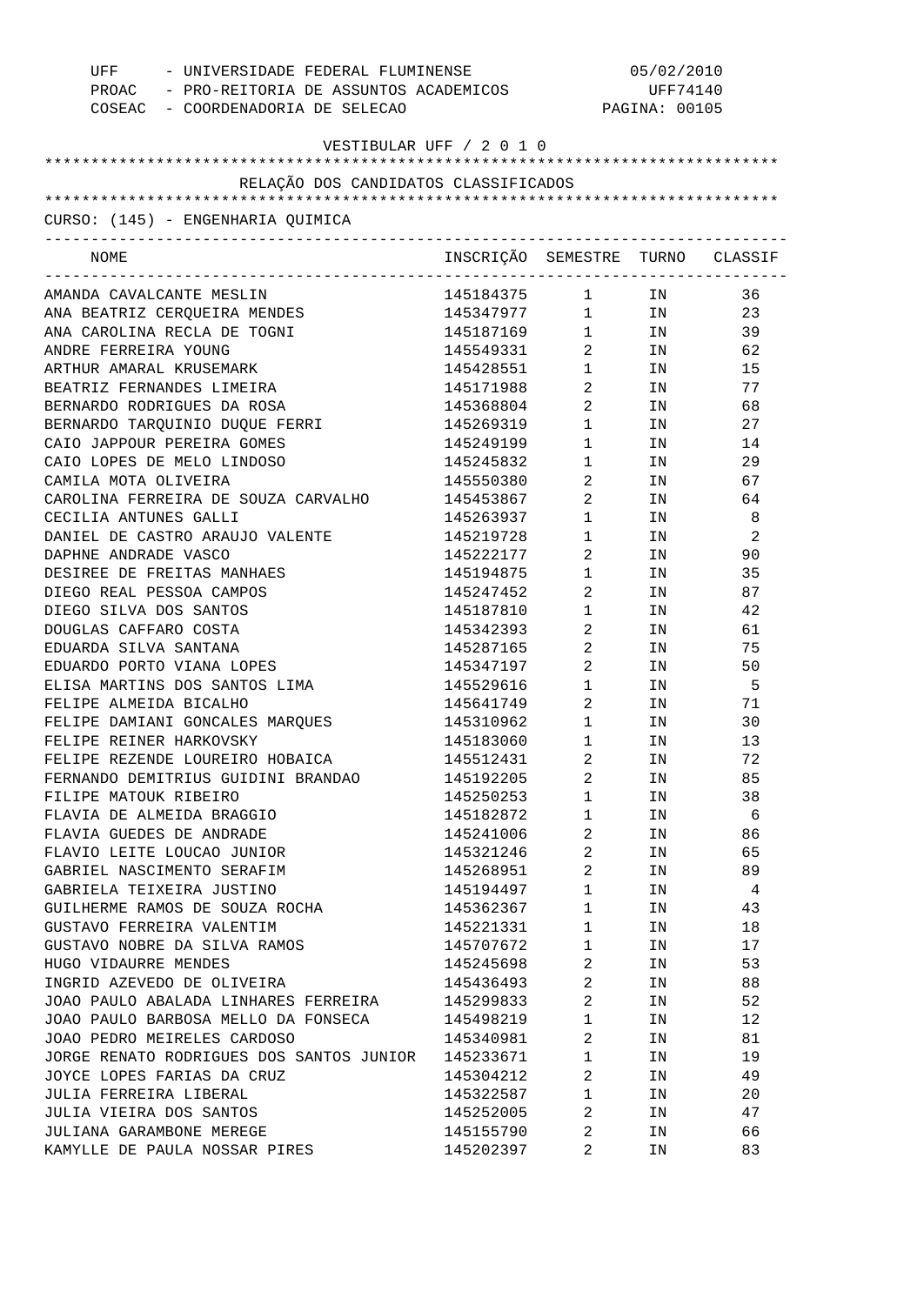UFF - UNIVERSIDADE FEDERAL FLUMINENSE
PROAC - PRO-REITORIA DE ASSUNTOS ACADEMICOS
COSEAC - COORDENADORIA DE SELECAO

05/02/2010
UFF74140

VESTIBULAR UFF / 2 0 1 0

RELAÇÃO DOS CANDIDATOS CLASSIFICADOS

CURSO: (145) - ENGENHARIA QUIMICA

| NOME | INSCRIÇÃO | SEMESTRE | TURNO | CLASSIF |
|---|---|---|---|---|
| AMANDA CAVALCANTE MESLIN | 145184375 | 1 | IN | 36 |
| ANA BEATRIZ CERQUEIRA MENDES | 145347977 | 1 | IN | 23 |
| ANA CAROLINA RECLA DE TOGNI | 145187169 | 1 | IN | 39 |
| ANDRE FERREIRA YOUNG | 145549331 | 2 | IN | 62 |
| ARTHUR AMARAL KRUSEMARK | 145428551 | 1 | IN | 15 |
| BEATRIZ FERNANDES LIMEIRA | 145171988 | 2 | IN | 77 |
| BERNARDO RODRIGUES DA ROSA | 145368804 | 2 | IN | 68 |
| BERNARDO TARQUINIO DUQUE FERRI | 145269319 | 1 | IN | 27 |
| CAIO JAPPOUR PEREIRA GOMES | 145249199 | 1 | IN | 14 |
| CAIO LOPES DE MELO LINDOSO | 145245832 | 1 | IN | 29 |
| CAMILA MOTA OLIVEIRA | 145550380 | 2 | IN | 67 |
| CAROLINA FERREIRA DE SOUZA CARVALHO | 145453867 | 2 | IN | 64 |
| CECILIA ANTUNES GALLI | 145263937 | 1 | IN | 8 |
| DANIEL DE CASTRO ARAUJO VALENTE | 145219728 | 1 | IN | 2 |
| DAPHNE ANDRADE VASCO | 145222177 | 2 | IN | 90 |
| DESIREE DE FREITAS MANHAES | 145194875 | 1 | IN | 35 |
| DIEGO REAL PESSOA CAMPOS | 145247452 | 2 | IN | 87 |
| DIEGO SILVA DOS SANTOS | 145187810 | 1 | IN | 42 |
| DOUGLAS CAFFARO COSTA | 145342393 | 2 | IN | 61 |
| EDUARDA SILVA SANTANA | 145287165 | 2 | IN | 75 |
| EDUARDO PORTO VIANA LOPES | 145347197 | 2 | IN | 50 |
| ELISA MARTINS DOS SANTOS LIMA | 145529616 | 1 | IN | 5 |
| FELIPE ALMEIDA BICALHO | 145641749 | 2 | IN | 71 |
| FELIPE DAMIANI GONCALES MARQUES | 145310962 | 1 | IN | 30 |
| FELIPE REINER HARKOVSKY | 145183060 | 1 | IN | 13 |
| FELIPE REZENDE LOUREIRO HOBAICA | 145512431 | 2 | IN | 72 |
| FERNANDO DEMITRIUS GUIDINI BRANDAO | 145192205 | 2 | IN | 85 |
| FILIPE MATOUK RIBEIRO | 145250253 | 1 | IN | 38 |
| FLAVIA DE ALMEIDA BRAGGIO | 145182872 | 1 | IN | 6 |
| FLAVIA GUEDES DE ANDRADE | 145241006 | 2 | IN | 86 |
| FLAVIO LEITE LOUCAO JUNIOR | 145321246 | 2 | IN | 65 |
| GABRIEL NASCIMENTO SERAFIM | 145268951 | 2 | IN | 89 |
| GABRIELA TEIXEIRA JUSTINO | 145194497 | 1 | IN | 4 |
| GUILHERME RAMOS DE SOUZA ROCHA | 145362367 | 1 | IN | 43 |
| GUSTAVO FERREIRA VALENTIM | 145221331 | 1 | IN | 18 |
| GUSTAVO NOBRE DA SILVA RAMOS | 145707672 | 1 | IN | 17 |
| HUGO VIDAURRE MENDES | 145245698 | 2 | IN | 53 |
| INGRID AZEVEDO DE OLIVEIRA | 145436493 | 2 | IN | 88 |
| JOAO PAULO ABALADA LINHARES FERREIRA | 145299833 | 2 | IN | 52 |
| JOAO PAULO BARBOSA MELLO DA FONSECA | 145498219 | 1 | IN | 12 |
| JOAO PEDRO MEIRELES CARDOSO | 145340981 | 2 | IN | 81 |
| JORGE RENATO RODRIGUES DOS SANTOS JUNIOR | 145233671 | 1 | IN | 19 |
| JOYCE LOPES FARIAS DA CRUZ | 145304212 | 2 | IN | 49 |
| JULIA FERREIRA LIBERAL | 145322587 | 1 | IN | 20 |
| JULIA VIEIRA DOS SANTOS | 145252005 | 2 | IN | 47 |
| JULIANA GARAMBONE MEREGE | 145155790 | 2 | IN | 66 |
| KAMYLLE DE PAULA NOSSAR PIRES | 145202397 | 2 | IN | 83 |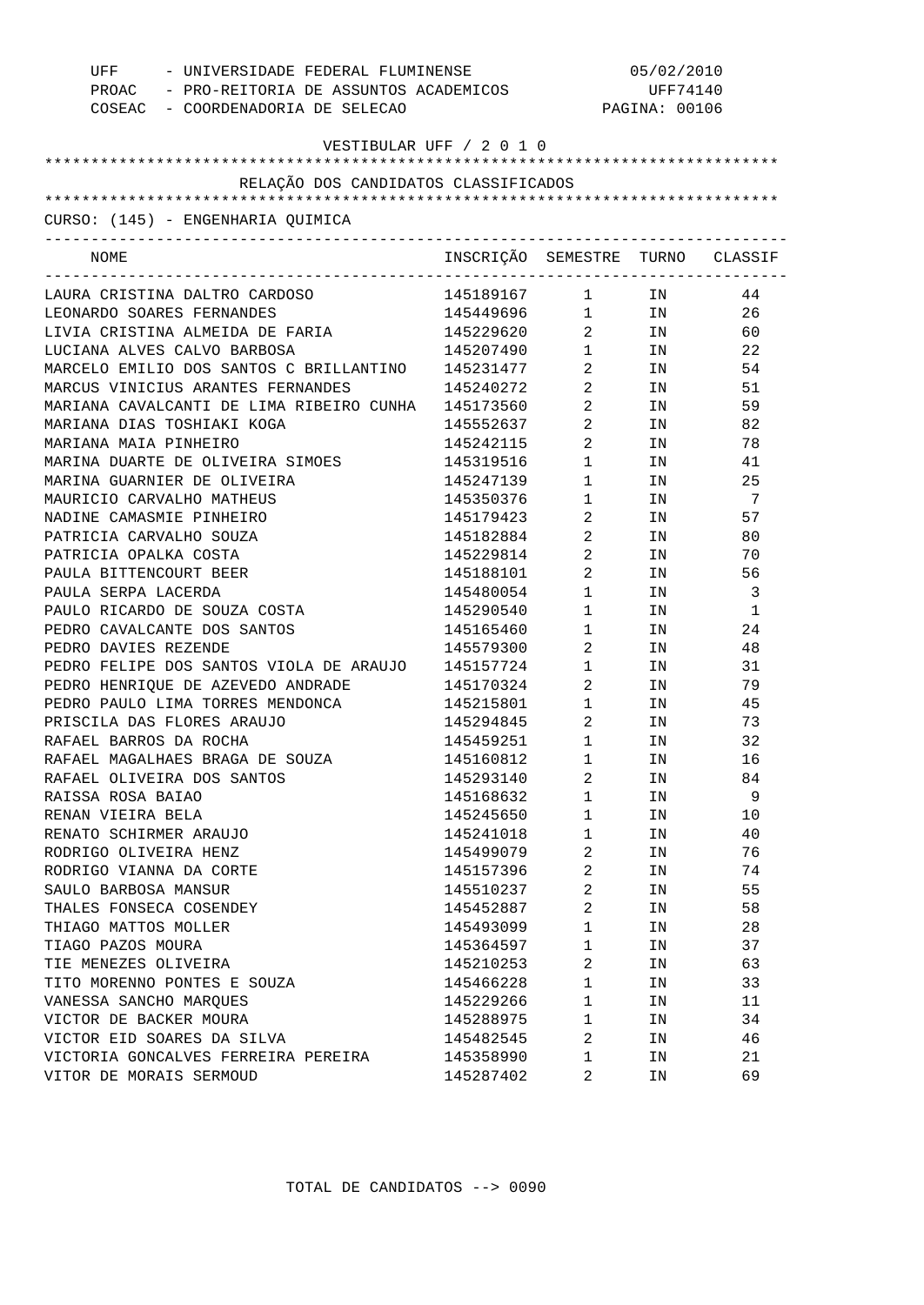UFF - UNIVERSIDADE FEDERAL FLUMINENSE 05/02/2010
PROAC - PRO-REITORIA DE ASSUNTOS ACADEMICOS UFF74140
COSEAC - COORDENADORIA DE SELECAO

VESTIBULAR UFF / 2 0 1 0

RELAÇÃO DOS CANDIDATOS CLASSIFICADOS

CURSO: (145) - ENGENHARIA QUIMICA

| NOME | INSCRIÇÃO | SEMESTRE | TURNO | CLASSIF |
|---|---|---|---|---|
| LAURA CRISTINA DALTRO CARDOSO | 145189167 | 1 | IN | 44 |
| LEONARDO SOARES FERNANDES | 145449696 | 1 | IN | 26 |
| LIVIA CRISTINA ALMEIDA DE FARIA | 145229620 | 2 | IN | 60 |
| LUCIANA ALVES CALVO BARBOSA | 145207490 | 1 | IN | 22 |
| MARCELO EMILIO DOS SANTOS C BRILLANTINO | 145231477 | 2 | IN | 54 |
| MARCUS VINICIUS ARANTES FERNANDES | 145240272 | 2 | IN | 51 |
| MARIANA CAVALCANTI DE LIMA RIBEIRO CUNHA | 145173560 | 2 | IN | 59 |
| MARIANA DIAS TOSHIAKI KOGA | 145552637 | 2 | IN | 82 |
| MARIANA MAIA PINHEIRO | 145242115 | 2 | IN | 78 |
| MARINA DUARTE DE OLIVEIRA SIMOES | 145319516 | 1 | IN | 41 |
| MARINA GUARNIER DE OLIVEIRA | 145247139 | 1 | IN | 25 |
| MAURICIO CARVALHO MATHEUS | 145350376 | 1 | IN | 7 |
| NADINE CAMASMIE PINHEIRO | 145179423 | 2 | IN | 57 |
| PATRICIA CARVALHO SOUZA | 145182884 | 2 | IN | 80 |
| PATRICIA OPALKA COSTA | 145229814 | 2 | IN | 70 |
| PAULA BITTENCOURT BEER | 145188101 | 2 | IN | 56 |
| PAULA SERPA LACERDA | 145480054 | 1 | IN | 3 |
| PAULO RICARDO DE SOUZA COSTA | 145290540 | 1 | IN | 1 |
| PEDRO CAVALCANTE DOS SANTOS | 145165460 | 1 | IN | 24 |
| PEDRO DAVIES REZENDE | 145579300 | 2 | IN | 48 |
| PEDRO FELIPE DOS SANTOS VIOLA DE ARAUJO | 145157724 | 1 | IN | 31 |
| PEDRO HENRIQUE DE AZEVEDO ANDRADE | 145170324 | 2 | IN | 79 |
| PEDRO PAULO LIMA TORRES MENDONCA | 145215801 | 1 | IN | 45 |
| PRISCILA DAS FLORES ARAUJO | 145294845 | 2 | IN | 73 |
| RAFAEL BARROS DA ROCHA | 145459251 | 1 | IN | 32 |
| RAFAEL MAGALHAES BRAGA DE SOUZA | 145160812 | 1 | IN | 16 |
| RAFAEL OLIVEIRA DOS SANTOS | 145293140 | 2 | IN | 84 |
| RAISSA ROSA BAIAO | 145168632 | 1 | IN | 9 |
| RENAN VIEIRA BELA | 145245650 | 1 | IN | 10 |
| RENATO SCHIRMER ARAUJO | 145241018 | 1 | IN | 40 |
| RODRIGO OLIVEIRA HENZ | 145499079 | 2 | IN | 76 |
| RODRIGO VIANNA DA CORTE | 145157396 | 2 | IN | 74 |
| SAULO BARBOSA MANSUR | 145510237 | 2 | IN | 55 |
| THALES FONSECA COSENDEY | 145452887 | 2 | IN | 58 |
| THIAGO MATTOS MOLLER | 145493099 | 1 | IN | 28 |
| TIAGO PAZOS MOURA | 145364597 | 1 | IN | 37 |
| TIE MENEZES OLIVEIRA | 145210253 | 2 | IN | 63 |
| TITO MORENNO PONTES E SOUZA | 145466228 | 1 | IN | 33 |
| VANESSA SANCHO MARQUES | 145229266 | 1 | IN | 11 |
| VICTOR DE BACKER MOURA | 145288975 | 1 | IN | 34 |
| VICTOR EID SOARES DA SILVA | 145482545 | 2 | IN | 46 |
| VICTORIA GONCALVES FERREIRA PEREIRA | 145358990 | 1 | IN | 21 |
| VITOR DE MORAIS SERMOUD | 145287402 | 2 | IN | 69 |

TOTAL DE CANDIDATOS --> 0090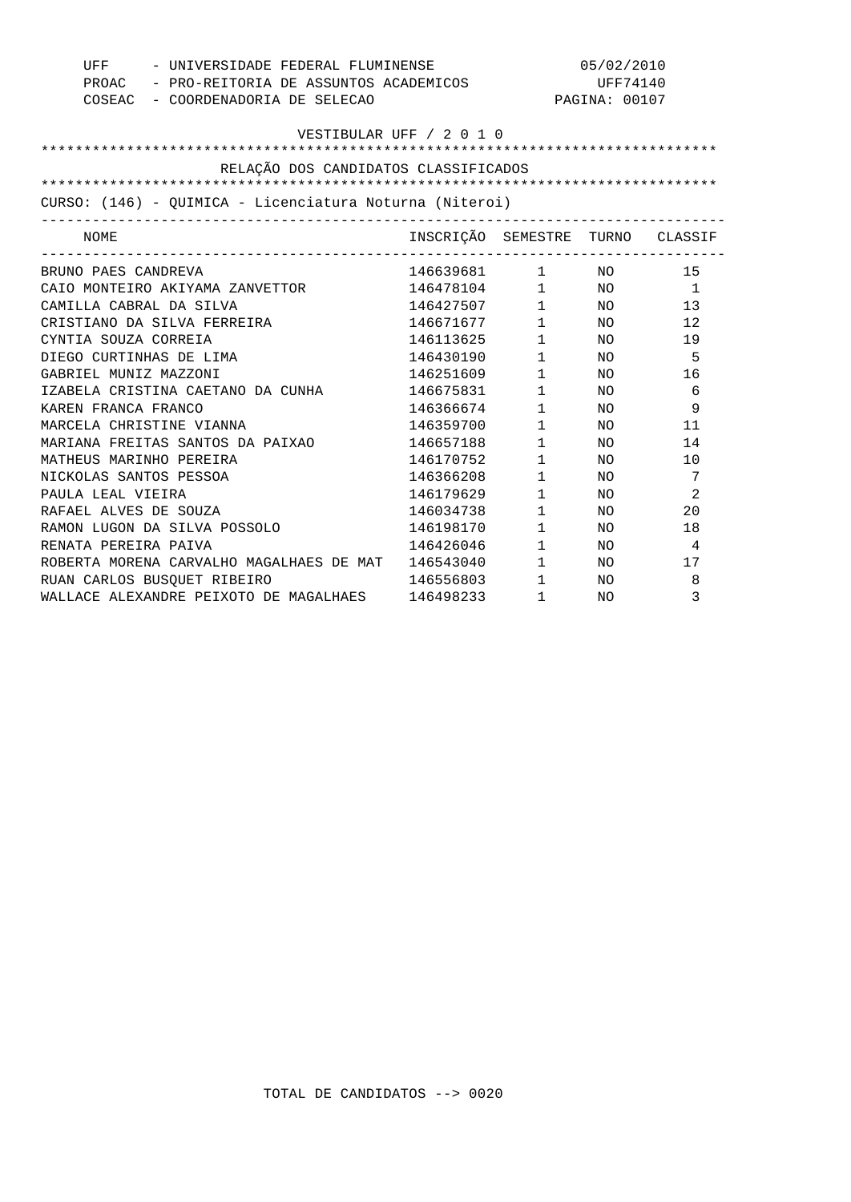UFF - UNIVERSIDADE FEDERAL FLUMINENSE 05/02/2010
PROAC - PRO-REITORIA DE ASSUNTOS ACADEMICOS UFF74140
COSEAC - COORDENADORIA DE SELECAO PAGINA: 00107

VESTIBULAR UFF / 2 0 1 0

RELAÇÃO DOS CANDIDATOS CLASSIFICADOS

CURSO: (146) - QUIMICA - Licenciatura Noturna (Niteroi)

| NOME | INSCRIÇÃO | SEMESTRE | TURNO | CLASSIF |
|---|---|---|---|---|
| BRUNO PAES CANDREVA | 146639681 | 1 | NO | 15 |
| CAIO MONTEIRO AKIYAMA ZANVETTOR | 146478104 | 1 | NO | 1 |
| CAMILLA CABRAL DA SILVA | 146427507 | 1 | NO | 13 |
| CRISTIANO DA SILVA FERREIRA | 146671677 | 1 | NO | 12 |
| CYNTIA SOUZA CORREIA | 146113625 | 1 | NO | 19 |
| DIEGO CURTINHAS DE LIMA | 146430190 | 1 | NO | 5 |
| GABRIEL MUNIZ MAZZONI | 146251609 | 1 | NO | 16 |
| IZABELA CRISTINA CAETANO DA CUNHA | 146675831 | 1 | NO | 6 |
| KAREN FRANCA FRANCO | 146366674 | 1 | NO | 9 |
| MARCELA CHRISTINE VIANNA | 146359700 | 1 | NO | 11 |
| MARIANA FREITAS SANTOS DA PAIXAO | 146657188 | 1 | NO | 14 |
| MATHEUS MARINHO PEREIRA | 146170752 | 1 | NO | 10 |
| NICKOLAS SANTOS PESSOA | 146366208 | 1 | NO | 7 |
| PAULA LEAL VIEIRA | 146179629 | 1 | NO | 2 |
| RAFAEL ALVES DE SOUZA | 146034738 | 1 | NO | 20 |
| RAMON LUGON DA SILVA POSSOLO | 146198170 | 1 | NO | 18 |
| RENATA PEREIRA PAIVA | 146426046 | 1 | NO | 4 |
| ROBERTA MORENA CARVALHO MAGALHAES DE MAT | 146543040 | 1 | NO | 17 |
| RUAN CARLOS BUSQUET RIBEIRO | 146556803 | 1 | NO | 8 |
| WALLACE ALEXANDRE PEIXOTO DE MAGALHAES | 146498233 | 1 | NO | 3 |

TOTAL DE CANDIDATOS --> 0020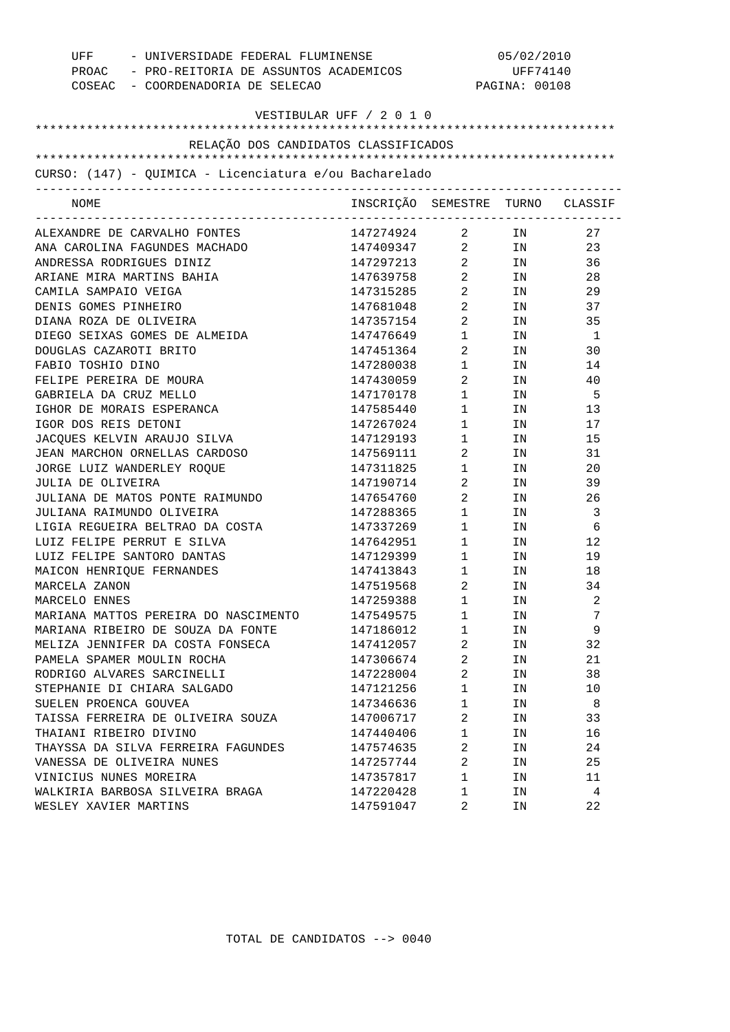UFF - UNIVERSIDADE FEDERAL FLUMINENSE 05/02/2010
PROAC - PRO-REITORIA DE ASSUNTOS ACADEMICOS UFF74140
COSEAC - COORDENADORIA DE SELECAO PAGINA: 00108

VESTIBULAR UFF / 2 0 1 0

RELAÇÃO DOS CANDIDATOS CLASSIFICADOS

CURSO: (147) - QUIMICA - Licenciatura e/ou Bacharelado

| NOME | INSCRIÇÃO | SEMESTRE | TURNO | CLASSIF |
|---|---|---|---|---|
| ALEXANDRE DE CARVALHO FONTES | 147274924 | 2 | IN | 27 |
| ANA CAROLINA FAGUNDES MACHADO | 147409347 | 2 | IN | 23 |
| ANDRESSA RODRIGUES DINIZ | 147297213 | 2 | IN | 36 |
| ARIANE MIRA MARTINS BAHIA | 147639758 | 2 | IN | 28 |
| CAMILA SAMPAIO VEIGA | 147315285 | 2 | IN | 29 |
| DENIS GOMES PINHEIRO | 147681048 | 2 | IN | 37 |
| DIANA ROZA DE OLIVEIRA | 147357154 | 2 | IN | 35 |
| DIEGO SEIXAS GOMES DE ALMEIDA | 147476649 | 1 | IN | 1 |
| DOUGLAS CAZAROTI BRITO | 147451364 | 2 | IN | 30 |
| FABIO TOSHIO DINO | 147280038 | 1 | IN | 14 |
| FELIPE PEREIRA DE MOURA | 147430059 | 2 | IN | 40 |
| GABRIELA DA CRUZ MELLO | 147170178 | 1 | IN | 5 |
| IGHOR DE MORAIS ESPERANCA | 147585440 | 1 | IN | 13 |
| IGOR DOS REIS DETONI | 147267024 | 1 | IN | 17 |
| JACQUES KELVIN ARAUJO SILVA | 147129193 | 1 | IN | 15 |
| JEAN MARCHON ORNELLAS CARDOSO | 147569111 | 2 | IN | 31 |
| JORGE LUIZ WANDERLEY ROQUE | 147311825 | 1 | IN | 20 |
| JULIA DE OLIVEIRA | 147190714 | 2 | IN | 39 |
| JULIANA DE MATOS PONTE RAIMUNDO | 147654760 | 2 | IN | 26 |
| JULIANA RAIMUNDO OLIVEIRA | 147288365 | 1 | IN | 3 |
| LIGIA REGUEIRA BELTRAO DA COSTA | 147337269 | 1 | IN | 6 |
| LUIZ FELIPE PERRUT E SILVA | 147642951 | 1 | IN | 12 |
| LUIZ FELIPE SANTORO DANTAS | 147129399 | 1 | IN | 19 |
| MAICON HENRIQUE FERNANDES | 147413843 | 1 | IN | 18 |
| MARCELA ZANON | 147519568 | 2 | IN | 34 |
| MARCELO ENNES | 147259388 | 1 | IN | 2 |
| MARIANA MATTOS PEREIRA DO NASCIMENTO | 147549575 | 1 | IN | 7 |
| MARIANA RIBEIRO DE SOUZA DA FONTE | 147186012 | 1 | IN | 9 |
| MELIZA JENNIFER DA COSTA FONSECA | 147412057 | 2 | IN | 32 |
| PAMELA SPAMER MOULIN ROCHA | 147306674 | 2 | IN | 21 |
| RODRIGO ALVARES SARCINELLI | 147228004 | 2 | IN | 38 |
| STEPHANIE DI CHIARA SALGADO | 147121256 | 1 | IN | 10 |
| SUELEN PROENCA GOUVEA | 147346636 | 1 | IN | 8 |
| TAISSA FERREIRA DE OLIVEIRA SOUZA | 147006717 | 2 | IN | 33 |
| THAIANI RIBEIRO DIVINO | 147440406 | 1 | IN | 16 |
| THAYSSA DA SILVA FERREIRA FAGUNDES | 147574635 | 2 | IN | 24 |
| VANESSA DE OLIVEIRA NUNES | 147257744 | 2 | IN | 25 |
| VINICIUS NUNES MOREIRA | 147357817 | 1 | IN | 11 |
| WALKIRIA BARBOSA SILVEIRA BRAGA | 147220428 | 1 | IN | 4 |
| WESLEY XAVIER MARTINS | 147591047 | 2 | IN | 22 |

TOTAL DE CANDIDATOS --> 0040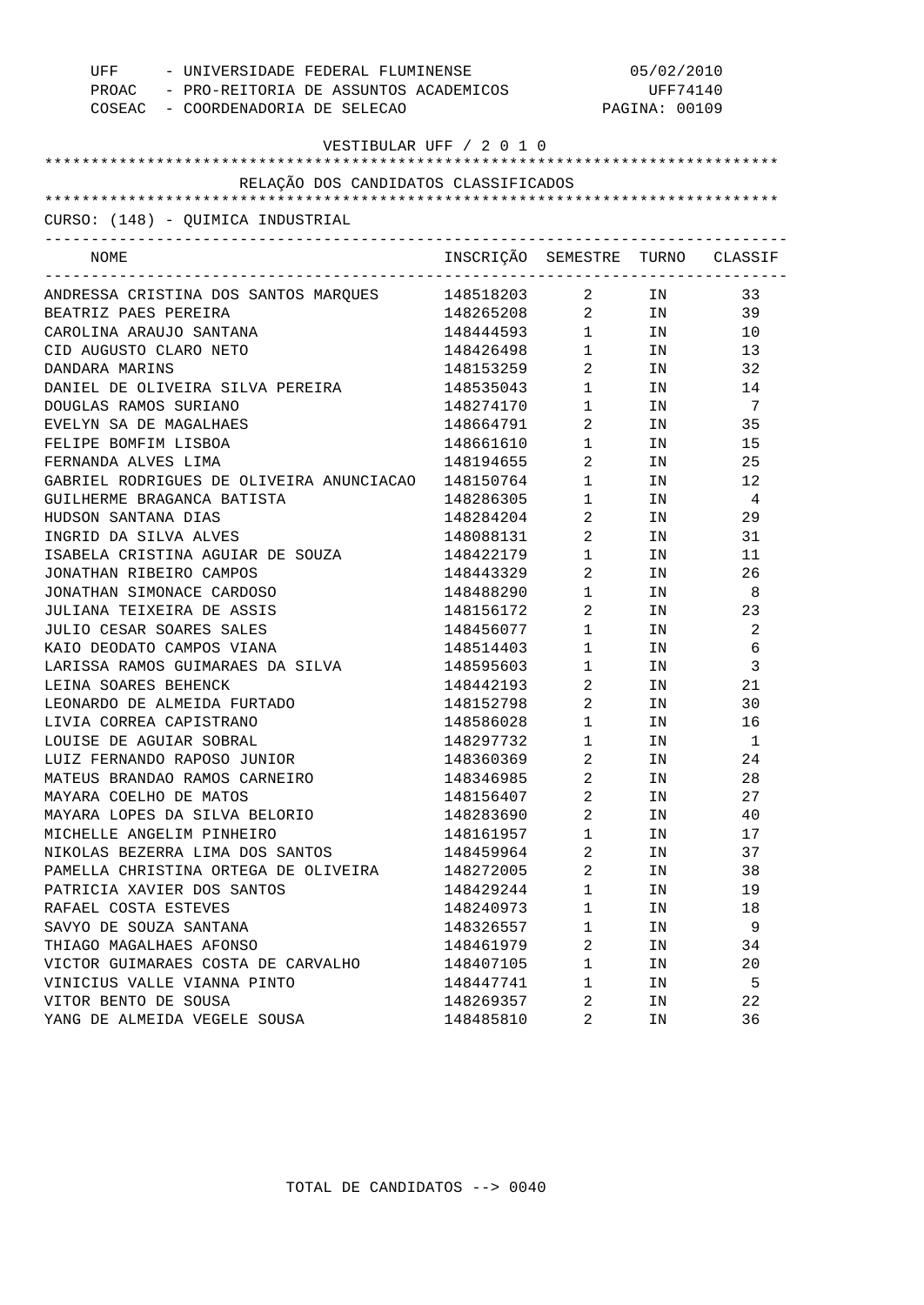UFF - UNIVERSIDADE FEDERAL FLUMINENSE 05/02/2010
PROAC - PRO-REITORIA DE ASSUNTOS ACADEMICOS UFF74140
COSEAC - COORDENADORIA DE SELECAO PAGINA: 00109

VESTIBULAR UFF / 2 0 1 0

RELAÇÃO DOS CANDIDATOS CLASSIFICADOS

CURSO: (148) - QUIMICA INDUSTRIAL

| NOME | INSCRIÇÃO | SEMESTRE | TURNO | CLASSIF |
|---|---|---|---|---|
| ANDRESSA CRISTINA DOS SANTOS MARQUES | 148518203 | 2 | IN | 33 |
| BEATRIZ PAES PEREIRA | 148265208 | 2 | IN | 39 |
| CAROLINA ARAUJO SANTANA | 148444593 | 1 | IN | 10 |
| CID AUGUSTO CLARO NETO | 148426498 | 1 | IN | 13 |
| DANDARA MARINS | 148153259 | 2 | IN | 32 |
| DANIEL DE OLIVEIRA SILVA PEREIRA | 148535043 | 1 | IN | 14 |
| DOUGLAS RAMOS SURIANO | 148274170 | 1 | IN | 7 |
| EVELYN SA DE MAGALHAES | 148664791 | 2 | IN | 35 |
| FELIPE BOMFIM LISBOA | 148661610 | 1 | IN | 15 |
| FERNANDA ALVES LIMA | 148194655 | 2 | IN | 25 |
| GABRIEL RODRIGUES DE OLIVEIRA ANUNCIACAO | 148150764 | 1 | IN | 12 |
| GUILHERME BRAGANCA BATISTA | 148286305 | 1 | IN | 4 |
| HUDSON SANTANA DIAS | 148284204 | 2 | IN | 29 |
| INGRID DA SILVA ALVES | 148088131 | 2 | IN | 31 |
| ISABELA CRISTINA AGUIAR DE SOUZA | 148422179 | 1 | IN | 11 |
| JONATHAN RIBEIRO CAMPOS | 148443329 | 2 | IN | 26 |
| JONATHAN SIMONACE CARDOSO | 148488290 | 1 | IN | 8 |
| JULIANA TEIXEIRA DE ASSIS | 148156172 | 2 | IN | 23 |
| JULIO CESAR SOARES SALES | 148456077 | 1 | IN | 2 |
| KAIO DEODATO CAMPOS VIANA | 148514403 | 1 | IN | 6 |
| LARISSA RAMOS GUIMARAES DA SILVA | 148595603 | 1 | IN | 3 |
| LEINA SOARES BEHENCK | 148442193 | 2 | IN | 21 |
| LEONARDO DE ALMEIDA FURTADO | 148152798 | 2 | IN | 30 |
| LIVIA CORREA CAPISTRANO | 148586028 | 1 | IN | 16 |
| LOUISE DE AGUIAR SOBRAL | 148297732 | 1 | IN | 1 |
| LUIZ FERNANDO RAPOSO JUNIOR | 148360369 | 2 | IN | 24 |
| MATEUS BRANDAO RAMOS CARNEIRO | 148346985 | 2 | IN | 28 |
| MAYARA COELHO DE MATOS | 148156407 | 2 | IN | 27 |
| MAYARA LOPES DA SILVA BELORIO | 148283690 | 2 | IN | 40 |
| MICHELLE ANGELIM PINHEIRO | 148161957 | 1 | IN | 17 |
| NIKOLAS BEZERRA LIMA DOS SANTOS | 148459964 | 2 | IN | 37 |
| PAMELLA CHRISTINA ORTEGA DE OLIVEIRA | 148272005 | 2 | IN | 38 |
| PATRICIA XAVIER DOS SANTOS | 148429244 | 1 | IN | 19 |
| RAFAEL COSTA ESTEVES | 148240973 | 1 | IN | 18 |
| SAVYO DE SOUZA SANTANA | 148326557 | 1 | IN | 9 |
| THIAGO MAGALHAES AFONSO | 148461979 | 2 | IN | 34 |
| VICTOR GUIMARAES COSTA DE CARVALHO | 148407105 | 1 | IN | 20 |
| VINICIUS VALLE VIANNA PINTO | 148447741 | 1 | IN | 5 |
| VITOR BENTO DE SOUSA | 148269357 | 2 | IN | 22 |
| YANG DE ALMEIDA VEGELE SOUSA | 148485810 | 2 | IN | 36 |

TOTAL DE CANDIDATOS --> 0040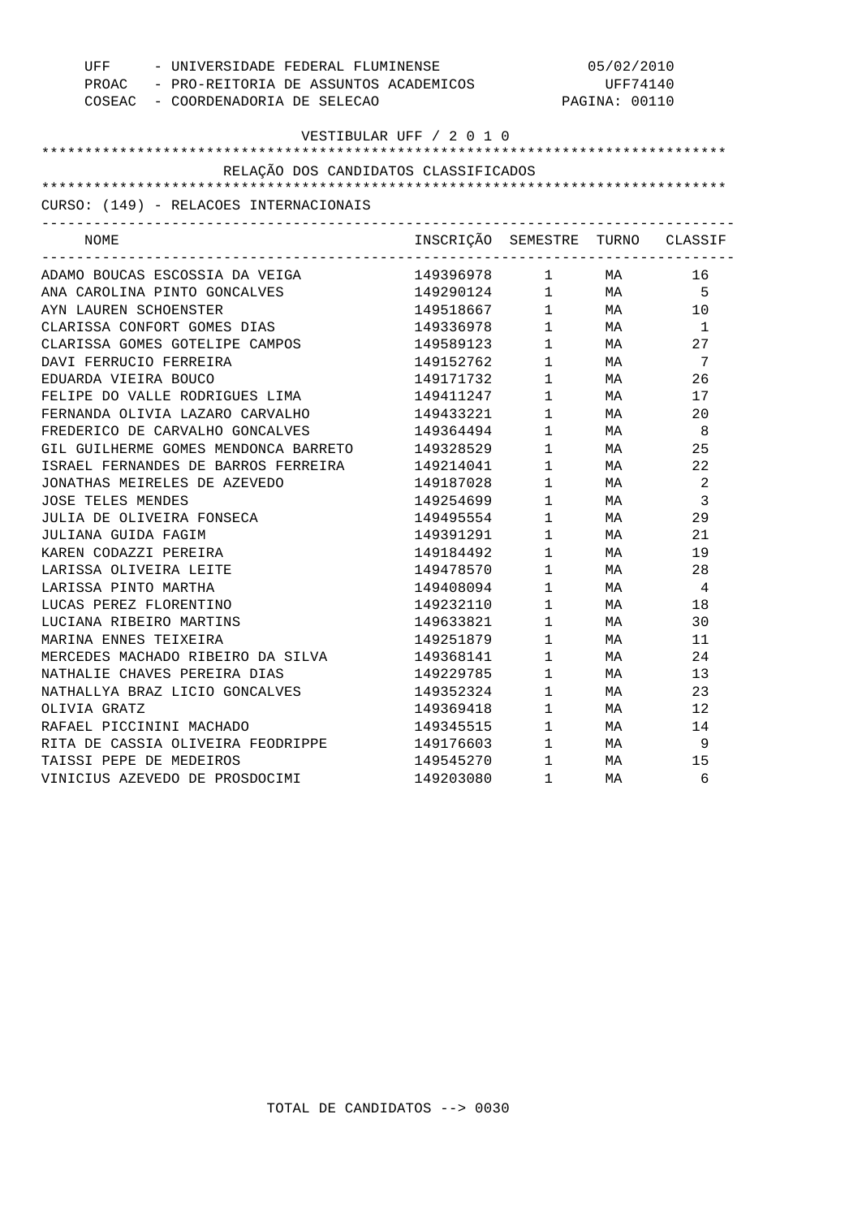UFF - UNIVERSIDADE FEDERAL FLUMINENSE 05/02/2010
PROAC - PRO-REITORIA DE ASSUNTOS ACADEMICOS UFF74140
COSEAC - COORDENADORIA DE SELECAO PAGINA: 00110

VESTIBULAR UFF / 2 0 1 0

RELAÇÃO DOS CANDIDATOS CLASSIFICADOS

CURSO: (149) - RELACOES INTERNACIONAIS

| NOME | INSCRIÇÃO | SEMESTRE | TURNO | CLASSIF |
|---|---|---|---|---|
| ADAMO BOUCAS ESCOSSIA DA VEIGA | 149396978 | 1 | MA | 16 |
| ANA CAROLINA PINTO GONCALVES | 149290124 | 1 | MA | 5 |
| AYN LAUREN SCHOENSTER | 149518667 | 1 | MA | 10 |
| CLARISSA CONFORT GOMES DIAS | 149336978 | 1 | MA | 1 |
| CLARISSA GOMES GOTELIPE CAMPOS | 149589123 | 1 | MA | 27 |
| DAVI FERRUCIO FERREIRA | 149152762 | 1 | MA | 7 |
| EDUARDA VIEIRA BOUCO | 149171732 | 1 | MA | 26 |
| FELIPE DO VALLE RODRIGUES LIMA | 149411247 | 1 | MA | 17 |
| FERNANDA OLIVIA LAZARO CARVALHO | 149433221 | 1 | MA | 20 |
| FREDERICO DE CARVALHO GONCALVES | 149364494 | 1 | MA | 8 |
| GIL GUILHERME GOMES MENDONCA BARRETO | 149328529 | 1 | MA | 25 |
| ISRAEL FERNANDES DE BARROS FERREIRA | 149214041 | 1 | MA | 22 |
| JONATHAS MEIRELES DE AZEVEDO | 149187028 | 1 | MA | 2 |
| JOSE TELES MENDES | 149254699 | 1 | MA | 3 |
| JULIA DE OLIVEIRA FONSECA | 149495554 | 1 | MA | 29 |
| JULIANA GUIDA FAGIM | 149391291 | 1 | MA | 21 |
| KAREN CODAZZI PEREIRA | 149184492 | 1 | MA | 19 |
| LARISSA OLIVEIRA LEITE | 149478570 | 1 | MA | 28 |
| LARISSA PINTO MARTHA | 149408094 | 1 | MA | 4 |
| LUCAS PEREZ FLORENTINO | 149232110 | 1 | MA | 18 |
| LUCIANA RIBEIRO MARTINS | 149633821 | 1 | MA | 30 |
| MARINA ENNES TEIXEIRA | 149251879 | 1 | MA | 11 |
| MERCEDES MACHADO RIBEIRO DA SILVA | 149368141 | 1 | MA | 24 |
| NATHALIE CHAVES PEREIRA DIAS | 149229785 | 1 | MA | 13 |
| NATHALLYA BRAZ LICIO GONCALVES | 149352324 | 1 | MA | 23 |
| OLIVIA GRATZ | 149369418 | 1 | MA | 12 |
| RAFAEL PICCININI MACHADO | 149345515 | 1 | MA | 14 |
| RITA DE CASSIA OLIVEIRA FEODRIPPE | 149176603 | 1 | MA | 9 |
| TAISSI PEPE DE MEDEIROS | 149545270 | 1 | MA | 15 |
| VINICIUS AZEVEDO DE PROSDOCIMI | 149203080 | 1 | MA | 6 |

TOTAL DE CANDIDATOS --> 0030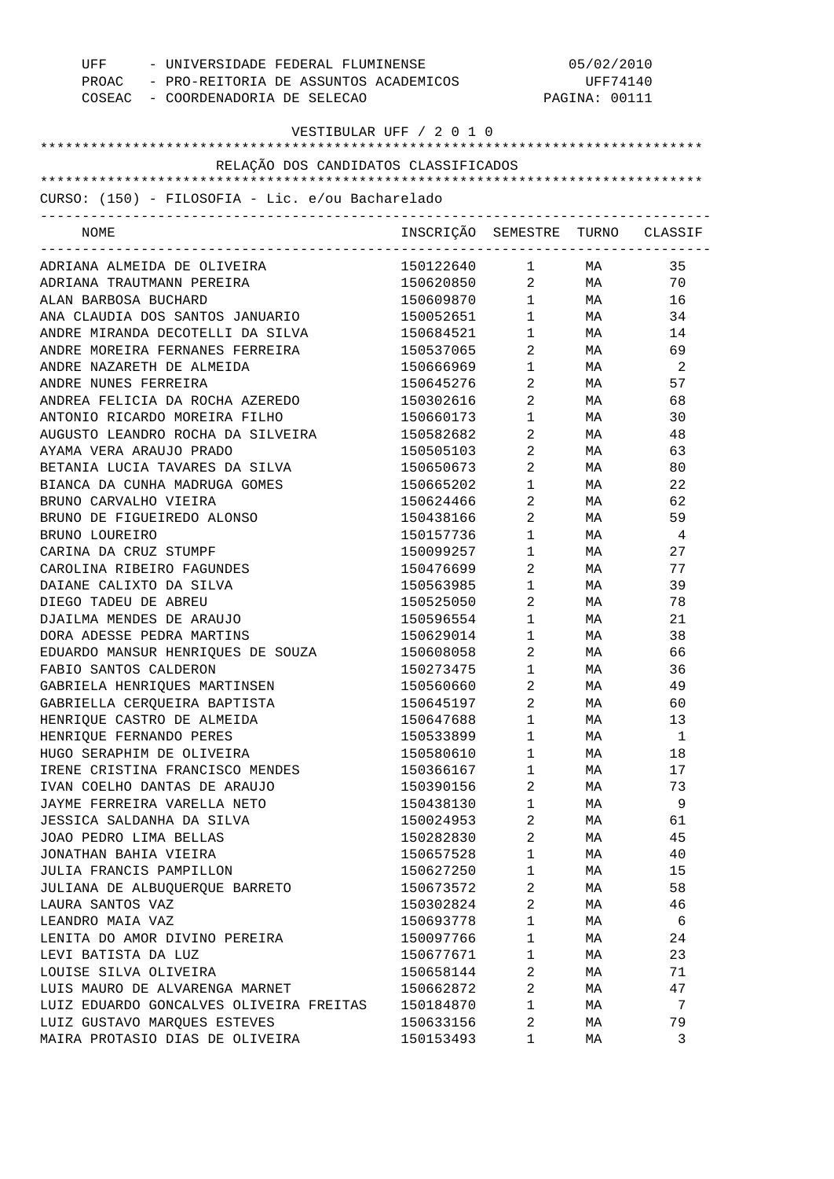UFF - UNIVERSIDADE FEDERAL FLUMINENSE
PROAC - PRO-REITORIA DE ASSUNTOS ACADEMICOS
COSEAC - COORDENADORIA DE SELECAO

05/02/2010
UFF74140

VESTIBULAR UFF / 2 0 1 0

RELAÇÃO DOS CANDIDATOS CLASSIFICADOS

CURSO: (150) - FILOSOFIA - Lic. e/ou Bacharelado

| NOME | INSCRIÇÃO | SEMESTRE | TURNO | CLASSIF |
|---|---|---|---|---|
| ADRIANA ALMEIDA DE OLIVEIRA | 150122640 | 1 | MA | 35 |
| ADRIANA TRAUTMANN PEREIRA | 150620850 | 2 | MA | 70 |
| ALAN BARBOSA BUCHARD | 150609870 | 1 | MA | 16 |
| ANA CLAUDIA DOS SANTOS JANUARIO | 150052651 | 1 | MA | 34 |
| ANDRE MIRANDA DECOTELLI DA SILVA | 150684521 | 1 | MA | 14 |
| ANDRE MOREIRA FERNANES FERREIRA | 150537065 | 2 | MA | 69 |
| ANDRE NAZARETH DE ALMEIDA | 150666969 | 1 | MA | 2 |
| ANDRE NUNES FERREIRA | 150645276 | 2 | MA | 57 |
| ANDREA FELICIA DA ROCHA AZEREDO | 150302616 | 2 | MA | 68 |
| ANTONIO RICARDO MOREIRA FILHO | 150660173 | 1 | MA | 30 |
| AUGUSTO LEANDRO ROCHA DA SILVEIRA | 150582682 | 2 | MA | 48 |
| AYAMA VERA ARAUJO PRADO | 150505103 | 2 | MA | 63 |
| BETANIA LUCIA TAVARES DA SILVA | 150650673 | 2 | MA | 80 |
| BIANCA DA CUNHA MADRUGA GOMES | 150665202 | 1 | MA | 22 |
| BRUNO CARVALHO VIEIRA | 150624466 | 2 | MA | 62 |
| BRUNO DE FIGUEIREDO ALONSO | 150438166 | 2 | MA | 59 |
| BRUNO LOUREIRO | 150157736 | 1 | MA | 4 |
| CARINA DA CRUZ STUMPF | 150099257 | 1 | MA | 27 |
| CAROLINA RIBEIRO FAGUNDES | 150476699 | 2 | MA | 77 |
| DAIANE CALIXTO DA SILVA | 150563985 | 1 | MA | 39 |
| DIEGO TADEU DE ABREU | 150525050 | 2 | MA | 78 |
| DJAILMA MENDES DE ARAUJO | 150596554 | 1 | MA | 21 |
| DORA ADESSE PEDRA MARTINS | 150629014 | 1 | MA | 38 |
| EDUARDO MANSUR HENRIQUES DE SOUZA | 150608058 | 2 | MA | 66 |
| FABIO SANTOS CALDERON | 150273475 | 1 | MA | 36 |
| GABRIELA HENRIQUES MARTINSEN | 150560660 | 2 | MA | 49 |
| GABRIELLA CERQUEIRA BAPTISTA | 150645197 | 2 | MA | 60 |
| HENRIQUE CASTRO DE ALMEIDA | 150647688 | 1 | MA | 13 |
| HENRIQUE FERNANDO PERES | 150533899 | 1 | MA | 1 |
| HUGO SERAPHIM DE OLIVEIRA | 150580610 | 1 | MA | 18 |
| IRENE CRISTINA FRANCISCO MENDES | 150366167 | 1 | MA | 17 |
| IVAN COELHO DANTAS DE ARAUJO | 150390156 | 2 | MA | 73 |
| JAYME FERREIRA VARELLA NETO | 150438130 | 1 | MA | 9 |
| JESSICA SALDANHA DA SILVA | 150024953 | 2 | MA | 61 |
| JOAO PEDRO LIMA BELLAS | 150282830 | 2 | MA | 45 |
| JONATHAN BAHIA VIEIRA | 150657528 | 1 | MA | 40 |
| JULIA FRANCIS PAMPILLON | 150627250 | 1 | MA | 15 |
| JULIANA DE ALBUQUERQUE BARRETO | 150673572 | 2 | MA | 58 |
| LAURA SANTOS VAZ | 150302824 | 2 | MA | 46 |
| LEANDRO MAIA VAZ | 150693778 | 1 | MA | 6 |
| LENITA DO AMOR DIVINO PEREIRA | 150097766 | 1 | MA | 24 |
| LEVI BATISTA DA LUZ | 150677671 | 1 | MA | 23 |
| LOUISE SILVA OLIVEIRA | 150658144 | 2 | MA | 71 |
| LUIS MAURO DE ALVARENGA MARNET | 150662872 | 2 | MA | 47 |
| LUIZ EDUARDO GONCALVES OLIVEIRA FREITAS | 150184870 | 1 | MA | 7 |
| LUIZ GUSTAVO MARQUES ESTEVES | 150633156 | 2 | MA | 79 |
| MAIRA PROTASIO DIAS DE OLIVEIRA | 150153493 | 1 | MA | 3 |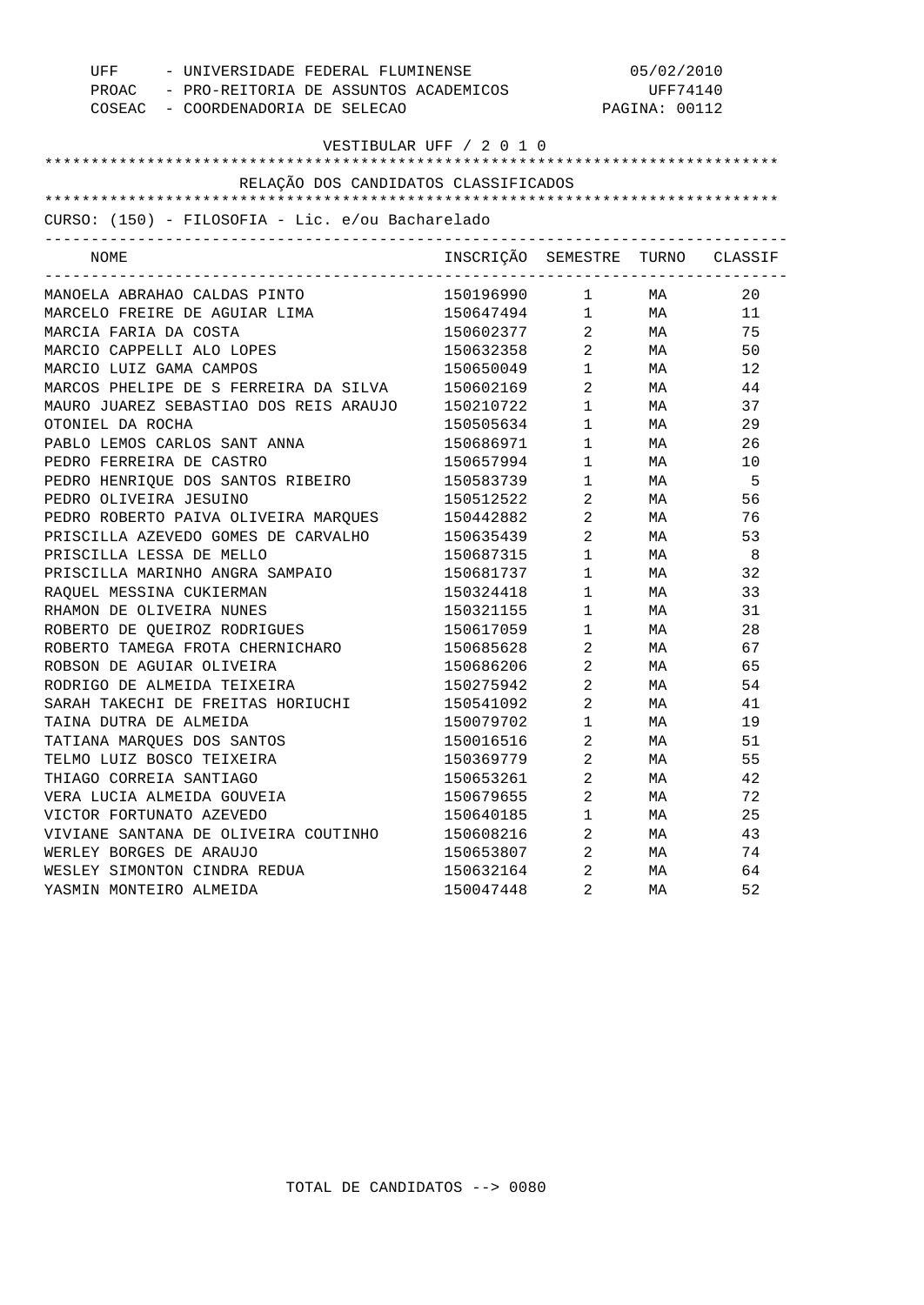UFF - UNIVERSIDADE FEDERAL FLUMINENSE 05/02/2010
PROAC - PRO-REITORIA DE ASSUNTOS ACADEMICOS UFF74140
COSEAC - COORDENADORIA DE SELECAO PAGINA: 00112

VESTIBULAR UFF / 2 0 1 0

RELAÇÃO DOS CANDIDATOS CLASSIFICADOS

CURSO: (150) - FILOSOFIA - Lic. e/ou Bacharelado

| NOME | INSCRIÇÃO | SEMESTRE | TURNO | CLASSIF |
|---|---|---|---|---|
| MANOELA ABRAHAO CALDAS PINTO | 150196990 | 1 | MA | 20 |
| MARCELO FREIRE DE AGUIAR LIMA | 150647494 | 1 | MA | 11 |
| MARCIA FARIA DA COSTA | 150602377 | 2 | MA | 75 |
| MARCIO CAPPELLI ALO LOPES | 150632358 | 2 | MA | 50 |
| MARCIO LUIZ GAMA CAMPOS | 150650049 | 1 | MA | 12 |
| MARCOS PHELIPE DE S FERREIRA DA SILVA | 150602169 | 2 | MA | 44 |
| MAURO JUAREZ SEBASTIAO DOS REIS ARAUJO | 150210722 | 1 | MA | 37 |
| OTONIEL DA ROCHA | 150505634 | 1 | MA | 29 |
| PABLO LEMOS CARLOS SANT ANNA | 150686971 | 1 | MA | 26 |
| PEDRO FERREIRA DE CASTRO | 150657994 | 1 | MA | 10 |
| PEDRO HENRIQUE DOS SANTOS RIBEIRO | 150583739 | 1 | MA | 5 |
| PEDRO OLIVEIRA JESUINO | 150512522 | 2 | MA | 56 |
| PEDRO ROBERTO PAIVA OLIVEIRA MARQUES | 150442882 | 2 | MA | 76 |
| PRISCILLA AZEVEDO GOMES DE CARVALHO | 150635439 | 2 | MA | 53 |
| PRISCILLA LESSA DE MELLO | 150687315 | 1 | MA | 8 |
| PRISCILLA MARINHO ANGRA SAMPAIO | 150681737 | 1 | MA | 32 |
| RAQUEL MESSINA CUKIERMAN | 150324418 | 1 | MA | 33 |
| RHAMON DE OLIVEIRA NUNES | 150321155 | 1 | MA | 31 |
| ROBERTO DE QUEIROZ RODRIGUES | 150617059 | 1 | MA | 28 |
| ROBERTO TAMEGA FROTA CHERNICHARO | 150685628 | 2 | MA | 67 |
| ROBSON DE AGUIAR OLIVEIRA | 150686206 | 2 | MA | 65 |
| RODRIGO DE ALMEIDA TEIXEIRA | 150275942 | 2 | MA | 54 |
| SARAH TAKECHI DE FREITAS HORIUCHI | 150541092 | 2 | MA | 41 |
| TAINA DUTRA DE ALMEIDA | 150079702 | 1 | MA | 19 |
| TATIANA MARQUES DOS SANTOS | 150016516 | 2 | MA | 51 |
| TELMO LUIZ BOSCO TEIXEIRA | 150369779 | 2 | MA | 55 |
| THIAGO CORREIA SANTIAGO | 150653261 | 2 | MA | 42 |
| VERA LUCIA ALMEIDA GOUVEIA | 150679655 | 2 | MA | 72 |
| VICTOR FORTUNATO AZEVEDO | 150640185 | 1 | MA | 25 |
| VIVIANE SANTANA DE OLIVEIRA COUTINHO | 150608216 | 2 | MA | 43 |
| WERLEY BORGES DE ARAUJO | 150653807 | 2 | MA | 74 |
| WESLEY SIMONTON CINDRA REDUA | 150632164 | 2 | MA | 64 |
| YASMIN MONTEIRO ALMEIDA | 150047448 | 2 | MA | 52 |

TOTAL DE CANDIDATOS --> 0080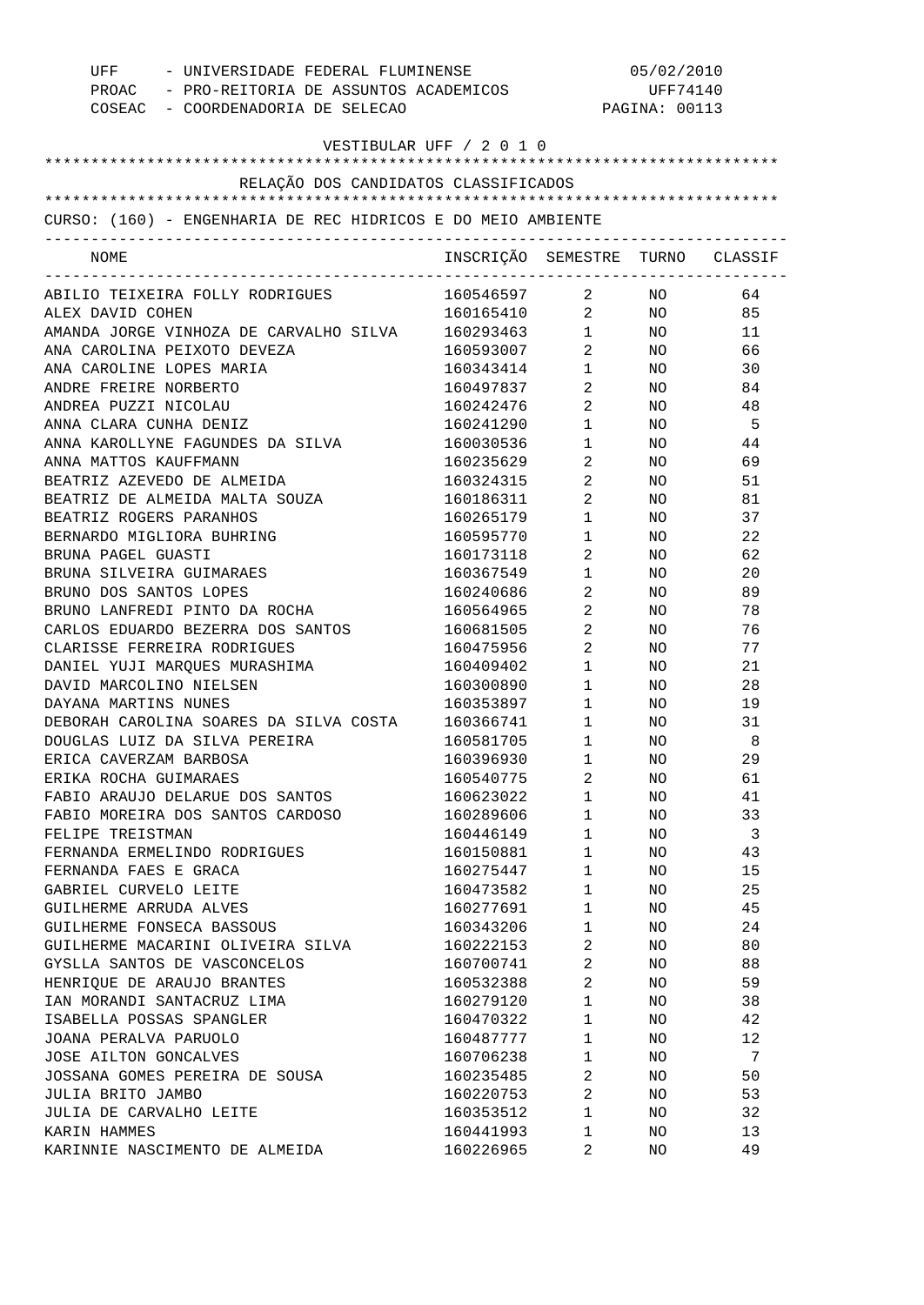UFF - UNIVERSIDADE FEDERAL FLUMINENSE
PROAC - PRO-REITORIA DE ASSUNTOS ACADEMICOS
COSEAC - COORDENADORIA DE SELECAO

05/02/2010
UFF74140

VESTIBULAR UFF / 2 0 1 0

RELAÇÃO DOS CANDIDATOS CLASSIFICADOS

CURSO: (160) - ENGENHARIA DE REC HIDRICOS E DO MEIO AMBIENTE

| NOME | INSCRIÇÃO | SEMESTRE | TURNO | CLASSIF |
|---|---|---|---|---|
| ABILIO TEIXEIRA FOLLY RODRIGUES | 160546597 | 2 | NO | 64 |
| ALEX DAVID COHEN | 160165410 | 2 | NO | 85 |
| AMANDA JORGE VINHOZA DE CARVALHO SILVA | 160293463 | 1 | NO | 11 |
| ANA CAROLINA PEIXOTO DEVEZA | 160593007 | 2 | NO | 66 |
| ANA CAROLINE LOPES MARIA | 160343414 | 1 | NO | 30 |
| ANDRE FREIRE NORBERTO | 160497837 | 2 | NO | 84 |
| ANDREA PUZZI NICOLAU | 160242476 | 2 | NO | 48 |
| ANNA CLARA CUNHA DENIZ | 160241290 | 1 | NO | 5 |
| ANNA KAROLLYNE FAGUNDES DA SILVA | 160030536 | 1 | NO | 44 |
| ANNA MATTOS KAUFFMANN | 160235629 | 2 | NO | 69 |
| BEATRIZ AZEVEDO DE ALMEIDA | 160324315 | 2 | NO | 51 |
| BEATRIZ DE ALMEIDA MALTA SOUZA | 160186311 | 2 | NO | 81 |
| BEATRIZ ROGERS PARANHOS | 160265179 | 1 | NO | 37 |
| BERNARDO MIGLIORA BUHRING | 160595770 | 1 | NO | 22 |
| BRUNA PAGEL GUASTI | 160173118 | 2 | NO | 62 |
| BRUNA SILVEIRA GUIMARAES | 160367549 | 1 | NO | 20 |
| BRUNO DOS SANTOS LOPES | 160240686 | 2 | NO | 89 |
| BRUNO LANFREDI PINTO DA ROCHA | 160564965 | 2 | NO | 78 |
| CARLOS EDUARDO BEZERRA DOS SANTOS | 160681505 | 2 | NO | 76 |
| CLARISSE FERREIRA RODRIGUES | 160475956 | 2 | NO | 77 |
| DANIEL YUJI MARQUES MURASHIMA | 160409402 | 1 | NO | 21 |
| DAVID MARCOLINO NIELSEN | 160300890 | 1 | NO | 28 |
| DAYANA MARTINS NUNES | 160353897 | 1 | NO | 19 |
| DEBORAH CAROLINA SOARES DA SILVA COSTA | 160366741 | 1 | NO | 31 |
| DOUGLAS LUIZ DA SILVA PEREIRA | 160581705 | 1 | NO | 8 |
| ERICA CAVERZAM BARBOSA | 160396930 | 1 | NO | 29 |
| ERIKA ROCHA GUIMARAES | 160540775 | 2 | NO | 61 |
| FABIO ARAUJO DELARUE DOS SANTOS | 160623022 | 1 | NO | 41 |
| FABIO MOREIRA DOS SANTOS CARDOSO | 160289606 | 1 | NO | 33 |
| FELIPE TREISTMAN | 160446149 | 1 | NO | 3 |
| FERNANDA ERMELINDO RODRIGUES | 160150881 | 1 | NO | 43 |
| FERNANDA FAES E GRACA | 160275447 | 1 | NO | 15 |
| GABRIEL CURVELO LEITE | 160473582 | 1 | NO | 25 |
| GUILHERME ARRUDA ALVES | 160277691 | 1 | NO | 45 |
| GUILHERME FONSECA BASSOUS | 160343206 | 1 | NO | 24 |
| GUILHERME MACARINI OLIVEIRA SILVA | 160222153 | 2 | NO | 80 |
| GYSLLA SANTOS DE VASCONCELOS | 160700741 | 2 | NO | 88 |
| HENRIQUE DE ARAUJO BRANTES | 160532388 | 2 | NO | 59 |
| IAN MORANDI SANTACRUZ LIMA | 160279120 | 1 | NO | 38 |
| ISABELLA POSSAS SPANGLER | 160470322 | 1 | NO | 42 |
| JOANA PERALVA PARUOLO | 160487777 | 1 | NO | 12 |
| JOSE AILTON GONCALVES | 160706238 | 1 | NO | 7 |
| JOSSANA GOMES PEREIRA DE SOUSA | 160235485 | 2 | NO | 50 |
| JULIA BRITO JAMBO | 160220753 | 2 | NO | 53 |
| JULIA DE CARVALHO LEITE | 160353512 | 1 | NO | 32 |
| KARIN HAMMES | 160441993 | 1 | NO | 13 |
| KARINNIE NASCIMENTO DE ALMEIDA | 160226965 | 2 | NO | 49 |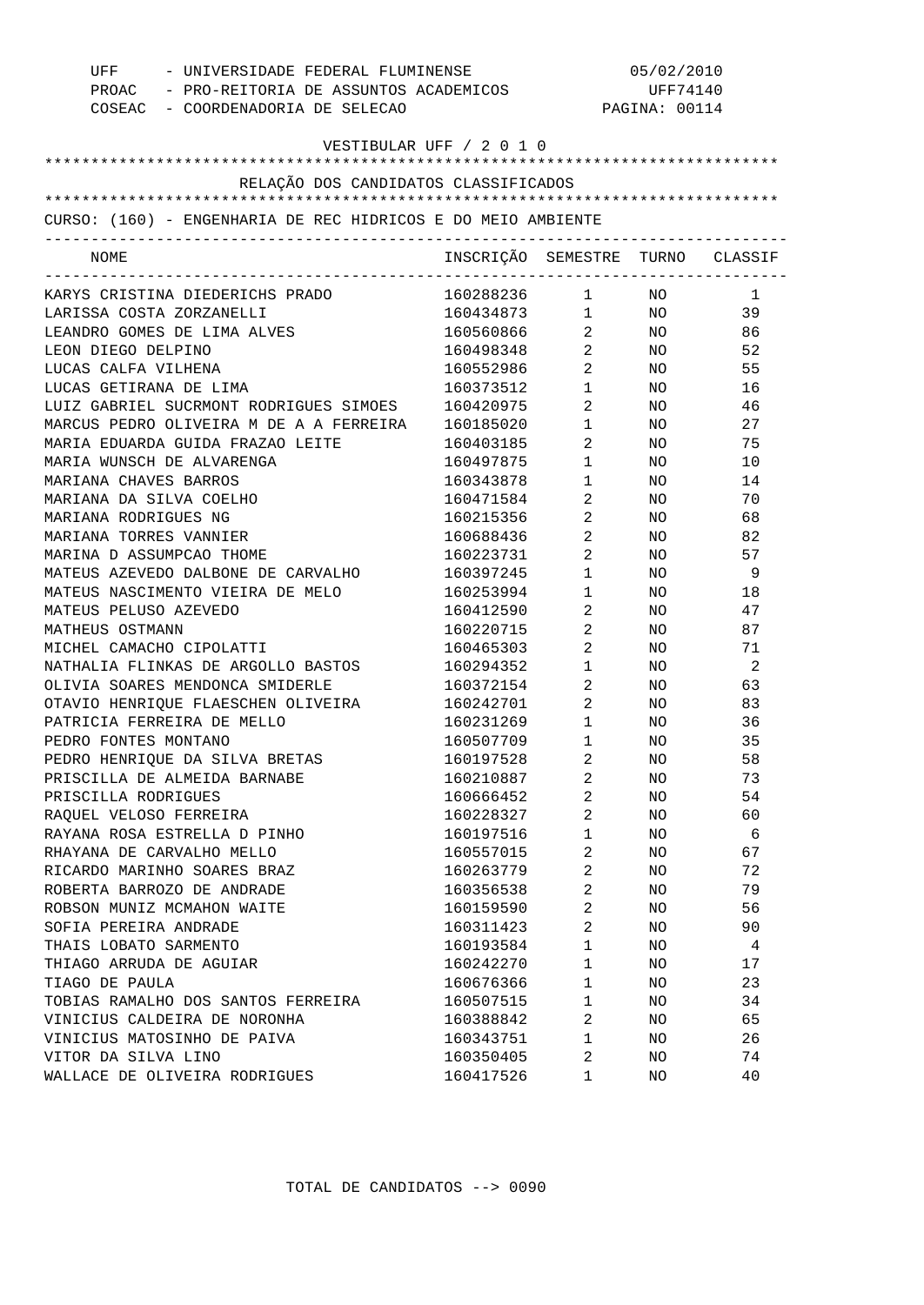UFF - UNIVERSIDADE FEDERAL FLUMINENSE 05/02/2010
PROAC - PRO-REITORIA DE ASSUNTOS ACADEMICOS UFF74140
COSEAC - COORDENADORIA DE SELECAO PAGINA: 00114

VESTIBULAR UFF / 2 0 1 0

RELAÇÃO DOS CANDIDATOS CLASSIFICADOS

CURSO: (160) - ENGENHARIA DE REC HIDRICOS E DO MEIO AMBIENTE

| NOME | INSCRIÇÃO | SEMESTRE | TURNO | CLASSIF |
|---|---|---|---|---|
| KARYS CRISTINA DIEDERICHS PRADO | 160288236 | 1 | NO | 1 |
| LARISSA COSTA ZORZANELLI | 160434873 | 1 | NO | 39 |
| LEANDRO GOMES DE LIMA ALVES | 160560866 | 2 | NO | 86 |
| LEON DIEGO DELPINO | 160498348 | 2 | NO | 52 |
| LUCAS CALFA VILHENA | 160552986 | 2 | NO | 55 |
| LUCAS GETIRANA DE LIMA | 160373512 | 1 | NO | 16 |
| LUIZ GABRIEL SUCRMONT RODRIGUES SIMOES | 160420975 | 2 | NO | 46 |
| MARCUS PEDRO OLIVEIRA M DE A A FERREIRA | 160185020 | 1 | NO | 27 |
| MARIA EDUARDA GUIDA FRAZAO LEITE | 160403185 | 2 | NO | 75 |
| MARIA WUNSCH DE ALVARENGA | 160497875 | 1 | NO | 10 |
| MARIANA CHAVES BARROS | 160343878 | 1 | NO | 14 |
| MARIANA DA SILVA COELHO | 160471584 | 2 | NO | 70 |
| MARIANA RODRIGUES NG | 160215356 | 2 | NO | 68 |
| MARIANA TORRES VANNIER | 160688436 | 2 | NO | 82 |
| MARINA D ASSUMPCAO THOME | 160223731 | 2 | NO | 57 |
| MATEUS AZEVEDO DALBONE DE CARVALHO | 160397245 | 1 | NO | 9 |
| MATEUS NASCIMENTO VIEIRA DE MELO | 160253994 | 1 | NO | 18 |
| MATEUS PELUSO AZEVEDO | 160412590 | 2 | NO | 47 |
| MATHEUS OSTMANN | 160220715 | 2 | NO | 87 |
| MICHEL CAMACHO CIPOLATTI | 160465303 | 2 | NO | 71 |
| NATHALIA FLINKAS DE ARGOLLO BASTOS | 160294352 | 1 | NO | 2 |
| OLIVIA SOARES MENDONCA SMIDERLE | 160372154 | 2 | NO | 63 |
| OTAVIO HENRIQUE FLAESCHEN OLIVEIRA | 160242701 | 2 | NO | 83 |
| PATRICIA FERREIRA DE MELLO | 160231269 | 1 | NO | 36 |
| PEDRO FONTES MONTANO | 160507709 | 1 | NO | 35 |
| PEDRO HENRIQUE DA SILVA BRETAS | 160197528 | 2 | NO | 58 |
| PRISCILLA DE ALMEIDA BARNABE | 160210887 | 2 | NO | 73 |
| PRISCILLA RODRIGUES | 160666452 | 2 | NO | 54 |
| RAQUEL VELOSO FERREIRA | 160228327 | 2 | NO | 60 |
| RAYANA ROSA ESTRELLA D PINHO | 160197516 | 1 | NO | 6 |
| RHAYANA DE CARVALHO MELLO | 160557015 | 2 | NO | 67 |
| RICARDO MARINHO SOARES BRAZ | 160263779 | 2 | NO | 72 |
| ROBERTA BARROZO DE ANDRADE | 160356538 | 2 | NO | 79 |
| ROBSON MUNIZ MCMAHON WAITE | 160159590 | 2 | NO | 56 |
| SOFIA PEREIRA ANDRADE | 160311423 | 2 | NO | 90 |
| THAIS LOBATO SARMENTO | 160193584 | 1 | NO | 4 |
| THIAGO ARRUDA DE AGUIAR | 160242270 | 1 | NO | 17 |
| TIAGO DE PAULA | 160676366 | 1 | NO | 23 |
| TOBIAS RAMALHO DOS SANTOS FERREIRA | 160507515 | 1 | NO | 34 |
| VINICIUS CALDEIRA DE NORONHA | 160388842 | 2 | NO | 65 |
| VINICIUS MATOSINHO DE PAIVA | 160343751 | 1 | NO | 26 |
| VITOR DA SILVA LINO | 160350405 | 2 | NO | 74 |
| WALLACE DE OLIVEIRA RODRIGUES | 160417526 | 1 | NO | 40 |

TOTAL DE CANDIDATOS --> 0090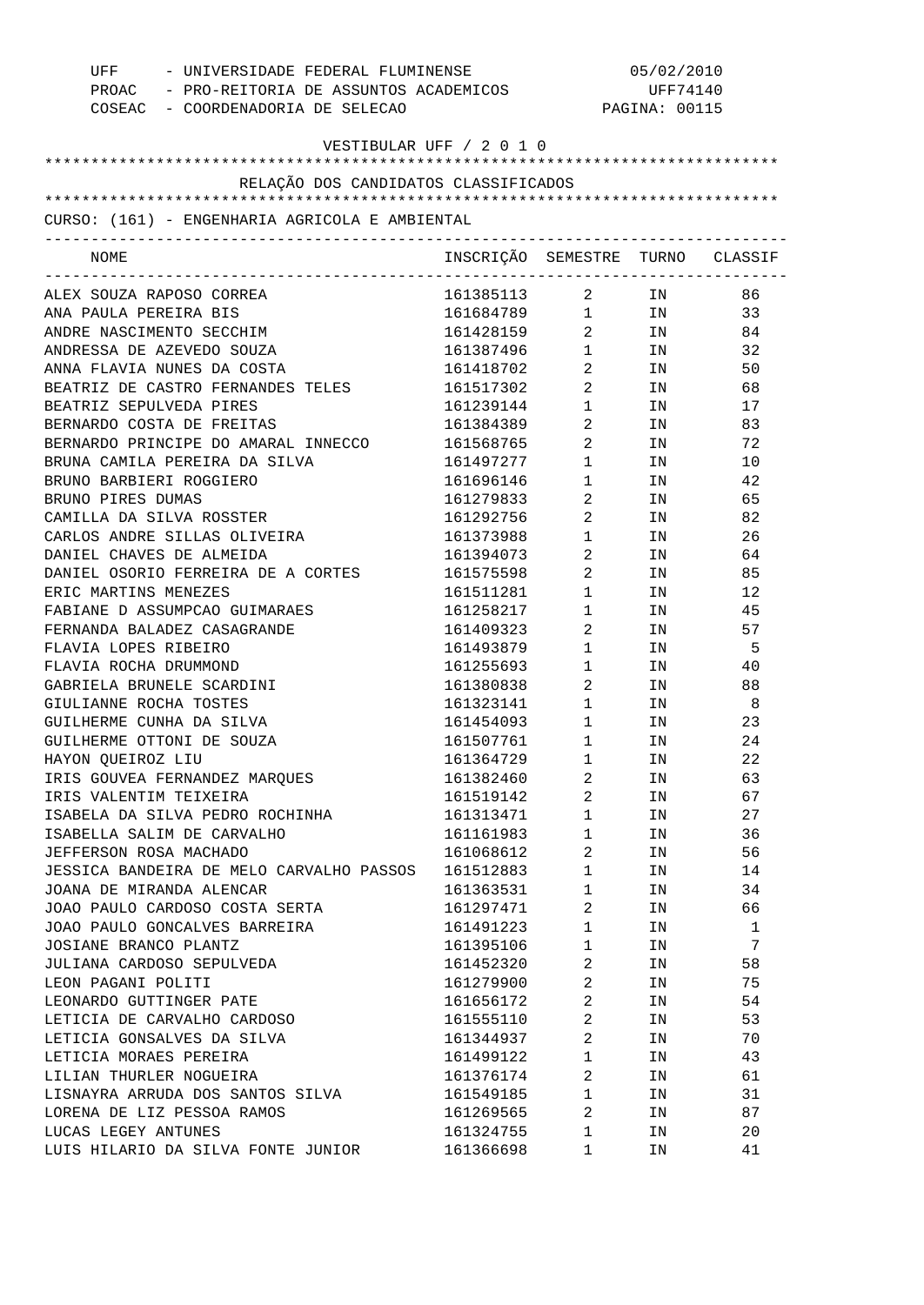UFF - UNIVERSIDADE FEDERAL FLUMINENSE — 05/02/2010
PROAC - PRO-REITORIA DE ASSUNTOS ACADEMICOS — UFF74140
COSEAC - COORDENADORIA DE SELECAO — PAGINA: 00115

VESTIBULAR UFF / 2 0 1 0

## RELAÇÃO DOS CANDIDATOS CLASSIFICADOS

CURSO: (161) - ENGENHARIA AGRICOLA E AMBIENTAL

| NOME | INSCRIÇÃO | SEMESTRE | TURNO | CLASSIF |
|---|---|---|---|---|
| ALEX SOUZA RAPOSO CORREA | 161385113 | 2 | IN | 86 |
| ANA PAULA PEREIRA BIS | 161684789 | 1 | IN | 33 |
| ANDRE NASCIMENTO SECCHIM | 161428159 | 2 | IN | 84 |
| ANDRESSA DE AZEVEDO SOUZA | 161387496 | 1 | IN | 32 |
| ANNA FLAVIA NUNES DA COSTA | 161418702 | 2 | IN | 50 |
| BEATRIZ DE CASTRO FERNANDES TELES | 161517302 | 2 | IN | 68 |
| BEATRIZ SEPULVEDA PIRES | 161239144 | 1 | IN | 17 |
| BERNARDO COSTA DE FREITAS | 161384389 | 2 | IN | 83 |
| BERNARDO PRINCIPE DO AMARAL INNECCO | 161568765 | 2 | IN | 72 |
| BRUNA CAMILA PEREIRA DA SILVA | 161497277 | 1 | IN | 10 |
| BRUNO BARBIERI ROGGIERO | 161696146 | 1 | IN | 42 |
| BRUNO PIRES DUMAS | 161279833 | 2 | IN | 65 |
| CAMILLA DA SILVA ROSSTER | 161292756 | 2 | IN | 82 |
| CARLOS ANDRE SILLAS OLIVEIRA | 161373988 | 1 | IN | 26 |
| DANIEL CHAVES DE ALMEIDA | 161394073 | 2 | IN | 64 |
| DANIEL OSORIO FERREIRA DE A CORTES | 161575598 | 2 | IN | 85 |
| ERIC MARTINS MENEZES | 161511281 | 1 | IN | 12 |
| FABIANE D ASSUMPCAO GUIMARAES | 161258217 | 1 | IN | 45 |
| FERNANDA BALADEZ CASAGRANDE | 161409323 | 2 | IN | 57 |
| FLAVIA LOPES RIBEIRO | 161493879 | 1 | IN | 5 |
| FLAVIA ROCHA DRUMMOND | 161255693 | 1 | IN | 40 |
| GABRIELA BRUNELE SCARDINI | 161380838 | 2 | IN | 88 |
| GIULIANNE ROCHA TOSTES | 161323141 | 1 | IN | 8 |
| GUILHERME CUNHA DA SILVA | 161454093 | 1 | IN | 23 |
| GUILHERME OTTONI DE SOUZA | 161507761 | 1 | IN | 24 |
| HAYON QUEIROZ LIU | 161364729 | 1 | IN | 22 |
| IRIS GOUVEA FERNANDEZ MARQUES | 161382460 | 2 | IN | 63 |
| IRIS VALENTIM TEIXEIRA | 161519142 | 2 | IN | 67 |
| ISABELA DA SILVA PEDRO ROCHINHA | 161313471 | 1 | IN | 27 |
| ISABELLA SALIM DE CARVALHO | 161161983 | 1 | IN | 36 |
| JEFFERSON ROSA MACHADO | 161068612 | 2 | IN | 56 |
| JESSICA BANDEIRA DE MELO CARVALHO PASSOS | 161512883 | 1 | IN | 14 |
| JOANA DE MIRANDA ALENCAR | 161363531 | 1 | IN | 34 |
| JOAO PAULO CARDOSO COSTA SERTA | 161297471 | 2 | IN | 66 |
| JOAO PAULO GONCALVES BARREIRA | 161491223 | 1 | IN | 1 |
| JOSIANE BRANCO PLANTZ | 161395106 | 1 | IN | 7 |
| JULIANA CARDOSO SEPULVEDA | 161452320 | 2 | IN | 58 |
| LEON PAGANI POLITI | 161279900 | 2 | IN | 75 |
| LEONARDO GUTTINGER PATE | 161656172 | 2 | IN | 54 |
| LETICIA DE CARVALHO CARDOSO | 161555110 | 2 | IN | 53 |
| LETICIA GONSALVES DA SILVA | 161344937 | 2 | IN | 70 |
| LETICIA MORAES PEREIRA | 161499122 | 1 | IN | 43 |
| LILIAN THURLER NOGUEIRA | 161376174 | 2 | IN | 61 |
| LISNAYRA ARRUDA DOS SANTOS SILVA | 161549185 | 1 | IN | 31 |
| LORENA DE LIZ PESSOA RAMOS | 161269565 | 2 | IN | 87 |
| LUCAS LEGEY ANTUNES | 161324755 | 1 | IN | 20 |
| LUIS HILARIO DA SILVA FONTE JUNIOR | 161366698 | 1 | IN | 41 |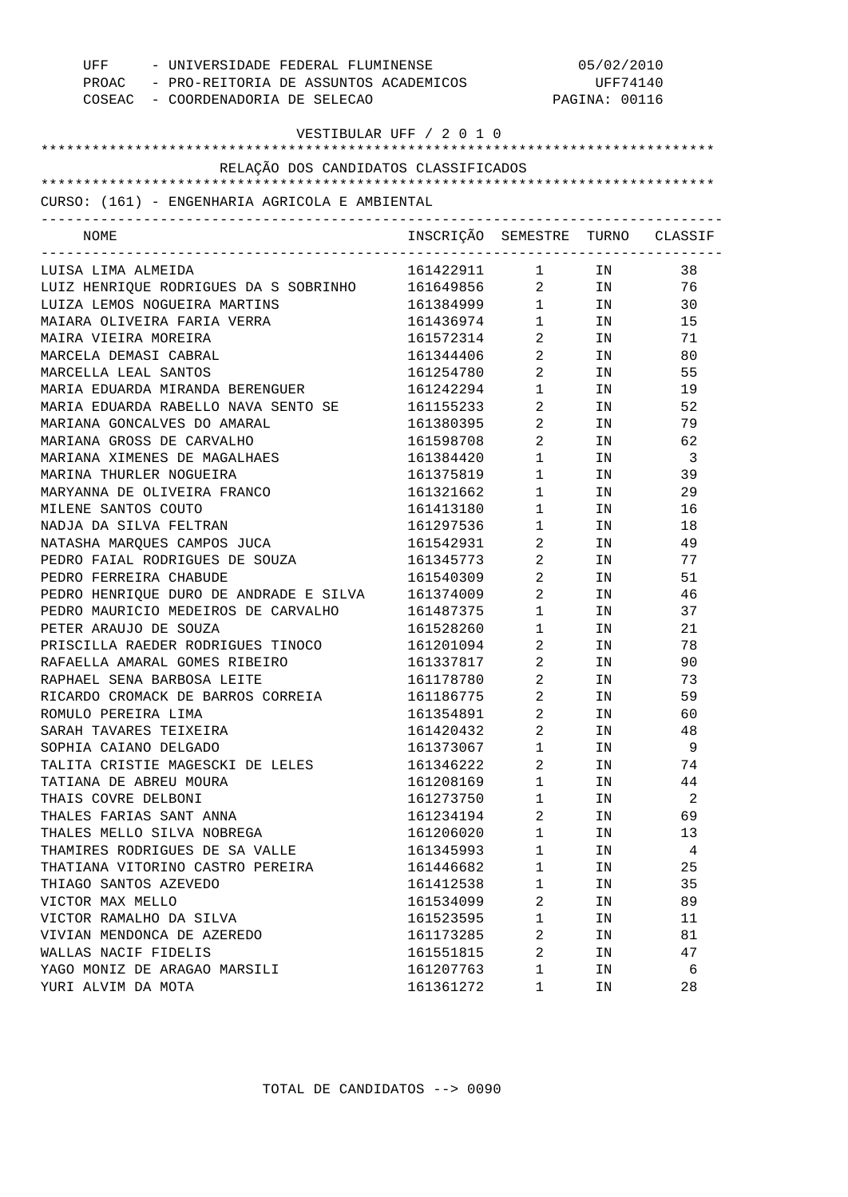UFF - UNIVERSIDADE FEDERAL FLUMINENSE 05/02/2010
PROAC - PRO-REITORIA DE ASSUNTOS ACADEMICOS UFF74140
COSEAC - COORDENADORIA DE SELECAO PAGINA: 00116

VESTIBULAR UFF / 2 0 1 0

RELAÇÃO DOS CANDIDATOS CLASSIFICADOS

CURSO: (161) - ENGENHARIA AGRICOLA E AMBIENTAL

| NOME | INSCRIÇÃO | SEMESTRE | TURNO | CLASSIF |
|---|---|---|---|---|
| LUISA LIMA ALMEIDA | 161422911 | 1 | IN | 38 |
| LUIZ HENRIQUE RODRIGUES DA S SOBRINHO | 161649856 | 2 | IN | 76 |
| LUIZA LEMOS NOGUEIRA MARTINS | 161384999 | 1 | IN | 30 |
| MAIARA OLIVEIRA FARIA VERRA | 161436974 | 1 | IN | 15 |
| MAIRA VIEIRA MOREIRA | 161572314 | 2 | IN | 71 |
| MARCELA DEMASI CABRAL | 161344406 | 2 | IN | 80 |
| MARCELLA LEAL SANTOS | 161254780 | 2 | IN | 55 |
| MARIA EDUARDA MIRANDA BERENGUER | 161242294 | 1 | IN | 19 |
| MARIA EDUARDA RABELLO NAVA SENTO SE | 161155233 | 2 | IN | 52 |
| MARIANA GONCALVES DO AMARAL | 161380395 | 2 | IN | 79 |
| MARIANA GROSS DE CARVALHO | 161598708 | 2 | IN | 62 |
| MARIANA XIMENES DE MAGALHAES | 161384420 | 1 | IN | 3 |
| MARINA THURLER NOGUEIRA | 161375819 | 1 | IN | 39 |
| MARYANNA DE OLIVEIRA FRANCO | 161321662 | 1 | IN | 29 |
| MILENE SANTOS COUTO | 161413180 | 1 | IN | 16 |
| NADJA DA SILVA FELTRAN | 161297536 | 1 | IN | 18 |
| NATASHA MARQUES CAMPOS JUCA | 161542931 | 2 | IN | 49 |
| PEDRO FAIAL RODRIGUES DE SOUZA | 161345773 | 2 | IN | 77 |
| PEDRO FERREIRA CHABUDE | 161540309 | 2 | IN | 51 |
| PEDRO HENRIQUE DURO DE ANDRADE E SILVA | 161374009 | 2 | IN | 46 |
| PEDRO MAURICIO MEDEIROS DE CARVALHO | 161487375 | 1 | IN | 37 |
| PETER ARAUJO DE SOUZA | 161528260 | 1 | IN | 21 |
| PRISCILLA RAEDER RODRIGUES TINOCO | 161201094 | 2 | IN | 78 |
| RAFAELLA AMARAL GOMES RIBEIRO | 161337817 | 2 | IN | 90 |
| RAPHAEL SENA BARBOSA LEITE | 161178780 | 2 | IN | 73 |
| RICARDO CROMACK DE BARROS CORREIA | 161186775 | 2 | IN | 59 |
| ROMULO PEREIRA LIMA | 161354891 | 2 | IN | 60 |
| SARAH TAVARES TEIXEIRA | 161420432 | 2 | IN | 48 |
| SOPHIA CAIANO DELGADO | 161373067 | 1 | IN | 9 |
| TALITA CRISTIE MAGESCKI DE LELES | 161346222 | 2 | IN | 74 |
| TATIANA DE ABREU MOURA | 161208169 | 1 | IN | 44 |
| THAIS COVRE DELBONI | 161273750 | 1 | IN | 2 |
| THALES FARIAS SANT ANNA | 161234194 | 2 | IN | 69 |
| THALES MELLO SILVA NOBREGA | 161206020 | 1 | IN | 13 |
| THAMIRES RODRIGUES DE SA VALLE | 161345993 | 1 | IN | 4 |
| THATIANA VITORINO CASTRO PEREIRA | 161446682 | 1 | IN | 25 |
| THIAGO SANTOS AZEVEDO | 161412538 | 1 | IN | 35 |
| VICTOR MAX MELLO | 161534099 | 2 | IN | 89 |
| VICTOR RAMALHO DA SILVA | 161523595 | 1 | IN | 11 |
| VIVIAN MENDONCA DE AZEREDO | 161173285 | 2 | IN | 81 |
| WALLAS NACIF FIDELIS | 161551815 | 2 | IN | 47 |
| YAGO MONIZ DE ARAGAO MARSILI | 161207763 | 1 | IN | 6 |
| YURI ALVIM DA MOTA | 161361272 | 1 | IN | 28 |

TOTAL DE CANDIDATOS --> 0090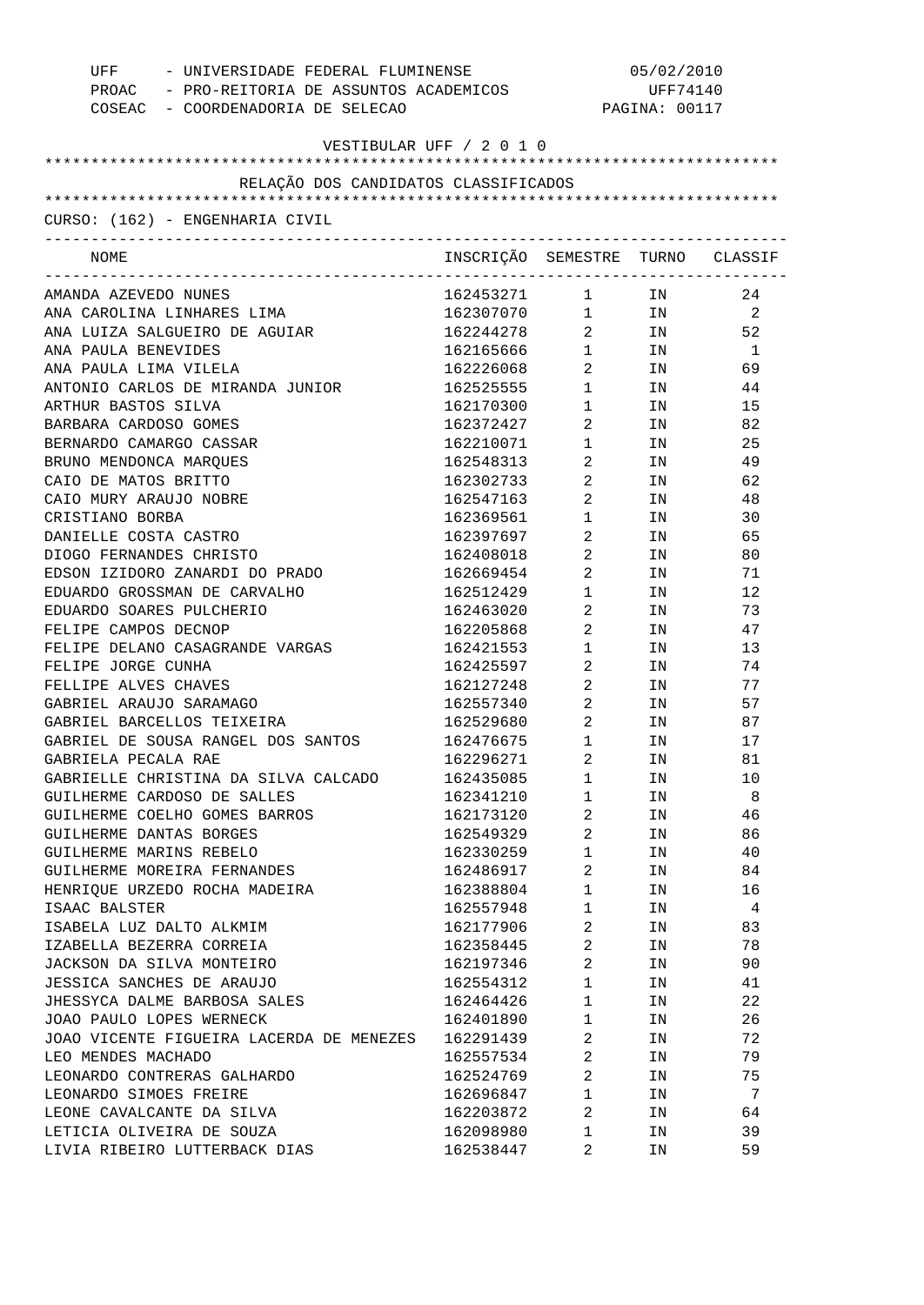UFF - UNIVERSIDADE FEDERAL FLUMINENSE 05/02/2010
PROAC - PRO-REITORIA DE ASSUNTOS ACADEMICOS UFF74140
COSEAC - COORDENADORIA DE SELECAO PAGINA: 00117

VESTIBULAR UFF / 2 0 1 0

RELAÇÃO DOS CANDIDATOS CLASSIFICADOS

CURSO: (162) - ENGENHARIA CIVIL

| NOME | INSCRIÇÃO | SEMESTRE | TURNO | CLASSIF |
|---|---|---|---|---|
| AMANDA AZEVEDO NUNES | 162453271 | 1 | IN | 24 |
| ANA CAROLINA LINHARES LIMA | 162307070 | 1 | IN | 2 |
| ANA LUIZA SALGUEIRO DE AGUIAR | 162244278 | 2 | IN | 52 |
| ANA PAULA BENEVIDES | 162165666 | 1 | IN | 1 |
| ANA PAULA LIMA VILELA | 162226068 | 2 | IN | 69 |
| ANTONIO CARLOS DE MIRANDA JUNIOR | 162525555 | 1 | IN | 44 |
| ARTHUR BASTOS SILVA | 162170300 | 1 | IN | 15 |
| BARBARA CARDOSO GOMES | 162372427 | 2 | IN | 82 |
| BERNARDO CAMARGO CASSAR | 162210071 | 1 | IN | 25 |
| BRUNO MENDONCA MARQUES | 162548313 | 2 | IN | 49 |
| CAIO DE MATOS BRITTO | 162302733 | 2 | IN | 62 |
| CAIO MURY ARAUJO NOBRE | 162547163 | 2 | IN | 48 |
| CRISTIANO BORBA | 162369561 | 1 | IN | 30 |
| DANIELLE COSTA CASTRO | 162397697 | 2 | IN | 65 |
| DIOGO FERNANDES CHRISTO | 162408018 | 2 | IN | 80 |
| EDSON IZIDORO ZANARDI DO PRADO | 162669454 | 2 | IN | 71 |
| EDUARDO GROSSMAN DE CARVALHO | 162512429 | 1 | IN | 12 |
| EDUARDO SOARES PULCHERIO | 162463020 | 2 | IN | 73 |
| FELIPE CAMPOS DECNOP | 162205868 | 2 | IN | 47 |
| FELIPE DELANO CASAGRANDE VARGAS | 162421553 | 1 | IN | 13 |
| FELIPE JORGE CUNHA | 162425597 | 2 | IN | 74 |
| FELLIPE ALVES CHAVES | 162127248 | 2 | IN | 77 |
| GABRIEL ARAUJO SARAMAGO | 162557340 | 2 | IN | 57 |
| GABRIEL BARCELLOS TEIXEIRA | 162529680 | 2 | IN | 87 |
| GABRIEL DE SOUSA RANGEL DOS SANTOS | 162476675 | 1 | IN | 17 |
| GABRIELA PECALA RAE | 162296271 | 2 | IN | 81 |
| GABRIELLE CHRISTINA DA SILVA CALCADO | 162435085 | 1 | IN | 10 |
| GUILHERME CARDOSO DE SALLES | 162341210 | 1 | IN | 8 |
| GUILHERME COELHO GOMES BARROS | 162173120 | 2 | IN | 46 |
| GUILHERME DANTAS BORGES | 162549329 | 2 | IN | 86 |
| GUILHERME MARINS REBELO | 162330259 | 1 | IN | 40 |
| GUILHERME MOREIRA FERNANDES | 162486917 | 2 | IN | 84 |
| HENRIQUE URZEDO ROCHA MADEIRA | 162388804 | 1 | IN | 16 |
| ISAAC BALSTER | 162557948 | 1 | IN | 4 |
| ISABELA LUZ DALTO ALKMIM | 162177906 | 2 | IN | 83 |
| IZABELLA BEZERRA CORREIA | 162358445 | 2 | IN | 78 |
| JACKSON DA SILVA MONTEIRO | 162197346 | 2 | IN | 90 |
| JESSICA SANCHES DE ARAUJO | 162554312 | 1 | IN | 41 |
| JHESSYCA DALME BARBOSA SALES | 162464426 | 1 | IN | 22 |
| JOAO PAULO LOPES WERNECK | 162401890 | 1 | IN | 26 |
| JOAO VICENTE FIGUEIRA LACERDA DE MENEZES | 162291439 | 2 | IN | 72 |
| LEO MENDES MACHADO | 162557534 | 2 | IN | 79 |
| LEONARDO CONTRERAS GALHARDO | 162524769 | 2 | IN | 75 |
| LEONARDO SIMOES FREIRE | 162696847 | 1 | IN | 7 |
| LEONE CAVALCANTE DA SILVA | 162203872 | 2 | IN | 64 |
| LETICIA OLIVEIRA DE SOUZA | 162098980 | 1 | IN | 39 |
| LIVIA RIBEIRO LUTTERBACK DIAS | 162538447 | 2 | IN | 59 |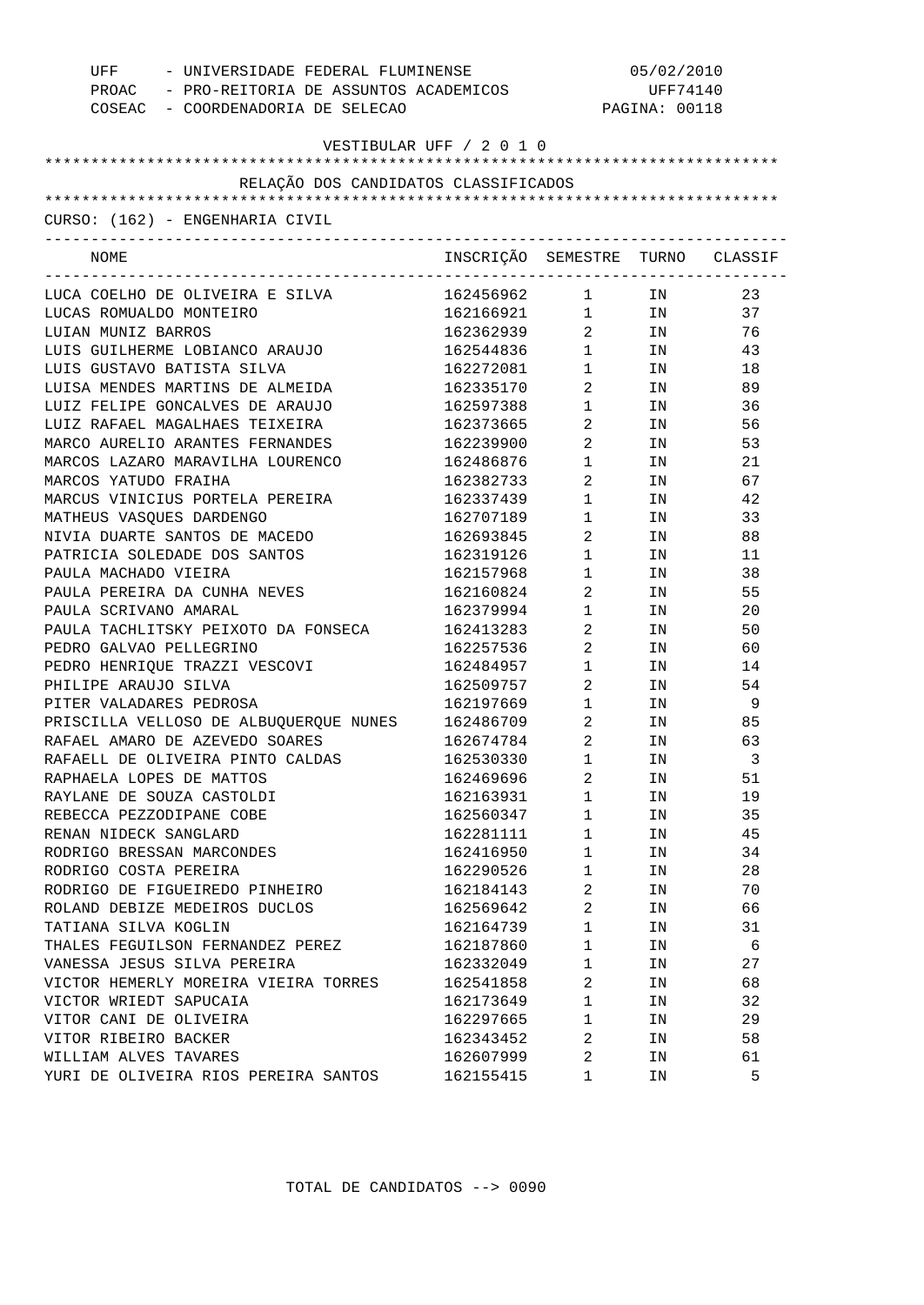UFF - UNIVERSIDADE FEDERAL FLUMINENSE 05/02/2010
PROAC - PRO-REITORIA DE ASSUNTOS ACADEMICOS UFF74140
COSEAC - COORDENADORIA DE SELECAO PAGINA: 00118

VESTIBULAR UFF / 2 0 1 0

RELAÇÃO DOS CANDIDATOS CLASSIFICADOS

CURSO: (162) - ENGENHARIA CIVIL

| NOME | INSCRIÇÃO | SEMESTRE | TURNO | CLASSIF |
|---|---|---|---|---|
| LUCA COELHO DE OLIVEIRA E SILVA | 162456962 | 1 | IN | 23 |
| LUCAS ROMUALDO MONTEIRO | 162166921 | 1 | IN | 37 |
| LUIAN MUNIZ BARROS | 162362939 | 2 | IN | 76 |
| LUIS GUILHERME LOBIANCO ARAUJO | 162544836 | 1 | IN | 43 |
| LUIS GUSTAVO BATISTA SILVA | 162272081 | 1 | IN | 18 |
| LUISA MENDES MARTINS DE ALMEIDA | 162335170 | 2 | IN | 89 |
| LUIZ FELIPE GONCALVES DE ARAUJO | 162597388 | 1 | IN | 36 |
| LUIZ RAFAEL MAGALHAES TEIXEIRA | 162373665 | 2 | IN | 56 |
| MARCO AURELIO ARANTES FERNANDES | 162239900 | 2 | IN | 53 |
| MARCOS LAZARO MARAVILHA LOURENCO | 162486876 | 1 | IN | 21 |
| MARCOS YATUDO FRAIHA | 162382733 | 2 | IN | 67 |
| MARCUS VINICIUS PORTELA PEREIRA | 162337439 | 1 | IN | 42 |
| MATHEUS VASQUES DARDENGO | 162707189 | 1 | IN | 33 |
| NIVIA DUARTE SANTOS DE MACEDO | 162693845 | 2 | IN | 88 |
| PATRICIA SOLEDADE DOS SANTOS | 162319126 | 1 | IN | 11 |
| PAULA MACHADO VIEIRA | 162157968 | 1 | IN | 38 |
| PAULA PEREIRA DA CUNHA NEVES | 162160824 | 2 | IN | 55 |
| PAULA SCRIVANO AMARAL | 162379994 | 1 | IN | 20 |
| PAULA TACHLITSKY PEIXOTO DA FONSECA | 162413283 | 2 | IN | 50 |
| PEDRO GALVAO PELLEGRINO | 162257536 | 2 | IN | 60 |
| PEDRO HENRIQUE TRAZZI VESCOVI | 162484957 | 1 | IN | 14 |
| PHILIPE ARAUJO SILVA | 162509757 | 2 | IN | 54 |
| PITER VALADARES PEDROSA | 162197669 | 1 | IN | 9 |
| PRISCILLA VELLOSO DE ALBUQUERQUE NUNES | 162486709 | 2 | IN | 85 |
| RAFAEL AMARO DE AZEVEDO SOARES | 162674784 | 2 | IN | 63 |
| RAFAELL DE OLIVEIRA PINTO CALDAS | 162530330 | 1 | IN | 3 |
| RAPHAELA LOPES DE MATTOS | 162469696 | 2 | IN | 51 |
| RAYLANE DE SOUZA CASTOLDI | 162163931 | 1 | IN | 19 |
| REBECCA PEZZODIPANE COBE | 162560347 | 1 | IN | 35 |
| RENAN NIDECK SANGLARD | 162281111 | 1 | IN | 45 |
| RODRIGO BRESSAN MARCONDES | 162416950 | 1 | IN | 34 |
| RODRIGO COSTA PEREIRA | 162290526 | 1 | IN | 28 |
| RODRIGO DE FIGUEIREDO PINHEIRO | 162184143 | 2 | IN | 70 |
| ROLAND DEBIZE MEDEIROS DUCLOS | 162569642 | 2 | IN | 66 |
| TATIANA SILVA KOGLIN | 162164739 | 1 | IN | 31 |
| THALES FEGUILSON FERNANDEZ PEREZ | 162187860 | 1 | IN | 6 |
| VANESSA JESUS SILVA PEREIRA | 162332049 | 1 | IN | 27 |
| VICTOR HEMERLY MOREIRA VIEIRA TORRES | 162541858 | 2 | IN | 68 |
| VICTOR WRIEDT SAPUCAIA | 162173649 | 1 | IN | 32 |
| VITOR CANI DE OLIVEIRA | 162297665 | 1 | IN | 29 |
| VITOR RIBEIRO BACKER | 162343452 | 2 | IN | 58 |
| WILLIAM ALVES TAVARES | 162607999 | 2 | IN | 61 |
| YURI DE OLIVEIRA RIOS PEREIRA SANTOS | 162155415 | 1 | IN | 5 |

TOTAL DE CANDIDATOS --> 0090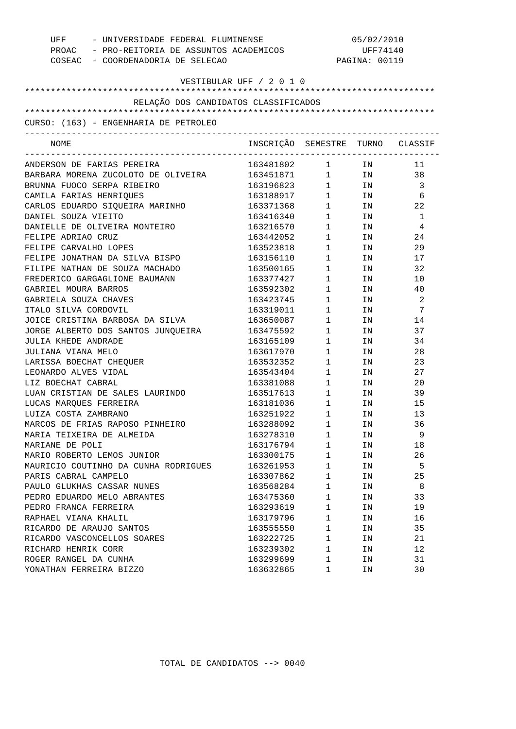UFF - UNIVERSIDADE FEDERAL FLUMINENSE 05/02/2010
PROAC - PRO-REITORIA DE ASSUNTOS ACADEMICOS UFF74140
COSEAC - COORDENADORIA DE SELECAO

VESTIBULAR UFF / 2 0 1 0

RELAÇÃO DOS CANDIDATOS CLASSIFICADOS

CURSO: (163) - ENGENHARIA DE PETROLEO

| NOME | INSCRIÇÃO | SEMESTRE | TURNO | CLASSIF |
|---|---|---|---|---|
| ANDERSON DE FARIAS PEREIRA | 163481802 | 1 | IN | 11 |
| BARBARA MORENA ZUCOLOTO DE OLIVEIRA | 163451871 | 1 | IN | 38 |
| BRUNNA FUOCO SERPA RIBEIRO | 163196823 | 1 | IN | 3 |
| CAMILA FARIAS HENRIQUES | 163188917 | 1 | IN | 6 |
| CARLOS EDUARDO SIQUEIRA MARINHO | 163371368 | 1 | IN | 22 |
| DANIEL SOUZA VIEITO | 163416340 | 1 | IN | 1 |
| DANIELLE DE OLIVEIRA MONTEIRO | 163216570 | 1 | IN | 4 |
| FELIPE ADRIAO CRUZ | 163442052 | 1 | IN | 24 |
| FELIPE CARVALHO LOPES | 163523818 | 1 | IN | 29 |
| FELIPE JONATHAN DA SILVA BISPO | 163156110 | 1 | IN | 17 |
| FILIPE NATHAN DE SOUZA MACHADO | 163500165 | 1 | IN | 32 |
| FREDERICO GARGAGLIONE BAUMANN | 163377427 | 1 | IN | 10 |
| GABRIEL MOURA BARROS | 163592302 | 1 | IN | 40 |
| GABRIELA SOUZA CHAVES | 163423745 | 1 | IN | 2 |
| ITALO SILVA CORDOVIL | 163319011 | 1 | IN | 7 |
| JOICE CRISTINA BARBOSA DA SILVA | 163650087 | 1 | IN | 14 |
| JORGE ALBERTO DOS SANTOS JUNQUEIRA | 163475592 | 1 | IN | 37 |
| JULIA KHEDE ANDRADE | 163165109 | 1 | IN | 34 |
| JULIANA VIANA MELO | 163617970 | 1 | IN | 28 |
| LARISSA BOECHAT CHEQUER | 163532352 | 1 | IN | 23 |
| LEONARDO ALVES VIDAL | 163543404 | 1 | IN | 27 |
| LIZ BOECHAT CABRAL | 163381088 | 1 | IN | 20 |
| LUAN CRISTIAN DE SALES LAURINDO | 163517613 | 1 | IN | 39 |
| LUCAS MARQUES FERREIRA | 163181036 | 1 | IN | 15 |
| LUIZA COSTA ZAMBRANO | 163251922 | 1 | IN | 13 |
| MARCOS DE FRIAS RAPOSO PINHEIRO | 163288092 | 1 | IN | 36 |
| MARIA TEIXEIRA DE ALMEIDA | 163278310 | 1 | IN | 9 |
| MARIANE DE POLI | 163176794 | 1 | IN | 18 |
| MARIO ROBERTO LEMOS JUNIOR | 163300175 | 1 | IN | 26 |
| MAURICIO COUTINHO DA CUNHA RODRIGUES | 163261953 | 1 | IN | 5 |
| PARIS CABRAL CAMPELO | 163307862 | 1 | IN | 25 |
| PAULO GLUKHAS CASSAR NUNES | 163568284 | 1 | IN | 8 |
| PEDRO EDUARDO MELO ABRANTES | 163475360 | 1 | IN | 33 |
| PEDRO FRANCA FERREIRA | 163293619 | 1 | IN | 19 |
| RAPHAEL VIANA KHALIL | 163179796 | 1 | IN | 16 |
| RICARDO DE ARAUJO SANTOS | 163555550 | 1 | IN | 35 |
| RICARDO VASCONCELLOS SOARES | 163222725 | 1 | IN | 21 |
| RICHARD HENRIK CORR | 163239302 | 1 | IN | 12 |
| ROGER RANGEL DA CUNHA | 163299699 | 1 | IN | 31 |
| YONATHAN FERREIRA BIZZO | 163632865 | 1 | IN | 30 |

TOTAL DE CANDIDATOS --> 0040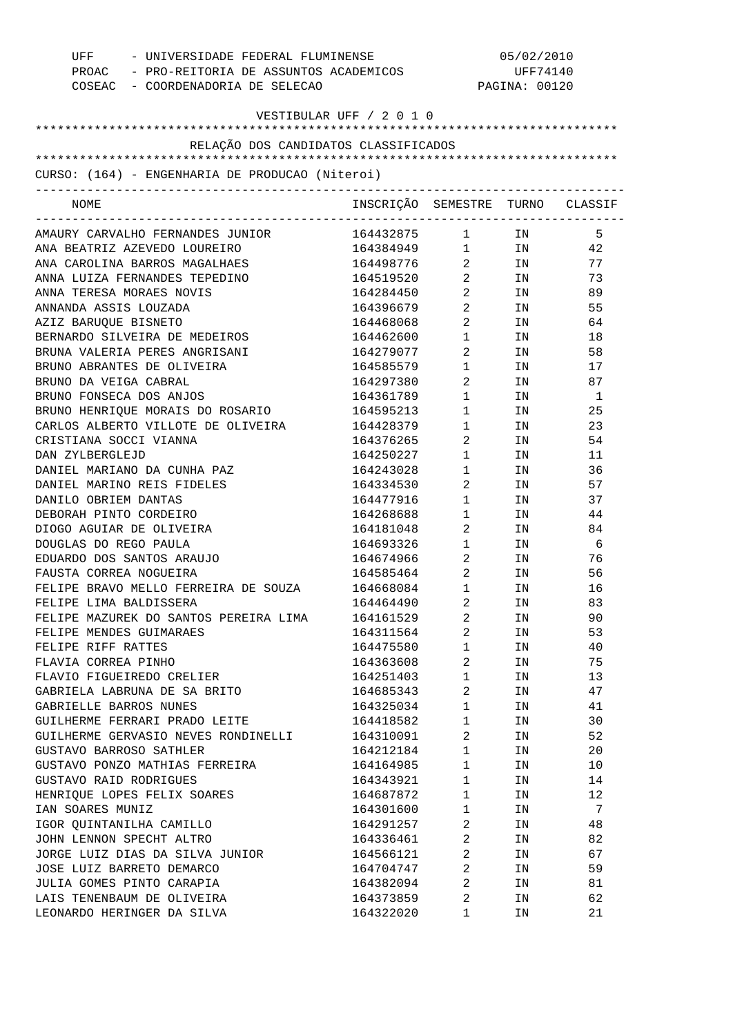UFF - UNIVERSIDADE FEDERAL FLUMINENSE 05/02/2010
PROAC - PRO-REITORIA DE ASSUNTOS ACADEMICOS UFF74140
COSEAC - COORDENADORIA DE SELECAO

VESTIBULAR UFF / 2 0 1 0

RELAÇÃO DOS CANDIDATOS CLASSIFICADOS

CURSO: (164) - ENGENHARIA DE PRODUCAO (Niteroi)

| NOME | INSCRIÇÃO | SEMESTRE | TURNO | CLASSIF |
|---|---|---|---|---|
| AMAURY CARVALHO FERNANDES JUNIOR | 164432875 | 1 | IN | 5 |
| ANA BEATRIZ AZEVEDO LOUREIRO | 164384949 | 1 | IN | 42 |
| ANA CAROLINA BARROS MAGALHAES | 164498776 | 2 | IN | 77 |
| ANNA LUIZA FERNANDES TEPEDINO | 164519520 | 2 | IN | 73 |
| ANNA TERESA MORAES NOVIS | 164284450 | 2 | IN | 89 |
| ANNANDA ASSIS LOUZADA | 164396679 | 2 | IN | 55 |
| AZIZ BARUQUE BISNETO | 164468068 | 2 | IN | 64 |
| BERNARDO SILVEIRA DE MEDEIROS | 164462600 | 1 | IN | 18 |
| BRUNA VALERIA PERES ANGRISANI | 164279077 | 2 | IN | 58 |
| BRUNO ABRANTES DE OLIVEIRA | 164585579 | 1 | IN | 17 |
| BRUNO DA VEIGA CABRAL | 164297380 | 2 | IN | 87 |
| BRUNO FONSECA DOS ANJOS | 164361789 | 1 | IN | 1 |
| BRUNO HENRIQUE MORAIS DO ROSARIO | 164595213 | 1 | IN | 25 |
| CARLOS ALBERTO VILLOTE DE OLIVEIRA | 164428379 | 1 | IN | 23 |
| CRISTIANA SOCCI VIANNA | 164376265 | 2 | IN | 54 |
| DAN ZYLBERGLEJD | 164250227 | 1 | IN | 11 |
| DANIEL MARIANO DA CUNHA PAZ | 164243028 | 1 | IN | 36 |
| DANIEL MARINO REIS FIDELES | 164334530 | 2 | IN | 57 |
| DANILO OBRIEM DANTAS | 164477916 | 1 | IN | 37 |
| DEBORAH PINTO CORDEIRO | 164268688 | 1 | IN | 44 |
| DIOGO AGUIAR DE OLIVEIRA | 164181048 | 2 | IN | 84 |
| DOUGLAS DO REGO PAULA | 164693326 | 1 | IN | 6 |
| EDUARDO DOS SANTOS ARAUJO | 164674966 | 2 | IN | 76 |
| FAUSTA CORREA NOGUEIRA | 164585464 | 2 | IN | 56 |
| FELIPE BRAVO MELLO FERREIRA DE SOUZA | 164668084 | 1 | IN | 16 |
| FELIPE LIMA BALDISSERA | 164464490 | 2 | IN | 83 |
| FELIPE MAZUREK DO SANTOS PEREIRA LIMA | 164161529 | 2 | IN | 90 |
| FELIPE MENDES GUIMARAES | 164311564 | 2 | IN | 53 |
| FELIPE RIFF RATTES | 164475580 | 1 | IN | 40 |
| FLAVIA CORREA PINHO | 164363608 | 2 | IN | 75 |
| FLAVIO FIGUEIREDO CRELIER | 164251403 | 1 | IN | 13 |
| GABRIELA LABRUNA DE SA BRITO | 164685343 | 2 | IN | 47 |
| GABRIELLE BARROS NUNES | 164325034 | 1 | IN | 41 |
| GUILHERME FERRARI PRADO LEITE | 164418582 | 1 | IN | 30 |
| GUILHERME GERVASIO NEVES RONDINELLI | 164310091 | 2 | IN | 52 |
| GUSTAVO BARROSO SATHLER | 164212184 | 1 | IN | 20 |
| GUSTAVO PONZO MATHIAS FERREIRA | 164164985 | 1 | IN | 10 |
| GUSTAVO RAID RODRIGUES | 164343921 | 1 | IN | 14 |
| HENRIQUE LOPES FELIX SOARES | 164687872 | 1 | IN | 12 |
| IAN SOARES MUNIZ | 164301600 | 1 | IN | 7 |
| IGOR QUINTANILHA CAMILLO | 164291257 | 2 | IN | 48 |
| JOHN LENNON SPECHT ALTRO | 164336461 | 2 | IN | 82 |
| JORGE LUIZ DIAS DA SILVA JUNIOR | 164566121 | 2 | IN | 67 |
| JOSE LUIZ BARRETO DEMARCO | 164704747 | 2 | IN | 59 |
| JULIA GOMES PINTO CARAPIA | 164382094 | 2 | IN | 81 |
| LAIS TENENBAUM DE OLIVEIRA | 164373859 | 2 | IN | 62 |
| LEONARDO HERINGER DA SILVA | 164322020 | 1 | IN | 21 |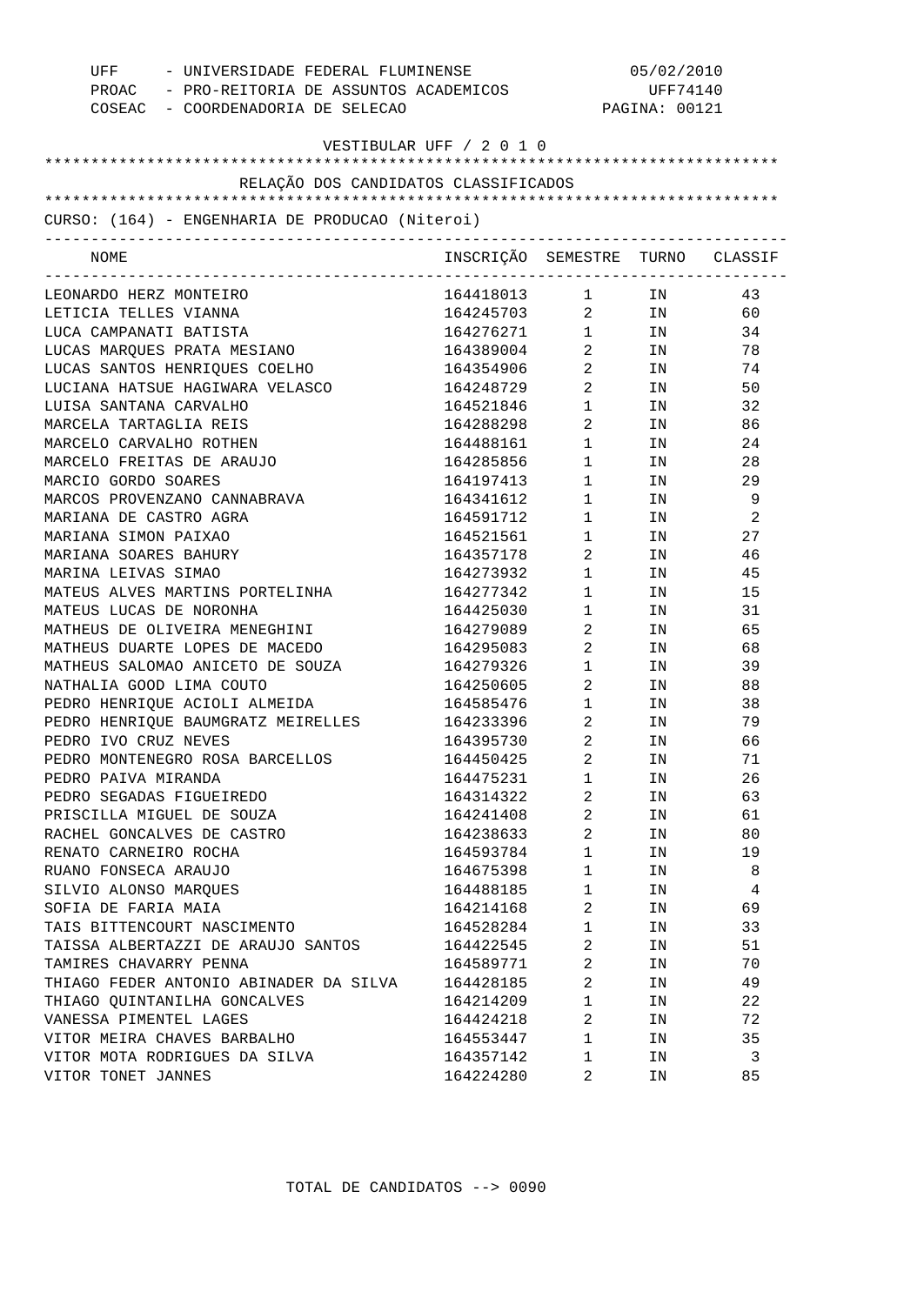UFF - UNIVERSIDADE FEDERAL FLUMINENSE 05/02/2010
PROAC - PRO-REITORIA DE ASSUNTOS ACADEMICOS UFF74140
COSEAC - COORDENADORIA DE SELECAO PAGINA: 00121

VESTIBULAR UFF / 2 0 1 0

RELAÇÃO DOS CANDIDATOS CLASSIFICADOS

CURSO: (164) - ENGENHARIA DE PRODUCAO (Niteroi)

| NOME | INSCRIÇÃO | SEMESTRE | TURNO | CLASSIF |
|---|---|---|---|---|
| LEONARDO HERZ MONTEIRO | 164418013 | 1 | IN | 43 |
| LETICIA TELLES VIANNA | 164245703 | 2 | IN | 60 |
| LUCA CAMPANATI BATISTA | 164276271 | 1 | IN | 34 |
| LUCAS MARQUES PRATA MESIANO | 164389004 | 2 | IN | 78 |
| LUCAS SANTOS HENRIQUES COELHO | 164354906 | 2 | IN | 74 |
| LUCIANA HATSUE HAGIWARA VELASCO | 164248729 | 2 | IN | 50 |
| LUISA SANTANA CARVALHO | 164521846 | 1 | IN | 32 |
| MARCELA TARTAGLIA REIS | 164288298 | 2 | IN | 86 |
| MARCELO CARVALHO ROTHEN | 164488161 | 1 | IN | 24 |
| MARCELO FREITAS DE ARAUJO | 164285856 | 1 | IN | 28 |
| MARCIO GORDO SOARES | 164197413 | 1 | IN | 29 |
| MARCOS PROVENZANO CANNABRAVA | 164341612 | 1 | IN | 9 |
| MARIANA DE CASTRO AGRA | 164591712 | 1 | IN | 2 |
| MARIANA SIMON PAIXAO | 164521561 | 1 | IN | 27 |
| MARIANA SOARES BAHURY | 164357178 | 2 | IN | 46 |
| MARINA LEIVAS SIMAO | 164273932 | 1 | IN | 45 |
| MATEUS ALVES MARTINS PORTELINHA | 164277342 | 1 | IN | 15 |
| MATEUS LUCAS DE NORONHA | 164425030 | 1 | IN | 31 |
| MATHEUS DE OLIVEIRA MENEGHINI | 164279089 | 2 | IN | 65 |
| MATHEUS DUARTE LOPES DE MACEDO | 164295083 | 2 | IN | 68 |
| MATHEUS SALOMAO ANICETO DE SOUZA | 164279326 | 1 | IN | 39 |
| NATHALIA GOOD LIMA COUTO | 164250605 | 2 | IN | 88 |
| PEDRO HENRIQUE ACIOLI ALMEIDA | 164585476 | 1 | IN | 38 |
| PEDRO HENRIQUE BAUMGRATZ MEIRELLES | 164233396 | 2 | IN | 79 |
| PEDRO IVO CRUZ NEVES | 164395730 | 2 | IN | 66 |
| PEDRO MONTENEGRO ROSA BARCELLOS | 164450425 | 2 | IN | 71 |
| PEDRO PAIVA MIRANDA | 164475231 | 1 | IN | 26 |
| PEDRO SEGADAS FIGUEIREDO | 164314322 | 2 | IN | 63 |
| PRISCILLA MIGUEL DE SOUZA | 164241408 | 2 | IN | 61 |
| RACHEL GONCALVES DE CASTRO | 164238633 | 2 | IN | 80 |
| RENATO CARNEIRO ROCHA | 164593784 | 1 | IN | 19 |
| RUANO FONSECA ARAUJO | 164675398 | 1 | IN | 8 |
| SILVIO ALONSO MARQUES | 164488185 | 1 | IN | 4 |
| SOFIA DE FARIA MAIA | 164214168 | 2 | IN | 69 |
| TAIS BITTENCOURT NASCIMENTO | 164528284 | 1 | IN | 33 |
| TAISSA ALBERTAZZI DE ARAUJO SANTOS | 164422545 | 2 | IN | 51 |
| TAMIRES CHAVARRY PENNA | 164589771 | 2 | IN | 70 |
| THIAGO FEDER ANTONIO ABINADER DA SILVA | 164428185 | 2 | IN | 49 |
| THIAGO QUINTANILHA GONCALVES | 164214209 | 1 | IN | 22 |
| VANESSA PIMENTEL LAGES | 164424218 | 2 | IN | 72 |
| VITOR MEIRA CHAVES BARBALHO | 164553447 | 1 | IN | 35 |
| VITOR MOTA RODRIGUES DA SILVA | 164357142 | 1 | IN | 3 |
| VITOR TONET JANNES | 164224280 | 2 | IN | 85 |

TOTAL DE CANDIDATOS --> 0090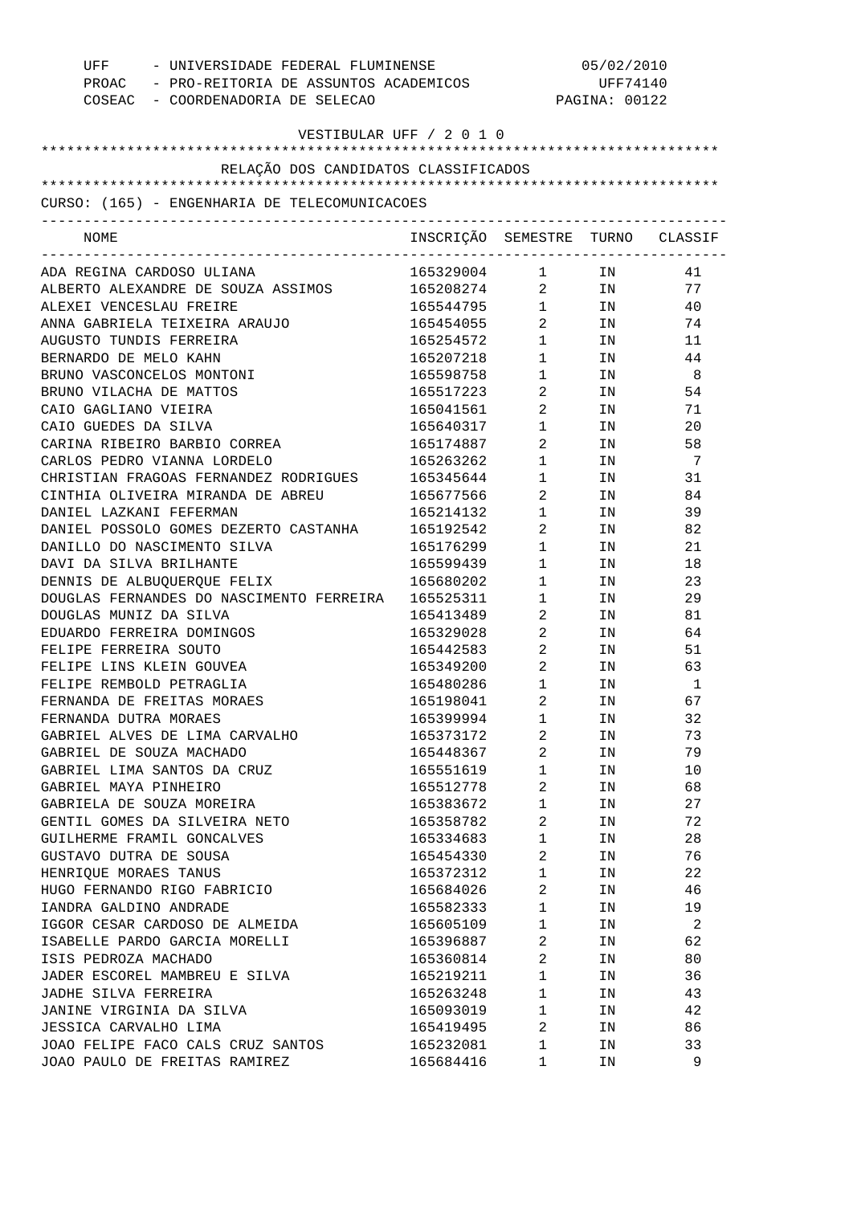UFF - UNIVERSIDADE FEDERAL FLUMINENSE 05/02/2010
PROAC - PRO-REITORIA DE ASSUNTOS ACADEMICOS UFF74140
COSEAC - COORDENADORIA DE SELECAO

VESTIBULAR UFF / 2 0 1 0

RELAÇÃO DOS CANDIDATOS CLASSIFICADOS

CURSO: (165) - ENGENHARIA DE TELECOMUNICACOES

| NOME | INSCRIÇÃO | SEMESTRE | TURNO | CLASSIF |
|---|---|---|---|---|
| ADA REGINA CARDOSO ULIANA | 165329004 | 1 | IN | 41 |
| ALBERTO ALEXANDRE DE SOUZA ASSIMOS | 165208274 | 2 | IN | 77 |
| ALEXEI VENCESLAU FREIRE | 165544795 | 1 | IN | 40 |
| ANNA GABRIELA TEIXEIRA ARAUJO | 165454055 | 2 | IN | 74 |
| AUGUSTO TUNDIS FERREIRA | 165254572 | 1 | IN | 11 |
| BERNARDO DE MELO KAHN | 165207218 | 1 | IN | 44 |
| BRUNO VASCONCELOS MONTONI | 165598758 | 1 | IN | 8 |
| BRUNO VILACHA DE MATTOS | 165517223 | 2 | IN | 54 |
| CAIO GAGLIANO VIEIRA | 165041561 | 2 | IN | 71 |
| CAIO GUEDES DA SILVA | 165640317 | 1 | IN | 20 |
| CARINA RIBEIRO BARBIO CORREA | 165174887 | 2 | IN | 58 |
| CARLOS PEDRO VIANNA LORDELO | 165263262 | 1 | IN | 7 |
| CHRISTIAN FRAGOAS FERNANDEZ RODRIGUES | 165345644 | 1 | IN | 31 |
| CINTHIA OLIVEIRA MIRANDA DE ABREU | 165677566 | 2 | IN | 84 |
| DANIEL LAZKANI FEFERMAN | 165214132 | 1 | IN | 39 |
| DANIEL POSSOLO GOMES DEZERTO CASTANHA | 165192542 | 2 | IN | 82 |
| DANILLO DO NASCIMENTO SILVA | 165176299 | 1 | IN | 21 |
| DAVI DA SILVA BRILHANTE | 165599439 | 1 | IN | 18 |
| DENNIS DE ALBUQUERQUE FELIX | 165680202 | 1 | IN | 23 |
| DOUGLAS FERNANDES DO NASCIMENTO FERREIRA | 165525311 | 1 | IN | 29 |
| DOUGLAS MUNIZ DA SILVA | 165413489 | 2 | IN | 81 |
| EDUARDO FERREIRA DOMINGOS | 165329028 | 2 | IN | 64 |
| FELIPE FERREIRA SOUTO | 165442583 | 2 | IN | 51 |
| FELIPE LINS KLEIN GOUVEA | 165349200 | 2 | IN | 63 |
| FELIPE REMBOLD PETRAGLIA | 165480286 | 1 | IN | 1 |
| FERNANDA DE FREITAS MORAES | 165198041 | 2 | IN | 67 |
| FERNANDA DUTRA MORAES | 165399994 | 1 | IN | 32 |
| GABRIEL ALVES DE LIMA CARVALHO | 165373172 | 2 | IN | 73 |
| GABRIEL DE SOUZA MACHADO | 165448367 | 2 | IN | 79 |
| GABRIEL LIMA SANTOS DA CRUZ | 165551619 | 1 | IN | 10 |
| GABRIEL MAYA PINHEIRO | 165512778 | 2 | IN | 68 |
| GABRIELA DE SOUZA MOREIRA | 165383672 | 1 | IN | 27 |
| GENTIL GOMES DA SILVEIRA NETO | 165358782 | 2 | IN | 72 |
| GUILHERME FRAMIL GONCALVES | 165334683 | 1 | IN | 28 |
| GUSTAVO DUTRA DE SOUSA | 165454330 | 2 | IN | 76 |
| HENRIQUE MORAES TANUS | 165372312 | 1 | IN | 22 |
| HUGO FERNANDO RIGO FABRICIO | 165684026 | 2 | IN | 46 |
| IANDRA GALDINO ANDRADE | 165582333 | 1 | IN | 19 |
| IGGOR CESAR CARDOSO DE ALMEIDA | 165605109 | 1 | IN | 2 |
| ISABELLE PARDO GARCIA MORELLI | 165396887 | 2 | IN | 62 |
| ISIS PEDROZA MACHADO | 165360814 | 2 | IN | 80 |
| JADER ESCOREL MAMBREU E SILVA | 165219211 | 1 | IN | 36 |
| JADHE SILVA FERREIRA | 165263248 | 1 | IN | 43 |
| JANINE VIRGINIA DA SILVA | 165093019 | 1 | IN | 42 |
| JESSICA CARVALHO LIMA | 165419495 | 2 | IN | 86 |
| JOAO FELIPE FACO CALS CRUZ SANTOS | 165232081 | 1 | IN | 33 |
| JOAO PAULO DE FREITAS RAMIREZ | 165684416 | 1 | IN | 9 |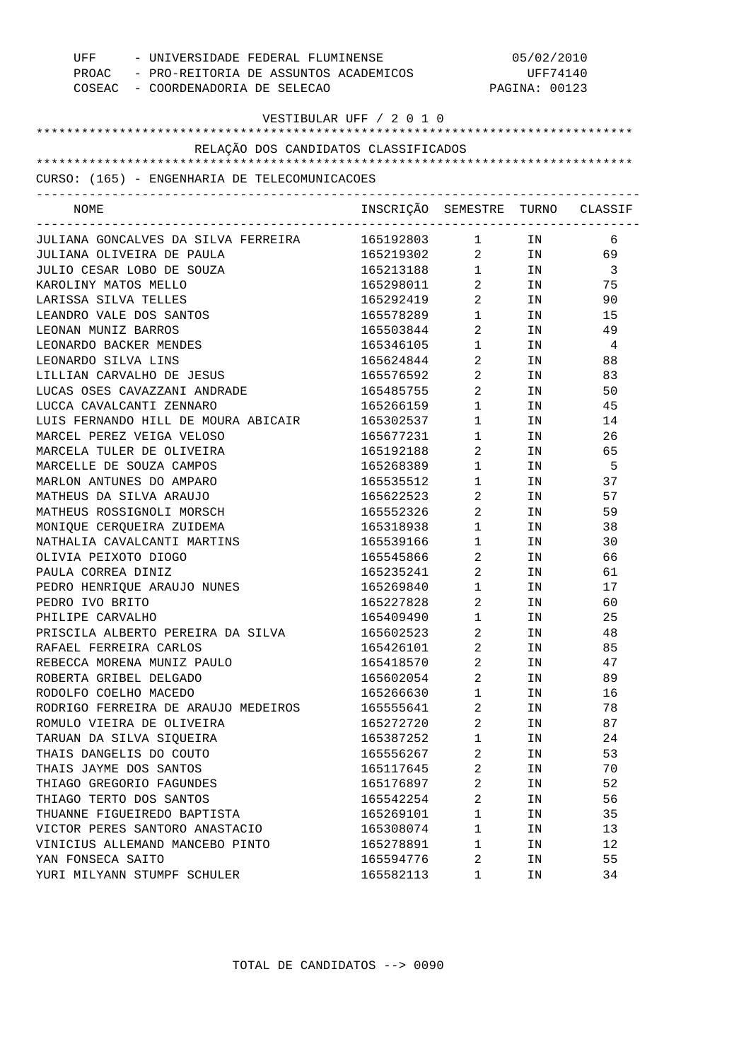UFF - UNIVERSIDADE FEDERAL FLUMINENSE 05/02/2010
PROAC - PRO-REITORIA DE ASSUNTOS ACADEMICOS UFF74140
COSEAC - COORDENADORIA DE SELECAO PAGINA: 00123

VESTIBULAR UFF / 2 0 1 0

## RELAÇÃO DOS CANDIDATOS CLASSIFICADOS

CURSO: (165) - ENGENHARIA DE TELECOMUNICACOES

| NOME | INSCRIÇÃO | SEMESTRE | TURNO | CLASSIF |
|---|---|---|---|---|
| JULIANA GONCALVES DA SILVA FERREIRA | 165192803 | 1 | IN | 6 |
| JULIANA OLIVEIRA DE PAULA | 165219302 | 2 | IN | 69 |
| JULIO CESAR LOBO DE SOUZA | 165213188 | 1 | IN | 3 |
| KAROLINY MATOS MELLO | 165298011 | 2 | IN | 75 |
| LARISSA SILVA TELLES | 165292419 | 2 | IN | 90 |
| LEANDRO VALE DOS SANTOS | 165578289 | 1 | IN | 15 |
| LEONAN MUNIZ BARROS | 165503844 | 2 | IN | 49 |
| LEONARDO BACKER MENDES | 165346105 | 1 | IN | 4 |
| LEONARDO SILVA LINS | 165624844 | 2 | IN | 88 |
| LILLIAN CARVALHO DE JESUS | 165576592 | 2 | IN | 83 |
| LUCAS OSES CAVAZZANI ANDRADE | 165485755 | 2 | IN | 50 |
| LUCCA CAVALCANTI ZENNARO | 165266159 | 1 | IN | 45 |
| LUIS FERNANDO HILL DE MOURA ABICAIR | 165302537 | 1 | IN | 14 |
| MARCEL PEREZ VEIGA VELOSO | 165677231 | 1 | IN | 26 |
| MARCELA TULER DE OLIVEIRA | 165192188 | 2 | IN | 65 |
| MARCELLE DE SOUZA CAMPOS | 165268389 | 1 | IN | 5 |
| MARLON ANTUNES DO AMPARO | 165535512 | 1 | IN | 37 |
| MATHEUS DA SILVA ARAUJO | 165622523 | 2 | IN | 57 |
| MATHEUS ROSSIGNOLI MORSCH | 165552326 | 2 | IN | 59 |
| MONIQUE CERQUEIRA ZUIDEMA | 165318938 | 1 | IN | 38 |
| NATHALIA CAVALCANTI MARTINS | 165539166 | 1 | IN | 30 |
| OLIVIA PEIXOTO DIOGO | 165545866 | 2 | IN | 66 |
| PAULA CORREA DINIZ | 165235241 | 2 | IN | 61 |
| PEDRO HENRIQUE ARAUJO NUNES | 165269840 | 1 | IN | 17 |
| PEDRO IVO BRITO | 165227828 | 2 | IN | 60 |
| PHILIPE CARVALHO | 165409490 | 1 | IN | 25 |
| PRISCILA ALBERTO PEREIRA DA SILVA | 165602523 | 2 | IN | 48 |
| RAFAEL FERREIRA CARLOS | 165426101 | 2 | IN | 85 |
| REBECCA MORENA MUNIZ PAULO | 165418570 | 2 | IN | 47 |
| ROBERTA GRIBEL DELGADO | 165602054 | 2 | IN | 89 |
| RODOLFO COELHO MACEDO | 165266630 | 1 | IN | 16 |
| RODRIGO FERREIRA DE ARAUJO MEDEIROS | 165555641 | 2 | IN | 78 |
| ROMULO VIEIRA DE OLIVEIRA | 165272720 | 2 | IN | 87 |
| TARUAN DA SILVA SIQUEIRA | 165387252 | 1 | IN | 24 |
| THAIS DANGELIS DO COUTO | 165556267 | 2 | IN | 53 |
| THAIS JAYME DOS SANTOS | 165117645 | 2 | IN | 70 |
| THIAGO GREGORIO FAGUNDES | 165176897 | 2 | IN | 52 |
| THIAGO TERTO DOS SANTOS | 165542254 | 2 | IN | 56 |
| THUANNE FIGUEIREDO BAPTISTA | 165269101 | 1 | IN | 35 |
| VICTOR PERES SANTORO ANASTACIO | 165308074 | 1 | IN | 13 |
| VINICIUS ALLEMAND MANCEBO PINTO | 165278891 | 1 | IN | 12 |
| YAN FONSECA SAITO | 165594776 | 2 | IN | 55 |
| YURI MILYANN STUMPF SCHULER | 165582113 | 1 | IN | 34 |

TOTAL DE CANDIDATOS --> 0090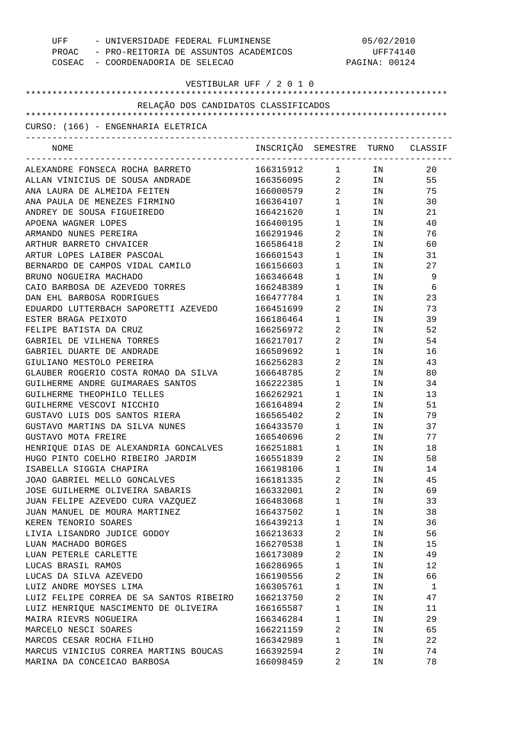UFF - UNIVERSIDADE FEDERAL FLUMINENSE
PROAC - PRO-REITORIA DE ASSUNTOS ACADEMICOS
COSEAC - COORDENADORIA DE SELECAO

05/02/2010
UFF74140

VESTIBULAR UFF / 2 0 1 0

RELAÇÃO DOS CANDIDATOS CLASSIFICADOS

CURSO: (166) - ENGENHARIA ELETRICA

| NOME | INSCRIÇÃO | SEMESTRE | TURNO | CLASSIF |
|---|---|---|---|---|
| ALEXANDRE FONSECA ROCHA BARRETO | 166315912 | 1 | IN | 20 |
| ALLAN VINICIUS DE SOUSA ANDRADE | 166356095 | 2 | IN | 55 |
| ANA LAURA DE ALMEIDA FEITEN | 166000579 | 2 | IN | 75 |
| ANA PAULA DE MENEZES FIRMINO | 166364107 | 1 | IN | 30 |
| ANDREY DE SOUSA FIGUEIREDO | 166421620 | 1 | IN | 21 |
| APOENA WAGNER LOPES | 166400195 | 1 | IN | 40 |
| ARMANDO NUNES PEREIRA | 166291946 | 2 | IN | 76 |
| ARTHUR BARRETO CHVAICER | 166586418 | 2 | IN | 60 |
| ARTUR LOPES LAIBER PASCOAL | 166601543 | 1 | IN | 31 |
| BERNARDO DE CAMPOS VIDAL CAMILO | 166156603 | 1 | IN | 27 |
| BRUNO NOGUEIRA MACHADO | 166346648 | 1 | IN | 9 |
| CAIO BARBOSA DE AZEVEDO TORRES | 166248389 | 1 | IN | 6 |
| DAN EHL BARBOSA RODRIGUES | 166477784 | 1 | IN | 23 |
| EDUARDO LUTTERBACH SAPORETTI AZEVEDO | 166451699 | 2 | IN | 73 |
| ESTER BRAGA PEIXOTO | 166186464 | 1 | IN | 39 |
| FELIPE BATISTA DA CRUZ | 166256972 | 2 | IN | 52 |
| GABRIEL DE VILHENA TORRES | 166217017 | 2 | IN | 54 |
| GABRIEL DUARTE DE ANDRADE | 166509692 | 1 | IN | 16 |
| GIULIANO MESTOLO PEREIRA | 166256283 | 2 | IN | 43 |
| GLAUBER ROGERIO COSTA ROMAO DA SILVA | 166648785 | 2 | IN | 80 |
| GUILHERME ANDRE GUIMARAES SANTOS | 166222385 | 1 | IN | 34 |
| GUILHERME THEOPHILO TELLES | 166262921 | 1 | IN | 13 |
| GUILHERME VESCOVI NICCHIO | 166164894 | 2 | IN | 51 |
| GUSTAVO LUIS DOS SANTOS RIERA | 166565402 | 2 | IN | 79 |
| GUSTAVO MARTINS DA SILVA NUNES | 166433570 | 1 | IN | 37 |
| GUSTAVO MOTA FREIRE | 166540696 | 2 | IN | 77 |
| HENRIQUE DIAS DE ALEXANDRIA GONCALVES | 166251881 | 1 | IN | 18 |
| HUGO PINTO COELHO RIBEIRO JARDIM | 166551839 | 2 | IN | 58 |
| ISABELLA SIGGIA CHAPIRA | 166198106 | 1 | IN | 14 |
| JOAO GABRIEL MELLO GONCALVES | 166181335 | 2 | IN | 45 |
| JOSE GUILHERME OLIVEIRA SABARIS | 166332001 | 2 | IN | 69 |
| JUAN FELIPE AZEVEDO CURA VAZQUEZ | 166483068 | 1 | IN | 33 |
| JUAN MANUEL DE MOURA MARTINEZ | 166437502 | 1 | IN | 38 |
| KEREN TENORIO SOARES | 166439213 | 1 | IN | 36 |
| LIVIA LISANDRO JUDICE GODOY | 166213633 | 2 | IN | 56 |
| LUAN MACHADO BORGES | 166270538 | 1 | IN | 15 |
| LUAN PETERLE CARLETTE | 166173089 | 2 | IN | 49 |
| LUCAS BRASIL RAMOS | 166286965 | 1 | IN | 12 |
| LUCAS DA SILVA AZEVEDO | 166190556 | 2 | IN | 66 |
| LUIZ ANDRE MOYSES LIMA | 166305761 | 1 | IN | 1 |
| LUIZ FELIPE CORREA DE SA SANTOS RIBEIRO | 166213750 | 2 | IN | 47 |
| LUIZ HENRIQUE NASCIMENTO DE OLIVEIRA | 166165587 | 1 | IN | 11 |
| MAIRA RIEVRS NOGUEIRA | 166346284 | 1 | IN | 29 |
| MARCELO NESCI SOARES | 166221159 | 2 | IN | 65 |
| MARCOS CESAR ROCHA FILHO | 166342989 | 1 | IN | 22 |
| MARCUS VINICIUS CORREA MARTINS BOUCAS | 166392594 | 2 | IN | 74 |
| MARINA DA CONCEICAO BARBOSA | 166098459 | 2 | IN | 78 |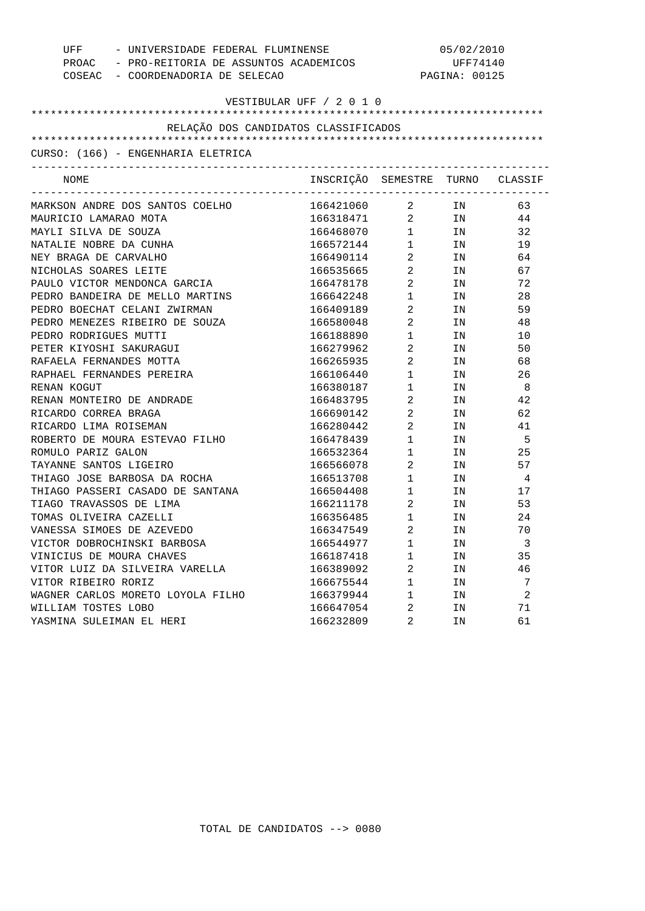UFF - UNIVERSIDADE FEDERAL FLUMINENSE 05/02/2010
PROAC - PRO-REITORIA DE ASSUNTOS ACADEMICOS UFF74140
COSEAC - COORDENADORIA DE SELECAO

VESTIBULAR UFF / 2 0 1 0

RELAÇÃO DOS CANDIDATOS CLASSIFICADOS

CURSO: (166) - ENGENHARIA ELETRICA

| NOME | INSCRIÇÃO | SEMESTRE | TURNO | CLASSIF |
|---|---|---|---|---|
| MARKSON ANDRE DOS SANTOS COELHO | 166421060 | 2 | IN | 63 |
| MAURICIO LAMARAO MOTA | 166318471 | 2 | IN | 44 |
| MAYLI SILVA DE SOUZA | 166468070 | 1 | IN | 32 |
| NATALIE NOBRE DA CUNHA | 166572144 | 1 | IN | 19 |
| NEY BRAGA DE CARVALHO | 166490114 | 2 | IN | 64 |
| NICHOLAS SOARES LEITE | 166535665 | 2 | IN | 67 |
| PAULO VICTOR MENDONCA GARCIA | 166478178 | 2 | IN | 72 |
| PEDRO BANDEIRA DE MELLO MARTINS | 166642248 | 1 | IN | 28 |
| PEDRO BOECHAT CELANI ZWIRMAN | 166409189 | 2 | IN | 59 |
| PEDRO MENEZES RIBEIRO DE SOUZA | 166580048 | 2 | IN | 48 |
| PEDRO RODRIGUES MUTTI | 166188890 | 1 | IN | 10 |
| PETER KIYOSHI SAKURAGUI | 166279962 | 2 | IN | 50 |
| RAFAELA FERNANDES MOTTA | 166265935 | 2 | IN | 68 |
| RAPHAEL FERNANDES PEREIRA | 166106440 | 1 | IN | 26 |
| RENAN KOGUT | 166380187 | 1 | IN | 8 |
| RENAN MONTEIRO DE ANDRADE | 166483795 | 2 | IN | 42 |
| RICARDO CORREA BRAGA | 166690142 | 2 | IN | 62 |
| RICARDO LIMA ROISEMAN | 166280442 | 2 | IN | 41 |
| ROBERTO DE MOURA ESTEVAO FILHO | 166478439 | 1 | IN | 5 |
| ROMULO PARIZ GALON | 166532364 | 1 | IN | 25 |
| TAYANNE SANTOS LIGEIRO | 166566078 | 2 | IN | 57 |
| THIAGO JOSE BARBOSA DA ROCHA | 166513708 | 1 | IN | 4 |
| THIAGO PASSERI CASADO DE SANTANA | 166504408 | 1 | IN | 17 |
| TIAGO TRAVASSOS DE LIMA | 166211178 | 2 | IN | 53 |
| TOMAS OLIVEIRA CAZELLI | 166356485 | 1 | IN | 24 |
| VANESSA SIMOES DE AZEVEDO | 166347549 | 2 | IN | 70 |
| VICTOR DOBROCHINSKI BARBOSA | 166544977 | 1 | IN | 3 |
| VINICIUS DE MOURA CHAVES | 166187418 | 1 | IN | 35 |
| VITOR LUIZ DA SILVEIRA VARELLA | 166389092 | 2 | IN | 46 |
| VITOR RIBEIRO RORIZ | 166675544 | 1 | IN | 7 |
| WAGNER CARLOS MORETO LOYOLA FILHO | 166379944 | 1 | IN | 2 |
| WILLIAM TOSTES LOBO | 166647054 | 2 | IN | 71 |
| YASMINA SULEIMAN EL HERI | 166232809 | 2 | IN | 61 |

TOTAL DE CANDIDATOS --> 0080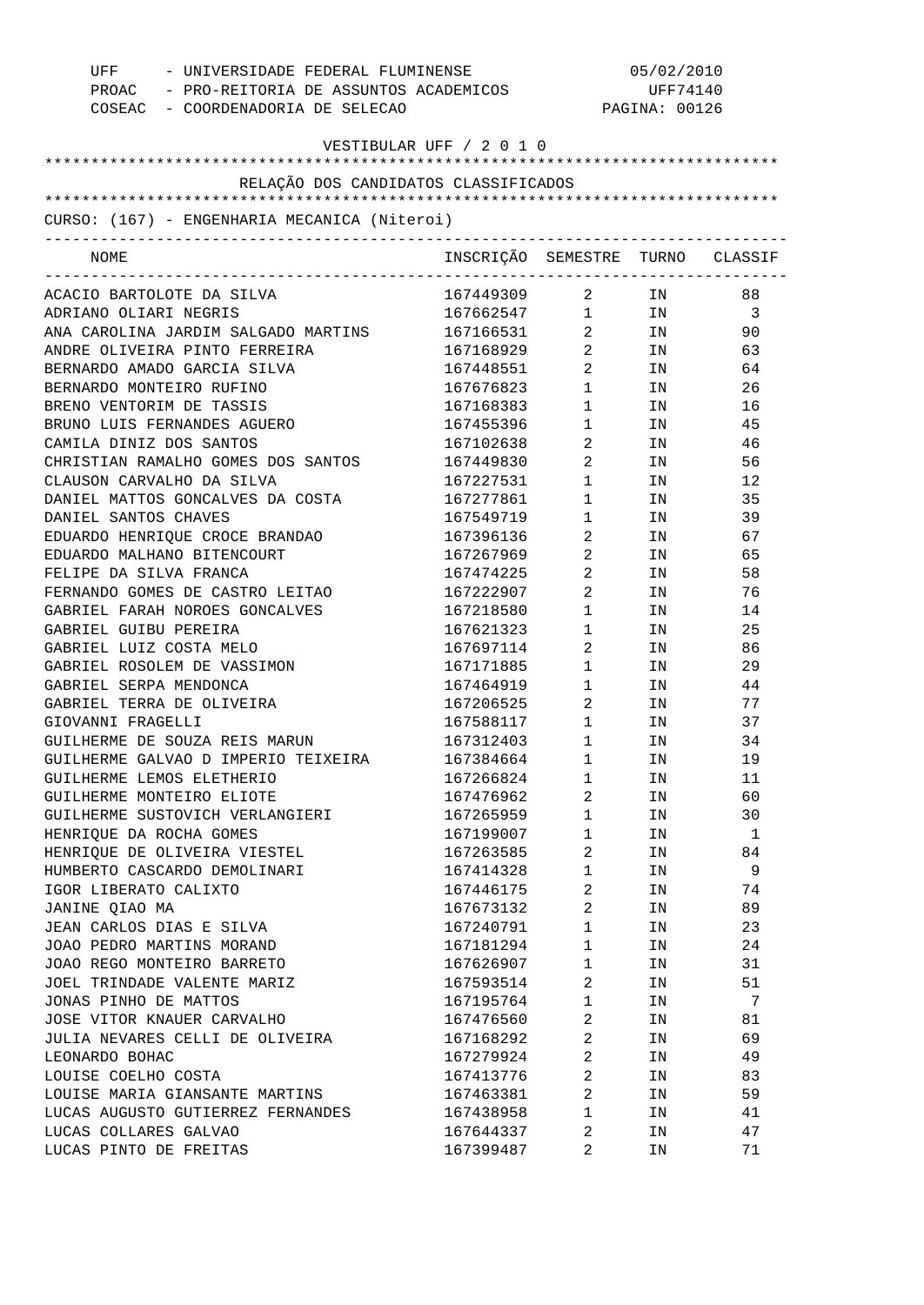UFF - UNIVERSIDADE FEDERAL FLUMINENSE 05/02/2010
PROAC - PRO-REITORIA DE ASSUNTOS ACADEMICOS UFF74140
COSEAC - COORDENADORIA DE SELECAO PAGINA: 00126

VESTIBULAR UFF / 2 0 1 0

RELAÇÃO DOS CANDIDATOS CLASSIFICADOS

CURSO: (167) - ENGENHARIA MECANICA (Niteroi)

| NOME | INSCRIÇÃO | SEMESTRE | TURNO | CLASSIF |
|---|---|---|---|---|
| ACACIO BARTOLOTE DA SILVA | 167449309 | 2 | IN | 88 |
| ADRIANO OLIARI NEGRIS | 167662547 | 1 | IN | 3 |
| ANA CAROLINA JARDIM SALGADO MARTINS | 167166531 | 2 | IN | 90 |
| ANDRE OLIVEIRA PINTO FERREIRA | 167168929 | 2 | IN | 63 |
| BERNARDO AMADO GARCIA SILVA | 167448551 | 2 | IN | 64 |
| BERNARDO MONTEIRO RUFINO | 167676823 | 1 | IN | 26 |
| BRENO VENTORIM DE TASSIS | 167168383 | 1 | IN | 16 |
| BRUNO LUIS FERNANDES AGUERO | 167455396 | 1 | IN | 45 |
| CAMILA DINIZ DOS SANTOS | 167102638 | 2 | IN | 46 |
| CHRISTIAN RAMALHO GOMES DOS SANTOS | 167449830 | 2 | IN | 56 |
| CLAUSON CARVALHO DA SILVA | 167227531 | 1 | IN | 12 |
| DANIEL MATTOS GONCALVES DA COSTA | 167277861 | 1 | IN | 35 |
| DANIEL SANTOS CHAVES | 167549719 | 1 | IN | 39 |
| EDUARDO HENRIQUE CROCE BRANDAO | 167396136 | 2 | IN | 67 |
| EDUARDO MALHANO BITENCOURT | 167267969 | 2 | IN | 65 |
| FELIPE DA SILVA FRANCA | 167474225 | 2 | IN | 58 |
| FERNANDO GOMES DE CASTRO LEITAO | 167222907 | 2 | IN | 76 |
| GABRIEL FARAH NOROES GONCALVES | 167218580 | 1 | IN | 14 |
| GABRIEL GUIBU PEREIRA | 167621323 | 1 | IN | 25 |
| GABRIEL LUIZ COSTA MELO | 167697114 | 2 | IN | 86 |
| GABRIEL ROSOLEM DE VASSIMON | 167171885 | 1 | IN | 29 |
| GABRIEL SERPA MENDONCA | 167464919 | 1 | IN | 44 |
| GABRIEL TERRA DE OLIVEIRA | 167206525 | 2 | IN | 77 |
| GIOVANNI FRAGELLI | 167588117 | 1 | IN | 37 |
| GUILHERME DE SOUZA REIS MARUN | 167312403 | 1 | IN | 34 |
| GUILHERME GALVAO D IMPERIO TEIXEIRA | 167384664 | 1 | IN | 19 |
| GUILHERME LEMOS ELETHERIO | 167266824 | 1 | IN | 11 |
| GUILHERME MONTEIRO ELIOTE | 167476962 | 2 | IN | 60 |
| GUILHERME SUSTOVICH VERLANGIERI | 167265959 | 1 | IN | 30 |
| HENRIQUE DA ROCHA GOMES | 167199007 | 1 | IN | 1 |
| HENRIQUE DE OLIVEIRA VIESTEL | 167263585 | 2 | IN | 84 |
| HUMBERTO CASCARDO DEMOLINARI | 167414328 | 1 | IN | 9 |
| IGOR LIBERATO CALIXTO | 167446175 | 2 | IN | 74 |
| JANINE QIAO MA | 167673132 | 2 | IN | 89 |
| JEAN CARLOS DIAS E SILVA | 167240791 | 1 | IN | 23 |
| JOAO PEDRO MARTINS MORAND | 167181294 | 1 | IN | 24 |
| JOAO REGO MONTEIRO BARRETO | 167626907 | 1 | IN | 31 |
| JOEL TRINDADE VALENTE MARIZ | 167593514 | 2 | IN | 51 |
| JONAS PINHO DE MATTOS | 167195764 | 1 | IN | 7 |
| JOSE VITOR KNAUER CARVALHO | 167476560 | 2 | IN | 81 |
| JULIA NEVARES CELLI DE OLIVEIRA | 167168292 | 2 | IN | 69 |
| LEONARDO BOHAC | 167279924 | 2 | IN | 49 |
| LOUISE COELHO COSTA | 167413776 | 2 | IN | 83 |
| LOUISE MARIA GIANSANTE MARTINS | 167463381 | 2 | IN | 59 |
| LUCAS AUGUSTO GUTIERREZ FERNANDES | 167438958 | 1 | IN | 41 |
| LUCAS COLLARES GALVAO | 167644337 | 2 | IN | 47 |
| LUCAS PINTO DE FREITAS | 167399487 | 2 | IN | 71 |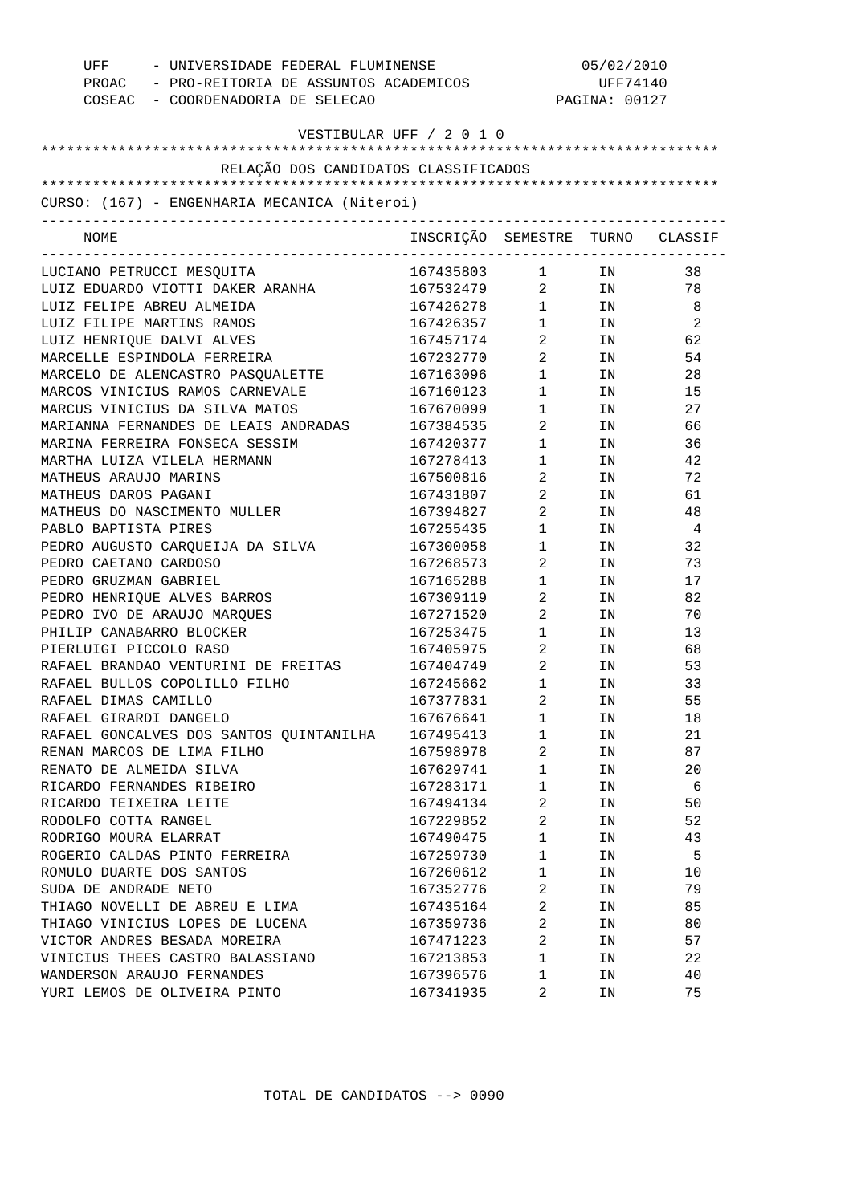UFF - UNIVERSIDADE FEDERAL FLUMINENSE 05/02/2010
PROAC - PRO-REITORIA DE ASSUNTOS ACADEMICOS UFF74140
COSEAC - COORDENADORIA DE SELECAO

VESTIBULAR UFF / 2 0 1 0

## RELAÇÃO DOS CANDIDATOS CLASSIFICADOS

CURSO: (167) - ENGENHARIA MECANICA (Niteroi)

| NOME | INSCRIÇÃO | SEMESTRE | TURNO | CLASSIF |
|---|---|---|---|---|
| LUCIANO PETRUCCI MESQUITA | 167435803 | 1 | IN | 38 |
| LUIZ EDUARDO VIOTTI DAKER ARANHA | 167532479 | 2 | IN | 78 |
| LUIZ FELIPE ABREU ALMEIDA | 167426278 | 1 | IN | 8 |
| LUIZ FILIPE MARTINS RAMOS | 167426357 | 1 | IN | 2 |
| LUIZ HENRIQUE DALVI ALVES | 167457174 | 2 | IN | 62 |
| MARCELLE ESPINDOLA FERREIRA | 167232770 | 2 | IN | 54 |
| MARCELO DE ALENCASTRO PASQUALETTE | 167163096 | 1 | IN | 28 |
| MARCOS VINICIUS RAMOS CARNEVALE | 167160123 | 1 | IN | 15 |
| MARCUS VINICIUS DA SILVA MATOS | 167670099 | 1 | IN | 27 |
| MARIANNA FERNANDES DE LEAIS ANDRADAS | 167384535 | 2 | IN | 66 |
| MARINA FERREIRA FONSECA SESSIM | 167420377 | 1 | IN | 36 |
| MARTHA LUIZA VILELA HERMANN | 167278413 | 1 | IN | 42 |
| MATHEUS ARAUJO MARINS | 167500816 | 2 | IN | 72 |
| MATHEUS DAROS PAGANI | 167431807 | 2 | IN | 61 |
| MATHEUS DO NASCIMENTO MULLER | 167394827 | 2 | IN | 48 |
| PABLO BAPTISTA PIRES | 167255435 | 1 | IN | 4 |
| PEDRO AUGUSTO CARQUEIJA DA SILVA | 167300058 | 1 | IN | 32 |
| PEDRO CAETANO CARDOSO | 167268573 | 2 | IN | 73 |
| PEDRO GRUZMAN GABRIEL | 167165288 | 1 | IN | 17 |
| PEDRO HENRIQUE ALVES BARROS | 167309119 | 2 | IN | 82 |
| PEDRO IVO DE ARAUJO MARQUES | 167271520 | 2 | IN | 70 |
| PHILIP CANABARRO BLOCKER | 167253475 | 1 | IN | 13 |
| PIERLUIGI PICCOLO RASO | 167405975 | 2 | IN | 68 |
| RAFAEL BRANDAO VENTURINI DE FREITAS | 167404749 | 2 | IN | 53 |
| RAFAEL BULLOS COPOLILLO FILHO | 167245662 | 1 | IN | 33 |
| RAFAEL DIMAS CAMILLO | 167377831 | 2 | IN | 55 |
| RAFAEL GIRARDI DANGELO | 167676641 | 1 | IN | 18 |
| RAFAEL GONCALVES DOS SANTOS QUINTANILHA | 167495413 | 1 | IN | 21 |
| RENAN MARCOS DE LIMA FILHO | 167598978 | 2 | IN | 87 |
| RENATO DE ALMEIDA SILVA | 167629741 | 1 | IN | 20 |
| RICARDO FERNANDES RIBEIRO | 167283171 | 1 | IN | 6 |
| RICARDO TEIXEIRA LEITE | 167494134 | 2 | IN | 50 |
| RODOLFO COTTA RANGEL | 167229852 | 2 | IN | 52 |
| RODRIGO MOURA ELARRAT | 167490475 | 1 | IN | 43 |
| ROGERIO CALDAS PINTO FERREIRA | 167259730 | 1 | IN | 5 |
| ROMULO DUARTE DOS SANTOS | 167260612 | 1 | IN | 10 |
| SUDA DE ANDRADE NETO | 167352776 | 2 | IN | 79 |
| THIAGO NOVELLI DE ABREU E LIMA | 167435164 | 2 | IN | 85 |
| THIAGO VINICIUS LOPES DE LUCENA | 167359736 | 2 | IN | 80 |
| VICTOR ANDRES BESADA MOREIRA | 167471223 | 2 | IN | 57 |
| VINICIUS THEES CASTRO BALASSIANO | 167213853 | 1 | IN | 22 |
| WANDERSON ARAUJO FERNANDES | 167396576 | 1 | IN | 40 |
| YURI LEMOS DE OLIVEIRA PINTO | 167341935 | 2 | IN | 75 |

TOTAL DE CANDIDATOS --> 0090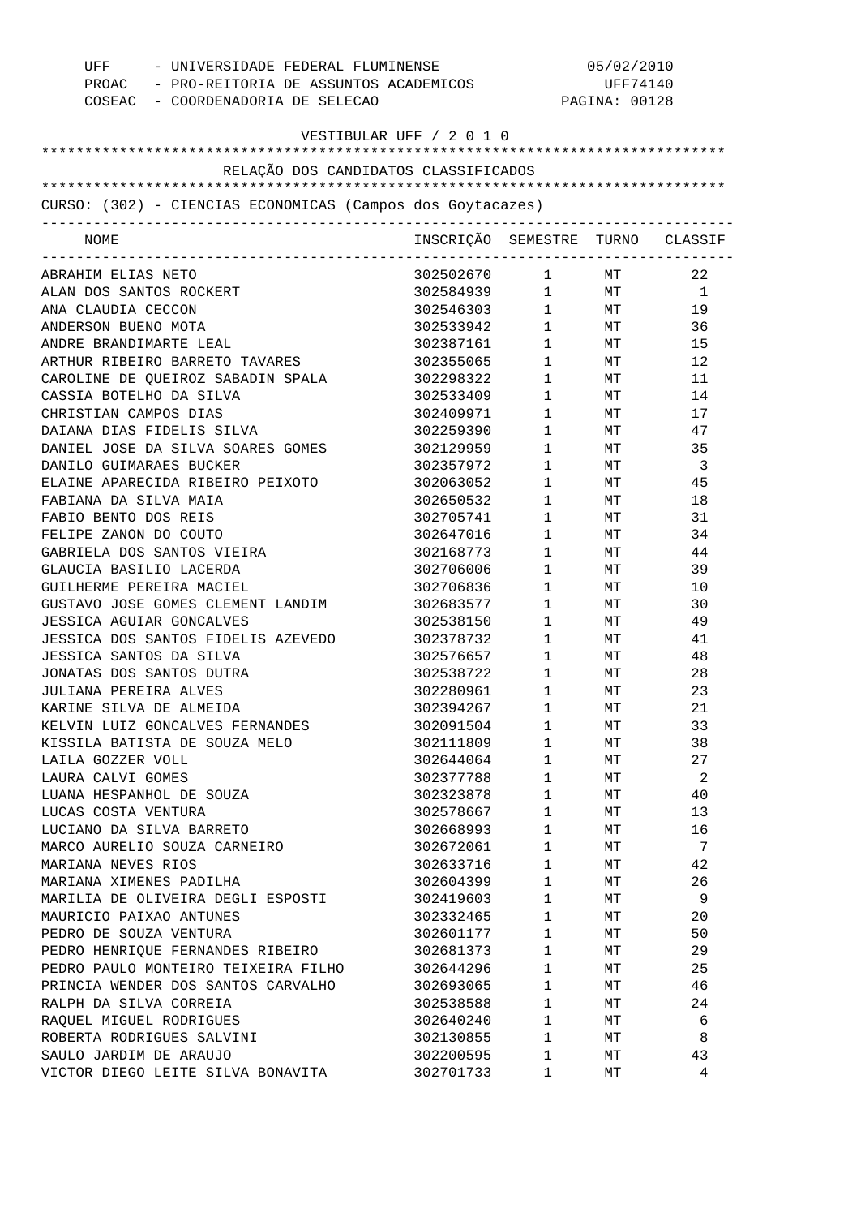UFF - UNIVERSIDADE FEDERAL FLUMINENSE 05/02/2010
PROAC - PRO-REITORIA DE ASSUNTOS ACADEMICOS UFF74140
COSEAC - COORDENADORIA DE SELECAO PAGINA: 00128

VESTIBULAR UFF / 2 0 1 0

RELAÇÃO DOS CANDIDATOS CLASSIFICADOS

CURSO: (302) - CIENCIAS ECONOMICAS (Campos dos Goytacazes)

| NOME | INSCRIÇÃO | SEMESTRE | TURNO | CLASSIF |
|---|---|---|---|---|
| ABRAHIM ELIAS NETO | 302502670 | 1 | MT | 22 |
| ALAN DOS SANTOS ROCKERT | 302584939 | 1 | MT | 1 |
| ANA CLAUDIA CECCON | 302546303 | 1 | MT | 19 |
| ANDERSON BUENO MOTA | 302533942 | 1 | MT | 36 |
| ANDRE BRANDIMARTE LEAL | 302387161 | 1 | MT | 15 |
| ARTHUR RIBEIRO BARRETO TAVARES | 302355065 | 1 | MT | 12 |
| CAROLINE DE QUEIROZ SABADIN SPALA | 302298322 | 1 | MT | 11 |
| CASSIA BOTELHO DA SILVA | 302533409 | 1 | MT | 14 |
| CHRISTIAN CAMPOS DIAS | 302409971 | 1 | MT | 17 |
| DAIANA DIAS FIDELIS SILVA | 302259390 | 1 | MT | 47 |
| DANIEL JOSE DA SILVA SOARES GOMES | 302129959 | 1 | MT | 35 |
| DANILO GUIMARAES BUCKER | 302357972 | 1 | MT | 3 |
| ELAINE APARECIDA RIBEIRO PEIXOTO | 302063052 | 1 | MT | 45 |
| FABIANA DA SILVA MAIA | 302650532 | 1 | MT | 18 |
| FABIO BENTO DOS REIS | 302705741 | 1 | MT | 31 |
| FELIPE ZANON DO COUTO | 302647016 | 1 | MT | 34 |
| GABRIELA DOS SANTOS VIEIRA | 302168773 | 1 | MT | 44 |
| GLAUCIA BASILIO LACERDA | 302706006 | 1 | MT | 39 |
| GUILHERME PEREIRA MACIEL | 302706836 | 1 | MT | 10 |
| GUSTAVO JOSE GOMES CLEMENT LANDIM | 302683577 | 1 | MT | 30 |
| JESSICA AGUIAR GONCALVES | 302538150 | 1 | MT | 49 |
| JESSICA DOS SANTOS FIDELIS AZEVEDO | 302378732 | 1 | MT | 41 |
| JESSICA SANTOS DA SILVA | 302576657 | 1 | MT | 48 |
| JONATAS DOS SANTOS DUTRA | 302538722 | 1 | MT | 28 |
| JULIANA PEREIRA ALVES | 302280961 | 1 | MT | 23 |
| KARINE SILVA DE ALMEIDA | 302394267 | 1 | MT | 21 |
| KELVIN LUIZ GONCALVES FERNANDES | 302091504 | 1 | MT | 33 |
| KISSILA BATISTA DE SOUZA MELO | 302111809 | 1 | MT | 38 |
| LAILA GOZZER VOLL | 302644064 | 1 | MT | 27 |
| LAURA CALVI GOMES | 302377788 | 1 | MT | 2 |
| LUANA HESPANHOL DE SOUZA | 302323878 | 1 | MT | 40 |
| LUCAS COSTA VENTURA | 302578667 | 1 | MT | 13 |
| LUCIANO DA SILVA BARRETO | 302668993 | 1 | MT | 16 |
| MARCO AURELIO SOUZA CARNEIRO | 302672061 | 1 | MT | 7 |
| MARIANA NEVES RIOS | 302633716 | 1 | MT | 42 |
| MARIANA XIMENES PADILHA | 302604399 | 1 | MT | 26 |
| MARILIA DE OLIVEIRA DEGLI ESPOSTI | 302419603 | 1 | MT | 9 |
| MAURICIO PAIXAO ANTUNES | 302332465 | 1 | MT | 20 |
| PEDRO DE SOUZA VENTURA | 302601177 | 1 | MT | 50 |
| PEDRO HENRIQUE FERNANDES RIBEIRO | 302681373 | 1 | MT | 29 |
| PEDRO PAULO MONTEIRO TEIXEIRA FILHO | 302644296 | 1 | MT | 25 |
| PRINCIA WENDER DOS SANTOS CARVALHO | 302693065 | 1 | MT | 46 |
| RALPH DA SILVA CORREIA | 302538588 | 1 | MT | 24 |
| RAQUEL MIGUEL RODRIGUES | 302640240 | 1 | MT | 6 |
| ROBERTA RODRIGUES SALVINI | 302130855 | 1 | MT | 8 |
| SAULO JARDIM DE ARAUJO | 302200595 | 1 | MT | 43 |
| VICTOR DIEGO LEITE SILVA BONAVITA | 302701733 | 1 | MT | 4 |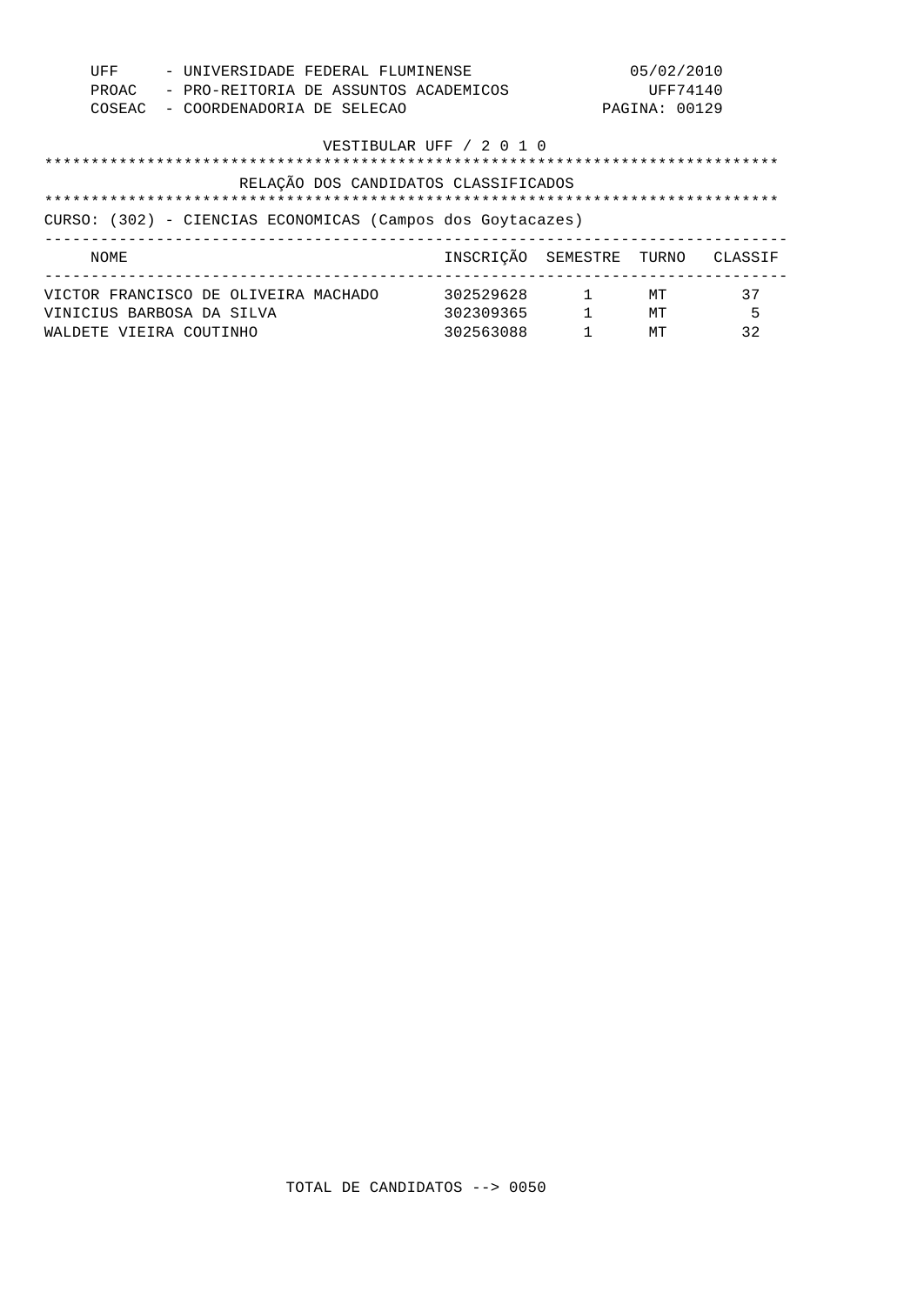UFF - UNIVERSIDADE FEDERAL FLUMINENSE
PROAC - PRO-REITORIA DE ASSUNTOS ACADEMICOS
COSEAC - COORDENADORIA DE SELECAO

05/02/2010
UFF74140

VESTIBULAR UFF / 2 0 1 0

RELAÇÃO DOS CANDIDATOS CLASSIFICADOS

CURSO: (302) - CIENCIAS ECONOMICAS (Campos dos Goytacazes)

| NOME | INSCRIÇÃO | SEMESTRE | TURNO | CLASSIF |
|---|---|---|---|---|
| VICTOR FRANCISCO DE OLIVEIRA MACHADO | 302529628 | 1 | MT | 37 |
| VINICIUS BARBOSA DA SILVA | 302309365 | 1 | MT | 5 |
| WALDETE VIEIRA COUTINHO | 302563088 | 1 | MT | 32 |

TOTAL DE CANDIDATOS --> 0050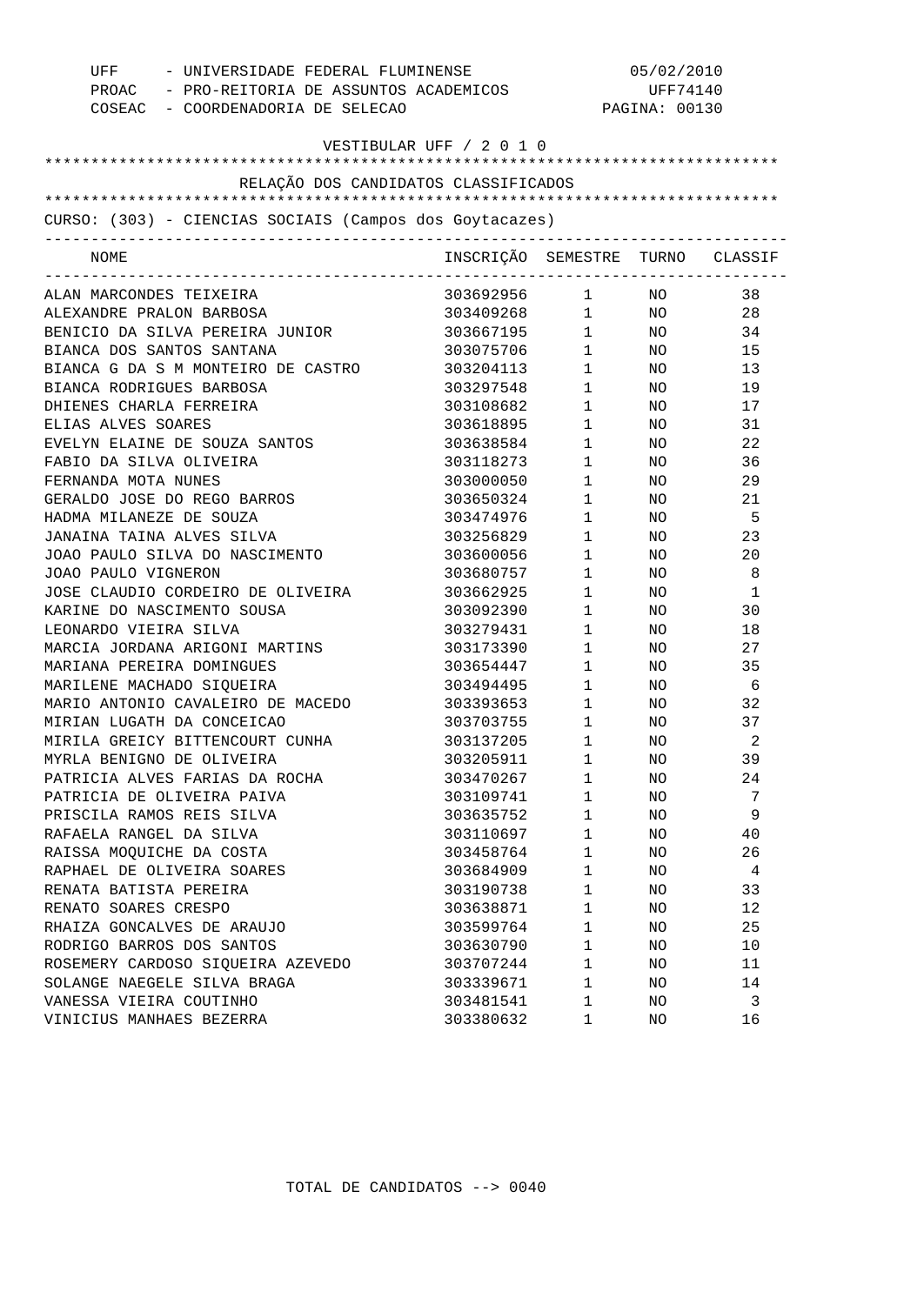UFF - UNIVERSIDADE FEDERAL FLUMINENSE 05/02/2010
PROAC - PRO-REITORIA DE ASSUNTOS ACADEMICOS UFF74140
COSEAC - COORDENADORIA DE SELECAO PAGINA: 00130

VESTIBULAR UFF / 2 0 1 0

RELAÇÃO DOS CANDIDATOS CLASSIFICADOS

CURSO: (303) - CIENCIAS SOCIAIS (Campos dos Goytacazes)

| NOME | INSCRIÇÃO | SEMESTRE | TURNO | CLASSIF |
|---|---|---|---|---|
| ALAN MARCONDES TEIXEIRA | 303692956 | 1 | NO | 38 |
| ALEXANDRE PRALON BARBOSA | 303409268 | 1 | NO | 28 |
| BENICIO DA SILVA PEREIRA JUNIOR | 303667195 | 1 | NO | 34 |
| BIANCA DOS SANTOS SANTANA | 303075706 | 1 | NO | 15 |
| BIANCA G DA S M MONTEIRO DE CASTRO | 303204113 | 1 | NO | 13 |
| BIANCA RODRIGUES BARBOSA | 303297548 | 1 | NO | 19 |
| DHIENES CHARLA FERREIRA | 303108682 | 1 | NO | 17 |
| ELIAS ALVES SOARES | 303618895 | 1 | NO | 31 |
| EVELYN ELAINE DE SOUZA SANTOS | 303638584 | 1 | NO | 22 |
| FABIO DA SILVA OLIVEIRA | 303118273 | 1 | NO | 36 |
| FERNANDA MOTA NUNES | 303000050 | 1 | NO | 29 |
| GERALDO JOSE DO REGO BARROS | 303650324 | 1 | NO | 21 |
| HADMA MILANEZE DE SOUZA | 303474976 | 1 | NO | 5 |
| JANAINA TAINA ALVES SILVA | 303256829 | 1 | NO | 23 |
| JOAO PAULO SILVA DO NASCIMENTO | 303600056 | 1 | NO | 20 |
| JOAO PAULO VIGNERON | 303680757 | 1 | NO | 8 |
| JOSE CLAUDIO CORDEIRO DE OLIVEIRA | 303662925 | 1 | NO | 1 |
| KARINE DO NASCIMENTO SOUSA | 303092390 | 1 | NO | 30 |
| LEONARDO VIEIRA SILVA | 303279431 | 1 | NO | 18 |
| MARCIA JORDANA ARIGONI MARTINS | 303173390 | 1 | NO | 27 |
| MARIANA PEREIRA DOMINGUES | 303654447 | 1 | NO | 35 |
| MARILENE MACHADO SIQUEIRA | 303494495 | 1 | NO | 6 |
| MARIO ANTONIO CAVALEIRO DE MACEDO | 303393653 | 1 | NO | 32 |
| MIRIAN LUGATH DA CONCEICAO | 303703755 | 1 | NO | 37 |
| MIRILA GREICY BITTENCOURT CUNHA | 303137205 | 1 | NO | 2 |
| MYRLA BENIGNO DE OLIVEIRA | 303205911 | 1 | NO | 39 |
| PATRICIA ALVES FARIAS DA ROCHA | 303470267 | 1 | NO | 24 |
| PATRICIA DE OLIVEIRA PAIVA | 303109741 | 1 | NO | 7 |
| PRISCILA RAMOS REIS SILVA | 303635752 | 1 | NO | 9 |
| RAFAELA RANGEL DA SILVA | 303110697 | 1 | NO | 40 |
| RAISSA MOQUICHE DA COSTA | 303458764 | 1 | NO | 26 |
| RAPHAEL DE OLIVEIRA SOARES | 303684909 | 1 | NO | 4 |
| RENATA BATISTA PEREIRA | 303190738 | 1 | NO | 33 |
| RENATO SOARES CRESPO | 303638871 | 1 | NO | 12 |
| RHAIZA GONCALVES DE ARAUJO | 303599764 | 1 | NO | 25 |
| RODRIGO BARROS DOS SANTOS | 303630790 | 1 | NO | 10 |
| ROSEMERY CARDOSO SIQUEIRA AZEVEDO | 303707244 | 1 | NO | 11 |
| SOLANGE NAEGELE SILVA BRAGA | 303339671 | 1 | NO | 14 |
| VANESSA VIEIRA COUTINHO | 303481541 | 1 | NO | 3 |
| VINICIUS MANHAES BEZERRA | 303380632 | 1 | NO | 16 |

TOTAL DE CANDIDATOS --> 0040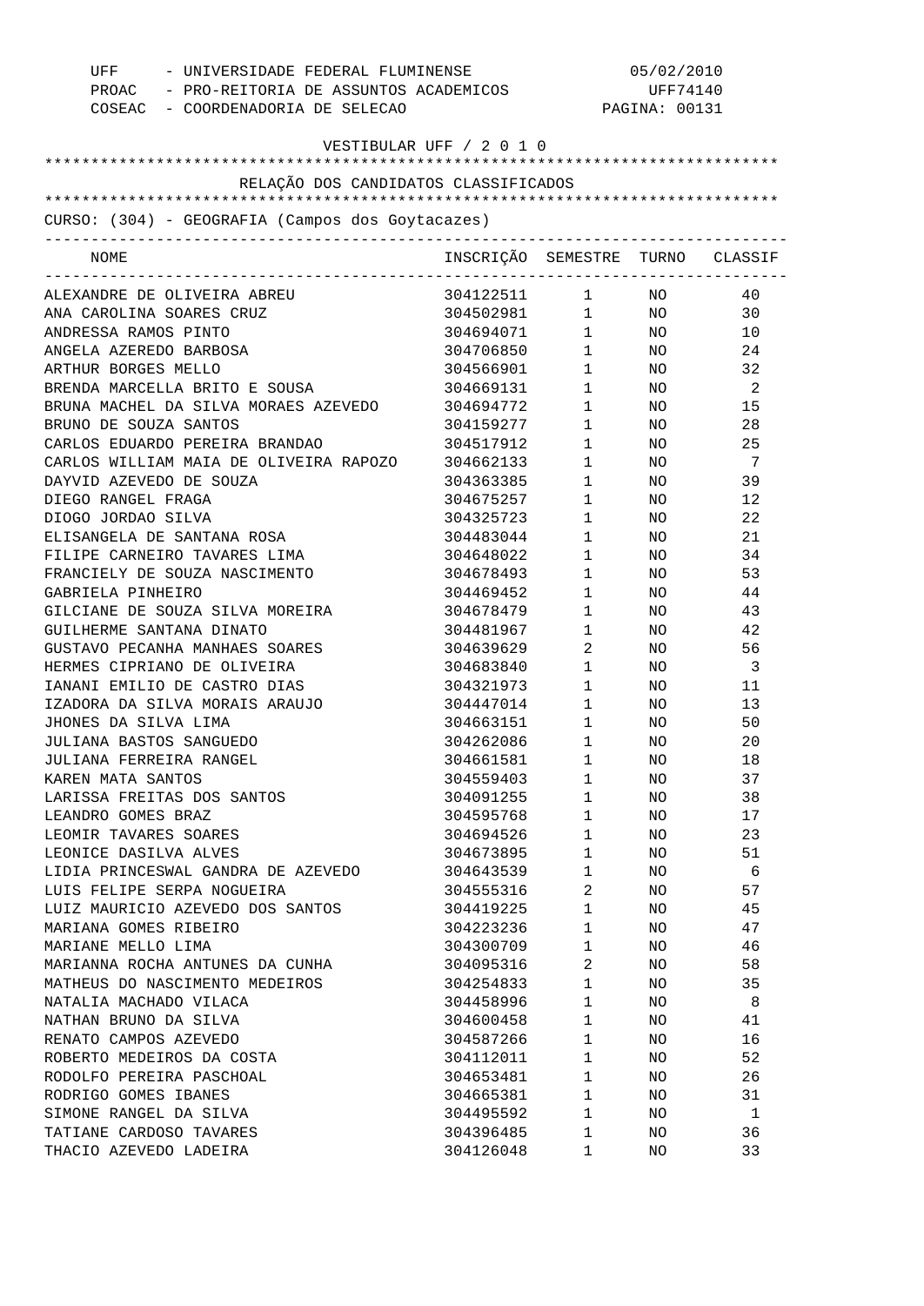UFF - UNIVERSIDADE FEDERAL FLUMINENSE 05/02/2010
PROAC - PRO-REITORIA DE ASSUNTOS ACADEMICOS UFF74140
COSEAC - COORDENADORIA DE SELECAO PAGINA: 00131

VESTIBULAR UFF / 2 0 1 0

RELAÇÃO DOS CANDIDATOS CLASSIFICADOS

CURSO: (304) - GEOGRAFIA (Campos dos Goytacazes)

| NOME | INSCRIÇÃO | SEMESTRE | TURNO | CLASSIF |
|---|---|---|---|---|
| ALEXANDRE DE OLIVEIRA ABREU | 304122511 | 1 | NO | 40 |
| ANA CAROLINA SOARES CRUZ | 304502981 | 1 | NO | 30 |
| ANDRESSA RAMOS PINTO | 304694071 | 1 | NO | 10 |
| ANGELA AZEREDO BARBOSA | 304706850 | 1 | NO | 24 |
| ARTHUR BORGES MELLO | 304566901 | 1 | NO | 32 |
| BRENDA MARCELLA BRITO E SOUSA | 304669131 | 1 | NO | 2 |
| BRUNA MACHEL DA SILVA MORAES AZEVEDO | 304694772 | 1 | NO | 15 |
| BRUNO DE SOUZA SANTOS | 304159277 | 1 | NO | 28 |
| CARLOS EDUARDO PEREIRA BRANDAO | 304517912 | 1 | NO | 25 |
| CARLOS WILLIAM MAIA DE OLIVEIRA RAPOZO | 304662133 | 1 | NO | 7 |
| DAYVID AZEVEDO DE SOUZA | 304363385 | 1 | NO | 39 |
| DIEGO RANGEL FRAGA | 304675257 | 1 | NO | 12 |
| DIOGO JORDAO SILVA | 304325723 | 1 | NO | 22 |
| ELISANGELA DE SANTANA ROSA | 304483044 | 1 | NO | 21 |
| FILIPE CARNEIRO TAVARES LIMA | 304648022 | 1 | NO | 34 |
| FRANCIELY DE SOUZA NASCIMENTO | 304678493 | 1 | NO | 53 |
| GABRIELA PINHEIRO | 304469452 | 1 | NO | 44 |
| GILCIANE DE SOUZA SILVA MOREIRA | 304678479 | 1 | NO | 43 |
| GUILHERME SANTANA DINATO | 304481967 | 1 | NO | 42 |
| GUSTAVO PECANHA MANHAES SOARES | 304639629 | 2 | NO | 56 |
| HERMES CIPRIANO DE OLIVEIRA | 304683840 | 1 | NO | 3 |
| IANANI EMILIO DE CASTRO DIAS | 304321973 | 1 | NO | 11 |
| IZADORA DA SILVA MORAIS ARAUJO | 304447014 | 1 | NO | 13 |
| JHONES DA SILVA LIMA | 304663151 | 1 | NO | 50 |
| JULIANA BASTOS SANGUEDO | 304262086 | 1 | NO | 20 |
| JULIANA FERREIRA RANGEL | 304661581 | 1 | NO | 18 |
| KAREN MATA SANTOS | 304559403 | 1 | NO | 37 |
| LARISSA FREITAS DOS SANTOS | 304091255 | 1 | NO | 38 |
| LEANDRO GOMES BRAZ | 304595768 | 1 | NO | 17 |
| LEOMIR TAVARES SOARES | 304694526 | 1 | NO | 23 |
| LEONICE DASILVA ALVES | 304673895 | 1 | NO | 51 |
| LIDIA PRINCESWAL GANDRA DE AZEVEDO | 304643539 | 1 | NO | 6 |
| LUIS FELIPE SERPA NOGUEIRA | 304555316 | 2 | NO | 57 |
| LUIZ MAURICIO AZEVEDO DOS SANTOS | 304419225 | 1 | NO | 45 |
| MARIANA GOMES RIBEIRO | 304223236 | 1 | NO | 47 |
| MARIANE MELLO LIMA | 304300709 | 1 | NO | 46 |
| MARIANNA ROCHA ANTUNES DA CUNHA | 304095316 | 2 | NO | 58 |
| MATHEUS DO NASCIMENTO MEDEIROS | 304254833 | 1 | NO | 35 |
| NATALIA MACHADO VILACA | 304458996 | 1 | NO | 8 |
| NATHAN BRUNO DA SILVA | 304600458 | 1 | NO | 41 |
| RENATO CAMPOS AZEVEDO | 304587266 | 1 | NO | 16 |
| ROBERTO MEDEIROS DA COSTA | 304112011 | 1 | NO | 52 |
| RODOLFO PEREIRA PASCHOAL | 304653481 | 1 | NO | 26 |
| RODRIGO GOMES IBANES | 304665381 | 1 | NO | 31 |
| SIMONE RANGEL DA SILVA | 304495592 | 1 | NO | 1 |
| TATIANE CARDOSO TAVARES | 304396485 | 1 | NO | 36 |
| THACIO AZEVEDO LADEIRA | 304126048 | 1 | NO | 33 |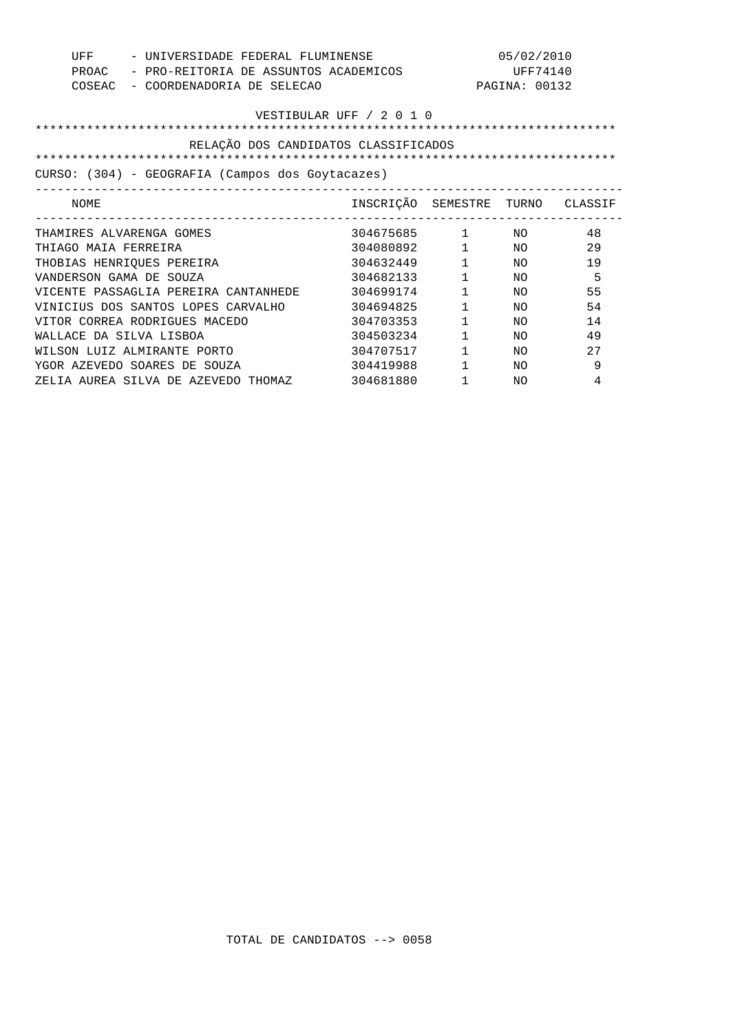UFF - UNIVERSIDADE FEDERAL FLUMINENSE
PROAC - PRO-REITORIA DE ASSUNTOS ACADEMICOS
COSEAC - COORDENADORIA DE SELECAO

05/02/2010
UFF74140

VESTIBULAR UFF / 2 0 1 0

## RELAÇÃO DOS CANDIDATOS CLASSIFICADOS

CURSO: (304) - GEOGRAFIA (Campos dos Goytacazes)

| NOME | INSCRIÇÃO | SEMESTRE | TURNO | CLASSIF |
|---|---|---|---|---|
| THAMIRES ALVARENGA GOMES | 304675685 | 1 | NO | 48 |
| THIAGO MAIA FERREIRA | 304080892 | 1 | NO | 29 |
| THOBIAS HENRIQUES PEREIRA | 304632449 | 1 | NO | 19 |
| VANDERSON GAMA DE SOUZA | 304682133 | 1 | NO | 5 |
| VICENTE PASSAGLIA PEREIRA CANTANHEDE | 304699174 | 1 | NO | 55 |
| VINICIUS DOS SANTOS LOPES CARVALHO | 304694825 | 1 | NO | 54 |
| VITOR CORREA RODRIGUES MACEDO | 304703353 | 1 | NO | 14 |
| WALLACE DA SILVA LISBOA | 304503234 | 1 | NO | 49 |
| WILSON LUIZ ALMIRANTE PORTO | 304707517 | 1 | NO | 27 |
| YGOR AZEVEDO SOARES DE SOUZA | 304419988 | 1 | NO | 9 |
| ZELIA AUREA SILVA DE AZEVEDO THOMAZ | 304681880 | 1 | NO | 4 |

TOTAL DE CANDIDATOS --> 0058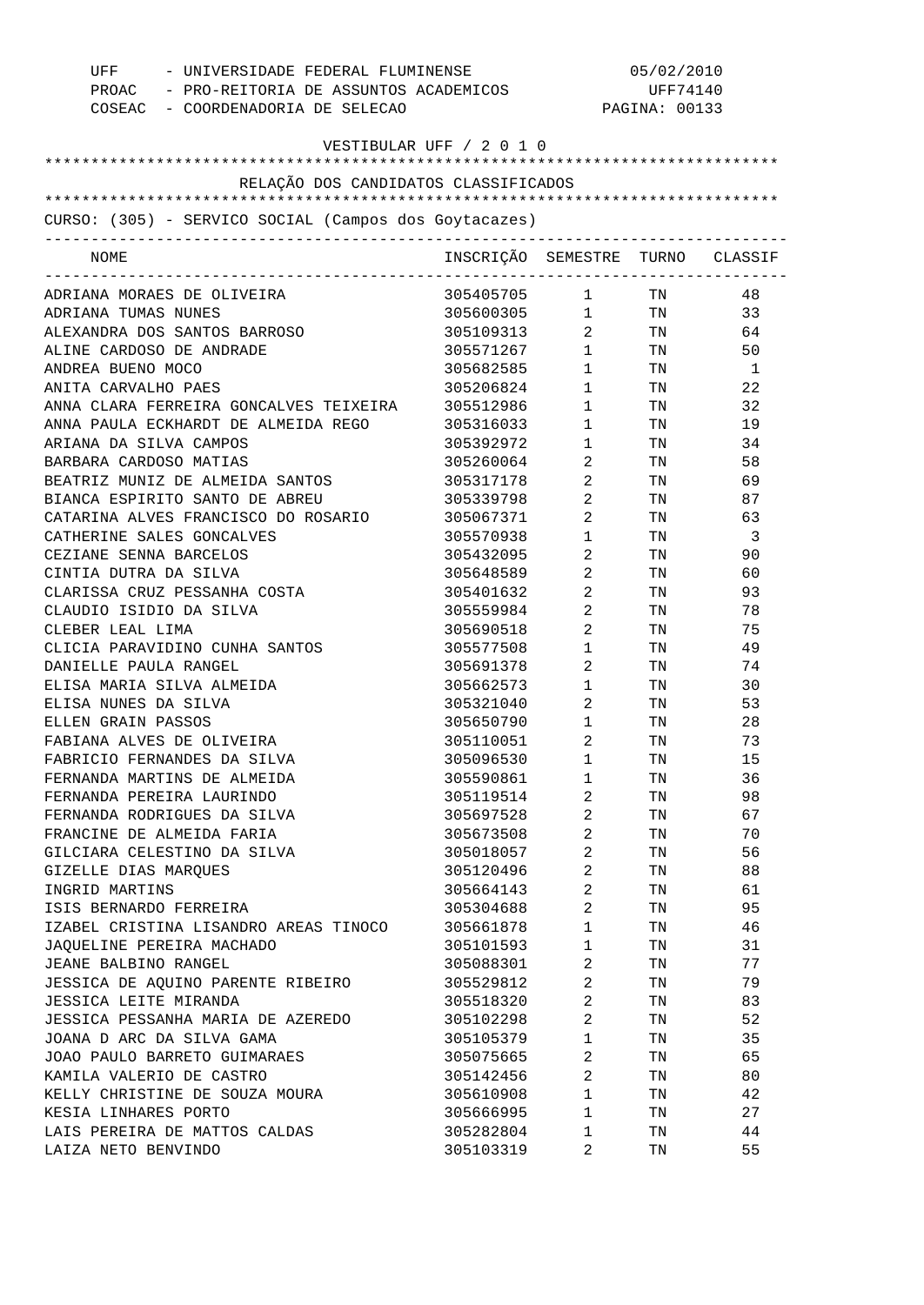UFF - UNIVERSIDADE FEDERAL FLUMINENSE 05/02/2010
PROAC - PRO-REITORIA DE ASSUNTOS ACADEMICOS UFF74140
COSEAC - COORDENADORIA DE SELECAO

VESTIBULAR UFF / 2 0 1 0

RELAÇÃO DOS CANDIDATOS CLASSIFICADOS

CURSO: (305) - SERVICO SOCIAL (Campos dos Goytacazes)

| NOME | INSCRIÇÃO | SEMESTRE | TURNO | CLASSIF |
|---|---|---|---|---|
| ADRIANA MORAES DE OLIVEIRA | 305405705 | 1 | TN | 48 |
| ADRIANA TUMAS NUNES | 305600305 | 1 | TN | 33 |
| ALEXANDRA DOS SANTOS BARROSO | 305109313 | 2 | TN | 64 |
| ALINE CARDOSO DE ANDRADE | 305571267 | 1 | TN | 50 |
| ANDREA BUENO MOCO | 305682585 | 1 | TN | 1 |
| ANITA CARVALHO PAES | 305206824 | 1 | TN | 22 |
| ANNA CLARA FERREIRA GONCALVES TEIXEIRA | 305512986 | 1 | TN | 32 |
| ANNA PAULA ECKHARDT DE ALMEIDA REGO | 305316033 | 1 | TN | 19 |
| ARIANA DA SILVA CAMPOS | 305392972 | 1 | TN | 34 |
| BARBARA CARDOSO MATIAS | 305260064 | 2 | TN | 58 |
| BEATRIZ MUNIZ DE ALMEIDA SANTOS | 305317178 | 2 | TN | 69 |
| BIANCA ESPIRITO SANTO DE ABREU | 305339798 | 2 | TN | 87 |
| CATARINA ALVES FRANCISCO DO ROSARIO | 305067371 | 2 | TN | 63 |
| CATHERINE SALES GONCALVES | 305570938 | 1 | TN | 3 |
| CEZIANE SENNA BARCELOS | 305432095 | 2 | TN | 90 |
| CINTIA DUTRA DA SILVA | 305648589 | 2 | TN | 60 |
| CLARISSA CRUZ PESSANHA COSTA | 305401632 | 2 | TN | 93 |
| CLAUDIO ISIDIO DA SILVA | 305559984 | 2 | TN | 78 |
| CLEBER LEAL LIMA | 305690518 | 2 | TN | 75 |
| CLICIA PARAVIDINO CUNHA SANTOS | 305577508 | 1 | TN | 49 |
| DANIELLE PAULA RANGEL | 305691378 | 2 | TN | 74 |
| ELISA MARIA SILVA ALMEIDA | 305662573 | 1 | TN | 30 |
| ELISA NUNES DA SILVA | 305321040 | 2 | TN | 53 |
| ELLEN GRAIN PASSOS | 305650790 | 1 | TN | 28 |
| FABIANA ALVES DE OLIVEIRA | 305110051 | 2 | TN | 73 |
| FABRICIO FERNANDES DA SILVA | 305096530 | 1 | TN | 15 |
| FERNANDA MARTINS DE ALMEIDA | 305590861 | 1 | TN | 36 |
| FERNANDA PEREIRA LAURINDO | 305119514 | 2 | TN | 98 |
| FERNANDA RODRIGUES DA SILVA | 305697528 | 2 | TN | 67 |
| FRANCINE DE ALMEIDA FARIA | 305673508 | 2 | TN | 70 |
| GILCIARA CELESTINO DA SILVA | 305018057 | 2 | TN | 56 |
| GIZELLE DIAS MARQUES | 305120496 | 2 | TN | 88 |
| INGRID MARTINS | 305664143 | 2 | TN | 61 |
| ISIS BERNARDO FERREIRA | 305304688 | 2 | TN | 95 |
| IZABEL CRISTINA LISANDRO AREAS TINOCO | 305661878 | 1 | TN | 46 |
| JAQUELINE PEREIRA MACHADO | 305101593 | 1 | TN | 31 |
| JEANE BALBINO RANGEL | 305088301 | 2 | TN | 77 |
| JESSICA DE AQUINO PARENTE RIBEIRO | 305529812 | 2 | TN | 79 |
| JESSICA LEITE MIRANDA | 305518320 | 2 | TN | 83 |
| JESSICA PESSANHA MARIA DE AZEREDO | 305102298 | 2 | TN | 52 |
| JOANA D ARC DA SILVA GAMA | 305105379 | 1 | TN | 35 |
| JOAO PAULO BARRETO GUIMARAES | 305075665 | 2 | TN | 65 |
| KAMILA VALERIO DE CASTRO | 305142456 | 2 | TN | 80 |
| KELLY CHRISTINE DE SOUZA MOURA | 305610908 | 1 | TN | 42 |
| KESIA LINHARES PORTO | 305666995 | 1 | TN | 27 |
| LAIS PEREIRA DE MATTOS CALDAS | 305282804 | 1 | TN | 44 |
| LAIZA NETO BENVINDO | 305103319 | 2 | TN | 55 |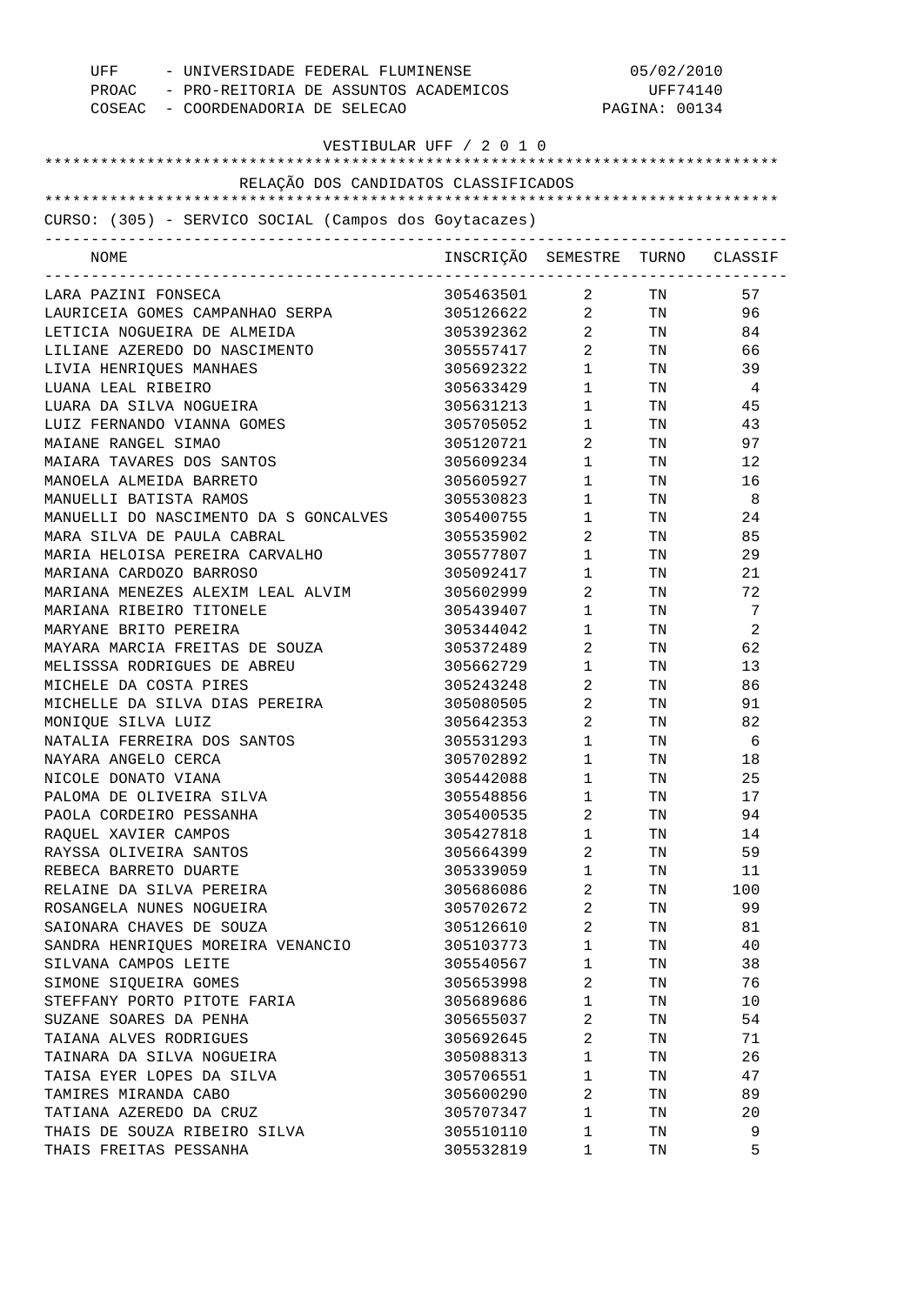UFF - UNIVERSIDADE FEDERAL FLUMINENSE
PROAC - PRO-REITORIA DE ASSUNTOS ACADEMICOS
COSEAC - COORDENADORIA DE SELECAO

05/02/2010
UFF74140

VESTIBULAR UFF / 2 0 1 0

RELAÇÃO DOS CANDIDATOS CLASSIFICADOS

CURSO: (305) - SERVICO SOCIAL (Campos dos Goytacazes)

| NOME | INSCRIÇÃO | SEMESTRE | TURNO | CLASSIF |
|---|---|---|---|---|
| LARA PAZINI FONSECA | 305463501 | 2 | TN | 57 |
| LAURICEIA GOMES CAMPANHAO SERPA | 305126622 | 2 | TN | 96 |
| LETICIA NOGUEIRA DE ALMEIDA | 305392362 | 2 | TN | 84 |
| LILIANE AZEREDO DO NASCIMENTO | 305557417 | 2 | TN | 66 |
| LIVIA HENRIQUES MANHAES | 305692322 | 1 | TN | 39 |
| LUANA LEAL RIBEIRO | 305633429 | 1 | TN | 4 |
| LUARA DA SILVA NOGUEIRA | 305631213 | 1 | TN | 45 |
| LUIZ FERNANDO VIANNA GOMES | 305705052 | 1 | TN | 43 |
| MAIANE RANGEL SIMAO | 305120721 | 2 | TN | 97 |
| MAIARA TAVARES DOS SANTOS | 305609234 | 1 | TN | 12 |
| MANOELA ALMEIDA BARRETO | 305605927 | 1 | TN | 16 |
| MANUELLI BATISTA RAMOS | 305530823 | 1 | TN | 8 |
| MANUELLI DO NASCIMENTO DA S GONCALVES | 305400755 | 1 | TN | 24 |
| MARA SILVA DE PAULA CABRAL | 305535902 | 2 | TN | 85 |
| MARIA HELOISA PEREIRA CARVALHO | 305577807 | 1 | TN | 29 |
| MARIANA CARDOZO BARROSO | 305092417 | 1 | TN | 21 |
| MARIANA MENEZES ALEXIM LEAL ALVIM | 305602999 | 2 | TN | 72 |
| MARIANA RIBEIRO TITONELE | 305439407 | 1 | TN | 7 |
| MARYANE BRITO PEREIRA | 305344042 | 1 | TN | 2 |
| MAYARA MARCIA FREITAS DE SOUZA | 305372489 | 2 | TN | 62 |
| MELISSSA RODRIGUES DE ABREU | 305662729 | 1 | TN | 13 |
| MICHELE DA COSTA PIRES | 305243248 | 2 | TN | 86 |
| MICHELLE DA SILVA DIAS PEREIRA | 305080505 | 2 | TN | 91 |
| MONIQUE SILVA LUIZ | 305642353 | 2 | TN | 82 |
| NATALIA FERREIRA DOS SANTOS | 305531293 | 1 | TN | 6 |
| NAYARA ANGELO CERCA | 305702892 | 1 | TN | 18 |
| NICOLE DONATO VIANA | 305442088 | 1 | TN | 25 |
| PALOMA DE OLIVEIRA SILVA | 305548856 | 1 | TN | 17 |
| PAOLA CORDEIRO PESSANHA | 305400535 | 2 | TN | 94 |
| RAQUEL XAVIER CAMPOS | 305427818 | 1 | TN | 14 |
| RAYSSA OLIVEIRA SANTOS | 305664399 | 2 | TN | 59 |
| REBECA BARRETO DUARTE | 305339059 | 1 | TN | 11 |
| RELAINE DA SILVA PEREIRA | 305686086 | 2 | TN | 100 |
| ROSANGELA NUNES NOGUEIRA | 305702672 | 2 | TN | 99 |
| SAIONARA CHAVES DE SOUZA | 305126610 | 2 | TN | 81 |
| SANDRA HENRIQUES MOREIRA VENANCIO | 305103773 | 1 | TN | 40 |
| SILVANA CAMPOS LEITE | 305540567 | 1 | TN | 38 |
| SIMONE SIQUEIRA GOMES | 305653998 | 2 | TN | 76 |
| STEFFANY PORTO PITOTE FARIA | 305689686 | 1 | TN | 10 |
| SUZANE SOARES DA PENHA | 305655037 | 2 | TN | 54 |
| TAIANA ALVES RODRIGUES | 305692645 | 2 | TN | 71 |
| TAINARA DA SILVA NOGUEIRA | 305088313 | 1 | TN | 26 |
| TAISA EYER LOPES DA SILVA | 305706551 | 1 | TN | 47 |
| TAMIRES MIRANDA CABO | 305600290 | 2 | TN | 89 |
| TATIANA AZEREDO DA CRUZ | 305707347 | 1 | TN | 20 |
| THAIS DE SOUZA RIBEIRO SILVA | 305510110 | 1 | TN | 9 |
| THAIS FREITAS PESSANHA | 305532819 | 1 | TN | 5 |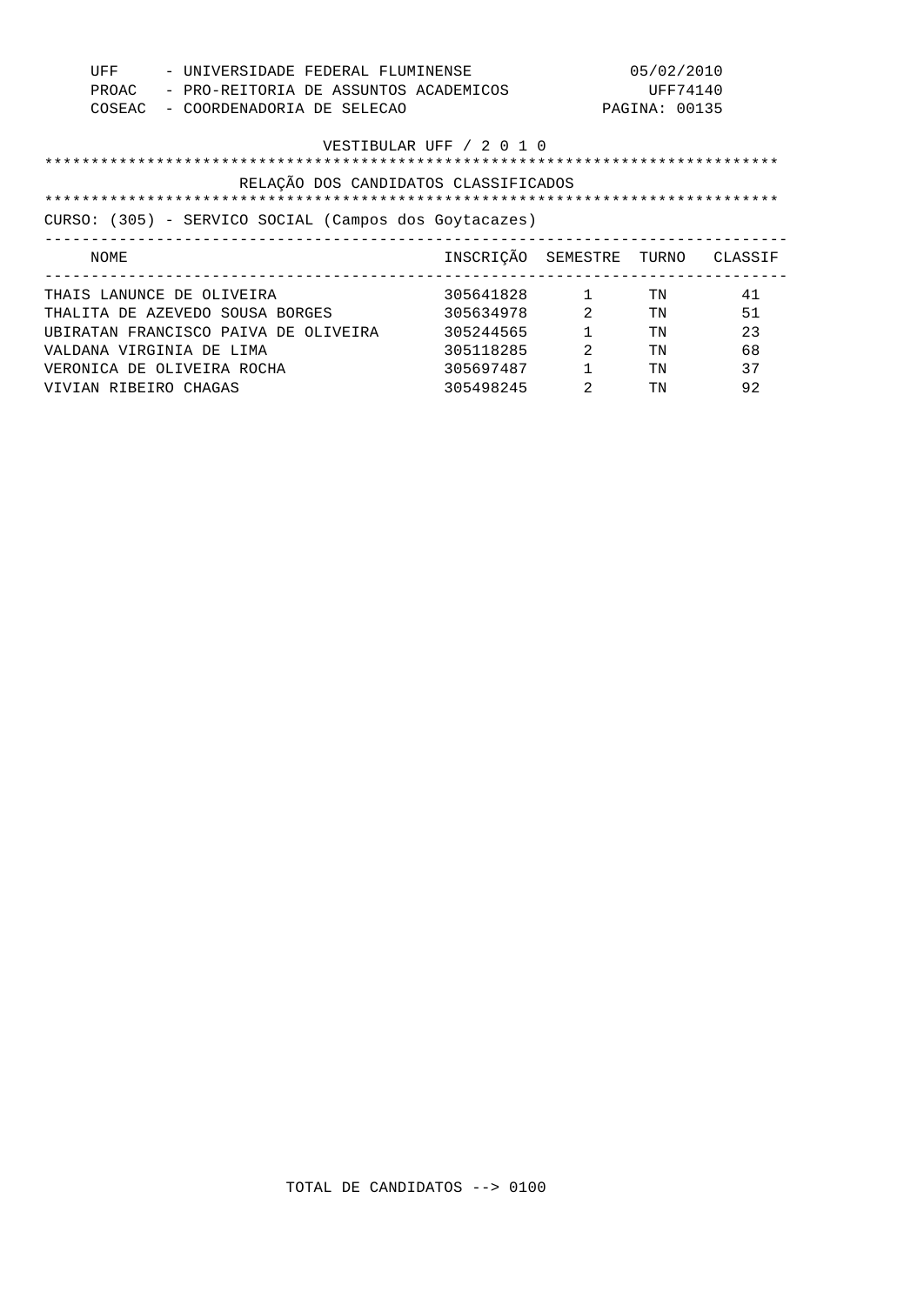UFF - UNIVERSIDADE FEDERAL FLUMINENSE
PROAC - PRO-REITORIA DE ASSUNTOS ACADEMICOS
COSEAC - COORDENADORIA DE SELECAO

05/02/2010
UFF74140
PAGINA: 00135

VESTIBULAR UFF / 2 0 1 0

## RELAÇÃO DOS CANDIDATOS CLASSIFICADOS

CURSO: (305) - SERVICO SOCIAL (Campos dos Goytacazes)

| NOME | INSCRIÇÃO | SEMESTRE | TURNO | CLASSIF |
|---|---|---|---|---|
| THAIS LANUNCE DE OLIVEIRA | 305641828 | 1 | TN | 41 |
| THALITA DE AZEVEDO SOUSA BORGES | 305634978 | 2 | TN | 51 |
| UBIRATAN FRANCISCO PAIVA DE OLIVEIRA | 305244565 | 1 | TN | 23 |
| VALDANA VIRGINIA DE LIMA | 305118285 | 2 | TN | 68 |
| VERONICA DE OLIVEIRA ROCHA | 305697487 | 1 | TN | 37 |
| VIVIAN RIBEIRO CHAGAS | 305498245 | 2 | TN | 92 |

TOTAL DE CANDIDATOS --> 0100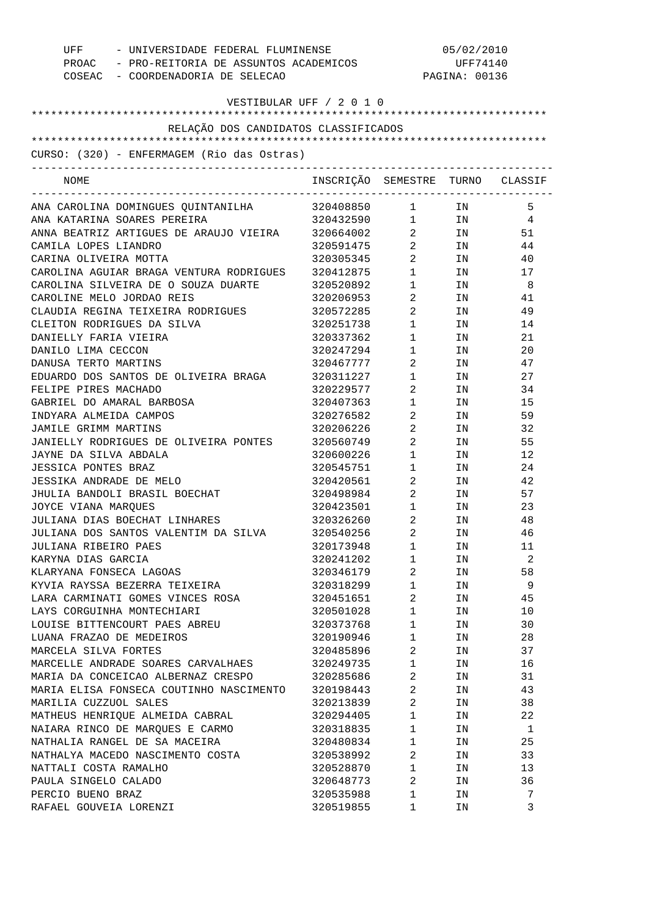UFF - UNIVERSIDADE FEDERAL FLUMINENSE — 05/02/2010
PROAC - PRO-REITORIA DE ASSUNTOS ACADEMICOS — UFF74140
COSEAC - COORDENADORIA DE SELECAO — PAGINA: 00136

VESTIBULAR UFF / 2 0 1 0

## RELAÇÃO DOS CANDIDATOS CLASSIFICADOS

CURSO: (320) - ENFERMAGEM (Rio das Ostras)

| NOME | INSCRIÇÃO | SEMESTRE | TURNO | CLASSIF |
|---|---|---|---|---|
| ANA CAROLINA DOMINGUES QUINTANILHA | 320408850 | 1 | IN | 5 |
| ANA KATARINA SOARES PEREIRA | 320432590 | 1 | IN | 4 |
| ANNA BEATRIZ ARTIGUES DE ARAUJO VIEIRA | 320664002 | 2 | IN | 51 |
| CAMILA LOPES LIANDRO | 320591475 | 2 | IN | 44 |
| CARINA OLIVEIRA MOTTA | 320305345 | 2 | IN | 40 |
| CAROLINA AGUIAR BRAGA VENTURA RODRIGUES | 320412875 | 1 | IN | 17 |
| CAROLINA SILVEIRA DE O SOUZA DUARTE | 320520892 | 1 | IN | 8 |
| CAROLINE MELO JORDAO REIS | 320206953 | 2 | IN | 41 |
| CLAUDIA REGINA TEIXEIRA RODRIGUES | 320572285 | 2 | IN | 49 |
| CLEITON RODRIGUES DA SILVA | 320251738 | 1 | IN | 14 |
| DANIELLY FARIA VIEIRA | 320337362 | 1 | IN | 21 |
| DANILO LIMA CECCON | 320247294 | 1 | IN | 20 |
| DANUSA TERTO MARTINS | 320467777 | 2 | IN | 47 |
| EDUARDO DOS SANTOS DE OLIVEIRA BRAGA | 320311227 | 1 | IN | 27 |
| FELIPE PIRES MACHADO | 320229577 | 2 | IN | 34 |
| GABRIEL DO AMARAL BARBOSA | 320407363 | 1 | IN | 15 |
| INDYARA ALMEIDA CAMPOS | 320276582 | 2 | IN | 59 |
| JAMILE GRIMM MARTINS | 320206226 | 2 | IN | 32 |
| JANIELLY RODRIGUES DE OLIVEIRA PONTES | 320560749 | 2 | IN | 55 |
| JAYNE DA SILVA ABDALA | 320600226 | 1 | IN | 12 |
| JESSICA PONTES BRAZ | 320545751 | 1 | IN | 24 |
| JESSIKA ANDRADE DE MELO | 320420561 | 2 | IN | 42 |
| JHULIA BANDOLI BRASIL BOECHAT | 320498984 | 2 | IN | 57 |
| JOYCE VIANA MARQUES | 320423501 | 1 | IN | 23 |
| JULIANA DIAS BOECHAT LINHARES | 320326260 | 2 | IN | 48 |
| JULIANA DOS SANTOS VALENTIM DA SILVA | 320540256 | 2 | IN | 46 |
| JULIANA RIBEIRO PAES | 320173948 | 1 | IN | 11 |
| KARYNA DIAS GARCIA | 320241202 | 1 | IN | 2 |
| KLARYANA FONSECA LAGOAS | 320346179 | 2 | IN | 58 |
| KYVIA RAYSSA BEZERRA TEIXEIRA | 320318299 | 1 | IN | 9 |
| LARA CARMINATI GOMES VINCES ROSA | 320451651 | 2 | IN | 45 |
| LAYS CORGUINHA MONTECHIARI | 320501028 | 1 | IN | 10 |
| LOUISE BITTENCOURT PAES ABREU | 320373768 | 1 | IN | 30 |
| LUANA FRAZAO DE MEDEIROS | 320190946 | 1 | IN | 28 |
| MARCELA SILVA FORTES | 320485896 | 2 | IN | 37 |
| MARCELLE ANDRADE SOARES CARVALHAES | 320249735 | 1 | IN | 16 |
| MARIA DA CONCEICAO ALBERNAZ CRESPO | 320285686 | 2 | IN | 31 |
| MARIA ELISA FONSECA COUTINHO NASCIMENTO | 320198443 | 2 | IN | 43 |
| MARILIA CUZZUOL SALES | 320213839 | 2 | IN | 38 |
| MATHEUS HENRIQUE ALMEIDA CABRAL | 320294405 | 1 | IN | 22 |
| NAIARA RINCO DE MARQUES E CARMO | 320318835 | 1 | IN | 1 |
| NATHALIA RANGEL DE SA MACEIRA | 320480834 | 1 | IN | 25 |
| NATHALYA MACEDO NASCIMENTO COSTA | 320538992 | 2 | IN | 33 |
| NATTALI COSTA RAMALHO | 320528870 | 1 | IN | 13 |
| PAULA SINGELO CALADO | 320648773 | 2 | IN | 36 |
| PERCIO BUENO BRAZ | 320535988 | 1 | IN | 7 |
| RAFAEL GOUVEIA LORENZI | 320519855 | 1 | IN | 3 |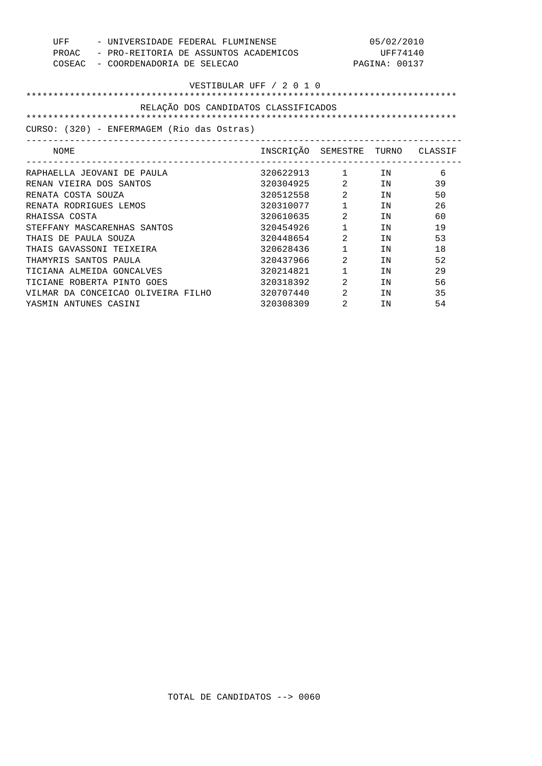UFF - UNIVERSIDADE FEDERAL FLUMINENSE
PROAC - PRO-REITORIA DE ASSUNTOS ACADEMICOS
COSEAC - COORDENADORIA DE SELECAO

05/02/2010
UFF74140

VESTIBULAR UFF / 2 0 1 0

## RELAÇÃO DOS CANDIDATOS CLASSIFICADOS

CURSO: (320) - ENFERMAGEM (Rio das Ostras)

| NOME | INSCRIÇÃO | SEMESTRE | TURNO | CLASSIF |
|---|---|---|---|---|
| RAPHAELLA JEOVANI DE PAULA | 320622913 | 1 | IN | 6 |
| RENAN VIEIRA DOS SANTOS | 320304925 | 2 | IN | 39 |
| RENATA COSTA SOUZA | 320512558 | 2 | IN | 50 |
| RENATA RODRIGUES LEMOS | 320310077 | 1 | IN | 26 |
| RHAISSA COSTA | 320610635 | 2 | IN | 60 |
| STEFFANY MASCARENHAS SANTOS | 320454926 | 1 | IN | 19 |
| THAIS DE PAULA SOUZA | 320448654 | 2 | IN | 53 |
| THAIS GAVASSONI TEIXEIRA | 320628436 | 1 | IN | 18 |
| THAMYRIS SANTOS PAULA | 320437966 | 2 | IN | 52 |
| TICIANA ALMEIDA GONCALVES | 320214821 | 1 | IN | 29 |
| TICIANE ROBERTA PINTO GOES | 320318392 | 2 | IN | 56 |
| VILMAR DA CONCEICAO OLIVEIRA FILHO | 320707440 | 2 | IN | 35 |
| YASMIN ANTUNES CASINI | 320308309 | 2 | IN | 54 |

TOTAL DE CANDIDATOS --> 0060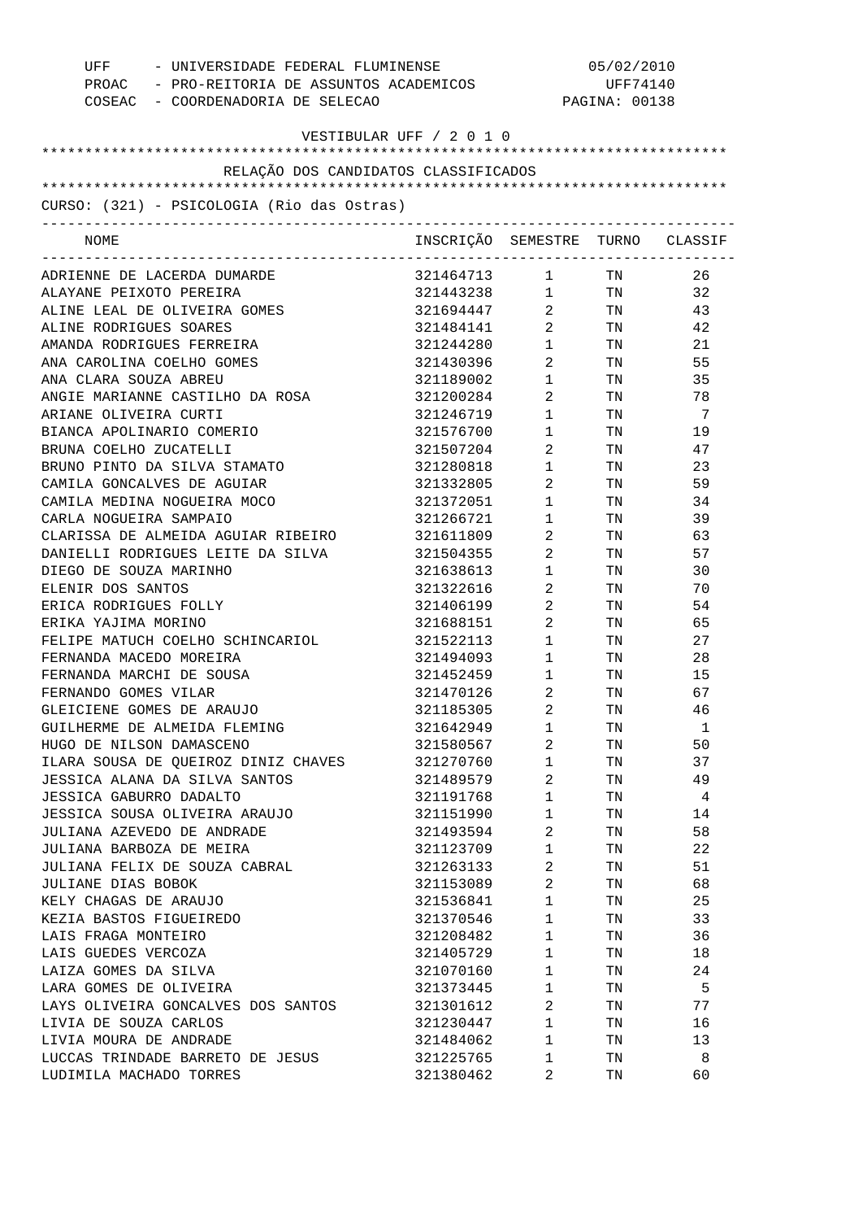UFF - UNIVERSIDADE FEDERAL FLUMINENSE
PROAC - PRO-REITORIA DE ASSUNTOS ACADEMICOS
COSEAC - COORDENADORIA DE SELECAO

05/02/2010
UFF74140

# VESTIBULAR UFF / 2 0 1 0

## RELAÇÃO DOS CANDIDATOS CLASSIFICADOS

CURSO: (321) - PSICOLOGIA (Rio das Ostras)

| NOME | INSCRIÇÃO | SEMESTRE | TURNO | CLASSIF |
|---|---|---|---|---|
| ADRIENNE DE LACERDA DUMARDE | 321464713 | 1 | TN | 26 |
| ALAYANE PEIXOTO PEREIRA | 321443238 | 1 | TN | 32 |
| ALINE LEAL DE OLIVEIRA GOMES | 321694447 | 2 | TN | 43 |
| ALINE RODRIGUES SOARES | 321484141 | 2 | TN | 42 |
| AMANDA RODRIGUES FERREIRA | 321244280 | 1 | TN | 21 |
| ANA CAROLINA COELHO GOMES | 321430396 | 2 | TN | 55 |
| ANA CLARA SOUZA ABREU | 321189002 | 1 | TN | 35 |
| ANGIE MARIANNE CASTILHO DA ROSA | 321200284 | 2 | TN | 78 |
| ARIANE OLIVEIRA CURTI | 321246719 | 1 | TN | 7 |
| BIANCA APOLINARIO COMERIO | 321576700 | 1 | TN | 19 |
| BRUNA COELHO ZUCATELLI | 321507204 | 2 | TN | 47 |
| BRUNO PINTO DA SILVA STAMATO | 321280818 | 1 | TN | 23 |
| CAMILA GONCALVES DE AGUIAR | 321332805 | 2 | TN | 59 |
| CAMILA MEDINA NOGUEIRA MOCO | 321372051 | 1 | TN | 34 |
| CARLA NOGUEIRA SAMPAIO | 321266721 | 1 | TN | 39 |
| CLARISSA DE ALMEIDA AGUIAR RIBEIRO | 321611809 | 2 | TN | 63 |
| DANIELLI RODRIGUES LEITE DA SILVA | 321504355 | 2 | TN | 57 |
| DIEGO DE SOUZA MARINHO | 321638613 | 1 | TN | 30 |
| ELENIR DOS SANTOS | 321322616 | 2 | TN | 70 |
| ERICA RODRIGUES FOLLY | 321406199 | 2 | TN | 54 |
| ERIKA YAJIMA MORINO | 321688151 | 2 | TN | 65 |
| FELIPE MATUCH COELHO SCHINCARIOL | 321522113 | 1 | TN | 27 |
| FERNANDA MACEDO MOREIRA | 321494093 | 1 | TN | 28 |
| FERNANDA MARCHI DE SOUSA | 321452459 | 1 | TN | 15 |
| FERNANDO GOMES VILAR | 321470126 | 2 | TN | 67 |
| GLEICIENE GOMES DE ARAUJO | 321185305 | 2 | TN | 46 |
| GUILHERME DE ALMEIDA FLEMING | 321642949 | 1 | TN | 1 |
| HUGO DE NILSON DAMASCENO | 321580567 | 2 | TN | 50 |
| ILARA SOUSA DE QUEIROZ DINIZ CHAVES | 321270760 | 1 | TN | 37 |
| JESSICA ALANA DA SILVA SANTOS | 321489579 | 2 | TN | 49 |
| JESSICA GABURRO DADALTO | 321191768 | 1 | TN | 4 |
| JESSICA SOUSA OLIVEIRA ARAUJO | 321151990 | 1 | TN | 14 |
| JULIANA AZEVEDO DE ANDRADE | 321493594 | 2 | TN | 58 |
| JULIANA BARBOZA DE MEIRA | 321123709 | 1 | TN | 22 |
| JULIANA FELIX DE SOUZA CABRAL | 321263133 | 2 | TN | 51 |
| JULIANE DIAS BOBOK | 321153089 | 2 | TN | 68 |
| KELY CHAGAS DE ARAUJO | 321536841 | 1 | TN | 25 |
| KEZIA BASTOS FIGUEIREDO | 321370546 | 1 | TN | 33 |
| LAIS FRAGA MONTEIRO | 321208482 | 1 | TN | 36 |
| LAIS GUEDES VERCOZA | 321405729 | 1 | TN | 18 |
| LAIZA GOMES DA SILVA | 321070160 | 1 | TN | 24 |
| LARA GOMES DE OLIVEIRA | 321373445 | 1 | TN | 5 |
| LAYS OLIVEIRA GONCALVES DOS SANTOS | 321301612 | 2 | TN | 77 |
| LIVIA DE SOUZA CARLOS | 321230447 | 1 | TN | 16 |
| LIVIA MOURA DE ANDRADE | 321484062 | 1 | TN | 13 |
| LUCCAS TRINDADE BARRETO DE JESUS | 321225765 | 1 | TN | 8 |
| LUDIMILA MACHADO TORRES | 321380462 | 2 | TN | 60 |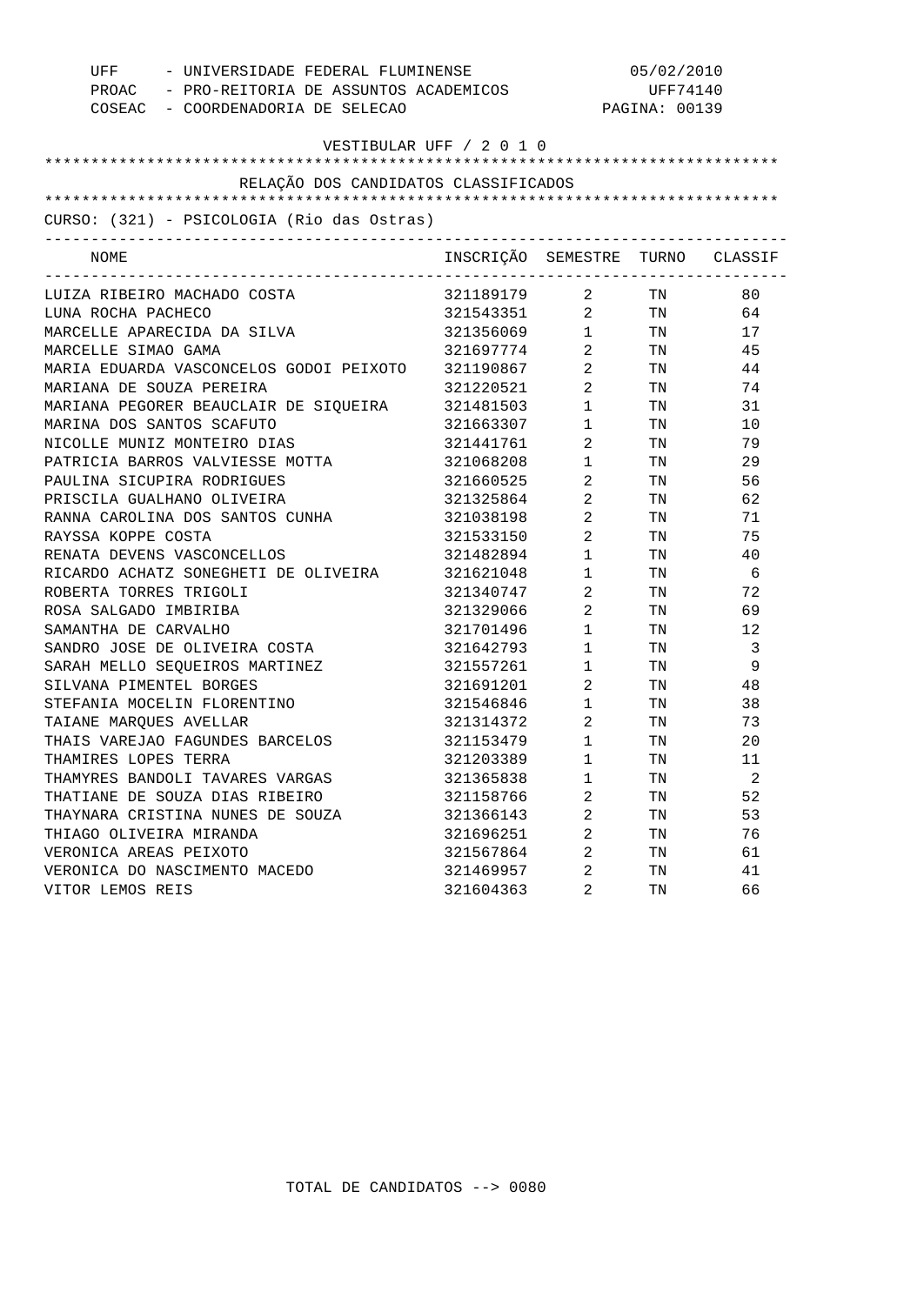UFF - UNIVERSIDADE FEDERAL FLUMINENSE 05/02/2010
PROAC - PRO-REITORIA DE ASSUNTOS ACADEMICOS UFF74140
COSEAC - COORDENADORIA DE SELECAO

VESTIBULAR UFF / 2 0 1 0

RELAÇÃO DOS CANDIDATOS CLASSIFICADOS

CURSO: (321) - PSICOLOGIA (Rio das Ostras)

| NOME | INSCRIÇÃO | SEMESTRE | TURNO | CLASSIF |
|---|---|---|---|---|
| LUIZA RIBEIRO MACHADO COSTA | 321189179 | 2 | TN | 80 |
| LUNA ROCHA PACHECO | 321543351 | 2 | TN | 64 |
| MARCELLE APARECIDA DA SILVA | 321356069 | 1 | TN | 17 |
| MARCELLE SIMAO GAMA | 321697774 | 2 | TN | 45 |
| MARIA EDUARDA VASCONCELOS GODOI PEIXOTO | 321190867 | 2 | TN | 44 |
| MARIANA DE SOUZA PEREIRA | 321220521 | 2 | TN | 74 |
| MARIANA PEGORER BEAUCLAIR DE SIQUEIRA | 321481503 | 1 | TN | 31 |
| MARINA DOS SANTOS SCAFUTO | 321663307 | 1 | TN | 10 |
| NICOLLE MUNIZ MONTEIRO DIAS | 321441761 | 2 | TN | 79 |
| PATRICIA BARROS VALVIESSE MOTTA | 321068208 | 1 | TN | 29 |
| PAULINA SICUPIRA RODRIGUES | 321660525 | 2 | TN | 56 |
| PRISCILA GUALHANO OLIVEIRA | 321325864 | 2 | TN | 62 |
| RANNA CAROLINA DOS SANTOS CUNHA | 321038198 | 2 | TN | 71 |
| RAYSSA KOPPE COSTA | 321533150 | 2 | TN | 75 |
| RENATA DEVENS VASCONCELLOS | 321482894 | 1 | TN | 40 |
| RICARDO ACHATZ SONEGHETI DE OLIVEIRA | 321621048 | 1 | TN | 6 |
| ROBERTA TORRES TRIGOLI | 321340747 | 2 | TN | 72 |
| ROSA SALGADO IMBIRIBA | 321329066 | 2 | TN | 69 |
| SAMANTHA DE CARVALHO | 321701496 | 1 | TN | 12 |
| SANDRO JOSE DE OLIVEIRA COSTA | 321642793 | 1 | TN | 3 |
| SARAH MELLO SEQUEIROS MARTINEZ | 321557261 | 1 | TN | 9 |
| SILVANA PIMENTEL BORGES | 321691201 | 2 | TN | 48 |
| STEFANIA MOCELIN FLORENTINO | 321546846 | 1 | TN | 38 |
| TAIANE MARQUES AVELLAR | 321314372 | 2 | TN | 73 |
| THAIS VAREJAO FAGUNDES BARCELOS | 321153479 | 1 | TN | 20 |
| THAMIRES LOPES TERRA | 321203389 | 1 | TN | 11 |
| THAMYRES BANDOLI TAVARES VARGAS | 321365838 | 1 | TN | 2 |
| THATIANE DE SOUZA DIAS RIBEIRO | 321158766 | 2 | TN | 52 |
| THAYNARA CRISTINA NUNES DE SOUZA | 321366143 | 2 | TN | 53 |
| THIAGO OLIVEIRA MIRANDA | 321696251 | 2 | TN | 76 |
| VERONICA AREAS PEIXOTO | 321567864 | 2 | TN | 61 |
| VERONICA DO NASCIMENTO MACEDO | 321469957 | 2 | TN | 41 |
| VITOR LEMOS REIS | 321604363 | 2 | TN | 66 |

TOTAL DE CANDIDATOS --> 0080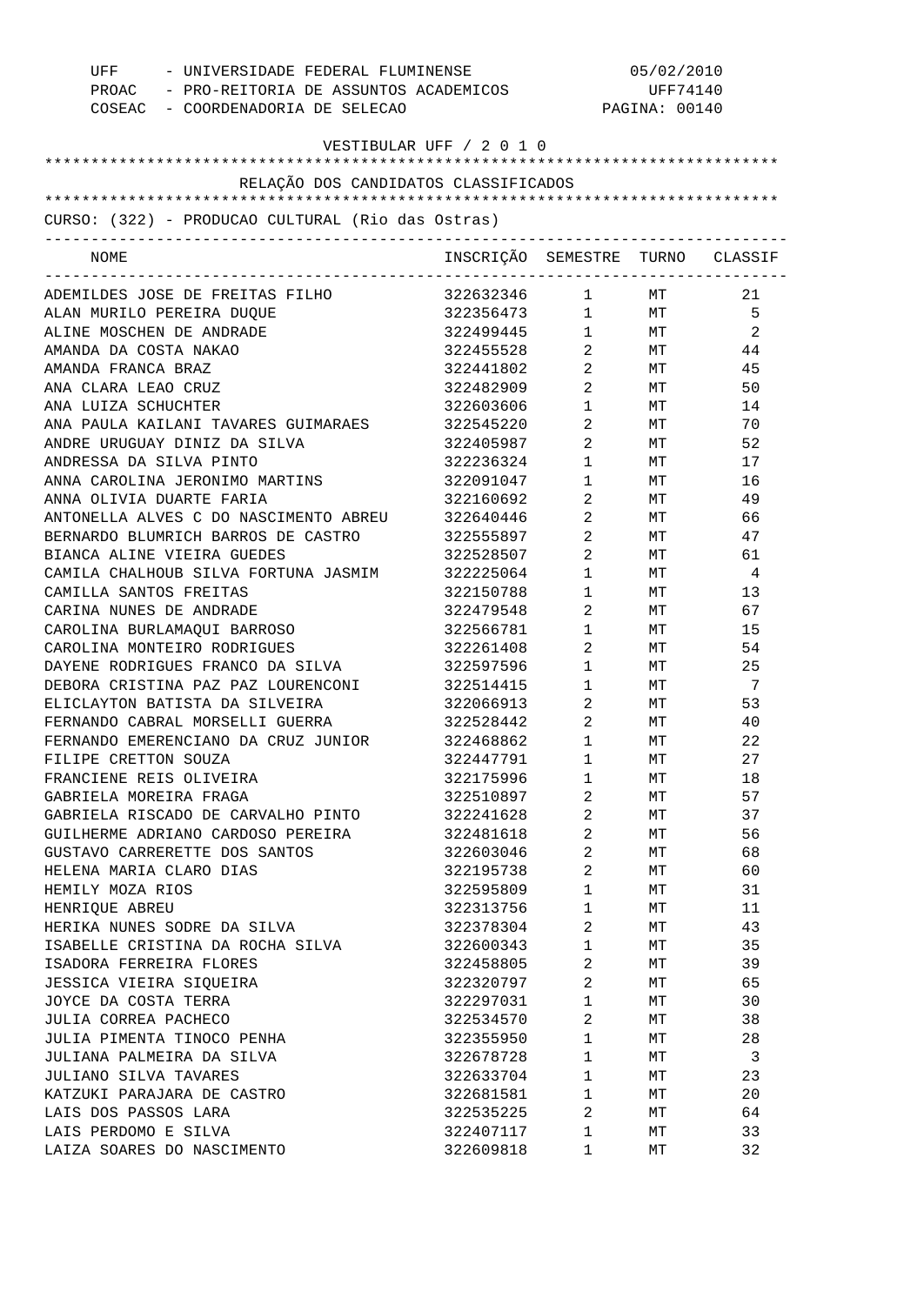UFF - UNIVERSIDADE FEDERAL FLUMINENSE 05/02/2010
PROAC - PRO-REITORIA DE ASSUNTOS ACADEMICOS UFF74140
COSEAC - COORDENADORIA DE SELECAO PAGINA: 00140

VESTIBULAR UFF / 2 0 1 0

RELAÇÃO DOS CANDIDATOS CLASSIFICADOS

CURSO: (322) - PRODUCAO CULTURAL (Rio das Ostras)

| NOME | INSCRIÇÃO | SEMESTRE | TURNO | CLASSIF |
|---|---|---|---|---|
| ADEMILDES JOSE DE FREITAS FILHO | 322632346 | 1 | MT | 21 |
| ALAN MURILO PEREIRA DUQUE | 322356473 | 1 | MT | 5 |
| ALINE MOSCHEN DE ANDRADE | 322499445 | 1 | MT | 2 |
| AMANDA DA COSTA NAKAO | 322455528 | 2 | MT | 44 |
| AMANDA FRANCA BRAZ | 322441802 | 2 | MT | 45 |
| ANA CLARA LEAO CRUZ | 322482909 | 2 | MT | 50 |
| ANA LUIZA SCHUCHTER | 322603606 | 1 | MT | 14 |
| ANA PAULA KAILANI TAVARES GUIMARAES | 322545220 | 2 | MT | 70 |
| ANDRE URUGUAY DINIZ DA SILVA | 322405987 | 2 | MT | 52 |
| ANDRESSA DA SILVA PINTO | 322236324 | 1 | MT | 17 |
| ANNA CAROLINA JERONIMO MARTINS | 322091047 | 1 | MT | 16 |
| ANNA OLIVIA DUARTE FARIA | 322160692 | 2 | MT | 49 |
| ANTONELLA ALVES C DO NASCIMENTO ABREU | 322640446 | 2 | MT | 66 |
| BERNARDO BLUMRICH BARROS DE CASTRO | 322555897 | 2 | MT | 47 |
| BIANCA ALINE VIEIRA GUEDES | 322528507 | 2 | MT | 61 |
| CAMILA CHALHOUB SILVA FORTUNA JASMIM | 322225064 | 1 | MT | 4 |
| CAMILLA SANTOS FREITAS | 322150788 | 1 | MT | 13 |
| CARINA NUNES DE ANDRADE | 322479548 | 2 | MT | 67 |
| CAROLINA BURLAMAQUI BARROSO | 322566781 | 1 | MT | 15 |
| CAROLINA MONTEIRO RODRIGUES | 322261408 | 2 | MT | 54 |
| DAYENE RODRIGUES FRANCO DA SILVA | 322597596 | 1 | MT | 25 |
| DEBORA CRISTINA PAZ PAZ LOURENCONI | 322514415 | 1 | MT | 7 |
| ELICLAYTON BATISTA DA SILVEIRA | 322066913 | 2 | MT | 53 |
| FERNANDO CABRAL MORSELLI GUERRA | 322528442 | 2 | MT | 40 |
| FERNANDO EMERENCIANO DA CRUZ JUNIOR | 322468862 | 1 | MT | 22 |
| FILIPE CRETTON SOUZA | 322447791 | 1 | MT | 27 |
| FRANCIENE REIS OLIVEIRA | 322175996 | 1 | MT | 18 |
| GABRIELA MOREIRA FRAGA | 322510897 | 2 | MT | 57 |
| GABRIELA RISCADO DE CARVALHO PINTO | 322241628 | 2 | MT | 37 |
| GUILHERME ADRIANO CARDOSO PEREIRA | 322481618 | 2 | MT | 56 |
| GUSTAVO CARRERETTE DOS SANTOS | 322603046 | 2 | MT | 68 |
| HELENA MARIA CLARO DIAS | 322195738 | 2 | MT | 60 |
| HEMILY MOZA RIOS | 322595809 | 1 | MT | 31 |
| HENRIQUE ABREU | 322313756 | 1 | MT | 11 |
| HERIKA NUNES SODRE DA SILVA | 322378304 | 2 | MT | 43 |
| ISABELLE CRISTINA DA ROCHA SILVA | 322600343 | 1 | MT | 35 |
| ISADORA FERREIRA FLORES | 322458805 | 2 | MT | 39 |
| JESSICA VIEIRA SIQUEIRA | 322320797 | 2 | MT | 65 |
| JOYCE DA COSTA TERRA | 322297031 | 1 | MT | 30 |
| JULIA CORREA PACHECO | 322534570 | 2 | MT | 38 |
| JULIA PIMENTA TINOCO PENHA | 322355950 | 1 | MT | 28 |
| JULIANA PALMEIRA DA SILVA | 322678728 | 1 | MT | 3 |
| JULIANO SILVA TAVARES | 322633704 | 1 | MT | 23 |
| KATZUKI PARAJARA DE CASTRO | 322681581 | 1 | MT | 20 |
| LAIS DOS PASSOS LARA | 322535225 | 2 | MT | 64 |
| LAIS PERDOMO E SILVA | 322407117 | 1 | MT | 33 |
| LAIZA SOARES DO NASCIMENTO | 322609818 | 1 | MT | 32 |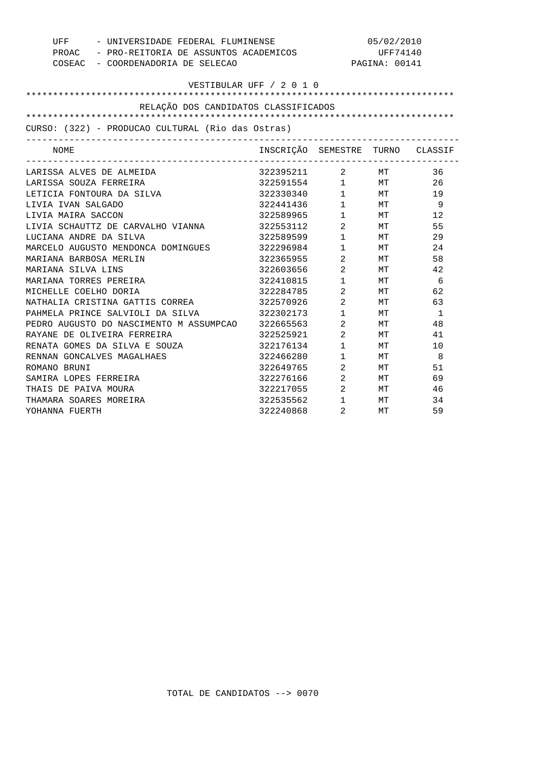UFF - UNIVERSIDADE FEDERAL FLUMINENSE 05/02/2010
PROAC - PRO-REITORIA DE ASSUNTOS ACADEMICOS UFF74140
COSEAC - COORDENADORIA DE SELECAO PAGINA: 00141

VESTIBULAR UFF / 2 0 1 0

RELAÇÃO DOS CANDIDATOS CLASSIFICADOS

CURSO: (322) - PRODUCAO CULTURAL (Rio das Ostras)

| NOME | INSCRIÇÃO | SEMESTRE | TURNO | CLASSIF |
|---|---|---|---|---|
| LARISSA ALVES DE ALMEIDA | 322395211 | 2 | MT | 36 |
| LARISSA SOUZA FERREIRA | 322591554 | 1 | MT | 26 |
| LETICIA FONTOURA DA SILVA | 322330340 | 1 | MT | 19 |
| LIVIA IVAN SALGADO | 322441436 | 1 | MT | 9 |
| LIVIA MAIRA SACCON | 322589965 | 1 | MT | 12 |
| LIVIA SCHAUTTZ DE CARVALHO VIANNA | 322553112 | 2 | MT | 55 |
| LUCIANA ANDRE DA SILVA | 322589599 | 1 | MT | 29 |
| MARCELO AUGUSTO MENDONCA DOMINGUES | 322296984 | 1 | MT | 24 |
| MARIANA BARBOSA MERLIN | 322365955 | 2 | MT | 58 |
| MARIANA SILVA LINS | 322603656 | 2 | MT | 42 |
| MARIANA TORRES PEREIRA | 322410815 | 1 | MT | 6 |
| MICHELLE COELHO DORIA | 322284785 | 2 | MT | 62 |
| NATHALIA CRISTINA GATTIS CORREA | 322570926 | 2 | MT | 63 |
| PAHMELA PRINCE SALVIOLI DA SILVA | 322302173 | 1 | MT | 1 |
| PEDRO AUGUSTO DO NASCIMENTO M ASSUMPCAO | 322665563 | 2 | MT | 48 |
| RAYANE DE OLIVEIRA FERREIRA | 322525921 | 2 | MT | 41 |
| RENATA GOMES DA SILVA E SOUZA | 322176134 | 1 | MT | 10 |
| RENNAN GONCALVES MAGALHAES | 322466280 | 1 | MT | 8 |
| ROMANO BRUNI | 322649765 | 2 | MT | 51 |
| SAMIRA LOPES FERREIRA | 322276166 | 2 | MT | 69 |
| THAIS DE PAIVA MOURA | 322217055 | 2 | MT | 46 |
| THAMARA SOARES MOREIRA | 322535562 | 1 | MT | 34 |
| YOHANNA FUERTH | 322240868 | 2 | MT | 59 |

TOTAL DE CANDIDATOS --> 0070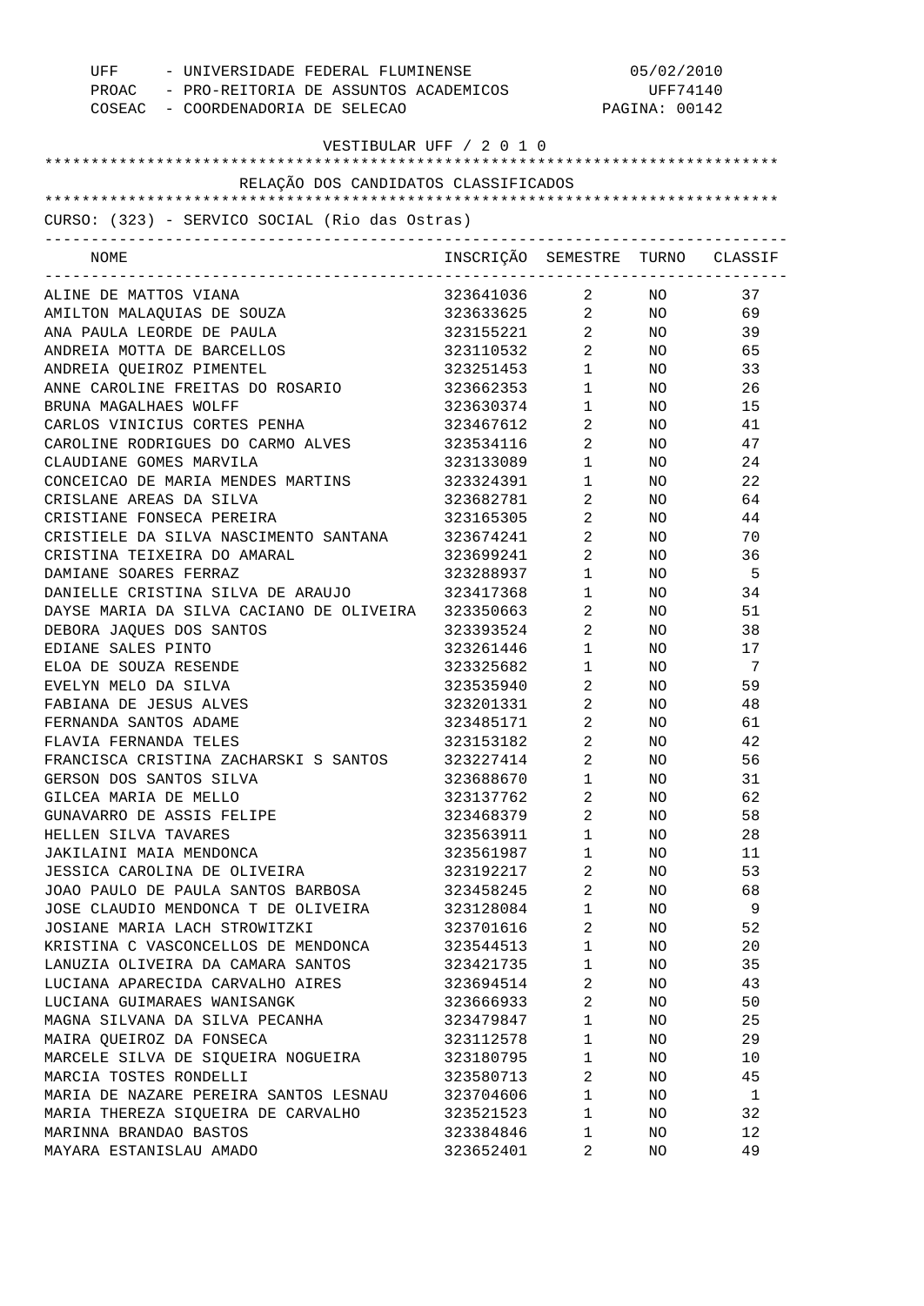UFF - UNIVERSIDADE FEDERAL FLUMINENSE
PROAC - PRO-REITORIA DE ASSUNTOS ACADEMICOS
COSEAC - COORDENADORIA DE SELECAO

05/02/2010
UFF74140

VESTIBULAR UFF / 2 0 1 0

RELAÇÃO DOS CANDIDATOS CLASSIFICADOS

CURSO: (323) - SERVICO SOCIAL (Rio das Ostras)

| NOME | INSCRIÇÃO | SEMESTRE | TURNO | CLASSIF |
|---|---|---|---|---|
| ALINE DE MATTOS VIANA | 323641036 | 2 | NO | 37 |
| AMILTON MALAQUIAS DE SOUZA | 323633625 | 2 | NO | 69 |
| ANA PAULA LEORDE DE PAULA | 323155221 | 2 | NO | 39 |
| ANDREIA MOTTA DE BARCELLOS | 323110532 | 2 | NO | 65 |
| ANDREIA QUEIROZ PIMENTEL | 323251453 | 1 | NO | 33 |
| ANNE CAROLINE FREITAS DO ROSARIO | 323662353 | 1 | NO | 26 |
| BRUNA MAGALHAES WOLFF | 323630374 | 1 | NO | 15 |
| CARLOS VINICIUS CORTES PENHA | 323467612 | 2 | NO | 41 |
| CAROLINE RODRIGUES DO CARMO ALVES | 323534116 | 2 | NO | 47 |
| CLAUDIANE GOMES MARVILA | 323133089 | 1 | NO | 24 |
| CONCEICAO DE MARIA MENDES MARTINS | 323324391 | 1 | NO | 22 |
| CRISLANE AREAS DA SILVA | 323682781 | 2 | NO | 64 |
| CRISTIANE FONSECA PEREIRA | 323165305 | 2 | NO | 44 |
| CRISTIELE DA SILVA NASCIMENTO SANTANA | 323674241 | 2 | NO | 70 |
| CRISTINA TEIXEIRA DO AMARAL | 323699241 | 2 | NO | 36 |
| DAMIANE SOARES FERRAZ | 323288937 | 1 | NO | 5 |
| DANIELLE CRISTINA SILVA DE ARAUJO | 323417368 | 1 | NO | 34 |
| DAYSE MARIA DA SILVA CACIANO DE OLIVEIRA | 323350663 | 2 | NO | 51 |
| DEBORA JAQUES DOS SANTOS | 323393524 | 2 | NO | 38 |
| EDIANE SALES PINTO | 323261446 | 1 | NO | 17 |
| ELOA DE SOUZA RESENDE | 323325682 | 1 | NO | 7 |
| EVELYN MELO DA SILVA | 323535940 | 2 | NO | 59 |
| FABIANA DE JESUS ALVES | 323201331 | 2 | NO | 48 |
| FERNANDA SANTOS ADAME | 323485171 | 2 | NO | 61 |
| FLAVIA FERNANDA TELES | 323153182 | 2 | NO | 42 |
| FRANCISCA CRISTINA ZACHARSKI S SANTOS | 323227414 | 2 | NO | 56 |
| GERSON DOS SANTOS SILVA | 323688670 | 1 | NO | 31 |
| GILCEA MARIA DE MELLO | 323137762 | 2 | NO | 62 |
| GUNAVARRO DE ASSIS FELIPE | 323468379 | 2 | NO | 58 |
| HELLEN SILVA TAVARES | 323563911 | 1 | NO | 28 |
| JAKILAINI MAIA MENDONCA | 323561987 | 1 | NO | 11 |
| JESSICA CAROLINA DE OLIVEIRA | 323192217 | 2 | NO | 53 |
| JOAO PAULO DE PAULA SANTOS BARBOSA | 323458245 | 2 | NO | 68 |
| JOSE CLAUDIO MENDONCA T DE OLIVEIRA | 323128084 | 1 | NO | 9 |
| JOSIANE MARIA LACH STROWITZKI | 323701616 | 2 | NO | 52 |
| KRISTINA C VASCONCELLOS DE MENDONCA | 323544513 | 1 | NO | 20 |
| LANUZIA OLIVEIRA DA CAMARA SANTOS | 323421735 | 1 | NO | 35 |
| LUCIANA APARECIDA CARVALHO AIRES | 323694514 | 2 | NO | 43 |
| LUCIANA GUIMARAES WANISANGK | 323666933 | 2 | NO | 50 |
| MAGNA SILVANA DA SILVA PECANHA | 323479847 | 1 | NO | 25 |
| MAIRA QUEIROZ DA FONSECA | 323112578 | 1 | NO | 29 |
| MARCELE SILVA DE SIQUEIRA NOGUEIRA | 323180795 | 1 | NO | 10 |
| MARCIA TOSTES RONDELLI | 323580713 | 2 | NO | 45 |
| MARIA DE NAZARE PEREIRA SANTOS LESNAU | 323704606 | 1 | NO | 1 |
| MARIA THEREZA SIQUEIRA DE CARVALHO | 323521523 | 1 | NO | 32 |
| MARINNA BRANDAO BASTOS | 323384846 | 1 | NO | 12 |
| MAYARA ESTANISLAU AMADO | 323652401 | 2 | NO | 49 |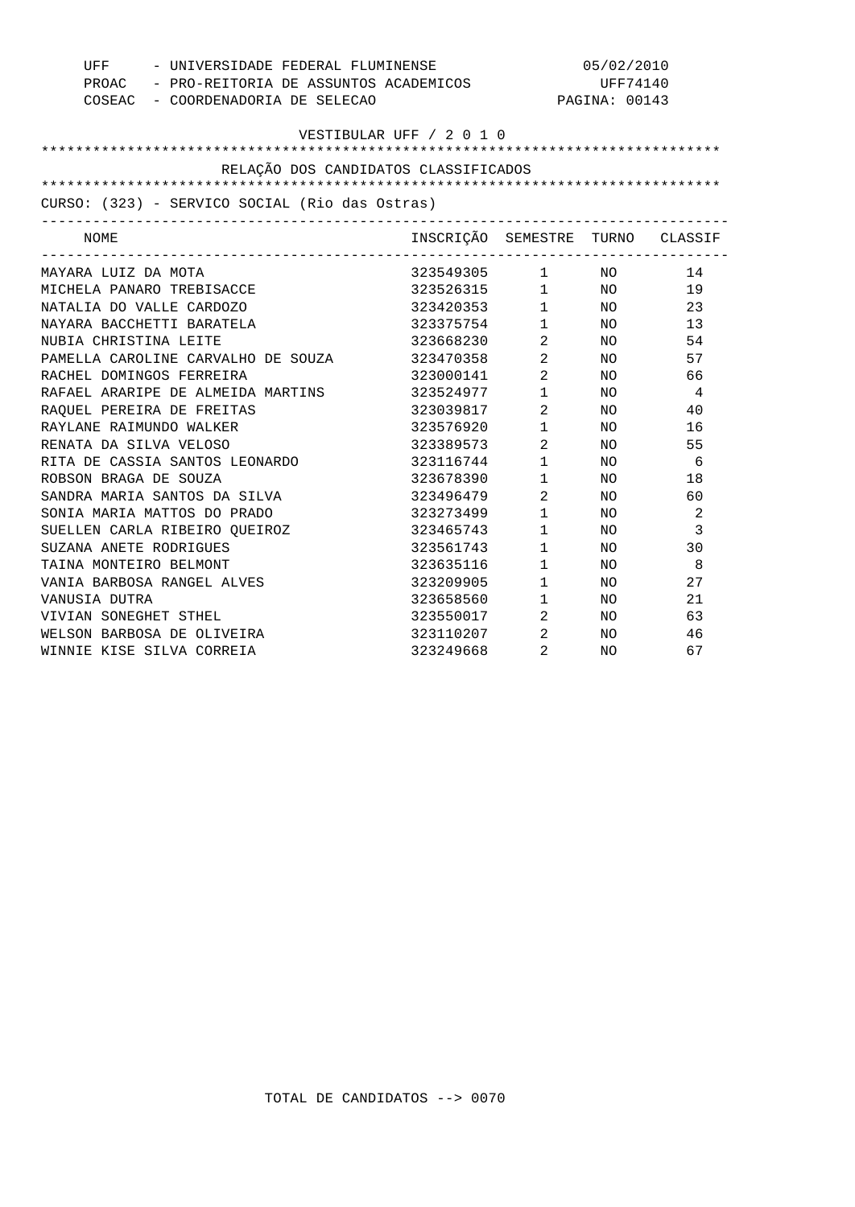UFF - UNIVERSIDADE FEDERAL FLUMINENSE 05/02/2010
PROAC - PRO-REITORIA DE ASSUNTOS ACADEMICOS UFF74140
COSEAC - COORDENADORIA DE SELECAO

VESTIBULAR UFF / 2 0 1 0

RELAÇÃO DOS CANDIDATOS CLASSIFICADOS

CURSO: (323) - SERVICO SOCIAL (Rio das Ostras)

| NOME | INSCRIÇÃO | SEMESTRE | TURNO | CLASSIF |
|---|---|---|---|---|
| MAYARA LUIZ DA MOTA | 323549305 | 1 | NO | 14 |
| MICHELA PANARO TREBISACCE | 323526315 | 1 | NO | 19 |
| NATALIA DO VALLE CARDOZO | 323420353 | 1 | NO | 23 |
| NAYARA BACCHETTI BARATELA | 323375754 | 1 | NO | 13 |
| NUBIA CHRISTINA LEITE | 323668230 | 2 | NO | 54 |
| PAMELLA CAROLINE CARVALHO DE SOUZA | 323470358 | 2 | NO | 57 |
| RACHEL DOMINGOS FERREIRA | 323000141 | 2 | NO | 66 |
| RAFAEL ARARIPE DE ALMEIDA MARTINS | 323524977 | 1 | NO | 4 |
| RAQUEL PEREIRA DE FREITAS | 323039817 | 2 | NO | 40 |
| RAYLANE RAIMUNDO WALKER | 323576920 | 1 | NO | 16 |
| RENATA DA SILVA VELOSO | 323389573 | 2 | NO | 55 |
| RITA DE CASSIA SANTOS LEONARDO | 323116744 | 1 | NO | 6 |
| ROBSON BRAGA DE SOUZA | 323678390 | 1 | NO | 18 |
| SANDRA MARIA SANTOS DA SILVA | 323496479 | 2 | NO | 60 |
| SONIA MARIA MATTOS DO PRADO | 323273499 | 1 | NO | 2 |
| SUELLEN CARLA RIBEIRO QUEIROZ | 323465743 | 1 | NO | 3 |
| SUZANA ANETE RODRIGUES | 323561743 | 1 | NO | 30 |
| TAINA MONTEIRO BELMONT | 323635116 | 1 | NO | 8 |
| VANIA BARBOSA RANGEL ALVES | 323209905 | 1 | NO | 27 |
| VANUSIA DUTRA | 323658560 | 1 | NO | 21 |
| VIVIAN SONEGHET STHEL | 323550017 | 2 | NO | 63 |
| WELSON BARBOSA DE OLIVEIRA | 323110207 | 2 | NO | 46 |
| WINNIE KISE SILVA CORREIA | 323249668 | 2 | NO | 67 |

TOTAL DE CANDIDATOS --> 0070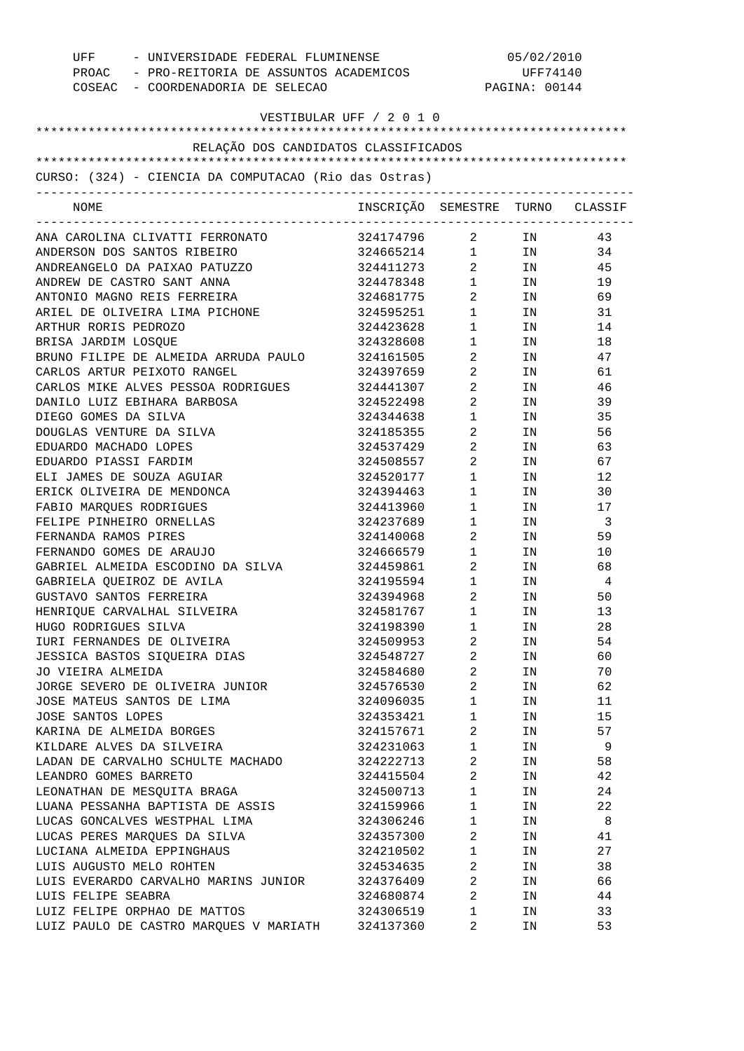UFF - UNIVERSIDADE FEDERAL FLUMINENSE 05/02/2010
PROAC - PRO-REITORIA DE ASSUNTOS ACADEMICOS UFF74140
COSEAC - COORDENADORIA DE SELECAO

VESTIBULAR UFF / 2 0 1 0

RELAÇÃO DOS CANDIDATOS CLASSIFICADOS

CURSO: (324) - CIENCIA DA COMPUTACAO (Rio das Ostras)

| NOME | INSCRIÇÃO | SEMESTRE | TURNO | CLASSIF |
|---|---|---|---|---|
| ANA CAROLINA CLIVATTI FERRONATO | 324174796 | 2 | IN | 43 |
| ANDERSON DOS SANTOS RIBEIRO | 324665214 | 1 | IN | 34 |
| ANDREANGELO DA PAIXAO PATUZZO | 324411273 | 2 | IN | 45 |
| ANDREW DE CASTRO SANT ANNA | 324478348 | 1 | IN | 19 |
| ANTONIO MAGNO REIS FERREIRA | 324681775 | 2 | IN | 69 |
| ARIEL DE OLIVEIRA LIMA PICHONE | 324595251 | 1 | IN | 31 |
| ARTHUR RORIS PEDROZO | 324423628 | 1 | IN | 14 |
| BRISA JARDIM LOSQUE | 324328608 | 1 | IN | 18 |
| BRUNO FILIPE DE ALMEIDA ARRUDA PAULO | 324161505 | 2 | IN | 47 |
| CARLOS ARTUR PEIXOTO RANGEL | 324397659 | 2 | IN | 61 |
| CARLOS MIKE ALVES PESSOA RODRIGUES | 324441307 | 2 | IN | 46 |
| DANILO LUIZ EBIHARA BARBOSA | 324522498 | 2 | IN | 39 |
| DIEGO GOMES DA SILVA | 324344638 | 1 | IN | 35 |
| DOUGLAS VENTURE DA SILVA | 324185355 | 2 | IN | 56 |
| EDUARDO MACHADO LOPES | 324537429 | 2 | IN | 63 |
| EDUARDO PIASSI FARDIM | 324508557 | 2 | IN | 67 |
| ELI JAMES DE SOUZA AGUIAR | 324520177 | 1 | IN | 12 |
| ERICK OLIVEIRA DE MENDONCA | 324394463 | 1 | IN | 30 |
| FABIO MARQUES RODRIGUES | 324413960 | 1 | IN | 17 |
| FELIPE PINHEIRO ORNELLAS | 324237689 | 1 | IN | 3 |
| FERNANDA RAMOS PIRES | 324140068 | 2 | IN | 59 |
| FERNANDO GOMES DE ARAUJO | 324666579 | 1 | IN | 10 |
| GABRIEL ALMEIDA ESCODINO DA SILVA | 324459861 | 2 | IN | 68 |
| GABRIELA QUEIROZ DE AVILA | 324195594 | 1 | IN | 4 |
| GUSTAVO SANTOS FERREIRA | 324394968 | 2 | IN | 50 |
| HENRIQUE CARVALHAL SILVEIRA | 324581767 | 1 | IN | 13 |
| HUGO RODRIGUES SILVA | 324198390 | 1 | IN | 28 |
| IURI FERNANDES DE OLIVEIRA | 324509953 | 2 | IN | 54 |
| JESSICA BASTOS SIQUEIRA DIAS | 324548727 | 2 | IN | 60 |
| JO VIEIRA ALMEIDA | 324584680 | 2 | IN | 70 |
| JORGE SEVERO DE OLIVEIRA JUNIOR | 324576530 | 2 | IN | 62 |
| JOSE MATEUS SANTOS DE LIMA | 324096035 | 1 | IN | 11 |
| JOSE SANTOS LOPES | 324353421 | 1 | IN | 15 |
| KARINA DE ALMEIDA BORGES | 324157671 | 2 | IN | 57 |
| KILDARE ALVES DA SILVEIRA | 324231063 | 1 | IN | 9 |
| LADAN DE CARVALHO SCHULTE MACHADO | 324222713 | 2 | IN | 58 |
| LEANDRO GOMES BARRETO | 324415504 | 2 | IN | 42 |
| LEONATHAN DE MESQUITA BRAGA | 324500713 | 1 | IN | 24 |
| LUANA PESSANHA BAPTISTA DE ASSIS | 324159966 | 1 | IN | 22 |
| LUCAS GONCALVES WESTPHAL LIMA | 324306246 | 1 | IN | 8 |
| LUCAS PERES MARQUES DA SILVA | 324357300 | 2 | IN | 41 |
| LUCIANA ALMEIDA EPPINGHAUS | 324210502 | 1 | IN | 27 |
| LUIS AUGUSTO MELO ROHTEN | 324534635 | 2 | IN | 38 |
| LUIS EVERARDO CARVALHO MARINS JUNIOR | 324376409 | 2 | IN | 66 |
| LUIS FELIPE SEABRA | 324680874 | 2 | IN | 44 |
| LUIZ FELIPE ORPHAO DE MATTOS | 324306519 | 1 | IN | 33 |
| LUIZ PAULO DE CASTRO MARQUES V MARIATH | 324137360 | 2 | IN | 53 |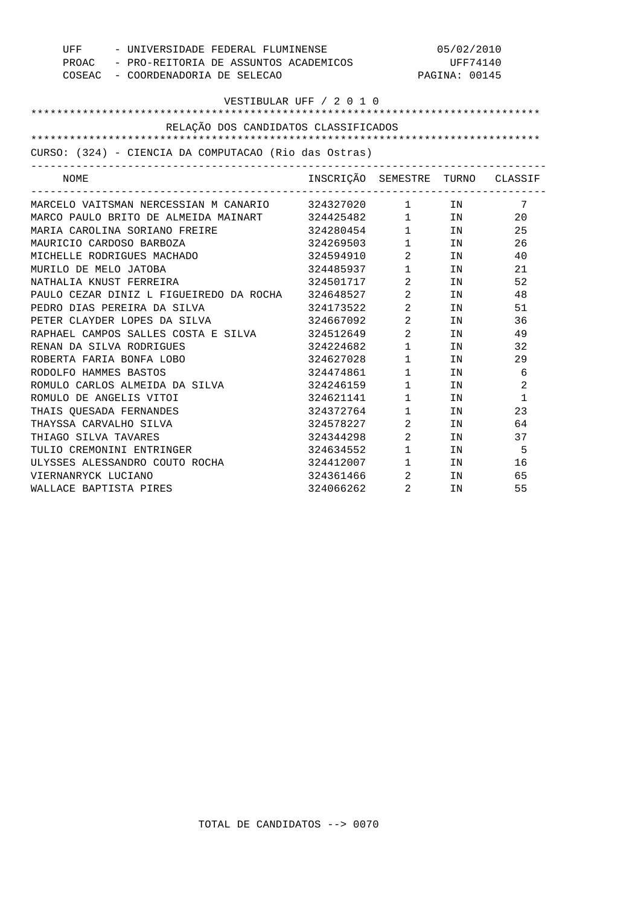UFF - UNIVERSIDADE FEDERAL FLUMINENSE 05/02/2010
PROAC - PRO-REITORIA DE ASSUNTOS ACADEMICOS UFF74140
COSEAC - COORDENADORIA DE SELECAO PAGINA: 00145

VESTIBULAR UFF / 2 0 1 0

RELAÇÃO DOS CANDIDATOS CLASSIFICADOS

CURSO: (324) - CIENCIA DA COMPUTACAO (Rio das Ostras)

| NOME | INSCRIÇÃO | SEMESTRE | TURNO | CLASSIF |
|---|---|---|---|---|
| MARCELO VAITSMAN NERCESSIAN M CANARIO | 324327020 | 1 | IN | 7 |
| MARCO PAULO BRITO DE ALMEIDA MAINART | 324425482 | 1 | IN | 20 |
| MARIA CAROLINA SORIANO FREIRE | 324280454 | 1 | IN | 25 |
| MAURICIO CARDOSO BARBOZA | 324269503 | 1 | IN | 26 |
| MICHELLE RODRIGUES MACHADO | 324594910 | 2 | IN | 40 |
| MURILO DE MELO JATOBA | 324485937 | 1 | IN | 21 |
| NATHALIA KNUST FERREIRA | 324501717 | 2 | IN | 52 |
| PAULO CEZAR DINIZ L FIGUEIREDO DA ROCHA | 324648527 | 2 | IN | 48 |
| PEDRO DIAS PEREIRA DA SILVA | 324173522 | 2 | IN | 51 |
| PETER CLAYDER LOPES DA SILVA | 324667092 | 2 | IN | 36 |
| RAPHAEL CAMPOS SALLES COSTA E SILVA | 324512649 | 2 | IN | 49 |
| RENAN DA SILVA RODRIGUES | 324224682 | 1 | IN | 32 |
| ROBERTA FARIA BONFA LOBO | 324627028 | 1 | IN | 29 |
| RODOLFO HAMMES BASTOS | 324474861 | 1 | IN | 6 |
| ROMULO CARLOS ALMEIDA DA SILVA | 324246159 | 1 | IN | 2 |
| ROMULO DE ANGELIS VITOI | 324621141 | 1 | IN | 1 |
| THAIS QUESADA FERNANDES | 324372764 | 1 | IN | 23 |
| THAYSSA CARVALHO SILVA | 324578227 | 2 | IN | 64 |
| THIAGO SILVA TAVARES | 324344298 | 2 | IN | 37 |
| TULIO CREMONINI ENTRINGER | 324634552 | 1 | IN | 5 |
| ULYSSES ALESSANDRO COUTO ROCHA | 324412007 | 1 | IN | 16 |
| VIERNANRYCK LUCIANO | 324361466 | 2 | IN | 65 |
| WALLACE BAPTISTA PIRES | 324066262 | 2 | IN | 55 |

TOTAL DE CANDIDATOS --> 0070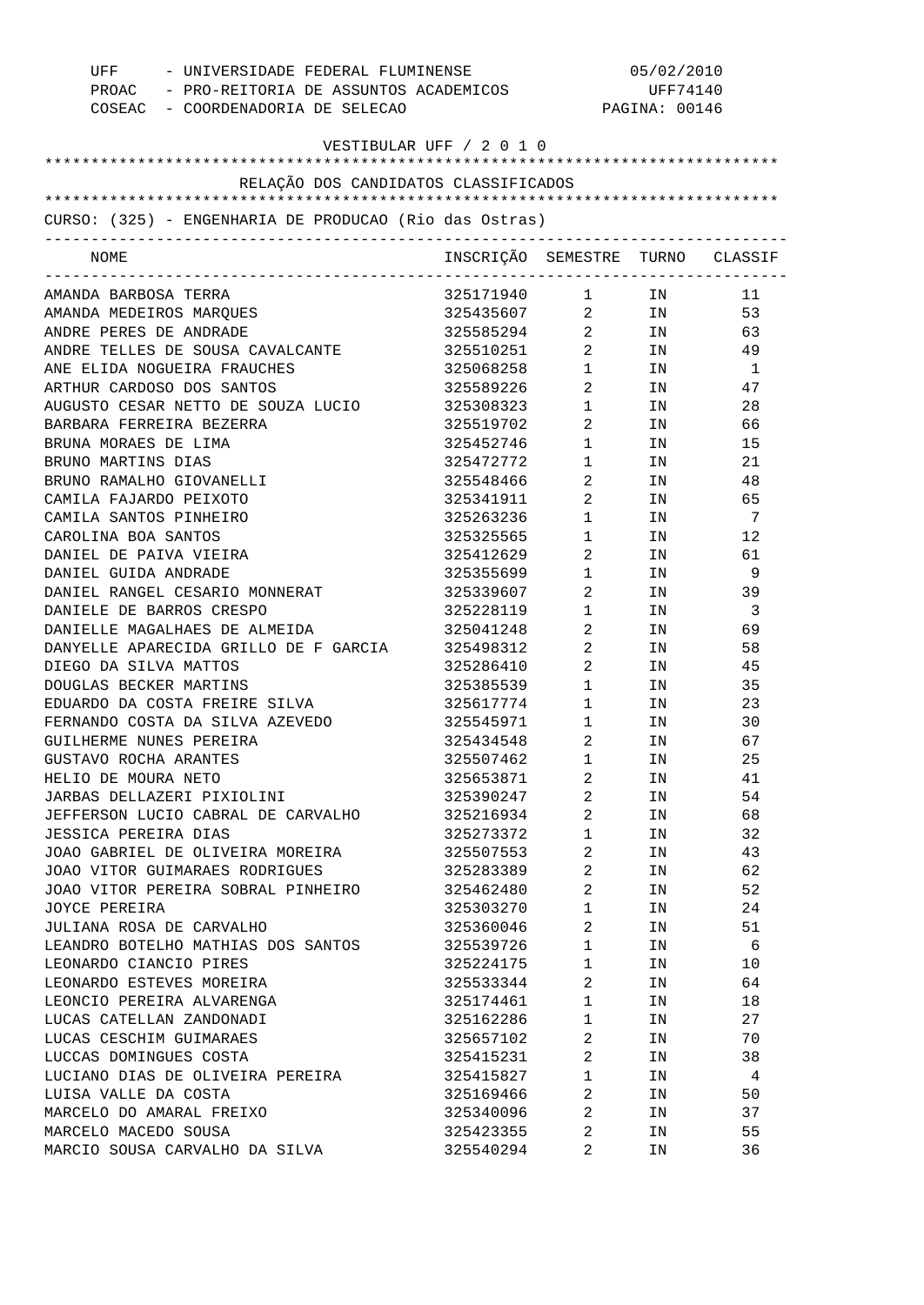UFF - UNIVERSIDADE FEDERAL FLUMINENSE 05/02/2010
PROAC - PRO-REITORIA DE ASSUNTOS ACADEMICOS UFF74140
COSEAC - COORDENADORIA DE SELECAO PAGINA: 00146

VESTIBULAR UFF / 2 0 1 0

RELAÇÃO DOS CANDIDATOS CLASSIFICADOS

CURSO: (325) - ENGENHARIA DE PRODUCAO (Rio das Ostras)

| NOME | INSCRIÇÃO | SEMESTRE | TURNO | CLASSIF |
|---|---|---|---|---|
| AMANDA BARBOSA TERRA | 325171940 | 1 | IN | 11 |
| AMANDA MEDEIROS MARQUES | 325435607 | 2 | IN | 53 |
| ANDRE PERES DE ANDRADE | 325585294 | 2 | IN | 63 |
| ANDRE TELLES DE SOUSA CAVALCANTE | 325510251 | 2 | IN | 49 |
| ANE ELIDA NOGUEIRA FRAUCHES | 325068258 | 1 | IN | 1 |
| ARTHUR CARDOSO DOS SANTOS | 325589226 | 2 | IN | 47 |
| AUGUSTO CESAR NETTO DE SOUZA LUCIO | 325308323 | 1 | IN | 28 |
| BARBARA FERREIRA BEZERRA | 325519702 | 2 | IN | 66 |
| BRUNA MORAES DE LIMA | 325452746 | 1 | IN | 15 |
| BRUNO MARTINS DIAS | 325472772 | 1 | IN | 21 |
| BRUNO RAMALHO GIOVANELLI | 325548466 | 2 | IN | 48 |
| CAMILA FAJARDO PEIXOTO | 325341911 | 2 | IN | 65 |
| CAMILA SANTOS PINHEIRO | 325263236 | 1 | IN | 7 |
| CAROLINA BOA SANTOS | 325325565 | 1 | IN | 12 |
| DANIEL DE PAIVA VIEIRA | 325412629 | 2 | IN | 61 |
| DANIEL GUIDA ANDRADE | 325355699 | 1 | IN | 9 |
| DANIEL RANGEL CESARIO MONNERAT | 325339607 | 2 | IN | 39 |
| DANIELE DE BARROS CRESPO | 325228119 | 1 | IN | 3 |
| DANIELLE MAGALHAES DE ALMEIDA | 325041248 | 2 | IN | 69 |
| DANYELLE APARECIDA GRILLO DE F GARCIA | 325498312 | 2 | IN | 58 |
| DIEGO DA SILVA MATTOS | 325286410 | 2 | IN | 45 |
| DOUGLAS BECKER MARTINS | 325385539 | 1 | IN | 35 |
| EDUARDO DA COSTA FREIRE SILVA | 325617774 | 1 | IN | 23 |
| FERNANDO COSTA DA SILVA AZEVEDO | 325545971 | 1 | IN | 30 |
| GUILHERME NUNES PEREIRA | 325434548 | 2 | IN | 67 |
| GUSTAVO ROCHA ARANTES | 325507462 | 1 | IN | 25 |
| HELIO DE MOURA NETO | 325653871 | 2 | IN | 41 |
| JARBAS DELLAZERI PIXIOLINI | 325390247 | 2 | IN | 54 |
| JEFFERSON LUCIO CABRAL DE CARVALHO | 325216934 | 2 | IN | 68 |
| JESSICA PEREIRA DIAS | 325273372 | 1 | IN | 32 |
| JOAO GABRIEL DE OLIVEIRA MOREIRA | 325507553 | 2 | IN | 43 |
| JOAO VITOR GUIMARAES RODRIGUES | 325283389 | 2 | IN | 62 |
| JOAO VITOR PEREIRA SOBRAL PINHEIRO | 325462480 | 2 | IN | 52 |
| JOYCE PEREIRA | 325303270 | 1 | IN | 24 |
| JULIANA ROSA DE CARVALHO | 325360046 | 2 | IN | 51 |
| LEANDRO BOTELHO MATHIAS DOS SANTOS | 325539726 | 1 | IN | 6 |
| LEONARDO CIANCIO PIRES | 325224175 | 1 | IN | 10 |
| LEONARDO ESTEVES MOREIRA | 325533344 | 2 | IN | 64 |
| LEONCIO PEREIRA ALVARENGA | 325174461 | 1 | IN | 18 |
| LUCAS CATELLAN ZANDONADI | 325162286 | 1 | IN | 27 |
| LUCAS CESCHIM GUIMARAES | 325657102 | 2 | IN | 70 |
| LUCCAS DOMINGUES COSTA | 325415231 | 2 | IN | 38 |
| LUCIANO DIAS DE OLIVEIRA PEREIRA | 325415827 | 1 | IN | 4 |
| LUISA VALLE DA COSTA | 325169466 | 2 | IN | 50 |
| MARCELO DO AMARAL FREIXO | 325340096 | 2 | IN | 37 |
| MARCELO MACEDO SOUSA | 325423355 | 2 | IN | 55 |
| MARCIO SOUSA CARVALHO DA SILVA | 325540294 | 2 | IN | 36 |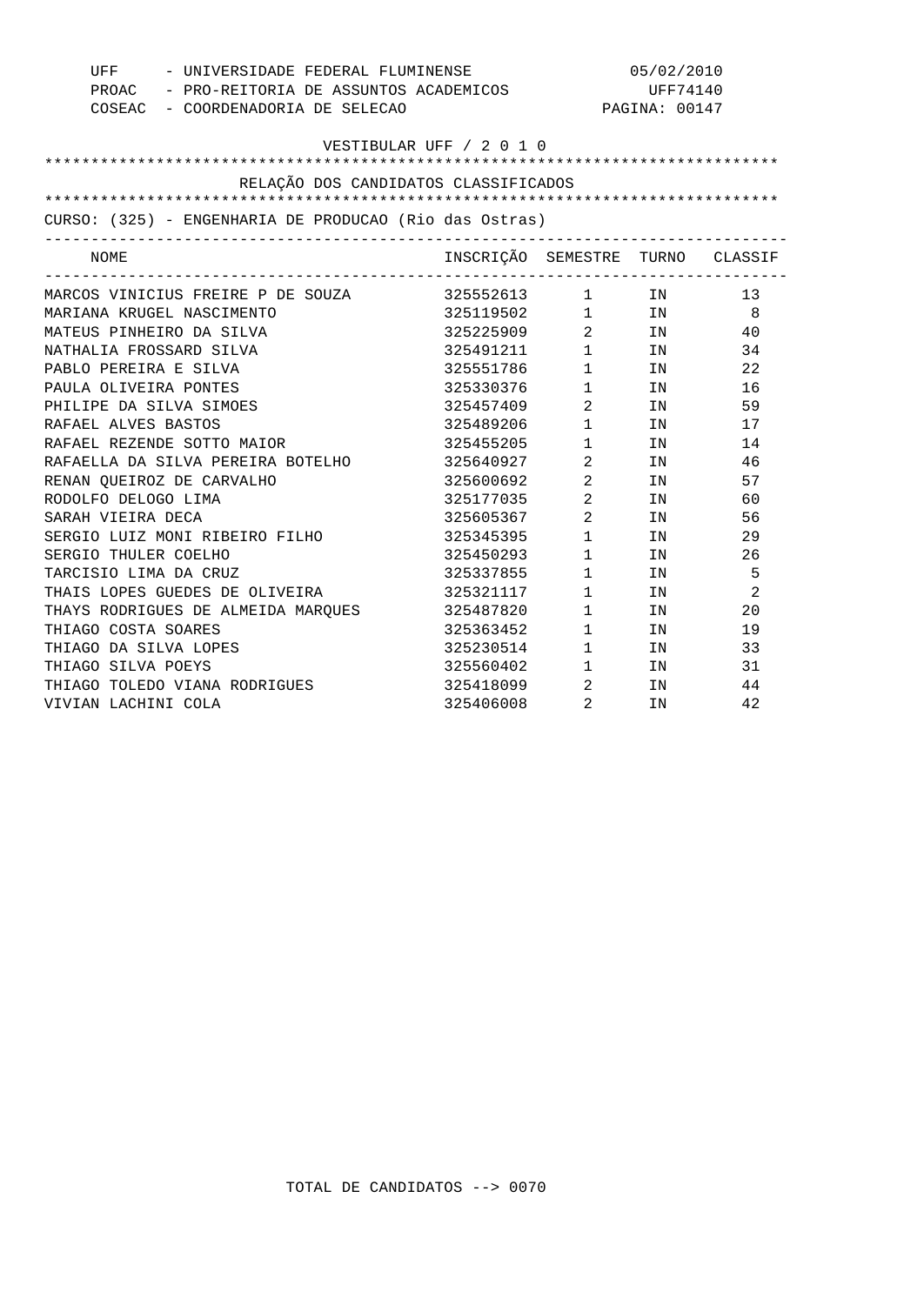UFF - UNIVERSIDADE FEDERAL FLUMINENSE 05/02/2010
PROAC - PRO-REITORIA DE ASSUNTOS ACADEMICOS UFF74140
COSEAC - COORDENADORIA DE SELECAO PAGINA: 00147

VESTIBULAR UFF / 2 0 1 0

RELAÇÃO DOS CANDIDATOS CLASSIFICADOS

CURSO: (325) - ENGENHARIA DE PRODUCAO (Rio das Ostras)

| NOME | INSCRIÇÃO | SEMESTRE | TURNO | CLASSIF |
|---|---|---|---|---|
| MARCOS VINICIUS FREIRE P DE SOUZA | 325552613 | 1 | IN | 13 |
| MARIANA KRUGEL NASCIMENTO | 325119502 | 1 | IN | 8 |
| MATEUS PINHEIRO DA SILVA | 325225909 | 2 | IN | 40 |
| NATHALIA FROSSARD SILVA | 325491211 | 1 | IN | 34 |
| PABLO PEREIRA E SILVA | 325551786 | 1 | IN | 22 |
| PAULA OLIVEIRA PONTES | 325330376 | 1 | IN | 16 |
| PHILIPE DA SILVA SIMOES | 325457409 | 2 | IN | 59 |
| RAFAEL ALVES BASTOS | 325489206 | 1 | IN | 17 |
| RAFAEL REZENDE SOTTO MAIOR | 325455205 | 1 | IN | 14 |
| RAFAELLA DA SILVA PEREIRA BOTELHO | 325640927 | 2 | IN | 46 |
| RENAN QUEIROZ DE CARVALHO | 325600692 | 2 | IN | 57 |
| RODOLFO DELOGO LIMA | 325177035 | 2 | IN | 60 |
| SARAH VIEIRA DECA | 325605367 | 2 | IN | 56 |
| SERGIO LUIZ MONI RIBEIRO FILHO | 325345395 | 1 | IN | 29 |
| SERGIO THULER COELHO | 325450293 | 1 | IN | 26 |
| TARCISIO LIMA DA CRUZ | 325337855 | 1 | IN | 5 |
| THAIS LOPES GUEDES DE OLIVEIRA | 325321117 | 1 | IN | 2 |
| THAYS RODRIGUES DE ALMEIDA MARQUES | 325487820 | 1 | IN | 20 |
| THIAGO COSTA SOARES | 325363452 | 1 | IN | 19 |
| THIAGO DA SILVA LOPES | 325230514 | 1 | IN | 33 |
| THIAGO SILVA POEYS | 325560402 | 1 | IN | 31 |
| THIAGO TOLEDO VIANA RODRIGUES | 325418099 | 2 | IN | 44 |
| VIVIAN LACHINI COLA | 325406008 | 2 | IN | 42 |

TOTAL DE CANDIDATOS --> 0070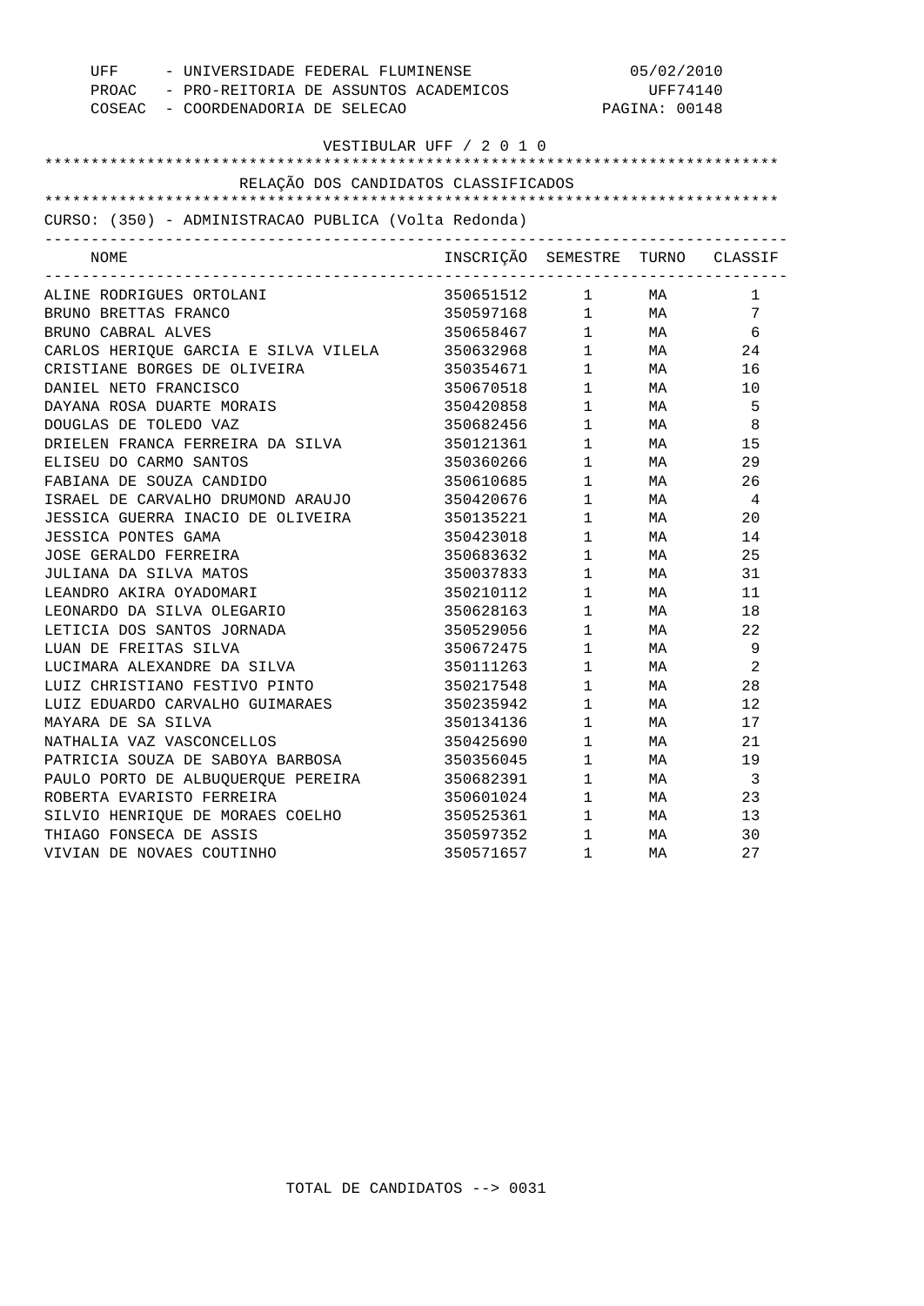UFF - UNIVERSIDADE FEDERAL FLUMINENSE 05/02/2010
PROAC - PRO-REITORIA DE ASSUNTOS ACADEMICOS UFF74140
COSEAC - COORDENADORIA DE SELECAO PAGINA: 00148

VESTIBULAR UFF / 2 0 1 0

RELAÇÃO DOS CANDIDATOS CLASSIFICADOS

CURSO: (350) - ADMINISTRACAO PUBLICA (Volta Redonda)

| NOME | INSCRIÇÃO | SEMESTRE | TURNO | CLASSIF |
|---|---|---|---|---|
| ALINE RODRIGUES ORTOLANI | 350651512 | 1 | MA | 1 |
| BRUNO BRETTAS FRANCO | 350597168 | 1 | MA | 7 |
| BRUNO CABRAL ALVES | 350658467 | 1 | MA | 6 |
| CARLOS HERIQUE GARCIA E SILVA VILELA | 350632968 | 1 | MA | 24 |
| CRISTIANE BORGES DE OLIVEIRA | 350354671 | 1 | MA | 16 |
| DANIEL NETO FRANCISCO | 350670518 | 1 | MA | 10 |
| DAYANA ROSA DUARTE MORAIS | 350420858 | 1 | MA | 5 |
| DOUGLAS DE TOLEDO VAZ | 350682456 | 1 | MA | 8 |
| DRIELEN FRANCA FERREIRA DA SILVA | 350121361 | 1 | MA | 15 |
| ELISEU DO CARMO SANTOS | 350360266 | 1 | MA | 29 |
| FABIANA DE SOUZA CANDIDO | 350610685 | 1 | MA | 26 |
| ISRAEL DE CARVALHO DRUMOND ARAUJO | 350420676 | 1 | MA | 4 |
| JESSICA GUERRA INACIO DE OLIVEIRA | 350135221 | 1 | MA | 20 |
| JESSICA PONTES GAMA | 350423018 | 1 | MA | 14 |
| JOSE GERALDO FERREIRA | 350683632 | 1 | MA | 25 |
| JULIANA DA SILVA MATOS | 350037833 | 1 | MA | 31 |
| LEANDRO AKIRA OYADOMARI | 350210112 | 1 | MA | 11 |
| LEONARDO DA SILVA OLEGARIO | 350628163 | 1 | MA | 18 |
| LETICIA DOS SANTOS JORNADA | 350529056 | 1 | MA | 22 |
| LUAN DE FREITAS SILVA | 350672475 | 1 | MA | 9 |
| LUCIMARA ALEXANDRE DA SILVA | 350111263 | 1 | MA | 2 |
| LUIZ CHRISTIANO FESTIVO PINTO | 350217548 | 1 | MA | 28 |
| LUIZ EDUARDO CARVALHO GUIMARAES | 350235942 | 1 | MA | 12 |
| MAYARA DE SA SILVA | 350134136 | 1 | MA | 17 |
| NATHALIA VAZ VASCONCELLOS | 350425690 | 1 | MA | 21 |
| PATRICIA SOUZA DE SABOYA BARBOSA | 350356045 | 1 | MA | 19 |
| PAULO PORTO DE ALBUQUERQUE PEREIRA | 350682391 | 1 | MA | 3 |
| ROBERTA EVARISTO FERREIRA | 350601024 | 1 | MA | 23 |
| SILVIO HENRIQUE DE MORAES COELHO | 350525361 | 1 | MA | 13 |
| THIAGO FONSECA DE ASSIS | 350597352 | 1 | MA | 30 |
| VIVIAN DE NOVAES COUTINHO | 350571657 | 1 | MA | 27 |

TOTAL DE CANDIDATOS --> 0031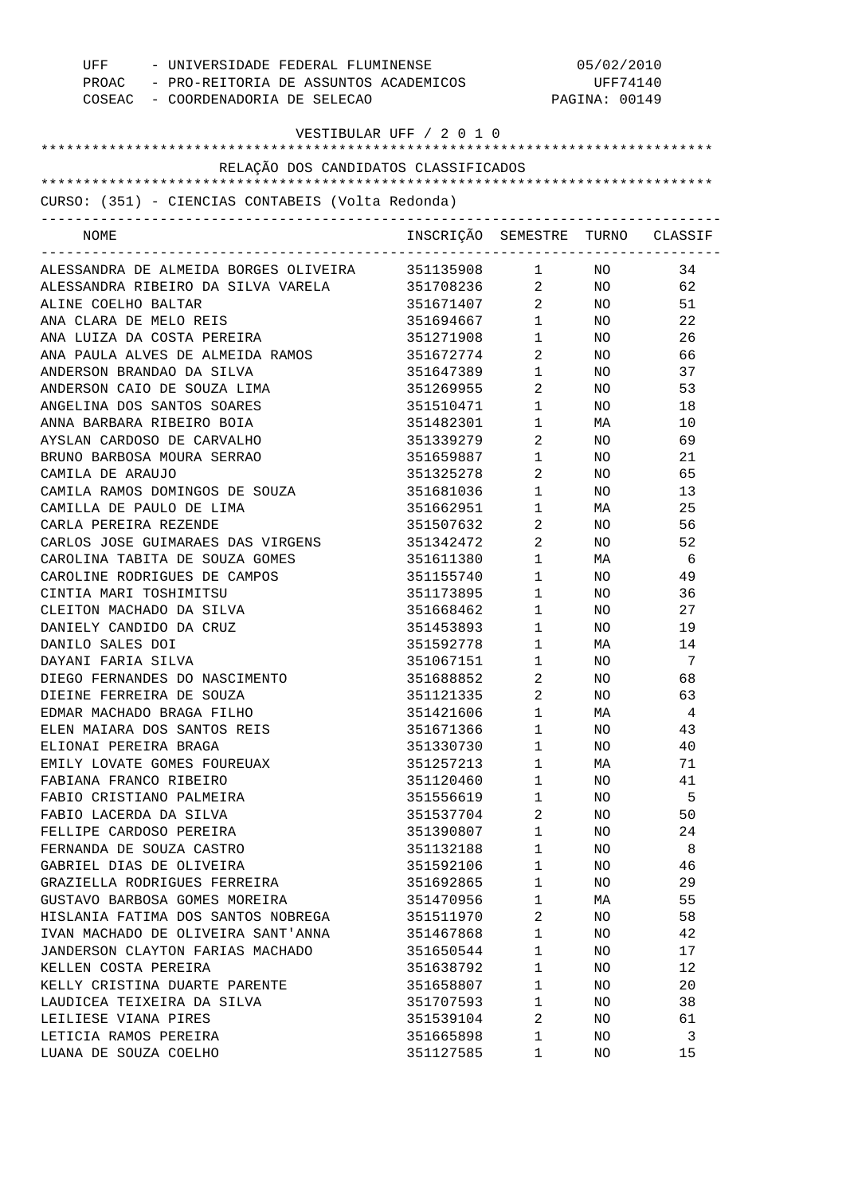UFF - UNIVERSIDADE FEDERAL FLUMINENSE — 05/02/2010
PROAC - PRO-REITORIA DE ASSUNTOS ACADEMICOS — UFF74140
COSEAC - COORDENADORIA DE SELECAO — PAGINA: 00149

VESTIBULAR UFF / 2 0 1 0

## RELAÇÃO DOS CANDIDATOS CLASSIFICADOS

CURSO: (351) - CIENCIAS CONTABEIS (Volta Redonda)

| NOME | INSCRIÇÃO | SEMESTRE | TURNO | CLASSIF |
|---|---|---|---|---|
| ALESSANDRA DE ALMEIDA BORGES OLIVEIRA | 351135908 | 1 | NO | 34 |
| ALESSANDRA RIBEIRO DA SILVA VARELA | 351708236 | 2 | NO | 62 |
| ALINE COELHO BALTAR | 351671407 | 2 | NO | 51 |
| ANA CLARA DE MELO REIS | 351694667 | 1 | NO | 22 |
| ANA LUIZA DA COSTA PEREIRA | 351271908 | 1 | NO | 26 |
| ANA PAULA ALVES DE ALMEIDA RAMOS | 351672774 | 2 | NO | 66 |
| ANDERSON BRANDAO DA SILVA | 351647389 | 1 | NO | 37 |
| ANDERSON CAIO DE SOUZA LIMA | 351269955 | 2 | NO | 53 |
| ANGELINA DOS SANTOS SOARES | 351510471 | 1 | NO | 18 |
| ANNA BARBARA RIBEIRO BOIA | 351482301 | 1 | MA | 10 |
| AYSLAN CARDOSO DE CARVALHO | 351339279 | 2 | NO | 69 |
| BRUNO BARBOSA MOURA SERRAO | 351659887 | 1 | NO | 21 |
| CAMILA DE ARAUJO | 351325278 | 2 | NO | 65 |
| CAMILA RAMOS DOMINGOS DE SOUZA | 351681036 | 1 | NO | 13 |
| CAMILLA DE PAULO DE LIMA | 351662951 | 1 | MA | 25 |
| CARLA PEREIRA REZENDE | 351507632 | 2 | NO | 56 |
| CARLOS JOSE GUIMARAES DAS VIRGENS | 351342472 | 2 | NO | 52 |
| CAROLINA TABITA DE SOUZA GOMES | 351611380 | 1 | MA | 6 |
| CAROLINE RODRIGUES DE CAMPOS | 351155740 | 1 | NO | 49 |
| CINTIA MARI TOSHIMITSU | 351173895 | 1 | NO | 36 |
| CLEITON MACHADO DA SILVA | 351668462 | 1 | NO | 27 |
| DANIELY CANDIDO DA CRUZ | 351453893 | 1 | NO | 19 |
| DANILO SALES DOI | 351592778 | 1 | MA | 14 |
| DAYANI FARIA SILVA | 351067151 | 1 | NO | 7 |
| DIEGO FERNANDES DO NASCIMENTO | 351688852 | 2 | NO | 68 |
| DIEINE FERREIRA DE SOUZA | 351121335 | 2 | NO | 63 |
| EDMAR MACHADO BRAGA FILHO | 351421606 | 1 | MA | 4 |
| ELEN MAIARA DOS SANTOS REIS | 351671366 | 1 | NO | 43 |
| ELIONAI PEREIRA BRAGA | 351330730 | 1 | NO | 40 |
| EMILY LOVATE GOMES FOUREUAX | 351257213 | 1 | MA | 71 |
| FABIANA FRANCO RIBEIRO | 351120460 | 1 | NO | 41 |
| FABIO CRISTIANO PALMEIRA | 351556619 | 1 | NO | 5 |
| FABIO LACERDA DA SILVA | 351537704 | 2 | NO | 50 |
| FELLIPE CARDOSO PEREIRA | 351390807 | 1 | NO | 24 |
| FERNANDA DE SOUZA CASTRO | 351132188 | 1 | NO | 8 |
| GABRIEL DIAS DE OLIVEIRA | 351592106 | 1 | NO | 46 |
| GRAZIELLA RODRIGUES FERREIRA | 351692865 | 1 | NO | 29 |
| GUSTAVO BARBOSA GOMES MOREIRA | 351470956 | 1 | MA | 55 |
| HISLANIA FATIMA DOS SANTOS NOBREGA | 351511970 | 2 | NO | 58 |
| IVAN MACHADO DE OLIVEIRA SANT'ANNA | 351467868 | 1 | NO | 42 |
| JANDERSON CLAYTON FARIAS MACHADO | 351650544 | 1 | NO | 17 |
| KELLEN COSTA PEREIRA | 351638792 | 1 | NO | 12 |
| KELLY CRISTINA DUARTE PARENTE | 351658807 | 1 | NO | 20 |
| LAUDICEA TEIXEIRA DA SILVA | 351707593 | 1 | NO | 38 |
| LEILIESE VIANA PIRES | 351539104 | 2 | NO | 61 |
| LETICIA RAMOS PEREIRA | 351665898 | 1 | NO | 3 |
| LUANA DE SOUZA COELHO | 351127585 | 1 | NO | 15 |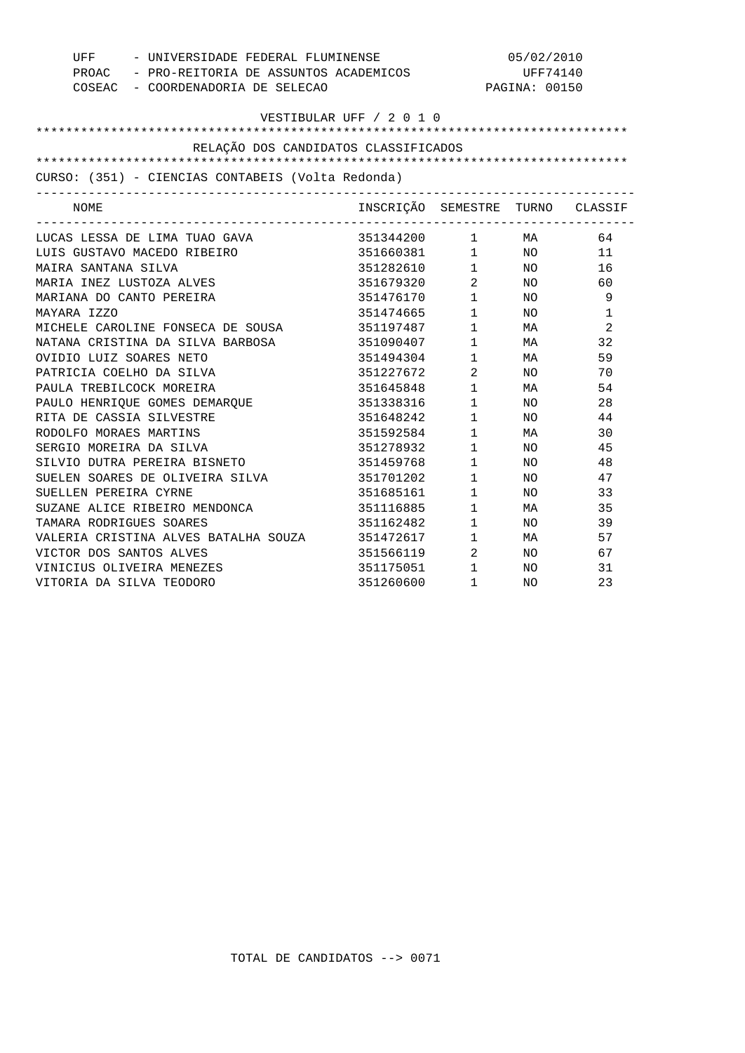UFF - UNIVERSIDADE FEDERAL FLUMINENSE 05/02/2010
PROAC - PRO-REITORIA DE ASSUNTOS ACADEMICOS UFF74140
COSEAC - COORDENADORIA DE SELECAO PAGINA: 00150

VESTIBULAR UFF / 2 0 1 0

RELAÇÃO DOS CANDIDATOS CLASSIFICADOS

CURSO: (351) - CIENCIAS CONTABEIS (Volta Redonda)

| NOME | INSCRIÇÃO | SEMESTRE | TURNO | CLASSIF |
|---|---|---|---|---|
| LUCAS LESSA DE LIMA TUAO GAVA | 351344200 | 1 | MA | 64 |
| LUIS GUSTAVO MACEDO RIBEIRO | 351660381 | 1 | NO | 11 |
| MAIRA SANTANA SILVA | 351282610 | 1 | NO | 16 |
| MARIA INEZ LUSTOZA ALVES | 351679320 | 2 | NO | 60 |
| MARIANA DO CANTO PEREIRA | 351476170 | 1 | NO | 9 |
| MAYARA IZZO | 351474665 | 1 | NO | 1 |
| MICHELE CAROLINE FONSECA DE SOUSA | 351197487 | 1 | MA | 2 |
| NATANA CRISTINA DA SILVA BARBOSA | 351090407 | 1 | MA | 32 |
| OVIDIO LUIZ SOARES NETO | 351494304 | 1 | MA | 59 |
| PATRICIA COELHO DA SILVA | 351227672 | 2 | NO | 70 |
| PAULA TREBILCOCK MOREIRA | 351645848 | 1 | MA | 54 |
| PAULO HENRIQUE GOMES DEMARQUE | 351338316 | 1 | NO | 28 |
| RITA DE CASSIA SILVESTRE | 351648242 | 1 | NO | 44 |
| RODOLFO MORAES MARTINS | 351592584 | 1 | MA | 30 |
| SERGIO MOREIRA DA SILVA | 351278932 | 1 | NO | 45 |
| SILVIO DUTRA PEREIRA BISNETO | 351459768 | 1 | NO | 48 |
| SUELEN SOARES DE OLIVEIRA SILVA | 351701202 | 1 | NO | 47 |
| SUELLEN PEREIRA CYRNE | 351685161 | 1 | NO | 33 |
| SUZANE ALICE RIBEIRO MENDONCA | 351116885 | 1 | MA | 35 |
| TAMARA RODRIGUES SOARES | 351162482 | 1 | NO | 39 |
| VALERIA CRISTINA ALVES BATALHA SOUZA | 351472617 | 1 | MA | 57 |
| VICTOR DOS SANTOS ALVES | 351566119 | 2 | NO | 67 |
| VINICIUS OLIVEIRA MENEZES | 351175051 | 1 | NO | 31 |
| VITORIA DA SILVA TEODORO | 351260600 | 1 | NO | 23 |

TOTAL DE CANDIDATOS --> 0071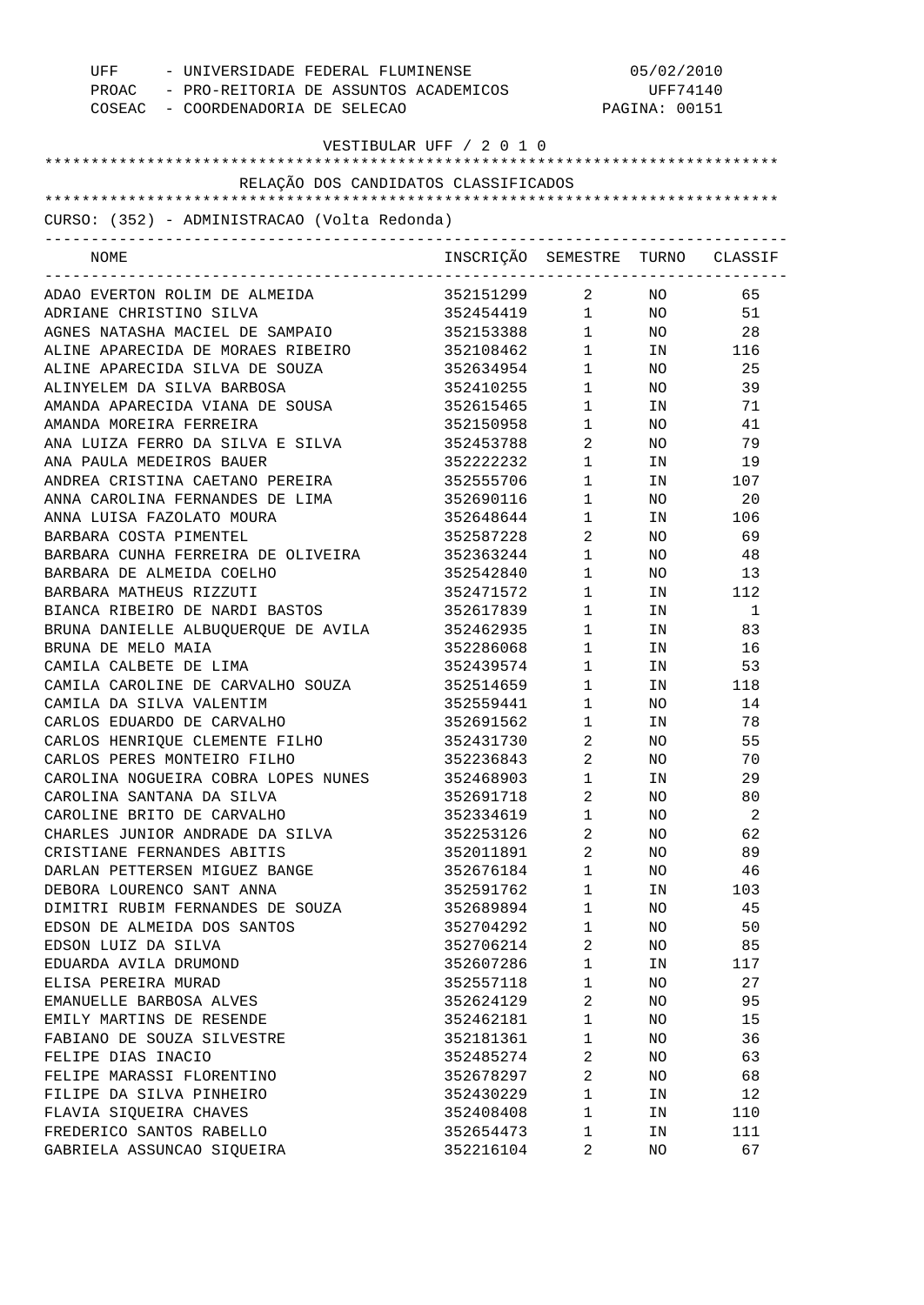UFF - UNIVERSIDADE FEDERAL FLUMINENSE — 05/02/2010
PROAC - PRO-REITORIA DE ASSUNTOS ACADEMICOS — UFF74140
COSEAC - COORDENADORIA DE SELECAO

VESTIBULAR UFF / 2 0 1 0

## RELAÇÃO DOS CANDIDATOS CLASSIFICADOS

CURSO: (352) - ADMINISTRACAO (Volta Redonda)

| NOME | INSCRIÇÃO | SEMESTRE | TURNO | CLASSIF |
|---|---|---|---|---|
| ADAO EVERTON ROLIM DE ALMEIDA | 352151299 | 2 | NO | 65 |
| ADRIANE CHRISTINO SILVA | 352454419 | 1 | NO | 51 |
| AGNES NATASHA MACIEL DE SAMPAIO | 352153388 | 1 | NO | 28 |
| ALINE APARECIDA DE MORAES RIBEIRO | 352108462 | 1 | IN | 116 |
| ALINE APARECIDA SILVA DE SOUZA | 352634954 | 1 | NO | 25 |
| ALINYELEM DA SILVA BARBOSA | 352410255 | 1 | NO | 39 |
| AMANDA APARECIDA VIANA DE SOUSA | 352615465 | 1 | IN | 71 |
| AMANDA MOREIRA FERREIRA | 352150958 | 1 | NO | 41 |
| ANA LUIZA FERRO DA SILVA E SILVA | 352453788 | 2 | NO | 79 |
| ANA PAULA MEDEIROS BAUER | 352222232 | 1 | IN | 19 |
| ANDREA CRISTINA CAETANO PEREIRA | 352555706 | 1 | IN | 107 |
| ANNA CAROLINA FERNANDES DE LIMA | 352690116 | 1 | NO | 20 |
| ANNA LUISA FAZOLATO MOURA | 352648644 | 1 | IN | 106 |
| BARBARA COSTA PIMENTEL | 352587228 | 2 | NO | 69 |
| BARBARA CUNHA FERREIRA DE OLIVEIRA | 352363244 | 1 | NO | 48 |
| BARBARA DE ALMEIDA COELHO | 352542840 | 1 | NO | 13 |
| BARBARA MATHEUS RIZZUTI | 352471572 | 1 | IN | 112 |
| BIANCA RIBEIRO DE NARDI BASTOS | 352617839 | 1 | IN | 1 |
| BRUNA DANIELLE ALBUQUERQUE DE AVILA | 352462935 | 1 | IN | 83 |
| BRUNA DE MELO MAIA | 352286068 | 1 | IN | 16 |
| CAMILA CALBETE DE LIMA | 352439574 | 1 | IN | 53 |
| CAMILA CAROLINE DE CARVALHO SOUZA | 352514659 | 1 | IN | 118 |
| CAMILA DA SILVA VALENTIM | 352559441 | 1 | NO | 14 |
| CARLOS EDUARDO DE CARVALHO | 352691562 | 1 | IN | 78 |
| CARLOS HENRIQUE CLEMENTE FILHO | 352431730 | 2 | NO | 55 |
| CARLOS PERES MONTEIRO FILHO | 352236843 | 2 | NO | 70 |
| CAROLINA NOGUEIRA COBRA LOPES NUNES | 352468903 | 1 | IN | 29 |
| CAROLINA SANTANA DA SILVA | 352691718 | 2 | NO | 80 |
| CAROLINE BRITO DE CARVALHO | 352334619 | 1 | NO | 2 |
| CHARLES JUNIOR ANDRADE DA SILVA | 352253126 | 2 | NO | 62 |
| CRISTIANE FERNANDES ABITIS | 352011891 | 2 | NO | 89 |
| DARLAN PETTERSEN MIGUEZ BANGE | 352676184 | 1 | NO | 46 |
| DEBORA LOURENCO SANT ANNA | 352591762 | 1 | IN | 103 |
| DIMITRI RUBIM FERNANDES DE SOUZA | 352689894 | 1 | NO | 45 |
| EDSON DE ALMEIDA DOS SANTOS | 352704292 | 1 | NO | 50 |
| EDSON LUIZ DA SILVA | 352706214 | 2 | NO | 85 |
| EDUARDA AVILA DRUMOND | 352607286 | 1 | IN | 117 |
| ELISA PEREIRA MURAD | 352557118 | 1 | NO | 27 |
| EMANUELLE BARBOSA ALVES | 352624129 | 2 | NO | 95 |
| EMILY MARTINS DE RESENDE | 352462181 | 1 | NO | 15 |
| FABIANO DE SOUZA SILVESTRE | 352181361 | 1 | NO | 36 |
| FELIPE DIAS INACIO | 352485274 | 2 | NO | 63 |
| FELIPE MARASSI FLORENTINO | 352678297 | 2 | NO | 68 |
| FILIPE DA SILVA PINHEIRO | 352430229 | 1 | IN | 12 |
| FLAVIA SIQUEIRA CHAVES | 352408408 | 1 | IN | 110 |
| FREDERICO SANTOS RABELLO | 352654473 | 1 | IN | 111 |
| GABRIELA ASSUNCAO SIQUEIRA | 352216104 | 2 | NO | 67 |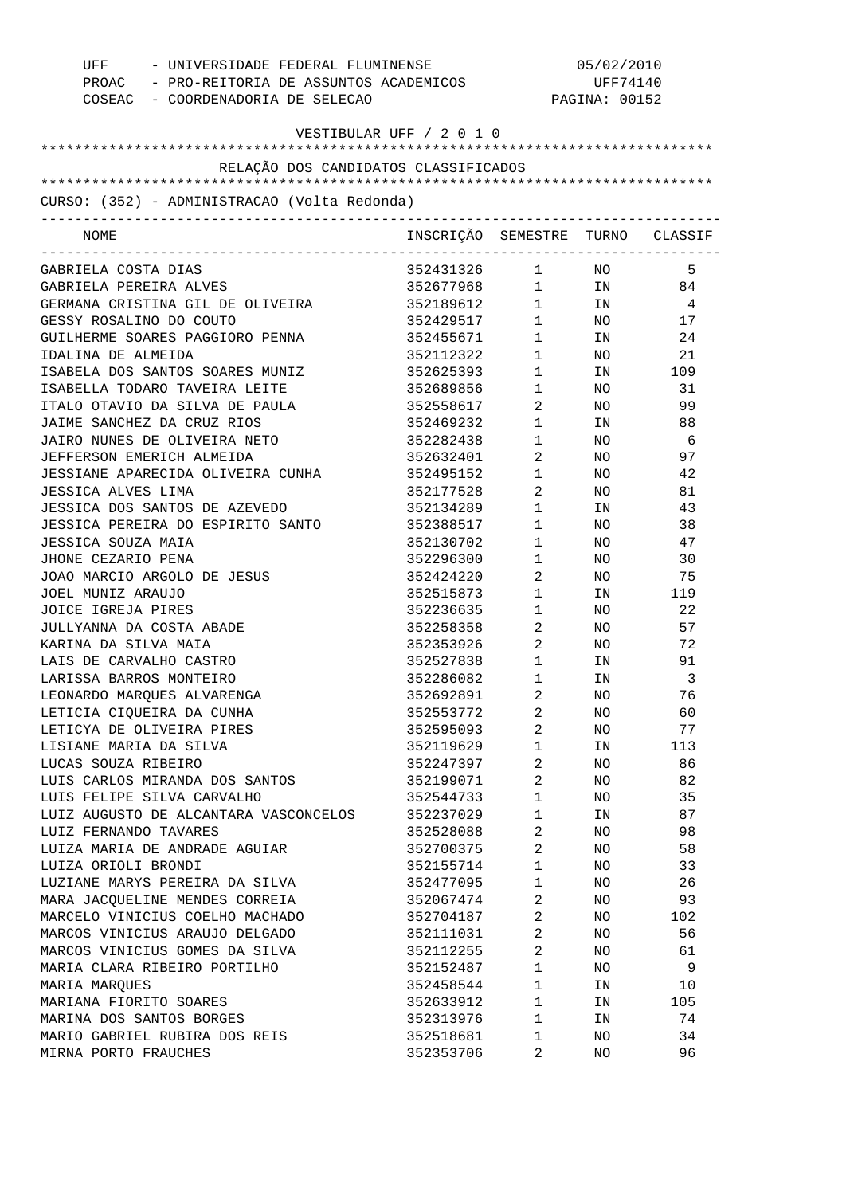UFF - UNIVERSIDADE FEDERAL FLUMINENSE
PROAC - PRO-REITORIA DE ASSUNTOS ACADEMICOS
COSEAC - COORDENADORIA DE SELECAO

05/02/2010
UFF74140
PAGINA: 00152

VESTIBULAR UFF / 2 0 1 0

RELAÇÃO DOS CANDIDATOS CLASSIFICADOS

CURSO: (352) - ADMINISTRACAO (Volta Redonda)

| NOME | INSCRIÇÃO | SEMESTRE | TURNO | CLASSIF |
|---|---|---|---|---|
| GABRIELA COSTA DIAS | 352431326 | 1 | NO | 5 |
| GABRIELA PEREIRA ALVES | 352677968 | 1 | IN | 84 |
| GERMANA CRISTINA GIL DE OLIVEIRA | 352189612 | 1 | IN | 4 |
| GESSY ROSALINO DO COUTO | 352429517 | 1 | NO | 17 |
| GUILHERME SOARES PAGGIORO PENNA | 352455671 | 1 | IN | 24 |
| IDALINA DE ALMEIDA | 352112322 | 1 | NO | 21 |
| ISABELA DOS SANTOS SOARES MUNIZ | 352625393 | 1 | IN | 109 |
| ISABELLA TODARO TAVEIRA LEITE | 352689856 | 1 | NO | 31 |
| ITALO OTAVIO DA SILVA DE PAULA | 352558617 | 2 | NO | 99 |
| JAIME SANCHEZ DA CRUZ RIOS | 352469232 | 1 | IN | 88 |
| JAIRO NUNES DE OLIVEIRA NETO | 352282438 | 1 | NO | 6 |
| JEFFERSON EMERICH ALMEIDA | 352632401 | 2 | NO | 97 |
| JESSIANE APARECIDA OLIVEIRA CUNHA | 352495152 | 1 | NO | 42 |
| JESSICA ALVES LIMA | 352177528 | 2 | NO | 81 |
| JESSICA DOS SANTOS DE AZEVEDO | 352134289 | 1 | IN | 43 |
| JESSICA PEREIRA DO ESPIRITO SANTO | 352388517 | 1 | NO | 38 |
| JESSICA SOUZA MAIA | 352130702 | 1 | NO | 47 |
| JHONE CEZARIO PENA | 352296300 | 1 | NO | 30 |
| JOAO MARCIO ARGOLO DE JESUS | 352424220 | 2 | NO | 75 |
| JOEL MUNIZ ARAUJO | 352515873 | 1 | IN | 119 |
| JOICE IGREJA PIRES | 352236635 | 1 | NO | 22 |
| JULLYANNA DA COSTA ABADE | 352258358 | 2 | NO | 57 |
| KARINA DA SILVA MAIA | 352353926 | 2 | NO | 72 |
| LAIS DE CARVALHO CASTRO | 352527838 | 1 | IN | 91 |
| LARISSA BARROS MONTEIRO | 352286082 | 1 | IN | 3 |
| LEONARDO MARQUES ALVARENGA | 352692891 | 2 | NO | 76 |
| LETICIA CIQUEIRA DA CUNHA | 352553772 | 2 | NO | 60 |
| LETICYA DE OLIVEIRA PIRES | 352595093 | 2 | NO | 77 |
| LISIANE MARIA DA SILVA | 352119629 | 1 | IN | 113 |
| LUCAS SOUZA RIBEIRO | 352247397 | 2 | NO | 86 |
| LUIS CARLOS MIRANDA DOS SANTOS | 352199071 | 2 | NO | 82 |
| LUIS FELIPE SILVA CARVALHO | 352544733 | 1 | NO | 35 |
| LUIZ AUGUSTO DE ALCANTARA VASCONCELOS | 352237029 | 1 | IN | 87 |
| LUIZ FERNANDO TAVARES | 352528088 | 2 | NO | 98 |
| LUIZA MARIA DE ANDRADE AGUIAR | 352700375 | 2 | NO | 58 |
| LUIZA ORIOLI BRONDI | 352155714 | 1 | NO | 33 |
| LUZIANE MARYS PEREIRA DA SILVA | 352477095 | 1 | NO | 26 |
| MARA JACQUELINE MENDES CORREIA | 352067474 | 2 | NO | 93 |
| MARCELO VINICIUS COELHO MACHADO | 352704187 | 2 | NO | 102 |
| MARCOS VINICIUS ARAUJO DELGADO | 352111031 | 2 | NO | 56 |
| MARCOS VINICIUS GOMES DA SILVA | 352112255 | 2 | NO | 61 |
| MARIA CLARA RIBEIRO PORTILHO | 352152487 | 1 | NO | 9 |
| MARIA MARQUES | 352458544 | 1 | IN | 10 |
| MARIANA FIORITO SOARES | 352633912 | 1 | IN | 105 |
| MARINA DOS SANTOS BORGES | 352313976 | 1 | IN | 74 |
| MARIO GABRIEL RUBIRA DOS REIS | 352518681 | 1 | NO | 34 |
| MIRNA PORTO FRAUCHES | 352353706 | 2 | NO | 96 |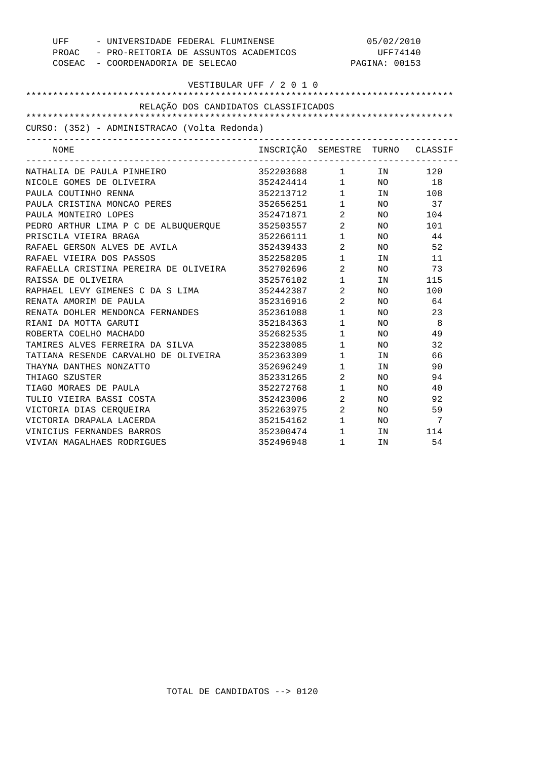UFF - UNIVERSIDADE FEDERAL FLUMINENSE 05/02/2010
PROAC - PRO-REITORIA DE ASSUNTOS ACADEMICOS UFF74140
COSEAC - COORDENADORIA DE SELECAO

VESTIBULAR UFF / 2 0 1 0

RELAÇÃO DOS CANDIDATOS CLASSIFICADOS

CURSO: (352) - ADMINISTRACAO (Volta Redonda)

| NOME | INSCRIÇÃO | SEMESTRE | TURNO | CLASSIF |
|---|---|---|---|---|
| NATHALIA DE PAULA PINHEIRO | 352203688 | 1 | IN | 120 |
| NICOLE GOMES DE OLIVEIRA | 352424414 | 1 | NO | 18 |
| PAULA COUTINHO RENNA | 352213712 | 1 | IN | 108 |
| PAULA CRISTINA MONCAO PERES | 352656251 | 1 | NO | 37 |
| PAULA MONTEIRO LOPES | 352471871 | 2 | NO | 104 |
| PEDRO ARTHUR LIMA P C DE ALBUQUERQUE | 352503557 | 2 | NO | 101 |
| PRISCILA VIEIRA BRAGA | 352266111 | 1 | NO | 44 |
| RAFAEL GERSON ALVES DE AVILA | 352439433 | 2 | NO | 52 |
| RAFAEL VIEIRA DOS PASSOS | 352258205 | 1 | IN | 11 |
| RAFAELLA CRISTINA PEREIRA DE OLIVEIRA | 352702696 | 2 | NO | 73 |
| RAISSA DE OLIVEIRA | 352576102 | 1 | IN | 115 |
| RAPHAEL LEVY GIMENES C DA S LIMA | 352442387 | 2 | NO | 100 |
| RENATA AMORIM DE PAULA | 352316916 | 2 | NO | 64 |
| RENATA DOHLER MENDONCA FERNANDES | 352361088 | 1 | NO | 23 |
| RIANI DA MOTTA GARUTI | 352184363 | 1 | NO | 8 |
| ROBERTA COELHO MACHADO | 352682535 | 1 | NO | 49 |
| TAMIRES ALVES FERREIRA DA SILVA | 352238085 | 1 | NO | 32 |
| TATIANA RESENDE CARVALHO DE OLIVEIRA | 352363309 | 1 | IN | 66 |
| THAYNA DANTHES NONZATTO | 352696249 | 1 | IN | 90 |
| THIAGO SZUSTER | 352331265 | 2 | NO | 94 |
| TIAGO MORAES DE PAULA | 352272768 | 1 | NO | 40 |
| TULIO VIEIRA BASSI COSTA | 352423006 | 2 | NO | 92 |
| VICTORIA DIAS CERQUEIRA | 352263975 | 2 | NO | 59 |
| VICTORIA DRAPALA LACERDA | 352154162 | 1 | NO | 7 |
| VINICIUS FERNANDES BARROS | 352300474 | 1 | IN | 114 |
| VIVIAN MAGALHAES RODRIGUES | 352496948 | 1 | IN | 54 |

TOTAL DE CANDIDATOS --> 0120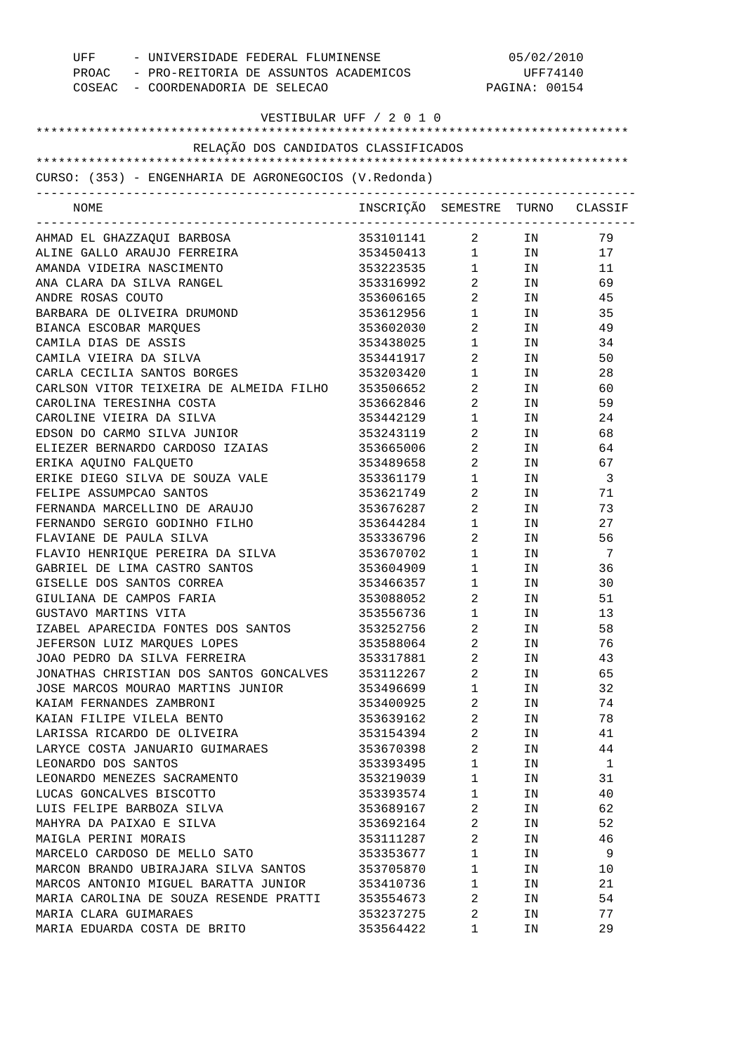UFF - UNIVERSIDADE FEDERAL FLUMINENSE 05/02/2010
PROAC - PRO-REITORIA DE ASSUNTOS ACADEMICOS UFF74140
COSEAC - COORDENADORIA DE SELECAO

VESTIBULAR UFF / 2 0 1 0

RELAÇÃO DOS CANDIDATOS CLASSIFICADOS

CURSO: (353) - ENGENHARIA DE AGRONEGOCIOS (V.Redonda)

| NOME | INSCRIÇÃO | SEMESTRE | TURNO | CLASSIF |
|---|---|---|---|---|
| AHMAD EL GHAZZAQUI BARBOSA | 353101141 | 2 | IN | 79 |
| ALINE GALLO ARAUJO FERREIRA | 353450413 | 1 | IN | 17 |
| AMANDA VIDEIRA NASCIMENTO | 353223535 | 1 | IN | 11 |
| ANA CLARA DA SILVA RANGEL | 353316992 | 2 | IN | 69 |
| ANDRE ROSAS COUTO | 353606165 | 2 | IN | 45 |
| BARBARA DE OLIVEIRA DRUMOND | 353612956 | 1 | IN | 35 |
| BIANCA ESCOBAR MARQUES | 353602030 | 2 | IN | 49 |
| CAMILA DIAS DE ASSIS | 353438025 | 1 | IN | 34 |
| CAMILA VIEIRA DA SILVA | 353441917 | 2 | IN | 50 |
| CARLA CECILIA SANTOS BORGES | 353203420 | 1 | IN | 28 |
| CARLSON VITOR TEIXEIRA DE ALMEIDA FILHO | 353506652 | 2 | IN | 60 |
| CAROLINA TERESINHA COSTA | 353662846 | 2 | IN | 59 |
| CAROLINE VIEIRA DA SILVA | 353442129 | 1 | IN | 24 |
| EDSON DO CARMO SILVA JUNIOR | 353243119 | 2 | IN | 68 |
| ELIEZER BERNARDO CARDOSO IZAIAS | 353665006 | 2 | IN | 64 |
| ERIKA AQUINO FALQUETO | 353489658 | 2 | IN | 67 |
| ERIKE DIEGO SILVA DE SOUZA VALE | 353361179 | 1 | IN | 3 |
| FELIPE ASSUMPCAO SANTOS | 353621749 | 2 | IN | 71 |
| FERNANDA MARCELLINO DE ARAUJO | 353676287 | 2 | IN | 73 |
| FERNANDO SERGIO GODINHO FILHO | 353644284 | 1 | IN | 27 |
| FLAVIANE DE PAULA SILVA | 353336796 | 2 | IN | 56 |
| FLAVIO HENRIQUE PEREIRA DA SILVA | 353670702 | 1 | IN | 7 |
| GABRIEL DE LIMA CASTRO SANTOS | 353604909 | 1 | IN | 36 |
| GISELLE DOS SANTOS CORREA | 353466357 | 1 | IN | 30 |
| GIULIANA DE CAMPOS FARIA | 353088052 | 2 | IN | 51 |
| GUSTAVO MARTINS VITA | 353556736 | 1 | IN | 13 |
| IZABEL APARECIDA FONTES DOS SANTOS | 353252756 | 2 | IN | 58 |
| JEFERSON LUIZ MARQUES LOPES | 353588064 | 2 | IN | 76 |
| JOAO PEDRO DA SILVA FERREIRA | 353317881 | 2 | IN | 43 |
| JONATHAS CHRISTIAN DOS SANTOS GONCALVES | 353112267 | 2 | IN | 65 |
| JOSE MARCOS MOURAO MARTINS JUNIOR | 353496699 | 1 | IN | 32 |
| KAIAM FERNANDES ZAMBRONI | 353400925 | 2 | IN | 74 |
| KAIAN FILIPE VILELA BENTO | 353639162 | 2 | IN | 78 |
| LARISSA RICARDO DE OLIVEIRA | 353154394 | 2 | IN | 41 |
| LARYCE COSTA JANUARIO GUIMARAES | 353670398 | 2 | IN | 44 |
| LEONARDO DOS SANTOS | 353393495 | 1 | IN | 1 |
| LEONARDO MENEZES SACRAMENTO | 353219039 | 1 | IN | 31 |
| LUCAS GONCALVES BISCOTTO | 353393574 | 1 | IN | 40 |
| LUIS FELIPE BARBOZA SILVA | 353689167 | 2 | IN | 62 |
| MAHYRA DA PAIXAO E SILVA | 353692164 | 2 | IN | 52 |
| MAIGLA PERINI MORAIS | 353111287 | 2 | IN | 46 |
| MARCELO CARDOSO DE MELLO SATO | 353353677 | 1 | IN | 9 |
| MARCON BRANDO UBIRAJARA SILVA SANTOS | 353705870 | 1 | IN | 10 |
| MARCOS ANTONIO MIGUEL BARATTA JUNIOR | 353410736 | 1 | IN | 21 |
| MARIA CAROLINA DE SOUZA RESENDE PRATTI | 353554673 | 2 | IN | 54 |
| MARIA CLARA GUIMARAES | 353237275 | 2 | IN | 77 |
| MARIA EDUARDA COSTA DE BRITO | 353564422 | 1 | IN | 29 |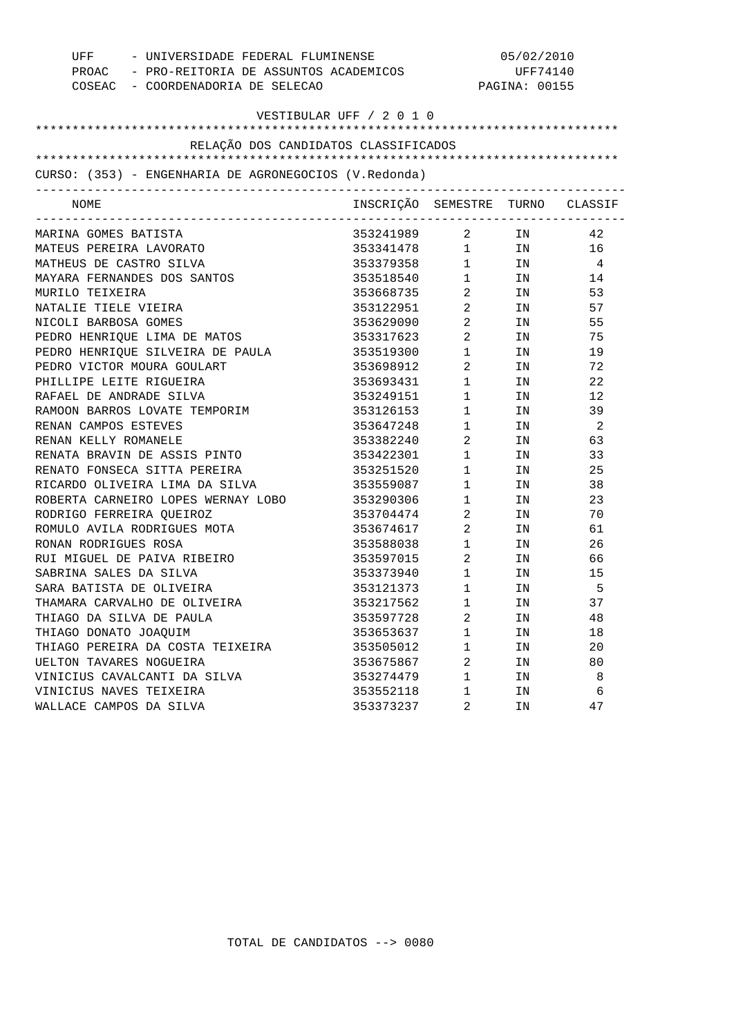UFF - UNIVERSIDADE FEDERAL FLUMINENSE 05/02/2010
PROAC - PRO-REITORIA DE ASSUNTOS ACADEMICOS UFF74140
COSEAC - COORDENADORIA DE SELECAO PAGINA: 00155

VESTIBULAR UFF / 2 0 1 0

RELAÇÃO DOS CANDIDATOS CLASSIFICADOS

CURSO: (353) - ENGENHARIA DE AGRONEGOCIOS (V.Redonda)

| NOME | INSCRIÇÃO | SEMESTRE | TURNO | CLASSIF |
|---|---|---|---|---|
| MARINA GOMES BATISTA | 353241989 | 2 | IN | 42 |
| MATEUS PEREIRA LAVORATO | 353341478 | 1 | IN | 16 |
| MATHEUS DE CASTRO SILVA | 353379358 | 1 | IN | 4 |
| MAYARA FERNANDES DOS SANTOS | 353518540 | 1 | IN | 14 |
| MURILO TEIXEIRA | 353668735 | 2 | IN | 53 |
| NATALIE TIELE VIEIRA | 353122951 | 2 | IN | 57 |
| NICOLI BARBOSA GOMES | 353629090 | 2 | IN | 55 |
| PEDRO HENRIQUE LIMA DE MATOS | 353317623 | 2 | IN | 75 |
| PEDRO HENRIQUE SILVEIRA DE PAULA | 353519300 | 1 | IN | 19 |
| PEDRO VICTOR MOURA GOULART | 353698912 | 2 | IN | 72 |
| PHILLIPE LEITE RIGUEIRA | 353693431 | 1 | IN | 22 |
| RAFAEL DE ANDRADE SILVA | 353249151 | 1 | IN | 12 |
| RAMOON BARROS LOVATE TEMPORIM | 353126153 | 1 | IN | 39 |
| RENAN CAMPOS ESTEVES | 353647248 | 1 | IN | 2 |
| RENAN KELLY ROMANELE | 353382240 | 2 | IN | 63 |
| RENATA BRAVIN DE ASSIS PINTO | 353422301 | 1 | IN | 33 |
| RENATO FONSECA SITTA PEREIRA | 353251520 | 1 | IN | 25 |
| RICARDO OLIVEIRA LIMA DA SILVA | 353559087 | 1 | IN | 38 |
| ROBERTA CARNEIRO LOPES WERNAY LOBO | 353290306 | 1 | IN | 23 |
| RODRIGO FERREIRA QUEIROZ | 353704474 | 2 | IN | 70 |
| ROMULO AVILA RODRIGUES MOTA | 353674617 | 2 | IN | 61 |
| RONAN RODRIGUES ROSA | 353588038 | 1 | IN | 26 |
| RUI MIGUEL DE PAIVA RIBEIRO | 353597015 | 2 | IN | 66 |
| SABRINA SALES DA SILVA | 353373940 | 1 | IN | 15 |
| SARA BATISTA DE OLIVEIRA | 353121373 | 1 | IN | 5 |
| THAMARA CARVALHO DE OLIVEIRA | 353217562 | 1 | IN | 37 |
| THIAGO DA SILVA DE PAULA | 353597728 | 2 | IN | 48 |
| THIAGO DONATO JOAQUIM | 353653637 | 1 | IN | 18 |
| THIAGO PEREIRA DA COSTA TEIXEIRA | 353505012 | 1 | IN | 20 |
| UELTON TAVARES NOGUEIRA | 353675867 | 2 | IN | 80 |
| VINICIUS CAVALCANTI DA SILVA | 353274479 | 1 | IN | 8 |
| VINICIUS NAVES TEIXEIRA | 353552118 | 1 | IN | 6 |
| WALLACE CAMPOS DA SILVA | 353373237 | 2 | IN | 47 |

TOTAL DE CANDIDATOS --> 0080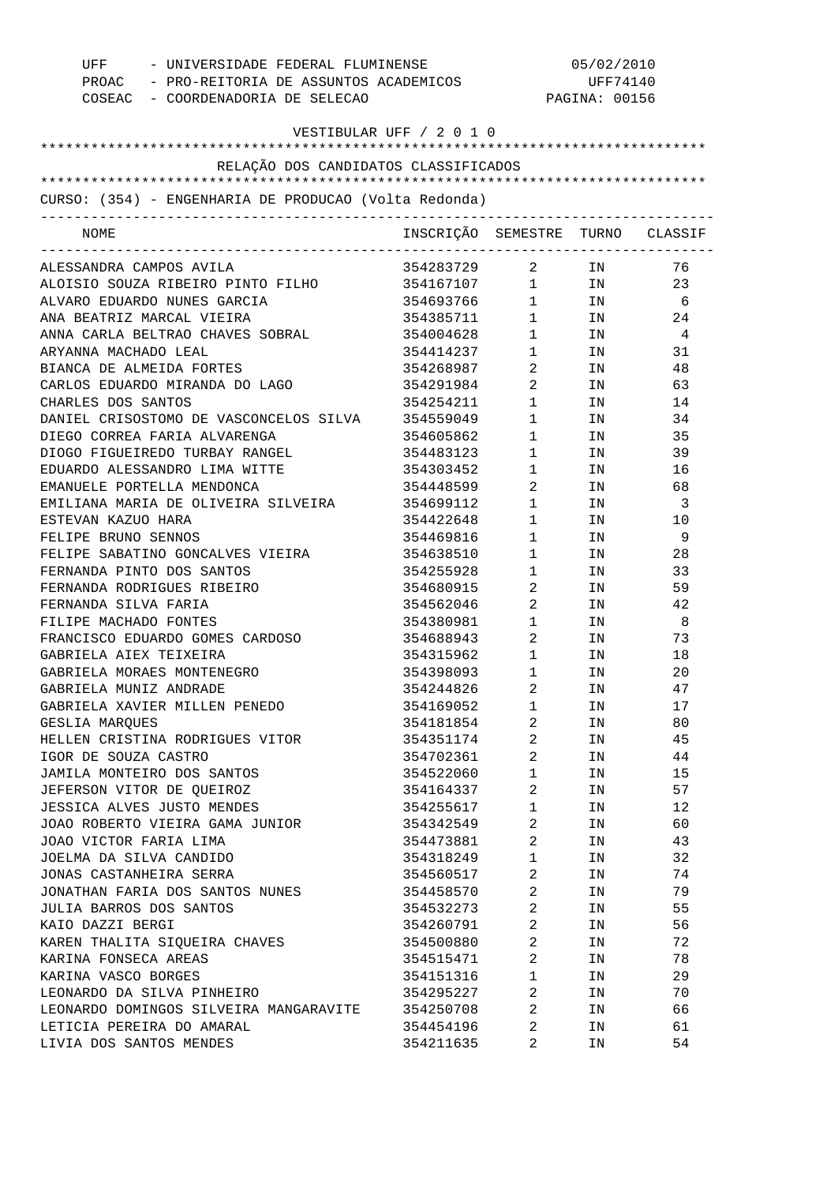UFF - UNIVERSIDADE FEDERAL FLUMINENSE 05/02/2010
PROAC - PRO-REITORIA DE ASSUNTOS ACADEMICOS UFF74140
COSEAC - COORDENADORIA DE SELECAO PAGINA: 00156

VESTIBULAR UFF / 2 0 1 0

RELAÇÃO DOS CANDIDATOS CLASSIFICADOS

CURSO: (354) - ENGENHARIA DE PRODUCAO (Volta Redonda)

| NOME | INSCRIÇÃO | SEMESTRE | TURNO | CLASSIF |
|---|---|---|---|---|
| ALESSANDRA CAMPOS AVILA | 354283729 | 2 | IN | 76 |
| ALOISIO SOUZA RIBEIRO PINTO FILHO | 354167107 | 1 | IN | 23 |
| ALVARO EDUARDO NUNES GARCIA | 354693766 | 1 | IN | 6 |
| ANA BEATRIZ MARCAL VIEIRA | 354385711 | 1 | IN | 24 |
| ANNA CARLA BELTRAO CHAVES SOBRAL | 354004628 | 1 | IN | 4 |
| ARYANNA MACHADO LEAL | 354414237 | 1 | IN | 31 |
| BIANCA DE ALMEIDA FORTES | 354268987 | 2 | IN | 48 |
| CARLOS EDUARDO MIRANDA DO LAGO | 354291984 | 2 | IN | 63 |
| CHARLES DOS SANTOS | 354254211 | 1 | IN | 14 |
| DANIEL CRISOSTOMO DE VASCONCELOS SILVA | 354559049 | 1 | IN | 34 |
| DIEGO CORREA FARIA ALVARENGA | 354605862 | 1 | IN | 35 |
| DIOGO FIGUEIREDO TURBAY RANGEL | 354483123 | 1 | IN | 39 |
| EDUARDO ALESSANDRO LIMA WITTE | 354303452 | 1 | IN | 16 |
| EMANUELE PORTELLA MENDONCA | 354448599 | 2 | IN | 68 |
| EMILIANA MARIA DE OLIVEIRA SILVEIRA | 354699112 | 1 | IN | 3 |
| ESTEVAN KAZUO HARA | 354422648 | 1 | IN | 10 |
| FELIPE BRUNO SENNOS | 354469816 | 1 | IN | 9 |
| FELIPE SABATINO GONCALVES VIEIRA | 354638510 | 1 | IN | 28 |
| FERNANDA PINTO DOS SANTOS | 354255928 | 1 | IN | 33 |
| FERNANDA RODRIGUES RIBEIRO | 354680915 | 2 | IN | 59 |
| FERNANDA SILVA FARIA | 354562046 | 2 | IN | 42 |
| FILIPE MACHADO FONTES | 354380981 | 1 | IN | 8 |
| FRANCISCO EDUARDO GOMES CARDOSO | 354688943 | 2 | IN | 73 |
| GABRIELA AIEX TEIXEIRA | 354315962 | 1 | IN | 18 |
| GABRIELA MORAES MONTENEGRO | 354398093 | 1 | IN | 20 |
| GABRIELA MUNIZ ANDRADE | 354244826 | 2 | IN | 47 |
| GABRIELA XAVIER MILLEN PENEDO | 354169052 | 1 | IN | 17 |
| GESLIA MARQUES | 354181854 | 2 | IN | 80 |
| HELLEN CRISTINA RODRIGUES VITOR | 354351174 | 2 | IN | 45 |
| IGOR DE SOUZA CASTRO | 354702361 | 2 | IN | 44 |
| JAMILA MONTEIRO DOS SANTOS | 354522060 | 1 | IN | 15 |
| JEFERSON VITOR DE QUEIROZ | 354164337 | 2 | IN | 57 |
| JESSICA ALVES JUSTO MENDES | 354255617 | 1 | IN | 12 |
| JOAO ROBERTO VIEIRA GAMA JUNIOR | 354342549 | 2 | IN | 60 |
| JOAO VICTOR FARIA LIMA | 354473881 | 2 | IN | 43 |
| JOELMA DA SILVA CANDIDO | 354318249 | 1 | IN | 32 |
| JONAS CASTANHEIRA SERRA | 354560517 | 2 | IN | 74 |
| JONATHAN FARIA DOS SANTOS NUNES | 354458570 | 2 | IN | 79 |
| JULIA BARROS DOS SANTOS | 354532273 | 2 | IN | 55 |
| KAIO DAZZI BERGI | 354260791 | 2 | IN | 56 |
| KAREN THALITA SIQUEIRA CHAVES | 354500880 | 2 | IN | 72 |
| KARINA FONSECA AREAS | 354515471 | 2 | IN | 78 |
| KARINA VASCO BORGES | 354151316 | 1 | IN | 29 |
| LEONARDO DA SILVA PINHEIRO | 354295227 | 2 | IN | 70 |
| LEONARDO DOMINGOS SILVEIRA MANGARAVITE | 354250708 | 2 | IN | 66 |
| LETICIA PEREIRA DO AMARAL | 354454196 | 2 | IN | 61 |
| LIVIA DOS SANTOS MENDES | 354211635 | 2 | IN | 54 |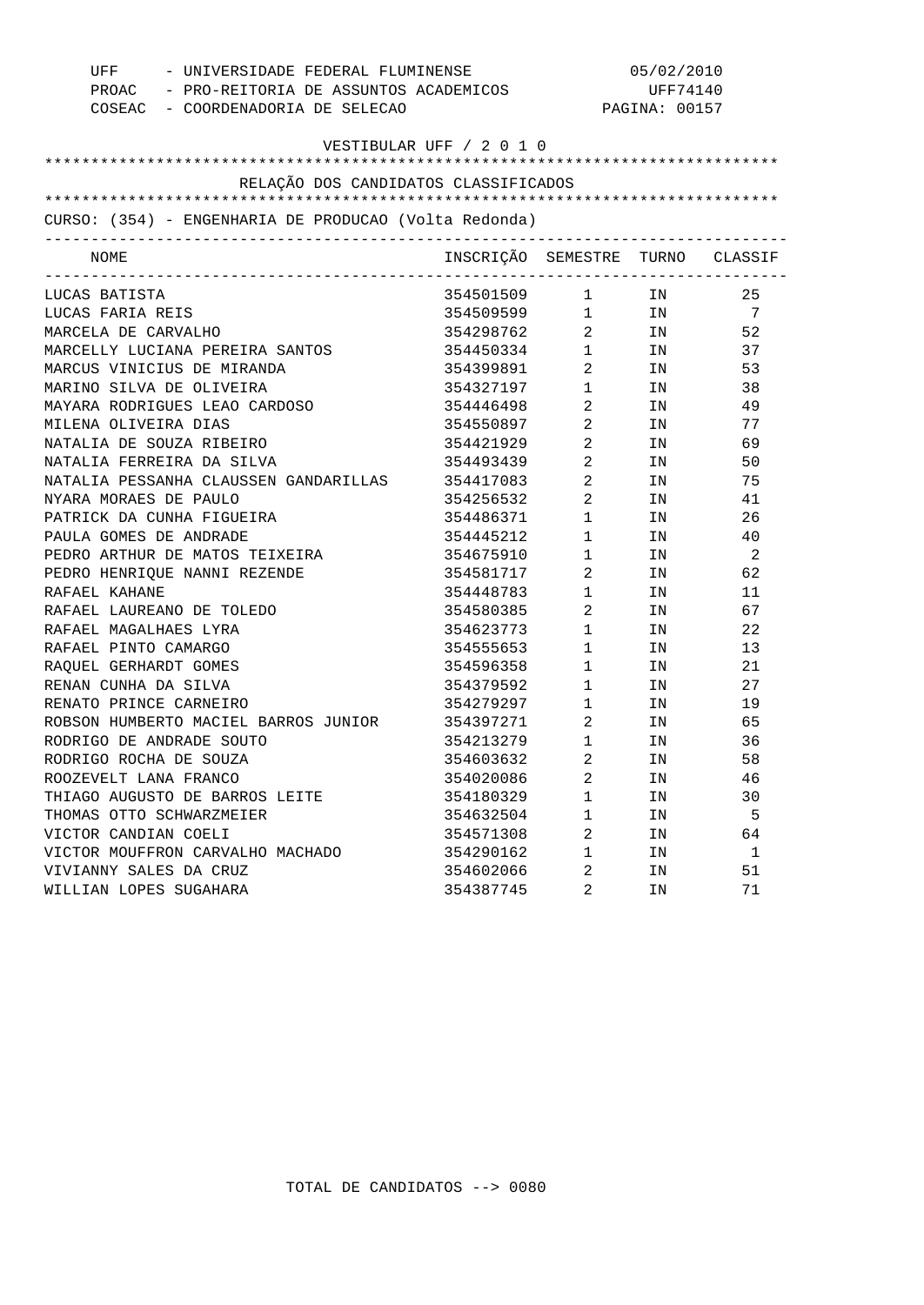UFF - UNIVERSIDADE FEDERAL FLUMINENSE 05/02/2010
PROAC - PRO-REITORIA DE ASSUNTOS ACADEMICOS UFF74140
COSEAC - COORDENADORIA DE SELECAO PAGINA: 00157

VESTIBULAR UFF / 2 0 1 0

RELAÇÃO DOS CANDIDATOS CLASSIFICADOS

CURSO: (354) - ENGENHARIA DE PRODUCAO (Volta Redonda)

| NOME | INSCRIÇÃO | SEMESTRE | TURNO | CLASSIF |
|---|---|---|---|---|
| LUCAS BATISTA | 354501509 | 1 | IN | 25 |
| LUCAS FARIA REIS | 354509599 | 1 | IN | 7 |
| MARCELA DE CARVALHO | 354298762 | 2 | IN | 52 |
| MARCELLY LUCIANA PEREIRA SANTOS | 354450334 | 1 | IN | 37 |
| MARCUS VINICIUS DE MIRANDA | 354399891 | 2 | IN | 53 |
| MARINO SILVA DE OLIVEIRA | 354327197 | 1 | IN | 38 |
| MAYARA RODRIGUES LEAO CARDOSO | 354446498 | 2 | IN | 49 |
| MILENA OLIVEIRA DIAS | 354550897 | 2 | IN | 77 |
| NATALIA DE SOUZA RIBEIRO | 354421929 | 2 | IN | 69 |
| NATALIA FERREIRA DA SILVA | 354493439 | 2 | IN | 50 |
| NATALIA PESSANHA CLAUSSEN GANDARILLAS | 354417083 | 2 | IN | 75 |
| NYARA MORAES DE PAULO | 354256532 | 2 | IN | 41 |
| PATRICK DA CUNHA FIGUEIRA | 354486371 | 1 | IN | 26 |
| PAULA GOMES DE ANDRADE | 354445212 | 1 | IN | 40 |
| PEDRO ARTHUR DE MATOS TEIXEIRA | 354675910 | 1 | IN | 2 |
| PEDRO HENRIQUE NANNI REZENDE | 354581717 | 2 | IN | 62 |
| RAFAEL KAHANE | 354448783 | 1 | IN | 11 |
| RAFAEL LAUREANO DE TOLEDO | 354580385 | 2 | IN | 67 |
| RAFAEL MAGALHAES LYRA | 354623773 | 1 | IN | 22 |
| RAFAEL PINTO CAMARGO | 354555653 | 1 | IN | 13 |
| RAQUEL GERHARDT GOMES | 354596358 | 1 | IN | 21 |
| RENAN CUNHA DA SILVA | 354379592 | 1 | IN | 27 |
| RENATO PRINCE CARNEIRO | 354279297 | 1 | IN | 19 |
| ROBSON HUMBERTO MACIEL BARROS JUNIOR | 354397271 | 2 | IN | 65 |
| RODRIGO DE ANDRADE SOUTO | 354213279 | 1 | IN | 36 |
| RODRIGO ROCHA DE SOUZA | 354603632 | 2 | IN | 58 |
| ROOZEVELT LANA FRANCO | 354020086 | 2 | IN | 46 |
| THIAGO AUGUSTO DE BARROS LEITE | 354180329 | 1 | IN | 30 |
| THOMAS OTTO SCHWARZMEIER | 354632504 | 1 | IN | 5 |
| VICTOR CANDIAN COELI | 354571308 | 2 | IN | 64 |
| VICTOR MOUFFRON CARVALHO MACHADO | 354290162 | 1 | IN | 1 |
| VIVIANNY SALES DA CRUZ | 354602066 | 2 | IN | 51 |
| WILLIAN LOPES SUGAHARA | 354387745 | 2 | IN | 71 |

TOTAL DE CANDIDATOS --> 0080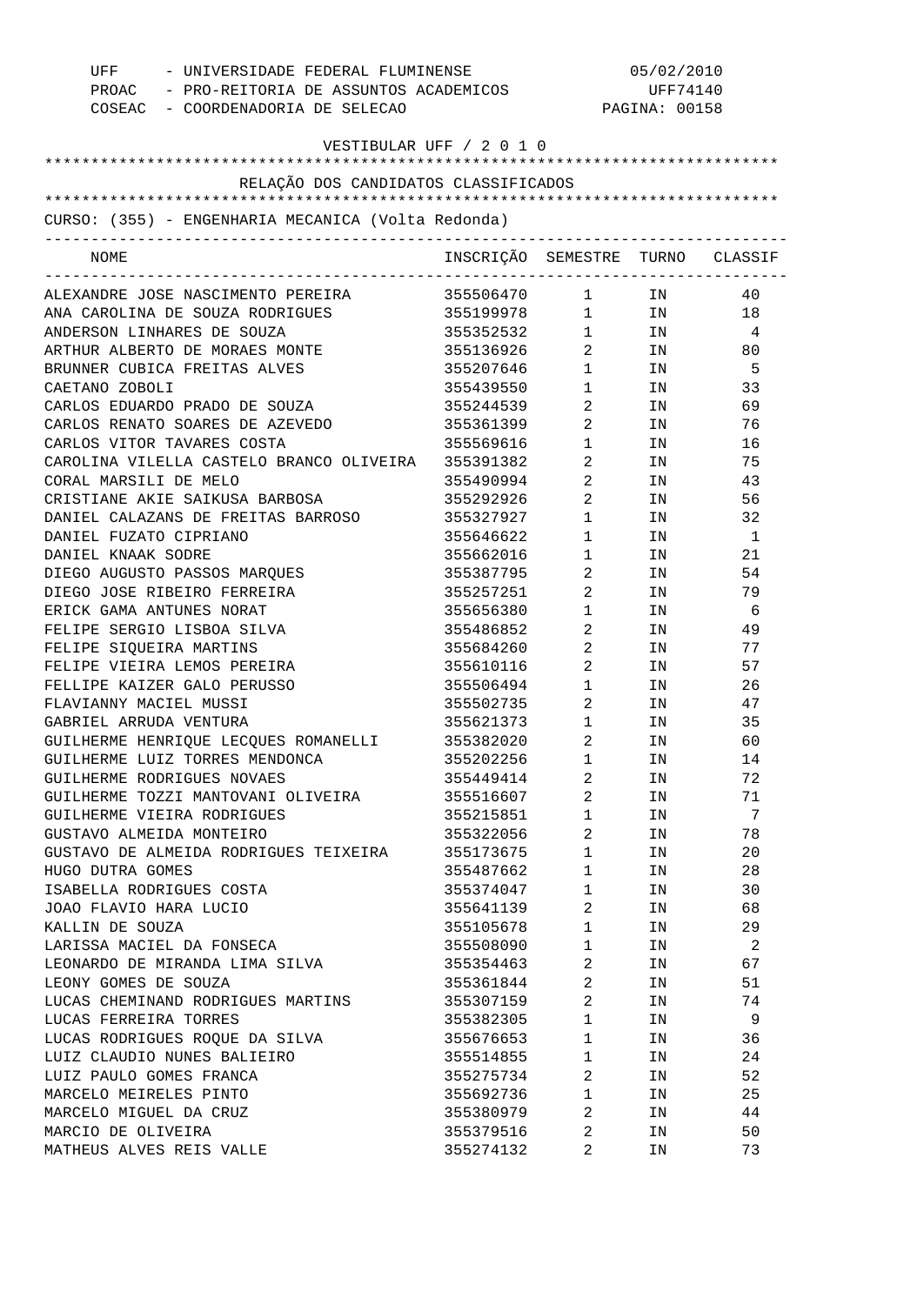UFF - UNIVERSIDADE FEDERAL FLUMINENSE 05/02/2010
PROAC - PRO-REITORIA DE ASSUNTOS ACADEMICOS UFF74140
COSEAC - COORDENADORIA DE SELECAO PAGINA: 00158

VESTIBULAR UFF / 2 0 1 0

RELAÇÃO DOS CANDIDATOS CLASSIFICADOS

CURSO: (355) - ENGENHARIA MECANICA (Volta Redonda)

| NOME | INSCRIÇÃO | SEMESTRE | TURNO | CLASSIF |
|---|---|---|---|---|
| ALEXANDRE JOSE NASCIMENTO PEREIRA | 355506470 | 1 | IN | 40 |
| ANA CAROLINA DE SOUZA RODRIGUES | 355199978 | 1 | IN | 18 |
| ANDERSON LINHARES DE SOUZA | 355352532 | 1 | IN | 4 |
| ARTHUR ALBERTO DE MORAES MONTE | 355136926 | 2 | IN | 80 |
| BRUNNER CUBICA FREITAS ALVES | 355207646 | 1 | IN | 5 |
| CAETANO ZOBOLI | 355439550 | 1 | IN | 33 |
| CARLOS EDUARDO PRADO DE SOUZA | 355244539 | 2 | IN | 69 |
| CARLOS RENATO SOARES DE AZEVEDO | 355361399 | 2 | IN | 76 |
| CARLOS VITOR TAVARES COSTA | 355569616 | 1 | IN | 16 |
| CAROLINA VILELLA CASTELO BRANCO OLIVEIRA | 355391382 | 2 | IN | 75 |
| CORAL MARSILI DE MELO | 355490994 | 2 | IN | 43 |
| CRISTIANE AKIE SAIKUSA BARBOSA | 355292926 | 2 | IN | 56 |
| DANIEL CALAZANS DE FREITAS BARROSO | 355327927 | 1 | IN | 32 |
| DANIEL FUZATO CIPRIANO | 355646622 | 1 | IN | 1 |
| DANIEL KNAAK SODRE | 355662016 | 1 | IN | 21 |
| DIEGO AUGUSTO PASSOS MARQUES | 355387795 | 2 | IN | 54 |
| DIEGO JOSE RIBEIRO FERREIRA | 355257251 | 2 | IN | 79 |
| ERICK GAMA ANTUNES NORAT | 355656380 | 1 | IN | 6 |
| FELIPE SERGIO LISBOA SILVA | 355486852 | 2 | IN | 49 |
| FELIPE SIQUEIRA MARTINS | 355684260 | 2 | IN | 77 |
| FELIPE VIEIRA LEMOS PEREIRA | 355610116 | 2 | IN | 57 |
| FELLIPE KAIZER GALO PERUSSO | 355506494 | 1 | IN | 26 |
| FLAVIANNY MACIEL MUSSI | 355502735 | 2 | IN | 47 |
| GABRIEL ARRUDA VENTURA | 355621373 | 1 | IN | 35 |
| GUILHERME HENRIQUE LECQUES ROMANELLI | 355382020 | 2 | IN | 60 |
| GUILHERME LUIZ TORRES MENDONCA | 355202256 | 1 | IN | 14 |
| GUILHERME RODRIGUES NOVAES | 355449414 | 2 | IN | 72 |
| GUILHERME TOZZI MANTOVANI OLIVEIRA | 355516607 | 2 | IN | 71 |
| GUILHERME VIEIRA RODRIGUES | 355215851 | 1 | IN | 7 |
| GUSTAVO ALMEIDA MONTEIRO | 355322056 | 2 | IN | 78 |
| GUSTAVO DE ALMEIDA RODRIGUES TEIXEIRA | 355173675 | 1 | IN | 20 |
| HUGO DUTRA GOMES | 355487662 | 1 | IN | 28 |
| ISABELLA RODRIGUES COSTA | 355374047 | 1 | IN | 30 |
| JOAO FLAVIO HARA LUCIO | 355641139 | 2 | IN | 68 |
| KALLIN DE SOUZA | 355105678 | 1 | IN | 29 |
| LARISSA MACIEL DA FONSECA | 355508090 | 1 | IN | 2 |
| LEONARDO DE MIRANDA LIMA SILVA | 355354463 | 2 | IN | 67 |
| LEONY GOMES DE SOUZA | 355361844 | 2 | IN | 51 |
| LUCAS CHEMINAND RODRIGUES MARTINS | 355307159 | 2 | IN | 74 |
| LUCAS FERREIRA TORRES | 355382305 | 1 | IN | 9 |
| LUCAS RODRIGUES ROQUE DA SILVA | 355676653 | 1 | IN | 36 |
| LUIZ CLAUDIO NUNES BALIEIRO | 355514855 | 1 | IN | 24 |
| LUIZ PAULO GOMES FRANCA | 355275734 | 2 | IN | 52 |
| MARCELO MEIRELES PINTO | 355692736 | 1 | IN | 25 |
| MARCELO MIGUEL DA CRUZ | 355380979 | 2 | IN | 44 |
| MARCIO DE OLIVEIRA | 355379516 | 2 | IN | 50 |
| MATHEUS ALVES REIS VALLE | 355274132 | 2 | IN | 73 |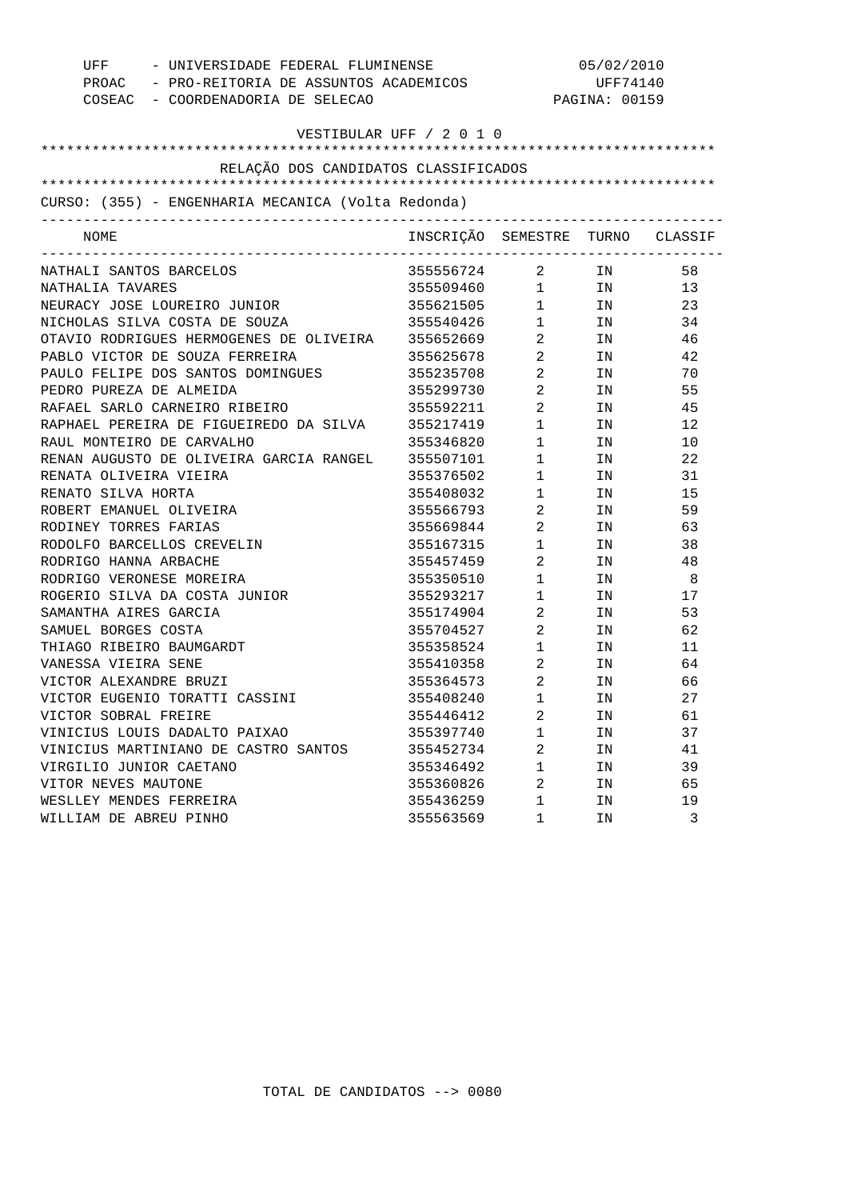UFF - UNIVERSIDADE FEDERAL FLUMINENSE 05/02/2010
PROAC - PRO-REITORIA DE ASSUNTOS ACADEMICOS UFF74140
COSEAC - COORDENADORIA DE SELECAO PAGINA: 00159

VESTIBULAR UFF / 2 0 1 0

RELAÇÃO DOS CANDIDATOS CLASSIFICADOS

CURSO: (355) - ENGENHARIA MECANICA (Volta Redonda)

| NOME | INSCRIÇÃO | SEMESTRE | TURNO | CLASSIF |
|---|---|---|---|---|
| NATHALI SANTOS BARCELOS | 355556724 | 2 | IN | 58 |
| NATHALIA TAVARES | 355509460 | 1 | IN | 13 |
| NEURACY JOSE LOUREIRO JUNIOR | 355621505 | 1 | IN | 23 |
| NICHOLAS SILVA COSTA DE SOUZA | 355540426 | 1 | IN | 34 |
| OTAVIO RODRIGUES HERMOGENES DE OLIVEIRA | 355652669 | 2 | IN | 46 |
| PABLO VICTOR DE SOUZA FERREIRA | 355625678 | 2 | IN | 42 |
| PAULO FELIPE DOS SANTOS DOMINGUES | 355235708 | 2 | IN | 70 |
| PEDRO PUREZA DE ALMEIDA | 355299730 | 2 | IN | 55 |
| RAFAEL SARLO CARNEIRO RIBEIRO | 355592211 | 2 | IN | 45 |
| RAPHAEL PEREIRA DE FIGUEIREDO DA SILVA | 355217419 | 1 | IN | 12 |
| RAUL MONTEIRO DE CARVALHO | 355346820 | 1 | IN | 10 |
| RENAN AUGUSTO DE OLIVEIRA GARCIA RANGEL | 355507101 | 1 | IN | 22 |
| RENATA OLIVEIRA VIEIRA | 355376502 | 1 | IN | 31 |
| RENATO SILVA HORTA | 355408032 | 1 | IN | 15 |
| ROBERT EMANUEL OLIVEIRA | 355566793 | 2 | IN | 59 |
| RODINEY TORRES FARIAS | 355669844 | 2 | IN | 63 |
| RODOLFO BARCELLOS CREVELIN | 355167315 | 1 | IN | 38 |
| RODRIGO HANNA ARBACHE | 355457459 | 2 | IN | 48 |
| RODRIGO VERONESE MOREIRA | 355350510 | 1 | IN | 8 |
| ROGERIO SILVA DA COSTA JUNIOR | 355293217 | 1 | IN | 17 |
| SAMANTHA AIRES GARCIA | 355174904 | 2 | IN | 53 |
| SAMUEL BORGES COSTA | 355704527 | 2 | IN | 62 |
| THIAGO RIBEIRO BAUMGARDT | 355358524 | 1 | IN | 11 |
| VANESSA VIEIRA SENE | 355410358 | 2 | IN | 64 |
| VICTOR ALEXANDRE BRUZI | 355364573 | 2 | IN | 66 |
| VICTOR EUGENIO TORATTI CASSINI | 355408240 | 1 | IN | 27 |
| VICTOR SOBRAL FREIRE | 355446412 | 2 | IN | 61 |
| VINICIUS LOUIS DADALTO PAIXAO | 355397740 | 1 | IN | 37 |
| VINICIUS MARTINIANO DE CASTRO SANTOS | 355452734 | 2 | IN | 41 |
| VIRGILIO JUNIOR CAETANO | 355346492 | 1 | IN | 39 |
| VITOR NEVES MAUTONE | 355360826 | 2 | IN | 65 |
| WESLLEY MENDES FERREIRA | 355436259 | 1 | IN | 19 |
| WILLIAM DE ABREU PINHO | 355563569 | 1 | IN | 3 |

TOTAL DE CANDIDATOS --> 0080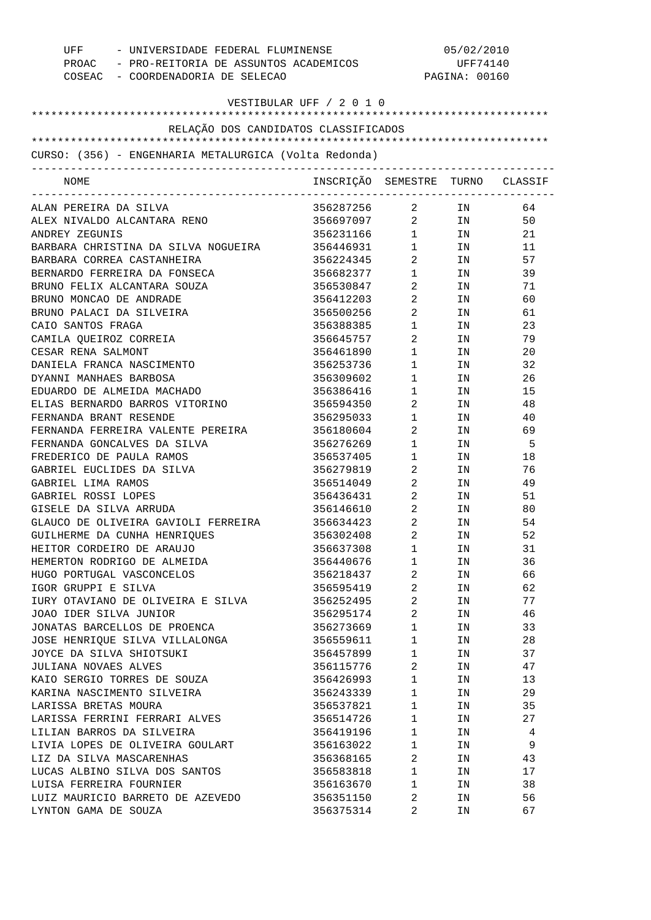UFF - UNIVERSIDADE FEDERAL FLUMINENSE 05/02/2010
PROAC - PRO-REITORIA DE ASSUNTOS ACADEMICOS UFF74140
COSEAC - COORDENADORIA DE SELECAO PAGINA: 00160

VESTIBULAR UFF / 2 0 1 0

RELAÇÃO DOS CANDIDATOS CLASSIFICADOS

CURSO: (356) - ENGENHARIA METALURGICA (Volta Redonda)

| NOME | INSCRIÇÃO | SEMESTRE | TURNO | CLASSIF |
|---|---|---|---|---|
| ALAN PEREIRA DA SILVA | 356287256 | 2 | IN | 64 |
| ALEX NIVALDO ALCANTARA RENO | 356697097 | 2 | IN | 50 |
| ANDREY ZEGUNIS | 356231166 | 1 | IN | 21 |
| BARBARA CHRISTINA DA SILVA NOGUEIRA | 356446931 | 1 | IN | 11 |
| BARBARA CORREA CASTANHEIRA | 356224345 | 2 | IN | 57 |
| BERNARDO FERREIRA DA FONSECA | 356682377 | 1 | IN | 39 |
| BRUNO FELIX ALCANTARA SOUZA | 356530847 | 2 | IN | 71 |
| BRUNO MONCAO DE ANDRADE | 356412203 | 2 | IN | 60 |
| BRUNO PALACI DA SILVEIRA | 356500256 | 2 | IN | 61 |
| CAIO SANTOS FRAGA | 356388385 | 1 | IN | 23 |
| CAMILA QUEIROZ CORREIA | 356645757 | 2 | IN | 79 |
| CESAR RENA SALMONT | 356461890 | 1 | IN | 20 |
| DANIELA FRANCA NASCIMENTO | 356253736 | 1 | IN | 32 |
| DYANNI MANHAES BARBOSA | 356309602 | 1 | IN | 26 |
| EDUARDO DE ALMEIDA MACHADO | 356386416 | 1 | IN | 15 |
| ELIAS BERNARDO BARROS VITORINO | 356594350 | 2 | IN | 48 |
| FERNANDA BRANT RESENDE | 356295033 | 1 | IN | 40 |
| FERNANDA FERREIRA VALENTE PEREIRA | 356180604 | 2 | IN | 69 |
| FERNANDA GONCALVES DA SILVA | 356276269 | 1 | IN | 5 |
| FREDERICO DE PAULA RAMOS | 356537405 | 1 | IN | 18 |
| GABRIEL EUCLIDES DA SILVA | 356279819 | 2 | IN | 76 |
| GABRIEL LIMA RAMOS | 356514049 | 2 | IN | 49 |
| GABRIEL ROSSI LOPES | 356436431 | 2 | IN | 51 |
| GISELE DA SILVA ARRUDA | 356146610 | 2 | IN | 80 |
| GLAUCO DE OLIVEIRA GAVIOLI FERREIRA | 356634423 | 2 | IN | 54 |
| GUILHERME DA CUNHA HENRIQUES | 356302408 | 2 | IN | 52 |
| HEITOR CORDEIRO DE ARAUJO | 356637308 | 1 | IN | 31 |
| HEMERTON RODRIGO DE ALMEIDA | 356440676 | 1 | IN | 36 |
| HUGO PORTUGAL VASCONCELOS | 356218437 | 2 | IN | 66 |
| IGOR GRUPPI E SILVA | 356595419 | 2 | IN | 62 |
| IURY OTAVIANO DE OLIVEIRA E SILVA | 356252495 | 2 | IN | 77 |
| JOAO IDER SILVA JUNIOR | 356295174 | 2 | IN | 46 |
| JONATAS BARCELLOS DE PROENCA | 356273669 | 1 | IN | 33 |
| JOSE HENRIQUE SILVA VILLALONGA | 356559611 | 1 | IN | 28 |
| JOYCE DA SILVA SHIOTSUKI | 356457899 | 1 | IN | 37 |
| JULIANA NOVAES ALVES | 356115776 | 2 | IN | 47 |
| KAIO SERGIO TORRES DE SOUZA | 356426993 | 1 | IN | 13 |
| KARINA NASCIMENTO SILVEIRA | 356243339 | 1 | IN | 29 |
| LARISSA BRETAS MOURA | 356537821 | 1 | IN | 35 |
| LARISSA FERRINI FERRARI ALVES | 356514726 | 1 | IN | 27 |
| LILIAN BARROS DA SILVEIRA | 356419196 | 1 | IN | 4 |
| LIVIA LOPES DE OLIVEIRA GOULART | 356163022 | 1 | IN | 9 |
| LIZ DA SILVA MASCARENHAS | 356368165 | 2 | IN | 43 |
| LUCAS ALBINO SILVA DOS SANTOS | 356583818 | 1 | IN | 17 |
| LUISA FERREIRA FOURNIER | 356163670 | 1 | IN | 38 |
| LUIZ MAURICIO BARRETO DE AZEVEDO | 356351150 | 2 | IN | 56 |
| LYNTON GAMA DE SOUZA | 356375314 | 2 | IN | 67 |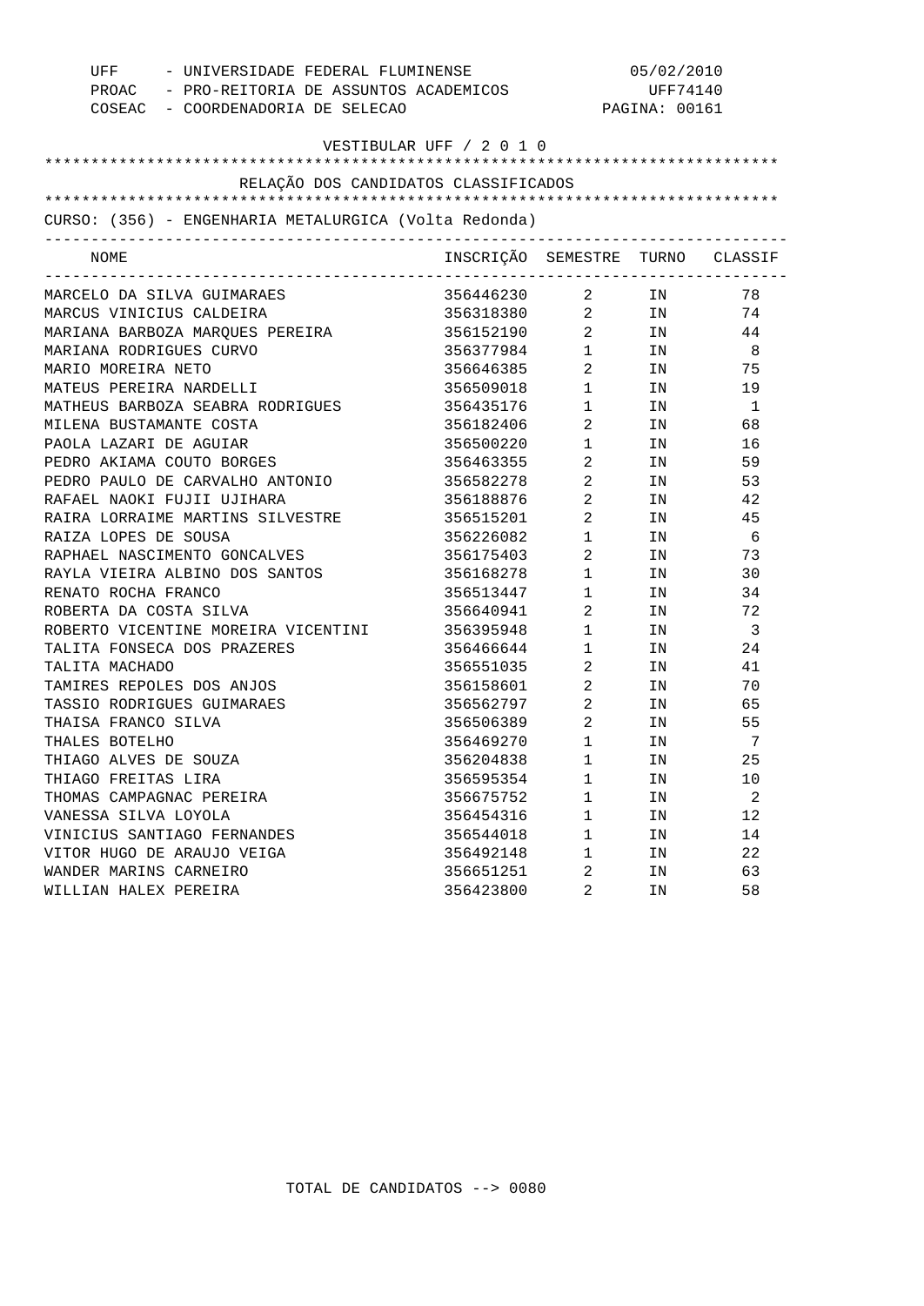UFF - UNIVERSIDADE FEDERAL FLUMINENSE 05/02/2010
PROAC - PRO-REITORIA DE ASSUNTOS ACADEMICOS UFF74140
COSEAC - COORDENADORIA DE SELECAO PAGINA: 00161

VESTIBULAR UFF / 2 0 1 0

RELAÇÃO DOS CANDIDATOS CLASSIFICADOS

CURSO: (356) - ENGENHARIA METALURGICA (Volta Redonda)

| NOME | INSCRIÇÃO | SEMESTRE | TURNO | CLASSIF |
|---|---|---|---|---|
| MARCELO DA SILVA GUIMARAES | 356446230 | 2 | IN | 78 |
| MARCUS VINICIUS CALDEIRA | 356318380 | 2 | IN | 74 |
| MARIANA BARBOZA MARQUES PEREIRA | 356152190 | 2 | IN | 44 |
| MARIANA RODRIGUES CURVO | 356377984 | 1 | IN | 8 |
| MARIO MOREIRA NETO | 356646385 | 2 | IN | 75 |
| MATEUS PEREIRA NARDELLI | 356509018 | 1 | IN | 19 |
| MATHEUS BARBOZA SEABRA RODRIGUES | 356435176 | 1 | IN | 1 |
| MILENA BUSTAMANTE COSTA | 356182406 | 2 | IN | 68 |
| PAOLA LAZARI DE AGUIAR | 356500220 | 1 | IN | 16 |
| PEDRO AKIAMA COUTO BORGES | 356463355 | 2 | IN | 59 |
| PEDRO PAULO DE CARVALHO ANTONIO | 356582278 | 2 | IN | 53 |
| RAFAEL NAOKI FUJII UJIHARA | 356188876 | 2 | IN | 42 |
| RAIRA LORRAIME MARTINS SILVESTRE | 356515201 | 2 | IN | 45 |
| RAIZA LOPES DE SOUSA | 356226082 | 1 | IN | 6 |
| RAPHAEL NASCIMENTO GONCALVES | 356175403 | 2 | IN | 73 |
| RAYLA VIEIRA ALBINO DOS SANTOS | 356168278 | 1 | IN | 30 |
| RENATO ROCHA FRANCO | 356513447 | 1 | IN | 34 |
| ROBERTA DA COSTA SILVA | 356640941 | 2 | IN | 72 |
| ROBERTO VICENTINE MOREIRA VICENTINI | 356395948 | 1 | IN | 3 |
| TALITA FONSECA DOS PRAZERES | 356466644 | 1 | IN | 24 |
| TALITA MACHADO | 356551035 | 2 | IN | 41 |
| TAMIRES REPOLES DOS ANJOS | 356158601 | 2 | IN | 70 |
| TASSIO RODRIGUES GUIMARAES | 356562797 | 2 | IN | 65 |
| THAISA FRANCO SILVA | 356506389 | 2 | IN | 55 |
| THALES BOTELHO | 356469270 | 1 | IN | 7 |
| THIAGO ALVES DE SOUZA | 356204838 | 1 | IN | 25 |
| THIAGO FREITAS LIRA | 356595354 | 1 | IN | 10 |
| THOMAS CAMPAGNAC PEREIRA | 356675752 | 1 | IN | 2 |
| VANESSA SILVA LOYOLA | 356454316 | 1 | IN | 12 |
| VINICIUS SANTIAGO FERNANDES | 356544018 | 1 | IN | 14 |
| VITOR HUGO DE ARAUJO VEIGA | 356492148 | 1 | IN | 22 |
| WANDER MARINS CARNEIRO | 356651251 | 2 | IN | 63 |
| WILLIAN HALEX PEREIRA | 356423800 | 2 | IN | 58 |

TOTAL DE CANDIDATOS --> 0080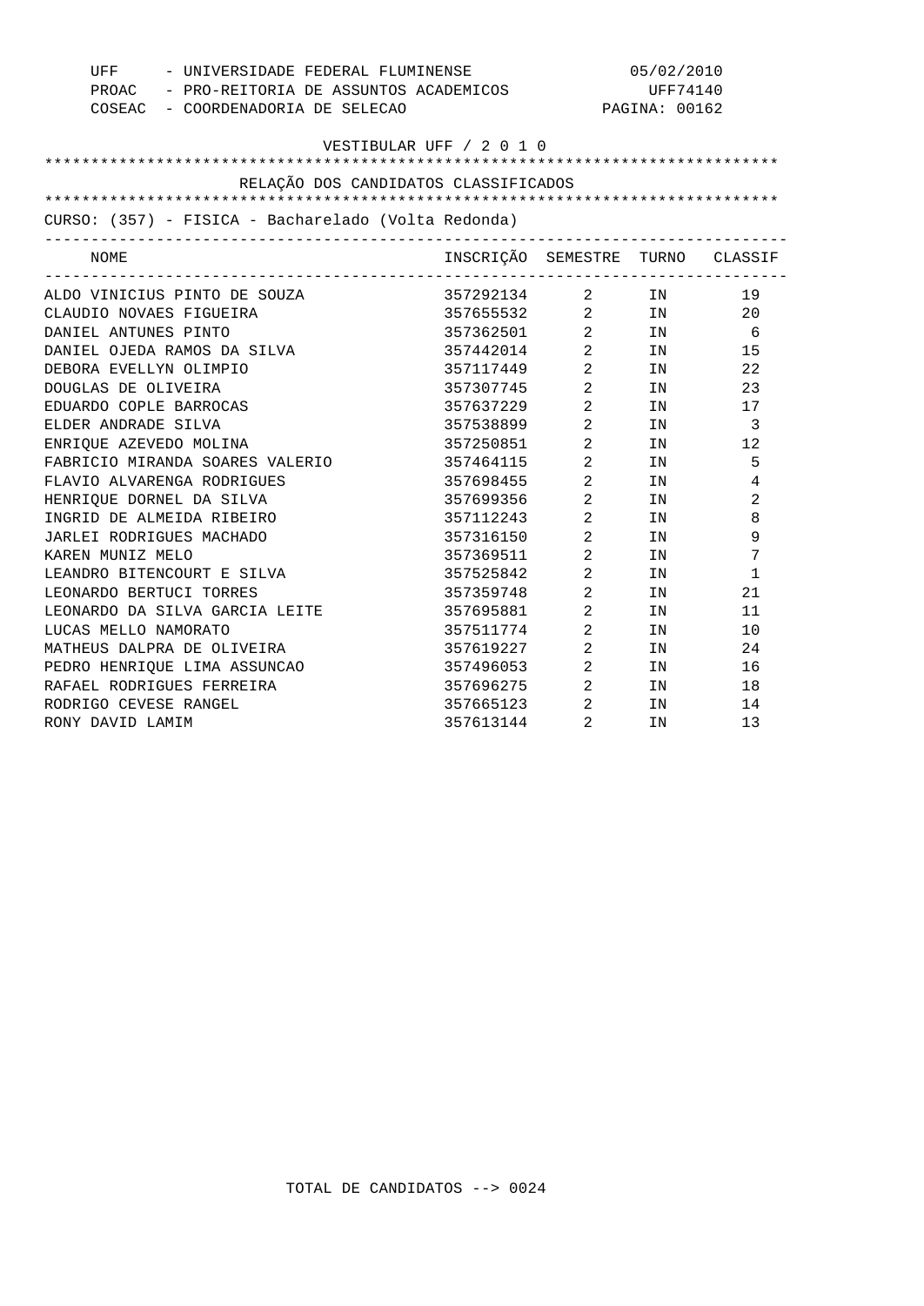UFF - UNIVERSIDADE FEDERAL FLUMINENSE 05/02/2010
PROAC - PRO-REITORIA DE ASSUNTOS ACADEMICOS UFF74140
COSEAC - COORDENADORIA DE SELECAO PAGINA: 00162

VESTIBULAR UFF / 2 0 1 0

RELAÇÃO DOS CANDIDATOS CLASSIFICADOS

CURSO: (357) - FISICA - Bacharelado (Volta Redonda)

| NOME | INSCRIÇÃO | SEMESTRE | TURNO | CLASSIF |
|---|---|---|---|---|
| ALDO VINICIUS PINTO DE SOUZA | 357292134 | 2 | IN | 19 |
| CLAUDIO NOVAES FIGUEIRA | 357655532 | 2 | IN | 20 |
| DANIEL ANTUNES PINTO | 357362501 | 2 | IN | 6 |
| DANIEL OJEDA RAMOS DA SILVA | 357442014 | 2 | IN | 15 |
| DEBORA EVELLYN OLIMPIO | 357117449 | 2 | IN | 22 |
| DOUGLAS DE OLIVEIRA | 357307745 | 2 | IN | 23 |
| EDUARDO COPLE BARROCAS | 357637229 | 2 | IN | 17 |
| ELDER ANDRADE SILVA | 357538899 | 2 | IN | 3 |
| ENRIQUE AZEVEDO MOLINA | 357250851 | 2 | IN | 12 |
| FABRICIO MIRANDA SOARES VALERIO | 357464115 | 2 | IN | 5 |
| FLAVIO ALVARENGA RODRIGUES | 357698455 | 2 | IN | 4 |
| HENRIQUE DORNEL DA SILVA | 357699356 | 2 | IN | 2 |
| INGRID DE ALMEIDA RIBEIRO | 357112243 | 2 | IN | 8 |
| JARLEI RODRIGUES MACHADO | 357316150 | 2 | IN | 9 |
| KAREN MUNIZ MELO | 357369511 | 2 | IN | 7 |
| LEANDRO BITENCOURT E SILVA | 357525842 | 2 | IN | 1 |
| LEONARDO BERTUCI TORRES | 357359748 | 2 | IN | 21 |
| LEONARDO DA SILVA GARCIA LEITE | 357695881 | 2 | IN | 11 |
| LUCAS MELLO NAMORATO | 357511774 | 2 | IN | 10 |
| MATHEUS DALPRA DE OLIVEIRA | 357619227 | 2 | IN | 24 |
| PEDRO HENRIQUE LIMA ASSUNCAO | 357496053 | 2 | IN | 16 |
| RAFAEL RODRIGUES FERREIRA | 357696275 | 2 | IN | 18 |
| RODRIGO CEVESE RANGEL | 357665123 | 2 | IN | 14 |
| RONY DAVID LAMIM | 357613144 | 2 | IN | 13 |

TOTAL DE CANDIDATOS --> 0024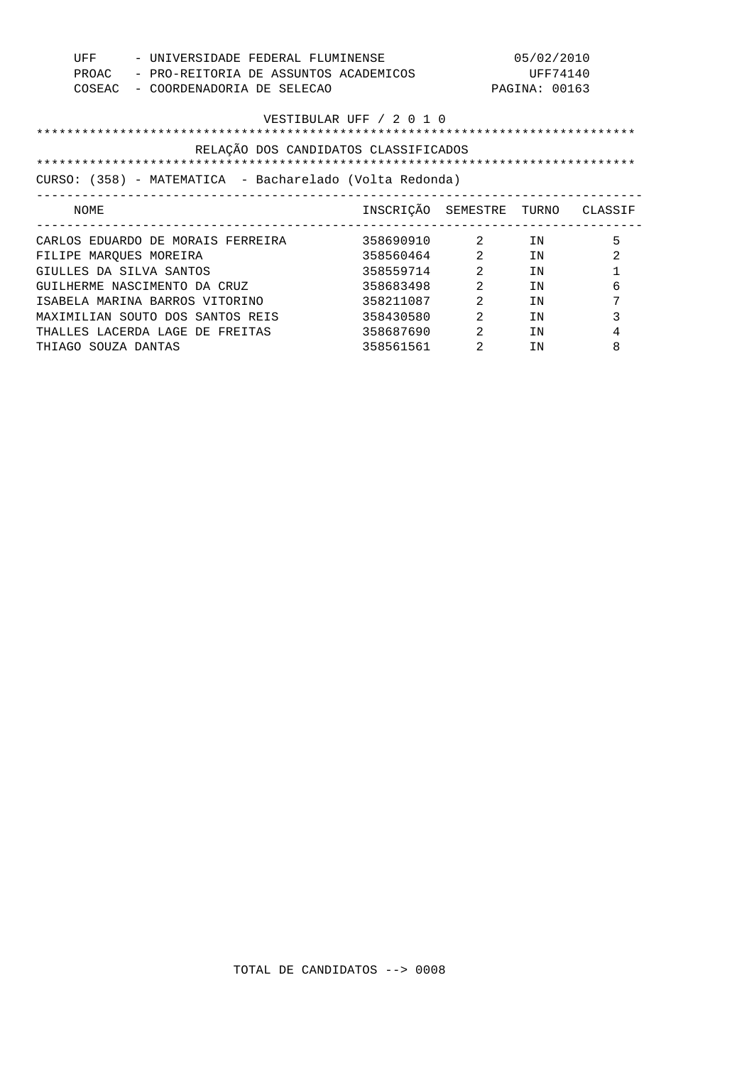UFF - UNIVERSIDADE FEDERAL FLUMINENSE
PROAC - PRO-REITORIA DE ASSUNTOS ACADEMICOS
COSEAC - COORDENADORIA DE SELECAO

05/02/2010
UFF74140

## VESTIBULAR UFF / 2 0 1 0

## RELAÇÃO DOS CANDIDATOS CLASSIFICADOS

CURSO: (358) - MATEMATICA - Bacharelado (Volta Redonda)

| NOME | INSCRIÇÃO | SEMESTRE | TURNO | CLASSIF |
|---|---|---|---|---|
| CARLOS EDUARDO DE MORAIS FERREIRA | 358690910 | 2 | IN | 5 |
| FILIPE MARQUES MOREIRA | 358560464 | 2 | IN | 2 |
| GIULLES DA SILVA SANTOS | 358559714 | 2 | IN | 1 |
| GUILHERME NASCIMENTO DA CRUZ | 358683498 | 2 | IN | 6 |
| ISABELA MARINA BARROS VITORINO | 358211087 | 2 | IN | 7 |
| MAXIMILIAN SOUTO DOS SANTOS REIS | 358430580 | 2 | IN | 3 |
| THALLES LACERDA LAGE DE FREITAS | 358687690 | 2 | IN | 4 |
| THIAGO SOUZA DANTAS | 358561561 | 2 | IN | 8 |

TOTAL DE CANDIDATOS --> 0008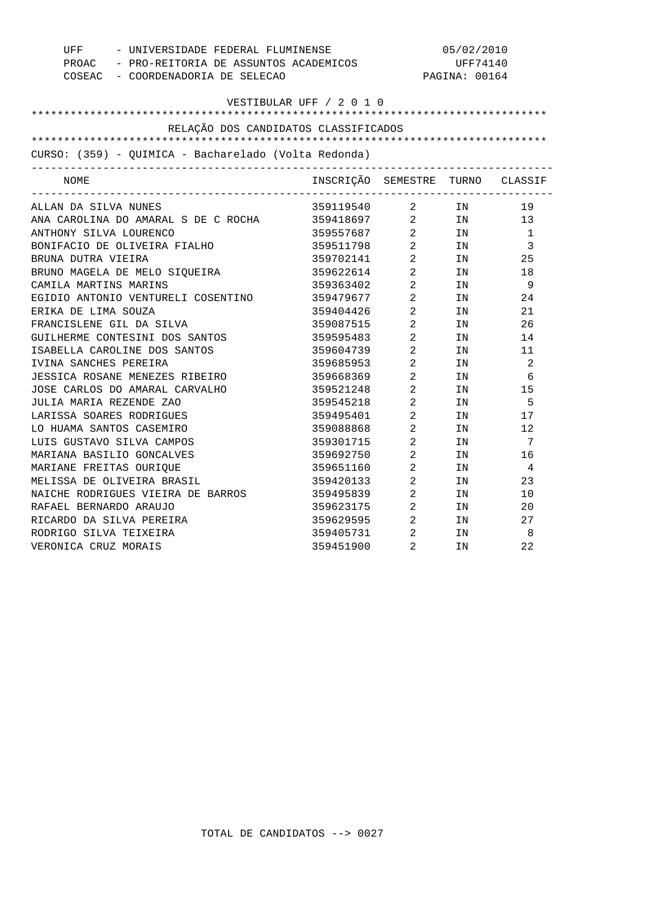UFF - UNIVERSIDADE FEDERAL FLUMINENSE 05/02/2010
PROAC - PRO-REITORIA DE ASSUNTOS ACADEMICOS UFF74140
COSEAC - COORDENADORIA DE SELECAO PAGINA: 00164

VESTIBULAR UFF / 2 0 1 0

RELAÇÃO DOS CANDIDATOS CLASSIFICADOS

CURSO: (359) - QUIMICA - Bacharelado (Volta Redonda)

| NOME | INSCRIÇÃO | SEMESTRE | TURNO | CLASSIF |
|---|---|---|---|---|
| ALLAN DA SILVA NUNES | 359119540 | 2 | IN | 19 |
| ANA CAROLINA DO AMARAL S DE C ROCHA | 359418697 | 2 | IN | 13 |
| ANTHONY SILVA LOURENCO | 359557687 | 2 | IN | 1 |
| BONIFACIO DE OLIVEIRA FIALHO | 359511798 | 2 | IN | 3 |
| BRUNA DUTRA VIEIRA | 359702141 | 2 | IN | 25 |
| BRUNO MAGELA DE MELO SIQUEIRA | 359622614 | 2 | IN | 18 |
| CAMILA MARTINS MARINS | 359363402 | 2 | IN | 9 |
| EGIDIO ANTONIO VENTURELI COSENTINO | 359479677 | 2 | IN | 24 |
| ERIKA DE LIMA SOUZA | 359404426 | 2 | IN | 21 |
| FRANCISLENE GIL DA SILVA | 359087515 | 2 | IN | 26 |
| GUILHERME CONTESINI DOS SANTOS | 359595483 | 2 | IN | 14 |
| ISABELLA CAROLINE DOS SANTOS | 359604739 | 2 | IN | 11 |
| IVINA SANCHES PEREIRA | 359685953 | 2 | IN | 2 |
| JESSICA ROSANE MENEZES RIBEIRO | 359668369 | 2 | IN | 6 |
| JOSE CARLOS DO AMARAL CARVALHO | 359521248 | 2 | IN | 15 |
| JULIA MARIA REZENDE ZAO | 359545218 | 2 | IN | 5 |
| LARISSA SOARES RODRIGUES | 359495401 | 2 | IN | 17 |
| LO HUAMA SANTOS CASEMIRO | 359088868 | 2 | IN | 12 |
| LUIS GUSTAVO SILVA CAMPOS | 359301715 | 2 | IN | 7 |
| MARIANA BASILIO GONCALVES | 359692750 | 2 | IN | 16 |
| MARIANE FREITAS OURIQUE | 359651160 | 2 | IN | 4 |
| MELISSA DE OLIVEIRA BRASIL | 359420133 | 2 | IN | 23 |
| NAICHE RODRIGUES VIEIRA DE BARROS | 359495839 | 2 | IN | 10 |
| RAFAEL BERNARDO ARAUJO | 359623175 | 2 | IN | 20 |
| RICARDO DA SILVA PEREIRA | 359629595 | 2 | IN | 27 |
| RODRIGO SILVA TEIXEIRA | 359405731 | 2 | IN | 8 |
| VERONICA CRUZ MORAIS | 359451900 | 2 | IN | 22 |

TOTAL DE CANDIDATOS --> 0027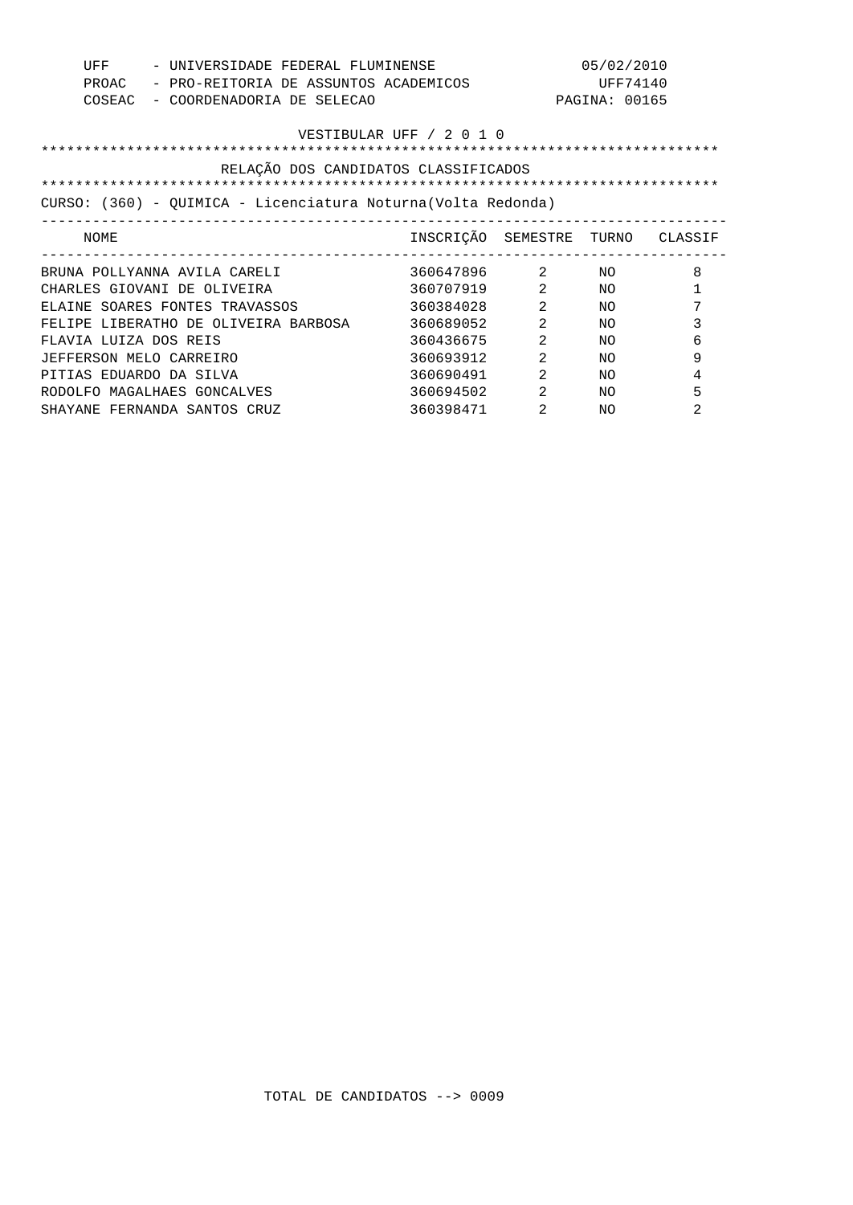UFF - UNIVERSIDADE FEDERAL FLUMINENSE 05/02/2010
PROAC - PRO-REITORIA DE ASSUNTOS ACADEMICOS UFF74140
COSEAC - COORDENADORIA DE SELECAO

VESTIBULAR UFF / 2 0 1 0

RELAÇÃO DOS CANDIDATOS CLASSIFICADOS

CURSO: (360) - QUIMICA - Licenciatura Noturna(Volta Redonda)

| NOME | INSCRIÇÃO | SEMESTRE | TURNO | CLASSIF |
|---|---|---|---|---|
| BRUNA POLLYANNA AVILA CARELI | 360647896 | 2 | NO | 8 |
| CHARLES GIOVANI DE OLIVEIRA | 360707919 | 2 | NO | 1 |
| ELAINE SOARES FONTES TRAVASSOS | 360384028 | 2 | NO | 7 |
| FELIPE LIBERATHO DE OLIVEIRA BARBOSA | 360689052 | 2 | NO | 3 |
| FLAVIA LUIZA DOS REIS | 360436675 | 2 | NO | 6 |
| JEFFERSON MELO CARREIRO | 360693912 | 2 | NO | 9 |
| PITIAS EDUARDO DA SILVA | 360690491 | 2 | NO | 4 |
| RODOLFO MAGALHAES GONCALVES | 360694502 | 2 | NO | 5 |
| SHAYANE FERNANDA SANTOS CRUZ | 360398471 | 2 | NO | 2 |

TOTAL DE CANDIDATOS --> 0009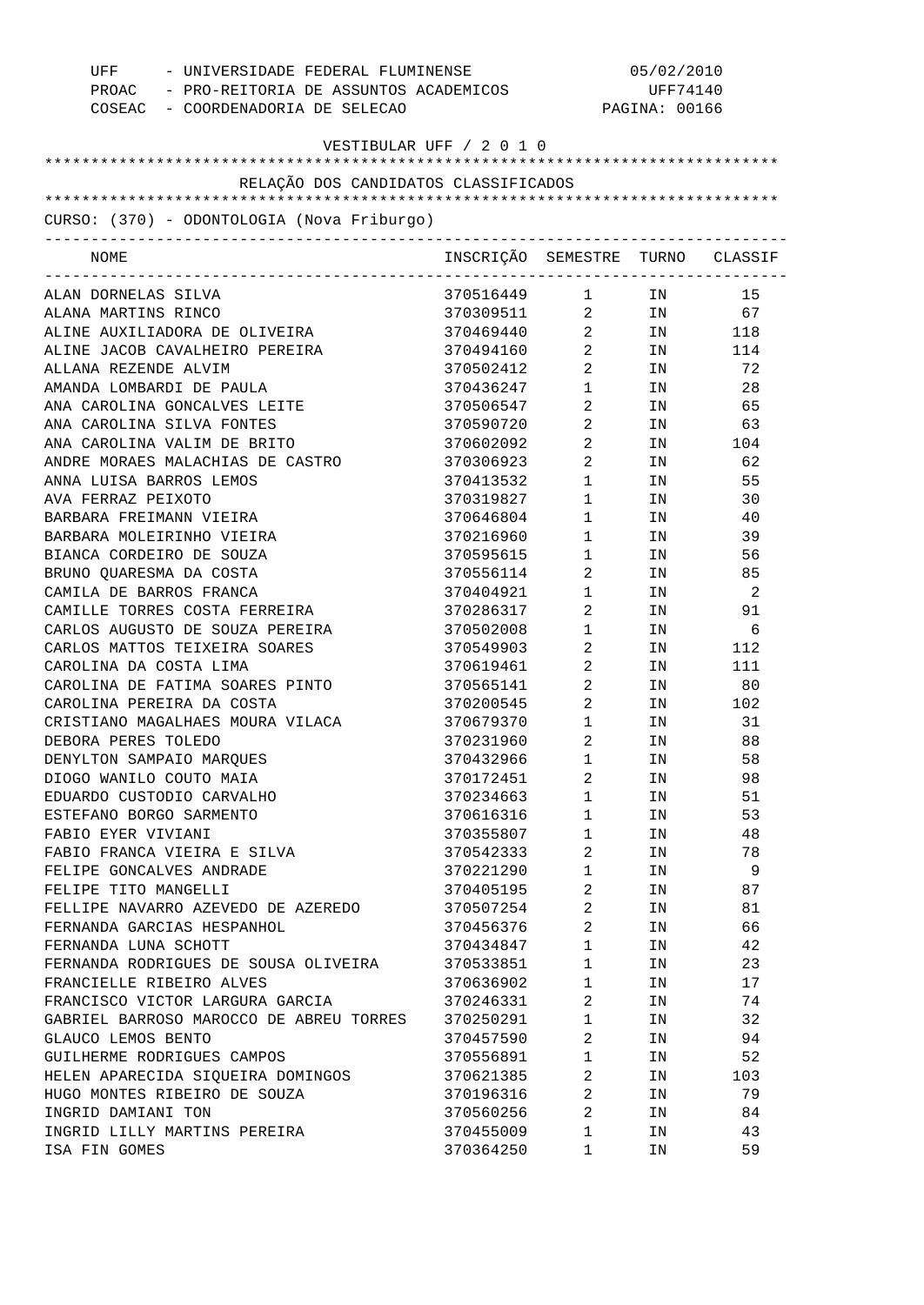UFF - UNIVERSIDADE FEDERAL FLUMINENSE 05/02/2010
PROAC - PRO-REITORIA DE ASSUNTOS ACADEMICOS UFF74140
COSEAC - COORDENADORIA DE SELECAO

VESTIBULAR UFF / 2 0 1 0

RELAÇÃO DOS CANDIDATOS CLASSIFICADOS

CURSO: (370) - ODONTOLOGIA (Nova Friburgo)

| NOME | INSCRIÇÃO | SEMESTRE | TURNO | CLASSIF |
|---|---|---|---|---|
| ALAN DORNELAS SILVA | 370516449 | 1 | IN | 15 |
| ALANA MARTINS RINCO | 370309511 | 2 | IN | 67 |
| ALINE AUXILIADORA DE OLIVEIRA | 370469440 | 2 | IN | 118 |
| ALINE JACOB CAVALHEIRO PEREIRA | 370494160 | 2 | IN | 114 |
| ALLANA REZENDE ALVIM | 370502412 | 2 | IN | 72 |
| AMANDA LOMBARDI DE PAULA | 370436247 | 1 | IN | 28 |
| ANA CAROLINA GONCALVES LEITE | 370506547 | 2 | IN | 65 |
| ANA CAROLINA SILVA FONTES | 370590720 | 2 | IN | 63 |
| ANA CAROLINA VALIM DE BRITO | 370602092 | 2 | IN | 104 |
| ANDRE MORAES MALACHIAS DE CASTRO | 370306923 | 2 | IN | 62 |
| ANNA LUISA BARROS LEMOS | 370413532 | 1 | IN | 55 |
| AVA FERRAZ PEIXOTO | 370319827 | 1 | IN | 30 |
| BARBARA FREIMANN VIEIRA | 370646804 | 1 | IN | 40 |
| BARBARA MOLEIRINHO VIEIRA | 370216960 | 1 | IN | 39 |
| BIANCA CORDEIRO DE SOUZA | 370595615 | 1 | IN | 56 |
| BRUNO QUARESMA DA COSTA | 370556114 | 2 | IN | 85 |
| CAMILA DE BARROS FRANCA | 370404921 | 1 | IN | 2 |
| CAMILLE TORRES COSTA FERREIRA | 370286317 | 2 | IN | 91 |
| CARLOS AUGUSTO DE SOUZA PEREIRA | 370502008 | 1 | IN | 6 |
| CARLOS MATTOS TEIXEIRA SOARES | 370549903 | 2 | IN | 112 |
| CAROLINA DA COSTA LIMA | 370619461 | 2 | IN | 111 |
| CAROLINA DE FATIMA SOARES PINTO | 370565141 | 2 | IN | 80 |
| CAROLINA PEREIRA DA COSTA | 370200545 | 2 | IN | 102 |
| CRISTIANO MAGALHAES MOURA VILACA | 370679370 | 1 | IN | 31 |
| DEBORA PERES TOLEDO | 370231960 | 2 | IN | 88 |
| DENYLTON SAMPAIO MARQUES | 370432966 | 1 | IN | 58 |
| DIOGO WANILO COUTO MAIA | 370172451 | 2 | IN | 98 |
| EDUARDO CUSTODIO CARVALHO | 370234663 | 1 | IN | 51 |
| ESTEFANO BORGO SARMENTO | 370616316 | 1 | IN | 53 |
| FABIO EYER VIVIANI | 370355807 | 1 | IN | 48 |
| FABIO FRANCA VIEIRA E SILVA | 370542333 | 2 | IN | 78 |
| FELIPE GONCALVES ANDRADE | 370221290 | 1 | IN | 9 |
| FELIPE TITO MANGELLI | 370405195 | 2 | IN | 87 |
| FELLIPE NAVARRO AZEVEDO DE AZEREDO | 370507254 | 2 | IN | 81 |
| FERNANDA GARCIAS HESPANHOL | 370456376 | 2 | IN | 66 |
| FERNANDA LUNA SCHOTT | 370434847 | 1 | IN | 42 |
| FERNANDA RODRIGUES DE SOUSA OLIVEIRA | 370533851 | 1 | IN | 23 |
| FRANCIELLE RIBEIRO ALVES | 370636902 | 1 | IN | 17 |
| FRANCISCO VICTOR LARGURA GARCIA | 370246331 | 2 | IN | 74 |
| GABRIEL BARROSO MAROCCO DE ABREU TORRES | 370250291 | 1 | IN | 32 |
| GLAUCO LEMOS BENTO | 370457590 | 2 | IN | 94 |
| GUILHERME RODRIGUES CAMPOS | 370556891 | 1 | IN | 52 |
| HELEN APARECIDA SIQUEIRA DOMINGOS | 370621385 | 2 | IN | 103 |
| HUGO MONTES RIBEIRO DE SOUZA | 370196316 | 2 | IN | 79 |
| INGRID DAMIANI TON | 370560256 | 2 | IN | 84 |
| INGRID LILLY MARTINS PEREIRA | 370455009 | 1 | IN | 43 |
| ISA FIN GOMES | 370364250 | 1 | IN | 59 |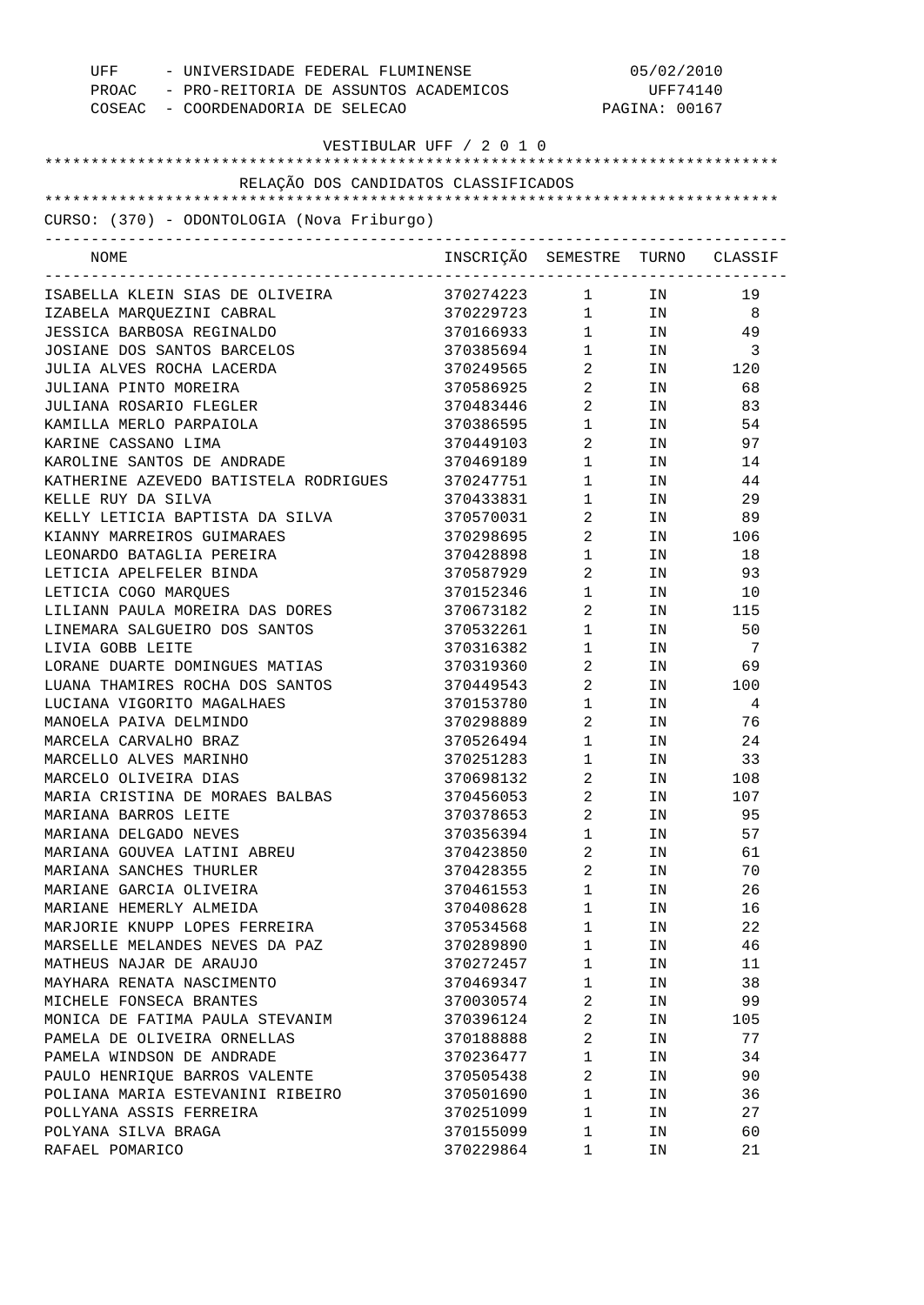UFF - UNIVERSIDADE FEDERAL FLUMINENSE
PROAC - PRO-REITORIA DE ASSUNTOS ACADEMICOS
COSEAC - COORDENADORIA DE SELECAO

05/02/2010
UFF74140

VESTIBULAR UFF / 2 0 1 0

RELAÇÃO DOS CANDIDATOS CLASSIFICADOS

CURSO: (370) - ODONTOLOGIA (Nova Friburgo)

| NOME | INSCRIÇÃO | SEMESTRE | TURNO | CLASSIF |
|---|---|---|---|---|
| ISABELLA KLEIN SIAS DE OLIVEIRA | 370274223 | 1 | IN | 19 |
| IZABELA MARQUEZINI CABRAL | 370229723 | 1 | IN | 8 |
| JESSICA BARBOSA REGINALDO | 370166933 | 1 | IN | 49 |
| JOSIANE DOS SANTOS BARCELOS | 370385694 | 1 | IN | 3 |
| JULIA ALVES ROCHA LACERDA | 370249565 | 2 | IN | 120 |
| JULIANA PINTO MOREIRA | 370586925 | 2 | IN | 68 |
| JULIANA ROSARIO FLEGLER | 370483446 | 2 | IN | 83 |
| KAMILLA MERLO PARPAIOLA | 370386595 | 1 | IN | 54 |
| KARINE CASSANO LIMA | 370449103 | 2 | IN | 97 |
| KAROLINE SANTOS DE ANDRADE | 370469189 | 1 | IN | 14 |
| KATHERINE AZEVEDO BATISTELA RODRIGUES | 370247751 | 1 | IN | 44 |
| KELLE RUY DA SILVA | 370433831 | 1 | IN | 29 |
| KELLY LETICIA BAPTISTA DA SILVA | 370570031 | 2 | IN | 89 |
| KIANNY MARREIROS GUIMARAES | 370298695 | 2 | IN | 106 |
| LEONARDO BATAGLIA PEREIRA | 370428898 | 1 | IN | 18 |
| LETICIA APELFELER BINDA | 370587929 | 2 | IN | 93 |
| LETICIA COGO MARQUES | 370152346 | 1 | IN | 10 |
| LILIANN PAULA MOREIRA DAS DORES | 370673182 | 2 | IN | 115 |
| LINEMARA SALGUEIRO DOS SANTOS | 370532261 | 1 | IN | 50 |
| LIVIA GOBB LEITE | 370316382 | 1 | IN | 7 |
| LORANE DUARTE DOMINGUES MATIAS | 370319360 | 2 | IN | 69 |
| LUANA THAMIRES ROCHA DOS SANTOS | 370449543 | 2 | IN | 100 |
| LUCIANA VIGORITO MAGALHAES | 370153780 | 1 | IN | 4 |
| MANOELA PAIVA DELMINDO | 370298889 | 2 | IN | 76 |
| MARCELA CARVALHO BRAZ | 370526494 | 1 | IN | 24 |
| MARCELLO ALVES MARINHO | 370251283 | 1 | IN | 33 |
| MARCELO OLIVEIRA DIAS | 370698132 | 2 | IN | 108 |
| MARIA CRISTINA DE MORAES BALBAS | 370456053 | 2 | IN | 107 |
| MARIANA BARROS LEITE | 370378653 | 2 | IN | 95 |
| MARIANA DELGADO NEVES | 370356394 | 1 | IN | 57 |
| MARIANA GOUVEA LATINI ABREU | 370423850 | 2 | IN | 61 |
| MARIANA SANCHES THURLER | 370428355 | 2 | IN | 70 |
| MARIANE GARCIA OLIVEIRA | 370461553 | 1 | IN | 26 |
| MARIANE HEMERLY ALMEIDA | 370408628 | 1 | IN | 16 |
| MARJORIE KNUPP LOPES FERREIRA | 370534568 | 1 | IN | 22 |
| MARSELLE MELANDES NEVES DA PAZ | 370289890 | 1 | IN | 46 |
| MATHEUS NAJAR DE ARAUJO | 370272457 | 1 | IN | 11 |
| MAYHARA RENATA NASCIMENTO | 370469347 | 1 | IN | 38 |
| MICHELE FONSECA BRANTES | 370030574 | 2 | IN | 99 |
| MONICA DE FATIMA PAULA STEVANIM | 370396124 | 2 | IN | 105 |
| PAMELA DE OLIVEIRA ORNELLAS | 370188888 | 2 | IN | 77 |
| PAMELA WINDSON DE ANDRADE | 370236477 | 1 | IN | 34 |
| PAULO HENRIQUE BARROS VALENTE | 370505438 | 2 | IN | 90 |
| POLIANA MARIA ESTEVANINI RIBEIRO | 370501690 | 1 | IN | 36 |
| POLLYANA ASSIS FERREIRA | 370251099 | 1 | IN | 27 |
| POLYANA SILVA BRAGA | 370155099 | 1 | IN | 60 |
| RAFAEL POMARICO | 370229864 | 1 | IN | 21 |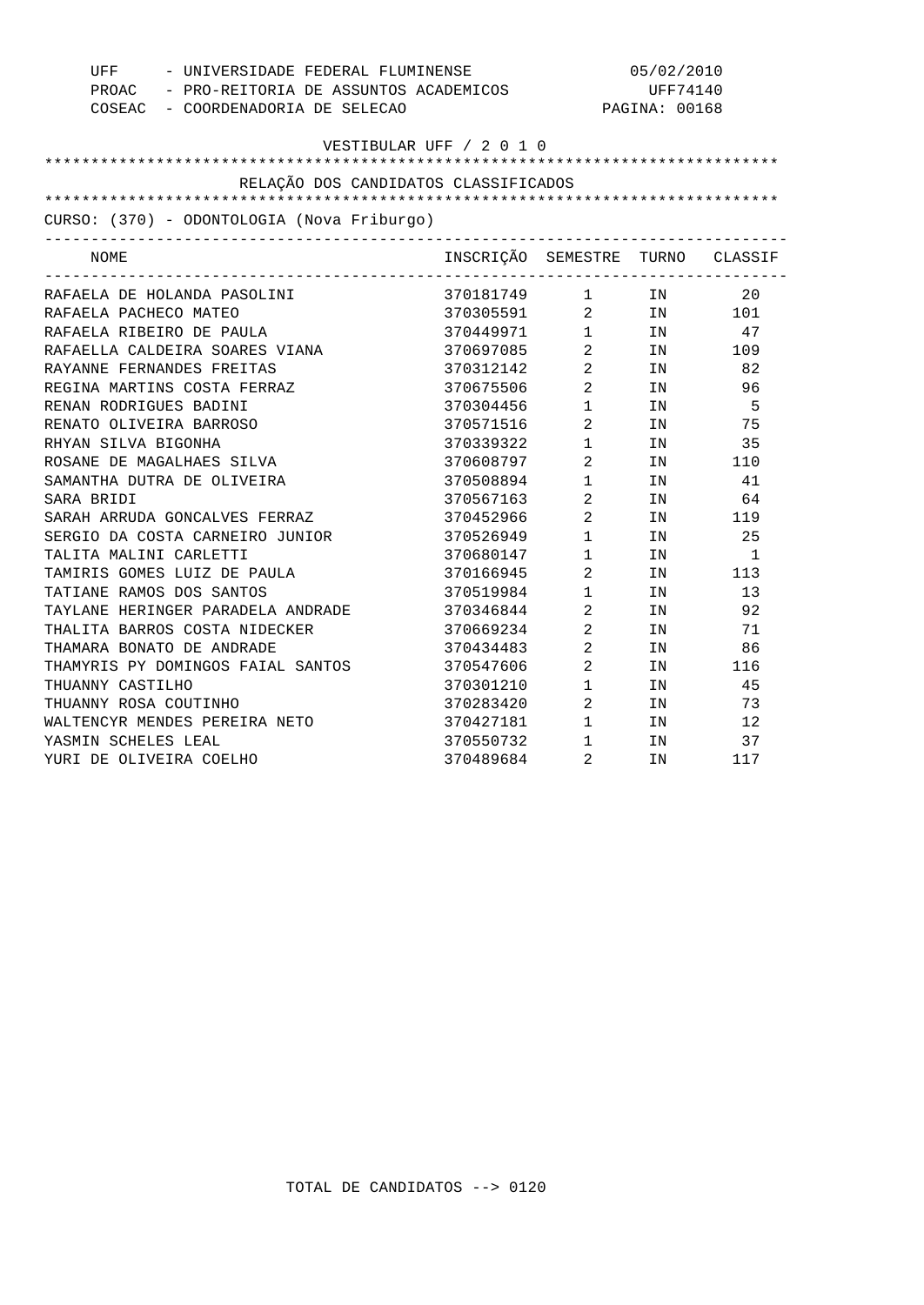UFF - UNIVERSIDADE FEDERAL FLUMINENSE 05/02/2010
PROAC - PRO-REITORIA DE ASSUNTOS ACADEMICOS UFF74140
COSEAC - COORDENADORIA DE SELECAO PAGINA: 00168

VESTIBULAR UFF / 2 0 1 0

RELAÇÃO DOS CANDIDATOS CLASSIFICADOS

CURSO: (370) - ODONTOLOGIA (Nova Friburgo)

| NOME | INSCRIÇÃO | SEMESTRE | TURNO | CLASSIF |
|---|---|---|---|---|
| RAFAELA DE HOLANDA PASOLINI | 370181749 | 1 | IN | 20 |
| RAFAELA PACHECO MATEO | 370305591 | 2 | IN | 101 |
| RAFAELA RIBEIRO DE PAULA | 370449971 | 1 | IN | 47 |
| RAFAELLA CALDEIRA SOARES VIANA | 370697085 | 2 | IN | 109 |
| RAYANNE FERNANDES FREITAS | 370312142 | 2 | IN | 82 |
| REGINA MARTINS COSTA FERRAZ | 370675506 | 2 | IN | 96 |
| RENAN RODRIGUES BADINI | 370304456 | 1 | IN | 5 |
| RENATO OLIVEIRA BARROSO | 370571516 | 2 | IN | 75 |
| RHYAN SILVA BIGONHA | 370339322 | 1 | IN | 35 |
| ROSANE DE MAGALHAES SILVA | 370608797 | 2 | IN | 110 |
| SAMANTHA DUTRA DE OLIVEIRA | 370508894 | 1 | IN | 41 |
| SARA BRIDI | 370567163 | 2 | IN | 64 |
| SARAH ARRUDA GONCALVES FERRAZ | 370452966 | 2 | IN | 119 |
| SERGIO DA COSTA CARNEIRO JUNIOR | 370526949 | 1 | IN | 25 |
| TALITA MALINI CARLETTI | 370680147 | 1 | IN | 1 |
| TAMIRIS GOMES LUIZ DE PAULA | 370166945 | 2 | IN | 113 |
| TATIANE RAMOS DOS SANTOS | 370519984 | 1 | IN | 13 |
| TAYLANE HERINGER PARADELA ANDRADE | 370346844 | 2 | IN | 92 |
| THALITA BARROS COSTA NIDECKER | 370669234 | 2 | IN | 71 |
| THAMARA BONATO DE ANDRADE | 370434483 | 2 | IN | 86 |
| THAMYRIS PY DOMINGOS FAIAL SANTOS | 370547606 | 2 | IN | 116 |
| THUANNY CASTILHO | 370301210 | 1 | IN | 45 |
| THUANNY ROSA COUTINHO | 370283420 | 2 | IN | 73 |
| WALTENCYR MENDES PEREIRA NETO | 370427181 | 1 | IN | 12 |
| YASMIN SCHELES LEAL | 370550732 | 1 | IN | 37 |
| YURI DE OLIVEIRA COELHO | 370489684 | 2 | IN | 117 |

TOTAL DE CANDIDATOS --> 0120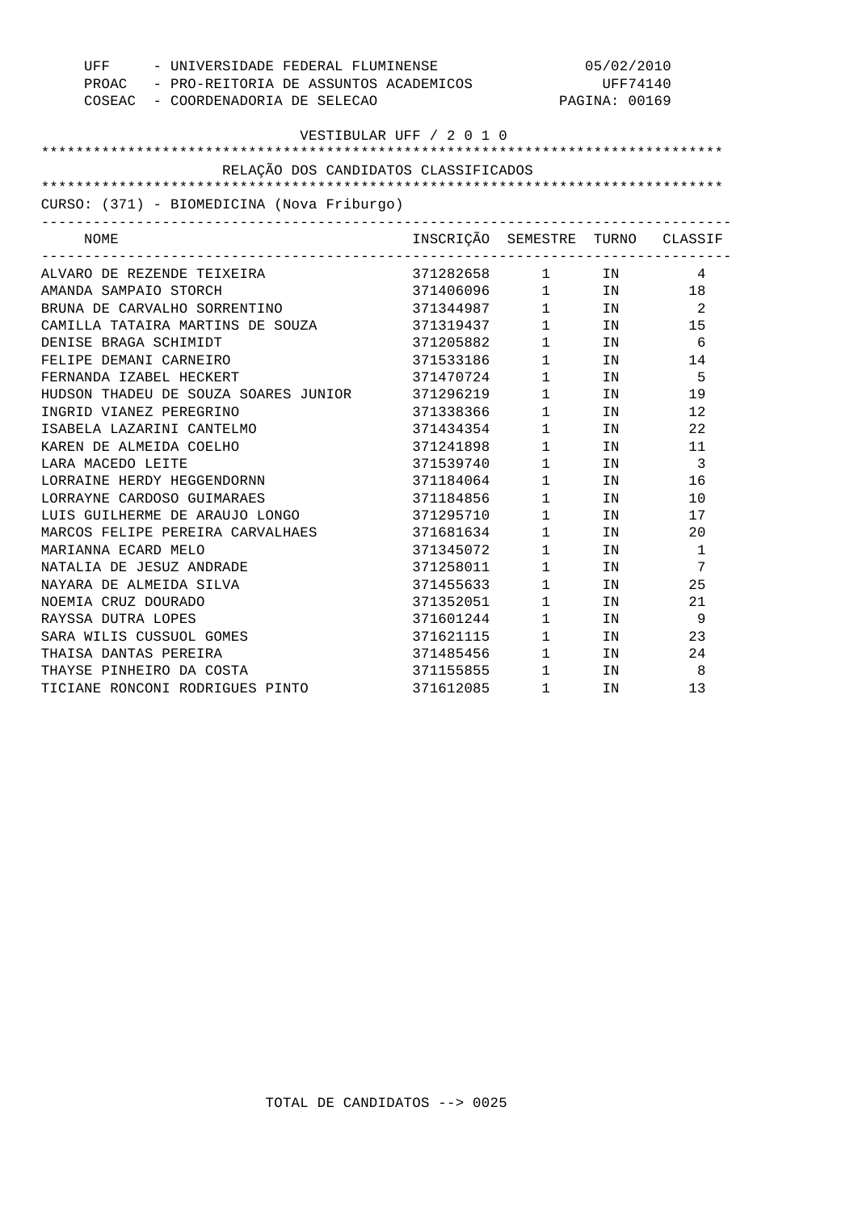UFF - UNIVERSIDADE FEDERAL FLUMINENSE 05/02/2010
PROAC - PRO-REITORIA DE ASSUNTOS ACADEMICOS UFF74140
COSEAC - COORDENADORIA DE SELECAO

VESTIBULAR UFF / 2 0 1 0

RELAÇÃO DOS CANDIDATOS CLASSIFICADOS

CURSO: (371) - BIOMEDICINA (Nova Friburgo)

| NOME | INSCRIÇÃO | SEMESTRE | TURNO | CLASSIF |
|---|---|---|---|---|
| ALVARO DE REZENDE TEIXEIRA | 371282658 | 1 | IN | 4 |
| AMANDA SAMPAIO STORCH | 371406096 | 1 | IN | 18 |
| BRUNA DE CARVALHO SORRENTINO | 371344987 | 1 | IN | 2 |
| CAMILLA TATAIRA MARTINS DE SOUZA | 371319437 | 1 | IN | 15 |
| DENISE BRAGA SCHIMIDT | 371205882 | 1 | IN | 6 |
| FELIPE DEMANI CARNEIRO | 371533186 | 1 | IN | 14 |
| FERNANDA IZABEL HECKERT | 371470724 | 1 | IN | 5 |
| HUDSON THADEU DE SOUZA SOARES JUNIOR | 371296219 | 1 | IN | 19 |
| INGRID VIANEZ PEREGRINO | 371338366 | 1 | IN | 12 |
| ISABELA LAZARINI CANTELMO | 371434354 | 1 | IN | 22 |
| KAREN DE ALMEIDA COELHO | 371241898 | 1 | IN | 11 |
| LARA MACEDO LEITE | 371539740 | 1 | IN | 3 |
| LORRAINE HERDY HEGGENDORNN | 371184064 | 1 | IN | 16 |
| LORRAYNE CARDOSO GUIMARAES | 371184856 | 1 | IN | 10 |
| LUIS GUILHERME DE ARAUJO LONGO | 371295710 | 1 | IN | 17 |
| MARCOS FELIPE PEREIRA CARVALHAES | 371681634 | 1 | IN | 20 |
| MARIANNA ECARD MELO | 371345072 | 1 | IN | 1 |
| NATALIA DE JESUZ ANDRADE | 371258011 | 1 | IN | 7 |
| NAYARA DE ALMEIDA SILVA | 371455633 | 1 | IN | 25 |
| NOEMIA CRUZ DOURADO | 371352051 | 1 | IN | 21 |
| RAYSSA DUTRA LOPES | 371601244 | 1 | IN | 9 |
| SARA WILIS CUSSUOL GOMES | 371621115 | 1 | IN | 23 |
| THAISA DANTAS PEREIRA | 371485456 | 1 | IN | 24 |
| THAYSE PINHEIRO DA COSTA | 371155855 | 1 | IN | 8 |
| TICIANE RONCONI RODRIGUES PINTO | 371612085 | 1 | IN | 13 |

TOTAL DE CANDIDATOS --> 0025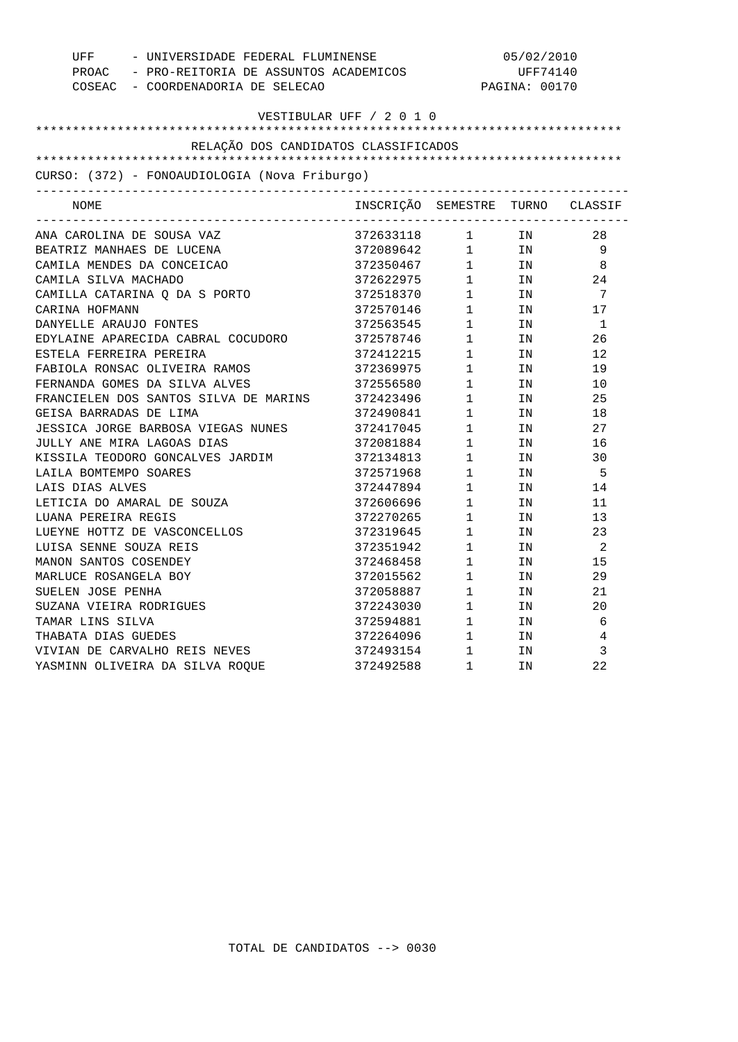UFF - UNIVERSIDADE FEDERAL FLUMINENSE
PROAC - PRO-REITORIA DE ASSUNTOS ACADEMICOS
COSEAC - COORDENADORIA DE SELECAO

05/02/2010
UFF74140
PAGINA: 00170

VESTIBULAR UFF / 2 0 1 0

RELAÇÃO DOS CANDIDATOS CLASSIFICADOS

CURSO: (372) - FONOAUDIOLOGIA (Nova Friburgo)

| NOME | INSCRIÇÃO | SEMESTRE | TURNO | CLASSIF |
|---|---|---|---|---|
| ANA CAROLINA DE SOUSA VAZ | 372633118 | 1 | IN | 28 |
| BEATRIZ MANHAES DE LUCENA | 372089642 | 1 | IN | 9 |
| CAMILA MENDES DA CONCEICAO | 372350467 | 1 | IN | 8 |
| CAMILA SILVA MACHADO | 372622975 | 1 | IN | 24 |
| CAMILLA CATARINA Q DA S PORTO | 372518370 | 1 | IN | 7 |
| CARINA HOFMANN | 372570146 | 1 | IN | 17 |
| DANYELLE ARAUJO FONTES | 372563545 | 1 | IN | 1 |
| EDYLAINE APARECIDA CABRAL COCUDORO | 372578746 | 1 | IN | 26 |
| ESTELA FERREIRA PEREIRA | 372412215 | 1 | IN | 12 |
| FABIOLA RONSAC OLIVEIRA RAMOS | 372369975 | 1 | IN | 19 |
| FERNANDA GOMES DA SILVA ALVES | 372556580 | 1 | IN | 10 |
| FRANCIELEN DOS SANTOS SILVA DE MARINS | 372423496 | 1 | IN | 25 |
| GEISA BARRADAS DE LIMA | 372490841 | 1 | IN | 18 |
| JESSICA JORGE BARBOSA VIEGAS NUNES | 372417045 | 1 | IN | 27 |
| JULLY ANE MIRA LAGOAS DIAS | 372081884 | 1 | IN | 16 |
| KISSILA TEODORO GONCALVES JARDIM | 372134813 | 1 | IN | 30 |
| LAILA BOMTEMPO SOARES | 372571968 | 1 | IN | 5 |
| LAIS DIAS ALVES | 372447894 | 1 | IN | 14 |
| LETICIA DO AMARAL DE SOUZA | 372606696 | 1 | IN | 11 |
| LUANA PEREIRA REGIS | 372270265 | 1 | IN | 13 |
| LUEYNE HOTTZ DE VASCONCELLOS | 372319645 | 1 | IN | 23 |
| LUISA SENNE SOUZA REIS | 372351942 | 1 | IN | 2 |
| MANON SANTOS COSENDEY | 372468458 | 1 | IN | 15 |
| MARLUCE ROSANGELA BOY | 372015562 | 1 | IN | 29 |
| SUELEN JOSE PENHA | 372058887 | 1 | IN | 21 |
| SUZANA VIEIRA RODRIGUES | 372243030 | 1 | IN | 20 |
| TAMAR LINS SILVA | 372594881 | 1 | IN | 6 |
| THABATA DIAS GUEDES | 372264096 | 1 | IN | 4 |
| VIVIAN DE CARVALHO REIS NEVES | 372493154 | 1 | IN | 3 |
| YASMINN OLIVEIRA DA SILVA ROQUE | 372492588 | 1 | IN | 22 |

TOTAL DE CANDIDATOS --> 0030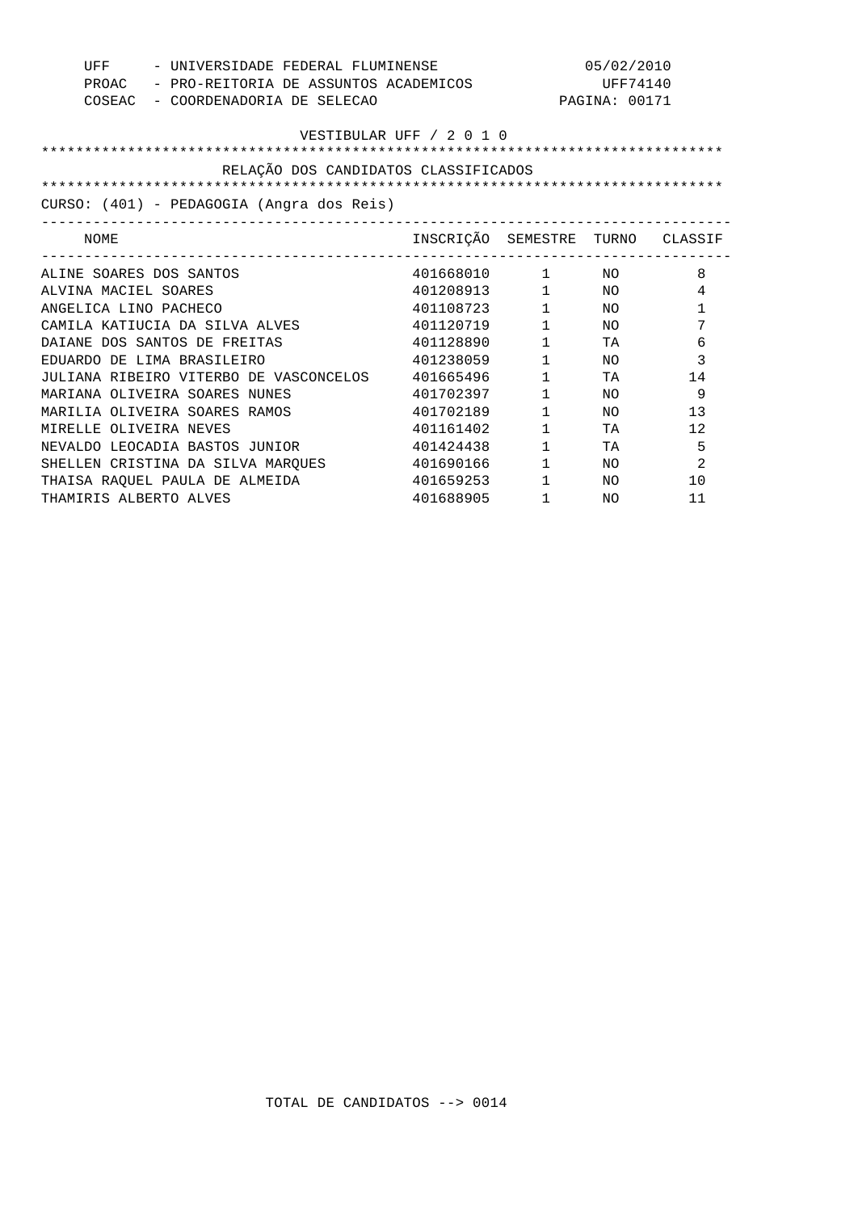UFF - UNIVERSIDADE FEDERAL FLUMINENSE 05/02/2010
PROAC - PRO-REITORIA DE ASSUNTOS ACADEMICOS UFF74140
COSEAC - COORDENADORIA DE SELECAO PAGINA: 00171

VESTIBULAR UFF / 2 0 1 0

RELAÇÃO DOS CANDIDATOS CLASSIFICADOS

CURSO: (401) - PEDAGOGIA (Angra dos Reis)

| NOME | INSCRIÇÃO | SEMESTRE | TURNO | CLASSIF |
|---|---|---|---|---|
| ALINE SOARES DOS SANTOS | 401668010 | 1 | NO | 8 |
| ALVINA MACIEL SOARES | 401208913 | 1 | NO | 4 |
| ANGELICA LINO PACHECO | 401108723 | 1 | NO | 1 |
| CAMILA KATIUCIA DA SILVA ALVES | 401120719 | 1 | NO | 7 |
| DAIANE DOS SANTOS DE FREITAS | 401128890 | 1 | TA | 6 |
| EDUARDO DE LIMA BRASILEIRO | 401238059 | 1 | NO | 3 |
| JULIANA RIBEIRO VITERBO DE VASCONCELOS | 401665496 | 1 | TA | 14 |
| MARIANA OLIVEIRA SOARES NUNES | 401702397 | 1 | NO | 9 |
| MARILIA OLIVEIRA SOARES RAMOS | 401702189 | 1 | NO | 13 |
| MIRELLE OLIVEIRA NEVES | 401161402 | 1 | TA | 12 |
| NEVALDO LEOCADIA BASTOS JUNIOR | 401424438 | 1 | TA | 5 |
| SHELLEN CRISTINA DA SILVA MARQUES | 401690166 | 1 | NO | 2 |
| THAISA RAQUEL PAULA DE ALMEIDA | 401659253 | 1 | NO | 10 |
| THAMIRIS ALBERTO ALVES | 401688905 | 1 | NO | 11 |

TOTAL DE CANDIDATOS --> 0014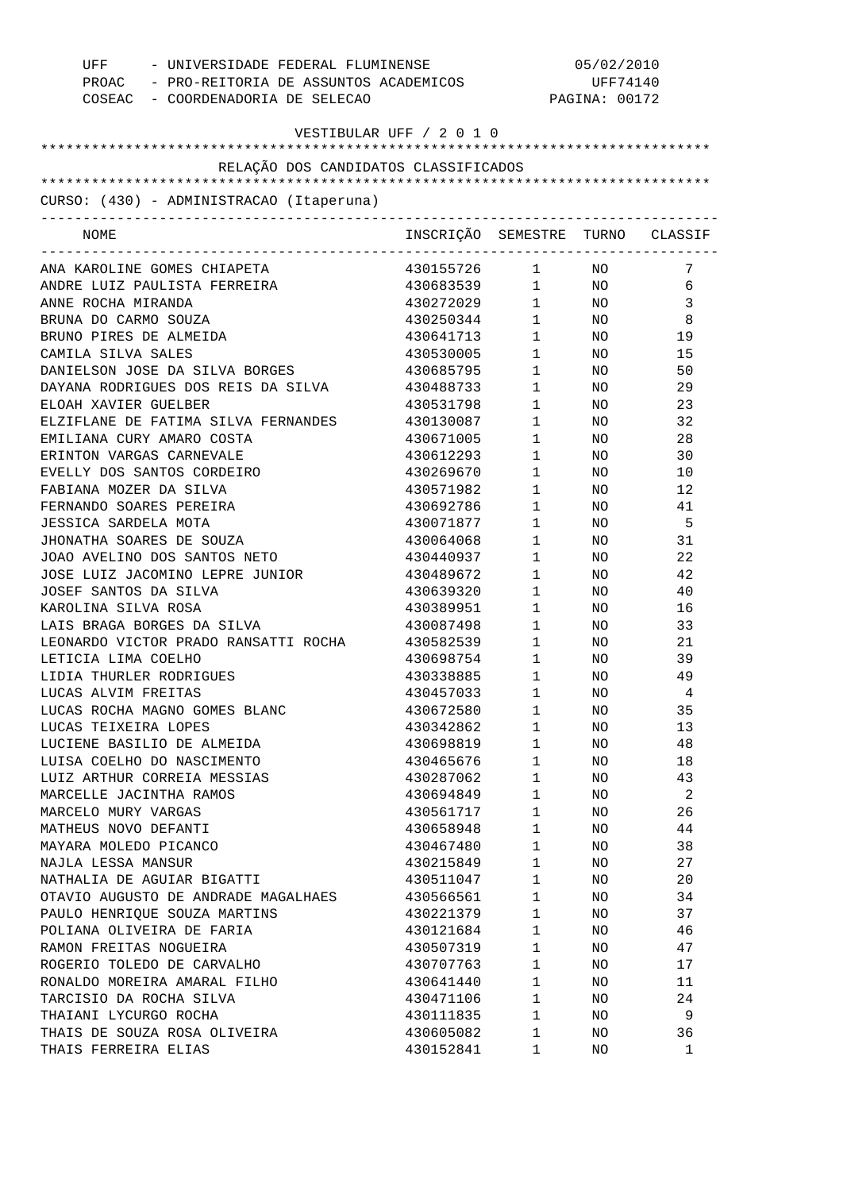UFF - UNIVERSIDADE FEDERAL FLUMINENSE 05/02/2010
PROAC - PRO-REITORIA DE ASSUNTOS ACADEMICOS UFF74140
COSEAC - COORDENADORIA DE SELECAO PAGINA: 00172

VESTIBULAR UFF / 2 0 1 0

RELAÇÃO DOS CANDIDATOS CLASSIFICADOS

CURSO: (430) - ADMINISTRACAO (Itaperuna)

| NOME | INSCRIÇÃO | SEMESTRE | TURNO | CLASSIF |
|---|---|---|---|---|
| ANA KAROLINE GOMES CHIAPETA | 430155726 | 1 | NO | 7 |
| ANDRE LUIZ PAULISTA FERREIRA | 430683539 | 1 | NO | 6 |
| ANNE ROCHA MIRANDA | 430272029 | 1 | NO | 3 |
| BRUNA DO CARMO SOUZA | 430250344 | 1 | NO | 8 |
| BRUNO PIRES DE ALMEIDA | 430641713 | 1 | NO | 19 |
| CAMILA SILVA SALES | 430530005 | 1 | NO | 15 |
| DANIELSON JOSE DA SILVA BORGES | 430685795 | 1 | NO | 50 |
| DAYANA RODRIGUES DOS REIS DA SILVA | 430488733 | 1 | NO | 29 |
| ELOAH XAVIER GUELBER | 430531798 | 1 | NO | 23 |
| ELZIFLANE DE FATIMA SILVA FERNANDES | 430130087 | 1 | NO | 32 |
| EMILIANA CURY AMARO COSTA | 430671005 | 1 | NO | 28 |
| ERINTON VARGAS CARNEVALE | 430612293 | 1 | NO | 30 |
| EVELLY DOS SANTOS CORDEIRO | 430269670 | 1 | NO | 10 |
| FABIANA MOZER DA SILVA | 430571982 | 1 | NO | 12 |
| FERNANDO SOARES PEREIRA | 430692786 | 1 | NO | 41 |
| JESSICA SARDELA MOTA | 430071877 | 1 | NO | 5 |
| JHONATHA SOARES DE SOUZA | 430064068 | 1 | NO | 31 |
| JOAO AVELINO DOS SANTOS NETO | 430440937 | 1 | NO | 22 |
| JOSE LUIZ JACOMINO LEPRE JUNIOR | 430489672 | 1 | NO | 42 |
| JOSEF SANTOS DA SILVA | 430639320 | 1 | NO | 40 |
| KAROLINA SILVA ROSA | 430389951 | 1 | NO | 16 |
| LAIS BRAGA BORGES DA SILVA | 430087498 | 1 | NO | 33 |
| LEONARDO VICTOR PRADO RANSATTI ROCHA | 430582539 | 1 | NO | 21 |
| LETICIA LIMA COELHO | 430698754 | 1 | NO | 39 |
| LIDIA THURLER RODRIGUES | 430338885 | 1 | NO | 49 |
| LUCAS ALVIM FREITAS | 430457033 | 1 | NO | 4 |
| LUCAS ROCHA MAGNO GOMES BLANC | 430672580 | 1 | NO | 35 |
| LUCAS TEIXEIRA LOPES | 430342862 | 1 | NO | 13 |
| LUCIENE BASILIO DE ALMEIDA | 430698819 | 1 | NO | 48 |
| LUISA COELHO DO NASCIMENTO | 430465676 | 1 | NO | 18 |
| LUIZ ARTHUR CORREIA MESSIAS | 430287062 | 1 | NO | 43 |
| MARCELLE JACINTHA RAMOS | 430694849 | 1 | NO | 2 |
| MARCELO MURY VARGAS | 430561717 | 1 | NO | 26 |
| MATHEUS NOVO DEFANTI | 430658948 | 1 | NO | 44 |
| MAYARA MOLEDO PICANCO | 430467480 | 1 | NO | 38 |
| NAJLA LESSA MANSUR | 430215849 | 1 | NO | 27 |
| NATHALIA DE AGUIAR BIGATTI | 430511047 | 1 | NO | 20 |
| OTAVIO AUGUSTO DE ANDRADE MAGALHAES | 430566561 | 1 | NO | 34 |
| PAULO HENRIQUE SOUZA MARTINS | 430221379 | 1 | NO | 37 |
| POLIANA OLIVEIRA DE FARIA | 430121684 | 1 | NO | 46 |
| RAMON FREITAS NOGUEIRA | 430507319 | 1 | NO | 47 |
| ROGERIO TOLEDO DE CARVALHO | 430707763 | 1 | NO | 17 |
| RONALDO MOREIRA AMARAL FILHO | 430641440 | 1 | NO | 11 |
| TARCISIO DA ROCHA SILVA | 430471106 | 1 | NO | 24 |
| THAIANI LYCURGO ROCHA | 430111835 | 1 | NO | 9 |
| THAIS DE SOUZA ROSA OLIVEIRA | 430605082 | 1 | NO | 36 |
| THAIS FERREIRA ELIAS | 430152841 | 1 | NO | 1 |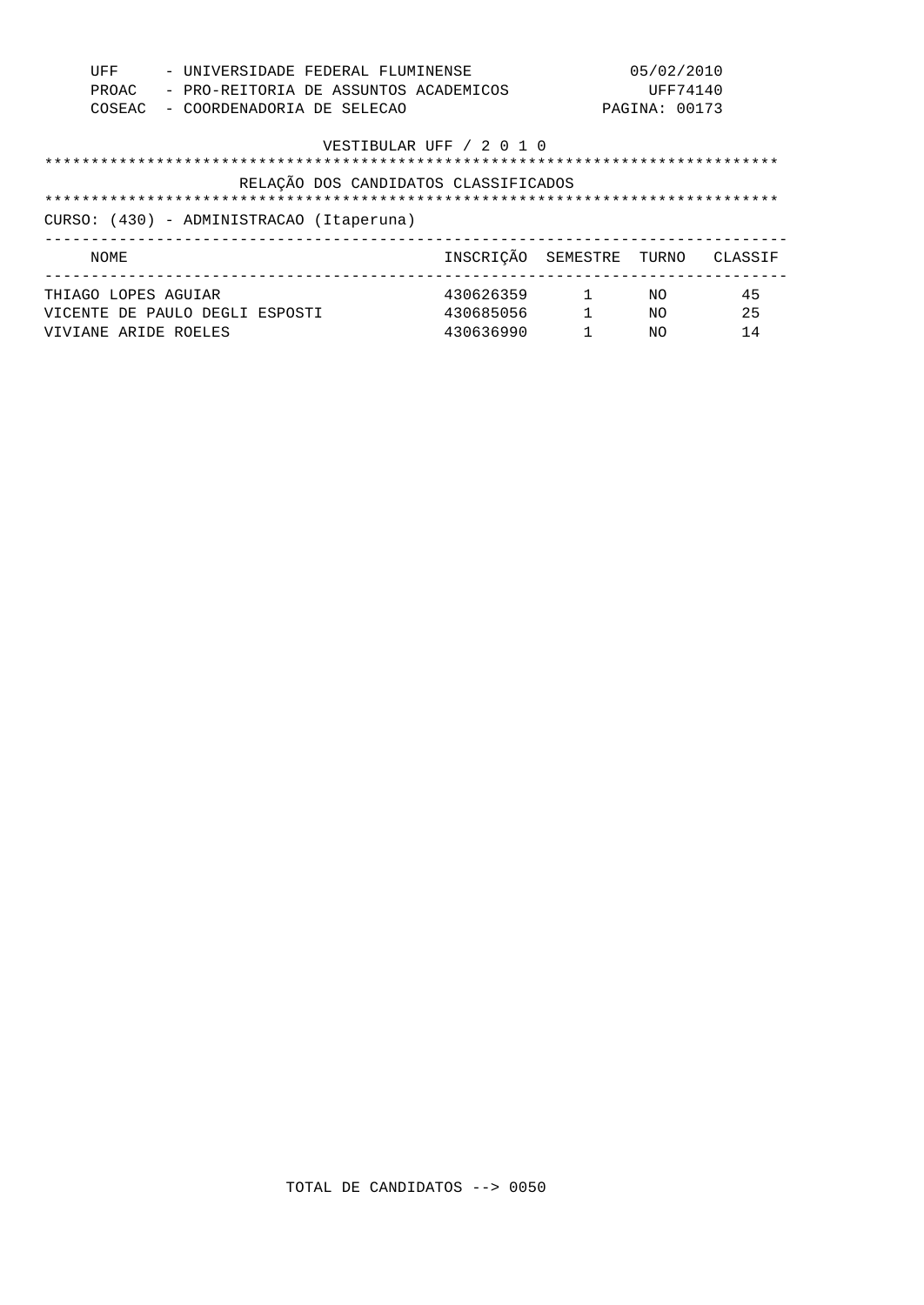UFF - UNIVERSIDADE FEDERAL FLUMINENSE 05/02/2010
PROAC - PRO-REITORIA DE ASSUNTOS ACADEMICOS UFF74140
COSEAC - COORDENADORIA DE SELECAO PAGINA: 00173

VESTIBULAR UFF / 2 0 1 0

RELAÇÃO DOS CANDIDATOS CLASSIFICADOS

CURSO: (430) - ADMINISTRACAO (Itaperuna)

| NOME | INSCRIÇÃO | SEMESTRE | TURNO | CLASSIF |
|---|---|---|---|---|
| THIAGO LOPES AGUIAR | 430626359 | 1 | NO | 45 |
| VICENTE DE PAULO DEGLI ESPOSTI | 430685056 | 1 | NO | 25 |
| VIVIANE ARIDE ROELES | 430636990 | 1 | NO | 14 |

TOTAL DE CANDIDATOS --> 0050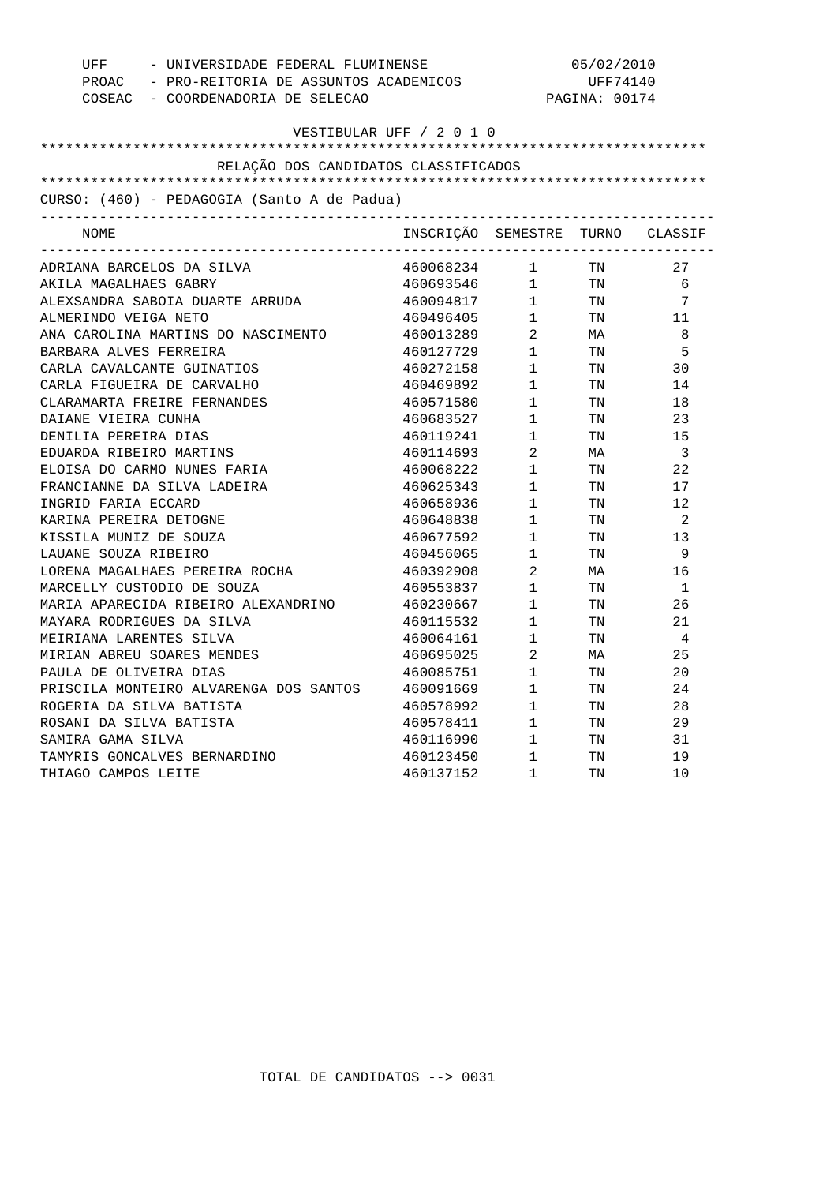UFF - UNIVERSIDADE FEDERAL FLUMINENSE 05/02/2010
PROAC - PRO-REITORIA DE ASSUNTOS ACADEMICOS UFF74140
COSEAC - COORDENADORIA DE SELECAO PAGINA: 00174

VESTIBULAR UFF / 2 0 1 0

## RELAÇÃO DOS CANDIDATOS CLASSIFICADOS

CURSO: (460) - PEDAGOGIA (Santo A de Padua)

| NOME | INSCRIÇÃO | SEMESTRE | TURNO | CLASSIF |
|---|---|---|---|---|
| ADRIANA BARCELOS DA SILVA | 460068234 | 1 | TN | 27 |
| AKILA MAGALHAES GABRY | 460693546 | 1 | TN | 6 |
| ALEXSANDRA SABOIA DUARTE ARRUDA | 460094817 | 1 | TN | 7 |
| ALMERINDO VEIGA NETO | 460496405 | 1 | TN | 11 |
| ANA CAROLINA MARTINS DO NASCIMENTO | 460013289 | 2 | MA | 8 |
| BARBARA ALVES FERREIRA | 460127729 | 1 | TN | 5 |
| CARLA CAVALCANTE GUINATIOS | 460272158 | 1 | TN | 30 |
| CARLA FIGUEIRA DE CARVALHO | 460469892 | 1 | TN | 14 |
| CLARAMARTA FREIRE FERNANDES | 460571580 | 1 | TN | 18 |
| DAIANE VIEIRA CUNHA | 460683527 | 1 | TN | 23 |
| DENILIA PEREIRA DIAS | 460119241 | 1 | TN | 15 |
| EDUARDA RIBEIRO MARTINS | 460114693 | 2 | MA | 3 |
| ELOISA DO CARMO NUNES FARIA | 460068222 | 1 | TN | 22 |
| FRANCIANNE DA SILVA LADEIRA | 460625343 | 1 | TN | 17 |
| INGRID FARIA ECCARD | 460658936 | 1 | TN | 12 |
| KARINA PEREIRA DETOGNE | 460648838 | 1 | TN | 2 |
| KISSILA MUNIZ DE SOUZA | 460677592 | 1 | TN | 13 |
| LAUANE SOUZA RIBEIRO | 460456065 | 1 | TN | 9 |
| LORENA MAGALHAES PEREIRA ROCHA | 460392908 | 2 | MA | 16 |
| MARCELLY CUSTODIO DE SOUZA | 460553837 | 1 | TN | 1 |
| MARIA APARECIDA RIBEIRO ALEXANDRINO | 460230667 | 1 | TN | 26 |
| MAYARA RODRIGUES DA SILVA | 460115532 | 1 | TN | 21 |
| MEIRIANA LARENTES SILVA | 460064161 | 1 | TN | 4 |
| MIRIAN ABREU SOARES MENDES | 460695025 | 2 | MA | 25 |
| PAULA DE OLIVEIRA DIAS | 460085751 | 1 | TN | 20 |
| PRISCILA MONTEIRO ALVARENGA DOS SANTOS | 460091669 | 1 | TN | 24 |
| ROGERIA DA SILVA BATISTA | 460578992 | 1 | TN | 28 |
| ROSANI DA SILVA BATISTA | 460578411 | 1 | TN | 29 |
| SAMIRA GAMA SILVA | 460116990 | 1 | TN | 31 |
| TAMYRIS GONCALVES BERNARDINO | 460123450 | 1 | TN | 19 |
| THIAGO CAMPOS LEITE | 460137152 | 1 | TN | 10 |

TOTAL DE CANDIDATOS --> 0031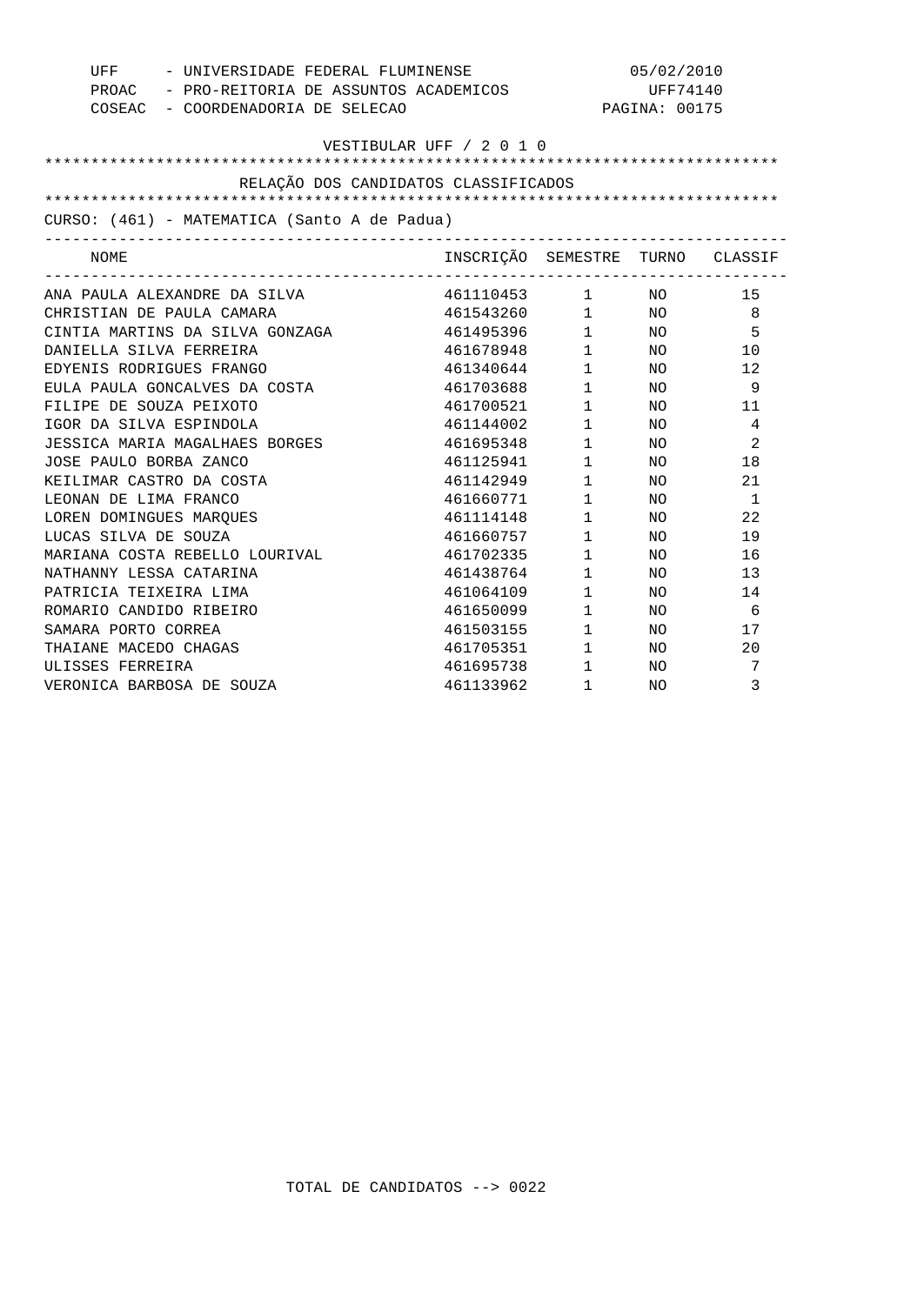UFF - UNIVERSIDADE FEDERAL FLUMINENSE 05/02/2010
PROAC - PRO-REITORIA DE ASSUNTOS ACADEMICOS UFF74140
COSEAC - COORDENADORIA DE SELECAO

VESTIBULAR UFF / 2 0 1 0

RELAÇÃO DOS CANDIDATOS CLASSIFICADOS

CURSO: (461) - MATEMATICA (Santo A de Padua)

| NOME | INSCRIÇÃO | SEMESTRE | TURNO | CLASSIF |
|---|---|---|---|---|
| ANA PAULA ALEXANDRE DA SILVA | 461110453 | 1 | NO | 15 |
| CHRISTIAN DE PAULA CAMARA | 461543260 | 1 | NO | 8 |
| CINTIA MARTINS DA SILVA GONZAGA | 461495396 | 1 | NO | 5 |
| DANIELLA SILVA FERREIRA | 461678948 | 1 | NO | 10 |
| EDYENIS RODRIGUES FRANGO | 461340644 | 1 | NO | 12 |
| EULA PAULA GONCALVES DA COSTA | 461703688 | 1 | NO | 9 |
| FILIPE DE SOUZA PEIXOTO | 461700521 | 1 | NO | 11 |
| IGOR DA SILVA ESPINDOLA | 461144002 | 1 | NO | 4 |
| JESSICA MARIA MAGALHAES BORGES | 461695348 | 1 | NO | 2 |
| JOSE PAULO BORBA ZANCO | 461125941 | 1 | NO | 18 |
| KEILIMAR CASTRO DA COSTA | 461142949 | 1 | NO | 21 |
| LEONAN DE LIMA FRANCO | 461660771 | 1 | NO | 1 |
| LOREN DOMINGUES MARQUES | 461114148 | 1 | NO | 22 |
| LUCAS SILVA DE SOUZA | 461660757 | 1 | NO | 19 |
| MARIANA COSTA REBELLO LOURIVAL | 461702335 | 1 | NO | 16 |
| NATHANNY LESSA CATARINA | 461438764 | 1 | NO | 13 |
| PATRICIA TEIXEIRA LIMA | 461064109 | 1 | NO | 14 |
| ROMARIO CANDIDO RIBEIRO | 461650099 | 1 | NO | 6 |
| SAMARA PORTO CORREA | 461503155 | 1 | NO | 17 |
| THAIANE MACEDO CHAGAS | 461705351 | 1 | NO | 20 |
| ULISSES FERREIRA | 461695738 | 1 | NO | 7 |
| VERONICA BARBOSA DE SOUZA | 461133962 | 1 | NO | 3 |

TOTAL DE CANDIDATOS --> 0022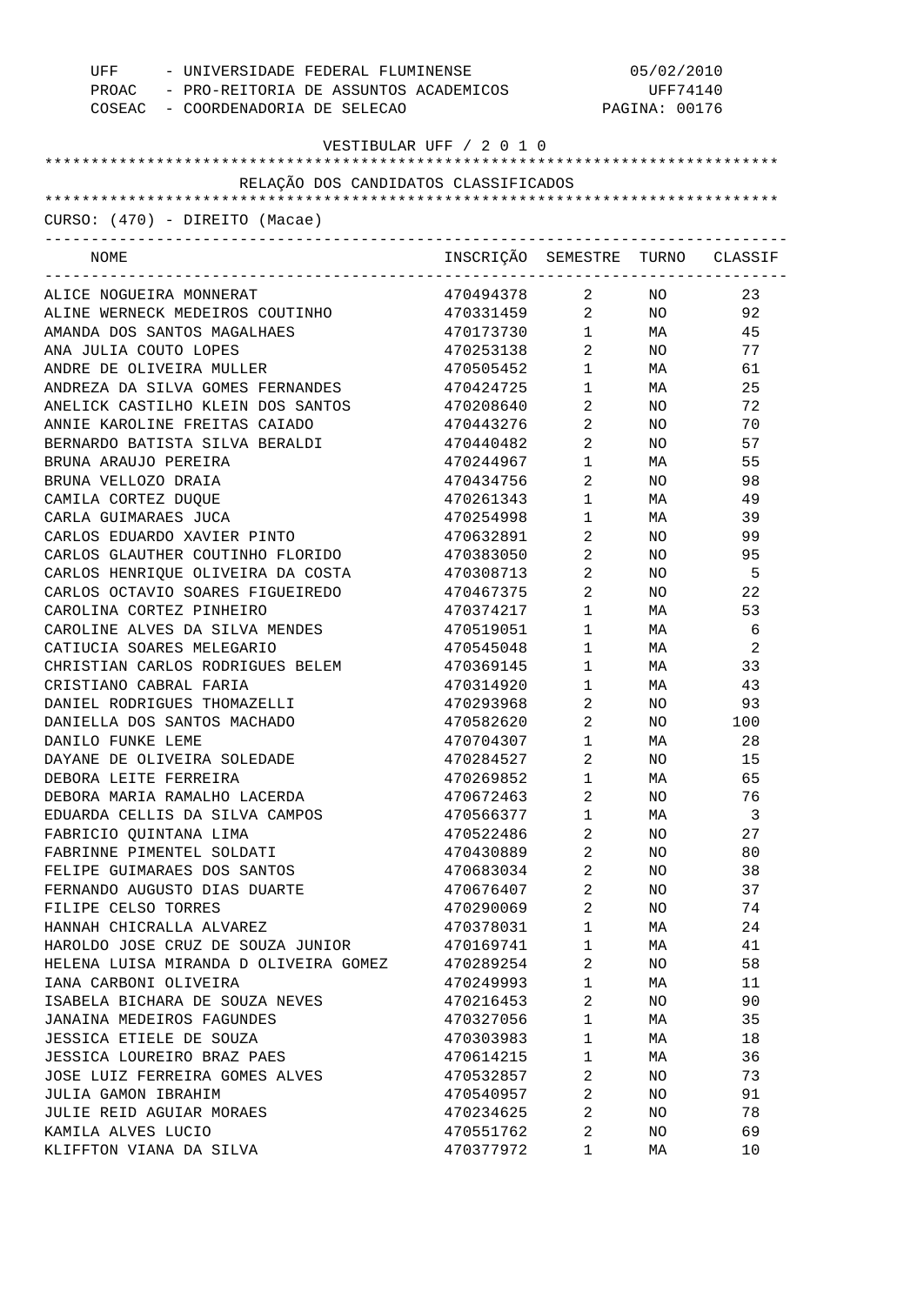UFF - UNIVERSIDADE FEDERAL FLUMINENSE 05/02/2010
PROAC - PRO-REITORIA DE ASSUNTOS ACADEMICOS UFF74140
COSEAC - COORDENADORIA DE SELECAO

VESTIBULAR UFF / 2 0 1 0

RELAÇÃO DOS CANDIDATOS CLASSIFICADOS

CURSO: (470) - DIREITO (Macae)

| NOME | INSCRIÇÃO | SEMESTRE | TURNO | CLASSIF |
|---|---|---|---|---|
| ALICE NOGUEIRA MONNERAT | 470494378 | 2 | NO | 23 |
| ALINE WERNECK MEDEIROS COUTINHO | 470331459 | 2 | NO | 92 |
| AMANDA DOS SANTOS MAGALHAES | 470173730 | 1 | MA | 45 |
| ANA JULIA COUTO LOPES | 470253138 | 2 | NO | 77 |
| ANDRE DE OLIVEIRA MULLER | 470505452 | 1 | MA | 61 |
| ANDREZA DA SILVA GOMES FERNANDES | 470424725 | 1 | MA | 25 |
| ANELICK CASTILHO KLEIN DOS SANTOS | 470208640 | 2 | NO | 72 |
| ANNIE KAROLINE FREITAS CAIADO | 470443276 | 2 | NO | 70 |
| BERNARDO BATISTA SILVA BERALDI | 470440482 | 2 | NO | 57 |
| BRUNA ARAUJO PEREIRA | 470244967 | 1 | MA | 55 |
| BRUNA VELLOZO DRAIA | 470434756 | 2 | NO | 98 |
| CAMILA CORTEZ DUQUE | 470261343 | 1 | MA | 49 |
| CARLA GUIMARAES JUCA | 470254998 | 1 | MA | 39 |
| CARLOS EDUARDO XAVIER PINTO | 470632891 | 2 | NO | 99 |
| CARLOS GLAUTHER COUTINHO FLORIDO | 470383050 | 2 | NO | 95 |
| CARLOS HENRIQUE OLIVEIRA DA COSTA | 470308713 | 2 | NO | 5 |
| CARLOS OCTAVIO SOARES FIGUEIREDO | 470467375 | 2 | NO | 22 |
| CAROLINA CORTEZ PINHEIRO | 470374217 | 1 | MA | 53 |
| CAROLINE ALVES DA SILVA MENDES | 470519051 | 1 | MA | 6 |
| CATIUCIA SOARES MELEGARIO | 470545048 | 1 | MA | 2 |
| CHRISTIAN CARLOS RODRIGUES BELEM | 470369145 | 1 | MA | 33 |
| CRISTIANO CABRAL FARIA | 470314920 | 1 | MA | 43 |
| DANIEL RODRIGUES THOMAZELLI | 470293968 | 2 | NO | 93 |
| DANIELLA DOS SANTOS MACHADO | 470582620 | 2 | NO | 100 |
| DANILO FUNKE LEME | 470704307 | 1 | MA | 28 |
| DAYANE DE OLIVEIRA SOLEDADE | 470284527 | 2 | NO | 15 |
| DEBORA LEITE FERREIRA | 470269852 | 1 | MA | 65 |
| DEBORA MARIA RAMALHO LACERDA | 470672463 | 2 | NO | 76 |
| EDUARDA CELLIS DA SILVA CAMPOS | 470566377 | 1 | MA | 3 |
| FABRICIO QUINTANA LIMA | 470522486 | 2 | NO | 27 |
| FABRINNE PIMENTEL SOLDATI | 470430889 | 2 | NO | 80 |
| FELIPE GUIMARAES DOS SANTOS | 470683034 | 2 | NO | 38 |
| FERNANDO AUGUSTO DIAS DUARTE | 470676407 | 2 | NO | 37 |
| FILIPE CELSO TORRES | 470290069 | 2 | NO | 74 |
| HANNAH CHICRALLA ALVAREZ | 470378031 | 1 | MA | 24 |
| HAROLDO JOSE CRUZ DE SOUZA JUNIOR | 470169741 | 1 | MA | 41 |
| HELENA LUISA MIRANDA D OLIVEIRA GOMEZ | 470289254 | 2 | NO | 58 |
| IANA CARBONI OLIVEIRA | 470249993 | 1 | MA | 11 |
| ISABELA BICHARA DE SOUZA NEVES | 470216453 | 2 | NO | 90 |
| JANAINA MEDEIROS FAGUNDES | 470327056 | 1 | MA | 35 |
| JESSICA ETIELE DE SOUZA | 470303983 | 1 | MA | 18 |
| JESSICA LOUREIRO BRAZ PAES | 470614215 | 1 | MA | 36 |
| JOSE LUIZ FERREIRA GOMES ALVES | 470532857 | 2 | NO | 73 |
| JULIA GAMON IBRAHIM | 470540957 | 2 | NO | 91 |
| JULIE REID AGUIAR MORAES | 470234625 | 2 | NO | 78 |
| KAMILA ALVES LUCIO | 470551762 | 2 | NO | 69 |
| KLIFFTON VIANA DA SILVA | 470377972 | 1 | MA | 10 |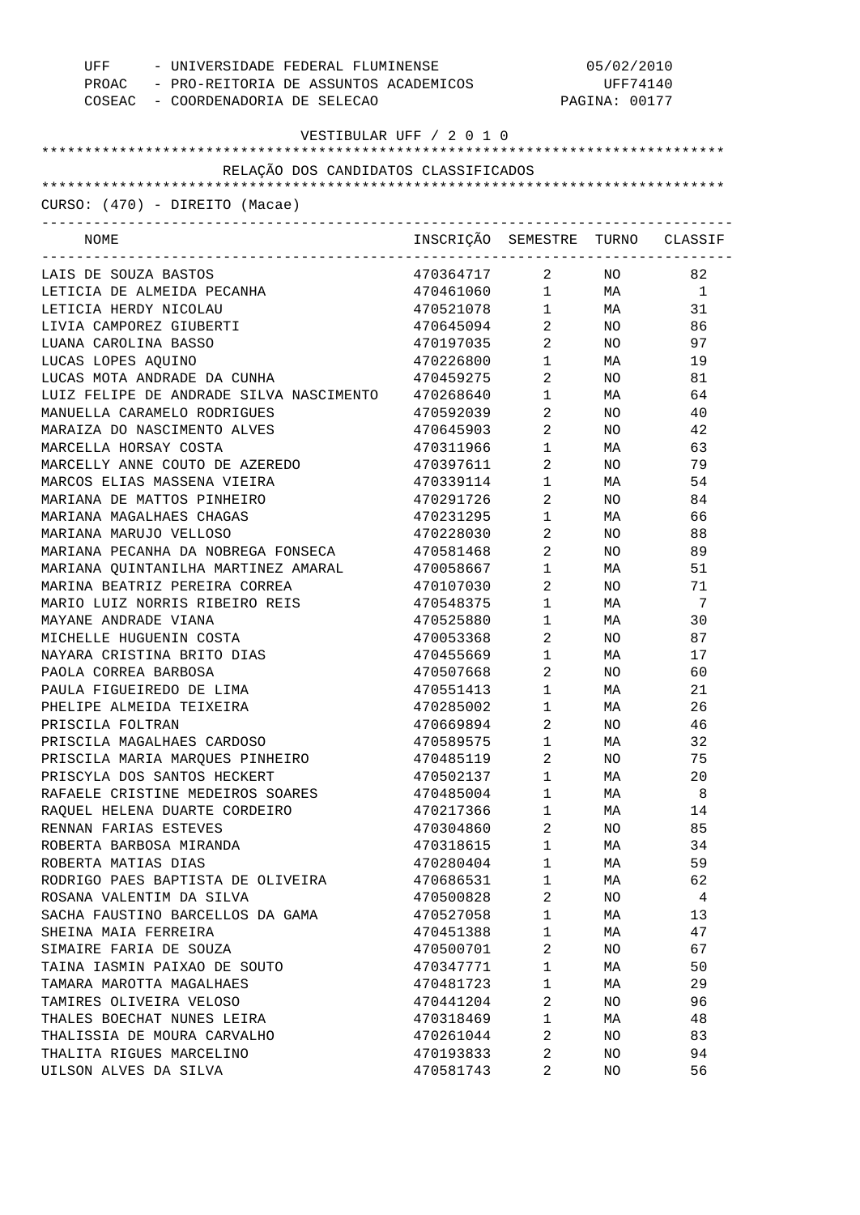UFF - UNIVERSIDADE FEDERAL FLUMINENSE
PROAC - PRO-REITORIA DE ASSUNTOS ACADEMICOS
COSEAC - COORDENADORIA DE SELECAO

05/02/2010
UFF74140

VESTIBULAR UFF / 2 0 1 0

## RELAÇÃO DOS CANDIDATOS CLASSIFICADOS

CURSO: (470) - DIREITO (Macae)

| NOME | INSCRIÇÃO | SEMESTRE | TURNO | CLASSIF |
|---|---|---|---|---|
| LAIS DE SOUZA BASTOS | 470364717 | 2 | NO | 82 |
| LETICIA DE ALMEIDA PECANHA | 470461060 | 1 | MA | 1 |
| LETICIA HERDY NICOLAU | 470521078 | 1 | MA | 31 |
| LIVIA CAMPOREZ GIUBERTI | 470645094 | 2 | NO | 86 |
| LUANA CAROLINA BASSO | 470197035 | 2 | NO | 97 |
| LUCAS LOPES AQUINO | 470226800 | 1 | MA | 19 |
| LUCAS MOTA ANDRADE DA CUNHA | 470459275 | 2 | NO | 81 |
| LUIZ FELIPE DE ANDRADE SILVA NASCIMENTO | 470268640 | 1 | MA | 64 |
| MANUELLA CARAMELO RODRIGUES | 470592039 | 2 | NO | 40 |
| MARAIZA DO NASCIMENTO ALVES | 470645903 | 2 | NO | 42 |
| MARCELLA HORSAY COSTA | 470311966 | 1 | MA | 63 |
| MARCELLY ANNE COUTO DE AZEREDO | 470397611 | 2 | NO | 79 |
| MARCOS ELIAS MASSENA VIEIRA | 470339114 | 1 | MA | 54 |
| MARIANA DE MATTOS PINHEIRO | 470291726 | 2 | NO | 84 |
| MARIANA MAGALHAES CHAGAS | 470231295 | 1 | MA | 66 |
| MARIANA MARUJO VELLOSO | 470228030 | 2 | NO | 88 |
| MARIANA PECANHA DA NOBREGA FONSECA | 470581468 | 2 | NO | 89 |
| MARIANA QUINTANILHA MARTINEZ AMARAL | 470058667 | 1 | MA | 51 |
| MARINA BEATRIZ PEREIRA CORREA | 470107030 | 2 | NO | 71 |
| MARIO LUIZ NORRIS RIBEIRO REIS | 470548375 | 1 | MA | 7 |
| MAYANE ANDRADE VIANA | 470525880 | 1 | MA | 30 |
| MICHELLE HUGUENIN COSTA | 470053368 | 2 | NO | 87 |
| NAYARA CRISTINA BRITO DIAS | 470455669 | 1 | MA | 17 |
| PAOLA CORREA BARBOSA | 470507668 | 2 | NO | 60 |
| PAULA FIGUEIREDO DE LIMA | 470551413 | 1 | MA | 21 |
| PHELIPE ALMEIDA TEIXEIRA | 470285002 | 1 | MA | 26 |
| PRISCILA FOLTRAN | 470669894 | 2 | NO | 46 |
| PRISCILA MAGALHAES CARDOSO | 470589575 | 1 | MA | 32 |
| PRISCILA MARIA MARQUES PINHEIRO | 470485119 | 2 | NO | 75 |
| PRISCYLA DOS SANTOS HECKERT | 470502137 | 1 | MA | 20 |
| RAFAELE CRISTINE MEDEIROS SOARES | 470485004 | 1 | MA | 8 |
| RAQUEL HELENA DUARTE CORDEIRO | 470217366 | 1 | MA | 14 |
| RENNAN FARIAS ESTEVES | 470304860 | 2 | NO | 85 |
| ROBERTA BARBOSA MIRANDA | 470318615 | 1 | MA | 34 |
| ROBERTA MATIAS DIAS | 470280404 | 1 | MA | 59 |
| RODRIGO PAES BAPTISTA DE OLIVEIRA | 470686531 | 1 | MA | 62 |
| ROSANA VALENTIM DA SILVA | 470500828 | 2 | NO | 4 |
| SACHA FAUSTINO BARCELLOS DA GAMA | 470527058 | 1 | MA | 13 |
| SHEINA MAIA FERREIRA | 470451388 | 1 | MA | 47 |
| SIMAIRE FARIA DE SOUZA | 470500701 | 2 | NO | 67 |
| TAINA IASMIN PAIXAO DE SOUTO | 470347771 | 1 | MA | 50 |
| TAMARA MAROTTA MAGALHAES | 470481723 | 1 | MA | 29 |
| TAMIRES OLIVEIRA VELOSO | 470441204 | 2 | NO | 96 |
| THALES BOECHAT NUNES LEIRA | 470318469 | 1 | MA | 48 |
| THALISSIA DE MOURA CARVALHO | 470261044 | 2 | NO | 83 |
| THALITA RIGUES MARCELINO | 470193833 | 2 | NO | 94 |
| UILSON ALVES DA SILVA | 470581743 | 2 | NO | 56 |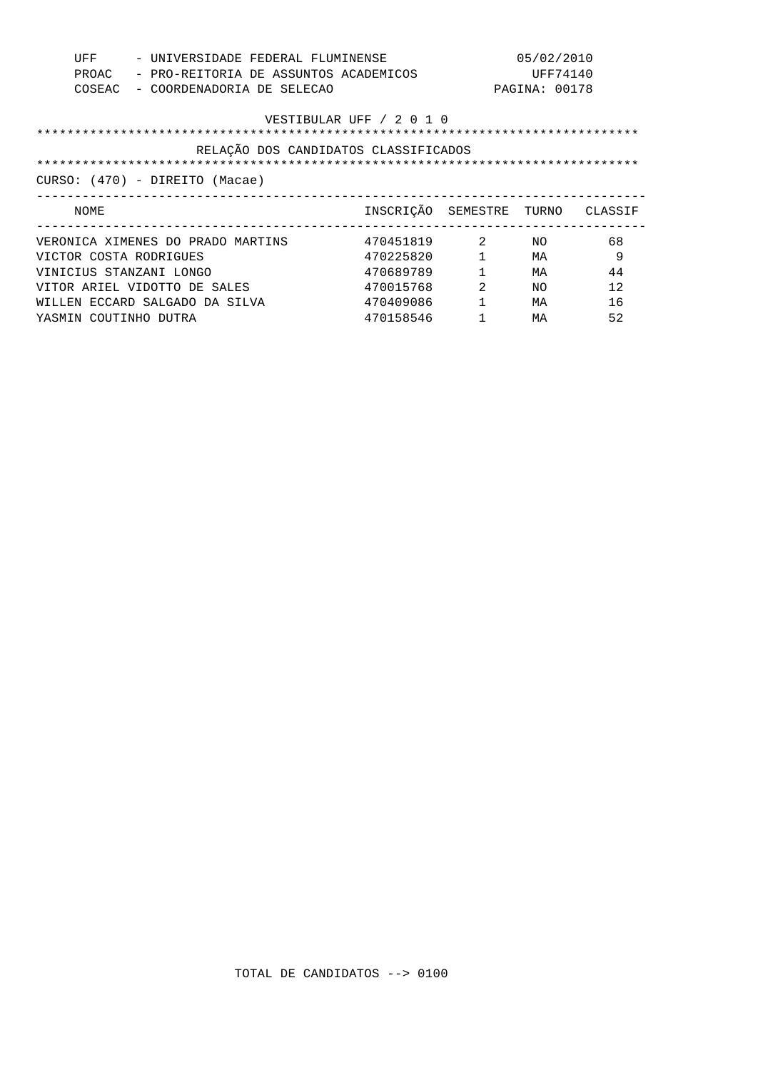UFF - UNIVERSIDADE FEDERAL FLUMINENSE
PROAC - PRO-REITORIA DE ASSUNTOS ACADEMICOS
COSEAC - COORDENADORIA DE SELECAO

05/02/2010
UFF74140

VESTIBULAR UFF / 2 0 1 0

RELAÇÃO DOS CANDIDATOS CLASSIFICADOS

CURSO: (470) - DIREITO (Macae)

| NOME | INSCRIÇÃO | SEMESTRE | TURNO | CLASSIF |
|---|---|---|---|---|
| VERONICA XIMENES DO PRADO MARTINS | 470451819 | 2 | NO | 68 |
| VICTOR COSTA RODRIGUES | 470225820 | 1 | MA | 9 |
| VINICIUS STANZANI LONGO | 470689789 | 1 | MA | 44 |
| VITOR ARIEL VIDOTTO DE SALES | 470015768 | 2 | NO | 12 |
| WILLEN ECCARD SALGADO DA SILVA | 470409086 | 1 | MA | 16 |
| YASMIN COUTINHO DUTRA | 470158546 | 1 | MA | 52 |

TOTAL DE CANDIDATOS --> 0100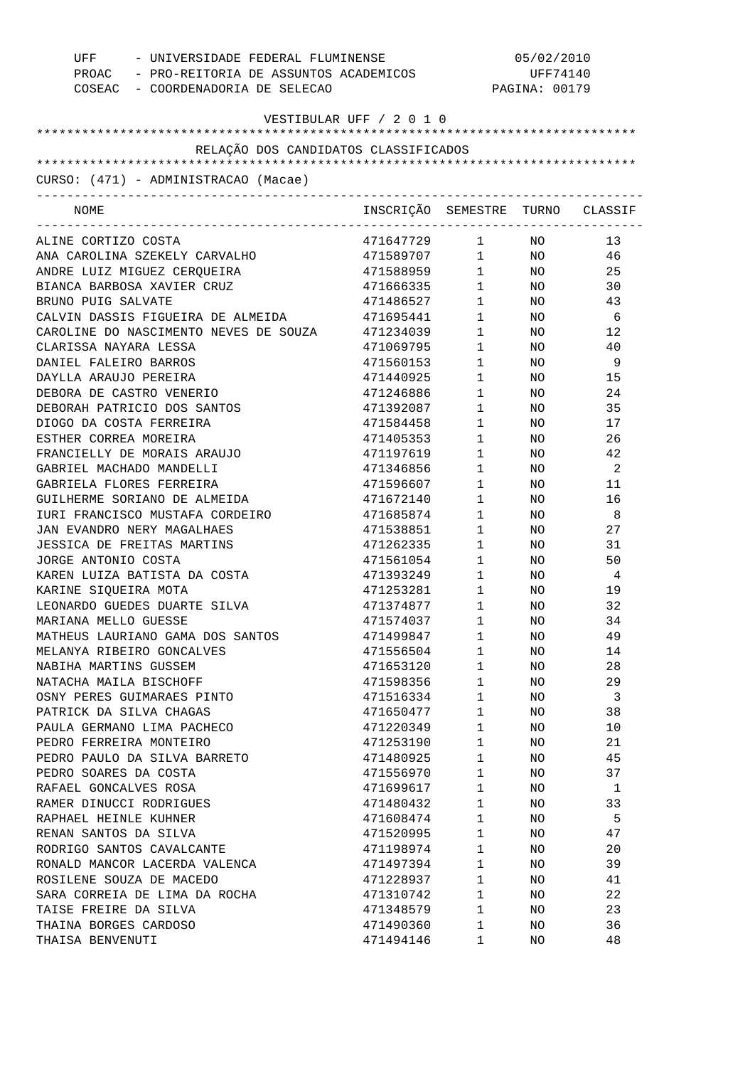UFF - UNIVERSIDADE FEDERAL FLUMINENSE
PROAC - PRO-REITORIA DE ASSUNTOS ACADEMICOS
COSEAC - COORDENADORIA DE SELECAO

05/02/2010
UFF74140

VESTIBULAR UFF / 2 0 1 0

RELAÇÃO DOS CANDIDATOS CLASSIFICADOS

CURSO: (471) - ADMINISTRACAO (Macae)

| NOME | INSCRIÇÃO | SEMESTRE | TURNO | CLASSIF |
|---|---|---|---|---|
| ALINE CORTIZO COSTA | 471647729 | 1 | NO | 13 |
| ANA CAROLINA SZEKELY CARVALHO | 471589707 | 1 | NO | 46 |
| ANDRE LUIZ MIGUEZ CERQUEIRA | 471588959 | 1 | NO | 25 |
| BIANCA BARBOSA XAVIER CRUZ | 471666335 | 1 | NO | 30 |
| BRUNO PUIG SALVATE | 471486527 | 1 | NO | 43 |
| CALVIN DASSIS FIGUEIRA DE ALMEIDA | 471695441 | 1 | NO | 6 |
| CAROLINE DO NASCIMENTO NEVES DE SOUZA | 471234039 | 1 | NO | 12 |
| CLARISSA NAYARA LESSA | 471069795 | 1 | NO | 40 |
| DANIEL FALEIRO BARROS | 471560153 | 1 | NO | 9 |
| DAYLLA ARAUJO PEREIRA | 471440925 | 1 | NO | 15 |
| DEBORA DE CASTRO VENERIO | 471246886 | 1 | NO | 24 |
| DEBORAH PATRICIO DOS SANTOS | 471392087 | 1 | NO | 35 |
| DIOGO DA COSTA FERREIRA | 471584458 | 1 | NO | 17 |
| ESTHER CORREA MOREIRA | 471405353 | 1 | NO | 26 |
| FRANCIELLY DE MORAIS ARAUJO | 471197619 | 1 | NO | 42 |
| GABRIEL MACHADO MANDELLI | 471346856 | 1 | NO | 2 |
| GABRIELA FLORES FERREIRA | 471596607 | 1 | NO | 11 |
| GUILHERME SORIANO DE ALMEIDA | 471672140 | 1 | NO | 16 |
| IURI FRANCISCO MUSTAFA CORDEIRO | 471685874 | 1 | NO | 8 |
| JAN EVANDRO NERY MAGALHAES | 471538851 | 1 | NO | 27 |
| JESSICA DE FREITAS MARTINS | 471262335 | 1 | NO | 31 |
| JORGE ANTONIO COSTA | 471561054 | 1 | NO | 50 |
| KAREN LUIZA BATISTA DA COSTA | 471393249 | 1 | NO | 4 |
| KARINE SIQUEIRA MOTA | 471253281 | 1 | NO | 19 |
| LEONARDO GUEDES DUARTE SILVA | 471374877 | 1 | NO | 32 |
| MARIANA MELLO GUESSE | 471574037 | 1 | NO | 34 |
| MATHEUS LAURIANO GAMA DOS SANTOS | 471499847 | 1 | NO | 49 |
| MELANYA RIBEIRO GONCALVES | 471556504 | 1 | NO | 14 |
| NABIHA MARTINS GUSSEM | 471653120 | 1 | NO | 28 |
| NATACHA MAILA BISCHOFF | 471598356 | 1 | NO | 29 |
| OSNY PERES GUIMARAES PINTO | 471516334 | 1 | NO | 3 |
| PATRICK DA SILVA CHAGAS | 471650477 | 1 | NO | 38 |
| PAULA GERMANO LIMA PACHECO | 471220349 | 1 | NO | 10 |
| PEDRO FERREIRA MONTEIRO | 471253190 | 1 | NO | 21 |
| PEDRO PAULO DA SILVA BARRETO | 471480925 | 1 | NO | 45 |
| PEDRO SOARES DA COSTA | 471556970 | 1 | NO | 37 |
| RAFAEL GONCALVES ROSA | 471699617 | 1 | NO | 1 |
| RAMER DINUCCI RODRIGUES | 471480432 | 1 | NO | 33 |
| RAPHAEL HEINLE KUHNER | 471608474 | 1 | NO | 5 |
| RENAN SANTOS DA SILVA | 471520995 | 1 | NO | 47 |
| RODRIGO SANTOS CAVALCANTE | 471198974 | 1 | NO | 20 |
| RONALD MANCOR LACERDA VALENCA | 471497394 | 1 | NO | 39 |
| ROSILENE SOUZA DE MACEDO | 471228937 | 1 | NO | 41 |
| SARA CORREIA DE LIMA DA ROCHA | 471310742 | 1 | NO | 22 |
| TAISE FREIRE DA SILVA | 471348579 | 1 | NO | 23 |
| THAINA BORGES CARDOSO | 471490360 | 1 | NO | 36 |
| THAISA BENVENUTI | 471494146 | 1 | NO | 48 |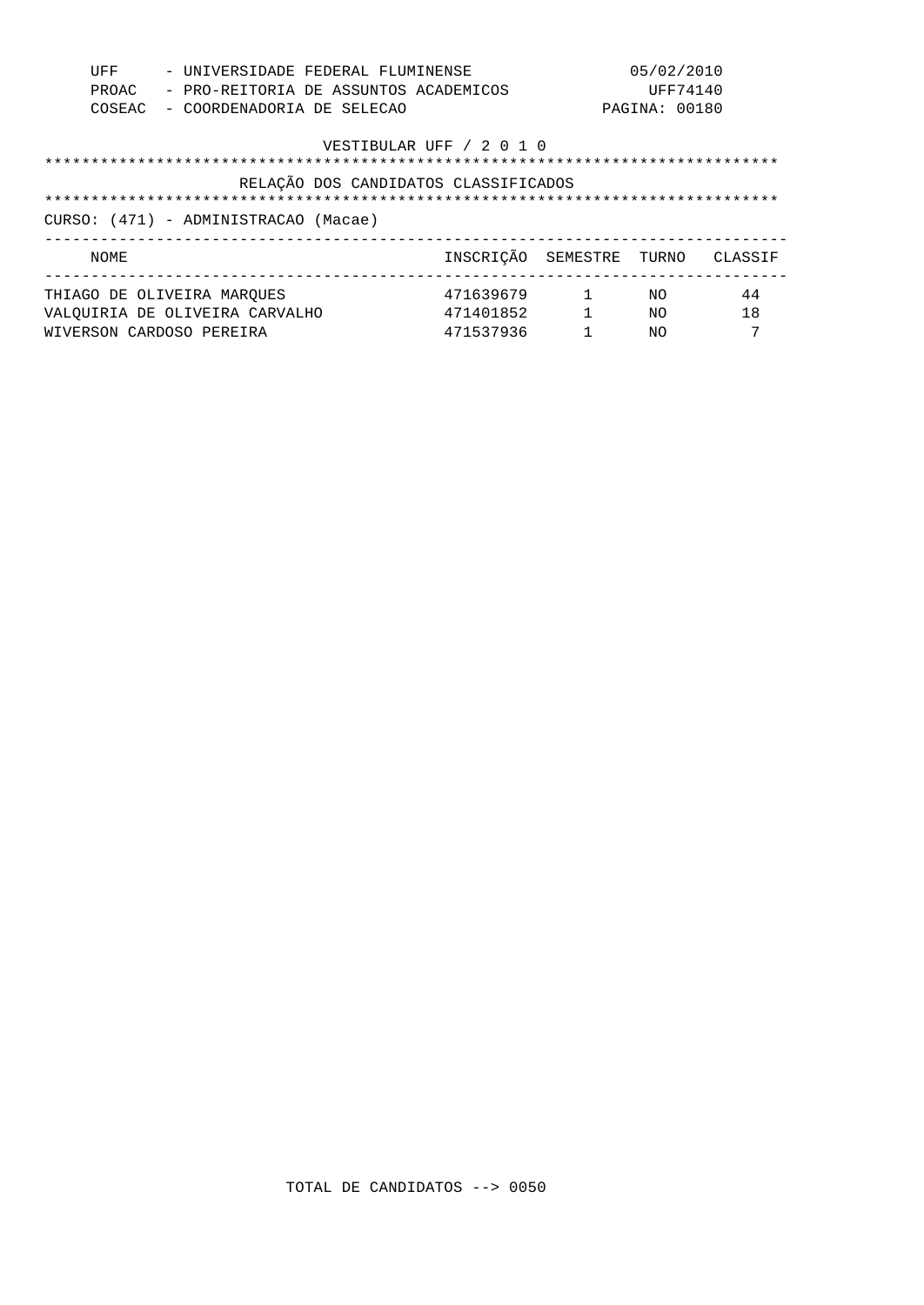UFF - UNIVERSIDADE FEDERAL FLUMINENSE
PROAC - PRO-REITORIA DE ASSUNTOS ACADEMICOS
COSEAC - COORDENADORIA DE SELECAO

05/02/2010
UFF74140
PAGINA: 00180

VESTIBULAR UFF / 2 0 1 0

RELAÇÃO DOS CANDIDATOS CLASSIFICADOS

CURSO: (471) - ADMINISTRACAO (Macae)

| NOME | INSCRIÇÃO | SEMESTRE | TURNO | CLASSIF |
|---|---|---|---|---|
| THIAGO DE OLIVEIRA MARQUES | 471639679 | 1 | NO | 44 |
| VALQUIRIA DE OLIVEIRA CARVALHO | 471401852 | 1 | NO | 18 |
| WIVERSON CARDOSO PEREIRA | 471537936 | 1 | NO | 7 |

TOTAL DE CANDIDATOS --> 0050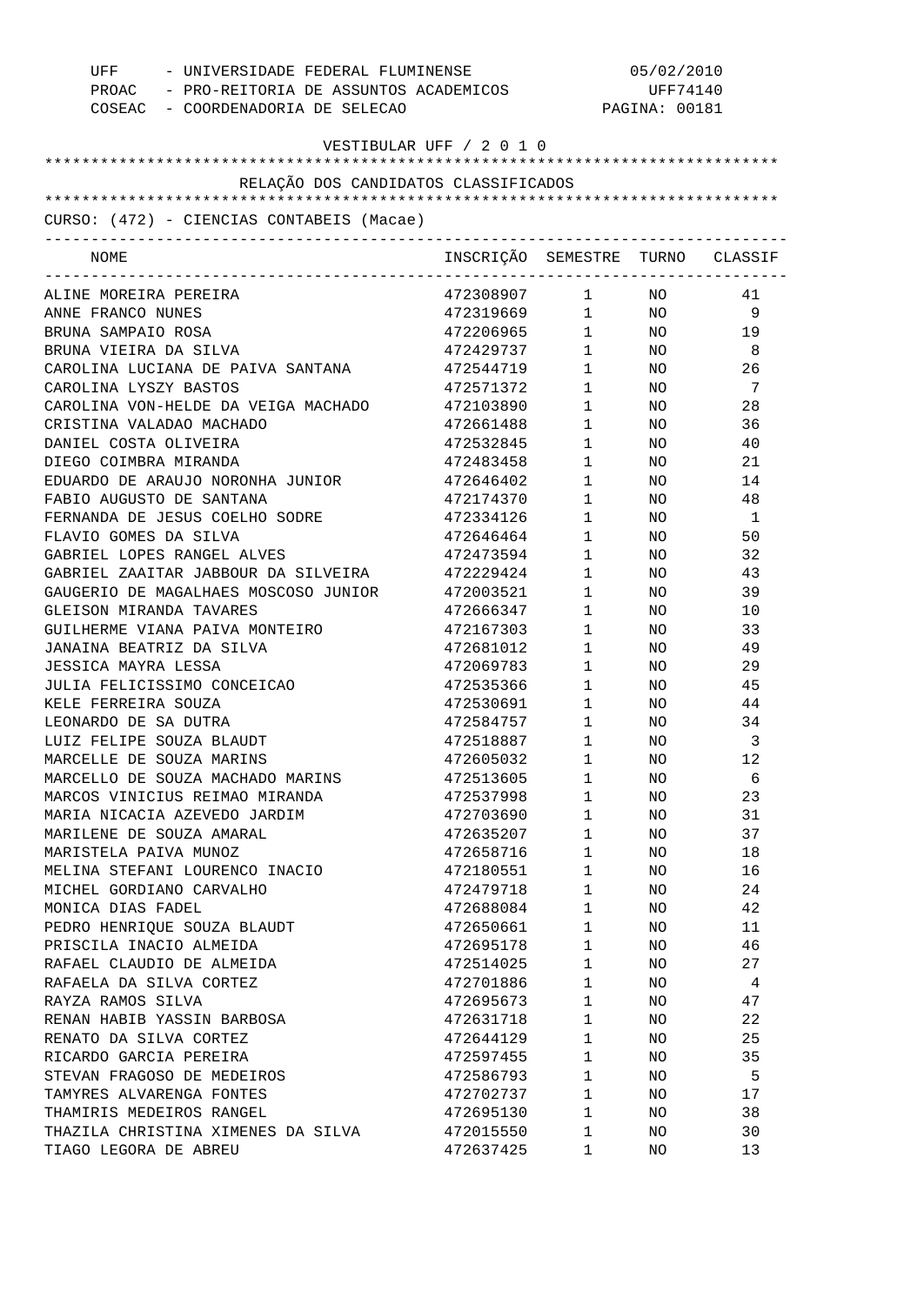UFF - UNIVERSIDADE FEDERAL FLUMINENSE 05/02/2010
PROAC - PRO-REITORIA DE ASSUNTOS ACADEMICOS UFF74140
COSEAC - COORDENADORIA DE SELECAO PAGINA: 00181

VESTIBULAR UFF / 2 0 1 0

RELAÇÃO DOS CANDIDATOS CLASSIFICADOS

CURSO: (472) - CIENCIAS CONTABEIS (Macae)

| NOME | INSCRIÇÃO | SEMESTRE | TURNO | CLASSIF |
|---|---|---|---|---|
| ALINE MOREIRA PEREIRA | 472308907 | 1 | NO | 41 |
| ANNE FRANCO NUNES | 472319669 | 1 | NO | 9 |
| BRUNA SAMPAIO ROSA | 472206965 | 1 | NO | 19 |
| BRUNA VIEIRA DA SILVA | 472429737 | 1 | NO | 8 |
| CAROLINA LUCIANA DE PAIVA SANTANA | 472544719 | 1 | NO | 26 |
| CAROLINA LYSZY BASTOS | 472571372 | 1 | NO | 7 |
| CAROLINA VON-HELDE DA VEIGA MACHADO | 472103890 | 1 | NO | 28 |
| CRISTINA VALADAO MACHADO | 472661488 | 1 | NO | 36 |
| DANIEL COSTA OLIVEIRA | 472532845 | 1 | NO | 40 |
| DIEGO COIMBRA MIRANDA | 472483458 | 1 | NO | 21 |
| EDUARDO DE ARAUJO NORONHA JUNIOR | 472646402 | 1 | NO | 14 |
| FABIO AUGUSTO DE SANTANA | 472174370 | 1 | NO | 48 |
| FERNANDA DE JESUS COELHO SODRE | 472334126 | 1 | NO | 1 |
| FLAVIO GOMES DA SILVA | 472646464 | 1 | NO | 50 |
| GABRIEL LOPES RANGEL ALVES | 472473594 | 1 | NO | 32 |
| GABRIEL ZAAITAR JABBOUR DA SILVEIRA | 472229424 | 1 | NO | 43 |
| GAUGERIO DE MAGALHAES MOSCOSO JUNIOR | 472003521 | 1 | NO | 39 |
| GLEISON MIRANDA TAVARES | 472666347 | 1 | NO | 10 |
| GUILHERME VIANA PAIVA MONTEIRO | 472167303 | 1 | NO | 33 |
| JANAINA BEATRIZ DA SILVA | 472681012 | 1 | NO | 49 |
| JESSICA MAYRA LESSA | 472069783 | 1 | NO | 29 |
| JULIA FELICISSIMO CONCEICAO | 472535366 | 1 | NO | 45 |
| KELE FERREIRA SOUZA | 472530691 | 1 | NO | 44 |
| LEONARDO DE SA DUTRA | 472584757 | 1 | NO | 34 |
| LUIZ FELIPE SOUZA BLAUDT | 472518887 | 1 | NO | 3 |
| MARCELLE DE SOUZA MARINS | 472605032 | 1 | NO | 12 |
| MARCELLO DE SOUZA MACHADO MARINS | 472513605 | 1 | NO | 6 |
| MARCOS VINICIUS REIMAO MIRANDA | 472537998 | 1 | NO | 23 |
| MARIA NICACIA AZEVEDO JARDIM | 472703690 | 1 | NO | 31 |
| MARILENE DE SOUZA AMARAL | 472635207 | 1 | NO | 37 |
| MARISTELA PAIVA MUNOZ | 472658716 | 1 | NO | 18 |
| MELINA STEFANI LOURENCO INACIO | 472180551 | 1 | NO | 16 |
| MICHEL GORDIANO CARVALHO | 472479718 | 1 | NO | 24 |
| MONICA DIAS FADEL | 472688084 | 1 | NO | 42 |
| PEDRO HENRIQUE SOUZA BLAUDT | 472650661 | 1 | NO | 11 |
| PRISCILA INACIO ALMEIDA | 472695178 | 1 | NO | 46 |
| RAFAEL CLAUDIO DE ALMEIDA | 472514025 | 1 | NO | 27 |
| RAFAELA DA SILVA CORTEZ | 472701886 | 1 | NO | 4 |
| RAYZA RAMOS SILVA | 472695673 | 1 | NO | 47 |
| RENAN HABIB YASSIN BARBOSA | 472631718 | 1 | NO | 22 |
| RENATO DA SILVA CORTEZ | 472644129 | 1 | NO | 25 |
| RICARDO GARCIA PEREIRA | 472597455 | 1 | NO | 35 |
| STEVAN FRAGOSO DE MEDEIROS | 472586793 | 1 | NO | 5 |
| TAMYRES ALVARENGA FONTES | 472702737 | 1 | NO | 17 |
| THAMIRIS MEDEIROS RANGEL | 472695130 | 1 | NO | 38 |
| THAZILA CHRISTINA XIMENES DA SILVA | 472015550 | 1 | NO | 30 |
| TIAGO LEGORA DE ABREU | 472637425 | 1 | NO | 13 |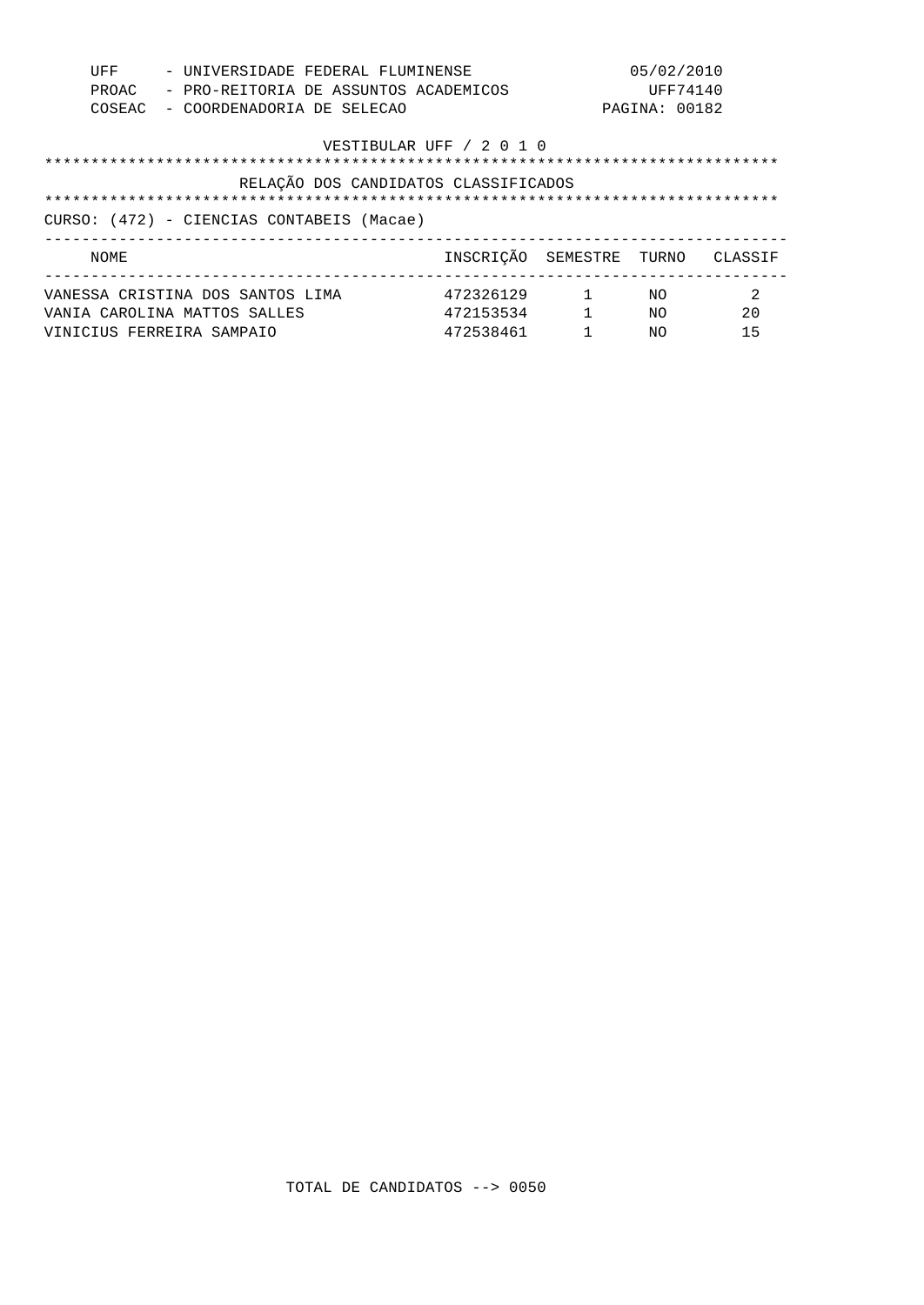UFF - UNIVERSIDADE FEDERAL FLUMINENSE 05/02/2010
PROAC - PRO-REITORIA DE ASSUNTOS ACADEMICOS UFF74140
COSEAC - COORDENADORIA DE SELECAO

VESTIBULAR UFF / 2 0 1 0

## RELAÇÃO DOS CANDIDATOS CLASSIFICADOS

CURSO: (472) - CIENCIAS CONTABEIS (Macae)

| NOME | INSCRIÇÃO | SEMESTRE | TURNO | CLASSIF |
|---|---|---|---|---|
| VANESSA CRISTINA DOS SANTOS LIMA | 472326129 | 1 | NO | 2 |
| VANIA CAROLINA MATTOS SALLES | 472153534 | 1 | NO | 20 |
| VINICIUS FERREIRA SAMPAIO | 472538461 | 1 | NO | 15 |

TOTAL DE CANDIDATOS --> 0050